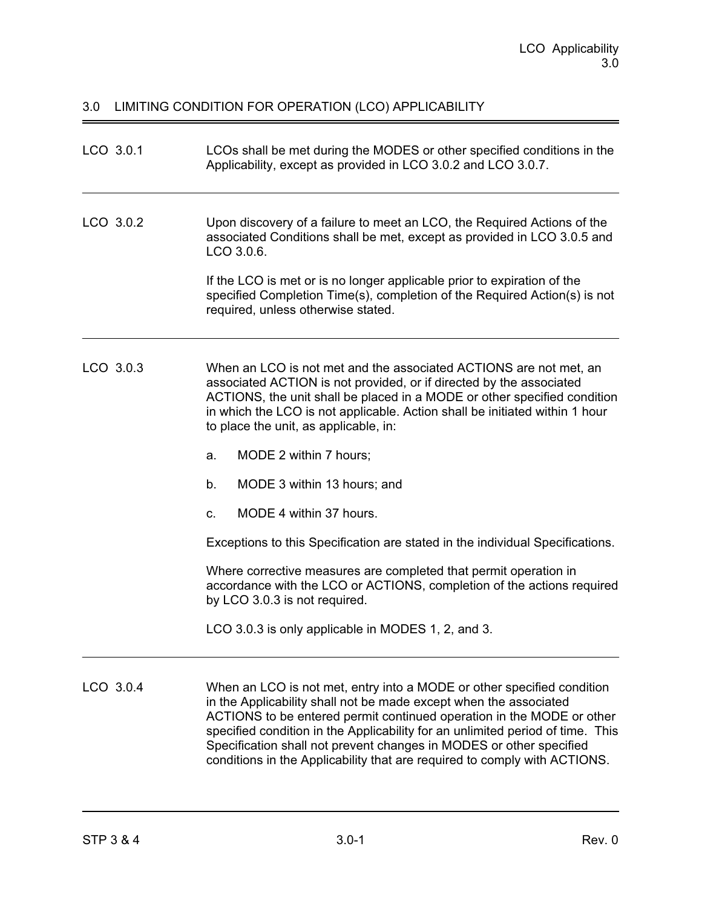# 3.0 LIMITING CONDITION FOR OPERATION (LCO) APPLICABILITY

**LCO 3.0.1**

LCOs shall be met during the MODES or other specified conditions in the Applicability, except as provided in LCO 3.0.2 and LCO 3.0.7.

---

**LCO 3.0.2**

Upon discovery of a failure to meet an LCO, the Required Actions of the associated Conditions shall be met, except as provided in LCO 3.0.5 and LCO 3.0.6.

If the LCO is met or is no longer applicable prior to expiration of the specified Completion Time(s), completion of the Required Action(s) is not required, unless otherwise stated.

---

**LCO 3.0.3**

When an LCO is not met and the associated ACTIONS are not met, an associated ACTION is not provided, or if directed by the associated ACTIONS, the unit shall be placed in a MODE or other specified condition in which the LCO is not applicable. Action shall be initiated within 1 hour to place the unit, as applicable, in:

a. MODE 2 within 7 hours;

b. MODE 3 within 13 hours; and

c. MODE 4 within 37 hours.

Exceptions to this Specification are stated in the individual Specifications.

Where corrective measures are completed that permit operation in accordance with the LCO or ACTIONS, completion of the actions required by LCO 3.0.3 is not required.

LCO 3.0.3 is only applicable in MODES 1, 2, and 3.

---

**LCO 3.0.4**

When an LCO is not met, entry into a MODE or other specified condition in the Applicability shall not be made except when the associated ACTIONS to be entered permit continued operation in the MODE or other specified condition in the Applicability for an unlimited period of time. This Specification shall not prevent changes in MODES or other specified conditions in the Applicability that are required to comply with ACTIONS.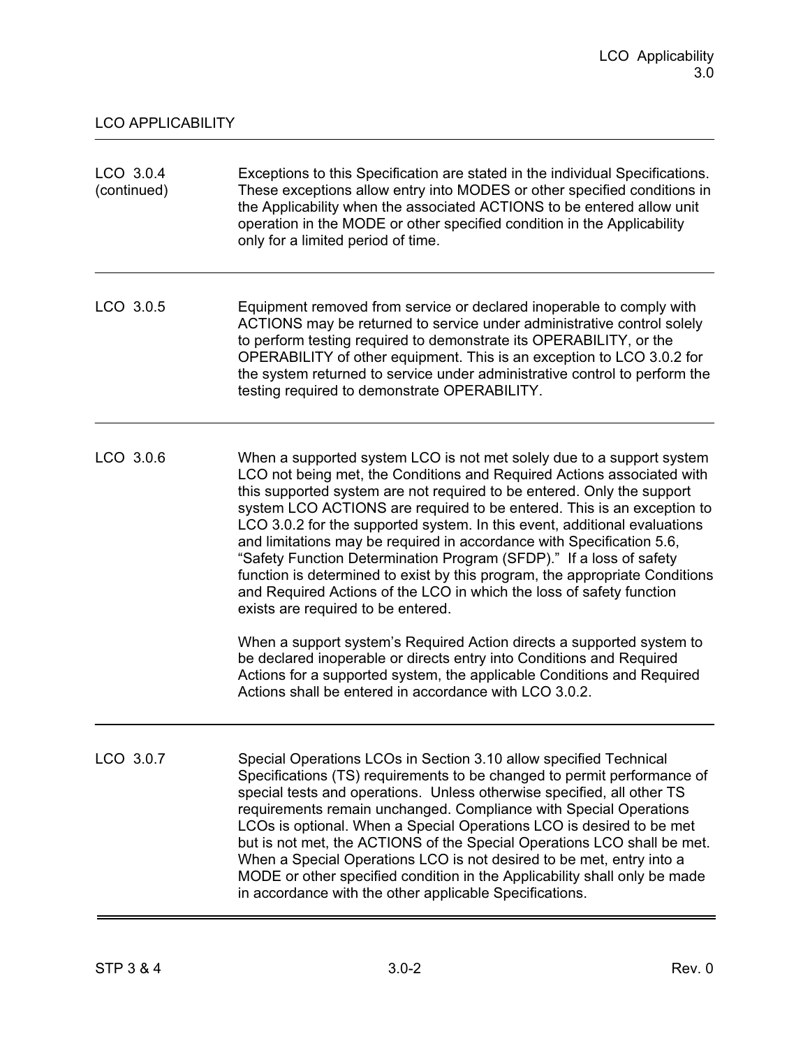## LCO APPLICABILITY

**LCO 3.0.4 (continued)**

Exceptions to this Specification are stated in the individual Specifications. These exceptions allow entry into MODES or other specified conditions in the Applicability when the associated ACTIONS to be entered allow unit operation in the MODE or other specified condition in the Applicability only for a limited period of time.

---

**LCO 3.0.5**

Equipment removed from service or declared inoperable to comply with ACTIONS may be returned to service under administrative control solely to perform testing required to demonstrate its OPERABILITY, or the OPERABILITY of other equipment. This is an exception to LCO 3.0.2 for the system returned to service under administrative control to perform the testing required to demonstrate OPERABILITY.

---

**LCO 3.0.6**

When a supported system LCO is not met solely due to a support system LCO not being met, the Conditions and Required Actions associated with this supported system are not required to be entered. Only the support system LCO ACTIONS are required to be entered. This is an exception to LCO 3.0.2 for the supported system. In this event, additional evaluations and limitations may be required in accordance with Specification 5.6, "Safety Function Determination Program (SFDP)." If a loss of safety function is determined to exist by this program, the appropriate Conditions and Required Actions of the LCO in which the loss of safety function exists are required to be entered.

When a support system's Required Action directs a supported system to be declared inoperable or directs entry into Conditions and Required Actions for a supported system, the applicable Conditions and Required Actions shall be entered in accordance with LCO 3.0.2.

---

**LCO 3.0.7**

Special Operations LCOs in Section 3.10 allow specified Technical Specifications (TS) requirements to be changed to permit performance of special tests and operations. Unless otherwise specified, all other TS requirements remain unchanged. Compliance with Special Operations LCOs is optional. When a Special Operations LCO is desired to be met but is not met, the ACTIONS of the Special Operations LCO shall be met. When a Special Operations LCO is not desired to be met, entry into a MODE or other specified condition in the Applicability shall only be made in accordance with the other applicable Specifications.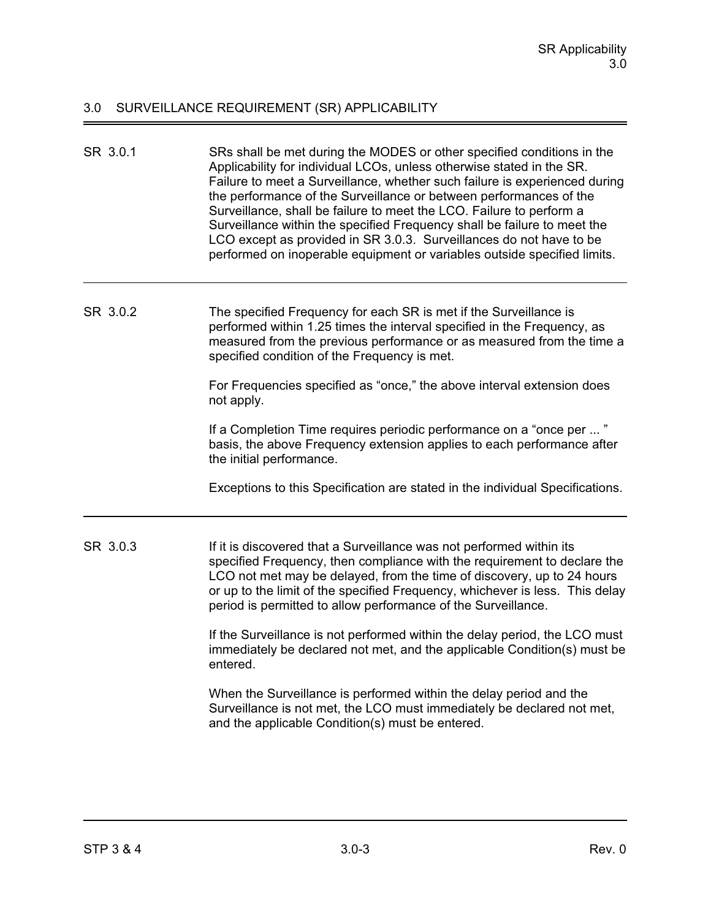## 3.0 SURVEILLANCE REQUIREMENT (SR) APPLICABILITY

**SR 3.0.1**

SRs shall be met during the MODES or other specified conditions in the Applicability for individual LCOs, unless otherwise stated in the SR. Failure to meet a Surveillance, whether such failure is experienced during the performance of the Surveillance or between performances of the Surveillance, shall be failure to meet the LCO. Failure to perform a Surveillance within the specified Frequency shall be failure to meet the LCO except as provided in SR 3.0.3. Surveillances do not have to be performed on inoperable equipment or variables outside specified limits.

---

**SR 3.0.2**

The specified Frequency for each SR is met if the Surveillance is performed within 1.25 times the interval specified in the Frequency, as measured from the previous performance or as measured from the time a specified condition of the Frequency is met.

For Frequencies specified as "once," the above interval extension does not apply.

If a Completion Time requires periodic performance on a "once per ... " basis, the above Frequency extension applies to each performance after the initial performance.

Exceptions to this Specification are stated in the individual Specifications.

---

**SR 3.0.3**

If it is discovered that a Surveillance was not performed within its specified Frequency, then compliance with the requirement to declare the LCO not met may be delayed, from the time of discovery, up to 24 hours or up to the limit of the specified Frequency, whichever is less. This delay period is permitted to allow performance of the Surveillance.

If the Surveillance is not performed within the delay period, the LCO must immediately be declared not met, and the applicable Condition(s) must be entered.

When the Surveillance is performed within the delay period and the Surveillance is not met, the LCO must immediately be declared not met, and the applicable Condition(s) must be entered.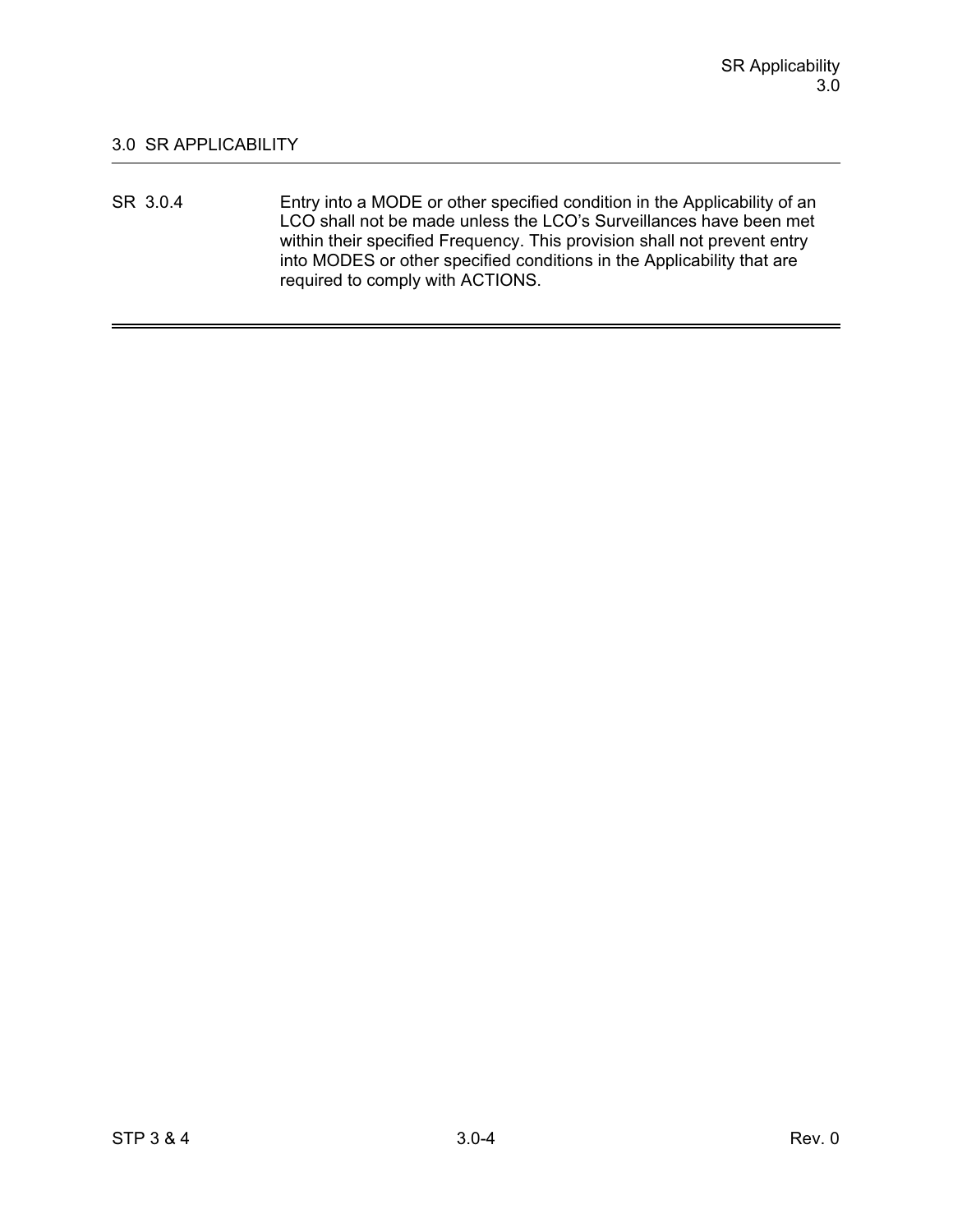## 3.0 SR APPLICABILITY

SR 3.0.4 Entry into a MODE or other specified condition in the Applicability of an LCO shall not be made unless the LCO's Surveillances have been met within their specified Frequency. This provision shall not prevent entry into MODES or other specified conditions in the Applicability that are required to comply with ACTIONS.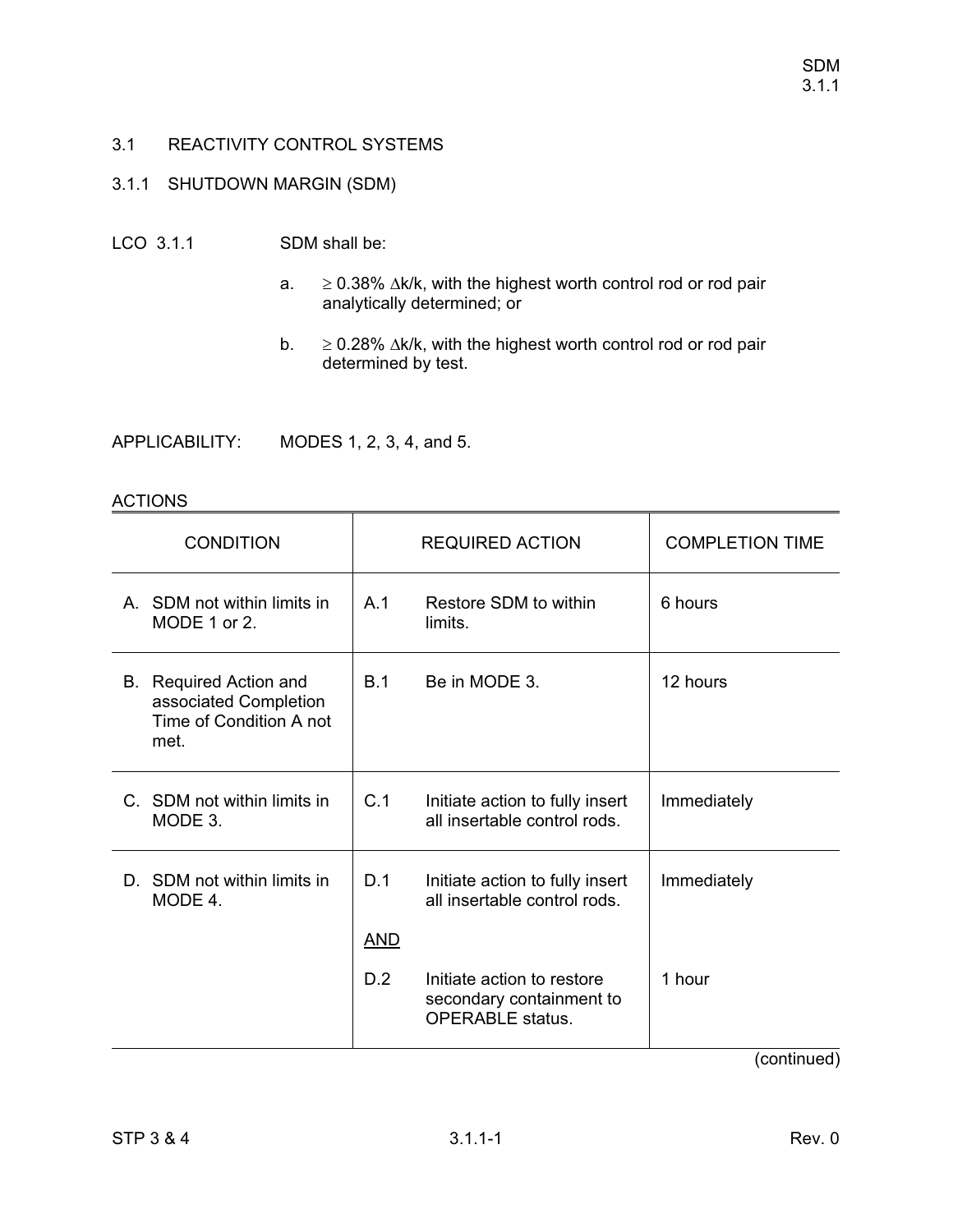## 3.1 REACTIVITY CONTROL SYSTEMS

### 3.1.1 SHUTDOWN MARGIN (SDM)

LCO 3.1.1 SDM shall be:

a. $\geq$ 0.38% $\Delta$k/k, with the highest worth control rod or rod pair analytically determined; or

b. $\geq$ 0.28% $\Delta$k/k, with the highest worth control rod or rod pair determined by test.

APPLICABILITY: MODES 1, 2, 3, 4, and 5.

ACTIONS

| CONDITION | REQUIRED ACTION | COMPLETION TIME |
|---|---|---|
| A. SDM not within limits in MODE 1 or 2. | A.1 Restore SDM to within limits. | 6 hours |
| B. Required Action and associated Completion Time of Condition A not met. | B.1 Be in MODE 3. | 12 hours |
| C. SDM not within limits in MODE 3. | C.1 Initiate action to fully insert all insertable control rods. | Immediately |
| D. SDM not within limits in MODE 4. | D.1 Initiate action to fully insert all insertable control rods. | Immediately |
| | <u>AND</u> | |
| | D.2 Initiate action to restore secondary containment to OPERABLE status. | 1 hour |

(continued)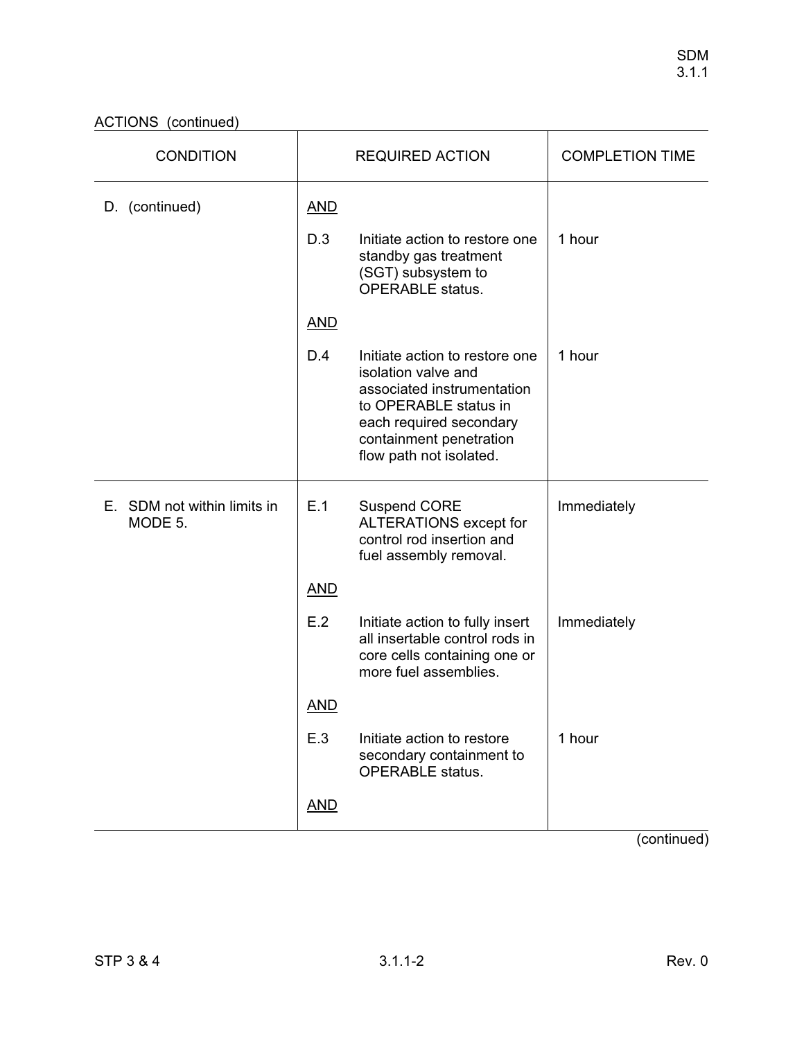ACTIONS (continued)

| CONDITION | REQUIRED ACTION | | COMPLETION TIME |
|---|---|---|---|
| D. (continued) | AND | | |
| | D.3 | Initiate action to restore one standby gas treatment (SGT) subsystem to OPERABLE status. | 1 hour |
| | AND | | |
| | D.4 | Initiate action to restore one isolation valve and associated instrumentation to OPERABLE status in each required secondary containment penetration flow path not isolated. | 1 hour |
| E. SDM not within limits in MODE 5. | E.1 | Suspend CORE ALTERATIONS except for control rod insertion and fuel assembly removal. | Immediately |
| | AND | | |
| | E.2 | Initiate action to fully insert all insertable control rods in core cells containing one or more fuel assemblies. | Immediately |
| | AND | | |
| | E.3 | Initiate action to restore secondary containment to OPERABLE status. | 1 hour |
| | AND | | |

(continued)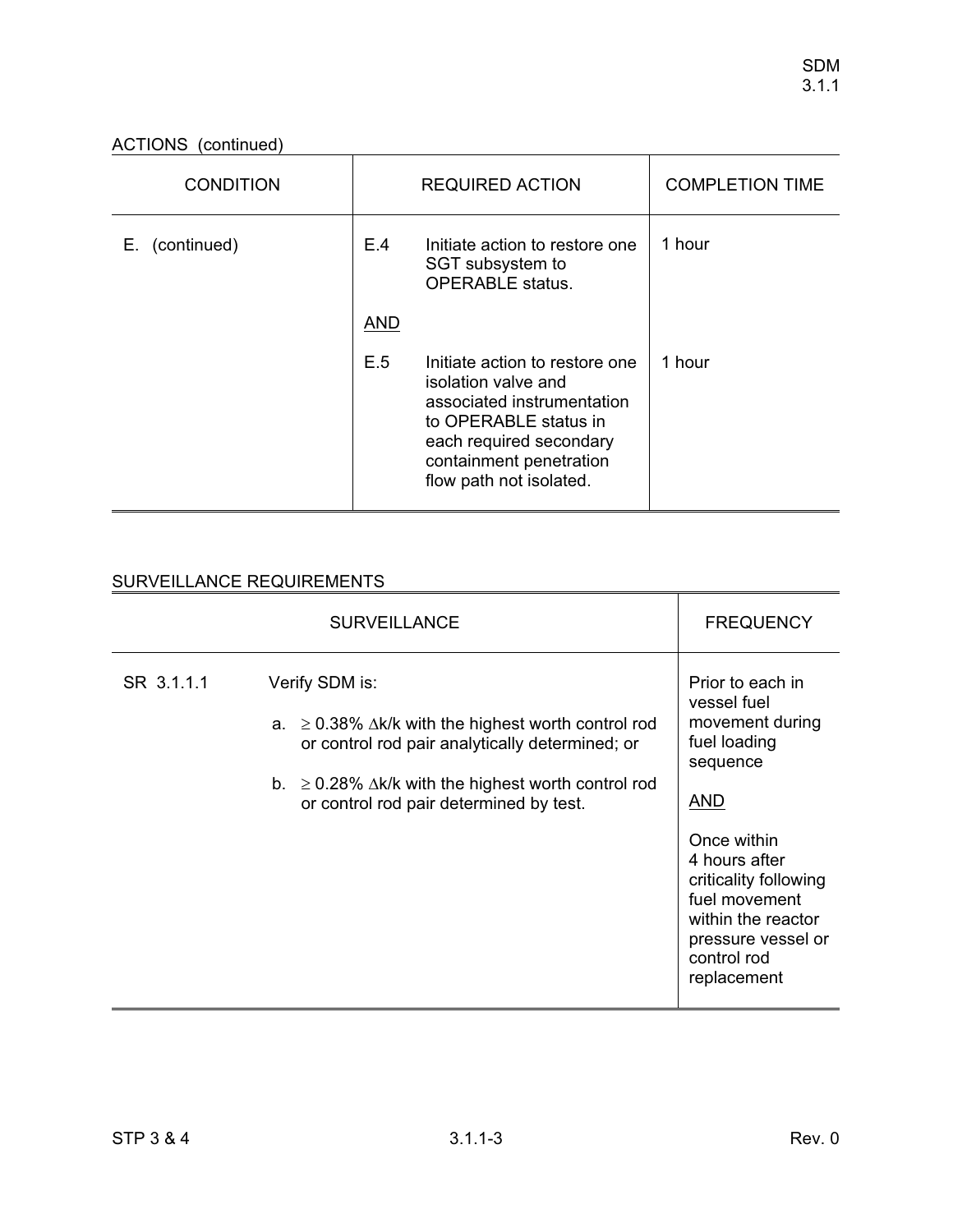ACTIONS (continued)

| CONDITION | REQUIRED ACTION | | COMPLETION TIME |
|---|---|---|---|
| E. (continued) | E.4 | Initiate action to restore one SGT subsystem to OPERABLE status. | 1 hour |
| | <u>AND</u> | | |
| | E.5 | Initiate action to restore one isolation valve and associated instrumentation to OPERABLE status in each required secondary containment penetration flow path not isolated. | 1 hour |

SURVEILLANCE REQUIREMENTS

| SURVEILLANCE | | FREQUENCY |
|---|---|---|
| SR 3.1.1.1 | Verify SDM is:<br><br>a. $\geq$ 0.38% $\Delta$k/k with the highest worth control rod or control rod pair analytically determined; or<br><br>b. $\geq$ 0.28% $\Delta$k/k with the highest worth control rod or control rod pair determined by test. | Prior to each in vessel fuel movement during fuel loading sequence<br><br><u>AND</u><br><br>Once within 4 hours after criticality following fuel movement within the reactor pressure vessel or control rod replacement |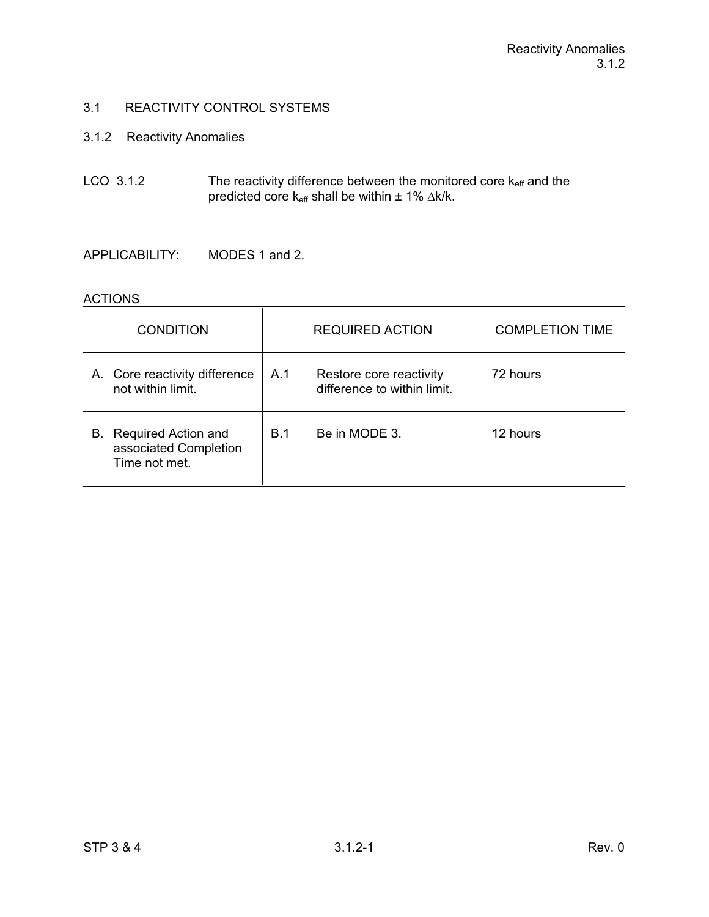# 3.1 REACTIVITY CONTROL SYSTEMS

## 3.1.2 Reactivity Anomalies

LCO 3.1.2 The reactivity difference between the monitored core $k_{eff}$ and the predicted core $k_{eff}$ shall be within ± 1% $\Delta k/k$.

APPLICABILITY: MODES 1 and 2.

ACTIONS

| CONDITION | REQUIRED ACTION | COMPLETION TIME |
|---|---|---|
| A. Core reactivity difference not within limit. | A.1 Restore core reactivity difference to within limit. | 72 hours |
| B. Required Action and associated Completion Time not met. | B.1 Be in MODE 3. | 12 hours |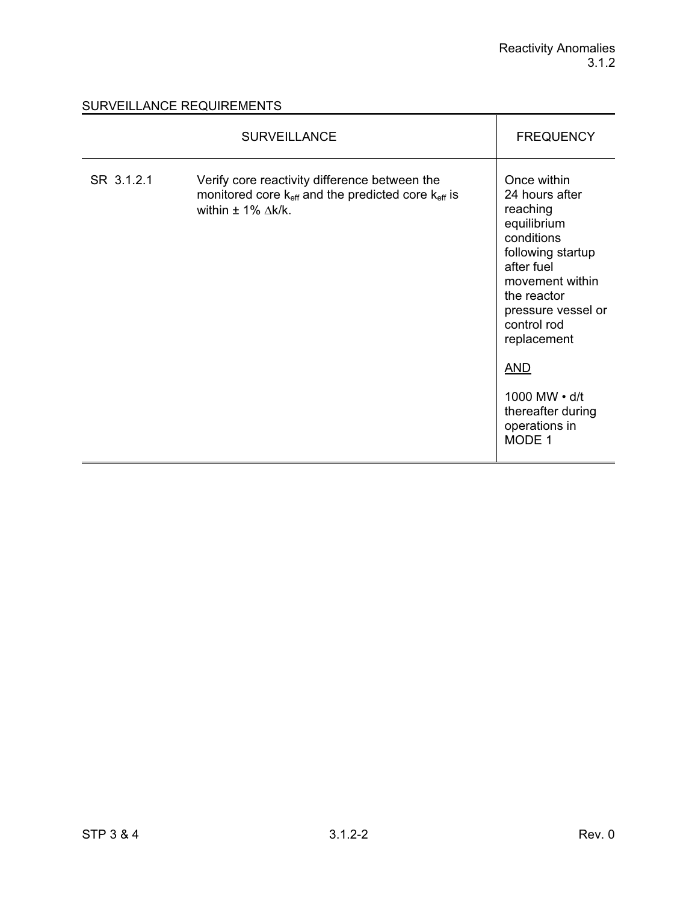## SURVEILLANCE REQUIREMENTS

| | SURVEILLANCE | FREQUENCY |
|---|---|---|
| SR 3.1.2.1 | Verify core reactivity difference between the monitored core $k_{eff}$ and the predicted core $k_{eff}$ is within ± 1% $\Delta k/k$. | Once within 24 hours after reaching equilibrium conditions following startup after fuel movement within the reactor pressure vessel or control rod replacement<br><br>AND<br><br>1000 MW • d/t thereafter during operations in MODE 1 |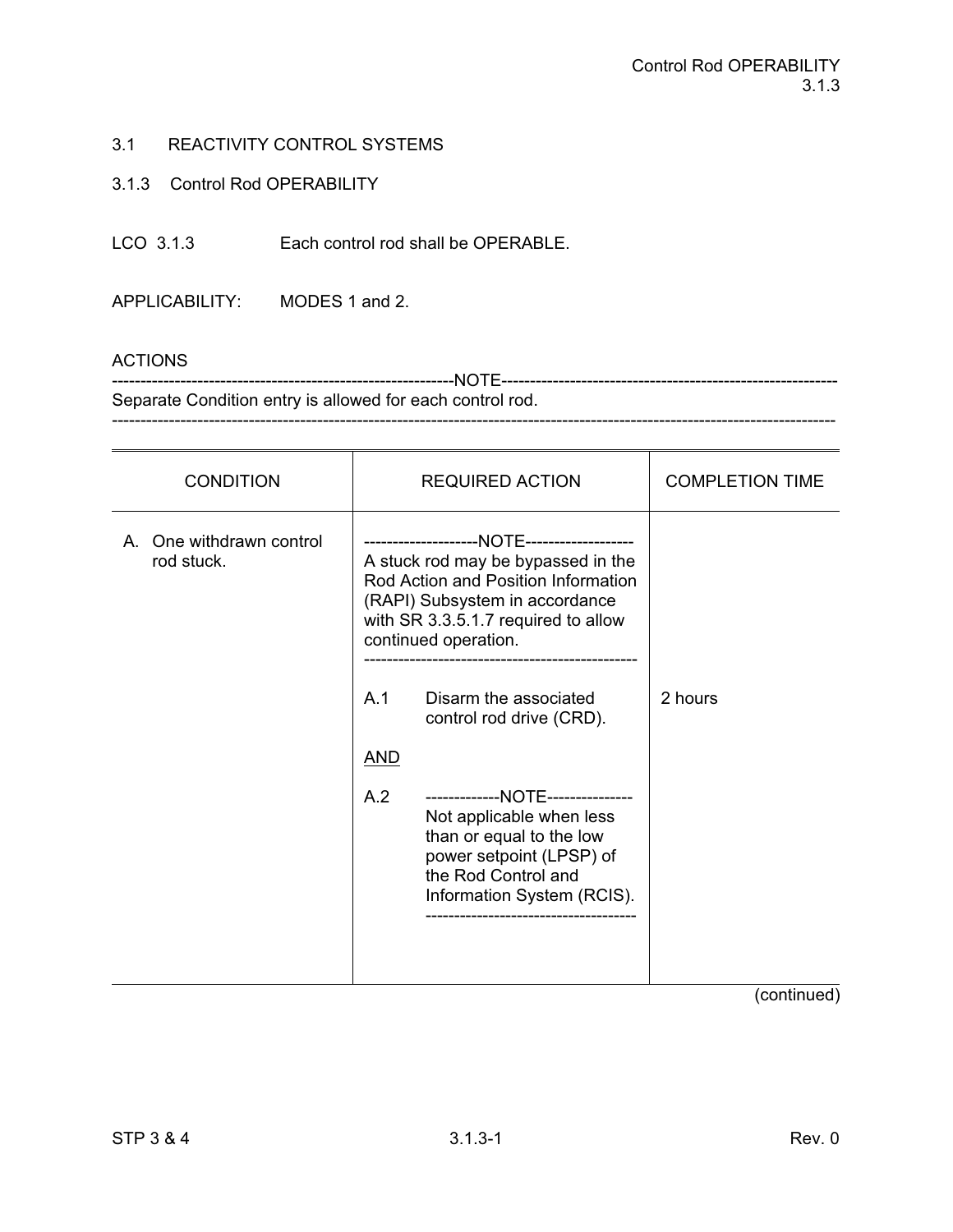## 3.1 REACTIVITY CONTROL SYSTEMS

### 3.1.3 Control Rod OPERABILITY

LCO 3.1.3 Each control rod shall be OPERABLE.

APPLICABILITY: MODES 1 and 2.

ACTIONS

-----------------------------------------------------------NOTE-----------------------------------------------------------
Separate Condition entry is allowed for each control rod.
------------------------------------------------------------------------------------------------------------------------------

| CONDITION | REQUIRED ACTION | COMPLETION TIME |
|---|---|---|
| A. One withdrawn control rod stuck. | --------------------NOTE-------------------<br>A stuck rod may be bypassed in the Rod Action and Position Information (RAPI) Subsystem in accordance with SR 3.3.5.1.7 required to allow continued operation.<br>------------------------------------------------ | |
| | A.1 Disarm the associated control rod drive (CRD). | 2 hours |
| | AND | |
| | A.2 -------------NOTE---------------<br>Not applicable when less than or equal to the low power setpoint (LPSP) of the Rod Control and Information System (RCIS).<br>------------------------------------ | |

(continued)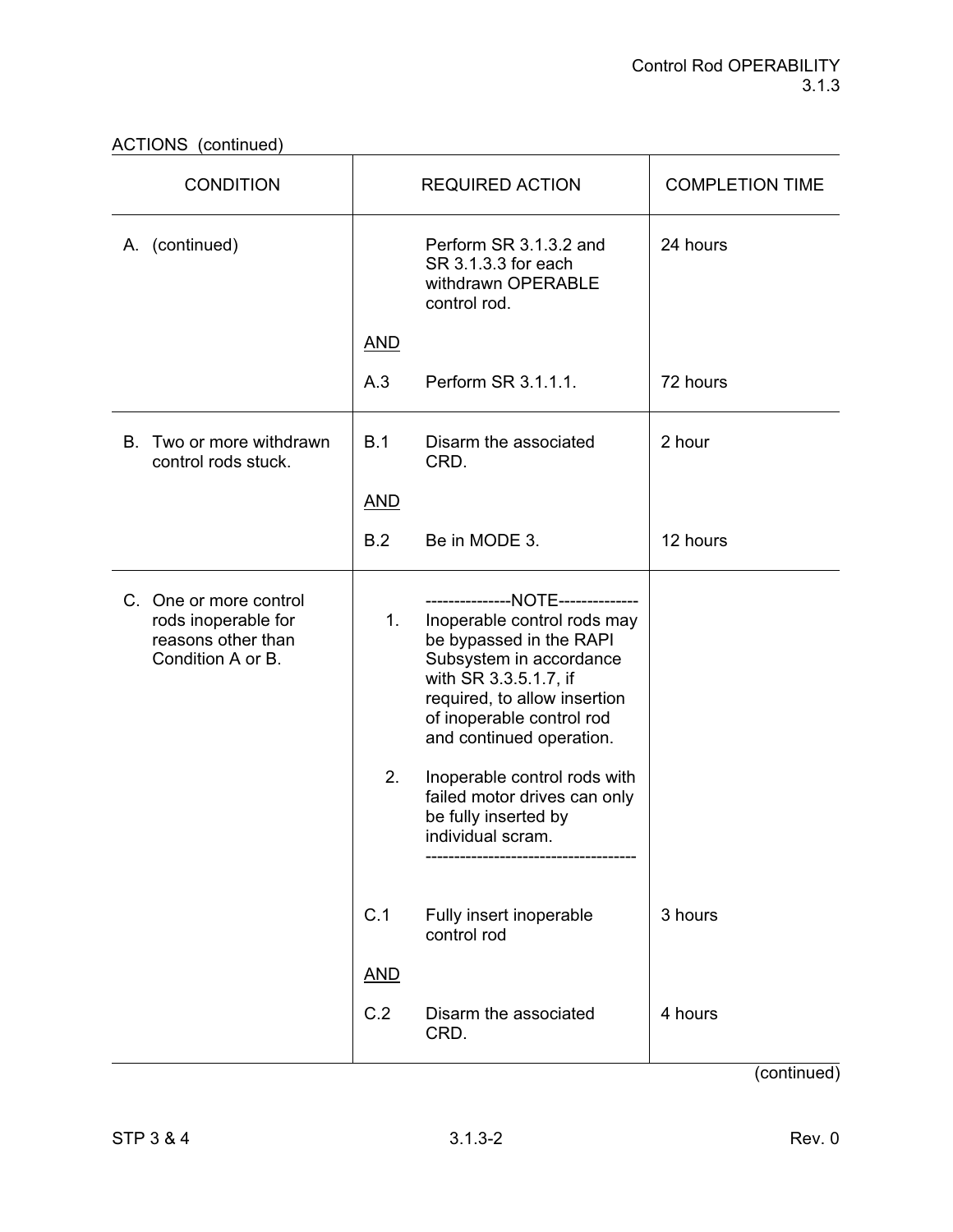ACTIONS (continued)

| CONDITION | REQUIRED ACTION | | COMPLETION TIME |
|---|---|---|---|
| A. (continued) | | Perform SR 3.1.3.2 and SR 3.1.3.3 for each withdrawn OPERABLE control rod. | 24 hours |
| | AND | | |
| | A.3 | Perform SR 3.1.1.1. | 72 hours |
| B. Two or more withdrawn control rods stuck. | B.1 | Disarm the associated CRD. | 2 hour |
| | AND | | |
| | B.2 | Be in MODE 3. | 12 hours |
| C. One or more control rods inoperable for reasons other than Condition A or B. | | ---------------NOTE--------------<br>1. Inoperable control rods may be bypassed in the RAPI Subsystem in accordance with SR 3.3.5.1.7, if required, to allow insertion of inoperable control rod and continued operation.<br><br>2. Inoperable control rods with failed motor drives can only be fully inserted by individual scram.<br>------------------------------------ | |
| | C.1 | Fully insert inoperable control rod | 3 hours |
| | AND | | |
| | C.2 | Disarm the associated CRD. | 4 hours |

(continued)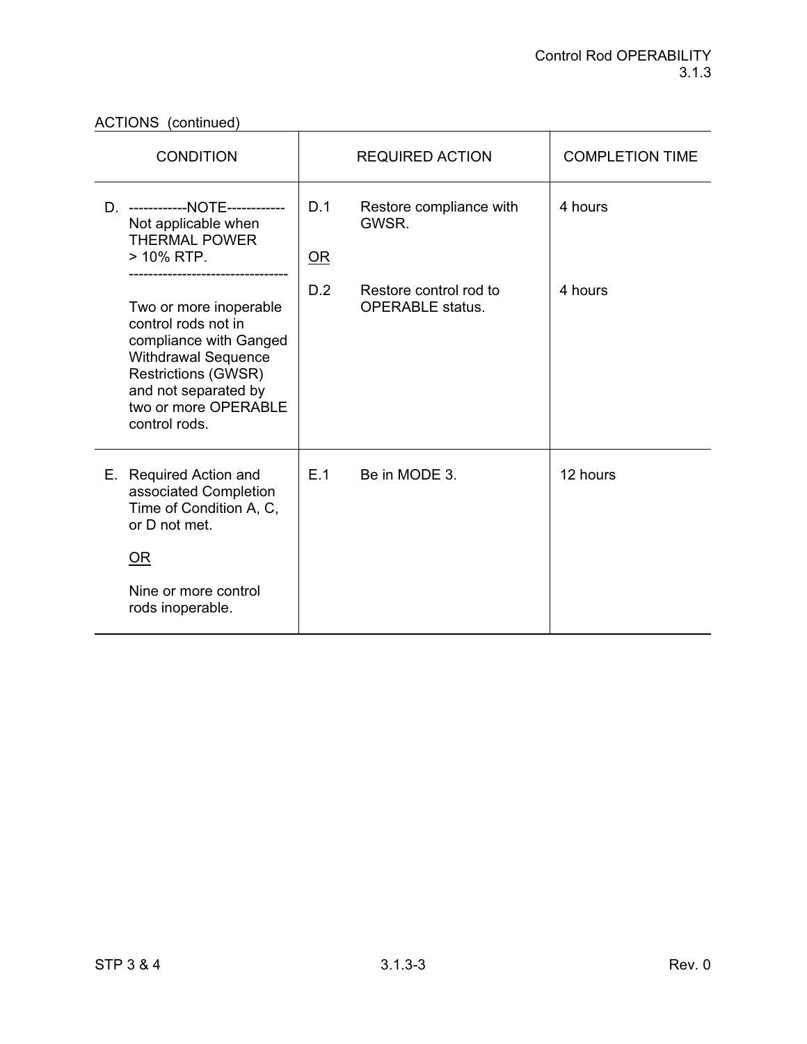ACTIONS (continued)

| CONDITION | REQUIRED ACTION | | COMPLETION TIME |
|---|---|---|---|
| D. ------------NOTE------------ Not applicable when THERMAL POWER > 10% RTP. -------------------------------- Two or more inoperable control rods not in compliance with Ganged Withdrawal Sequence Restrictions (GWSR) and not separated by two or more OPERABLE control rods. | D.1 | Restore compliance with GWSR. | 4 hours |
| | <u>OR</u> | | |
| | D.2 | Restore control rod to OPERABLE status. | 4 hours |
| E. Required Action and associated Completion Time of Condition A, C, or D not met. <u>OR</u> Nine or more control rods inoperable. | E.1 | Be in MODE 3. | 12 hours |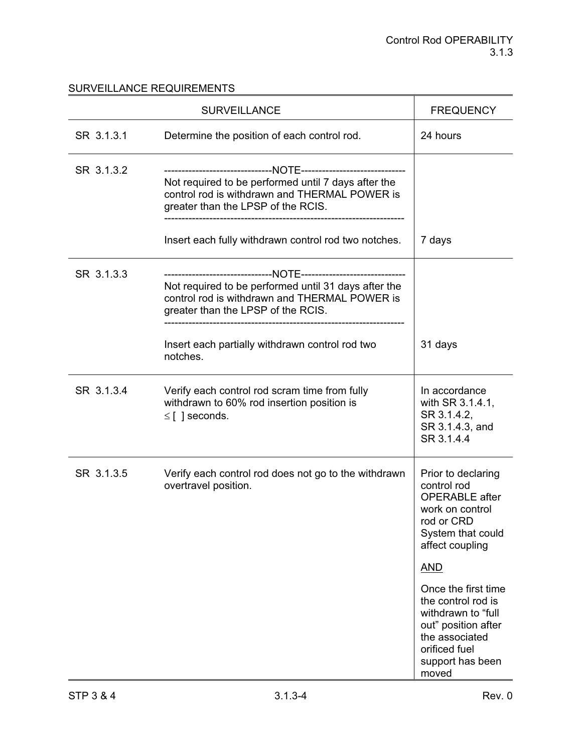## SURVEILLANCE REQUIREMENTS

| SURVEILLANCE | | FREQUENCY |
|---|---|---|
| SR 3.1.3.1 | Determine the position of each control rod. | 24 hours |
| SR 3.1.3.2 | -------------------------------NOTE------------------------------ Not required to be performed until 7 days after the control rod is withdrawn and THERMAL POWER is greater than the LPSP of the RCIS. ------------------------------------------------------------------- Insert each fully withdrawn control rod two notches. | 7 days |
| SR 3.1.3.3 | -------------------------------NOTE------------------------------ Not required to be performed until 31 days after the control rod is withdrawn and THERMAL POWER is greater than the LPSP of the RCIS. ------------------------------------------------------------------- Insert each partially withdrawn control rod two notches. | 31 days |
| SR 3.1.3.4 | Verify each control rod scram time from fully withdrawn to 60% rod insertion position is ≤ [ ] seconds. | In accordance with SR 3.1.4.1, SR 3.1.4.2, SR 3.1.4.3, and SR 3.1.4.4 |
| SR 3.1.3.5 | Verify each control rod does not go to the withdrawn overtravel position. | Prior to declaring control rod OPERABLE after work on control rod or CRD System that could affect coupling <br><br> AND <br><br> Once the first time the control rod is withdrawn to "full out" position after the associated orificed fuel support has been moved |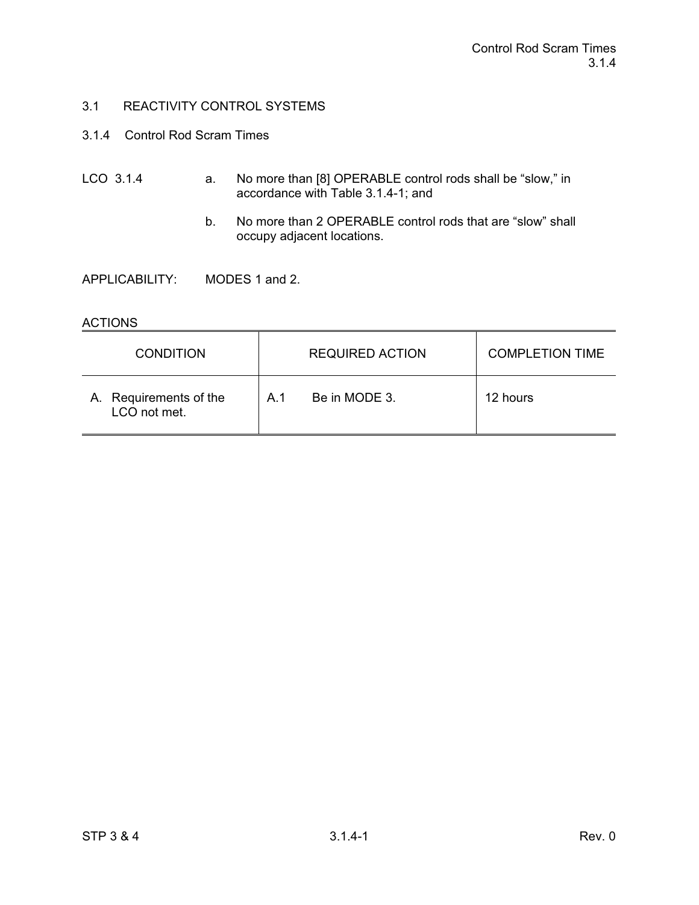## 3.1 REACTIVITY CONTROL SYSTEMS

### 3.1.4 Control Rod Scram Times

LCO 3.1.4

a. No more than [8] OPERABLE control rods shall be “slow,” in accordance with Table 3.1.4-1; and

b. No more than 2 OPERABLE control rods that are “slow” shall occupy adjacent locations.

APPLICABILITY: MODES 1 and 2.

ACTIONS

| CONDITION | REQUIRED ACTION | COMPLETION TIME |
|---|---|---|
| A. Requirements of the LCO not met. | A.1 Be in MODE 3. | 12 hours |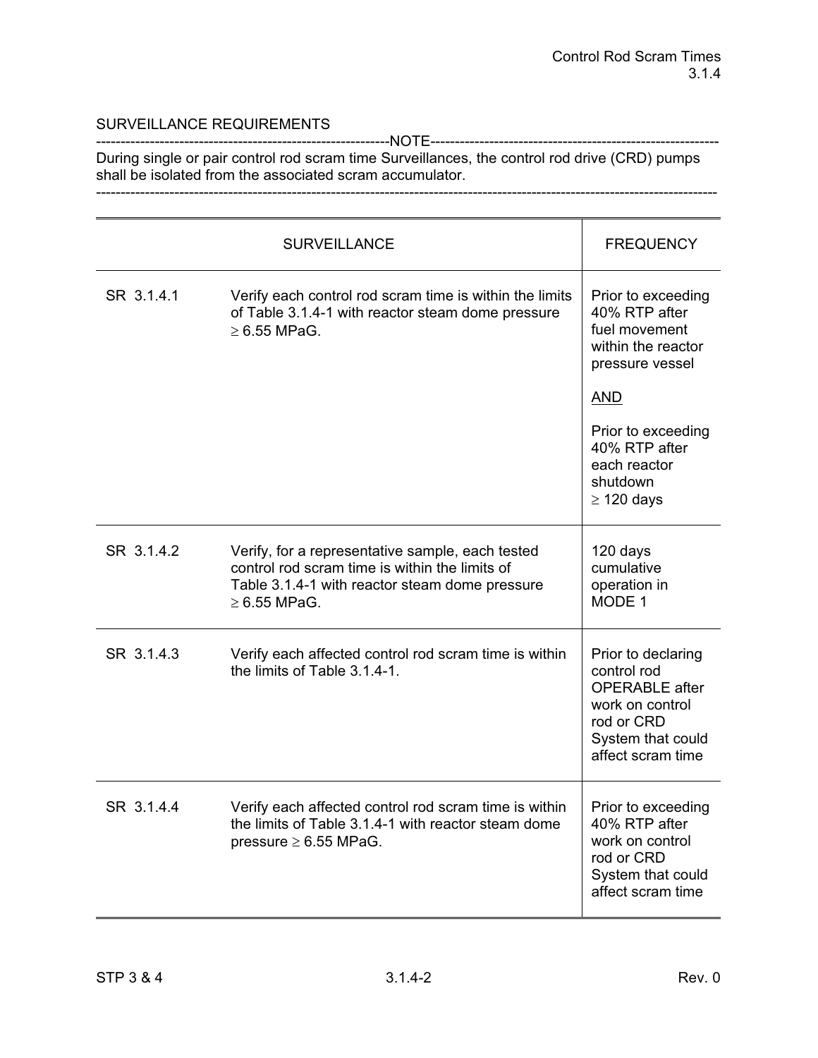## SURVEILLANCE REQUIREMENTS

-----------------------------------------------------------NOTE-----------------------------------------------------------
During single or pair control rod scram time Surveillances, the control rod drive (CRD) pumps shall be isolated from the associated scram accumulator.
----------------------------------------------------------------------------------------------------------------------------

| SURVEILLANCE | | FREQUENCY |
|---|---|---|
| SR 3.1.4.1 | Verify each control rod scram time is within the limits of Table 3.1.4-1 with reactor steam dome pressure ≥ 6.55 MPaG. | Prior to exceeding 40% RTP after fuel movement within the reactor pressure vessel<br><br>AND<br><br>Prior to exceeding 40% RTP after each reactor shutdown ≥ 120 days |
| SR 3.1.4.2 | Verify, for a representative sample, each tested control rod scram time is within the limits of Table 3.1.4-1 with reactor steam dome pressure ≥ 6.55 MPaG. | 120 days cumulative operation in MODE 1 |
| SR 3.1.4.3 | Verify each affected control rod scram time is within the limits of Table 3.1.4-1. | Prior to declaring control rod OPERABLE after work on control rod or CRD System that could affect scram time |
| SR 3.1.4.4 | Verify each affected control rod scram time is within the limits of Table 3.1.4-1 with reactor steam dome pressure ≥ 6.55 MPaG. | Prior to exceeding 40% RTP after work on control rod or CRD System that could affect scram time |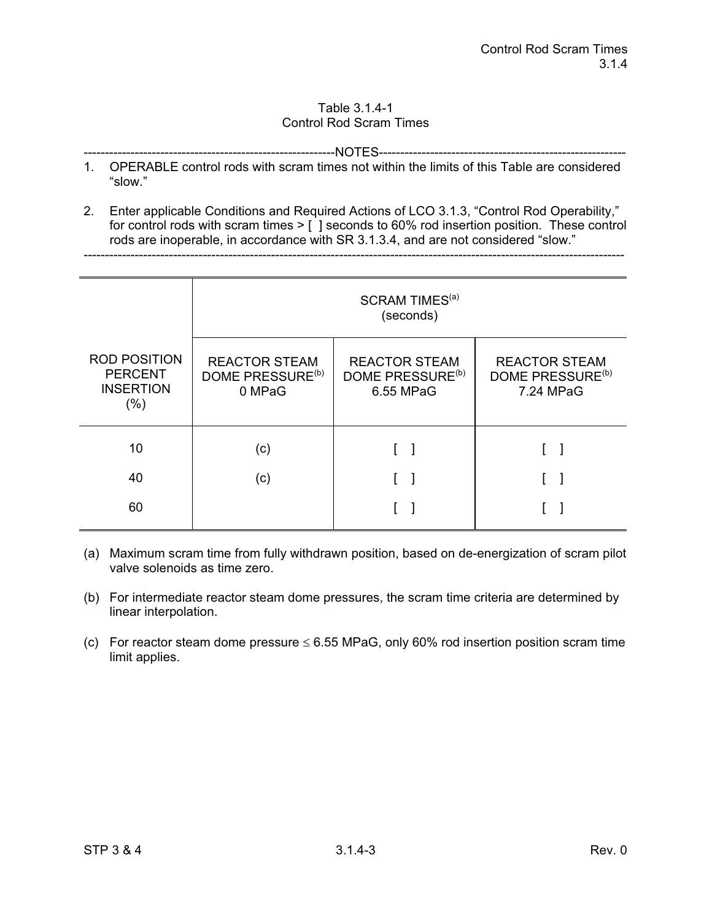Table 3.1.4-1
Control Rod Scram Times

-----------------------------------------------------------NOTES-----------------------------------------------------------

1. OPERABLE control rods with scram times not within the limits of this Table are considered "slow."

2. Enter applicable Conditions and Required Actions of LCO 3.1.3, "Control Rod Operability," for control rods with scram times > [ ] seconds to 60% rod insertion position. These control rods are inoperable, in accordance with SR 3.1.3.4, and are not considered "slow."

---------------------------------------------------------------------------------------------------------------------------

| ROD POSITION PERCENT INSERTION (%) | SCRAM TIMES[(a)] (seconds) | | |
|---|---|---|---|
| | REACTOR STEAM DOME PRESSURE[(b)] 0 MPaG | REACTOR STEAM DOME PRESSURE[(b)] 6.55 MPaG | REACTOR STEAM DOME PRESSURE[(b)] 7.24 MPaG |
| 10 | (c) | [ ] | [ ] |
| 40 | (c) | [ ] | [ ] |
| 60 | | [ ] | [ ] |

(a) Maximum scram time from fully withdrawn position, based on de-energization of scram pilot valve solenoids as time zero.

(b) For intermediate reactor steam dome pressures, the scram time criteria are determined by linear interpolation.

(c) For reactor steam dome pressure $\leq$ 6.55 MPaG, only 60% rod insertion position scram time limit applies.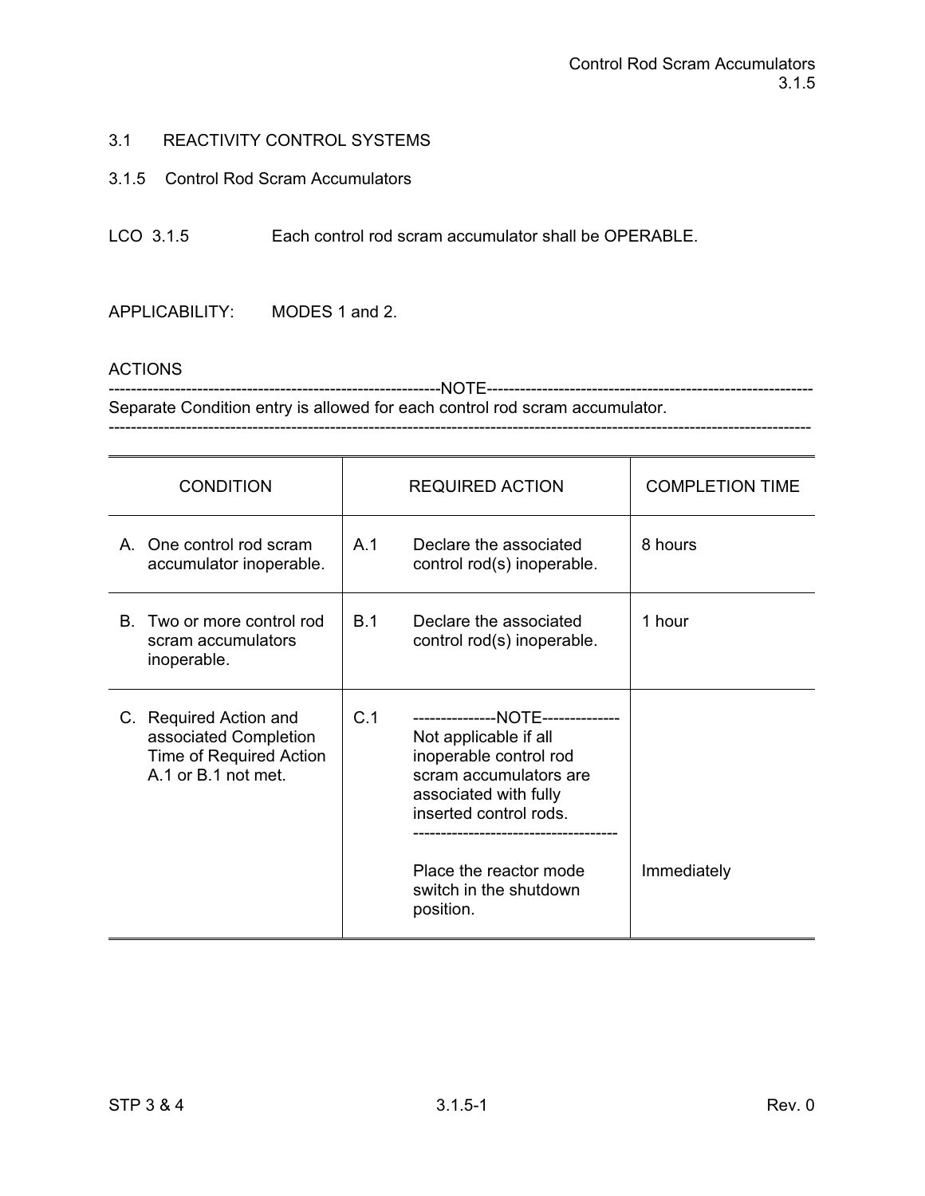# 3.1 REACTIVITY CONTROL SYSTEMS

## 3.1.5 Control Rod Scram Accumulators

LCO 3.1.5 Each control rod scram accumulator shall be OPERABLE.

APPLICABILITY: MODES 1 and 2.

ACTIONS

------------------------------------------------------------NOTE------------------------------------------------------------
Separate Condition entry is allowed for each control rod scram accumulator.
----------------------------------------------------------------------------------------------------------------------------

| CONDITION | REQUIRED ACTION | COMPLETION TIME |
|---|---|---|
| A. One control rod scram accumulator inoperable. | A.1 Declare the associated control rod(s) inoperable. | 8 hours |
| B. Two or more control rod scram accumulators inoperable. | B.1 Declare the associated control rod(s) inoperable. | 1 hour |
| C. Required Action and associated Completion Time of Required Action A.1 or B.1 not met. | C.1 ---------------NOTE-------------- Not applicable if all inoperable control rod scram accumulators are associated with fully inserted control rods. ------------------------------------ Place the reactor mode switch in the shutdown position. | Immediately |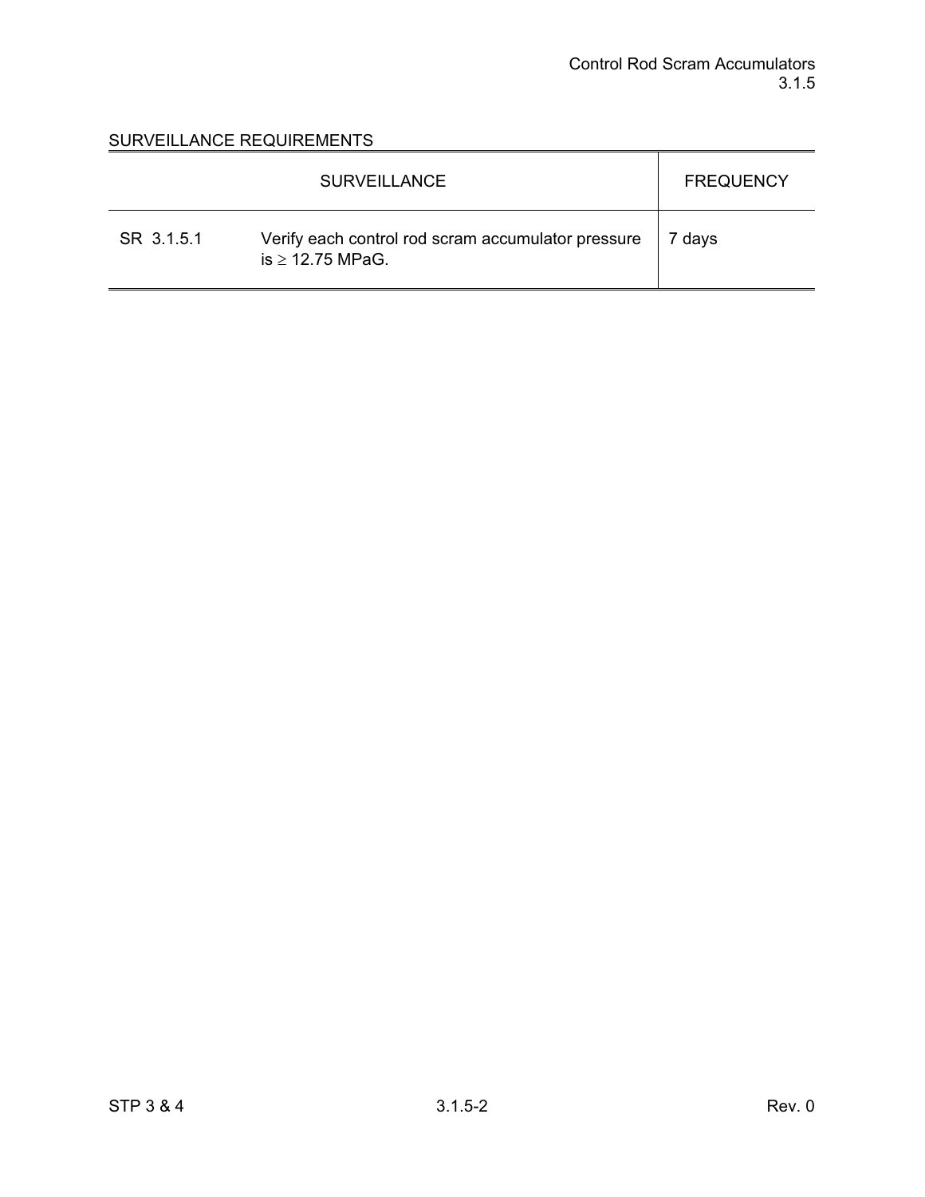SURVEILLANCE REQUIREMENTS

| SURVEILLANCE | | FREQUENCY |
|---|---|---|
| SR 3.1.5.1 | Verify each control rod scram accumulator pressure is $\geq$ 12.75 MPaG. | 7 days |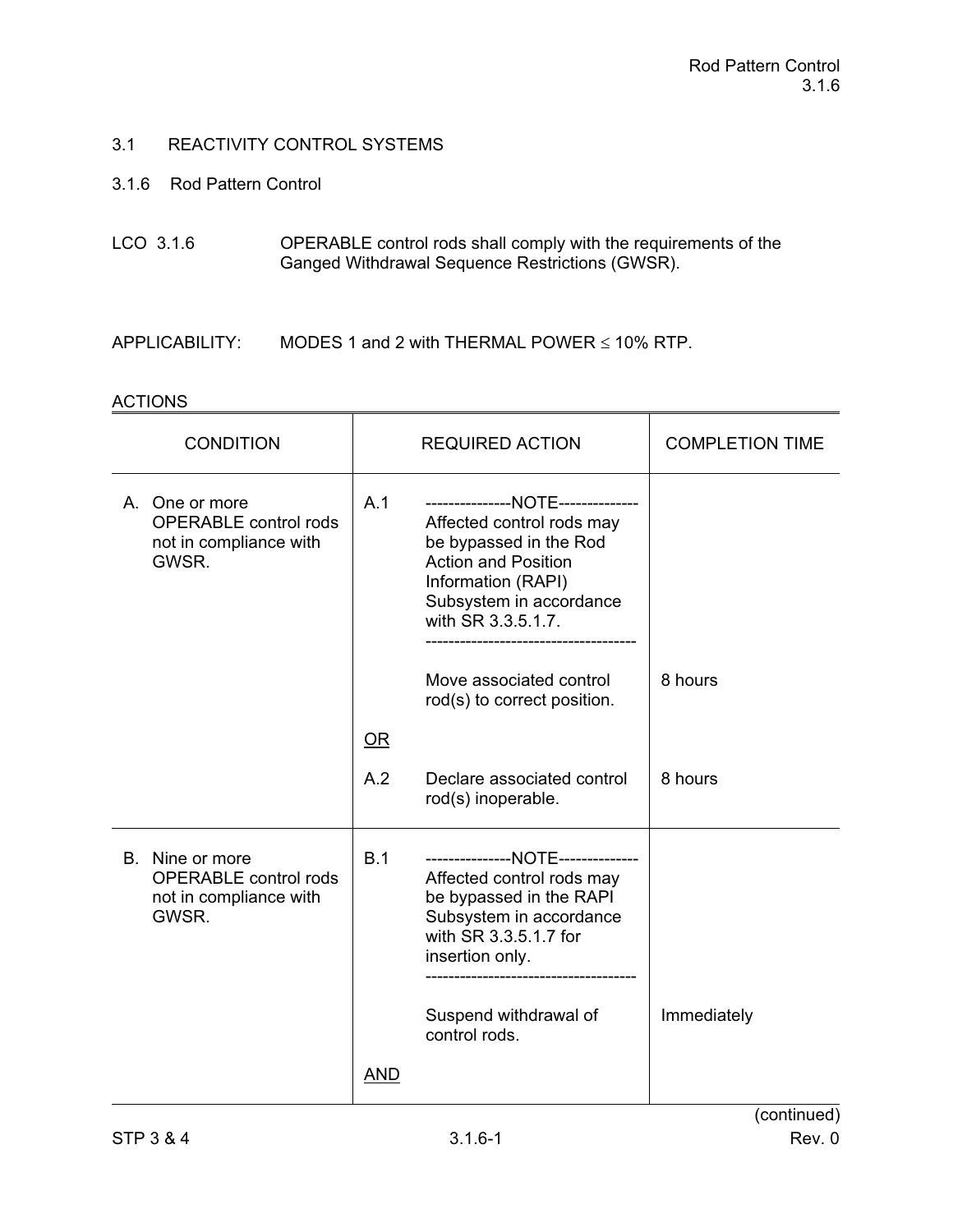# 3.1 REACTIVITY CONTROL SYSTEMS

## 3.1.6 Rod Pattern Control

LCO 3.1.6 OPERABLE control rods shall comply with the requirements of the Ganged Withdrawal Sequence Restrictions (GWSR).

APPLICABILITY: MODES 1 and 2 with THERMAL POWER ≤ 10% RTP.

ACTIONS

| CONDITION | REQUIRED ACTION | COMPLETION TIME |
|---|---|---|
| A. One or more OPERABLE control rods not in compliance with GWSR. | A.1 ---------------NOTE-------------- Affected control rods may be bypassed in the Rod Action and Position Information (RAPI) Subsystem in accordance with SR 3.3.5.1.7. ------------------------------------ Move associated control rod(s) to correct position. | 8 hours |
| | <u>OR</u> | |
| | A.2 Declare associated control rod(s) inoperable. | 8 hours |
| B. Nine or more OPERABLE control rods not in compliance with GWSR. | B.1 ---------------NOTE-------------- Affected control rods may be bypassed in the RAPI Subsystem in accordance with SR 3.3.5.1.7 for insertion only. ------------------------------------ Suspend withdrawal of control rods. | Immediately |
| | <u>AND</u> | |

(continued)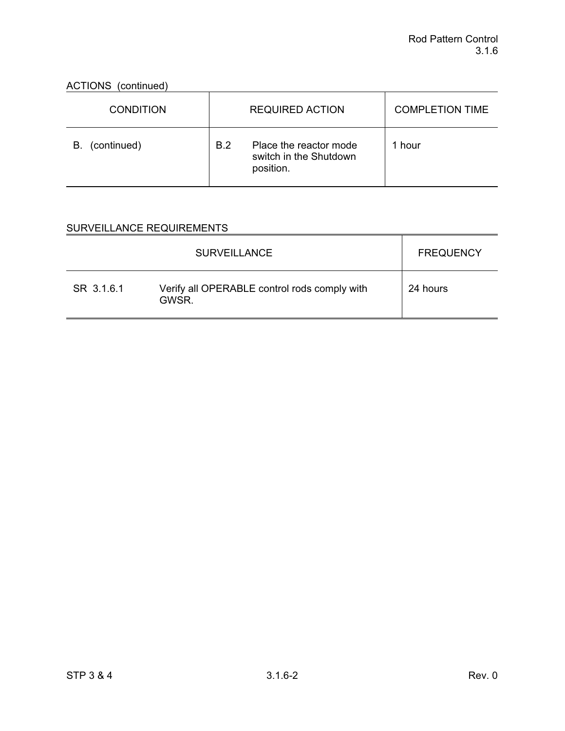ACTIONS (continued)

| CONDITION | REQUIRED ACTION | | COMPLETION TIME |
|---|---|---|---|
| B. (continued) | B.2 | Place the reactor mode switch in the Shutdown position. | 1 hour |

SURVEILLANCE REQUIREMENTS

| SURVEILLANCE | | FREQUENCY |
|---|---|---|
| SR 3.1.6.1 | Verify all OPERABLE control rods comply with GWSR. | 24 hours |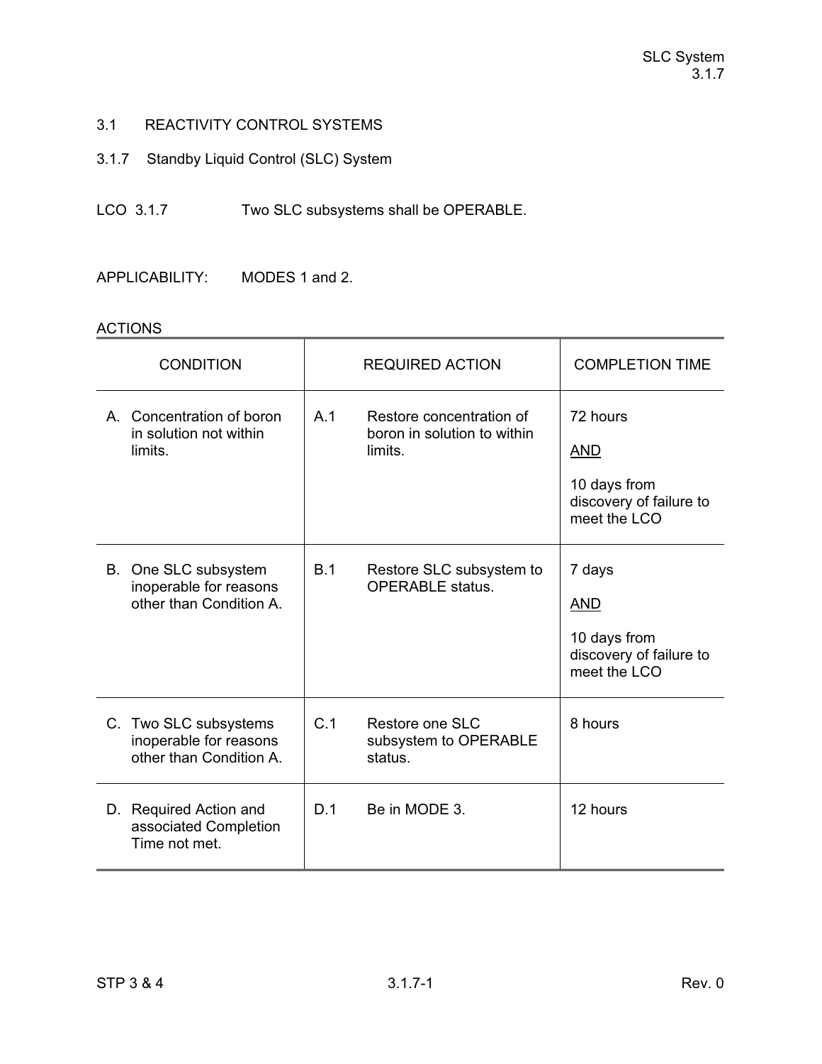## 3.1 REACTIVITY CONTROL SYSTEMS

### 3.1.7 Standby Liquid Control (SLC) System

LCO 3.1.7 Two SLC subsystems shall be OPERABLE.

APPLICABILITY: MODES 1 and 2.

ACTIONS

| CONDITION | REQUIRED ACTION | COMPLETION TIME |
|---|---|---|
| A. Concentration of boron in solution not within limits. | A.1 Restore concentration of boron in solution to within limits. | 72 hours<br><br>AND<br><br>10 days from discovery of failure to meet the LCO |
| B. One SLC subsystem inoperable for reasons other than Condition A. | B.1 Restore SLC subsystem to OPERABLE status. | 7 days<br><br>AND<br><br>10 days from discovery of failure to meet the LCO |
| C. Two SLC subsystems inoperable for reasons other than Condition A. | C.1 Restore one SLC subsystem to OPERABLE status. | 8 hours |
| D. Required Action and associated Completion Time not met. | D.1 Be in MODE 3. | 12 hours |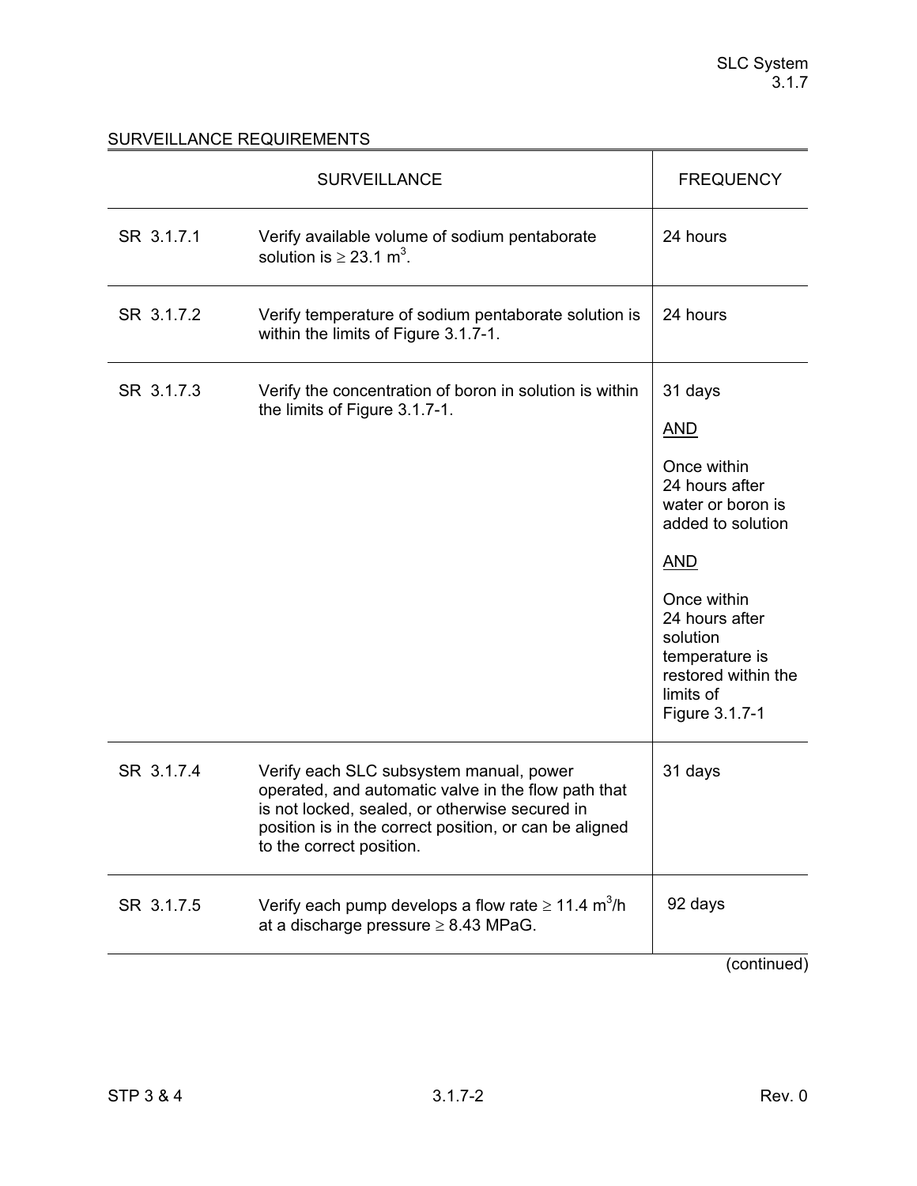## SURVEILLANCE REQUIREMENTS

| SURVEILLANCE | | FREQUENCY |
|---|---|---|
| SR 3.1.7.1 | Verify available volume of sodium pentaborate solution is $\geq$ 23.1 $m^3$. | 24 hours |
| SR 3.1.7.2 | Verify temperature of sodium pentaborate solution is within the limits of Figure 3.1.7-1. | 24 hours |
| SR 3.1.7.3 | Verify the concentration of boron in solution is within the limits of Figure 3.1.7-1. | 31 days<br><br>AND<br><br>Once within 24 hours after water or boron is added to solution<br><br>AND<br><br>Once within 24 hours after solution temperature is restored within the limits of Figure 3.1.7-1 |
| SR 3.1.7.4 | Verify each SLC subsystem manual, power operated, and automatic valve in the flow path that is not locked, sealed, or otherwise secured in position is in the correct position, or can be aligned to the correct position. | 31 days |
| SR 3.1.7.5 | Verify each pump develops a flow rate $\geq$ 11.4 $m^3/h$ at a discharge pressure $\geq$ 8.43 MPaG. | 92 days |

(continued)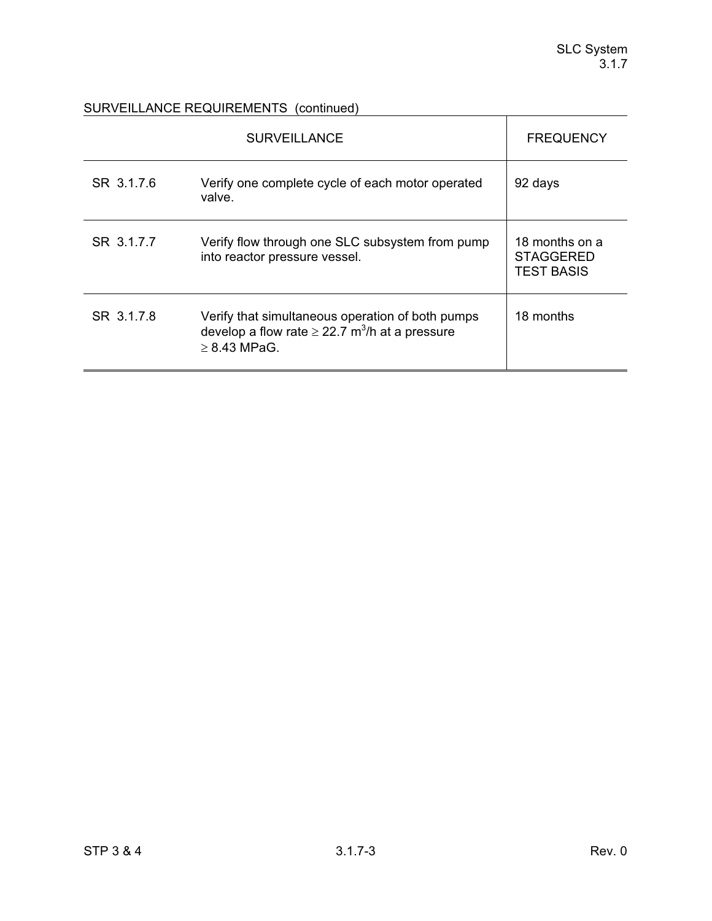SURVEILLANCE REQUIREMENTS (continued)

| SURVEILLANCE | | FREQUENCY |
|---|---|---|
| SR 3.1.7.6 | Verify one complete cycle of each motor operated valve. | 92 days |
| SR 3.1.7.7 | Verify flow through one SLC subsystem from pump into reactor pressure vessel. | 18 months on a STAGGERED TEST BASIS |
| SR 3.1.7.8 | Verify that simultaneous operation of both pumps develop a flow rate $\geq$ 22.7 $m^3$/h at a pressure $\geq$ 8.43 MPaG. | 18 months |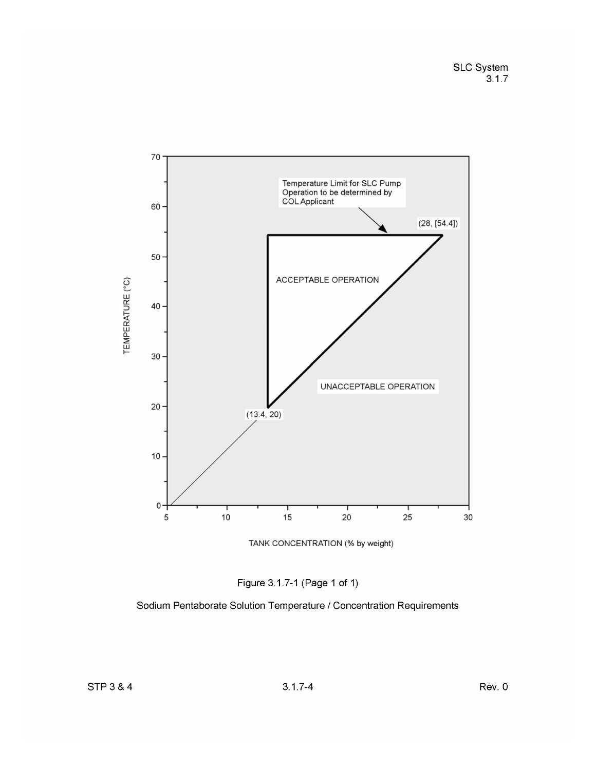TEMPERATURE (°C)

Temperature Limit for SLC Pump Operation to be determined by COL Applicant

(28, [54.4])

ACCEPTABLE OPERATION

UNACCEPTABLE OPERATION

(13.4, 20)

TANK CONCENTRATION (% by weight)

Figure 3.1.7-1 (Page 1 of 1)

Sodium Pentaborate Solution Temperature / Concentration Requirements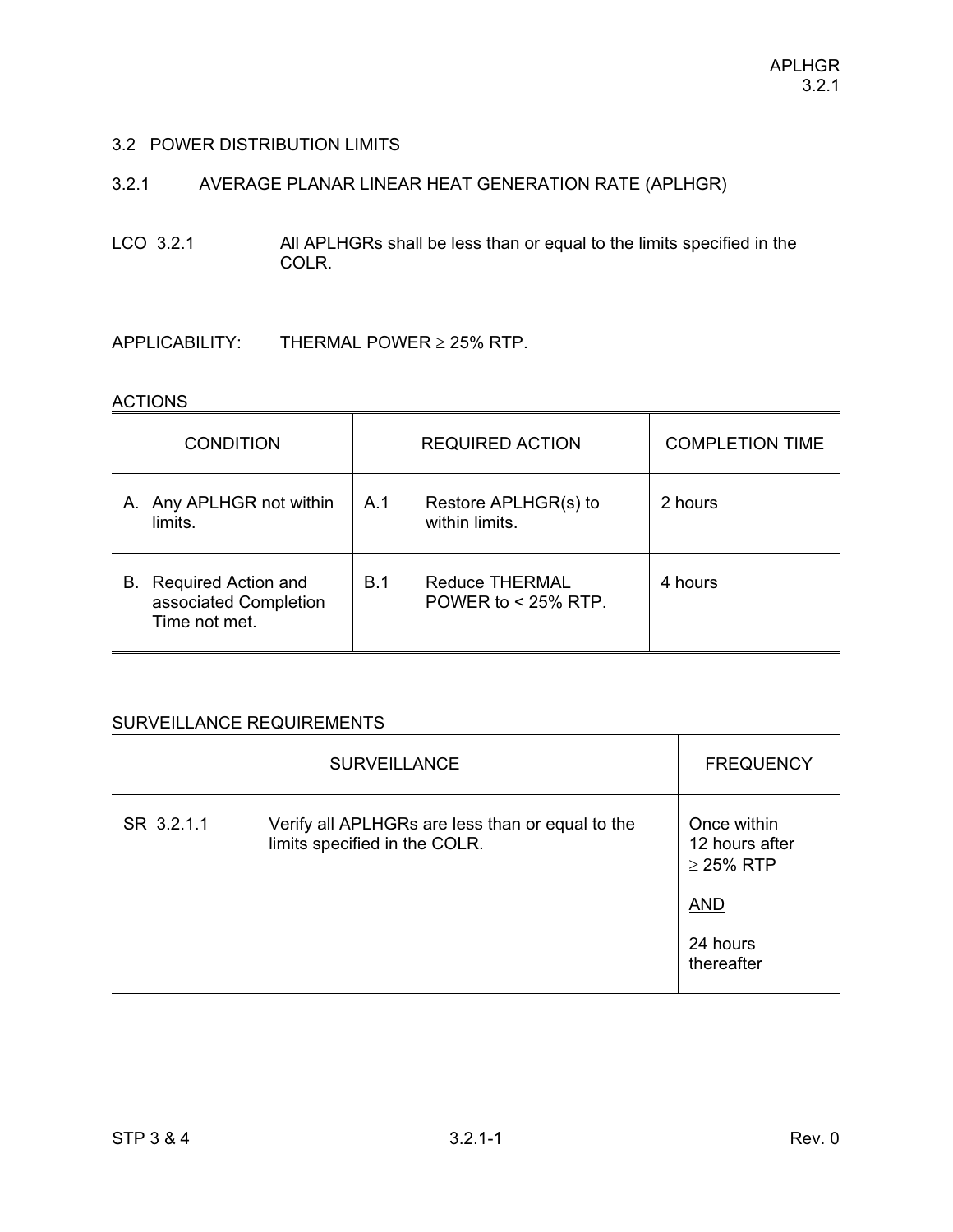## 3.2 POWER DISTRIBUTION LIMITS

### 3.2.1 AVERAGE PLANAR LINEAR HEAT GENERATION RATE (APLHGR)

LCO 3.2.1 All APLHGRs shall be less than or equal to the limits specified in the COLR.

APPLICABILITY: THERMAL POWER ≥ 25% RTP.

ACTIONS

| CONDITION | REQUIRED ACTION | COMPLETION TIME |
|---|---|---|
| A. Any APLHGR not within limits. | A.1 Restore APLHGR(s) to within limits. | 2 hours |
| B. Required Action and associated Completion Time not met. | B.1 Reduce THERMAL POWER to < 25% RTP. | 4 hours |

SURVEILLANCE REQUIREMENTS

| SURVEILLANCE | | FREQUENCY |
|---|---|---|
| SR 3.2.1.1 | Verify all APLHGRs are less than or equal to the limits specified in the COLR. | Once within 12 hours after ≥ 25% RTP <br><br> AND <br><br> 24 hours thereafter |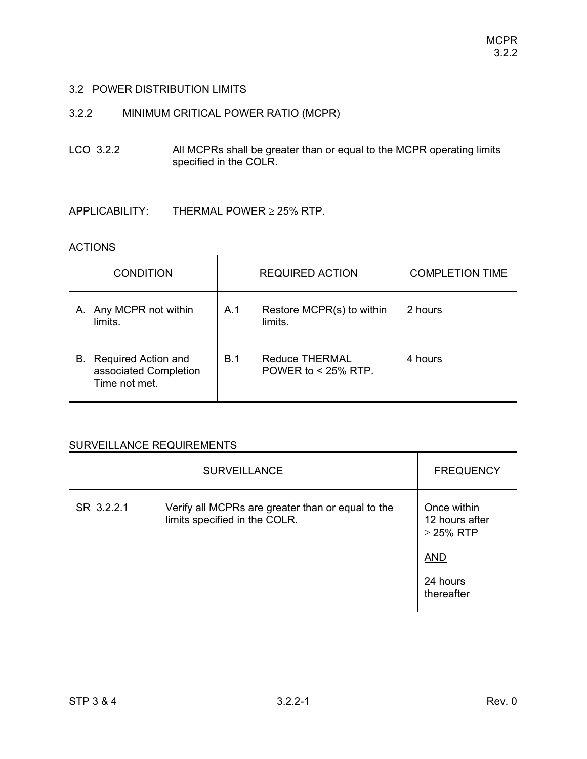## 3.2 POWER DISTRIBUTION LIMITS

### 3.2.2 MINIMUM CRITICAL POWER RATIO (MCPR)

LCO 3.2.2 All MCPRs shall be greater than or equal to the MCPR operating limits specified in the COLR.

APPLICABILITY: THERMAL POWER ≥ 25% RTP.

ACTIONS

| CONDITION | REQUIRED ACTION | COMPLETION TIME |
|---|---|---|
| A. Any MCPR not within limits. | A.1 Restore MCPR(s) to within limits. | 2 hours |
| B. Required Action and associated Completion Time not met. | B.1 Reduce THERMAL POWER to < 25% RTP. | 4 hours |

SURVEILLANCE REQUIREMENTS

| SURVEILLANCE | FREQUENCY |
|---|---|
| SR 3.2.2.1 Verify all MCPRs are greater than or equal to the limits specified in the COLR. | Once within 12 hours after ≥ 25% RTP<br><br>AND<br><br>24 hours thereafter |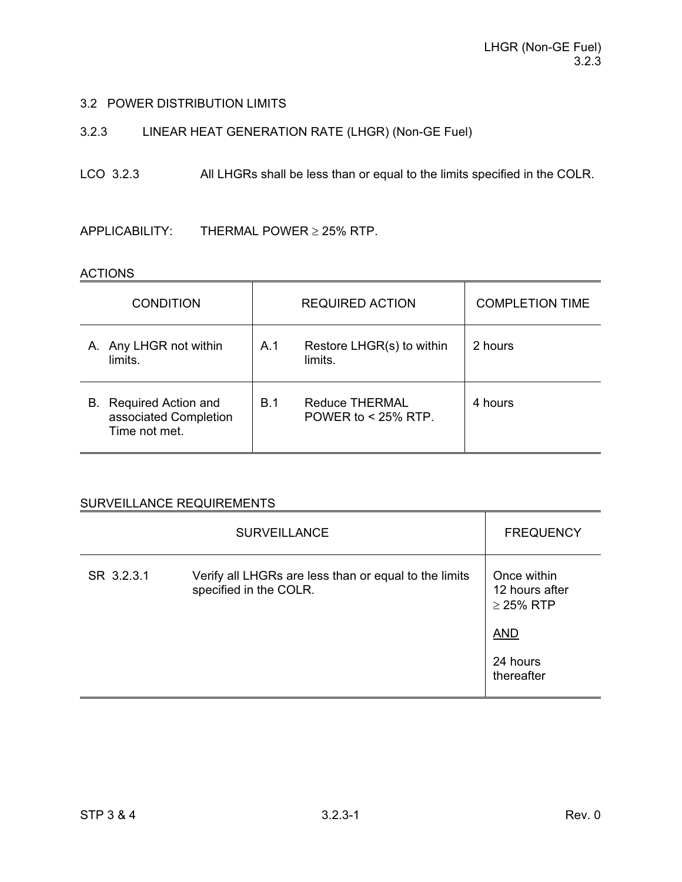## 3.2 POWER DISTRIBUTION LIMITS

### 3.2.3 LINEAR HEAT GENERATION RATE (LHGR) (Non-GE Fuel)

LCO 3.2.3 All LHGRs shall be less than or equal to the limits specified in the COLR.

APPLICABILITY: THERMAL POWER ≥ 25% RTP.

ACTIONS

| CONDITION | REQUIRED ACTION | COMPLETION TIME |
|---|---|---|
| A. Any LHGR not within limits. | A.1 Restore LHGR(s) to within limits. | 2 hours |
| B. Required Action and associated Completion Time not met. | B.1 Reduce THERMAL POWER to < 25% RTP. | 4 hours |

SURVEILLANCE REQUIREMENTS

| SURVEILLANCE | | FREQUENCY |
|---|---|---|
| SR 3.2.3.1 | Verify all LHGRs are less than or equal to the limits specified in the COLR. | Once within 12 hours after ≥ 25% RTP<br><br>AND<br><br>24 hours thereafter |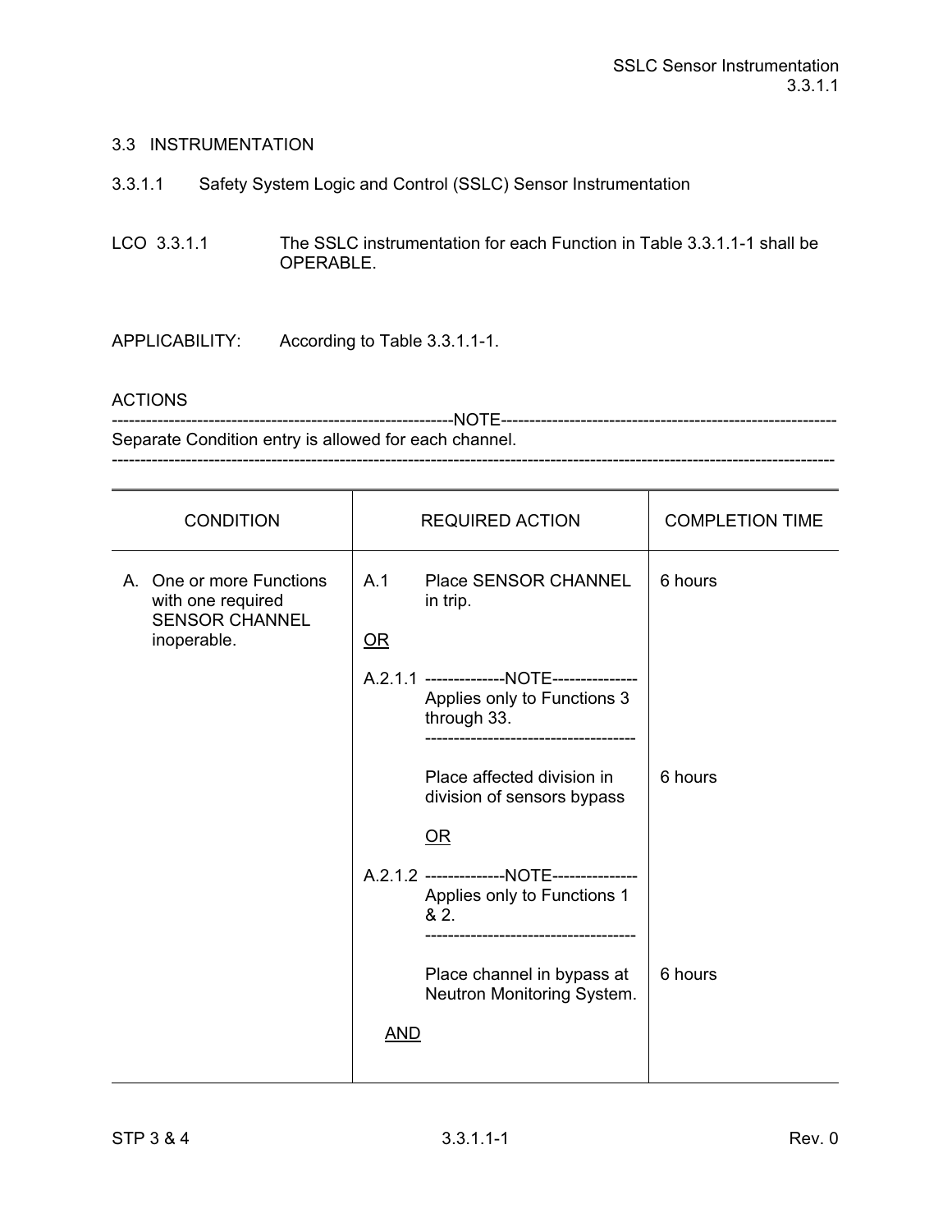## 3.3 INSTRUMENTATION

### 3.3.1.1 Safety System Logic and Control (SSLC) Sensor Instrumentation

LCO 3.3.1.1 The SSLC instrumentation for each Function in Table 3.3.1.1-1 shall be OPERABLE.

APPLICABILITY: According to Table 3.3.1.1-1.

ACTIONS

------------------------------------------------------------NOTE------------------------------------------------------------
Separate Condition entry is allowed for each channel.
----------------------------------------------------------------------------------------------------------------------------

| CONDITION | REQUIRED ACTION | COMPLETION TIME |
|---|---|---|
| A. One or more Functions with one required SENSOR CHANNEL inoperable. | A.1 Place SENSOR CHANNEL in trip. | 6 hours |
| | OR | |
| | A.2.1.1 --------------NOTE--------------- Applies only to Functions 3 through 33. ------------------------------------ Place affected division in division of sensors bypass | 6 hours |
| | OR | |
| | A.2.1.2 --------------NOTE--------------- Applies only to Functions 1 & 2. ------------------------------------ Place channel in bypass at Neutron Monitoring System. | 6 hours |
| | AND | |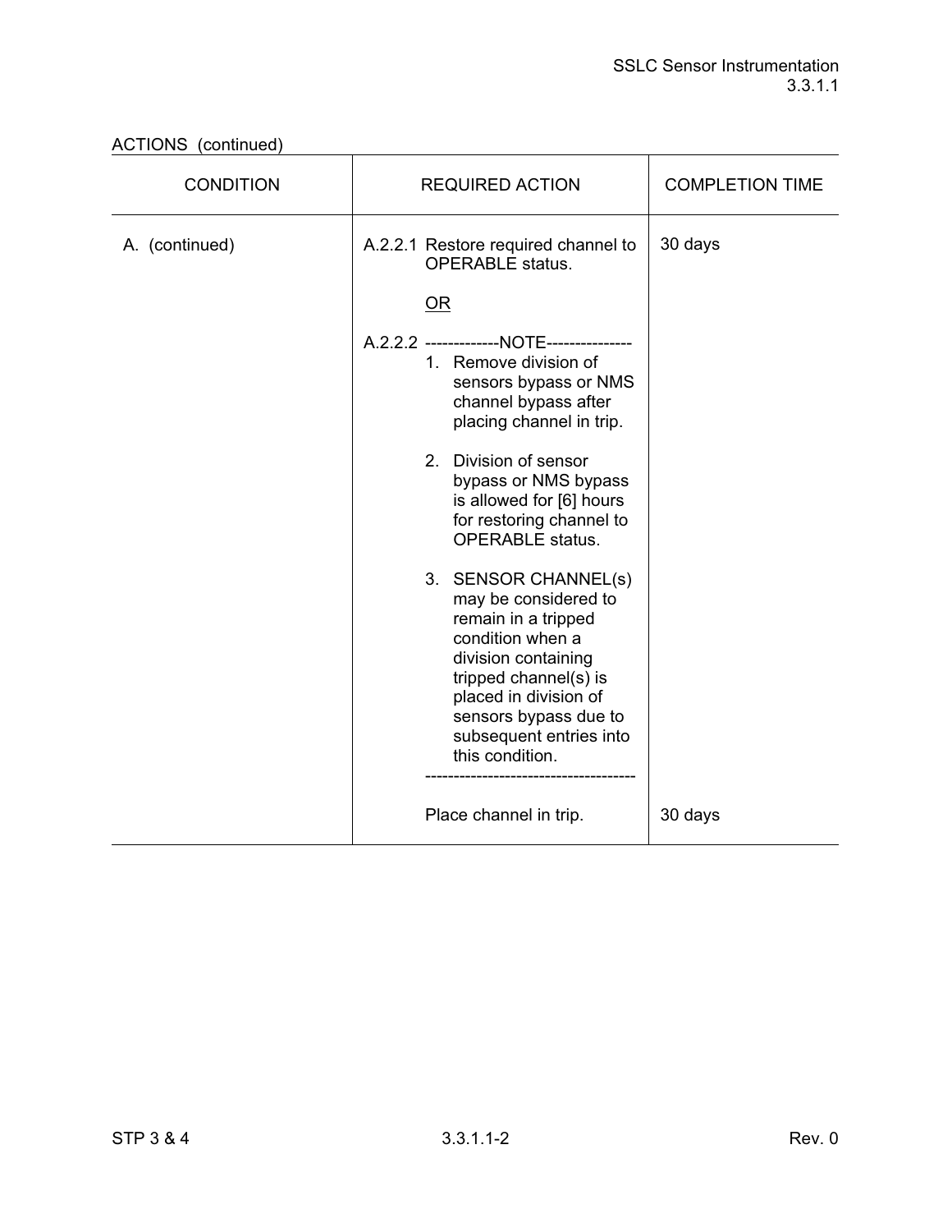ACTIONS (continued)

| CONDITION | REQUIRED ACTION | COMPLETION TIME |
|---|---|---|
| A. (continued) | A.2.2.1 Restore required channel to OPERABLE status.<br><br>OR<br><br>A.2.2.2 -------------NOTE---------------<br>1. Remove division of sensors bypass or NMS channel bypass after placing channel in trip.<br><br>2. Division of sensor bypass or NMS bypass is allowed for [6] hours for restoring channel to OPERABLE status.<br><br>3. SENSOR CHANNEL(s) may be considered to remain in a tripped condition when a division containing tripped channel(s) is placed in division of sensors bypass due to subsequent entries into this condition.<br>------------------------------------<br><br>Place channel in trip. | 30 days<br><br><br><br><br><br><br><br><br><br><br><br><br><br>30 days |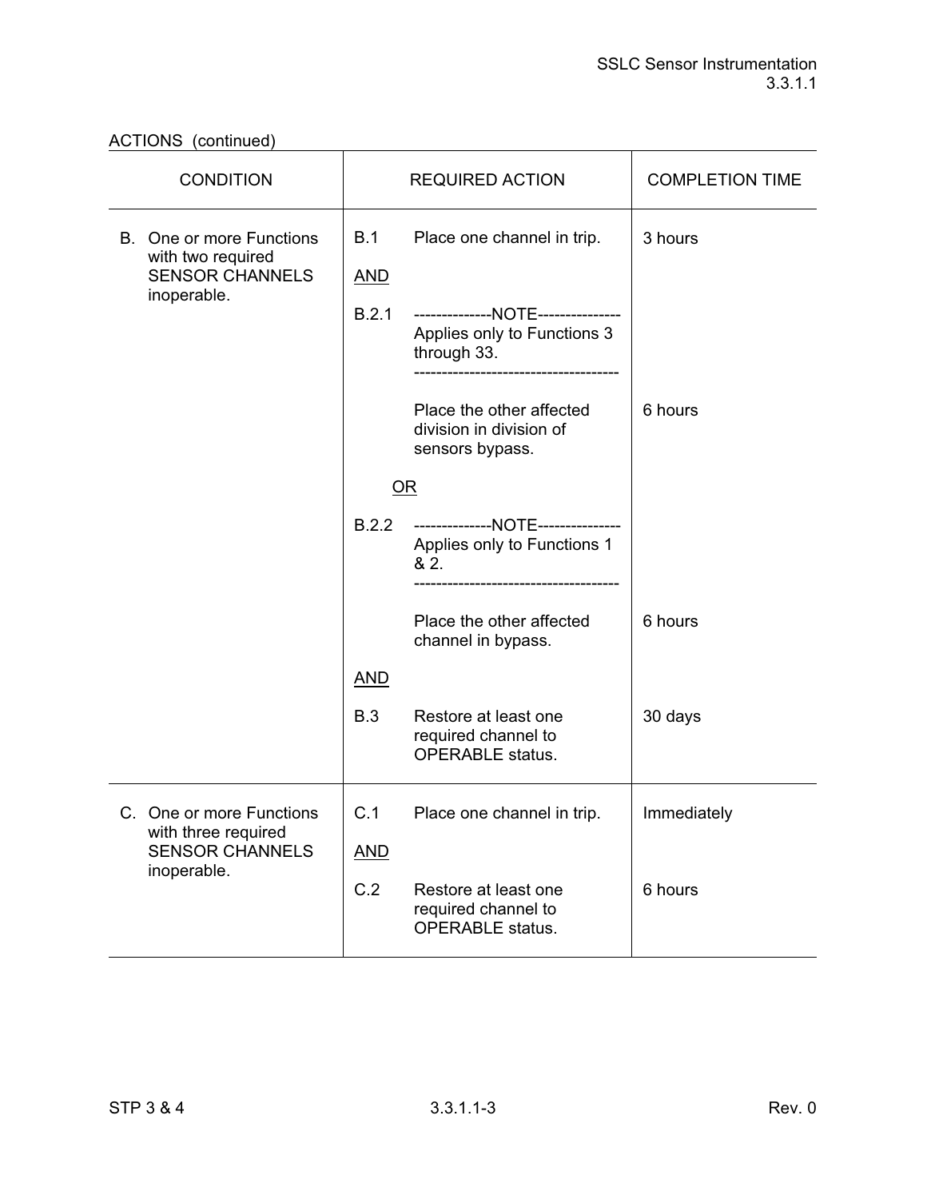ACTIONS (continued)

| CONDITION | REQUIRED ACTION | | COMPLETION TIME |
|---|---|---|---|
| B. One or more Functions with two required SENSOR CHANNELS inoperable. | B.1 | Place one channel in trip. | 3 hours |
| | AND | | |
| | B.2.1 | --------------NOTE--------------- Applies only to Functions 3 through 33. ------------------------------------ Place the other affected division in division of sensors bypass. | 6 hours |
| | OR | | |
| | B.2.2 | --------------NOTE--------------- Applies only to Functions 1 & 2. ------------------------------------ Place the other affected channel in bypass. | 6 hours |
| | AND | | |
| | B.3 | Restore at least one required channel to OPERABLE status. | 30 days |
| C. One or more Functions with three required SENSOR CHANNELS inoperable. | C.1 | Place one channel in trip. | Immediately |
| | AND | | |
| | C.2 | Restore at least one required channel to OPERABLE status. | 6 hours |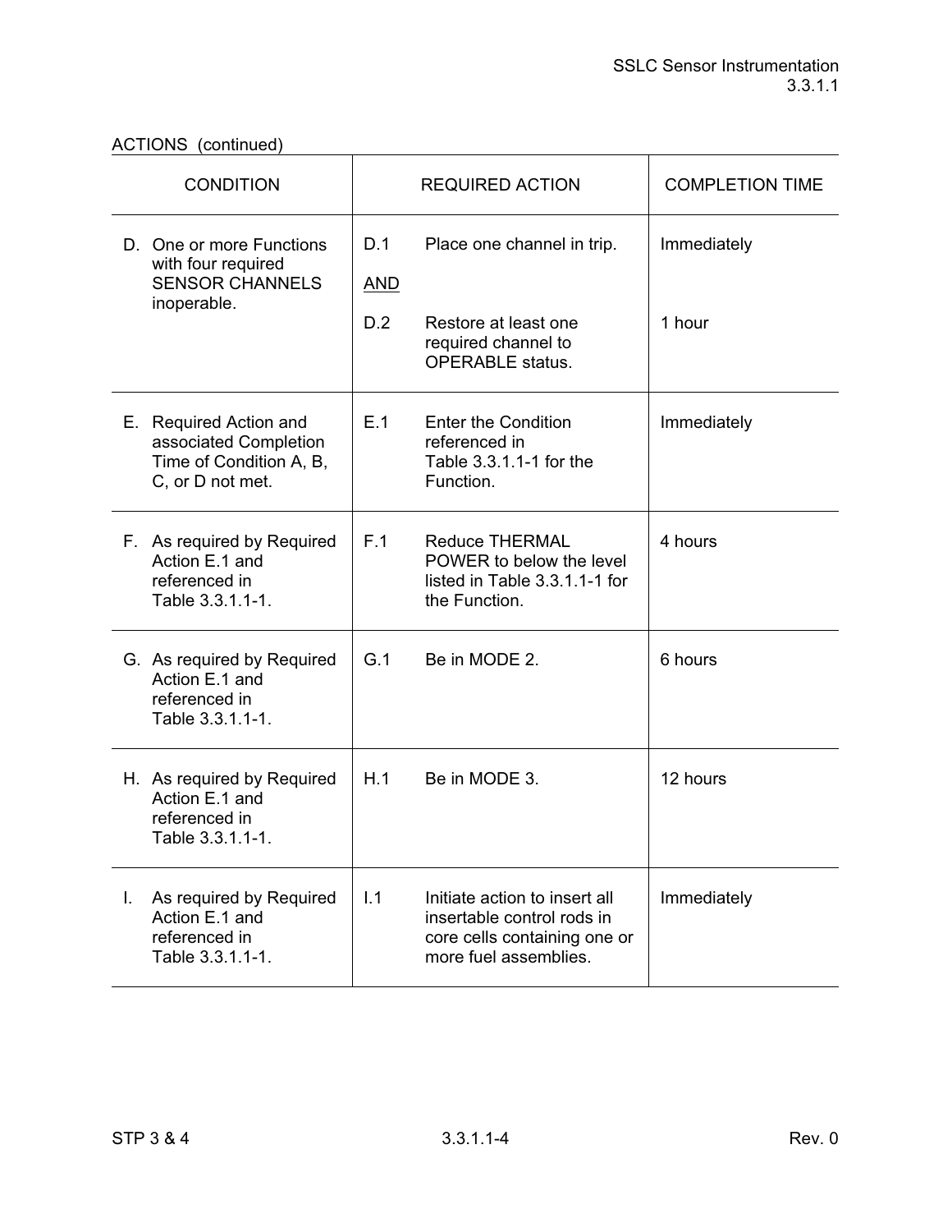ACTIONS (continued)

| CONDITION | REQUIRED ACTION | | COMPLETION TIME |
|---|---|---|---|
| D. One or more Functions with four required SENSOR CHANNELS inoperable. | D.1 | Place one channel in trip. | Immediately |
| | AND | | |
| | D.2 | Restore at least one required channel to OPERABLE status. | 1 hour |
| E. Required Action and associated Completion Time of Condition A, B, C, or D not met. | E.1 | Enter the Condition referenced in Table 3.3.1.1-1 for the Function. | Immediately |
| F. As required by Required Action E.1 and referenced in Table 3.3.1.1-1. | F.1 | Reduce THERMAL POWER to below the level listed in Table 3.3.1.1-1 for the Function. | 4 hours |
| G. As required by Required Action E.1 and referenced in Table 3.3.1.1-1. | G.1 | Be in MODE 2. | 6 hours |
| H. As required by Required Action E.1 and referenced in Table 3.3.1.1-1. | H.1 | Be in MODE 3. | 12 hours |
| I. As required by Required Action E.1 and referenced in Table 3.3.1.1-1. | I.1 | Initiate action to insert all insertable control rods in core cells containing one or more fuel assemblies. | Immediately |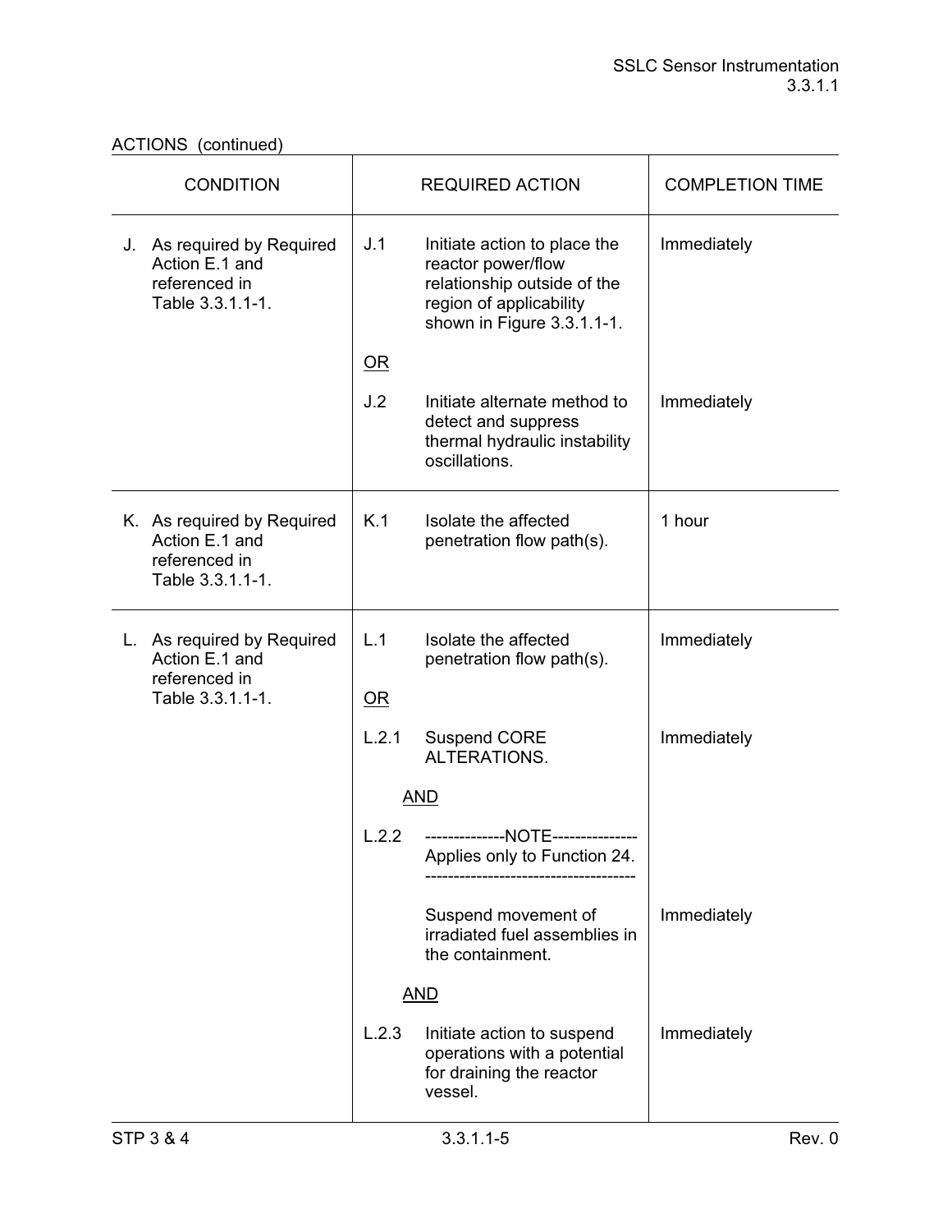ACTIONS (continued)

| CONDITION | REQUIRED ACTION | | COMPLETION TIME |
|---|---|---|---|
| J. As required by Required Action E.1 and referenced in Table 3.3.1.1-1. | J.1 | Initiate action to place the reactor power/flow relationship outside of the region of applicability shown in Figure 3.3.1.1-1. | Immediately |
| | <u>OR</u> | | |
| | J.2 | Initiate alternate method to detect and suppress thermal hydraulic instability oscillations. | Immediately |
| K. As required by Required Action E.1 and referenced in Table 3.3.1.1-1. | K.1 | Isolate the affected penetration flow path(s). | 1 hour |
| L. As required by Required Action E.1 and referenced in Table 3.3.1.1-1. | L.1 | Isolate the affected penetration flow path(s). | Immediately |
| | <u>OR</u> | | |
| | L.2.1 | Suspend CORE ALTERATIONS. | Immediately |
| | <u>AND</u> | | |
| | L.2.2 | --------------NOTE-------------- Applies only to Function 24. ------------------------------------ Suspend movement of irradiated fuel assemblies in the containment. | Immediately |
| | <u>AND</u> | | |
| | L.2.3 | Initiate action to suspend operations with a potential for draining the reactor vessel. | Immediately |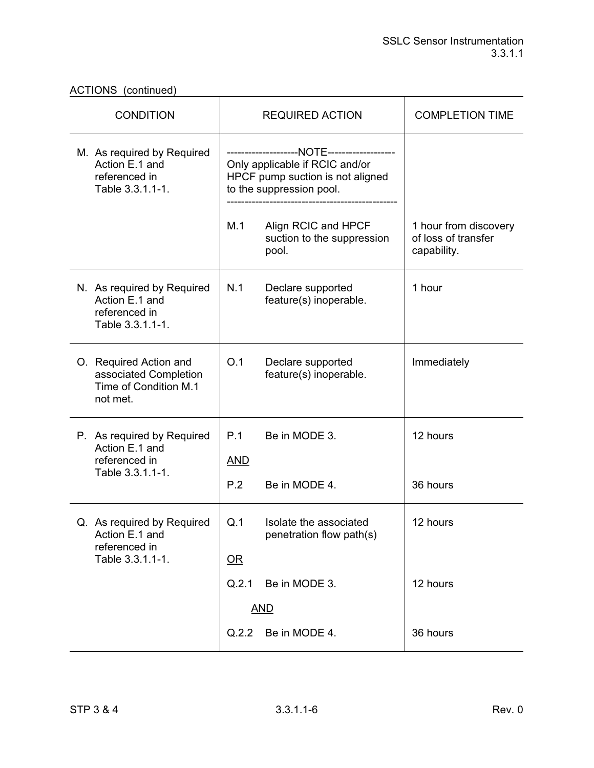ACTIONS (continued)

| CONDITION | REQUIRED ACTION | COMPLETION TIME |
|---|---|---|
| M. As required by Required Action E.1 and referenced in Table 3.3.1.1-1. | --------------------NOTE------------------- Only applicable if RCIC and/or HPCF pump suction is not aligned to the suppression pool. ----------------------------------------------- | |
| | M.1 Align RCIC and HPCF suction to the suppression pool. | 1 hour from discovery of loss of transfer capability. |
| N. As required by Required Action E.1 and referenced in Table 3.3.1.1-1. | N.1 Declare supported feature(s) inoperable. | 1 hour |
| O. Required Action and associated Completion Time of Condition M.1 not met. | O.1 Declare supported feature(s) inoperable. | Immediately |
| P. As required by Required Action E.1 and referenced in Table 3.3.1.1-1. | P.1 Be in MODE 3. | 12 hours |
| | AND | |
| | P.2 Be in MODE 4. | 36 hours |
| Q. As required by Required Action E.1 and referenced in Table 3.3.1.1-1. | Q.1 Isolate the associated penetration flow path(s) | 12 hours |
| | OR | |
| | Q.2.1 Be in MODE 3. | 12 hours |
| | AND | |
| | Q.2.2 Be in MODE 4. | 36 hours |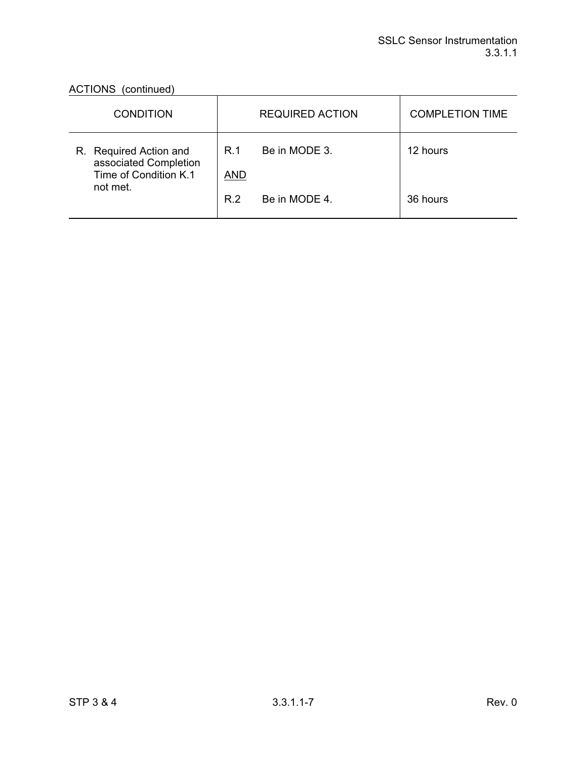ACTIONS (continued)

| CONDITION | REQUIRED ACTION | COMPLETION TIME |
|---|---|---|
| R. Required Action and associated Completion Time of Condition K.1 not met. | R.1 Be in MODE 3.<br><br>AND<br><br>R.2 Be in MODE 4. | 12 hours<br><br><br><br>36 hours |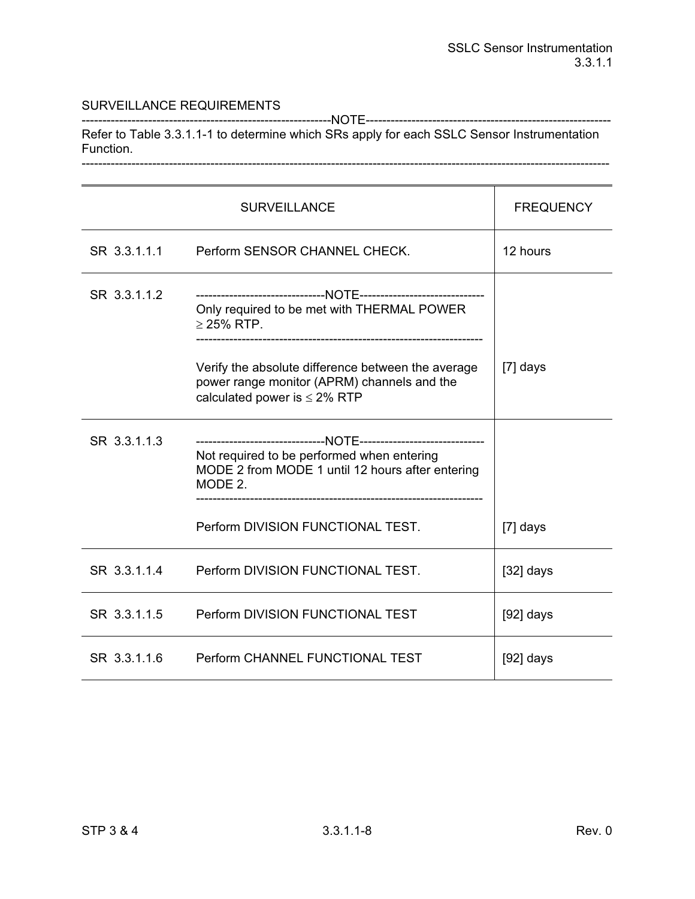SURVEILLANCE REQUIREMENTS

------------------------------------------------------------NOTE------------------------------------------------------------

Refer to Table 3.3.1.1-1 to determine which SRs apply for each SSLC Sensor Instrumentation Function.

----------------------------------------------------------------------------------------------------------------------------------

| SURVEILLANCE | | FREQUENCY |
|---|---|---|
| SR 3.3.1.1.1 | Perform SENSOR CHANNEL CHECK. | 12 hours |
| SR 3.3.1.1.2 | -------------------------------NOTE------------------------------ Only required to be met with THERMAL POWER ≥ 25% RTP. --------------------------------------------------------------------- Verify the absolute difference between the average power range monitor (APRM) channels and the calculated power is ≤ 2% RTP | [7] days |
| SR 3.3.1.1.3 | -------------------------------NOTE------------------------------ Not required to be performed when entering MODE 2 from MODE 1 until 12 hours after entering MODE 2. --------------------------------------------------------------------- Perform DIVISION FUNCTIONAL TEST. | [7] days |
| SR 3.3.1.1.4 | Perform DIVISION FUNCTIONAL TEST. | [32] days |
| SR 3.3.1.1.5 | Perform DIVISION FUNCTIONAL TEST | [92] days |
| SR 3.3.1.1.6 | Perform CHANNEL FUNCTIONAL TEST | [92] days |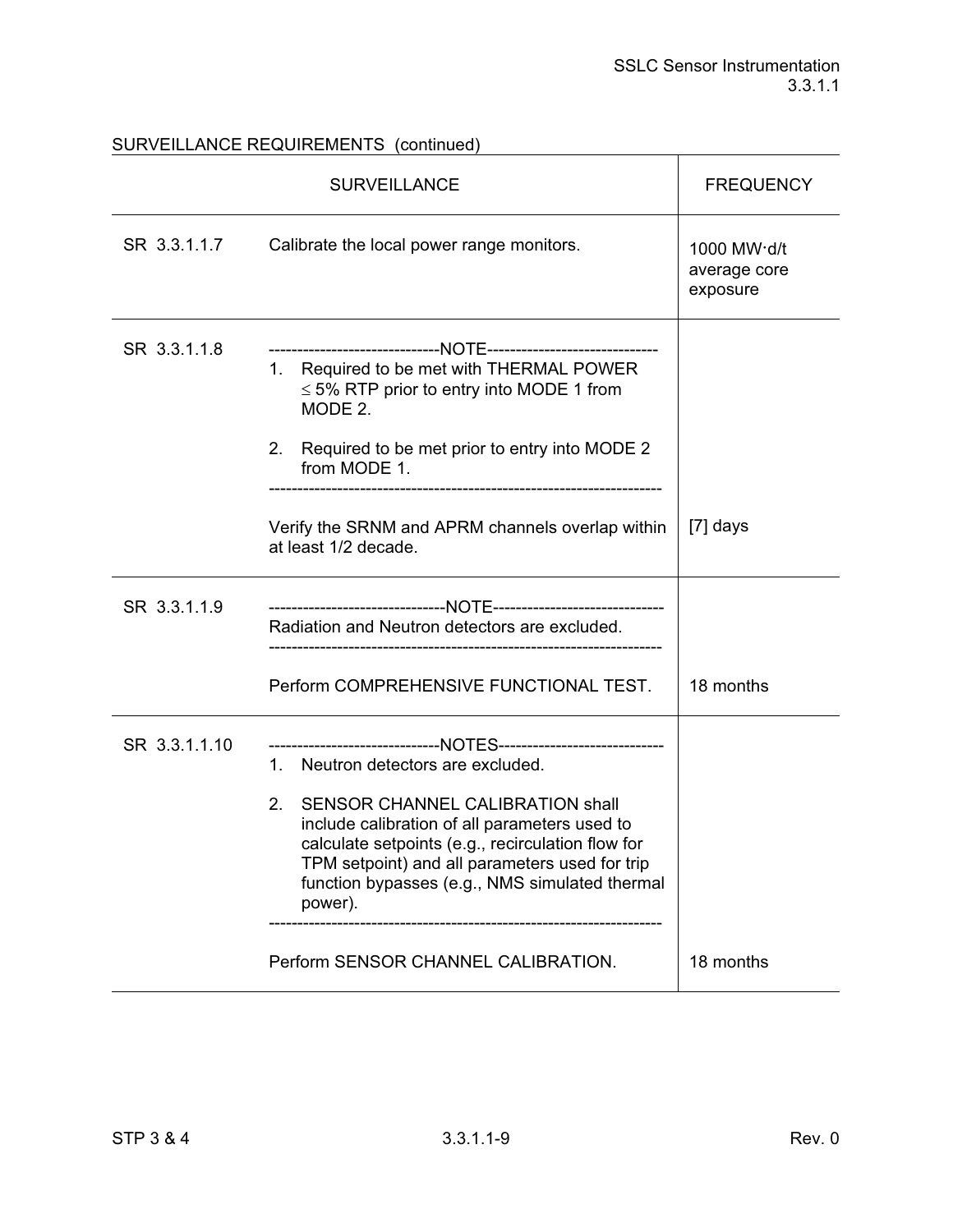SURVEILLANCE REQUIREMENTS (continued)

| SURVEILLANCE | | FREQUENCY |
|---|---|---|
| SR 3.3.1.1.7 | Calibrate the local power range monitors. | 1000 MW·d/t average core exposure |
| SR 3.3.1.1.8 | ------------------------------NOTE------------------------------<br>1. Required to be met with THERMAL POWER ≤ 5% RTP prior to entry into MODE 1 from MODE 2.<br><br>2. Required to be met prior to entry into MODE 2 from MODE 1.<br>---------------------------------------------------------------------<br><br>Verify the SRNM and APRM channels overlap within at least 1/2 decade. | [7] days |
| SR 3.3.1.1.9 | ------------------------------NOTE------------------------------<br>Radiation and Neutron detectors are excluded.<br>---------------------------------------------------------------------<br><br>Perform COMPREHENSIVE FUNCTIONAL TEST. | 18 months |
| SR 3.3.1.1.10 | ------------------------------NOTES------------------------------<br>1. Neutron detectors are excluded.<br><br>2. SENSOR CHANNEL CALIBRATION shall include calibration of all parameters used to calculate setpoints (e.g., recirculation flow for TPM setpoint) and all parameters used for trip function bypasses (e.g., NMS simulated thermal power).<br>---------------------------------------------------------------------<br><br>Perform SENSOR CHANNEL CALIBRATION. | 18 months |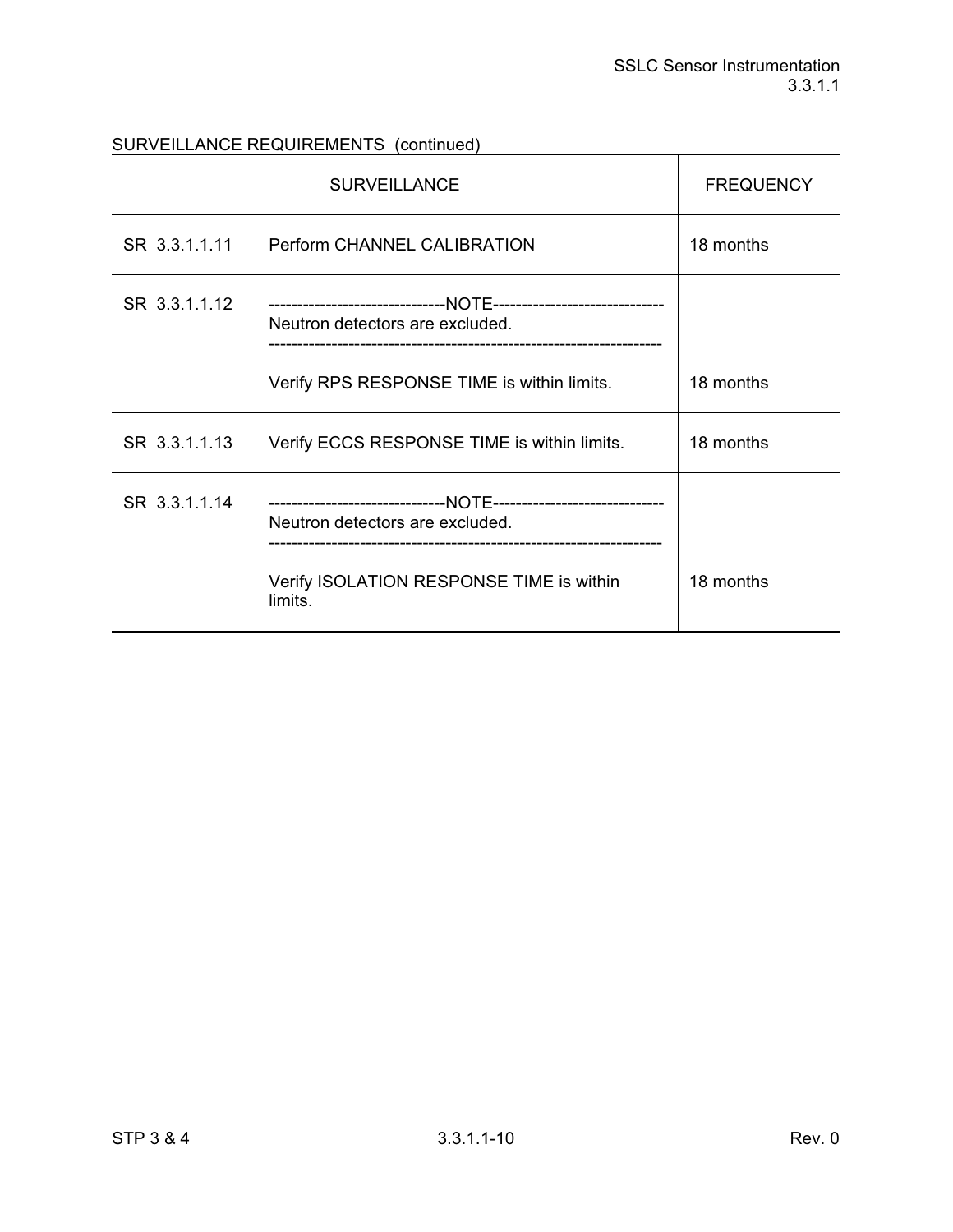SURVEILLANCE REQUIREMENTS (continued)

| SURVEILLANCE | | FREQUENCY |
|---|---|---|
| SR 3.3.1.1.11 | Perform CHANNEL CALIBRATION | 18 months |
| SR 3.3.1.1.12 | -------------------------------NOTE------------------------------ Neutron detectors are excluded. --------------------------------------------------------------------- Verify RPS RESPONSE TIME is within limits. | 18 months |
| SR 3.3.1.1.13 | Verify ECCS RESPONSE TIME is within limits. | 18 months |
| SR 3.3.1.1.14 | -------------------------------NOTE------------------------------ Neutron detectors are excluded. --------------------------------------------------------------------- Verify ISOLATION RESPONSE TIME is within limits. | 18 months |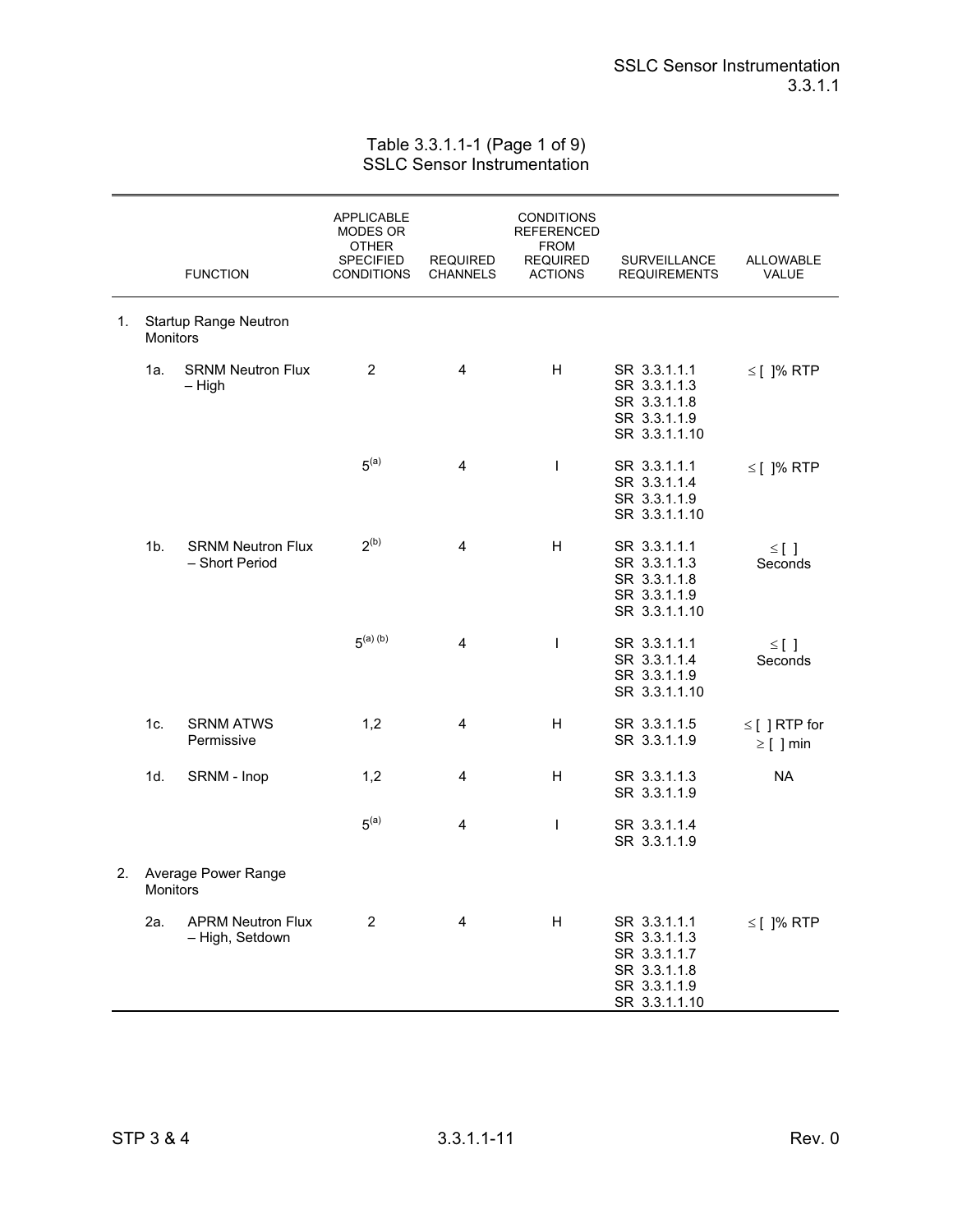Table 3.3.1.1-1 (Page 1 of 9)
SSLC Sensor Instrumentation

| | FUNCTION | APPLICABLE MODES OR OTHER SPECIFIED CONDITIONS | REQUIRED CHANNELS | CONDITIONS REFERENCED FROM REQUIRED ACTIONS | SURVEILLANCE REQUIREMENTS | ALLOWABLE VALUE |
|---|---|---|---|---|---|---|
| 1. | Startup Range Neutron Monitors | | | | | |
| 1a. | SRNM Neutron Flux – High | 2 | 4 | H | SR 3.3.1.1.1<br>SR 3.3.1.1.3<br>SR 3.3.1.1.8<br>SR 3.3.1.1.9<br>SR 3.3.1.1.10 | ≤ [ ]% RTP |
| | | 5[(a)] | 4 | I | SR 3.3.1.1.1<br>SR 3.3.1.1.4<br>SR 3.3.1.1.9<br>SR 3.3.1.1.10 | ≤ [ ]% RTP |
| 1b. | SRNM Neutron Flux – Short Period | 2[(b)] | 4 | H | SR 3.3.1.1.1<br>SR 3.3.1.1.3<br>SR 3.3.1.1.8<br>SR 3.3.1.1.9<br>SR 3.3.1.1.10 | ≤ [ ] Seconds |
| | | 5[(a) (b)] | 4 | I | SR 3.3.1.1.1<br>SR 3.3.1.1.4<br>SR 3.3.1.1.9<br>SR 3.3.1.1.10 | ≤ [ ] Seconds |
| 1c. | SRNM ATWS Permissive | 1,2 | 4 | H | SR 3.3.1.1.5<br>SR 3.3.1.1.9 | ≤ [ ] RTP for ≥ [ ] min |
| 1d. | SRNM - Inop | 1,2 | 4 | H | SR 3.3.1.1.3<br>SR 3.3.1.1.9 | NA |
| | | 5[(a)] | 4 | I | SR 3.3.1.1.4<br>SR 3.3.1.1.9 | |
| 2. | Average Power Range Monitors | | | | | |
| 2a. | APRM Neutron Flux – High, Setdown | 2 | 4 | H | SR 3.3.1.1.1<br>SR 3.3.1.1.3<br>SR 3.3.1.1.7<br>SR 3.3.1.1.8<br>SR 3.3.1.1.9<br>SR 3.3.1.1.10 | ≤ [ ]% RTP |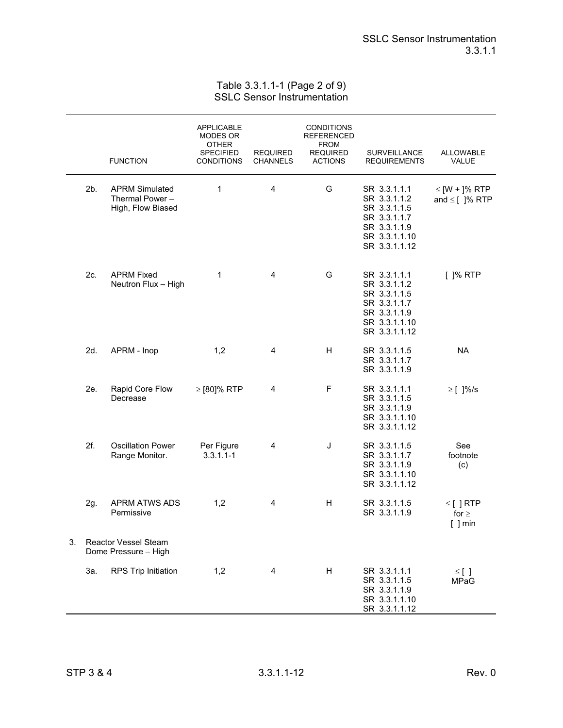Table 3.3.1.1-1 (Page 2 of 9)
SSLC Sensor Instrumentation

| | FUNCTION | APPLICABLE MODES OR OTHER SPECIFIED CONDITIONS | REQUIRED CHANNELS | CONDITIONS REFERENCED FROM REQUIRED ACTIONS | SURVEILLANCE REQUIREMENTS | ALLOWABLE VALUE |
|---|---|---|---|---|---|---|
| 2b. | APRM Simulated Thermal Power – High, Flow Biased | 1 | 4 | G | SR 3.3.1.1.1<br>SR 3.3.1.1.2<br>SR 3.3.1.1.5<br>SR 3.3.1.1.7<br>SR 3.3.1.1.9<br>SR 3.3.1.1.10<br>SR 3.3.1.1.12 | ≤ [W + ]% RTP and ≤ [ ]% RTP |
| 2c. | APRM Fixed Neutron Flux – High | 1 | 4 | G | SR 3.3.1.1.1<br>SR 3.3.1.1.2<br>SR 3.3.1.1.5<br>SR 3.3.1.1.7<br>SR 3.3.1.1.9<br>SR 3.3.1.1.10<br>SR 3.3.1.1.12 | [ ]% RTP |
| 2d. | APRM - Inop | 1,2 | 4 | H | SR 3.3.1.1.5<br>SR 3.3.1.1.7<br>SR 3.3.1.1.9 | NA |
| 2e. | Rapid Core Flow Decrease | ≥ [80]% RTP | 4 | F | SR 3.3.1.1.1<br>SR 3.3.1.1.5<br>SR 3.3.1.1.9<br>SR 3.3.1.1.10<br>SR 3.3.1.1.12 | ≥ [ ]%/s |
| 2f. | Oscillation Power Range Monitor. | Per Figure 3.3.1.1-1 | 4 | J | SR 3.3.1.1.5<br>SR 3.3.1.1.7<br>SR 3.3.1.1.9<br>SR 3.3.1.1.10<br>SR 3.3.1.1.12 | See footnote (c) |
| 2g. | APRM ATWS ADS Permissive | 1,2 | 4 | H | SR 3.3.1.1.5<br>SR 3.3.1.1.9 | ≤ [ ] RTP for ≥ [ ] min |
| 3. | Reactor Vessel Steam Dome Pressure – High | | | | | |
| 3a. | RPS Trip Initiation | 1,2 | 4 | H | SR 3.3.1.1.1<br>SR 3.3.1.1.5<br>SR 3.3.1.1.9<br>SR 3.3.1.1.10<br>SR 3.3.1.1.12 | ≤ [ ] MPaG |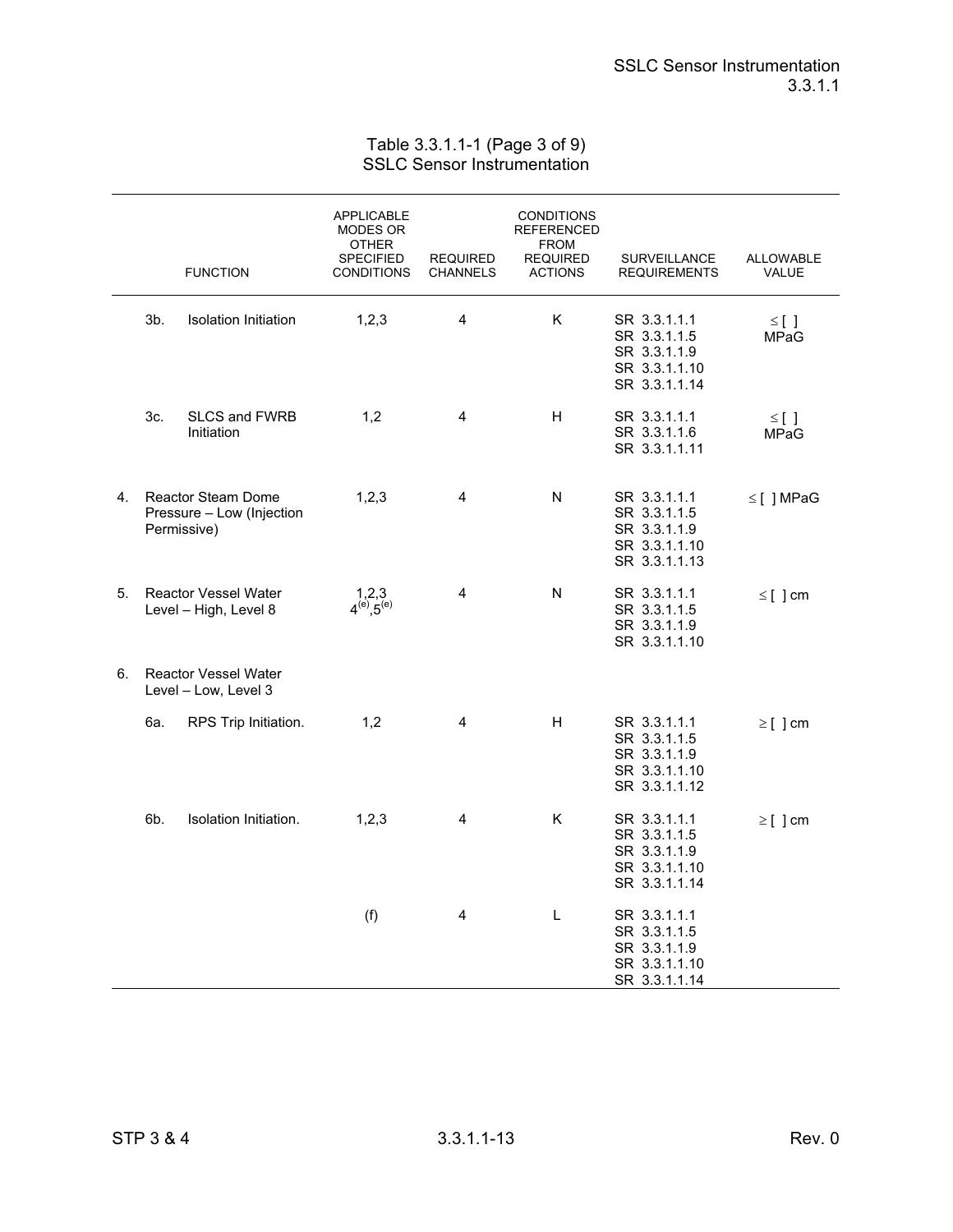## Table 3.3.1.1-1 (Page 3 of 9)
## SSLC Sensor Instrumentation

| | FUNCTION | APPLICABLE MODES OR OTHER SPECIFIED CONDITIONS | REQUIRED CHANNELS | CONDITIONS REFERENCED FROM REQUIRED ACTIONS | SURVEILLANCE REQUIREMENTS | ALLOWABLE VALUE |
|---|---|---|---|---|---|---|
| 3b. | Isolation Initiation | 1,2,3 | 4 | K | SR 3.3.1.1.1<br>SR 3.3.1.1.5<br>SR 3.3.1.1.9<br>SR 3.3.1.1.10<br>SR 3.3.1.1.14 | ≤ [ ] MPaG |
| 3c. | SLCS and FWRB Initiation | 1,2 | 4 | H | SR 3.3.1.1.1<br>SR 3.3.1.1.6<br>SR 3.3.1.1.11 | ≤ [ ] MPaG |
| 4. | Reactor Steam Dome Pressure – Low (Injection Permissive) | 1,2,3 | 4 | N | SR 3.3.1.1.1<br>SR 3.3.1.1.5<br>SR 3.3.1.1.9<br>SR 3.3.1.1.10<br>SR 3.3.1.1.13 | ≤ [ ] MPaG |
| 5. | Reactor Vessel Water Level – High, Level 8 | 1,2,3<br>4[(e)],5[(e)] | 4 | N | SR 3.3.1.1.1<br>SR 3.3.1.1.5<br>SR 3.3.1.1.9<br>SR 3.3.1.1.10 | ≤ [ ] cm |
| 6. | Reactor Vessel Water Level – Low, Level 3 | | | | | |
| 6a. | RPS Trip Initiation. | 1,2 | 4 | H | SR 3.3.1.1.1<br>SR 3.3.1.1.5<br>SR 3.3.1.1.9<br>SR 3.3.1.1.10<br>SR 3.3.1.1.12 | ≥ [ ] cm |
| 6b. | Isolation Initiation. | 1,2,3 | 4 | K | SR 3.3.1.1.1<br>SR 3.3.1.1.5<br>SR 3.3.1.1.9<br>SR 3.3.1.1.10<br>SR 3.3.1.1.14 | ≥ [ ] cm |
| | | (f) | 4 | L | SR 3.3.1.1.1<br>SR 3.3.1.1.5<br>SR 3.3.1.1.9<br>SR 3.3.1.1.10<br>SR 3.3.1.1.14 | |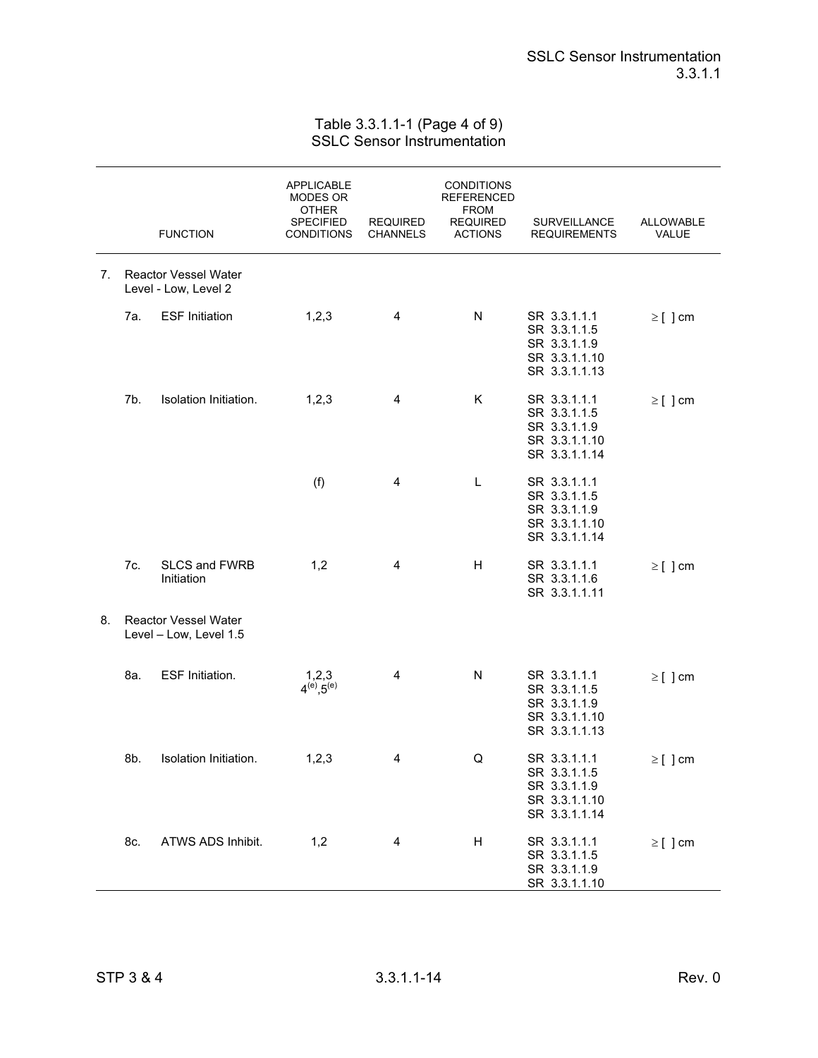Table 3.3.1.1-1 (Page 4 of 9)
SSLC Sensor Instrumentation

| | FUNCTION | APPLICABLE MODES OR OTHER SPECIFIED CONDITIONS | REQUIRED CHANNELS | CONDITIONS REFERENCED FROM REQUIRED ACTIONS | SURVEILLANCE REQUIREMENTS | ALLOWABLE VALUE |
|---|---|---|---|---|---|---|
| 7. | Reactor Vessel Water Level - Low, Level 2 | | | | | |
| 7a. | ESF Initiation | 1,2,3 | 4 | N | SR 3.3.1.1.1<br>SR 3.3.1.1.5<br>SR 3.3.1.1.9<br>SR 3.3.1.1.10<br>SR 3.3.1.1.13 | ≥ [ ] cm |
| 7b. | Isolation Initiation. | 1,2,3 | 4 | K | SR 3.3.1.1.1<br>SR 3.3.1.1.5<br>SR 3.3.1.1.9<br>SR 3.3.1.1.10<br>SR 3.3.1.1.14 | ≥ [ ] cm |
| | | (f) | 4 | L | SR 3.3.1.1.1<br>SR 3.3.1.1.5<br>SR 3.3.1.1.9<br>SR 3.3.1.1.10<br>SR 3.3.1.1.14 | |
| 7c. | SLCS and FWRB Initiation | 1,2 | 4 | H | SR 3.3.1.1.1<br>SR 3.3.1.1.6<br>SR 3.3.1.1.11 | ≥ [ ] cm |
| 8. | Reactor Vessel Water Level – Low, Level 1.5 | | | | | |
| 8a. | ESF Initiation. | 1,2,3<br>4(e),5(e) | 4 | N | SR 3.3.1.1.1<br>SR 3.3.1.1.5<br>SR 3.3.1.1.9<br>SR 3.3.1.1.10<br>SR 3.3.1.1.13 | ≥ [ ] cm |
| 8b. | Isolation Initiation. | 1,2,3 | 4 | Q | SR 3.3.1.1.1<br>SR 3.3.1.1.5<br>SR 3.3.1.1.9<br>SR 3.3.1.1.10<br>SR 3.3.1.1.14 | ≥ [ ] cm |
| 8c. | ATWS ADS Inhibit. | 1,2 | 4 | H | SR 3.3.1.1.1<br>SR 3.3.1.1.5<br>SR 3.3.1.1.9<br>SR 3.3.1.1.10 | ≥ [ ] cm |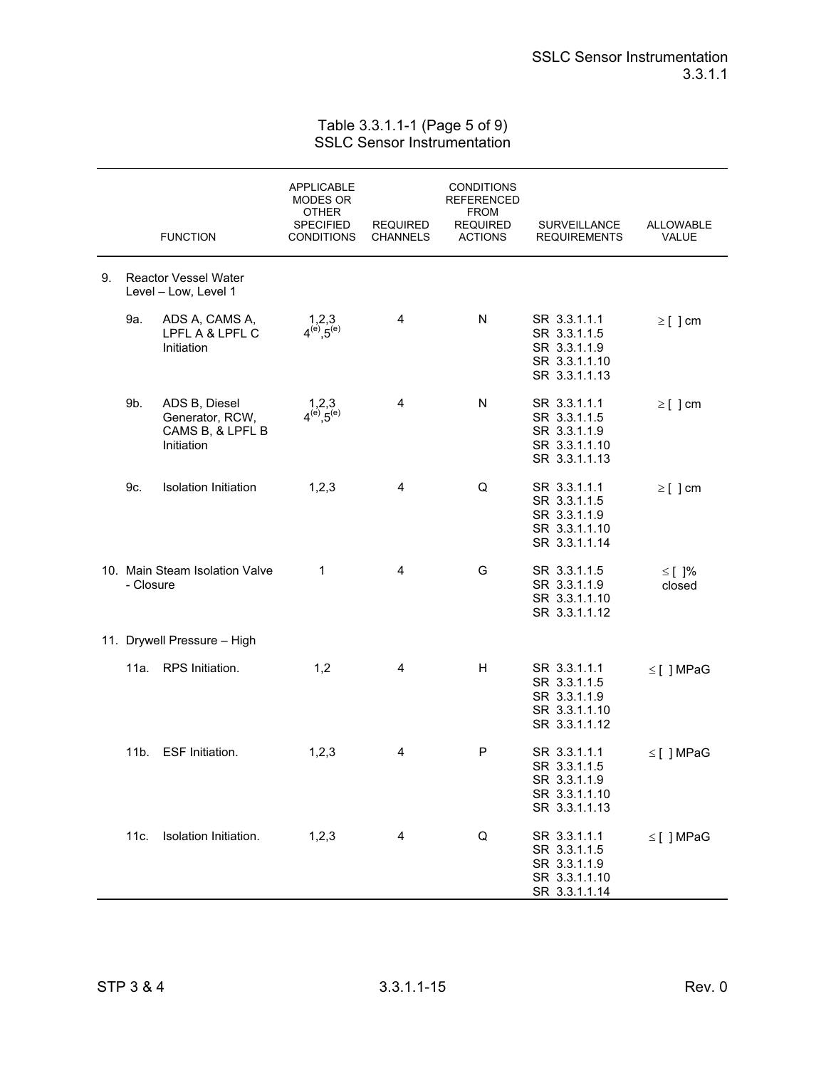Table 3.3.1.1-1 (Page 5 of 9)
SSLC Sensor Instrumentation

| FUNCTION | APPLICABLE MODES OR OTHER SPECIFIED CONDITIONS | REQUIRED CHANNELS | CONDITIONS REFERENCED FROM REQUIRED ACTIONS | SURVEILLANCE REQUIREMENTS | ALLOWABLE VALUE |
|---|---|---|---|---|---|
| 9. Reactor Vessel Water Level – Low, Level 1 | | | | | |
| 9a. ADS A, CAMS A, LPFL A & LPFL C Initiation | 1,2,3<br>4(e),5(e) | 4 | N | SR 3.3.1.1.1<br>SR 3.3.1.1.5<br>SR 3.3.1.1.9<br>SR 3.3.1.1.10<br>SR 3.3.1.1.13 | ≥ [ ] cm |
| 9b. ADS B, Diesel Generator, RCW, CAMS B, & LPFL B Initiation | 1,2,3<br>4(e),5(e) | 4 | N | SR 3.3.1.1.1<br>SR 3.3.1.1.5<br>SR 3.3.1.1.9<br>SR 3.3.1.1.10<br>SR 3.3.1.1.13 | ≥ [ ] cm |
| 9c. Isolation Initiation | 1,2,3 | 4 | Q | SR 3.3.1.1.1<br>SR 3.3.1.1.5<br>SR 3.3.1.1.9<br>SR 3.3.1.1.10<br>SR 3.3.1.1.14 | ≥ [ ] cm |
| 10. Main Steam Isolation Valve - Closure | 1 | 4 | G | SR 3.3.1.1.5<br>SR 3.3.1.1.9<br>SR 3.3.1.1.10<br>SR 3.3.1.1.12 | ≤ [ ]% closed |
| 11. Drywell Pressure – High | | | | | |
| 11a. RPS Initiation. | 1,2 | 4 | H | SR 3.3.1.1.1<br>SR 3.3.1.1.5<br>SR 3.3.1.1.9<br>SR 3.3.1.1.10<br>SR 3.3.1.1.12 | ≤ [ ] MPaG |
| 11b. ESF Initiation. | 1,2,3 | 4 | P | SR 3.3.1.1.1<br>SR 3.3.1.1.5<br>SR 3.3.1.1.9<br>SR 3.3.1.1.10<br>SR 3.3.1.1.13 | ≤ [ ] MPaG |
| 11c. Isolation Initiation. | 1,2,3 | 4 | Q | SR 3.3.1.1.1<br>SR 3.3.1.1.5<br>SR 3.3.1.1.9<br>SR 3.3.1.1.10<br>SR 3.3.1.1.14 | ≤ [ ] MPaG |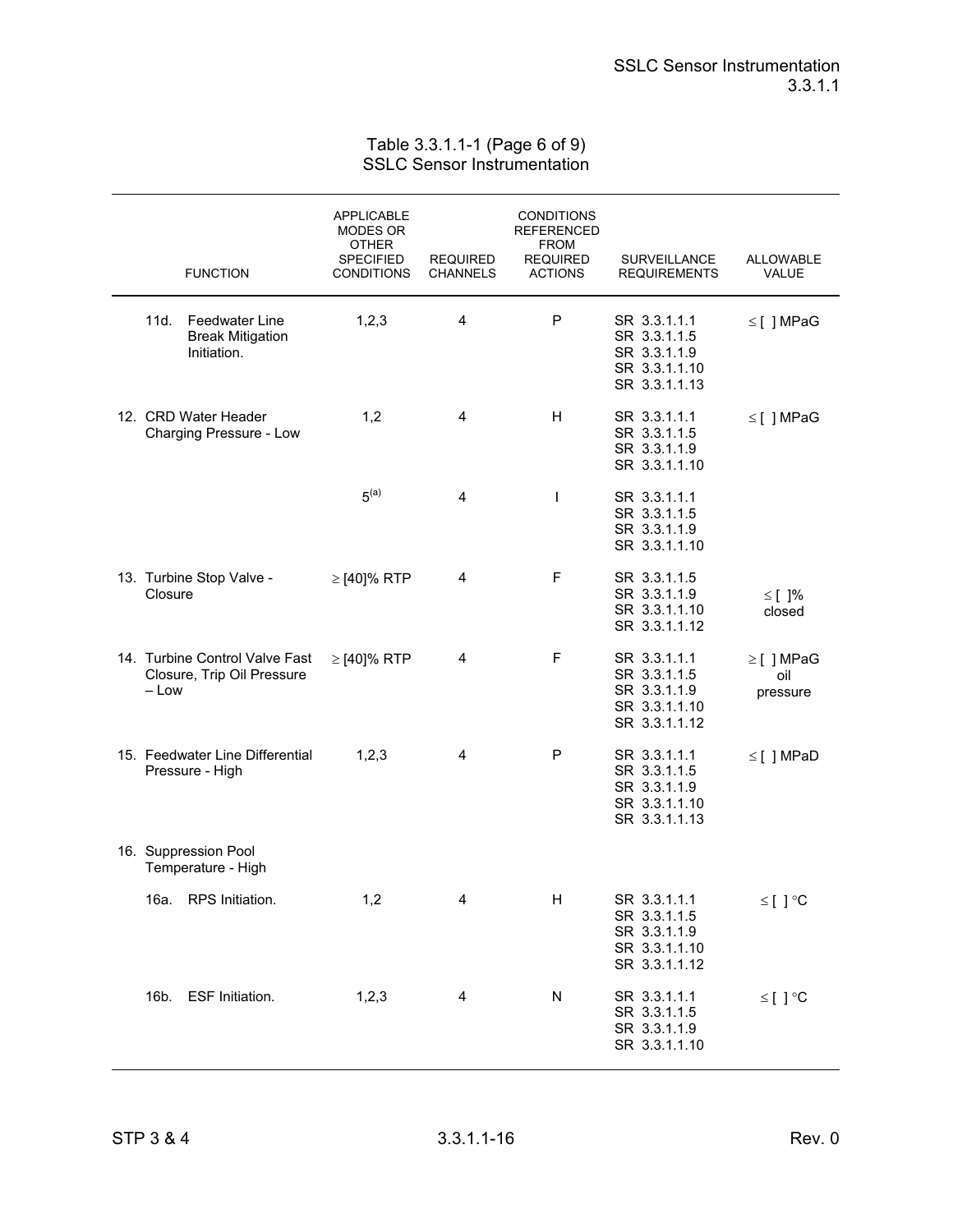Table 3.3.1.1-1 (Page 6 of 9)
SSLC Sensor Instrumentation

| FUNCTION | APPLICABLE MODES OR OTHER SPECIFIED CONDITIONS | REQUIRED CHANNELS | CONDITIONS REFERENCED FROM REQUIRED ACTIONS | SURVEILLANCE REQUIREMENTS | ALLOWABLE VALUE |
|---|---|---|---|---|---|
| 11d. Feedwater Line Break Mitigation Initiation. | 1,2,3 | 4 | P | SR 3.3.1.1.1<br>SR 3.3.1.1.5<br>SR 3.3.1.1.9<br>SR 3.3.1.1.10<br>SR 3.3.1.1.13 | ≤ [ ] MPaG |
| 12. CRD Water Header Charging Pressure - Low | 1,2 | 4 | H | SR 3.3.1.1.1<br>SR 3.3.1.1.5<br>SR 3.3.1.1.9<br>SR 3.3.1.1.10 | ≤ [ ] MPaG |
| | 5[(a)] | 4 | I | SR 3.3.1.1.1<br>SR 3.3.1.1.5<br>SR 3.3.1.1.9<br>SR 3.3.1.1.10 | |
| 13. Turbine Stop Valve - Closure | ≥ [40]% RTP | 4 | F | SR 3.3.1.1.5<br>SR 3.3.1.1.9<br>SR 3.3.1.1.10<br>SR 3.3.1.1.12 | ≤ [ ]% closed |
| 14. Turbine Control Valve Fast Closure, Trip Oil Pressure – Low | ≥ [40]% RTP | 4 | F | SR 3.3.1.1.1<br>SR 3.3.1.1.5<br>SR 3.3.1.1.9<br>SR 3.3.1.1.10<br>SR 3.3.1.1.12 | ≥ [ ] MPaG oil pressure |
| 15. Feedwater Line Differential Pressure - High | 1,2,3 | 4 | P | SR 3.3.1.1.1<br>SR 3.3.1.1.5<br>SR 3.3.1.1.9<br>SR 3.3.1.1.10<br>SR 3.3.1.1.13 | ≤ [ ] MPaD |
| 16. Suppression Pool Temperature - High | | | | | |
| 16a. RPS Initiation. | 1,2 | 4 | H | SR 3.3.1.1.1<br>SR 3.3.1.1.5<br>SR 3.3.1.1.9<br>SR 3.3.1.1.10<br>SR 3.3.1.1.12 | ≤ [ ] °C |
| 16b. ESF Initiation. | 1,2,3 | 4 | N | SR 3.3.1.1.1<br>SR 3.3.1.1.5<br>SR 3.3.1.1.9<br>SR 3.3.1.1.10 | ≤ [ ] °C |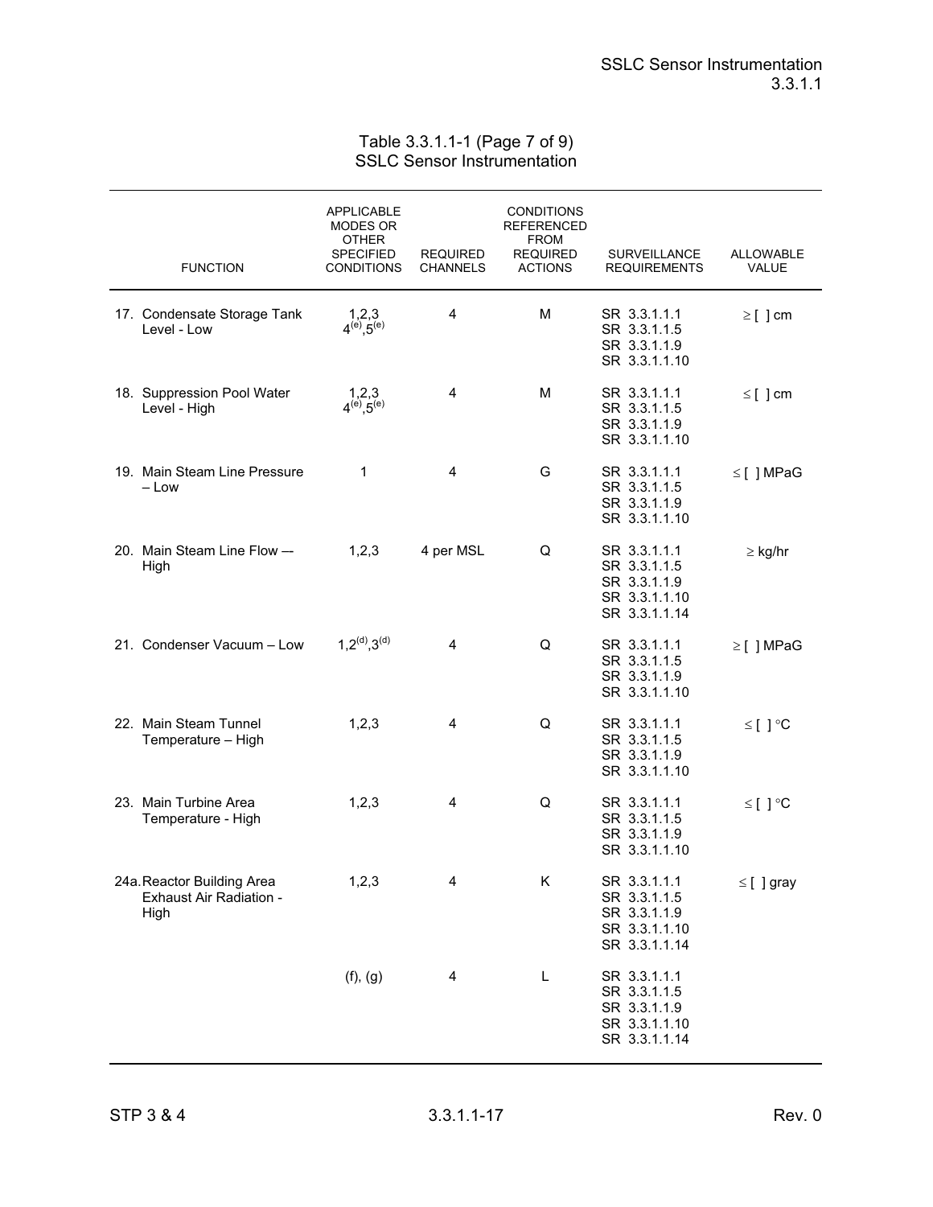Table 3.3.1.1-1 (Page 7 of 9)
SSLC Sensor Instrumentation

| FUNCTION | APPLICABLE MODES OR OTHER SPECIFIED CONDITIONS | REQUIRED CHANNELS | CONDITIONS REFERENCED FROM REQUIRED ACTIONS | SURVEILLANCE REQUIREMENTS | ALLOWABLE VALUE |
|---|---|---|---|---|---|
| 17. Condensate Storage Tank Level - Low | 1,2,3 4[(e)],5[(e)] | 4 | M | SR 3.3.1.1.1 SR 3.3.1.1.5 SR 3.3.1.1.9 SR 3.3.1.1.10 | ≥ [ ] cm |
| 18. Suppression Pool Water Level - High | 1,2,3 4[(e)],5[(e)] | 4 | M | SR 3.3.1.1.1 SR 3.3.1.1.5 SR 3.3.1.1.9 SR 3.3.1.1.10 | ≤ [ ] cm |
| 19. Main Steam Line Pressure – Low | 1 | 4 | G | SR 3.3.1.1.1 SR 3.3.1.1.5 SR 3.3.1.1.9 SR 3.3.1.1.10 | ≤ [ ] MPaG |
| 20. Main Steam Line Flow –- High | 1,2,3 | 4 per MSL | Q | SR 3.3.1.1.1 SR 3.3.1.1.5 SR 3.3.1.1.9 SR 3.3.1.1.10 SR 3.3.1.1.14 | ≥ kg/hr |
| 21. Condenser Vacuum – Low | 1,2[(d)],3[(d)] | 4 | Q | SR 3.3.1.1.1 SR 3.3.1.1.5 SR 3.3.1.1.9 SR 3.3.1.1.10 | ≥ [ ] MPaG |
| 22. Main Steam Tunnel Temperature – High | 1,2,3 | 4 | Q | SR 3.3.1.1.1 SR 3.3.1.1.5 SR 3.3.1.1.9 SR 3.3.1.1.10 | ≤ [ ] °C |
| 23. Main Turbine Area Temperature - High | 1,2,3 | 4 | Q | SR 3.3.1.1.1 SR 3.3.1.1.5 SR 3.3.1.1.9 SR 3.3.1.1.10 | ≤ [ ] °C |
| 24a. Reactor Building Area Exhaust Air Radiation - High | 1,2,3 | 4 | K | SR 3.3.1.1.1 SR 3.3.1.1.5 SR 3.3.1.1.9 SR 3.3.1.1.10 SR 3.3.1.1.14 | ≤ [ ] gray |
| | (f), (g) | 4 | L | SR 3.3.1.1.1 SR 3.3.1.1.5 SR 3.3.1.1.9 SR 3.3.1.1.10 SR 3.3.1.1.14 | |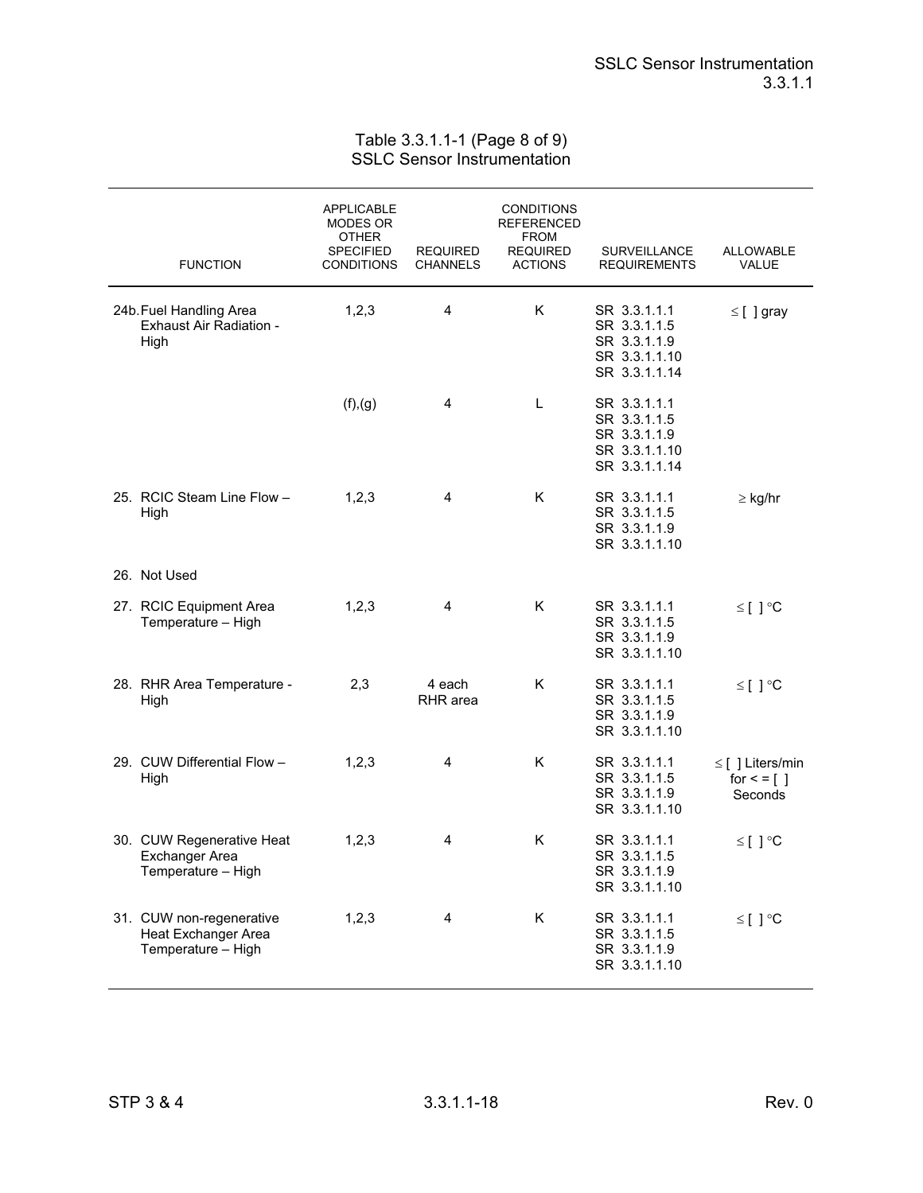Table 3.3.1.1-1 (Page 8 of 9)
SSLC Sensor Instrumentation

| FUNCTION | APPLICABLE MODES OR OTHER SPECIFIED CONDITIONS | REQUIRED CHANNELS | CONDITIONS REFERENCED FROM REQUIRED ACTIONS | SURVEILLANCE REQUIREMENTS | ALLOWABLE VALUE |
|---|---|---|---|---|---|
| 24b. Fuel Handling Area Exhaust Air Radiation - High | 1,2,3 | 4 | K | SR 3.3.1.1.1<br>SR 3.3.1.1.5<br>SR 3.3.1.1.9<br>SR 3.3.1.1.10<br>SR 3.3.1.1.14 | ≤ [ ] gray |
| | (f),(g) | 4 | L | SR 3.3.1.1.1<br>SR 3.3.1.1.5<br>SR 3.3.1.1.9<br>SR 3.3.1.1.10<br>SR 3.3.1.1.14 | |
| 25. RCIC Steam Line Flow – High | 1,2,3 | 4 | K | SR 3.3.1.1.1<br>SR 3.3.1.1.5<br>SR 3.3.1.1.9<br>SR 3.3.1.1.10 | ≥ kg/hr |
| 26. Not Used | | | | | |
| 27. RCIC Equipment Area Temperature – High | 1,2,3 | 4 | K | SR 3.3.1.1.1<br>SR 3.3.1.1.5<br>SR 3.3.1.1.9<br>SR 3.3.1.1.10 | ≤ [ ] °C |
| 28. RHR Area Temperature - High | 2,3 | 4 each RHR area | K | SR 3.3.1.1.1<br>SR 3.3.1.1.5<br>SR 3.3.1.1.9<br>SR 3.3.1.1.10 | ≤ [ ] °C |
| 29. CUW Differential Flow – High | 1,2,3 | 4 | K | SR 3.3.1.1.1<br>SR 3.3.1.1.5<br>SR 3.3.1.1.9<br>SR 3.3.1.1.10 | ≤ [ ] Liters/min for < = [ ] Seconds |
| 30. CUW Regenerative Heat Exchanger Area Temperature – High | 1,2,3 | 4 | K | SR 3.3.1.1.1<br>SR 3.3.1.1.5<br>SR 3.3.1.1.9<br>SR 3.3.1.1.10 | ≤ [ ] °C |
| 31. CUW non-regenerative Heat Exchanger Area Temperature – High | 1,2,3 | 4 | K | SR 3.3.1.1.1<br>SR 3.3.1.1.5<br>SR 3.3.1.1.9<br>SR 3.3.1.1.10 | ≤ [ ] °C |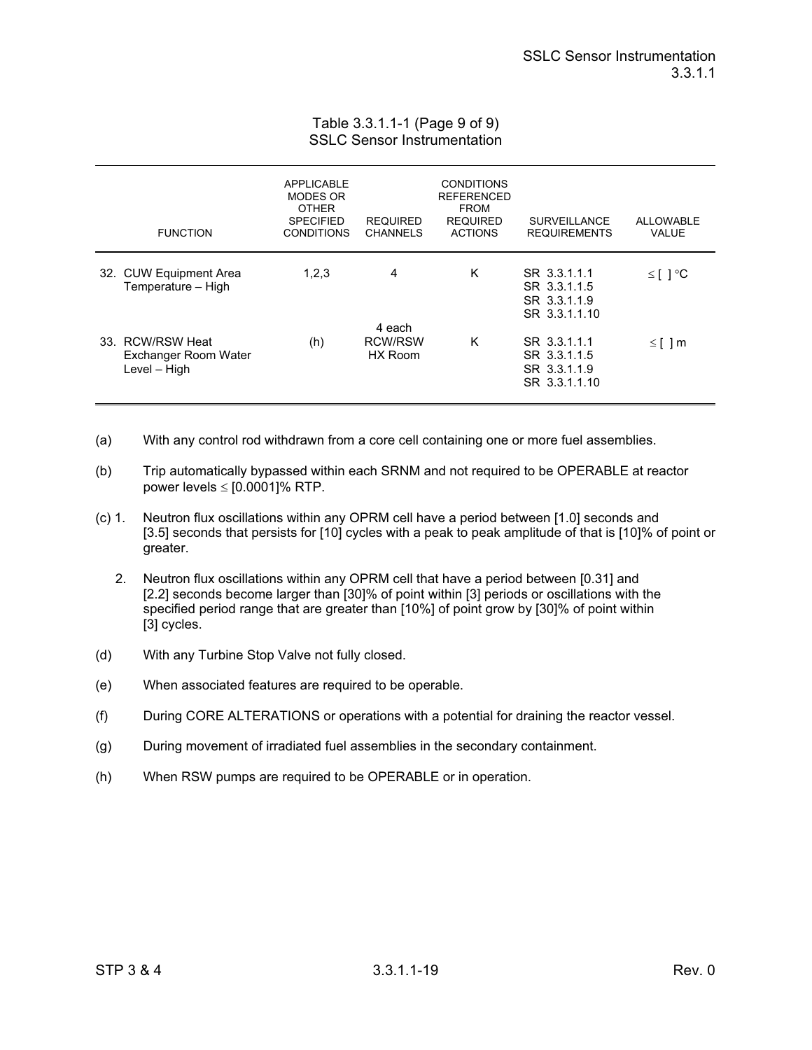Table 3.3.1.1-1 (Page 9 of 9)
SSLC Sensor Instrumentation

| FUNCTION | APPLICABLE MODES OR OTHER SPECIFIED CONDITIONS | REQUIRED CHANNELS | CONDITIONS REFERENCED FROM REQUIRED ACTIONS | SURVEILLANCE REQUIREMENTS | ALLOWABLE VALUE |
|---|---|---|---|---|---|
| 32. CUW Equipment Area Temperature – High | 1,2,3 | 4 | K | SR 3.3.1.1.1<br>SR 3.3.1.1.5<br>SR 3.3.1.1.9<br>SR 3.3.1.1.10 | ≤ [ ] °C |
| 33. RCW/RSW Heat Exchanger Room Water Level – High | (h) | 4 each RCW/RSW HX Room | K | SR 3.3.1.1.1<br>SR 3.3.1.1.5<br>SR 3.3.1.1.9<br>SR 3.3.1.1.10 | ≤ [ ] m |

(a) With any control rod withdrawn from a core cell containing one or more fuel assemblies.

(b) Trip automatically bypassed within each SRNM and not required to be OPERABLE at reactor power levels ≤ [0.0001]% RTP.

(c) 1. Neutron flux oscillations within any OPRM cell have a period between [1.0] seconds and [3.5] seconds that persists for [10] cycles with a peak to peak amplitude of that is [10]% of point or greater.

2. Neutron flux oscillations within any OPRM cell that have a period between [0.31] and [2.2] seconds become larger than [30]% of point within [3] periods or oscillations with the specified period range that are greater than [10]% of point grow by [30]% of point within [3] cycles.

(d) With any Turbine Stop Valve not fully closed.

(e) When associated features are required to be operable.

(f) During CORE ALTERATIONS or operations with a potential for draining the reactor vessel.

(g) During movement of irradiated fuel assemblies in the secondary containment.

(h) When RSW pumps are required to be OPERABLE or in operation.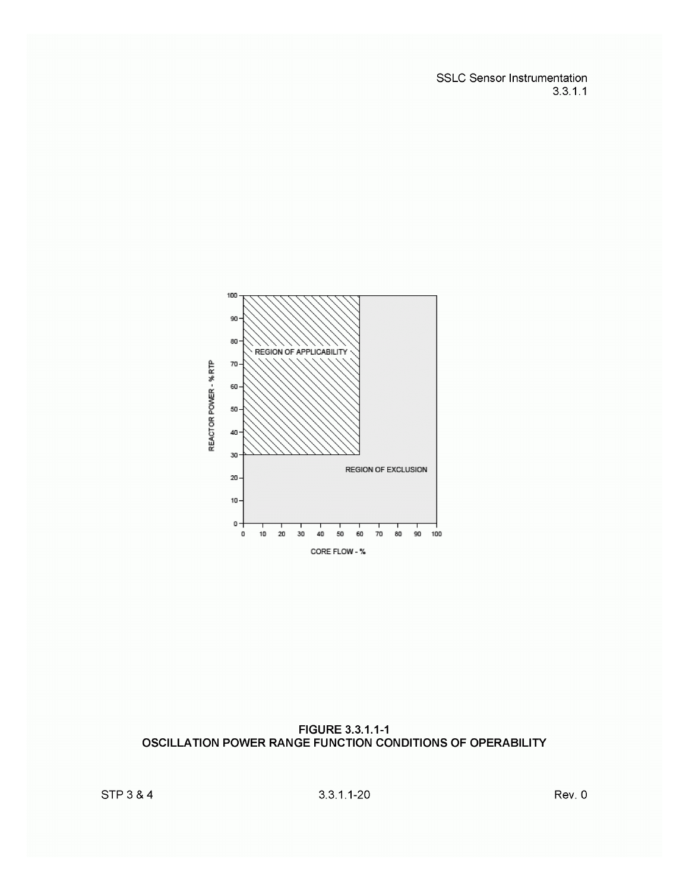REGION OF APPLICABILITY

REGION OF EXCLUSION

REACTOR POWER - % RTP

CORE FLOW - %

**FIGURE 3.3.1.1-1**
**OSCILLATION POWER RANGE FUNCTION CONDITIONS OF OPERABILITY**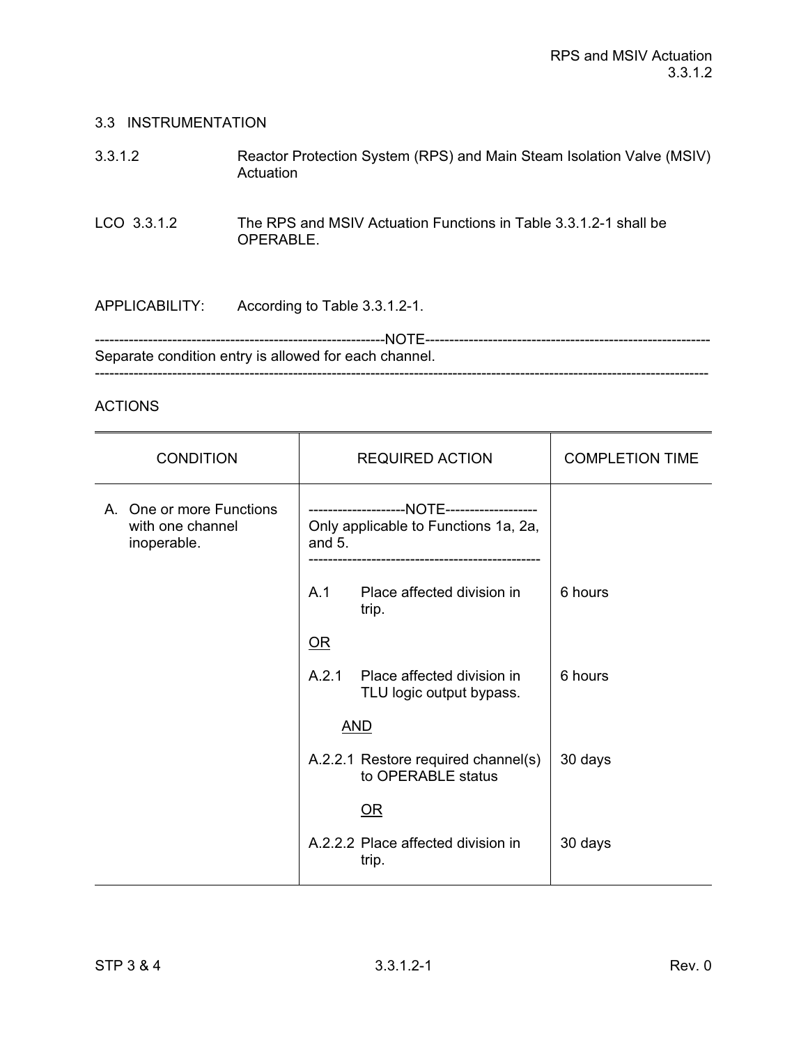## 3.3 INSTRUMENTATION

### 3.3.1.2 Reactor Protection System (RPS) and Main Steam Isolation Valve (MSIV) Actuation

LCO 3.3.1.2 The RPS and MSIV Actuation Functions in Table 3.3.1.2-1 shall be OPERABLE.

APPLICABILITY: According to Table 3.3.1.2-1.

-----NOTE-----

Separate condition entry is allowed for each channel.

---

ACTIONS

| CONDITION | REQUIRED ACTION | COMPLETION TIME |
|---|---|---|
| A. One or more Functions with one channel inoperable. | -----NOTE----- Only applicable to Functions 1a, 2a, and 5. ----- | |
| | A.1 Place affected division in trip. | 6 hours |
| | OR | |
| | A.2.1 Place affected division in TLU logic output bypass. | 6 hours |
| | AND | |
| | A.2.2.1 Restore required channel(s) to OPERABLE status | 30 days |
| | OR | |
| | A.2.2.2 Place affected division in trip. | 30 days |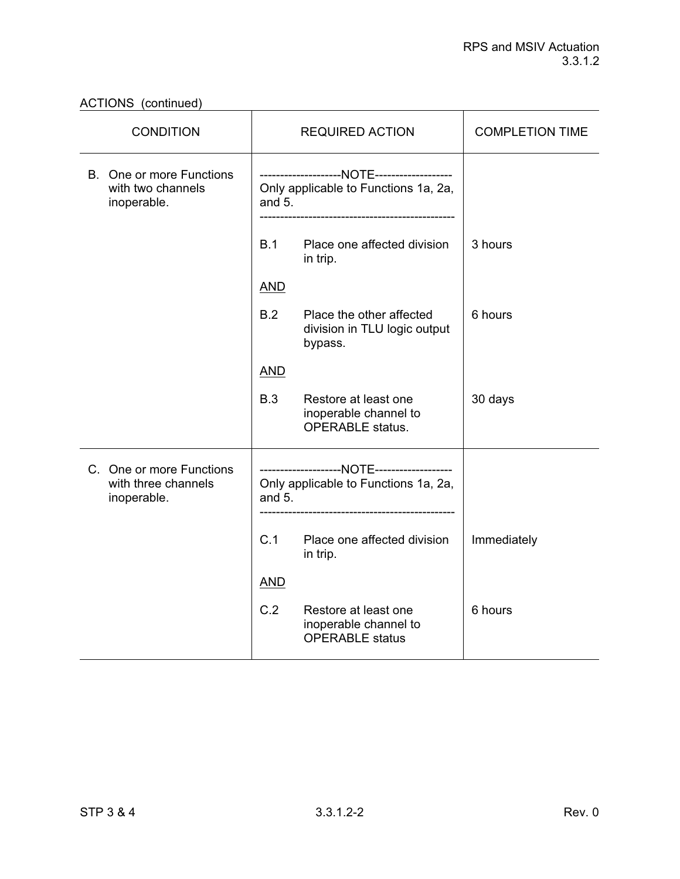ACTIONS (continued)

| CONDITION | REQUIRED ACTION | COMPLETION TIME |
|---|---|---|
| B. One or more Functions with two channels inoperable. | --------------------NOTE------------------- Only applicable to Functions 1a, 2a, and 5. ------------------------------------------------ | |
| | B.1 Place one affected division in trip. | 3 hours |
| | AND | |
| | B.2 Place the other affected division in TLU logic output bypass. | 6 hours |
| | AND | |
| | B.3 Restore at least one inoperable channel to OPERABLE status. | 30 days |
| C. One or more Functions with three channels inoperable. | --------------------NOTE------------------- Only applicable to Functions 1a, 2a, and 5. ------------------------------------------------ | |
| | C.1 Place one affected division in trip. | Immediately |
| | AND | |
| | C.2 Restore at least one inoperable channel to OPERABLE status | 6 hours |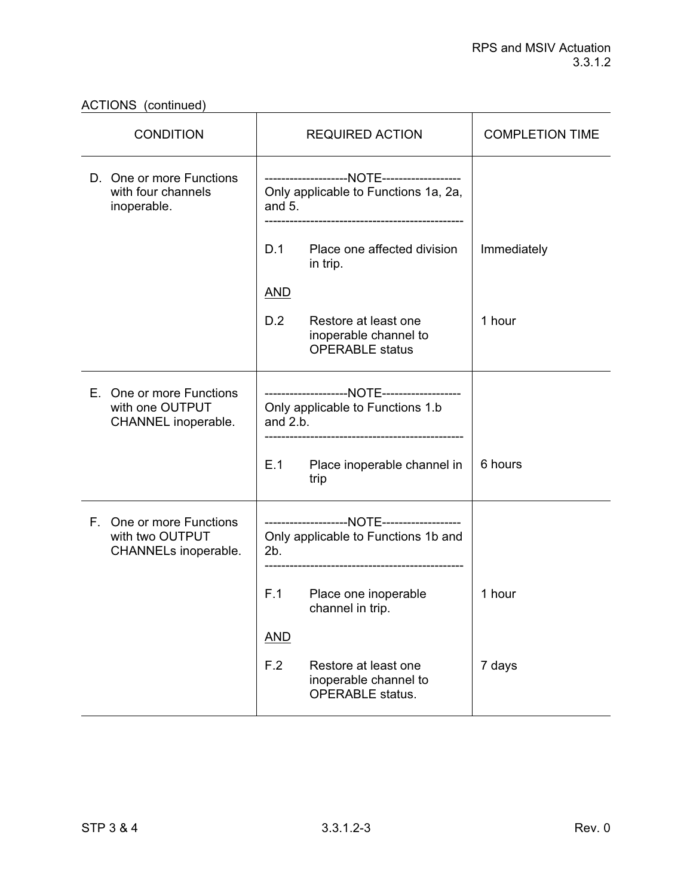ACTIONS (continued)

| CONDITION | REQUIRED ACTION | | COMPLETION TIME |
|---|---|---|---|
| D. One or more Functions with four channels inoperable. | --------------------NOTE------------------- Only applicable to Functions 1a, 2a, and 5. ------------------------------------------------ | | |
| | D.1 | Place one affected division in trip. | Immediately |
| | AND | | |
| | D.2 | Restore at least one inoperable channel to OPERABLE status | 1 hour |
| E. One or more Functions with one OUTPUT CHANNEL inoperable. | --------------------NOTE------------------- Only applicable to Functions 1.b and 2.b. ------------------------------------------------ | | |
| | E.1 | Place inoperable channel in trip | 6 hours |
| F. One or more Functions with two OUTPUT CHANNELs inoperable. | --------------------NOTE------------------- Only applicable to Functions 1b and 2b. ------------------------------------------------ | | |
| | F.1 | Place one inoperable channel in trip. | 1 hour |
| | AND | | |
| | F.2 | Restore at least one inoperable channel to OPERABLE status. | 7 days |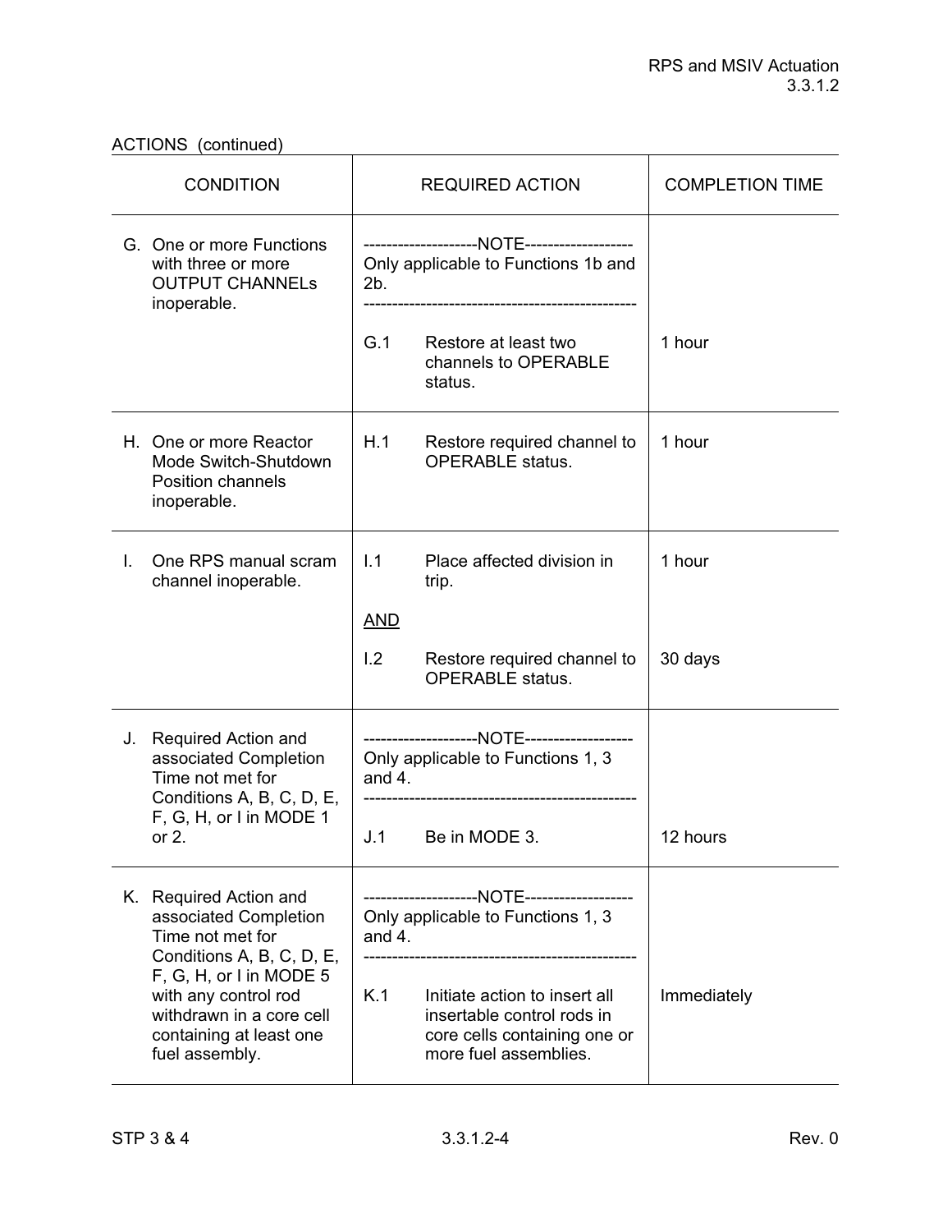ACTIONS (continued)

| CONDITION | REQUIRED ACTION | | COMPLETION TIME |
|---|---|---|---|
| G. One or more Functions with three or more OUTPUT CHANNELs inoperable. | --------------------NOTE-------------------<br>Only applicable to Functions 1b and 2b.<br>----------------------------------------------- | | |
| | G.1 | Restore at least two channels to OPERABLE status. | 1 hour |
| H. One or more Reactor Mode Switch-Shutdown Position channels inoperable. | H.1 | Restore required channel to OPERABLE status. | 1 hour |
| I. One RPS manual scram channel inoperable. | I.1 | Place affected division in trip. | 1 hour |
| | AND | | |
| | I.2 | Restore required channel to OPERABLE status. | 30 days |
| J. Required Action and associated Completion Time not met for Conditions A, B, C, D, E, F, G, H, or I in MODE 1 or 2. | --------------------NOTE-------------------<br>Only applicable to Functions 1, 3 and 4.<br>----------------------------------------------- | | |
| | J.1 | Be in MODE 3. | 12 hours |
| K. Required Action and associated Completion Time not met for Conditions A, B, C, D, E, F, G, H, or I in MODE 5 with any control rod withdrawn in a core cell containing at least one fuel assembly. | --------------------NOTE-------------------<br>Only applicable to Functions 1, 3 and 4.<br>----------------------------------------------- | | |
| | K.1 | Initiate action to insert all insertable control rods in core cells containing one or more fuel assemblies. | Immediately |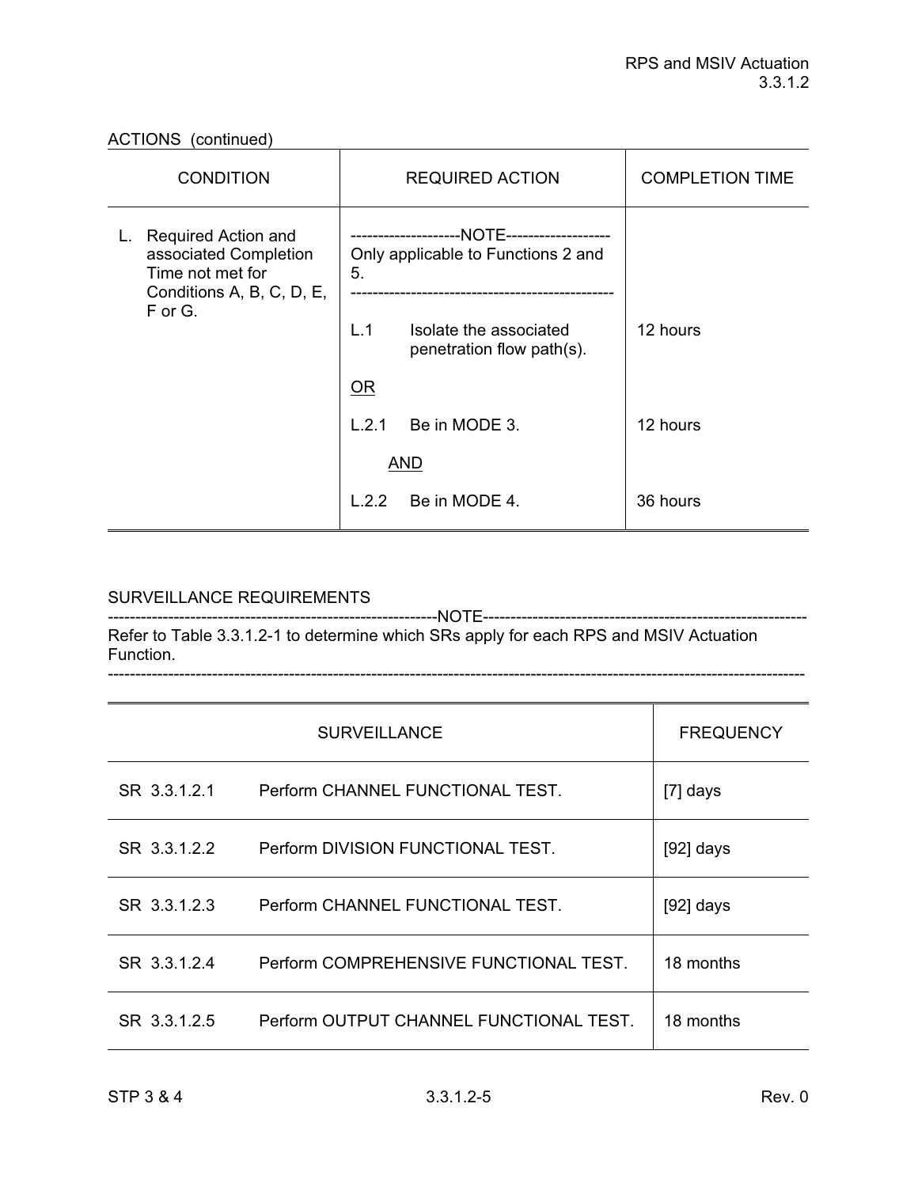ACTIONS (continued)

| CONDITION | REQUIRED ACTION | COMPLETION TIME |
|---|---|---|
| L. Required Action and associated Completion Time not met for Conditions A, B, C, D, E, F or G. | --------------------NOTE------------------- Only applicable to Functions 2 and 5. ------------------------------------------------ | |
| | L.1 Isolate the associated penetration flow path(s). | 12 hours |
| | OR | |
| | L.2.1 Be in MODE 3. | 12 hours |
| | AND | |
| | L.2.2 Be in MODE 4. | 36 hours |

SURVEILLANCE REQUIREMENTS

-----------------------------------------------------------NOTE----------------------------------------------------------
Refer to Table 3.3.1.2-1 to determine which SRs apply for each RPS and MSIV Actuation Function.
-----------------------------------------------------------------------------------------------------------------------------

| SURVEILLANCE | | FREQUENCY |
|---|---|---|
| SR 3.3.1.2.1 | Perform CHANNEL FUNCTIONAL TEST. | [7] days |
| SR 3.3.1.2.2 | Perform DIVISION FUNCTIONAL TEST. | [92] days |
| SR 3.3.1.2.3 | Perform CHANNEL FUNCTIONAL TEST. | [92] days |
| SR 3.3.1.2.4 | Perform COMPREHENSIVE FUNCTIONAL TEST. | 18 months |
| SR 3.3.1.2.5 | Perform OUTPUT CHANNEL FUNCTIONAL TEST. | 18 months |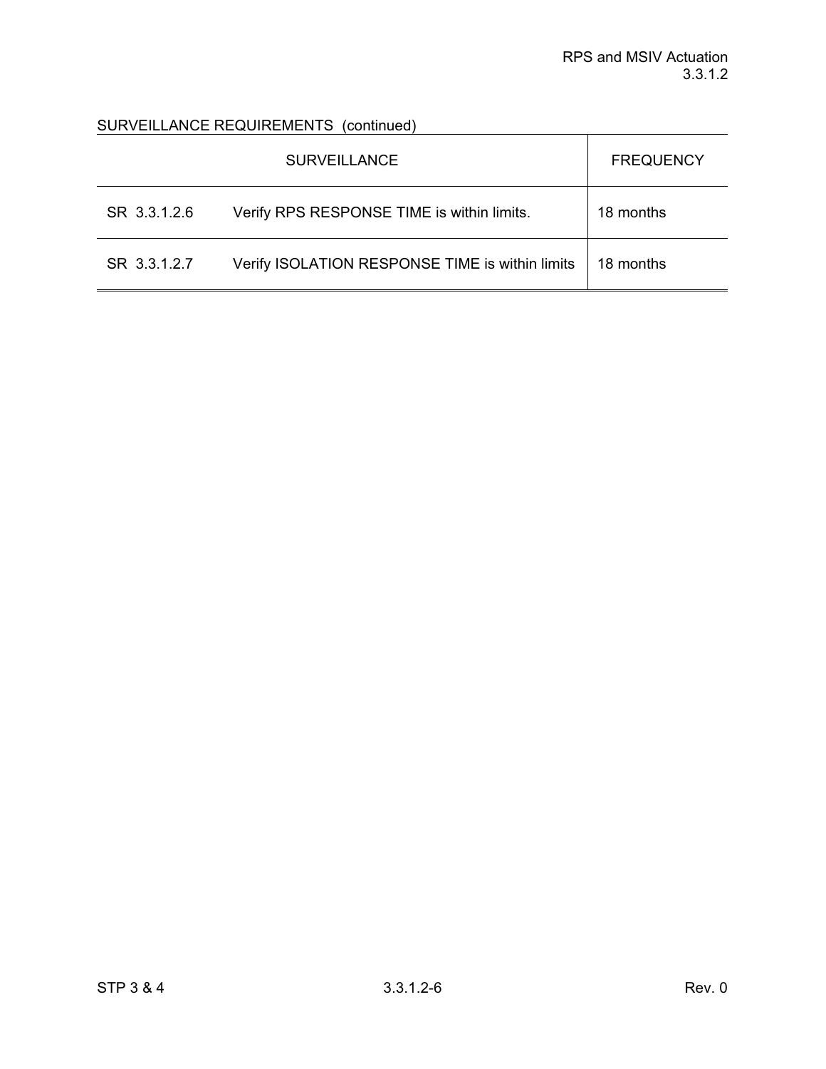SURVEILLANCE REQUIREMENTS (continued)

| SURVEILLANCE | | FREQUENCY |
|---|---|---|
| SR 3.3.1.2.6 | Verify RPS RESPONSE TIME is within limits. | 18 months |
| SR 3.3.1.2.7 | Verify ISOLATION RESPONSE TIME is within limits | 18 months |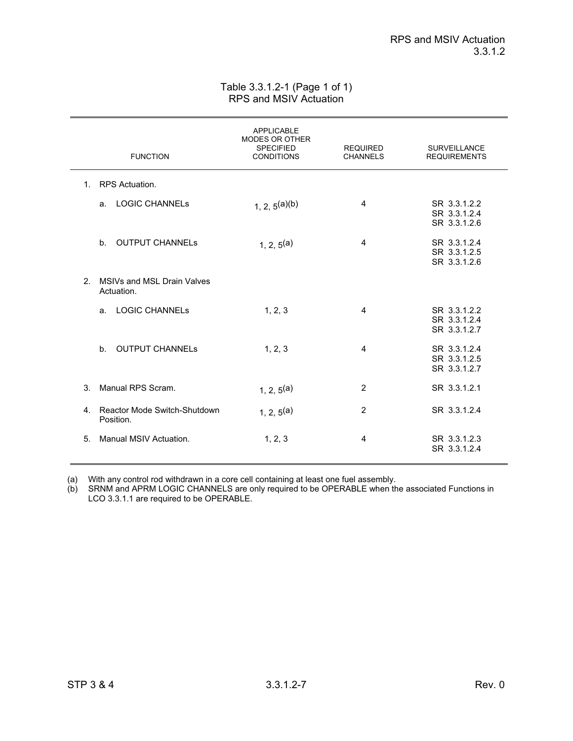Table 3.3.1.2-1 (Page 1 of 1)
RPS and MSIV Actuation

| FUNCTION | APPLICABLE MODES OR OTHER SPECIFIED CONDITIONS | REQUIRED CHANNELS | SURVEILLANCE REQUIREMENTS |
|---|---|---|---|
| 1. RPS Actuation. | | | |
| a. LOGIC CHANNELs | 1, 2, 5(a)(b) | 4 | SR 3.3.1.2.2<br>SR 3.3.1.2.4<br>SR 3.3.1.2.6 |
| b. OUTPUT CHANNELs | 1, 2, 5(a) | 4 | SR 3.3.1.2.4<br>SR 3.3.1.2.5<br>SR 3.3.1.2.6 |
| 2. MSIVs and MSL Drain Valves Actuation. | | | |
| a. LOGIC CHANNELs | 1, 2, 3 | 4 | SR 3.3.1.2.2<br>SR 3.3.1.2.4<br>SR 3.3.1.2.7 |
| b. OUTPUT CHANNELs | 1, 2, 3 | 4 | SR 3.3.1.2.4<br>SR 3.3.1.2.5<br>SR 3.3.1.2.7 |
| 3. Manual RPS Scram. | 1, 2, 5(a) | 2 | SR 3.3.1.2.1 |
| 4. Reactor Mode Switch-Shutdown Position. | 1, 2, 5(a) | 2 | SR 3.3.1.2.4 |
| 5. Manual MSIV Actuation. | 1, 2, 3 | 4 | SR 3.3.1.2.3<br>SR 3.3.1.2.4 |

(a) With any control rod withdrawn in a core cell containing at least one fuel assembly.

(b) SRNM and APRM LOGIC CHANNELS are only required to be OPERABLE when the associated Functions in LCO 3.3.1.1 are required to be OPERABLE.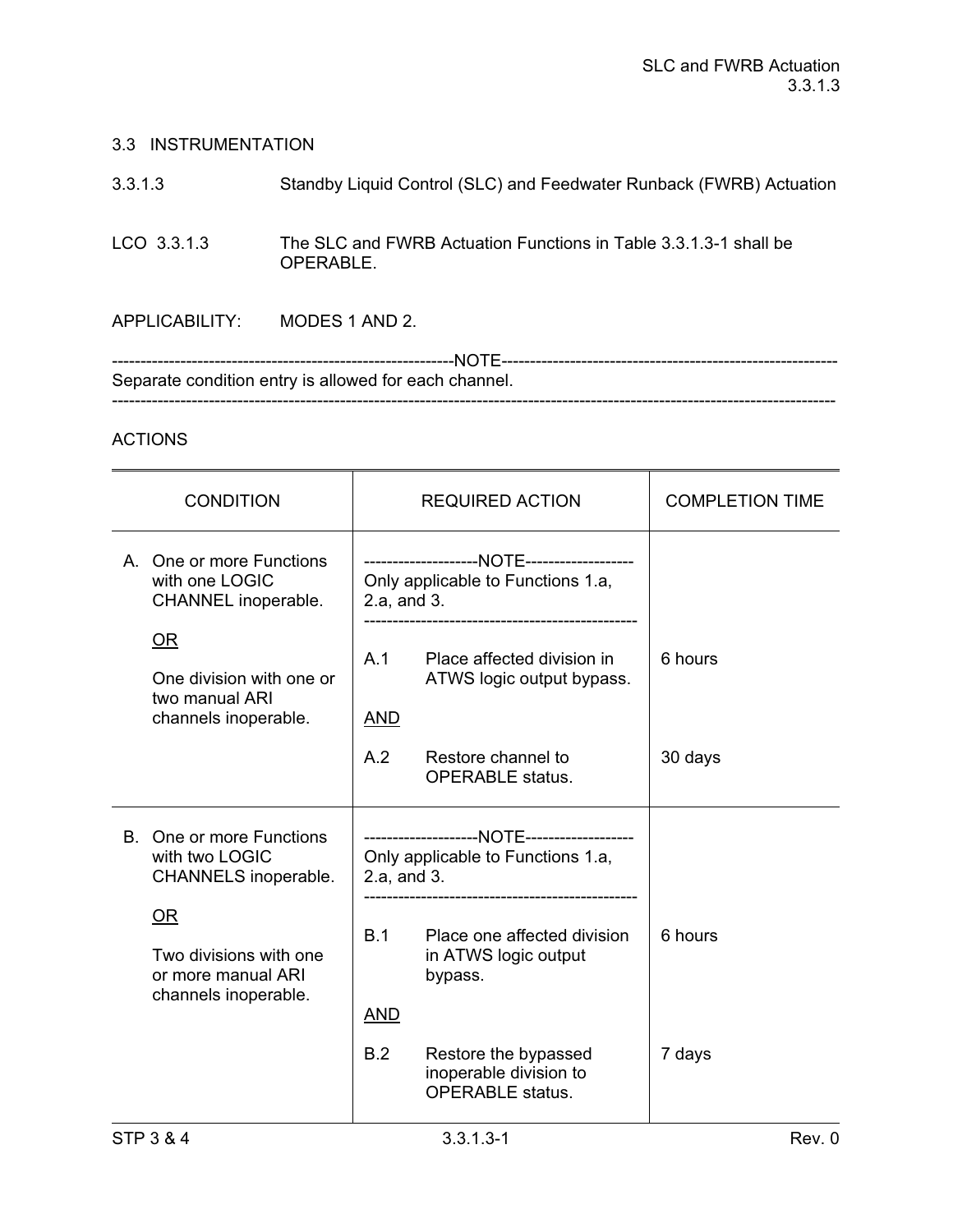## 3.3 INSTRUMENTATION

### 3.3.1.3 Standby Liquid Control (SLC) and Feedwater Runback (FWRB) Actuation

LCO 3.3.1.3 The SLC and FWRB Actuation Functions in Table 3.3.1.3-1 shall be OPERABLE.

APPLICABILITY: MODES 1 AND 2.

------------------------------------------------------------NOTE------------------------------------------------------------
Separate condition entry is allowed for each channel.
------------------------------------------------------------------------------------------------------------------------------

ACTIONS

| CONDITION | REQUIRED ACTION | COMPLETION TIME |
|---|---|---|
| A. One or more Functions with one LOGIC CHANNEL inoperable.<br><br>OR<br><br>One division with one or two manual ARI channels inoperable. | --------------------NOTE-------------------<br>Only applicable to Functions 1.a, 2.a, and 3.<br>------------------------------------------------ | |
| | A.1 Place affected division in ATWS logic output bypass. | 6 hours |
| | AND | |
| | A.2 Restore channel to OPERABLE status. | 30 days |
| B. One or more Functions with two LOGIC CHANNELS inoperable.<br><br>OR<br><br>Two divisions with one or more manual ARI channels inoperable. | --------------------NOTE-------------------<br>Only applicable to Functions 1.a, 2.a, and 3.<br>------------------------------------------------ | |
| | B.1 Place one affected division in ATWS logic output bypass. | 6 hours |
| | AND | |
| | B.2 Restore the bypassed inoperable division to OPERABLE status. | 7 days |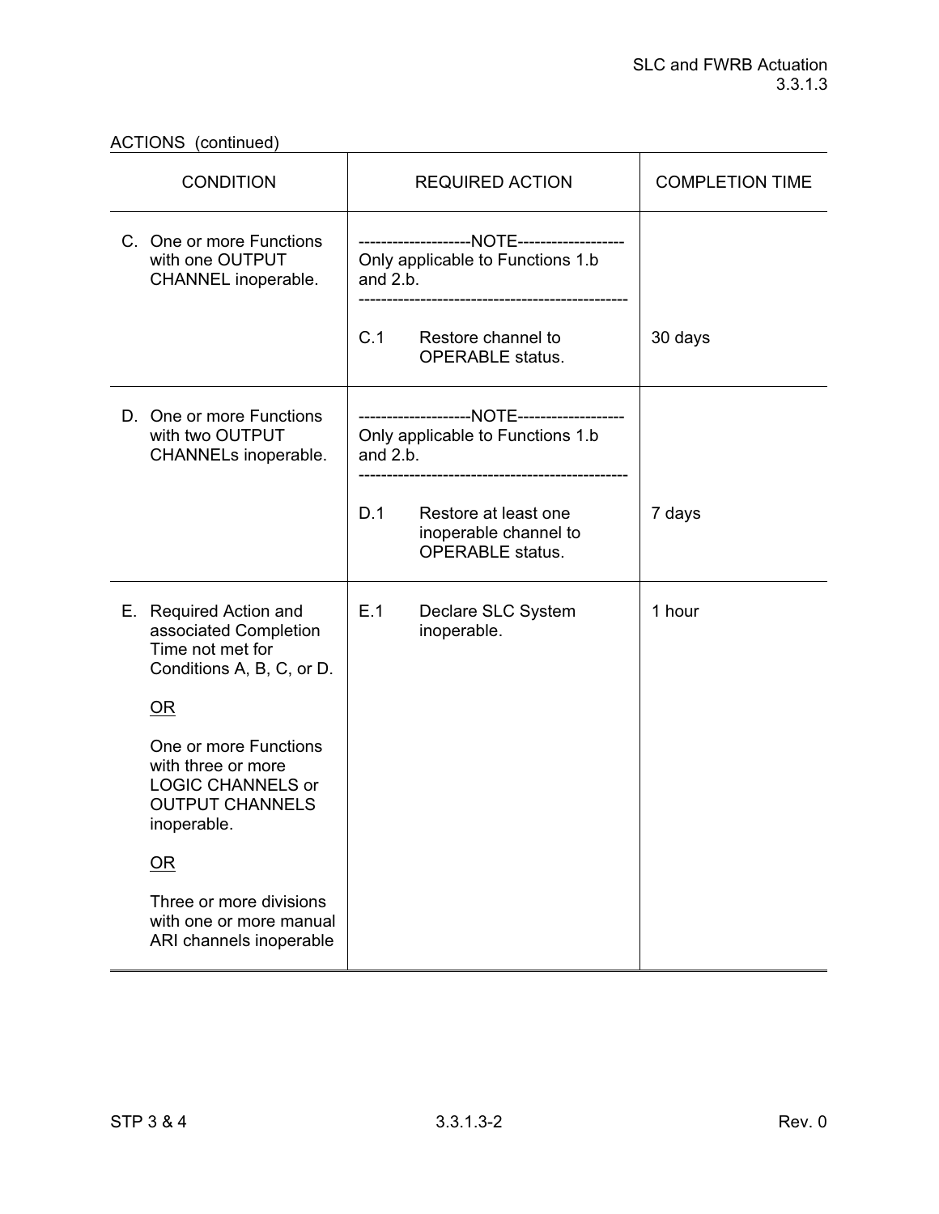ACTIONS (continued)

| CONDITION | REQUIRED ACTION | COMPLETION TIME |
|---|---|---|
| C. One or more Functions with one OUTPUT CHANNEL inoperable. | --------------------NOTE------------------- Only applicable to Functions 1.b and 2.b. ------------------------------------------------ C.1 Restore channel to OPERABLE status. | 30 days |
| D. One or more Functions with two OUTPUT CHANNELs inoperable. | --------------------NOTE------------------- Only applicable to Functions 1.b and 2.b. ------------------------------------------------ D.1 Restore at least one inoperable channel to OPERABLE status. | 7 days |
| E. Required Action and associated Completion Time not met for Conditions A, B, C, or D. <br><br> <u>OR</u> <br><br> One or more Functions with three or more LOGIC CHANNELS or OUTPUT CHANNELS inoperable. <br><br> <u>OR</u> <br><br> Three or more divisions with one or more manual ARI channels inoperable | E.1 Declare SLC System inoperable. | 1 hour |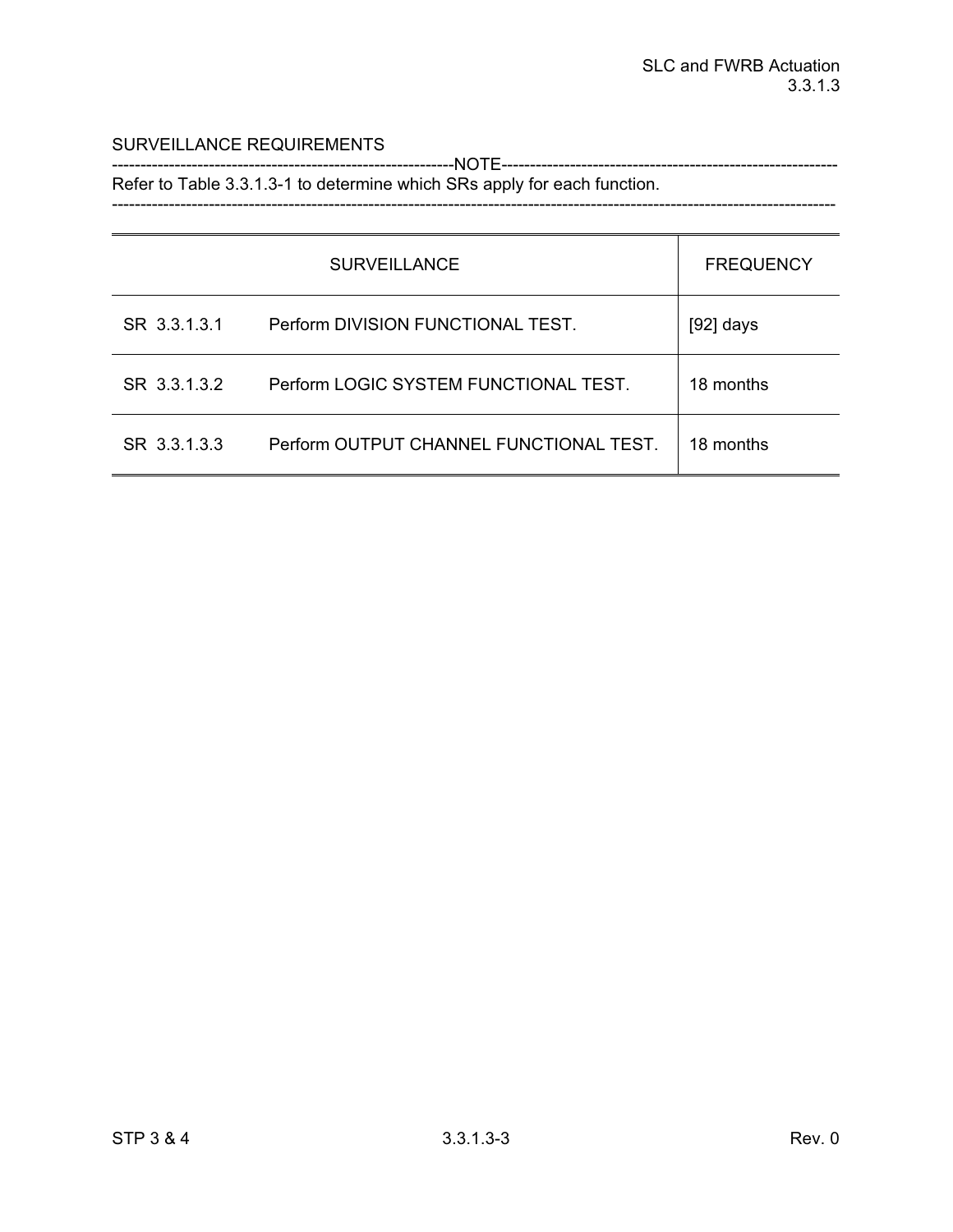SURVEILLANCE REQUIREMENTS

-----------------------------------------------------------NOTE-----------------------------------------------------------
Refer to Table 3.3.1.3-1 to determine which SRs apply for each function.
-------------------------------------------------------------------------------------------------------------------------------

| SURVEILLANCE | | FREQUENCY |
|---|---|---|
| SR 3.3.1.3.1 | Perform DIVISION FUNCTIONAL TEST. | [92] days |
| SR 3.3.1.3.2 | Perform LOGIC SYSTEM FUNCTIONAL TEST. | 18 months |
| SR 3.3.1.3.3 | Perform OUTPUT CHANNEL FUNCTIONAL TEST. | 18 months |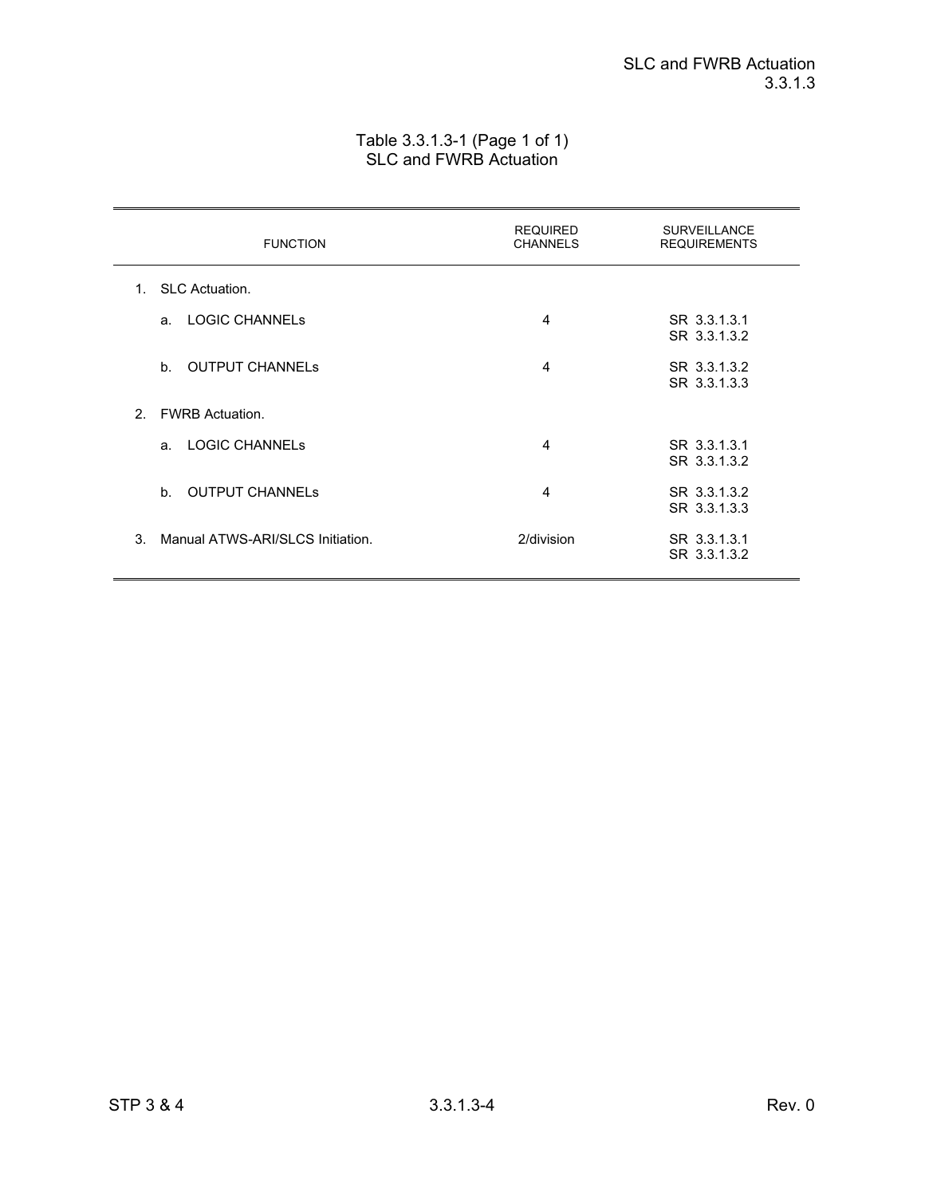Table 3.3.1.3-1 (Page 1 of 1)
SLC and FWRB Actuation

| FUNCTION | REQUIRED CHANNELS | SURVEILLANCE REQUIREMENTS |
|---|---|---|
| 1. SLC Actuation. | | |
| a. LOGIC CHANNELs | 4 | SR 3.3.1.3.1<br>SR 3.3.1.3.2 |
| b. OUTPUT CHANNELs | 4 | SR 3.3.1.3.2<br>SR 3.3.1.3.3 |
| 2. FWRB Actuation. | | |
| a. LOGIC CHANNELs | 4 | SR 3.3.1.3.1<br>SR 3.3.1.3.2 |
| b. OUTPUT CHANNELs | 4 | SR 3.3.1.3.2<br>SR 3.3.1.3.3 |
| 3. Manual ATWS-ARI/SLCS Initiation. | 2/division | SR 3.3.1.3.1<br>SR 3.3.1.3.2 |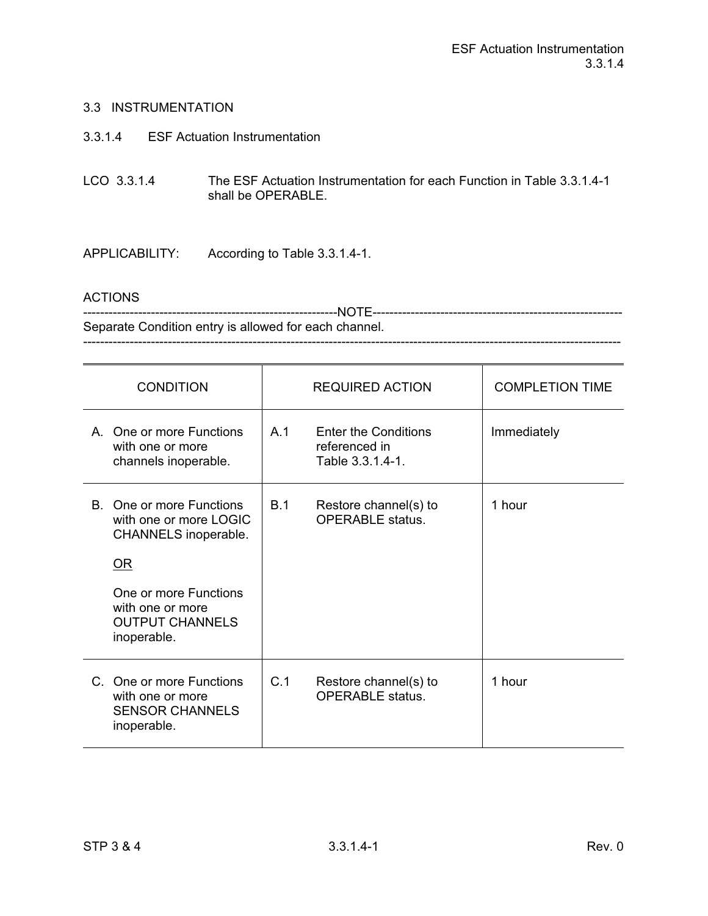## 3.3 INSTRUMENTATION

### 3.3.1.4 ESF Actuation Instrumentation

LCO 3.3.1.4 The ESF Actuation Instrumentation for each Function in Table 3.3.1.4-1 shall be OPERABLE.

APPLICABILITY: According to Table 3.3.1.4-1.

ACTIONS

------------------------------------------------------------NOTE------------------------------------------------------------
Separate Condition entry is allowed for each channel.
------------------------------------------------------------------------------------------------------------------------------

| CONDITION | REQUIRED ACTION | COMPLETION TIME |
|---|---|---|
| A. One or more Functions with one or more channels inoperable. | A.1 Enter the Conditions referenced in Table 3.3.1.4-1. | Immediately |
| B. One or more Functions with one or more LOGIC CHANNELS inoperable.<br><br><u>OR</u><br><br>One or more Functions with one or more OUTPUT CHANNELS inoperable. | B.1 Restore channel(s) to OPERABLE status. | 1 hour |
| C. One or more Functions with one or more SENSOR CHANNELS inoperable. | C.1 Restore channel(s) to OPERABLE status. | 1 hour |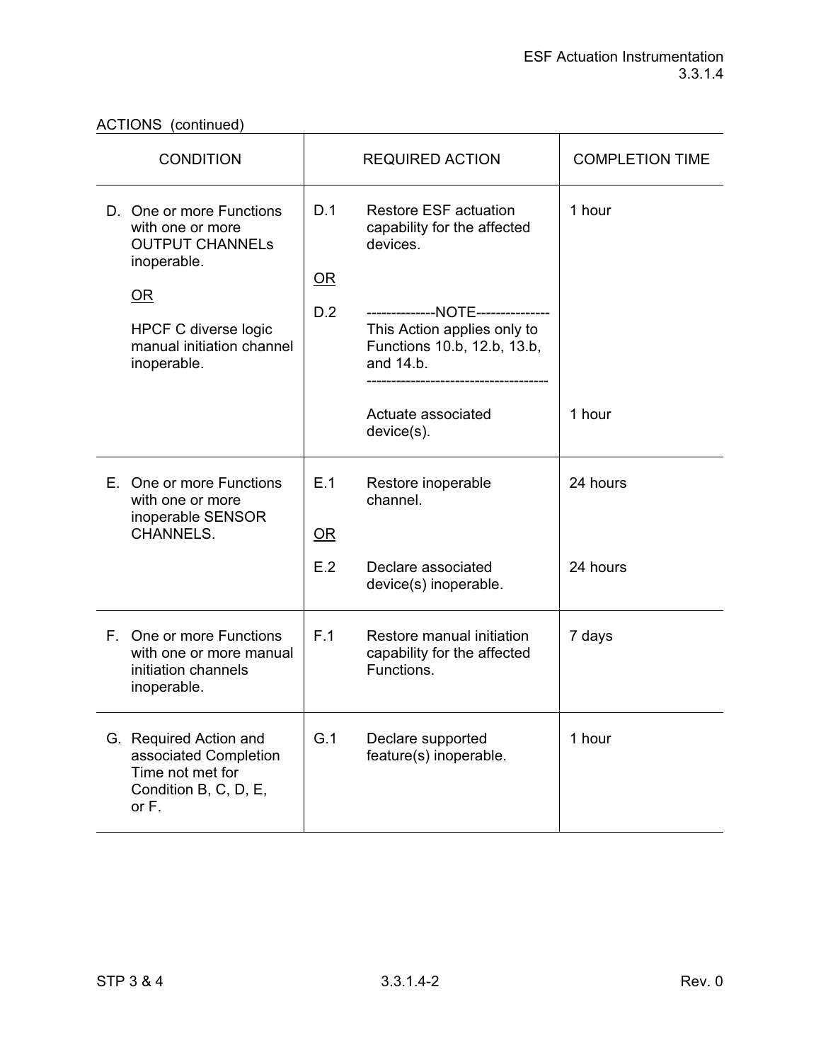ACTIONS (continued)

| CONDITION | REQUIRED ACTION | | COMPLETION TIME |
|---|---|---|---|
| D. One or more Functions with one or more OUTPUT CHANNELs inoperable.<br><br>OR<br><br>HPCF C diverse logic manual initiation channel inoperable. | D.1 | Restore ESF actuation capability for the affected devices. | 1 hour |
| | OR | | |
| | D.2 | --------------NOTE---------------<br>This Action applies only to Functions 10.b, 12.b, 13.b, and 14.b.<br>-------------------------------------<br><br>Actuate associated device(s). | 1 hour |
| E. One or more Functions with one or more inoperable SENSOR CHANNELS. | E.1 | Restore inoperable channel. | 24 hours |
| | OR | | |
| | E.2 | Declare associated device(s) inoperable. | 24 hours |
| F. One or more Functions with one or more manual initiation channels inoperable. | F.1 | Restore manual initiation capability for the affected Functions. | 7 days |
| G. Required Action and associated Completion Time not met for Condition B, C, D, E, or F. | G.1 | Declare supported feature(s) inoperable. | 1 hour |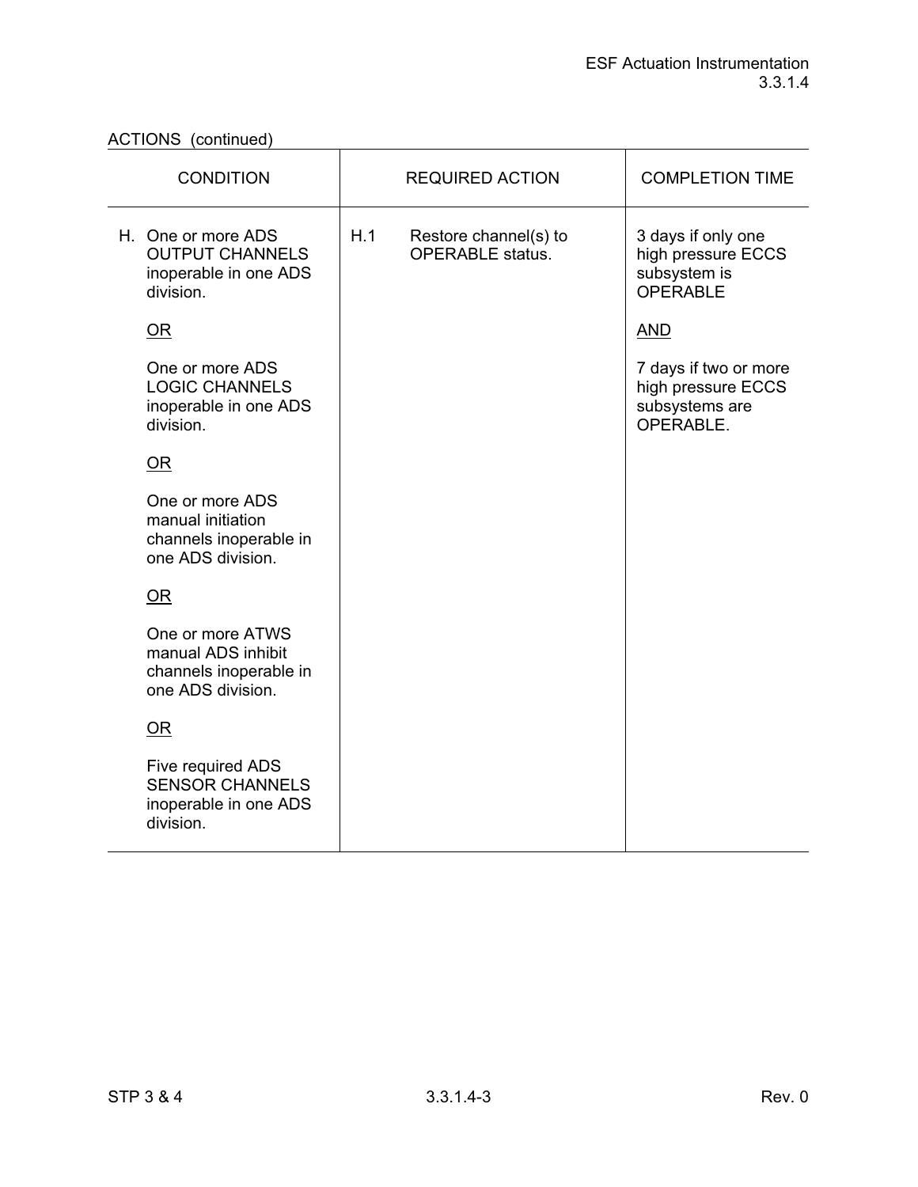ACTIONS (continued)

| CONDITION | REQUIRED ACTION | COMPLETION TIME |
|---|---|---|
| H. One or more ADS OUTPUT CHANNELS inoperable in one ADS division.<br><br><u>OR</u><br><br>One or more ADS LOGIC CHANNELS inoperable in one ADS division.<br><br><u>OR</u><br><br>One or more ADS manual initiation channels inoperable in one ADS division.<br><br><u>OR</u><br><br>One or more ATWS manual ADS inhibit channels inoperable in one ADS division.<br><br><u>OR</u><br><br>Five required ADS SENSOR CHANNELS inoperable in one ADS division. | H.1 Restore channel(s) to OPERABLE status. | 3 days if only one high pressure ECCS subsystem is OPERABLE<br><br><u>AND</u><br><br>7 days if two or more high pressure ECCS subsystems are OPERABLE. |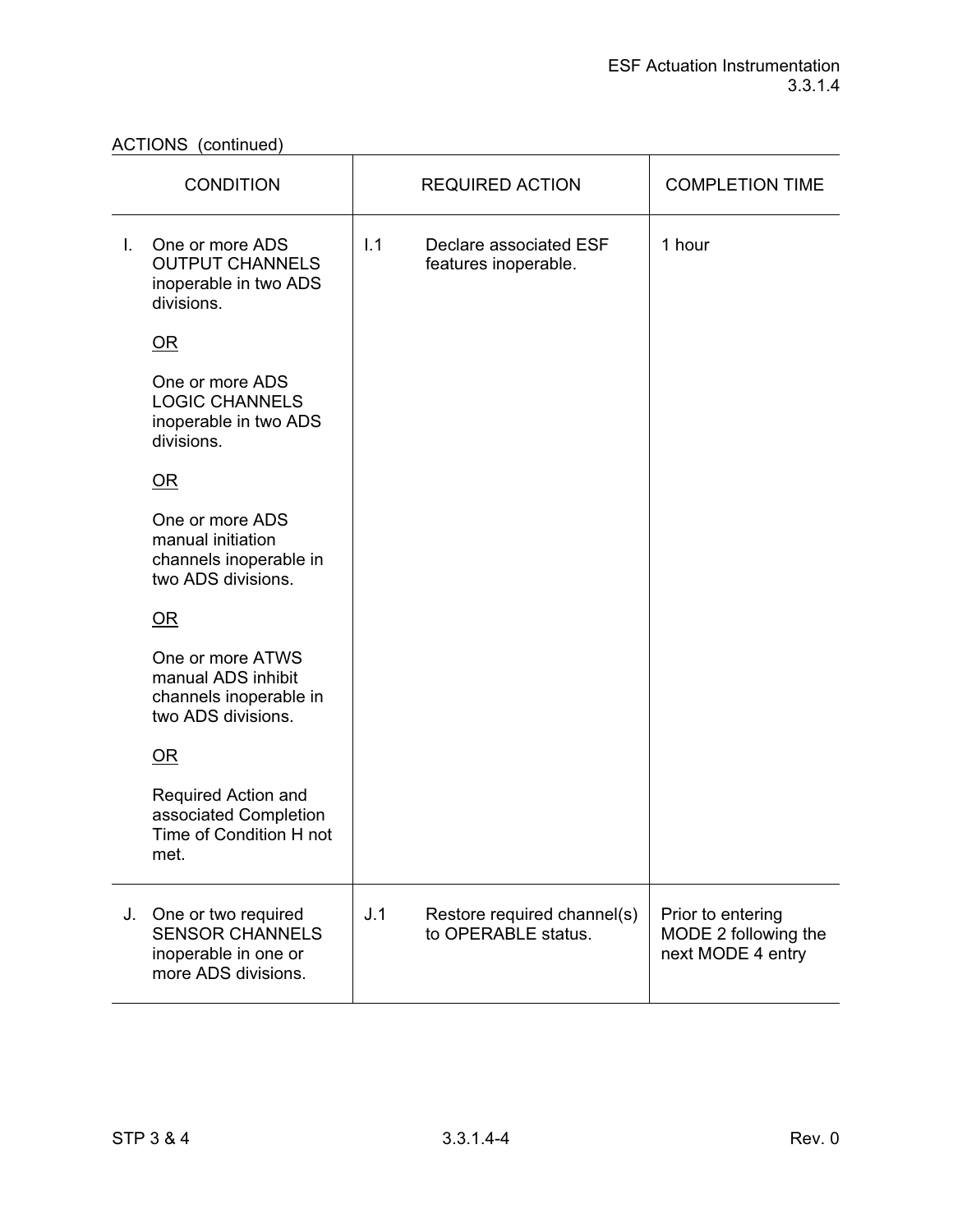ACTIONS (continued)

| CONDITION | REQUIRED ACTION | COMPLETION TIME |
|---|---|---|
| I. One or more ADS OUTPUT CHANNELS inoperable in two ADS divisions.<br><br><u>OR</u><br><br>One or more ADS LOGIC CHANNELS inoperable in two ADS divisions.<br><br><u>OR</u><br><br>One or more ADS manual initiation channels inoperable in two ADS divisions.<br><br><u>OR</u><br><br>One or more ATWS manual ADS inhibit channels inoperable in two ADS divisions.<br><br><u>OR</u><br><br>Required Action and associated Completion Time of Condition H not met. | I.1 Declare associated ESF features inoperable. | 1 hour |
| J. One or two required SENSOR CHANNELS inoperable in one or more ADS divisions. | J.1 Restore required channel(s) to OPERABLE status. | Prior to entering MODE 2 following the next MODE 4 entry |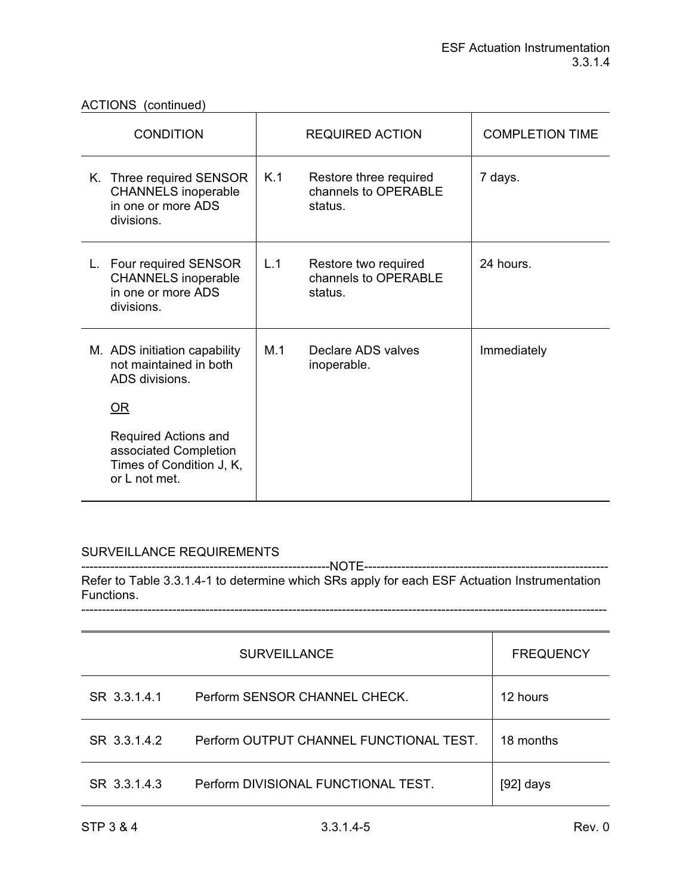ACTIONS (continued)

| CONDITION | REQUIRED ACTION | | COMPLETION TIME |
|---|---|---|---|
| K. Three required SENSOR CHANNELS inoperable in one or more ADS divisions. | K.1 | Restore three required channels to OPERABLE status. | 7 days. |
| L. Four required SENSOR CHANNELS inoperable in one or more ADS divisions. | L.1 | Restore two required channels to OPERABLE status. | 24 hours. |
| M. ADS initiation capability not maintained in both ADS divisions.<br><br><u>OR</u><br><br>Required Actions and associated Completion Times of Condition J, K, or L not met. | M.1 | Declare ADS valves inoperable. | Immediately |

SURVEILLANCE REQUIREMENTS

-----------------------------------------------------------NOTE-----------------------------------------------------------
Refer to Table 3.3.1.4-1 to determine which SRs apply for each ESF Actuation Instrumentation Functions.
-------------------------------------------------------------------------------------------------------------------------------

| SURVEILLANCE | | FREQUENCY |
|---|---|---|
| SR 3.3.1.4.1 | Perform SENSOR CHANNEL CHECK. | 12 hours |
| SR 3.3.1.4.2 | Perform OUTPUT CHANNEL FUNCTIONAL TEST. | 18 months |
| SR 3.3.1.4.3 | Perform DIVISIONAL FUNCTIONAL TEST. | [92] days |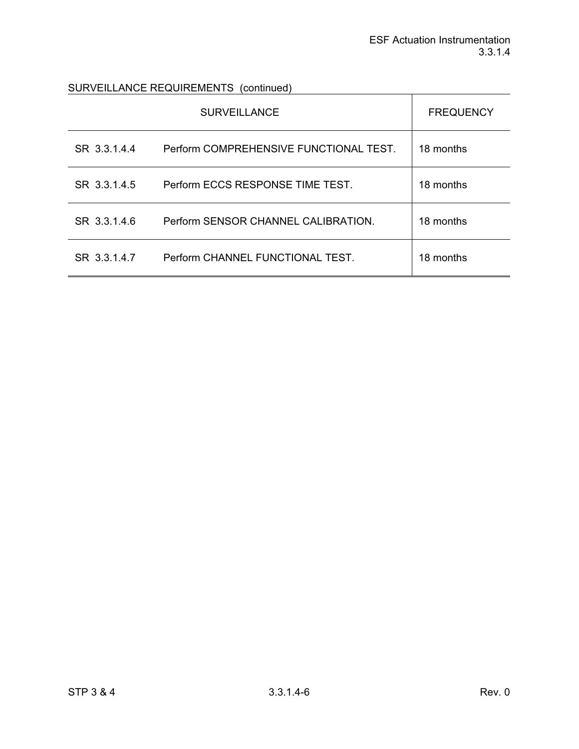SURVEILLANCE REQUIREMENTS (continued)

| SURVEILLANCE | | FREQUENCY |
|---|---|---|
| SR 3.3.1.4.4 | Perform COMPREHENSIVE FUNCTIONAL TEST. | 18 months |
| SR 3.3.1.4.5 | Perform ECCS RESPONSE TIME TEST. | 18 months |
| SR 3.3.1.4.6 | Perform SENSOR CHANNEL CALIBRATION. | 18 months |
| SR 3.3.1.4.7 | Perform CHANNEL FUNCTIONAL TEST. | 18 months |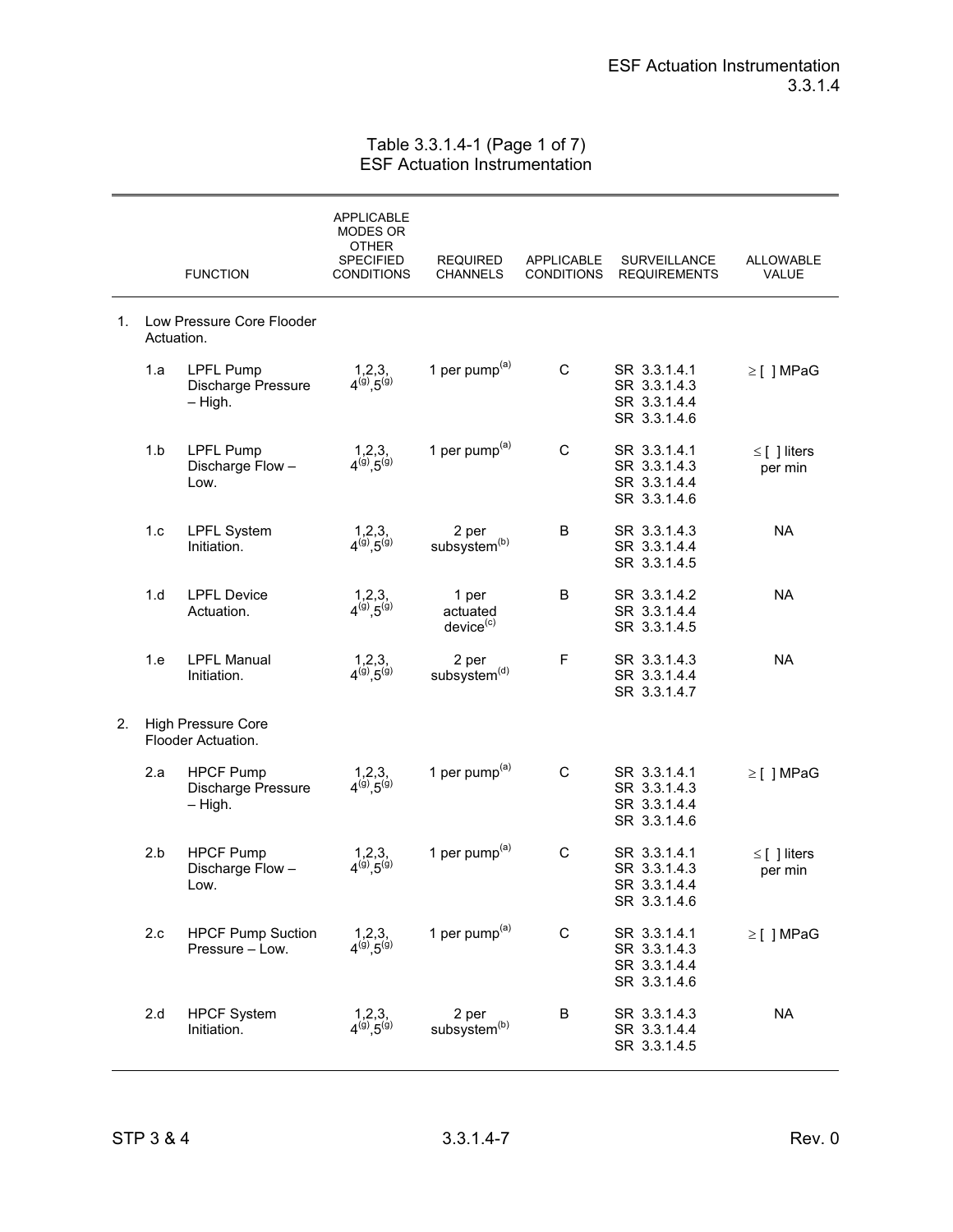Table 3.3.1.4-1 (Page 1 of 7)
ESF Actuation Instrumentation

| | FUNCTION | APPLICABLE MODES OR OTHER SPECIFIED CONDITIONS | REQUIRED CHANNELS | APPLICABLE CONDITIONS | SURVEILLANCE REQUIREMENTS | ALLOWABLE VALUE |
|---|---|---|---|---|---|---|
| 1. | Low Pressure Core Flooder Actuation. | | | | | |
| 1.a | LPFL Pump Discharge Pressure – High. | 1,2,3, 4(g),5(g) | 1 per pump(a) | C | SR 3.3.1.4.1 SR 3.3.1.4.3 SR 3.3.1.4.4 SR 3.3.1.4.6 | ≥ [ ] MPaG |
| 1.b | LPFL Pump Discharge Flow – Low. | 1,2,3, 4(g),5(g) | 1 per pump(a) | C | SR 3.3.1.4.1 SR 3.3.1.4.3 SR 3.3.1.4.4 SR 3.3.1.4.6 | ≤ [ ] liters per min |
| 1.c | LPFL System Initiation. | 1,2,3, 4(g),5(g) | 2 per subsystem(b) | B | SR 3.3.1.4.3 SR 3.3.1.4.4 SR 3.3.1.4.5 | NA |
| 1.d | LPFL Device Actuation. | 1,2,3, 4(g),5(g) | 1 per actuated device(c) | B | SR 3.3.1.4.2 SR 3.3.1.4.4 SR 3.3.1.4.5 | NA |
| 1.e | LPFL Manual Initiation. | 1,2,3, 4(g),5(g) | 2 per subsystem(d) | F | SR 3.3.1.4.3 SR 3.3.1.4.4 SR 3.3.1.4.7 | NA |
| 2. | High Pressure Core Flooder Actuation. | | | | | |
| 2.a | HPCF Pump Discharge Pressure – High. | 1,2,3, 4(g),5(g) | 1 per pump(a) | C | SR 3.3.1.4.1 SR 3.3.1.4.3 SR 3.3.1.4.4 SR 3.3.1.4.6 | ≥ [ ] MPaG |
| 2.b | HPCF Pump Discharge Flow – Low. | 1,2,3, 4(g),5(g) | 1 per pump(a) | C | SR 3.3.1.4.1 SR 3.3.1.4.3 SR 3.3.1.4.4 SR 3.3.1.4.6 | ≤ [ ] liters per min |
| 2.c | HPCF Pump Suction Pressure – Low. | 1,2,3, 4(g),5(g) | 1 per pump(a) | C | SR 3.3.1.4.1 SR 3.3.1.4.3 SR 3.3.1.4.4 SR 3.3.1.4.6 | ≥ [ ] MPaG |
| 2.d | HPCF System Initiation. | 1,2,3, 4(g),5(g) | 2 per subsystem(b) | B | SR 3.3.1.4.3 SR 3.3.1.4.4 SR 3.3.1.4.5 | NA |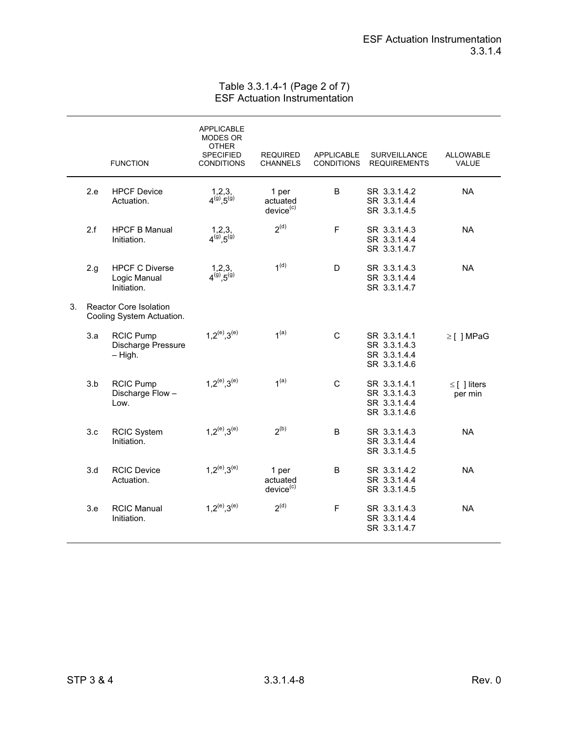Table 3.3.1.4-1 (Page 2 of 7)
ESF Actuation Instrumentation

| | FUNCTION | APPLICABLE MODES OR OTHER SPECIFIED CONDITIONS | REQUIRED CHANNELS | APPLICABLE CONDITIONS | SURVEILLANCE REQUIREMENTS | ALLOWABLE VALUE |
|---|---|---|---|---|---|---|
| 2.e | HPCF Device Actuation. | 1,2,3, 4(g),5(g) | 1 per actuated device(c) | B | SR 3.3.1.4.2<br>SR 3.3.1.4.4<br>SR 3.3.1.4.5 | NA |
| 2.f | HPCF B Manual Initiation. | 1,2,3, 4(g),5(g) | 2(d) | F | SR 3.3.1.4.3<br>SR 3.3.1.4.4<br>SR 3.3.1.4.7 | NA |
| 2.g | HPCF C Diverse Logic Manual Initiation. | 1,2,3, 4(g),5(g) | 1(d) | D | SR 3.3.1.4.3<br>SR 3.3.1.4.4<br>SR 3.3.1.4.7 | NA |
| 3. | Reactor Core Isolation Cooling System Actuation. | | | | | |
| 3.a | RCIC Pump Discharge Pressure – High. | 1,2(e),3(e) | 1(a) | C | SR 3.3.1.4.1<br>SR 3.3.1.4.3<br>SR 3.3.1.4.4<br>SR 3.3.1.4.6 | ≥ [ ] MPaG |
| 3.b | RCIC Pump Discharge Flow – Low. | 1,2(e),3(e) | 1(a) | C | SR 3.3.1.4.1<br>SR 3.3.1.4.3<br>SR 3.3.1.4.4<br>SR 3.3.1.4.6 | ≤ [ ] liters per min |
| 3.c | RCIC System Initiation. | 1,2(e),3(e) | 2(b) | B | SR 3.3.1.4.3<br>SR 3.3.1.4.4<br>SR 3.3.1.4.5 | NA |
| 3.d | RCIC Device Actuation. | 1,2(e),3(e) | 1 per actuated device(c) | B | SR 3.3.1.4.2<br>SR 3.3.1.4.4<br>SR 3.3.1.4.5 | NA |
| 3.e | RCIC Manual Initiation. | 1,2(e),3(e) | 2(d) | F | SR 3.3.1.4.3<br>SR 3.3.1.4.4<br>SR 3.3.1.4.7 | NA |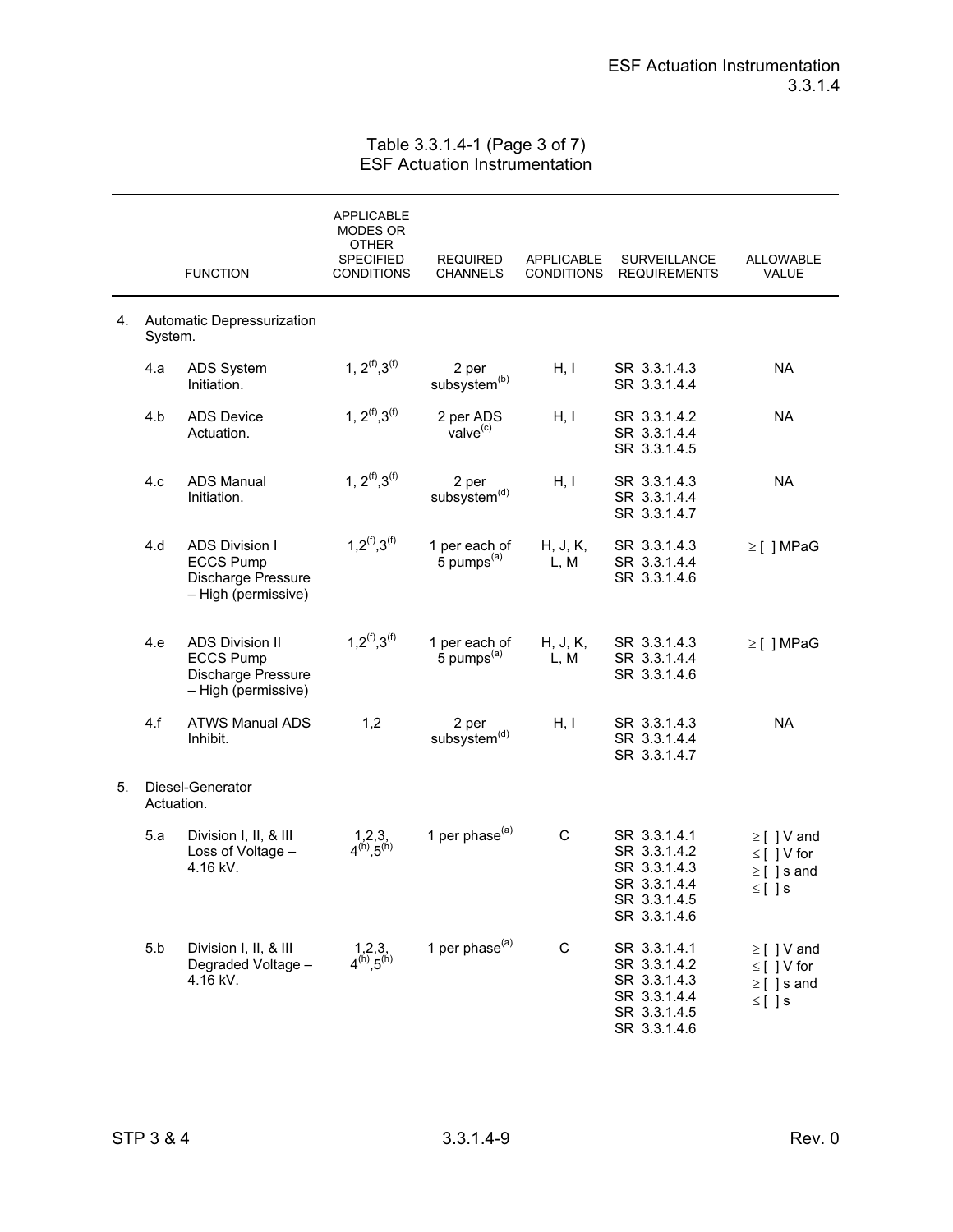Table 3.3.1.4-1 (Page 3 of 7)
ESF Actuation Instrumentation

| | FUNCTION | APPLICABLE MODES OR OTHER SPECIFIED CONDITIONS | REQUIRED CHANNELS | APPLICABLE CONDITIONS | SURVEILLANCE REQUIREMENTS | ALLOWABLE VALUE |
|---|---|---|---|---|---|---|
| 4. | Automatic Depressurization System. | | | | | |
| 4.a | ADS System Initiation. | 1, 2[f],3[f] | 2 per subsystem[b] | H, I | SR 3.3.1.4.3<br>SR 3.3.1.4.4 | NA |
| 4.b | ADS Device Actuation. | 1, 2[f],3[f] | 2 per ADS valve[c] | H, I | SR 3.3.1.4.2<br>SR 3.3.1.4.4<br>SR 3.3.1.4.5 | NA |
| 4.c | ADS Manual Initiation. | 1, 2[f],3[f] | 2 per subsystem[d] | H, I | SR 3.3.1.4.3<br>SR 3.3.1.4.4<br>SR 3.3.1.4.7 | NA |
| 4.d | ADS Division I ECCS Pump Discharge Pressure – High (permissive) | 1,2[f],3[f] | 1 per each of 5 pumps[a] | H, J, K, L, M | SR 3.3.1.4.3<br>SR 3.3.1.4.4<br>SR 3.3.1.4.6 | ≥ [ ] MPaG |
| 4.e | ADS Division II ECCS Pump Discharge Pressure – High (permissive) | 1,2[f],3[f] | 1 per each of 5 pumps[a] | H, J, K, L, M | SR 3.3.1.4.3<br>SR 3.3.1.4.4<br>SR 3.3.1.4.6 | ≥ [ ] MPaG |
| 4.f | ATWS Manual ADS Inhibit. | 1,2 | 2 per subsystem[d] | H, I | SR 3.3.1.4.3<br>SR 3.3.1.4.4<br>SR 3.3.1.4.7 | NA |
| 5. | Diesel-Generator Actuation. | | | | | |
| 5.a | Division I, II, & III Loss of Voltage – 4.16 kV. | 1,2,3, 4[h],5[h] | 1 per phase[a] | C | SR 3.3.1.4.1<br>SR 3.3.1.4.2<br>SR 3.3.1.4.3<br>SR 3.3.1.4.4<br>SR 3.3.1.4.5<br>SR 3.3.1.4.6 | ≥ [ ] V and ≤ [ ] V for ≥ [ ] s and ≤ [ ] s |
| 5.b | Division I, II, & III Degraded Voltage – 4.16 kV. | 1,2,3, 4[h],5[h] | 1 per phase[a] | C | SR 3.3.1.4.1<br>SR 3.3.1.4.2<br>SR 3.3.1.4.3<br>SR 3.3.1.4.4<br>SR 3.3.1.4.5<br>SR 3.3.1.4.6 | ≥ [ ] V and ≤ [ ] V for ≥ [ ] s and ≤ [ ] s |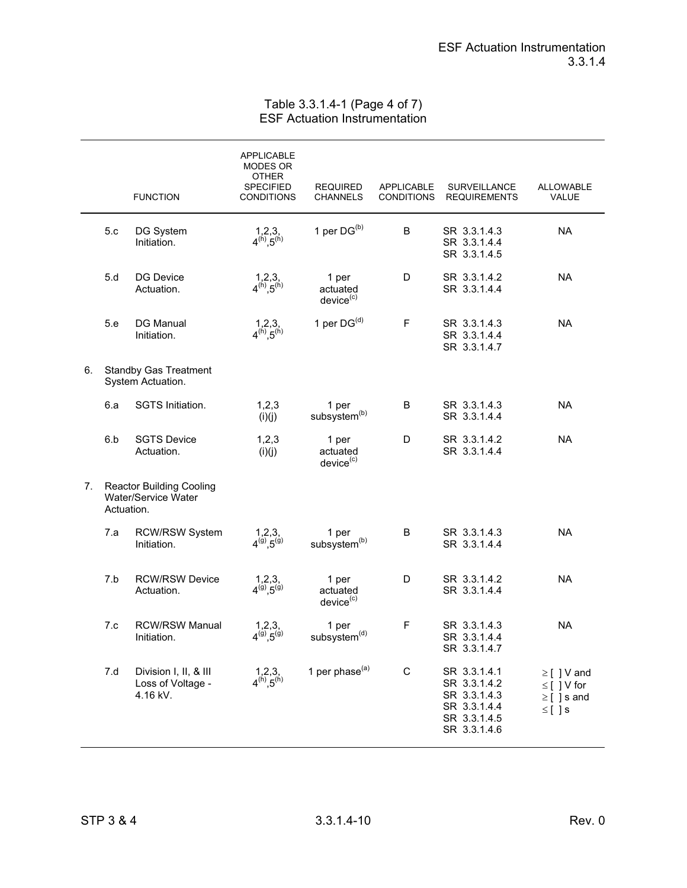Table 3.3.1.4-1 (Page 4 of 7)
ESF Actuation Instrumentation

| | FUNCTION | APPLICABLE MODES OR OTHER SPECIFIED CONDITIONS | REQUIRED CHANNELS | APPLICABLE CONDITIONS | SURVEILLANCE REQUIREMENTS | ALLOWABLE VALUE |
|---|---|---|---|---|---|---|
| 5.c | DG System Initiation. | 1,2,3, 4[(h)],5[(h)] | 1 per DG[(b)] | B | SR 3.3.1.4.3<br>SR 3.3.1.4.4<br>SR 3.3.1.4.5 | NA |
| 5.d | DG Device Actuation. | 1,2,3, 4[(h)],5[(h)] | 1 per actuated device[(c)] | D | SR 3.3.1.4.2<br>SR 3.3.1.4.4 | NA |
| 5.e | DG Manual Initiation. | 1,2,3, 4[(h)],5[(h)] | 1 per DG[(d)] | F | SR 3.3.1.4.3<br>SR 3.3.1.4.4<br>SR 3.3.1.4.7 | NA |
| 6. | Standby Gas Treatment System Actuation. | | | | | |
| 6.a | SGTS Initiation. | 1,2,3 (i)(j) | 1 per subsystem[(b)] | B | SR 3.3.1.4.3<br>SR 3.3.1.4.4 | NA |
| 6.b | SGTS Device Actuation. | 1,2,3 (i)(j) | 1 per actuated device[(c)] | D | SR 3.3.1.4.2<br>SR 3.3.1.4.4 | NA |
| 7. | Reactor Building Cooling Water/Service Water Actuation. | | | | | |
| 7.a | RCW/RSW System Initiation. | 1,2,3, 4[(g)],5[(g)] | 1 per subsystem[(b)] | B | SR 3.3.1.4.3<br>SR 3.3.1.4.4 | NA |
| 7.b | RCW/RSW Device Actuation. | 1,2,3, 4[(g)],5[(g)] | 1 per actuated device[(c)] | D | SR 3.3.1.4.2<br>SR 3.3.1.4.4 | NA |
| 7.c | RCW/RSW Manual Initiation. | 1,2,3, 4[(g)],5[(g)] | 1 per subsystem[(d)] | F | SR 3.3.1.4.3<br>SR 3.3.1.4.4<br>SR 3.3.1.4.7 | NA |
| 7.d | Division I, II, & III Loss of Voltage - 4.16 kV. | 1,2,3, 4[(h)],5[(h)] | 1 per phase[(a)] | C | SR 3.3.1.4.1<br>SR 3.3.1.4.2<br>SR 3.3.1.4.3<br>SR 3.3.1.4.4<br>SR 3.3.1.4.5<br>SR 3.3.1.4.6 | ≥ [ ] V and ≤ [ ] V for ≥ [ ] s and ≤ [ ] s |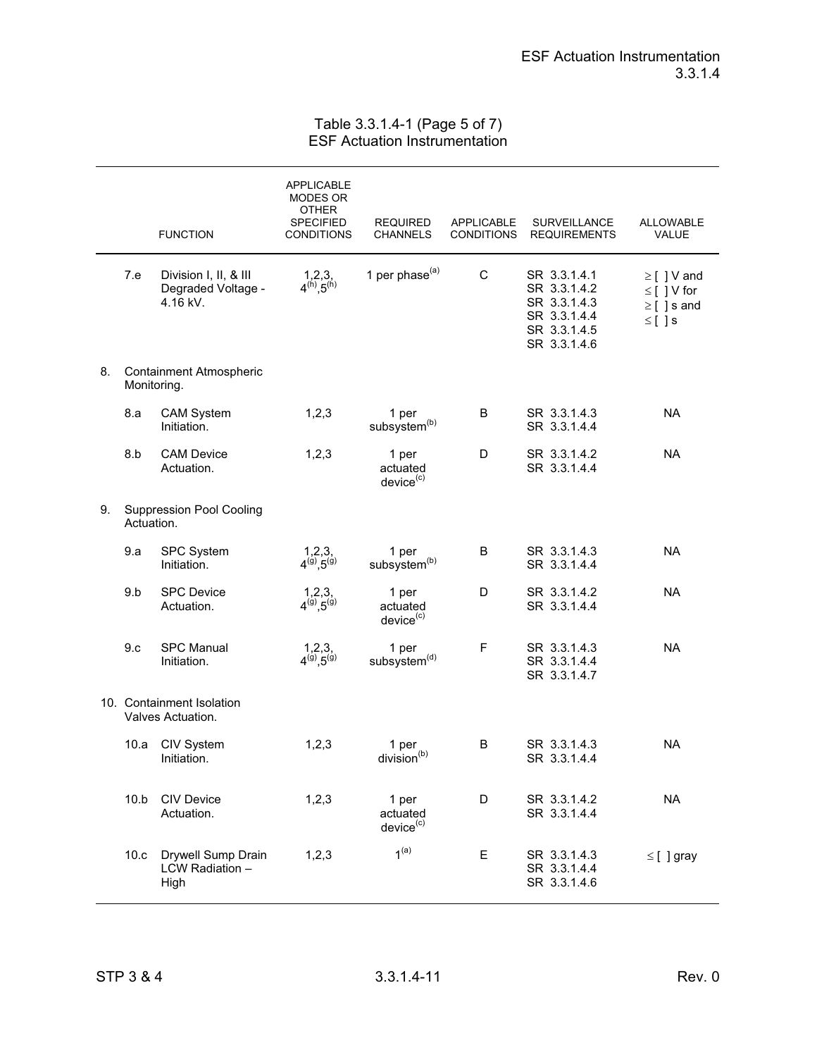Table 3.3.1.4-1 (Page 5 of 7)
ESF Actuation Instrumentation

| | FUNCTION | APPLICABLE MODES OR OTHER SPECIFIED CONDITIONS | REQUIRED CHANNELS | APPLICABLE CONDITIONS | SURVEILLANCE REQUIREMENTS | ALLOWABLE VALUE |
|---|---|---|---|---|---|---|
| 7.e | Division I, II, & III Degraded Voltage - 4.16 kV. | 1,2,3, 4[(h)],5[(h)] | 1 per phase[(a)] | C | SR 3.3.1.4.1<br>SR 3.3.1.4.2<br>SR 3.3.1.4.3<br>SR 3.3.1.4.4<br>SR 3.3.1.4.5<br>SR 3.3.1.4.6 | ≥ [ ] V and<br>≤ [ ] V for<br>≥ [ ] s and<br>≤ [ ] s |
| 8. | Containment Atmospheric Monitoring. | | | | | |
| 8.a | CAM System Initiation. | 1,2,3 | 1 per subsystem[(b)] | B | SR 3.3.1.4.3<br>SR 3.3.1.4.4 | NA |
| 8.b | CAM Device Actuation. | 1,2,3 | 1 per actuated device[(c)] | D | SR 3.3.1.4.2<br>SR 3.3.1.4.4 | NA |
| 9. | Suppression Pool Cooling Actuation. | | | | | |
| 9.a | SPC System Initiation. | 1,2,3, 4[(g)],5[(g)] | 1 per subsystem[(b)] | B | SR 3.3.1.4.3<br>SR 3.3.1.4.4 | NA |
| 9.b | SPC Device Actuation. | 1,2,3, 4[(g)],5[(g)] | 1 per actuated device[(c)] | D | SR 3.3.1.4.2<br>SR 3.3.1.4.4 | NA |
| 9.c | SPC Manual Initiation. | 1,2,3, 4[(g)],5[(g)] | 1 per subsystem[(d)] | F | SR 3.3.1.4.3<br>SR 3.3.1.4.4<br>SR 3.3.1.4.7 | NA |
| 10. | Containment Isolation Valves Actuation. | | | | | |
| 10.a | CIV System Initiation. | 1,2,3 | 1 per division[(b)] | B | SR 3.3.1.4.3<br>SR 3.3.1.4.4 | NA |
| 10.b | CIV Device Actuation. | 1,2,3 | 1 per actuated device[(c)] | D | SR 3.3.1.4.2<br>SR 3.3.1.4.4 | NA |
| 10.c | Drywell Sump Drain LCW Radiation – High | 1,2,3 | 1[(a)] | E | SR 3.3.1.4.3<br>SR 3.3.1.4.4<br>SR 3.3.1.4.6 | ≤ [ ] gray |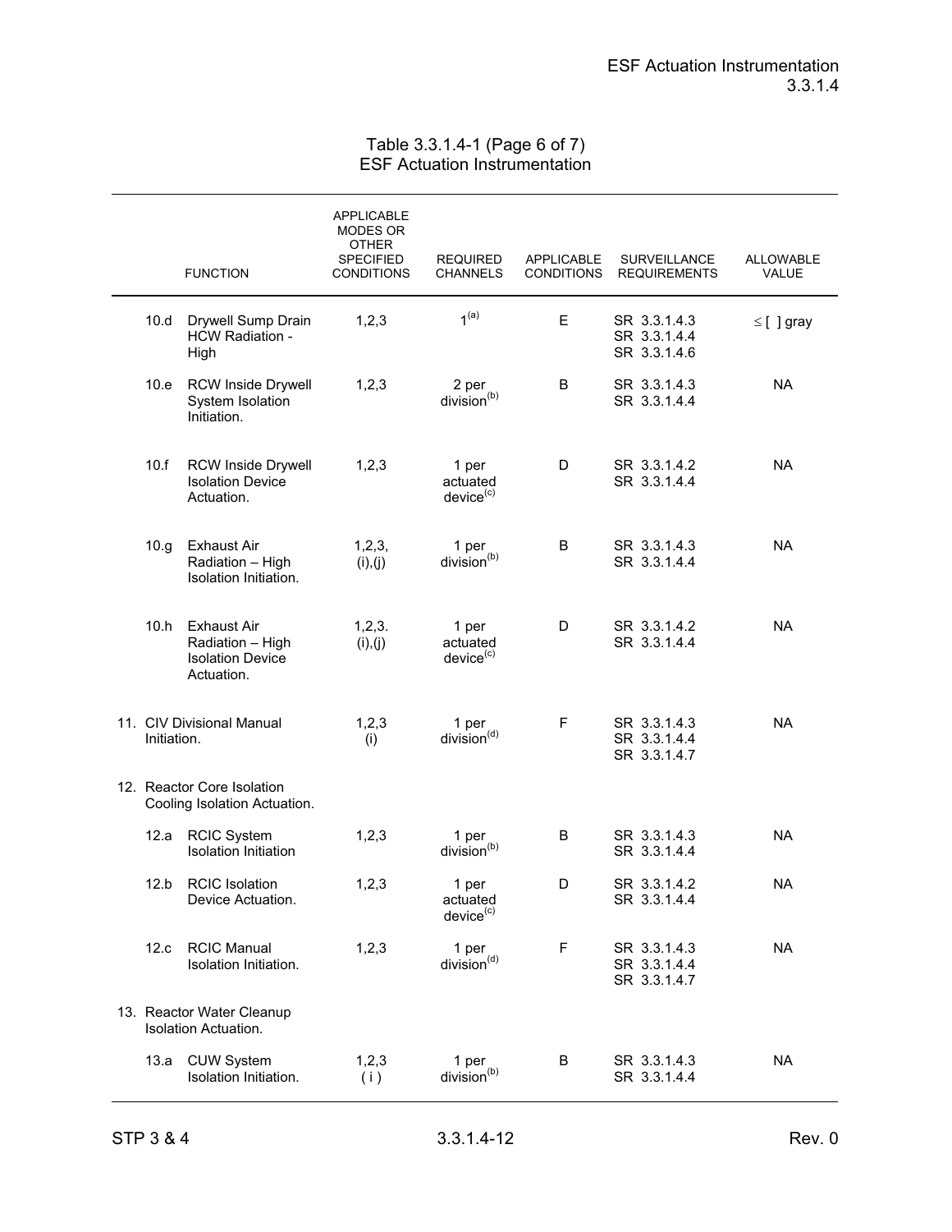Table 3.3.1.4-1 (Page 6 of 7)
ESF Actuation Instrumentation

| | FUNCTION | APPLICABLE MODES OR OTHER SPECIFIED CONDITIONS | REQUIRED CHANNELS | APPLICABLE CONDITIONS | SURVEILLANCE REQUIREMENTS | ALLOWABLE VALUE |
|---|---|---|---|---|---|---|
| 10.d | Drywell Sump Drain HCW Radiation - High | 1,2,3 | 1[(a)] | E | SR 3.3.1.4.3<br>SR 3.3.1.4.4<br>SR 3.3.1.4.6 | ≤ [ ] gray |
| 10.e | RCW Inside Drywell System Isolation Initiation. | 1,2,3 | 2 per division[(b)] | B | SR 3.3.1.4.3<br>SR 3.3.1.4.4 | NA |
| 10.f | RCW Inside Drywell Isolation Device Actuation. | 1,2,3 | 1 per actuated device[(c)] | D | SR 3.3.1.4.2<br>SR 3.3.1.4.4 | NA |
| 10.g | Exhaust Air Radiation – High Isolation Initiation. | 1,2,3, (i),(j) | 1 per division[(b)] | B | SR 3.3.1.4.3<br>SR 3.3.1.4.4 | NA |
| 10.h | Exhaust Air Radiation – High Isolation Device Actuation. | 1,2,3. (i),(j) | 1 per actuated device[(c)] | D | SR 3.3.1.4.2<br>SR 3.3.1.4.4 | NA |
| 11. | CIV Divisional Manual Initiation. | 1,2,3 (i) | 1 per division[(d)] | F | SR 3.3.1.4.3<br>SR 3.3.1.4.4<br>SR 3.3.1.4.7 | NA |
| 12. | Reactor Core Isolation Cooling Isolation Actuation. | | | | | |
| 12.a | RCIC System Isolation Initiation | 1,2,3 | 1 per division[(b)] | B | SR 3.3.1.4.3<br>SR 3.3.1.4.4 | NA |
| 12.b | RCIC Isolation Device Actuation. | 1,2,3 | 1 per actuated device[(c)] | D | SR 3.3.1.4.2<br>SR 3.3.1.4.4 | NA |
| 12.c | RCIC Manual Isolation Initiation. | 1,2,3 | 1 per division[(d)] | F | SR 3.3.1.4.3<br>SR 3.3.1.4.4<br>SR 3.3.1.4.7 | NA |
| 13. | Reactor Water Cleanup Isolation Actuation. | | | | | |
| 13.a | CUW System Isolation Initiation. | 1,2,3 ( i ) | 1 per division[(b)] | B | SR 3.3.1.4.3<br>SR 3.3.1.4.4 | NA |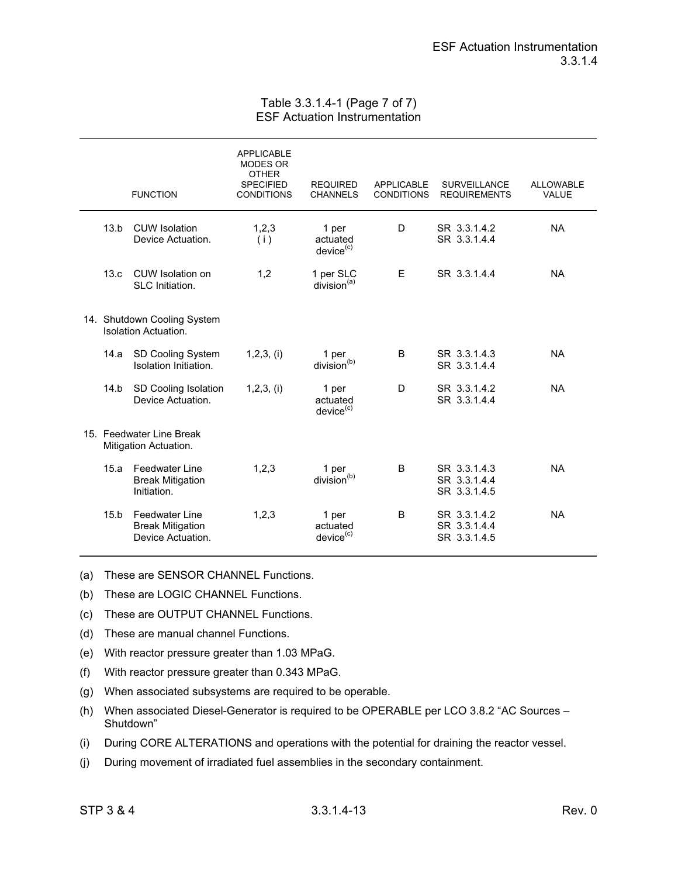Table 3.3.1.4-1 (Page 7 of 7)
ESF Actuation Instrumentation

| | FUNCTION | APPLICABLE MODES OR OTHER SPECIFIED CONDITIONS | REQUIRED CHANNELS | APPLICABLE CONDITIONS | SURVEILLANCE REQUIREMENTS | ALLOWABLE VALUE |
|---|---|---|---|---|---|---|
| 13.b | CUW Isolation Device Actuation. | 1,2,3 (i) | 1 per actuated device[(c)] | D | SR 3.3.1.4.2<br>SR 3.3.1.4.4 | NA |
| 13.c | CUW Isolation on SLC Initiation. | 1,2 | 1 per SLC division[(a)] | E | SR 3.3.1.4.4 | NA |
| 14. | Shutdown Cooling System Isolation Actuation. | | | | | |
| 14.a | SD Cooling System Isolation Initiation. | 1,2,3, (i) | 1 per division[(b)] | B | SR 3.3.1.4.3<br>SR 3.3.1.4.4 | NA |
| 14.b | SD Cooling Isolation Device Actuation. | 1,2,3, (i) | 1 per actuated device[(c)] | D | SR 3.3.1.4.2<br>SR 3.3.1.4.4 | NA |
| 15. | Feedwater Line Break Mitigation Actuation. | | | | | |
| 15.a | Feedwater Line Break Mitigation Initiation. | 1,2,3 | 1 per division[(b)] | B | SR 3.3.1.4.3<br>SR 3.3.1.4.4<br>SR 3.3.1.4.5 | NA |
| 15.b | Feedwater Line Break Mitigation Device Actuation. | 1,2,3 | 1 per actuated device[(c)] | B | SR 3.3.1.4.2<br>SR 3.3.1.4.4<br>SR 3.3.1.4.5 | NA |

(a) These are SENSOR CHANNEL Functions.

(b) These are LOGIC CHANNEL Functions.

(c) These are OUTPUT CHANNEL Functions.

(d) These are manual channel Functions.

(e) With reactor pressure greater than 1.03 MPaG.

(f) With reactor pressure greater than 0.343 MPaG.

(g) When associated subsystems are required to be operable.

(h) When associated Diesel-Generator is required to be OPERABLE per LCO 3.8.2 "AC Sources – Shutdown"

(i) During CORE ALTERATIONS and operations with the potential for draining the reactor vessel.

(j) During movement of irradiated fuel assemblies in the secondary containment.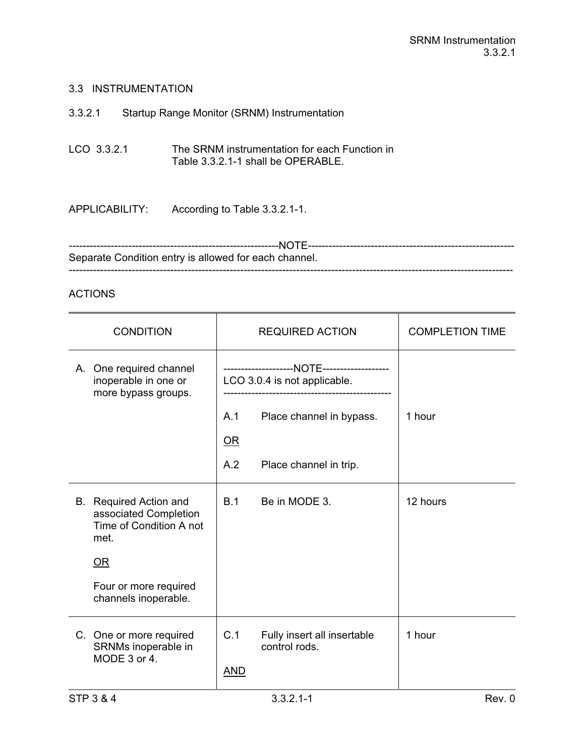## 3.3 INSTRUMENTATION

### 3.3.2.1 Startup Range Monitor (SRNM) Instrumentation

LCO 3.3.2.1 The SRNM instrumentation for each Function in Table 3.3.2.1-1 shall be OPERABLE.

APPLICABILITY: According to Table 3.3.2.1-1.

------------------------------------------------------------NOTE------------------------------------------------------------
Separate Condition entry is allowed for each channel.
------------------------------------------------------------------------------------------------------------------------------

ACTIONS

| CONDITION | REQUIRED ACTION | COMPLETION TIME |
|---|---|---|
| A. One required channel inoperable in one or more bypass groups. | --------------------NOTE-------------------<br>LCO 3.0.4 is not applicable.<br>------------------------------------------------ | |
| | A.1 Place channel in bypass. | 1 hour |
| | <u>OR</u> | |
| | A.2 Place channel in trip. | |
| B. Required Action and associated Completion Time of Condition A not met.<br><br><u>OR</u><br><br>Four or more required channels inoperable. | B.1 Be in MODE 3. | 12 hours |
| C. One or more required SRNMs inoperable in MODE 3 or 4. | C.1 Fully insert all insertable control rods. | 1 hour |
| | <u>AND</u> | |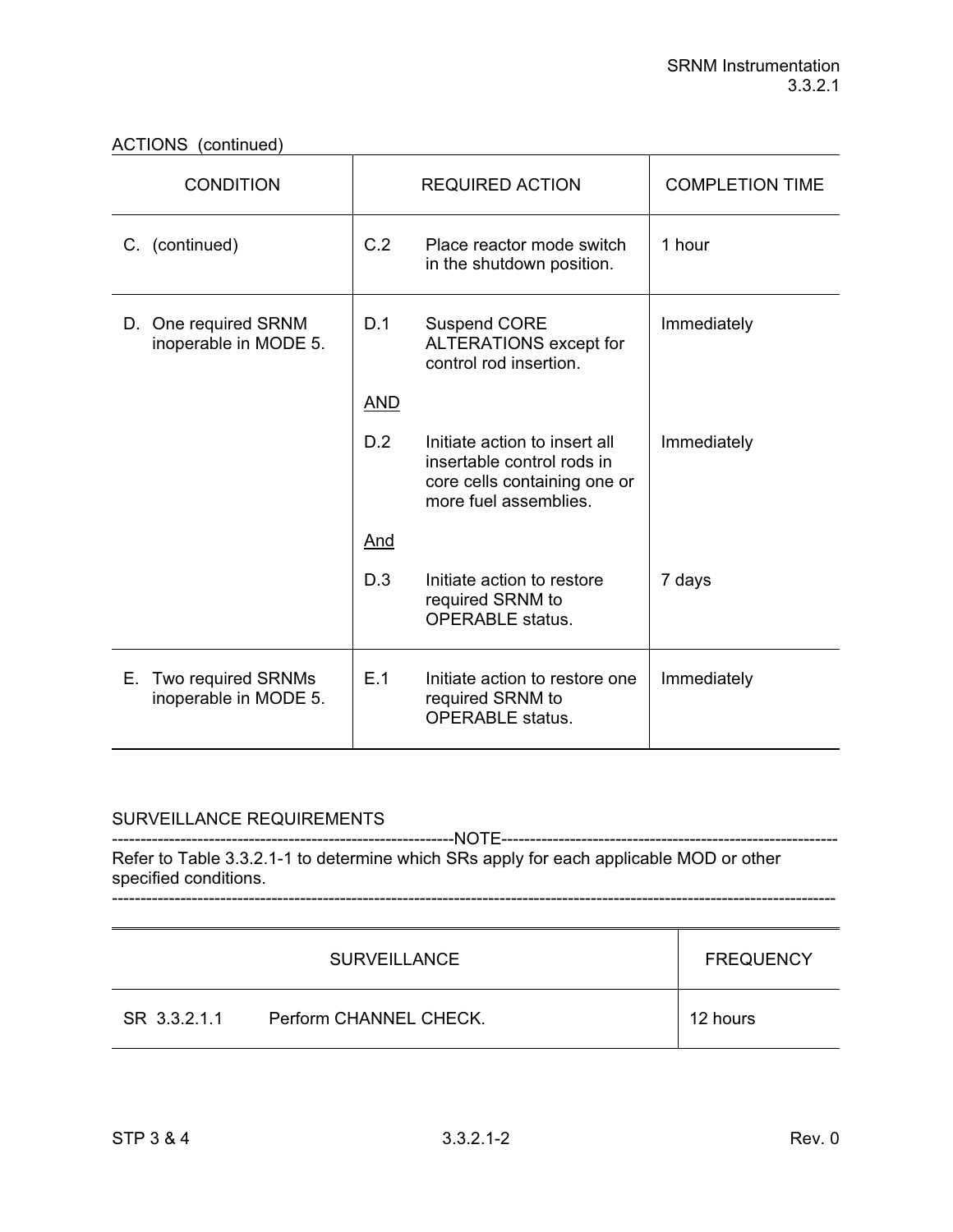ACTIONS (continued)

| CONDITION | REQUIRED ACTION | | COMPLETION TIME |
|---|---|---|---|
| C. (continued) | C.2 | Place reactor mode switch in the shutdown position. | 1 hour |
| D. One required SRNM inoperable in MODE 5. | D.1 | Suspend CORE ALTERATIONS except for control rod insertion. | Immediately |
| | <u>AND</u> | | |
| | D.2 | Initiate action to insert all insertable control rods in core cells containing one or more fuel assemblies. | Immediately |
| | <u>And</u> | | |
| | D.3 | Initiate action to restore required SRNM to OPERABLE status. | 7 days |
| E. Two required SRNMs inoperable in MODE 5. | E.1 | Initiate action to restore one required SRNM to OPERABLE status. | Immediately |

SURVEILLANCE REQUIREMENTS

-----------------------------------------------------------NOTE-----------------------------------------------------------
Refer to Table 3.3.2.1-1 to determine which SRs apply for each applicable MOD or other specified conditions.
-------------------------------------------------------------------------------------------------------------------------------

| SURVEILLANCE | | FREQUENCY |
|---|---|---|
| SR 3.3.2.1.1 | Perform CHANNEL CHECK. | 12 hours |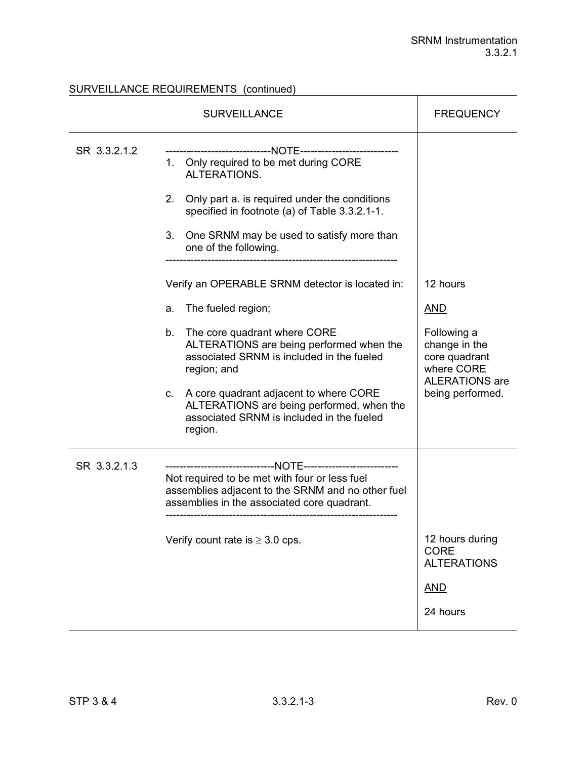SURVEILLANCE REQUIREMENTS (continued)

| SURVEILLANCE | | FREQUENCY |
|---|---|---|
| SR 3.3.2.1.2 | -------------------------------NOTE-----------------------------<br>1. Only required to be met during CORE ALTERATIONS.<br><br>2. Only part a. is required under the conditions specified in footnote (a) of Table 3.3.2.1-1.<br><br>3. One SRNM may be used to satisfy more than one of the following.<br>------------------------------------------------------------------<br><br>Verify an OPERABLE SRNM detector is located in:<br><br>a. The fueled region;<br><br>b. The core quadrant where CORE ALTERATIONS are being performed when the associated SRNM is included in the fueled region; and<br><br>c. A core quadrant adjacent to where CORE ALTERATIONS are being performed, when the associated SRNM is included in the fueled region. | 12 hours<br><br><u>AND</u><br><br>Following a change in the core quadrant where CORE ALERATIONS are being performed. |
| SR 3.3.2.1.3 | -------------------------------NOTE-----------------------------<br>Not required to be met with four or less fuel assemblies adjacent to the SRNM and no other fuel assemblies in the associated core quadrant.<br>------------------------------------------------------------------<br><br>Verify count rate is $\geq$ 3.0 cps. | 12 hours during CORE ALTERATIONS<br><br><u>AND</u><br><br>24 hours |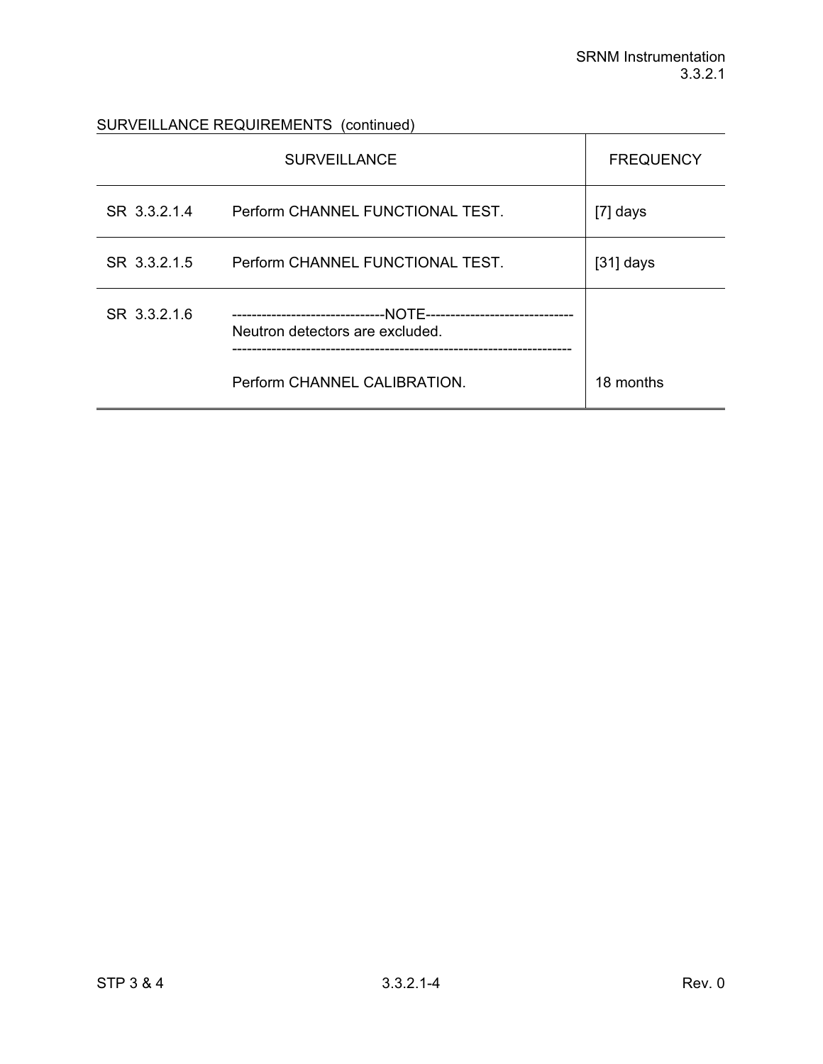SURVEILLANCE REQUIREMENTS (continued)

| SURVEILLANCE | | FREQUENCY |
|---|---|---|
| SR 3.3.2.1.4 | Perform CHANNEL FUNCTIONAL TEST. | [7] days |
| SR 3.3.2.1.5 | Perform CHANNEL FUNCTIONAL TEST. | [31] days |
| SR 3.3.2.1.6 | ------------------------------NOTE------------------------------ Neutron detectors are excluded. ------------------------------------------------------------------- Perform CHANNEL CALIBRATION. | 18 months |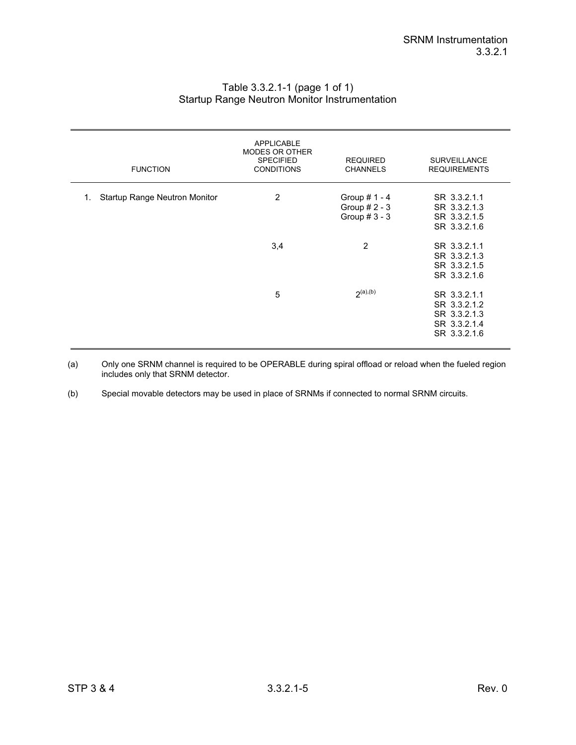## Table 3.3.2.1-1 (page 1 of 1)
## Startup Range Neutron Monitor Instrumentation

| FUNCTION | APPLICABLE MODES OR OTHER SPECIFIED CONDITIONS | REQUIRED CHANNELS | SURVEILLANCE REQUIREMENTS |
|---|---|---|---|
| 1. Startup Range Neutron Monitor | 2 | Group # 1 - 4<br>Group # 2 - 3<br>Group # 3 - 3 | SR 3.3.2.1.1<br>SR 3.3.2.1.3<br>SR 3.3.2.1.5<br>SR 3.3.2.1.6 |
| | 3,4 | 2 | SR 3.3.2.1.1<br>SR 3.3.2.1.3<br>SR 3.3.2.1.5<br>SR 3.3.2.1.6 |
| | 5 | 2[(a),(b)] | SR 3.3.2.1.1<br>SR 3.3.2.1.2<br>SR 3.3.2.1.3<br>SR 3.3.2.1.4<br>SR 3.3.2.1.6 |

(a) Only one SRNM channel is required to be OPERABLE during spiral offload or reload when the fueled region includes only that SRNM detector.

(b) Special movable detectors may be used in place of SRNMs if connected to normal SRNM circuits.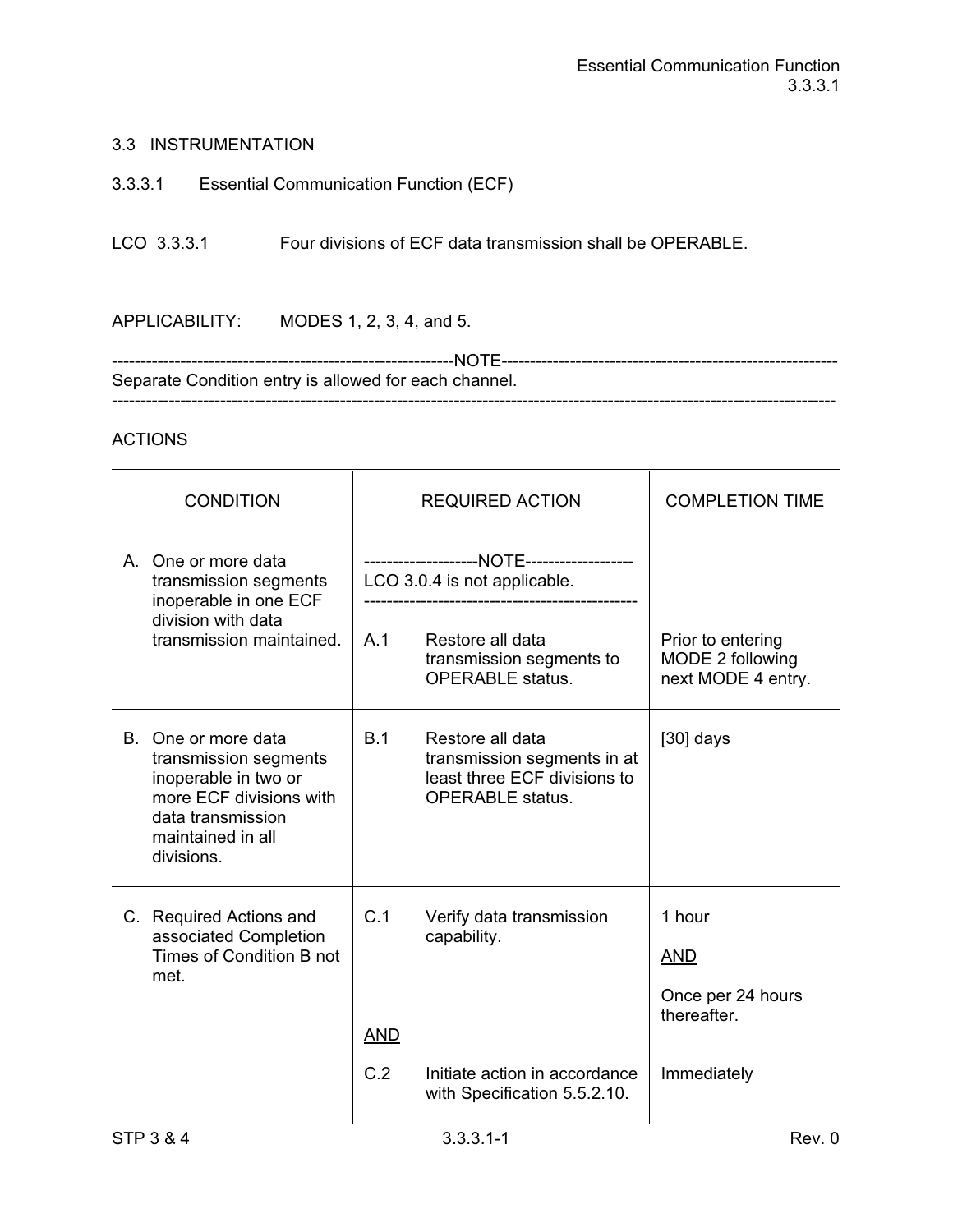## 3.3 INSTRUMENTATION

### 3.3.3.1 Essential Communication Function (ECF)

LCO 3.3.3.1 Four divisions of ECF data transmission shall be OPERABLE.

APPLICABILITY: MODES 1, 2, 3, 4, and 5.

----------------------------------------------------------NOTE----------------------------------------------------------

Separate Condition entry is allowed for each channel.

-------------------------------------------------------------------------------------------------------------------------

ACTIONS

| CONDITION | REQUIRED ACTION | COMPLETION TIME |
|---|---|---|
| A. One or more data transmission segments inoperable in one ECF division with data transmission maintained. | --------------------NOTE------------------- LCO 3.0.4 is not applicable. ----------------------------------------------- A.1 Restore all data transmission segments to OPERABLE status. | Prior to entering MODE 2 following next MODE 4 entry. |
| B. One or more data transmission segments inoperable in two or more ECF divisions with data transmission maintained in all divisions. | B.1 Restore all data transmission segments in at least three ECF divisions to OPERABLE status. | [30] days |
| C. Required Actions and associated Completion Times of Condition B not met. | C.1 Verify data transmission capability. | 1 hour <u>AND</u> Once per 24 hours thereafter. |
| | <u>AND</u> | |
| | C.2 Initiate action in accordance with Specification 5.5.2.10. | Immediately |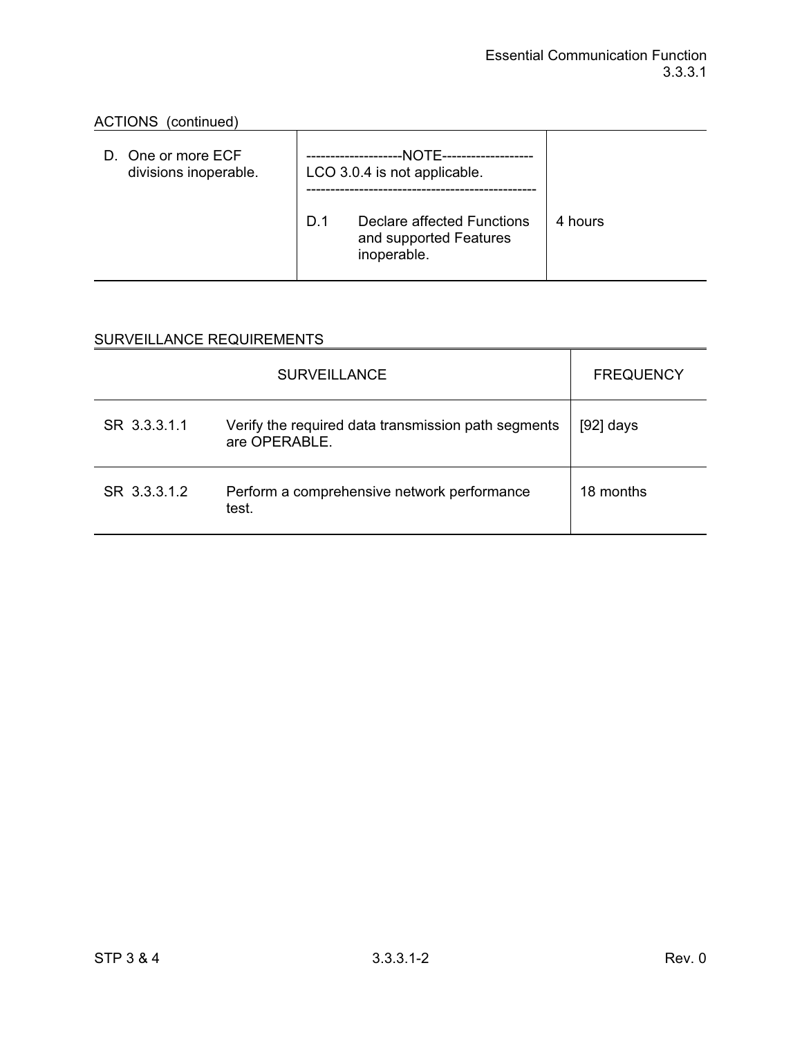ACTIONS (continued)

| CONDITION | REQUIRED ACTION | COMPLETION TIME |
|---|---|---|
| D. One or more ECF divisions inoperable. | --------------------NOTE------------------- LCO 3.0.4 is not applicable. ----------------------------------------------- | |
| | D.1 Declare affected Functions and supported Features inoperable. | 4 hours |

SURVEILLANCE REQUIREMENTS

| SURVEILLANCE | | FREQUENCY |
|---|---|---|
| SR 3.3.3.1.1 | Verify the required data transmission path segments are OPERABLE. | [92] days |
| SR 3.3.3.1.2 | Perform a comprehensive network performance test. | 18 months |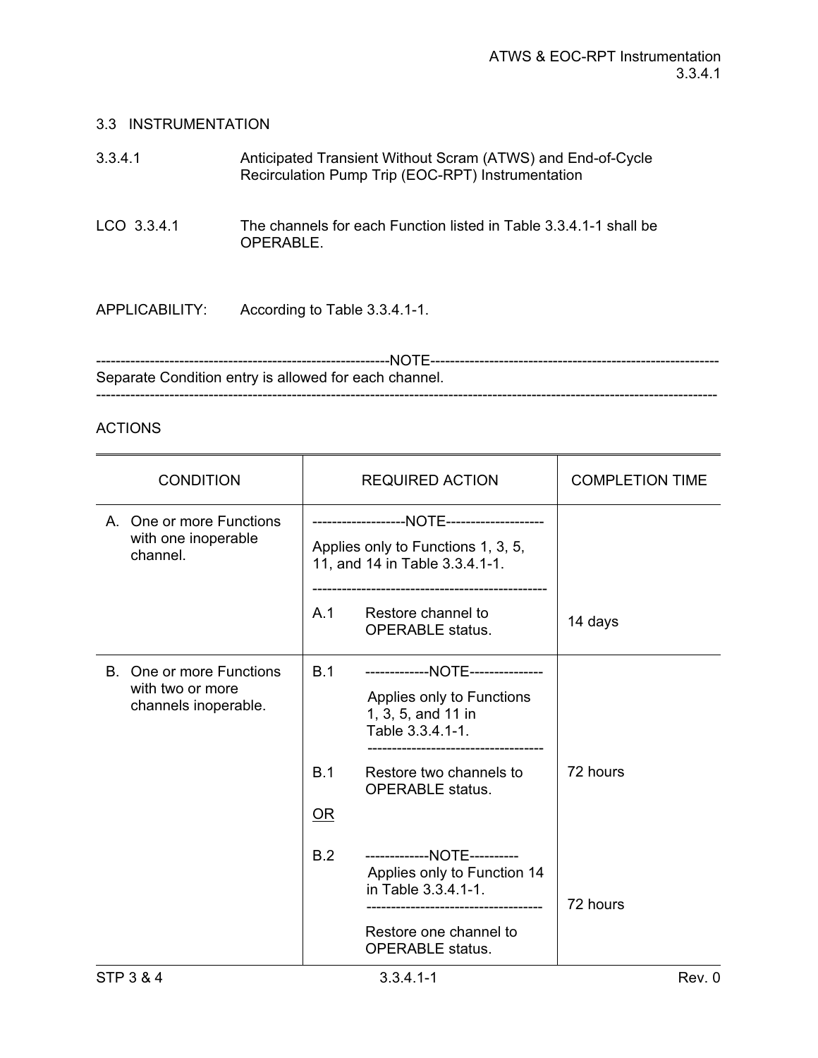## 3.3 INSTRUMENTATION

### 3.3.4.1 Anticipated Transient Without Scram (ATWS) and End-of-Cycle Recirculation Pump Trip (EOC-RPT) Instrumentation

LCO 3.3.4.1 The channels for each Function listed in Table 3.3.4.1-1 shall be OPERABLE.

APPLICABILITY: According to Table 3.3.4.1-1.

------------------------------------------------------------NOTE------------------------------------------------------------
Separate Condition entry is allowed for each channel.
----------------------------------------------------------------------------------------------------------------------------

ACTIONS

| CONDITION | REQUIRED ACTION | COMPLETION TIME |
|---|---|---|
| A. One or more Functions with one inoperable channel. | -------------------NOTE-------------------- Applies only to Functions 1, 3, 5, 11, and 14 in Table 3.3.4.1-1. ------------------------------------------------ | |
| | A.1 Restore channel to OPERABLE status. | 14 days |
| B. One or more Functions with two or more channels inoperable. | B.1 -------------NOTE--------------- Applies only to Functions 1, 3, 5, and 11 in Table 3.3.4.1-1. ----------------------------------- | |
| | B.1 Restore two channels to OPERABLE status. | 72 hours |
| | OR | |
| | B.2 -------------NOTE---------- Applies only to Function 14 in Table 3.3.4.1-1. ----------------------------------- Restore one channel to OPERABLE status. | 72 hours |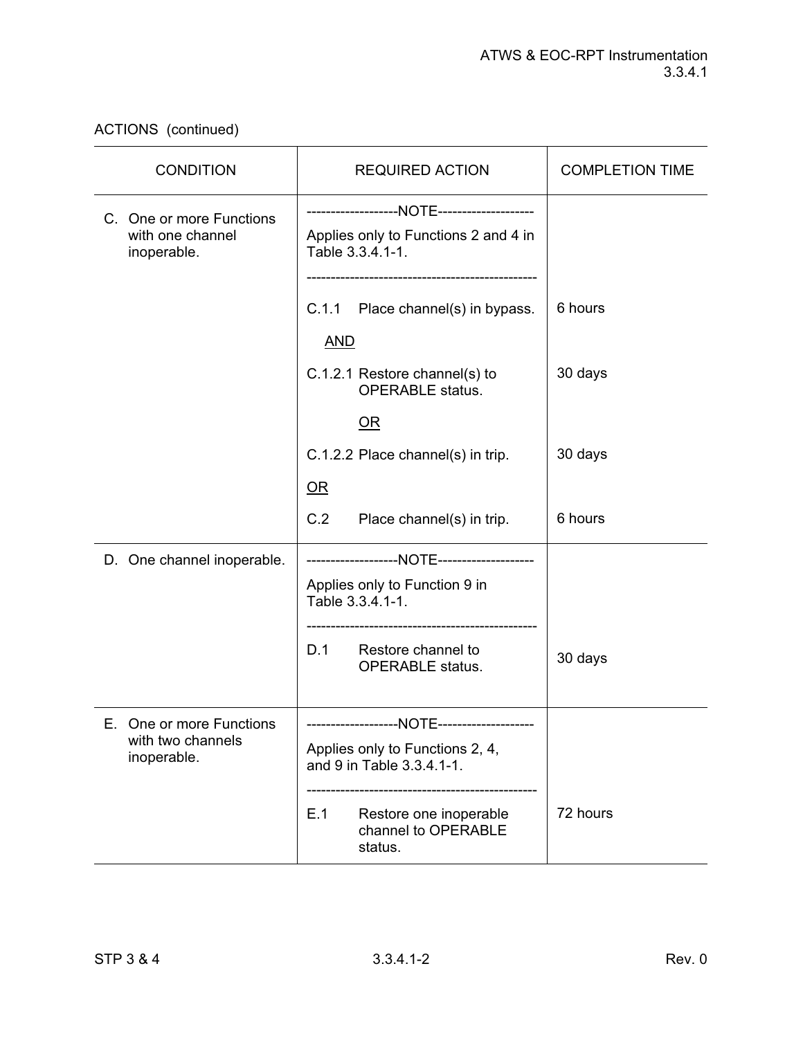ACTIONS (continued)

| CONDITION | REQUIRED ACTION | COMPLETION TIME |
|---|---|---|
| C. One or more Functions with one channel inoperable. | -------------------NOTE-------------------- Applies only to Functions 2 and 4 in Table 3.3.4.1-1. ------------------------------------------------ | |
| | C.1.1 Place channel(s) in bypass. | 6 hours |
| | AND | |
| | C.1.2.1 Restore channel(s) to OPERABLE status. | 30 days |
| | OR | |
| | C.1.2.2 Place channel(s) in trip. | 30 days |
| | OR | |
| | C.2 Place channel(s) in trip. | 6 hours |
| D. One channel inoperable. | -------------------NOTE-------------------- Applies only to Function 9 in Table 3.3.4.1-1. ------------------------------------------------ | |
| | D.1 Restore channel to OPERABLE status. | 30 days |
| E. One or more Functions with two channels inoperable. | -------------------NOTE-------------------- Applies only to Functions 2, 4, and 9 in Table 3.3.4.1-1. ------------------------------------------------ | |
| | E.1 Restore one inoperable channel to OPERABLE status. | 72 hours |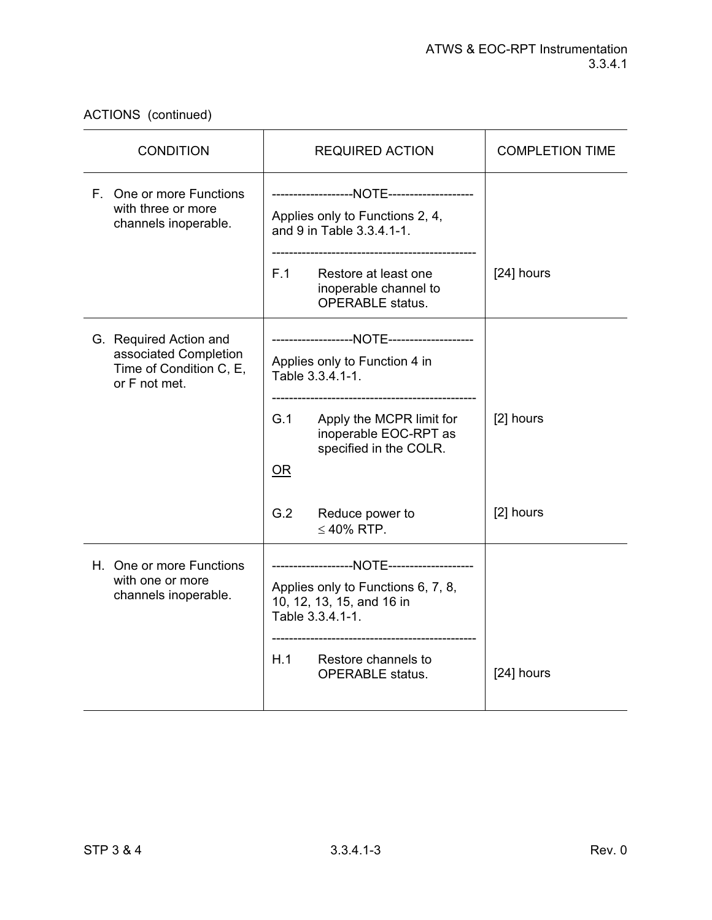ACTIONS (continued)

| CONDITION | REQUIRED ACTION | COMPLETION TIME |
|---|---|---|
| F. One or more Functions with three or more channels inoperable. | -------------------NOTE-------------------- Applies only to Functions 2, 4, and 9 in Table 3.3.4.1-1. ------------------------------------------------ | |
| | F.1 Restore at least one inoperable channel to OPERABLE status. | [24] hours |
| G. Required Action and associated Completion Time of Condition C, E, or F not met. | -------------------NOTE-------------------- Applies only to Function 4 in Table 3.3.4.1-1. ------------------------------------------------ | |
| | G.1 Apply the MCPR limit for inoperable EOC-RPT as specified in the COLR. | [2] hours |
| | OR | |
| | G.2 Reduce power to ≤ 40% RTP. | [2] hours |
| H. One or more Functions with one or more channels inoperable. | -------------------NOTE-------------------- Applies only to Functions 6, 7, 8, 10, 12, 13, 15, and 16 in Table 3.3.4.1-1. ------------------------------------------------ | |
| | H.1 Restore channels to OPERABLE status. | [24] hours |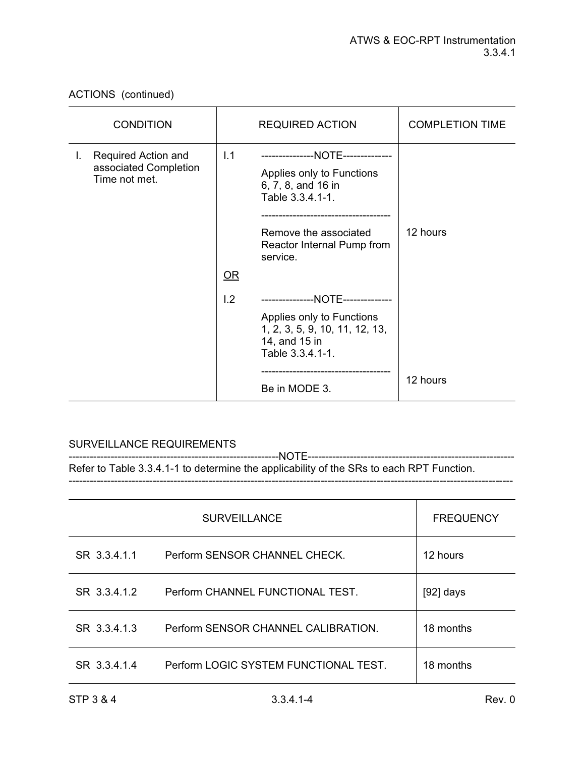ACTIONS (continued)

| CONDITION | REQUIRED ACTION | COMPLETION TIME |
|---|---|---|
| I. Required Action and associated Completion Time not met. | I.1 ---------------NOTE-------------- Applies only to Functions 6, 7, 8, and 16 in Table 3.3.4.1-1. ------------------------------------ Remove the associated Reactor Internal Pump from service. | 12 hours |
| | OR | |
| | I.2 ---------------NOTE-------------- Applies only to Functions 1, 2, 3, 5, 9, 10, 11, 12, 13, 14, and 15 in Table 3.3.4.1-1. ------------------------------------ Be in MODE 3. | 12 hours |

SURVEILLANCE REQUIREMENTS

-------------------------------------------------------------NOTE-------------------------------------------------------------
Refer to Table 3.3.4.1-1 to determine the applicability of the SRs to each RPT Function.
--------------------------------------------------------------------------------------------------------------------------------

| SURVEILLANCE | | FREQUENCY |
|---|---|---|
| SR 3.3.4.1.1 | Perform SENSOR CHANNEL CHECK. | 12 hours |
| SR 3.3.4.1.2 | Perform CHANNEL FUNCTIONAL TEST. | [92] days |
| SR 3.3.4.1.3 | Perform SENSOR CHANNEL CALIBRATION. | 18 months |
| SR 3.3.4.1.4 | Perform LOGIC SYSTEM FUNCTIONAL TEST. | 18 months |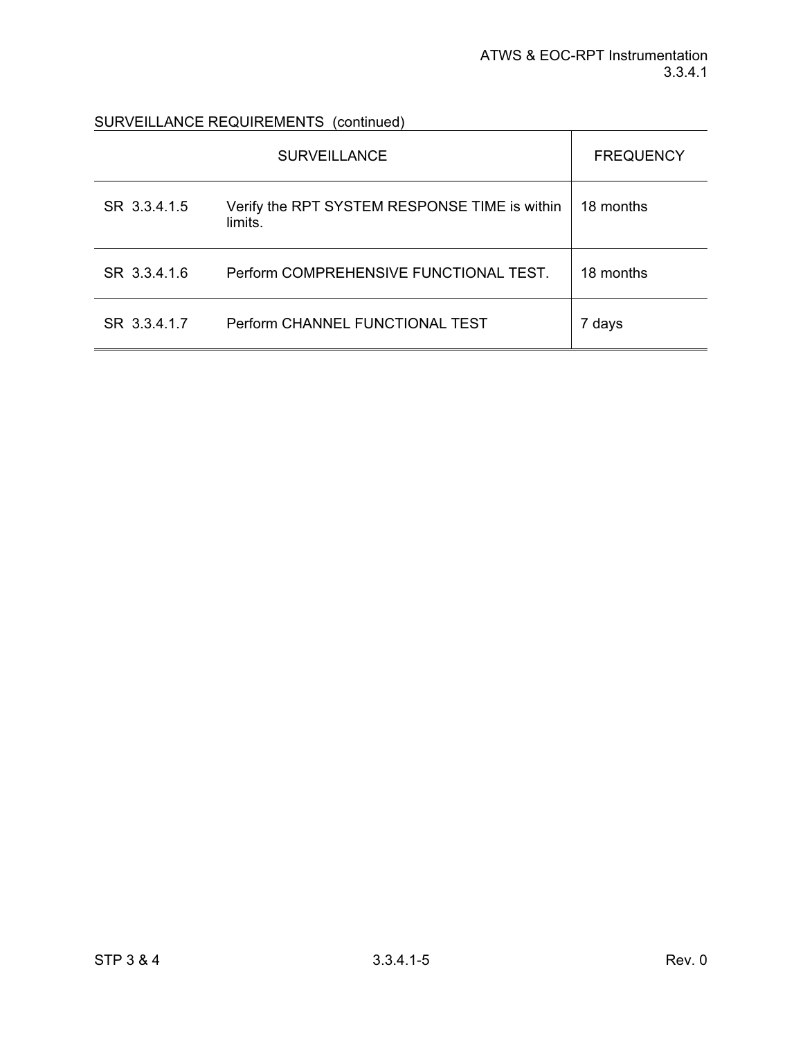SURVEILLANCE REQUIREMENTS (continued)

| SURVEILLANCE | | FREQUENCY |
|---|---|---|
| SR 3.3.4.1.5 | Verify the RPT SYSTEM RESPONSE TIME is within limits. | 18 months |
| SR 3.3.4.1.6 | Perform COMPREHENSIVE FUNCTIONAL TEST. | 18 months |
| SR 3.3.4.1.7 | Perform CHANNEL FUNCTIONAL TEST | 7 days |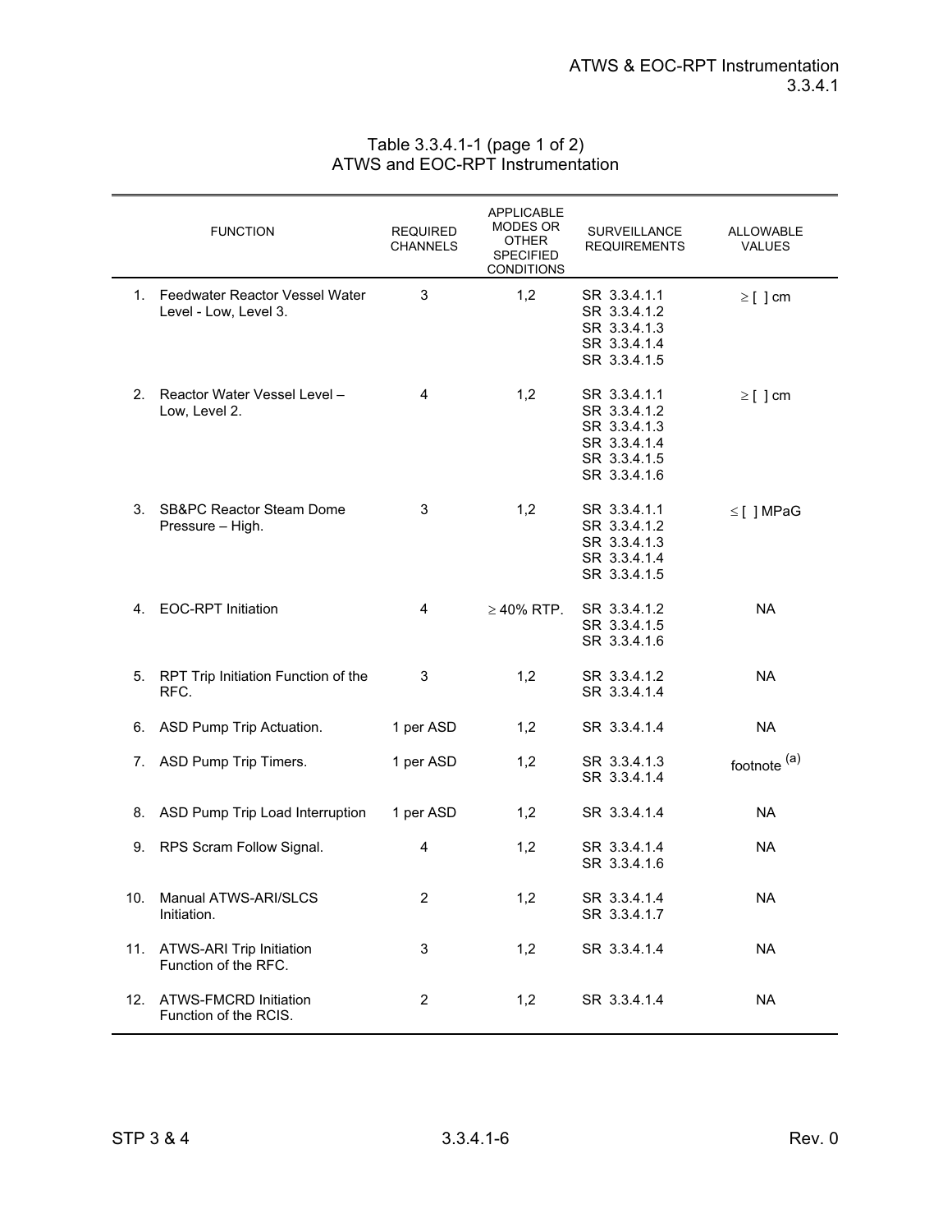## Table 3.3.4.1-1 (page 1 of 2)
## ATWS and EOC-RPT Instrumentation

| | FUNCTION | REQUIRED CHANNELS | APPLICABLE MODES OR OTHER SPECIFIED CONDITIONS | SURVEILLANCE REQUIREMENTS | ALLOWABLE VALUES |
|---|---|---|---|---|---|
| 1. | Feedwater Reactor Vessel Water Level - Low, Level 3. | 3 | 1,2 | SR 3.3.4.1.1<br>SR 3.3.4.1.2<br>SR 3.3.4.1.3<br>SR 3.3.4.1.4<br>SR 3.3.4.1.5 | ≥ [ ] cm |
| 2. | Reactor Water Vessel Level – Low, Level 2. | 4 | 1,2 | SR 3.3.4.1.1<br>SR 3.3.4.1.2<br>SR 3.3.4.1.3<br>SR 3.3.4.1.4<br>SR 3.3.4.1.5<br>SR 3.3.4.1.6 | ≥ [ ] cm |
| 3. | SB&PC Reactor Steam Dome Pressure – High. | 3 | 1,2 | SR 3.3.4.1.1<br>SR 3.3.4.1.2<br>SR 3.3.4.1.3<br>SR 3.3.4.1.4<br>SR 3.3.4.1.5 | ≤ [ ] MPaG |
| 4. | EOC-RPT Initiation | 4 | ≥ 40% RTP. | SR 3.3.4.1.2<br>SR 3.3.4.1.5<br>SR 3.3.4.1.6 | NA |
| 5. | RPT Trip Initiation Function of the RFC. | 3 | 1,2 | SR 3.3.4.1.2<br>SR 3.3.4.1.4 | NA |
| 6. | ASD Pump Trip Actuation. | 1 per ASD | 1,2 | SR 3.3.4.1.4 | NA |
| 7. | ASD Pump Trip Timers. | 1 per ASD | 1,2 | SR 3.3.4.1.3<br>SR 3.3.4.1.4 | footnote [(a)] |
| 8. | ASD Pump Trip Load Interruption | 1 per ASD | 1,2 | SR 3.3.4.1.4 | NA |
| 9. | RPS Scram Follow Signal. | 4 | 1,2 | SR 3.3.4.1.4<br>SR 3.3.4.1.6 | NA |
| 10. | Manual ATWS-ARI/SLCS Initiation. | 2 | 1,2 | SR 3.3.4.1.4<br>SR 3.3.4.1.7 | NA |
| 11. | ATWS-ARI Trip Initiation Function of the RFC. | 3 | 1,2 | SR 3.3.4.1.4 | NA |
| 12. | ATWS-FMCRD Initiation Function of the RCIS. | 2 | 1,2 | SR 3.3.4.1.4 | NA |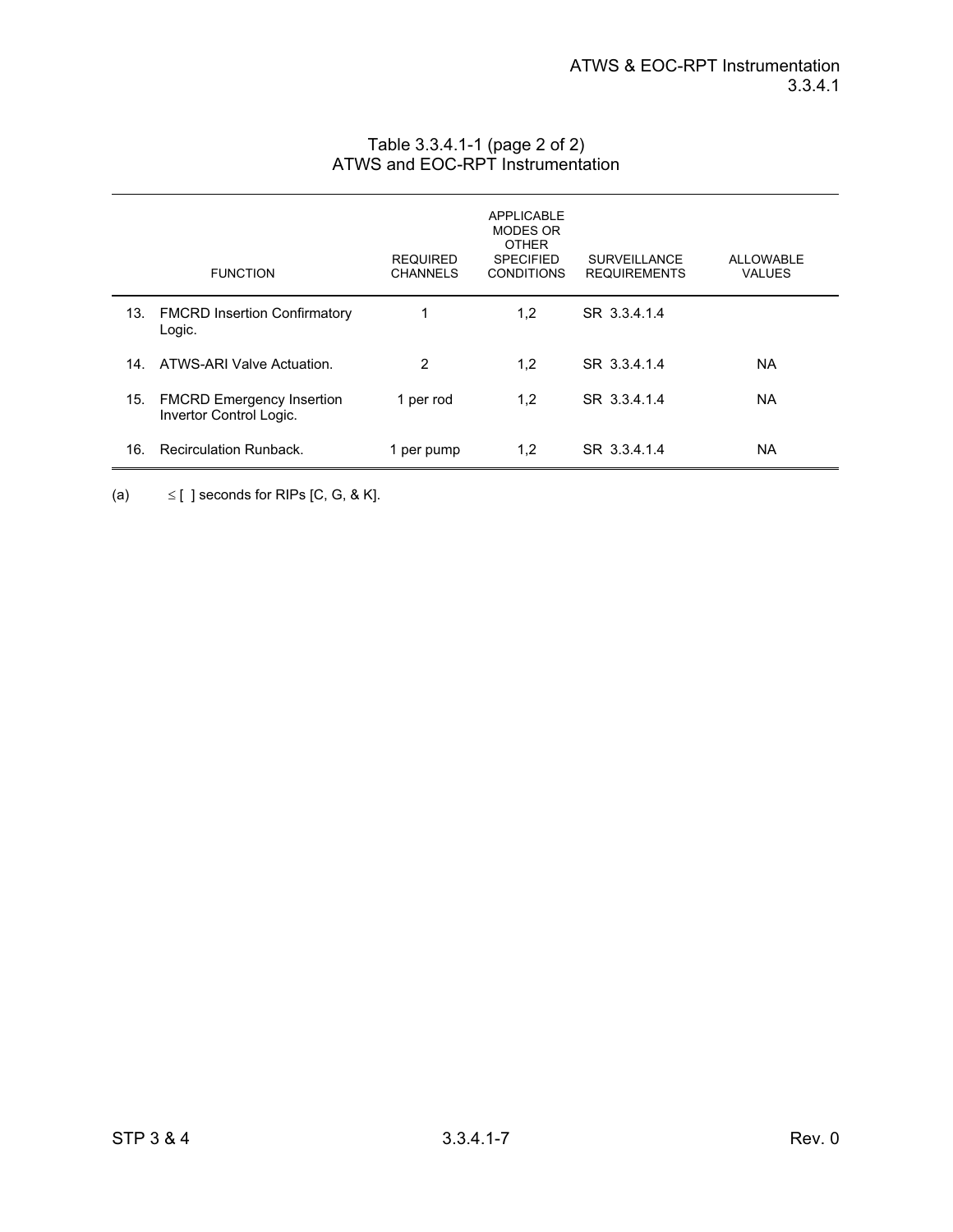Table 3.3.4.1-1 (page 2 of 2)
ATWS and EOC-RPT Instrumentation

| | FUNCTION | REQUIRED CHANNELS | APPLICABLE MODES OR OTHER SPECIFIED CONDITIONS | SURVEILLANCE REQUIREMENTS | ALLOWABLE VALUES |
|---|---|---|---|---|---|
| 13. | FMCRD Insertion Confirmatory Logic. | 1 | 1,2 | SR 3.3.4.1.4 | |
| 14. | ATWS-ARI Valve Actuation. | 2 | 1,2 | SR 3.3.4.1.4 | NA |
| 15. | FMCRD Emergency Insertion Invertor Control Logic. | 1 per rod | 1,2 | SR 3.3.4.1.4 | NA |
| 16. | Recirculation Runback. | 1 per pump | 1,2 | SR 3.3.4.1.4 | NA |

(a) ≤ [ ] seconds for RIPs [C, G, & K].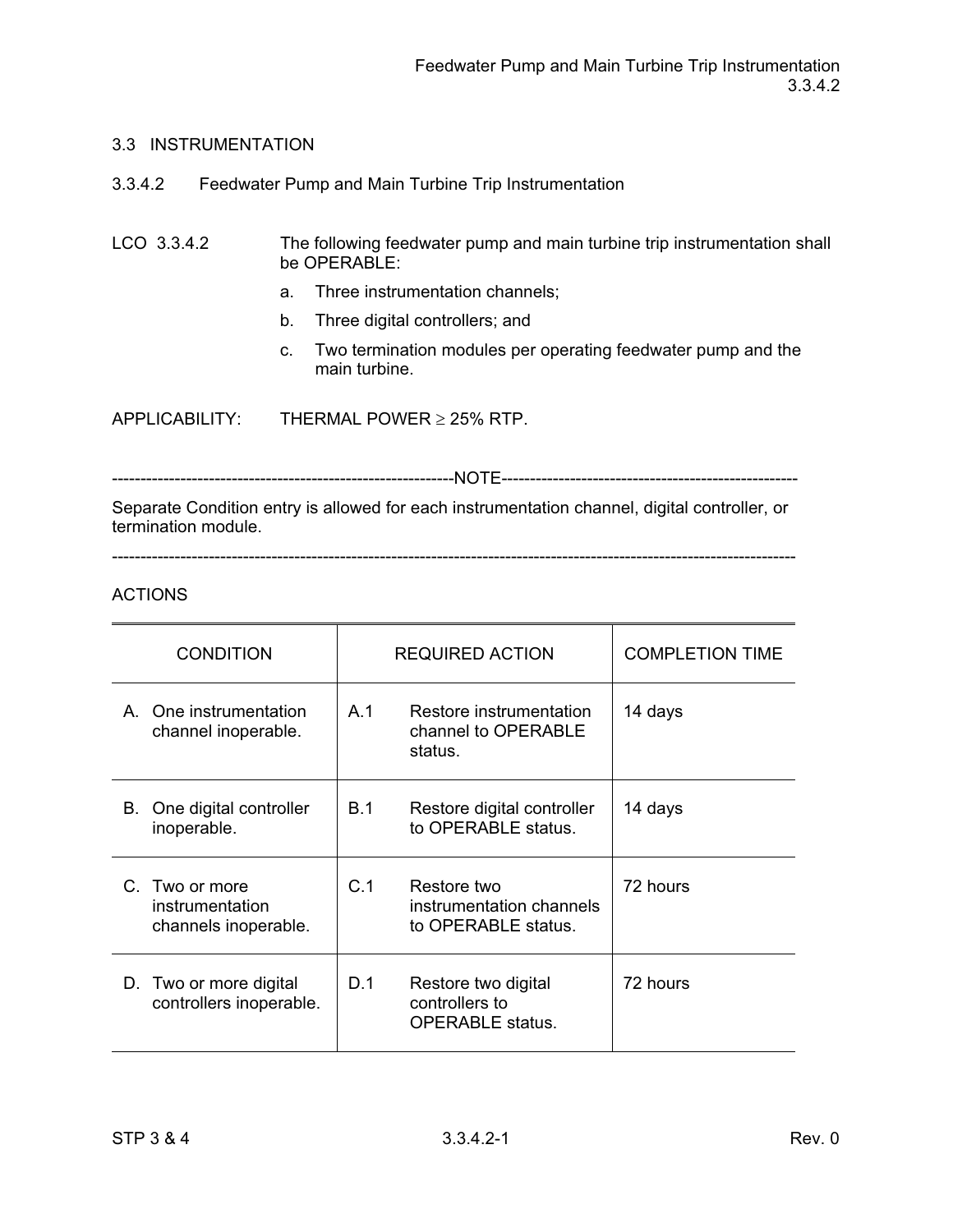## 3.3 INSTRUMENTATION

### 3.3.4.2 Feedwater Pump and Main Turbine Trip Instrumentation

LCO 3.3.4.2 The following feedwater pump and main turbine trip instrumentation shall be OPERABLE:

a. Three instrumentation channels;

b. Three digital controllers; and

c. Two termination modules per operating feedwater pump and the main turbine.

APPLICABILITY: THERMAL POWER ≥ 25% RTP.

-----------------------------------------------------------NOTE-----------------------------------------------------------

Separate Condition entry is allowed for each instrumentation channel, digital controller, or termination module.

--------------------------------------------------------------------------------------------------------------------------------

ACTIONS

| CONDITION | REQUIRED ACTION | COMPLETION TIME |
|---|---|---|
| A. One instrumentation channel inoperable. | A.1 Restore instrumentation channel to OPERABLE status. | 14 days |
| B. One digital controller inoperable. | B.1 Restore digital controller to OPERABLE status. | 14 days |
| C. Two or more instrumentation channels inoperable. | C.1 Restore two instrumentation channels to OPERABLE status. | 72 hours |
| D. Two or more digital controllers inoperable. | D.1 Restore two digital controllers to OPERABLE status. | 72 hours |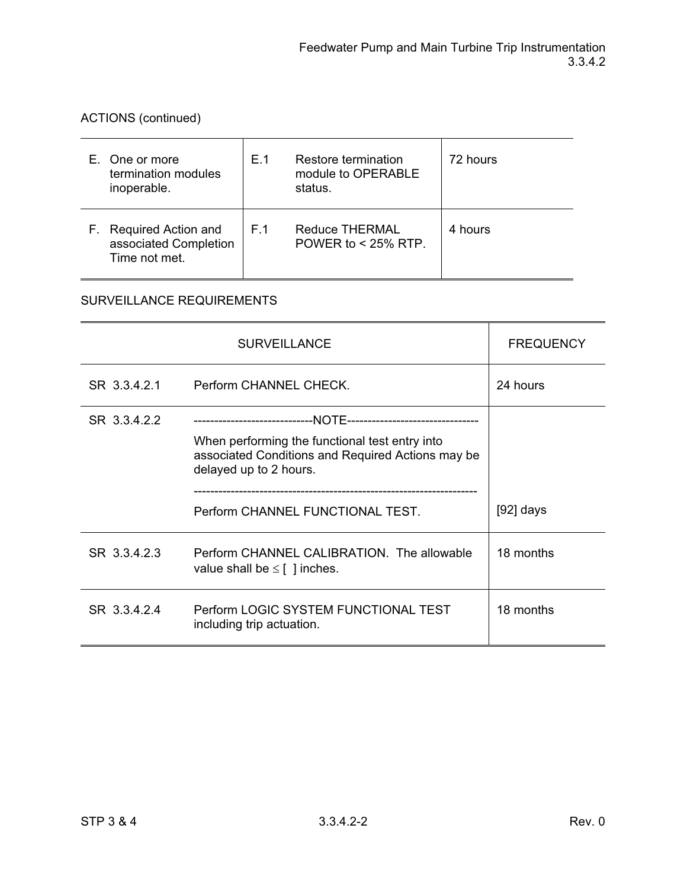ACTIONS (continued)

| CONDITION | REQUIRED ACTION | | COMPLETION TIME |
|---|---|---|---|
| E. One or more termination modules inoperable. | E.1 | Restore termination module to OPERABLE status. | 72 hours |
| F. Required Action and associated Completion Time not met. | F.1 | Reduce THERMAL POWER to < 25% RTP. | 4 hours |

SURVEILLANCE REQUIREMENTS

| | SURVEILLANCE | FREQUENCY |
|---|---|---|
| SR 3.3.4.2.1 | Perform CHANNEL CHECK. | 24 hours |
| SR 3.3.4.2.2 | -----------------------------NOTE--------------------------------<br>When performing the functional test entry into associated Conditions and Required Actions may be delayed up to 2 hours.<br>-------------------------------------------------------------------<br>Perform CHANNEL FUNCTIONAL TEST. | [92] days |
| SR 3.3.4.2.3 | Perform CHANNEL CALIBRATION. The allowable value shall be ≤ [ ] inches. | 18 months |
| SR 3.3.4.2.4 | Perform LOGIC SYSTEM FUNCTIONAL TEST including trip actuation. | 18 months |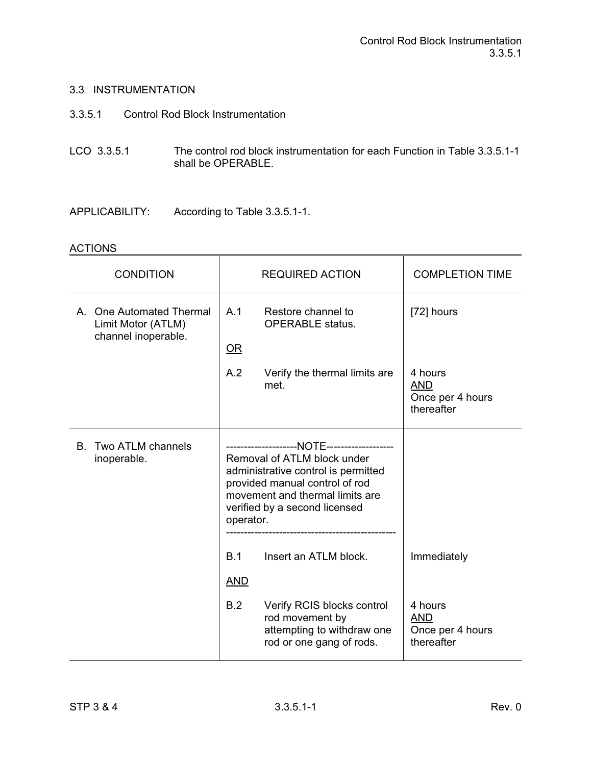## 3.3 INSTRUMENTATION

### 3.3.5.1 Control Rod Block Instrumentation

LCO 3.3.5.1 The control rod block instrumentation for each Function in Table 3.3.5.1-1 shall be OPERABLE.

APPLICABILITY: According to Table 3.3.5.1-1.

ACTIONS

| CONDITION | REQUIRED ACTION | COMPLETION TIME |
|---|---|---|
| A. One Automated Thermal Limit Motor (ATLM) channel inoperable. | A.1 Restore channel to OPERABLE status. | [72] hours |
| | <u>OR</u> | |
| | A.2 Verify the thermal limits are met. | 4 hours<br><u>AND</u><br>Once per 4 hours thereafter |
| B. Two ATLM channels inoperable. | --------------------NOTE-------------------<br>Removal of ATLM block under administrative control is permitted provided manual control of rod movement and thermal limits are verified by a second licensed operator.<br>----------------------------------------------- | |
| | B.1 Insert an ATLM block. | Immediately |
| | <u>AND</u> | |
| | B.2 Verify RCIS blocks control rod movement by attempting to withdraw one rod or one gang of rods. | 4 hours<br><u>AND</u><br>Once per 4 hours thereafter |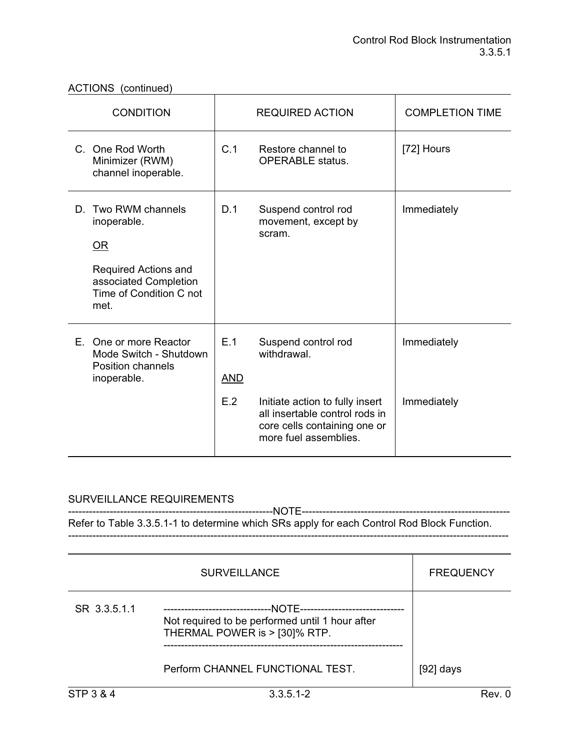ACTIONS (continued)

| CONDITION | REQUIRED ACTION | | COMPLETION TIME |
|---|---|---|---|
| C. One Rod Worth Minimizer (RWM) channel inoperable. | C.1 | Restore channel to OPERABLE status. | [72] Hours |
| D. Two RWM channels inoperable.<br><br><u>OR</u><br><br>Required Actions and associated Completion Time of Condition C not met. | D.1 | Suspend control rod movement, except by scram. | Immediately |
| E. One or more Reactor Mode Switch - Shutdown Position channels inoperable. | E.1 | Suspend control rod withdrawal. | Immediately |
| | <u>AND</u> | | |
| | E.2 | Initiate action to fully insert all insertable control rods in core cells containing one or more fuel assemblies. | Immediately |

SURVEILLANCE REQUIREMENTS

-----------------------------------------------------------NOTE-----------------------------------------------------------
Refer to Table 3.3.5.1-1 to determine which SRs apply for each Control Rod Block Function.
---------------------------------------------------------------------------------------------------------------------------

| SURVEILLANCE | | FREQUENCY |
|---|---|---|
| SR 3.3.5.1.1 | -------------------------------NOTE------------------------------<br>Not required to be performed until 1 hour after THERMAL POWER is > [30]% RTP.<br>--------------------------------------------------------------------<br><br>Perform CHANNEL FUNCTIONAL TEST. | [92] days |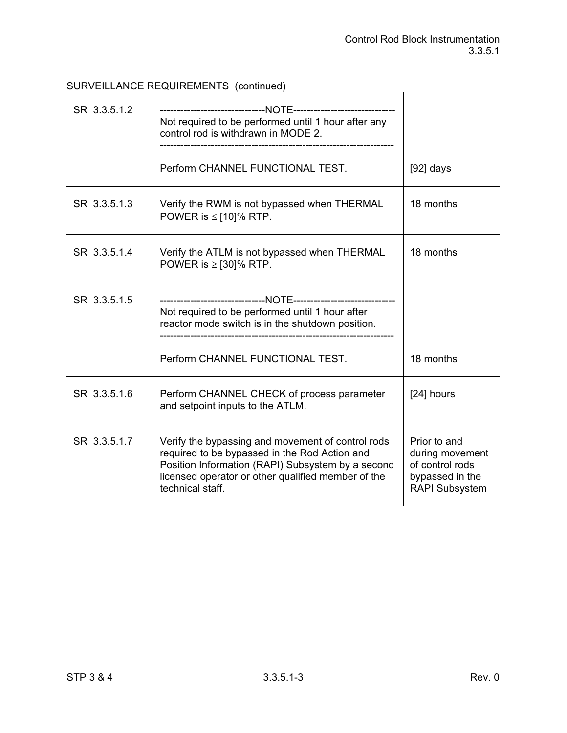SURVEILLANCE REQUIREMENTS (continued)

| SURVEILLANCE | | FREQUENCY |
|---|---|---|
| SR 3.3.5.1.2 | -------------------------------NOTE------------------------------ Not required to be performed until 1 hour after any control rod is withdrawn in MODE 2. ------------------------------------------------------------------- Perform CHANNEL FUNCTIONAL TEST. | [92] days |
| SR 3.3.5.1.3 | Verify the RWM is not bypassed when THERMAL POWER is ≤ [10]% RTP. | 18 months |
| SR 3.3.5.1.4 | Verify the ATLM is not bypassed when THERMAL POWER is ≥ [30]% RTP. | 18 months |
| SR 3.3.5.1.5 | -------------------------------NOTE------------------------------ Not required to be performed until 1 hour after reactor mode switch is in the shutdown position. ------------------------------------------------------------------- Perform CHANNEL FUNCTIONAL TEST. | 18 months |
| SR 3.3.5.1.6 | Perform CHANNEL CHECK of process parameter and setpoint inputs to the ATLM. | [24] hours |
| SR 3.3.5.1.7 | Verify the bypassing and movement of control rods required to be bypassed in the Rod Action and Position Information (RAPI) Subsystem by a second licensed operator or other qualified member of the technical staff. | Prior to and during movement of control rods bypassed in the RAPI Subsystem |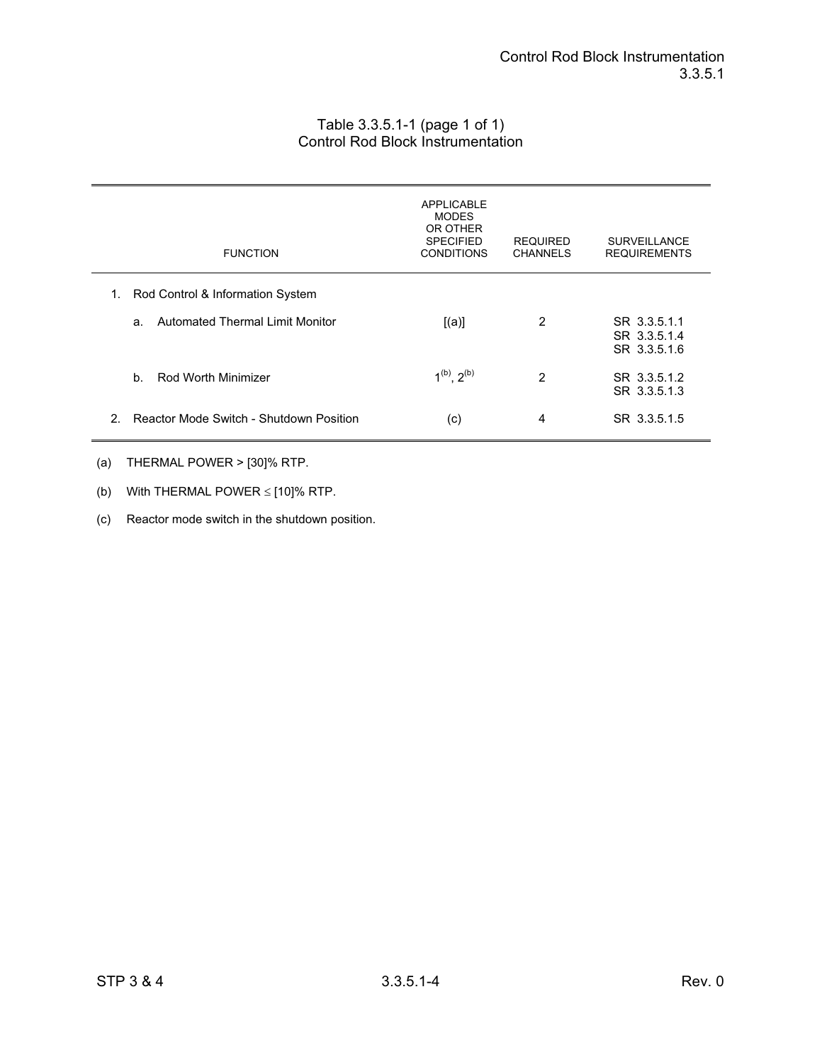Table 3.3.5.1-1 (page 1 of 1)
Control Rod Block Instrumentation

| FUNCTION | APPLICABLE MODES OR OTHER SPECIFIED CONDITIONS | REQUIRED CHANNELS | SURVEILLANCE REQUIREMENTS |
|---|---|---|---|
| 1. Rod Control & Information System | | | |
| a. Automated Thermal Limit Monitor | [(a)] | 2 | SR 3.3.5.1.1<br>SR 3.3.5.1.4<br>SR 3.3.5.1.6 |
| b. Rod Worth Minimizer | 1[(b)], 2[(b)] | 2 | SR 3.3.5.1.2<br>SR 3.3.5.1.3 |
| 2. Reactor Mode Switch - Shutdown Position | (c) | 4 | SR 3.3.5.1.5 |

(a) THERMAL POWER > [30]% RTP.

(b) With THERMAL POWER ≤ [10]% RTP.

(c) Reactor mode switch in the shutdown position.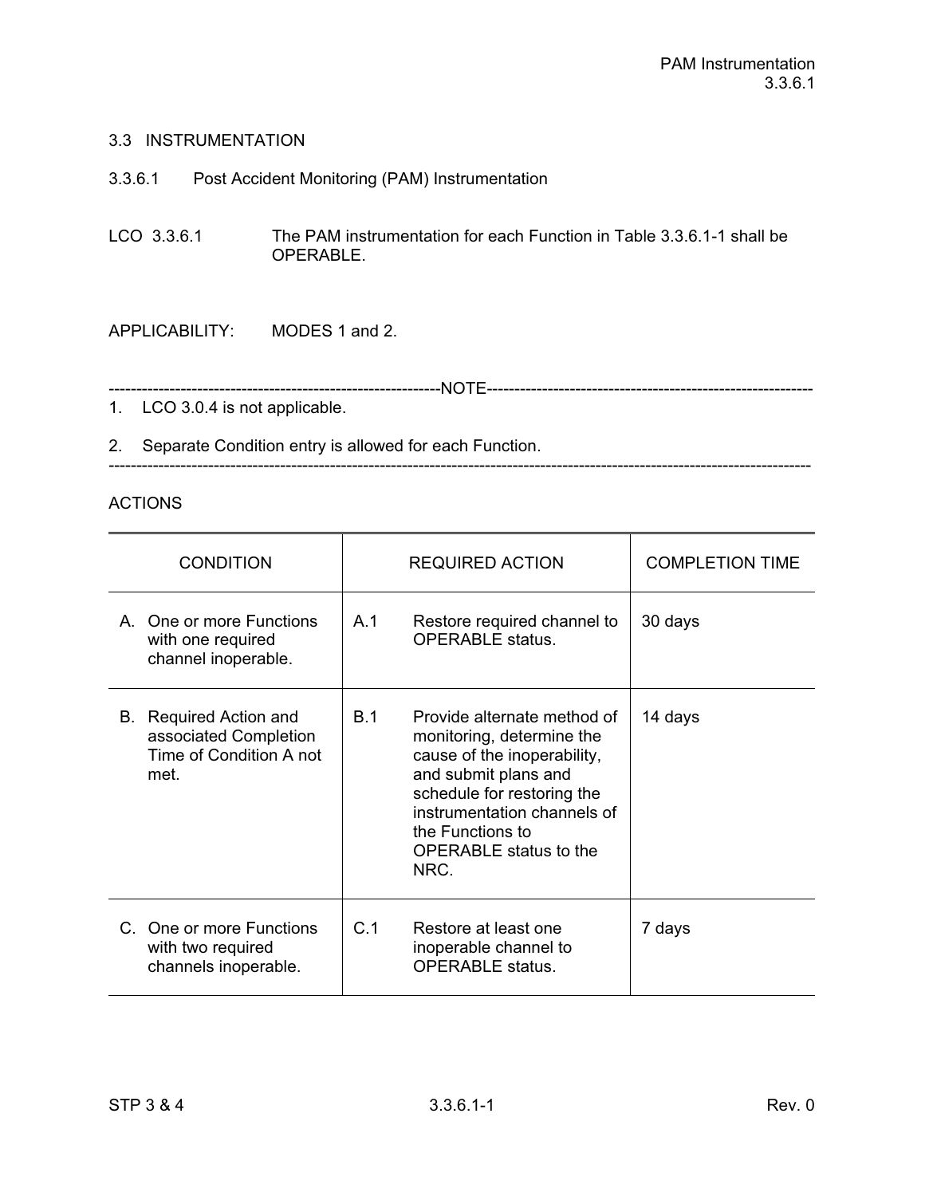## 3.3 INSTRUMENTATION

### 3.3.6.1 Post Accident Monitoring (PAM) Instrumentation

LCO 3.3.6.1 The PAM instrumentation for each Function in Table 3.3.6.1-1 shall be OPERABLE.

APPLICABILITY: MODES 1 and 2.

------------------------------------------------------------NOTE------------------------------------------------------------

1. LCO 3.0.4 is not applicable.
2. Separate Condition entry is allowed for each Function.

-------------------------------------------------------------------------------------------------------------------------------

ACTIONS

| CONDITION | REQUIRED ACTION | COMPLETION TIME |
|---|---|---|
| A. One or more Functions with one required channel inoperable. | A.1 Restore required channel to OPERABLE status. | 30 days |
| B. Required Action and associated Completion Time of Condition A not met. | B.1 Provide alternate method of monitoring, determine the cause of the inoperability, and submit plans and schedule for restoring the instrumentation channels of the Functions to OPERABLE status to the NRC. | 14 days |
| C. One or more Functions with two required channels inoperable. | C.1 Restore at least one inoperable channel to OPERABLE status. | 7 days |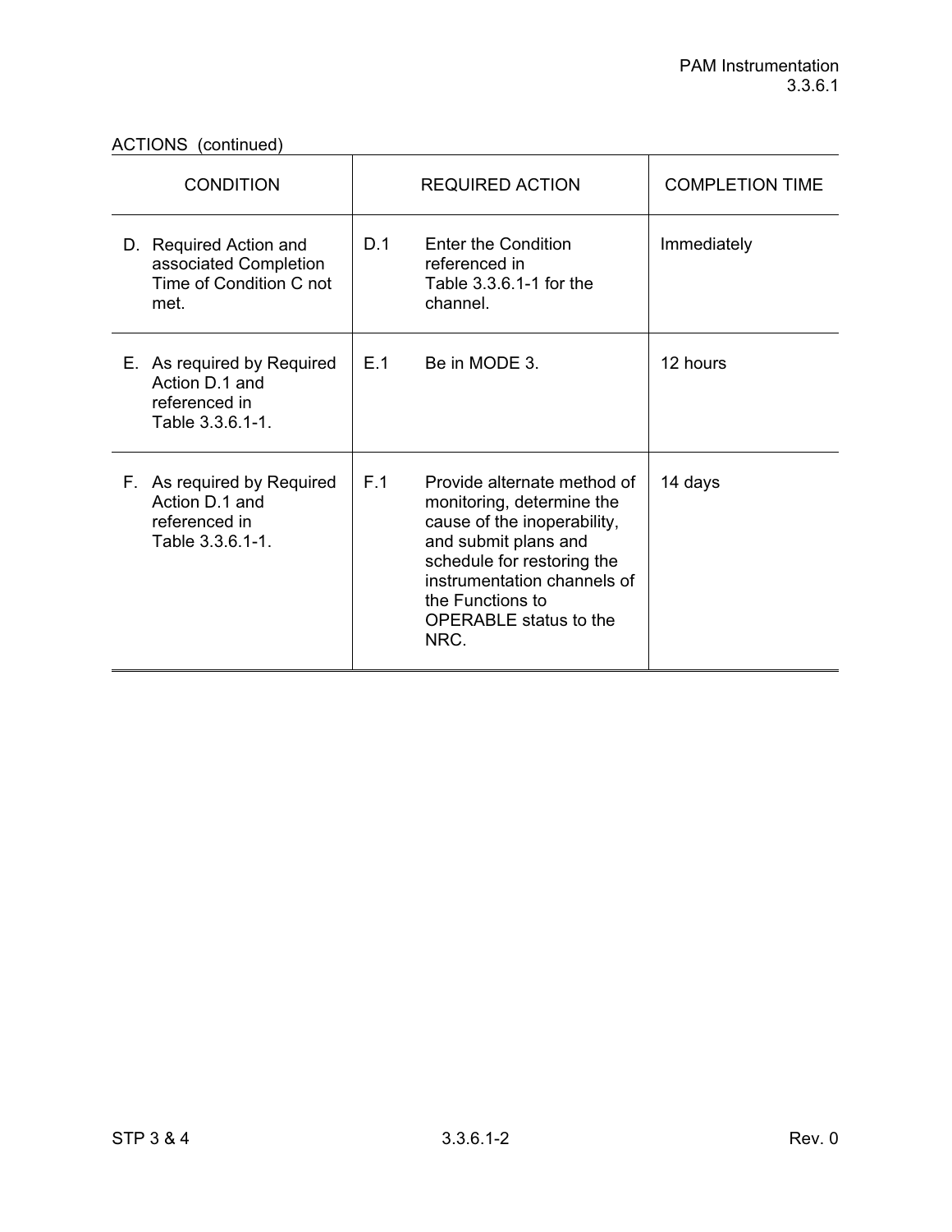ACTIONS (continued)

| CONDITION | REQUIRED ACTION | | COMPLETION TIME |
|---|---|---|---|
| D. Required Action and associated Completion Time of Condition C not met. | D.1 | Enter the Condition referenced in Table 3.3.6.1-1 for the channel. | Immediately |
| E. As required by Required Action D.1 and referenced in Table 3.3.6.1-1. | E.1 | Be in MODE 3. | 12 hours |
| F. As required by Required Action D.1 and referenced in Table 3.3.6.1-1. | F.1 | Provide alternate method of monitoring, determine the cause of the inoperability, and submit plans and schedule for restoring the instrumentation channels of the Functions to OPERABLE status to the NRC. | 14 days |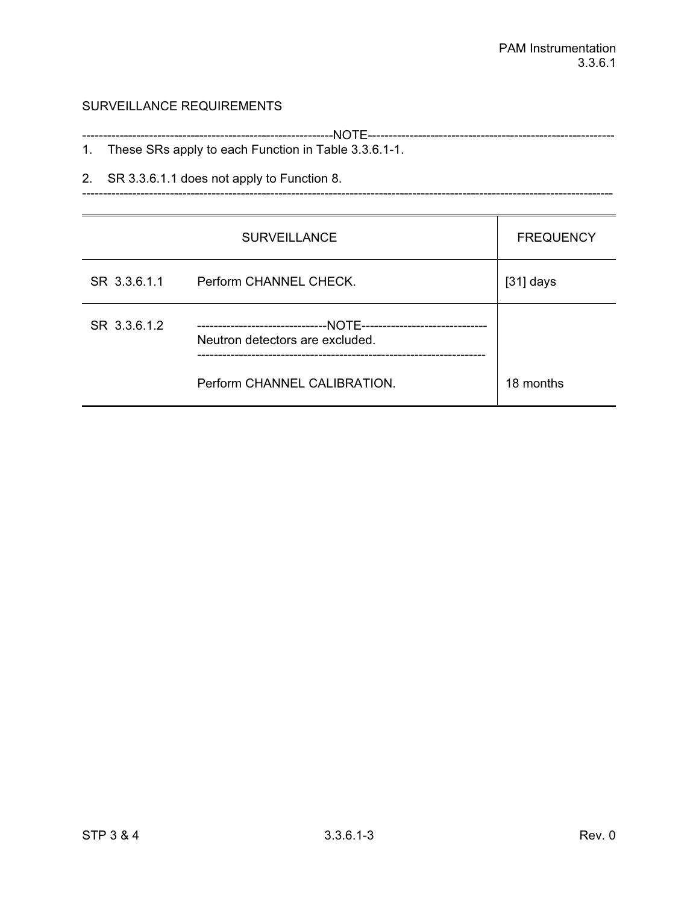## SURVEILLANCE REQUIREMENTS

-----------------------------------------------------------NOTE-----------------------------------------------------------

1. These SRs apply to each Function in Table 3.3.6.1-1.
2. SR 3.3.6.1.1 does not apply to Function 8.

--------------------------------------------------------------------------------------------------------------------------

| SURVEILLANCE | | FREQUENCY |
|---|---|---|
| SR 3.3.6.1.1 | Perform CHANNEL CHECK. | [31] days |
| SR 3.3.6.1.2 | -------------------------------NOTE------------------------------ Neutron detectors are excluded. -------------------------------------------------------------------- Perform CHANNEL CALIBRATION. | 18 months |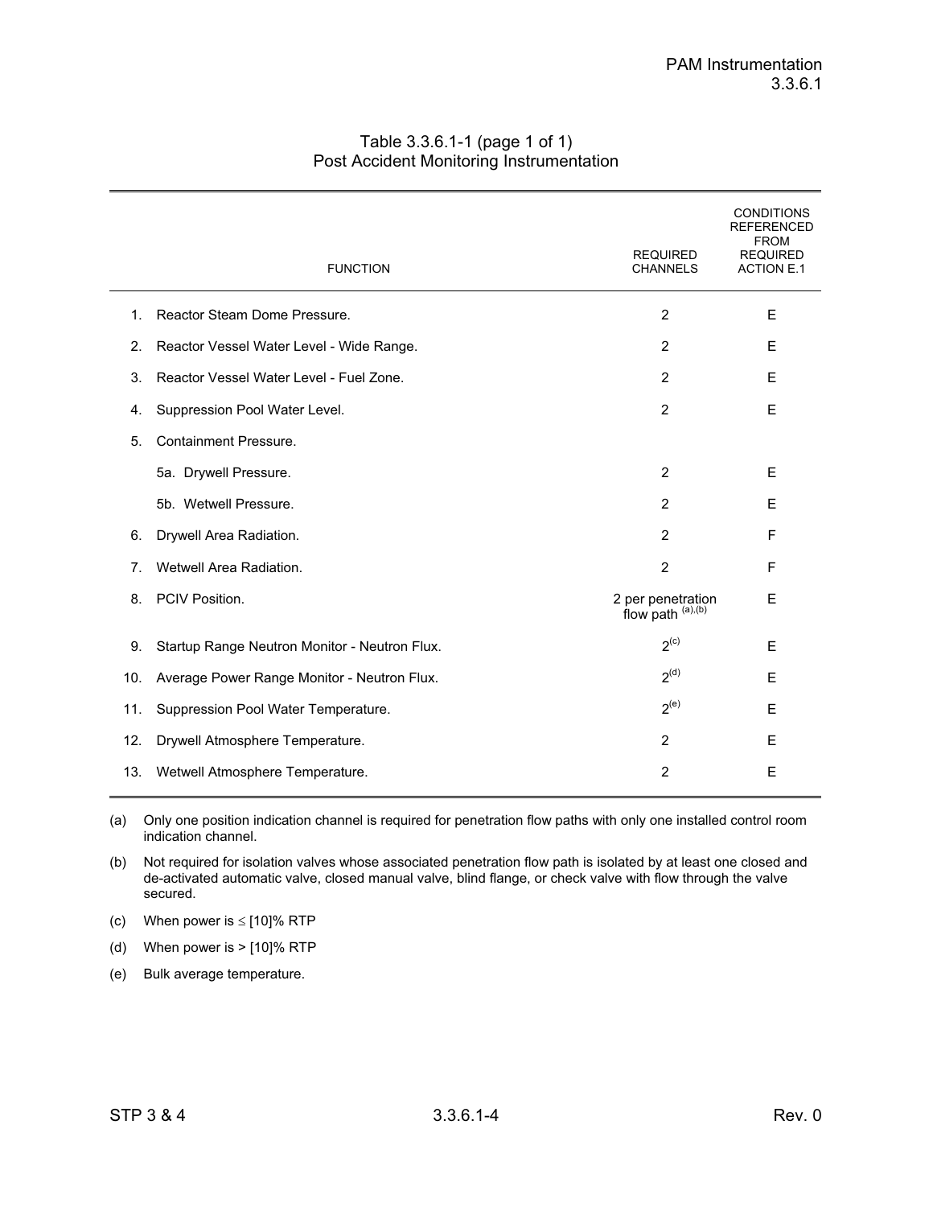Table 3.3.6.1-1 (page 1 of 1)
Post Accident Monitoring Instrumentation

| | FUNCTION | REQUIRED CHANNELS | CONDITIONS REFERENCED FROM REQUIRED ACTION E.1 |
|---|---|---|---|
| 1. | Reactor Steam Dome Pressure. | 2 | E |
| 2. | Reactor Vessel Water Level - Wide Range. | 2 | E |
| 3. | Reactor Vessel Water Level - Fuel Zone. | 2 | E |
| 4. | Suppression Pool Water Level. | 2 | E |
| 5. | Containment Pressure. | | |
| | 5a. Drywell Pressure. | 2 | E |
| | 5b. Wetwell Pressure. | 2 | E |
| 6. | Drywell Area Radiation. | 2 | F |
| 7. | Wetwell Area Radiation. | 2 | F |
| 8. | PCIV Position. | 2 per penetration flow path [(a),(b)] | E |
| 9. | Startup Range Neutron Monitor - Neutron Flux. | 2[(c)] | E |
| 10. | Average Power Range Monitor - Neutron Flux. | 2[(d)] | E |
| 11. | Suppression Pool Water Temperature. | 2[(e)] | E |
| 12. | Drywell Atmosphere Temperature. | 2 | E |
| 13. | Wetwell Atmosphere Temperature. | 2 | E |

(a) Only one position indication channel is required for penetration flow paths with only one installed control room indication channel.

(b) Not required for isolation valves whose associated penetration flow path is isolated by at least one closed and de-activated automatic valve, closed manual valve, blind flange, or check valve with flow through the valve secured.

(c) When power is ≤ [10]% RTP

(d) When power is > [10]% RTP

(e) Bulk average temperature.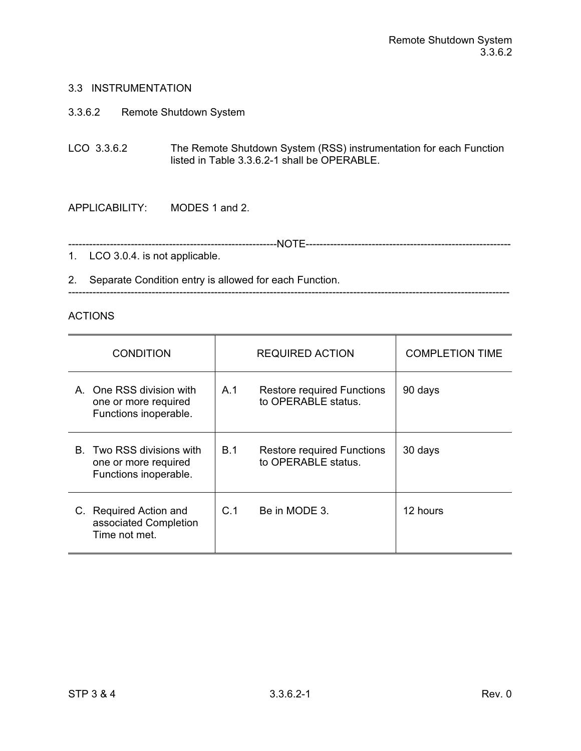## 3.3 INSTRUMENTATION

### 3.3.6.2 Remote Shutdown System

LCO 3.3.6.2 The Remote Shutdown System (RSS) instrumentation for each Function listed in Table 3.3.6.2-1 shall be OPERABLE.

APPLICABILITY: MODES 1 and 2.

------------------------------------------------------------NOTE------------------------------------------------------------

1. LCO 3.0.4. is not applicable.

2. Separate Condition entry is allowed for each Function.

--------------------------------------------------------------------------------------------------------------------------------

ACTIONS

| CONDITION | REQUIRED ACTION | COMPLETION TIME |
|---|---|---|
| A. One RSS division with one or more required Functions inoperable. | A.1 Restore required Functions to OPERABLE status. | 90 days |
| B. Two RSS divisions with one or more required Functions inoperable. | B.1 Restore required Functions to OPERABLE status. | 30 days |
| C. Required Action and associated Completion Time not met. | C.1 Be in MODE 3. | 12 hours |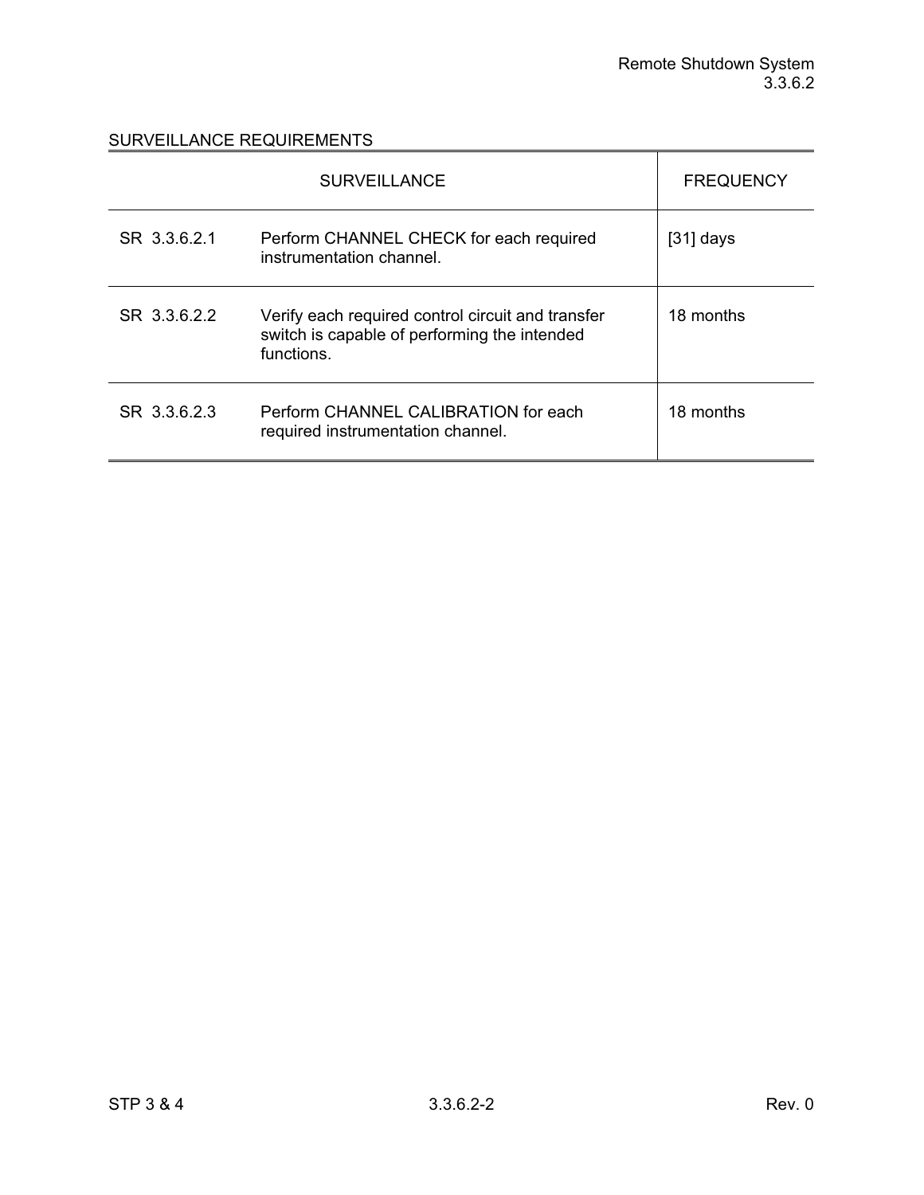SURVEILLANCE REQUIREMENTS

| SURVEILLANCE | | FREQUENCY |
|---|---|---|
| SR 3.3.6.2.1 | Perform CHANNEL CHECK for each required instrumentation channel. | [31] days |
| SR 3.3.6.2.2 | Verify each required control circuit and transfer switch is capable of performing the intended functions. | 18 months |
| SR 3.3.6.2.3 | Perform CHANNEL CALIBRATION for each required instrumentation channel. | 18 months |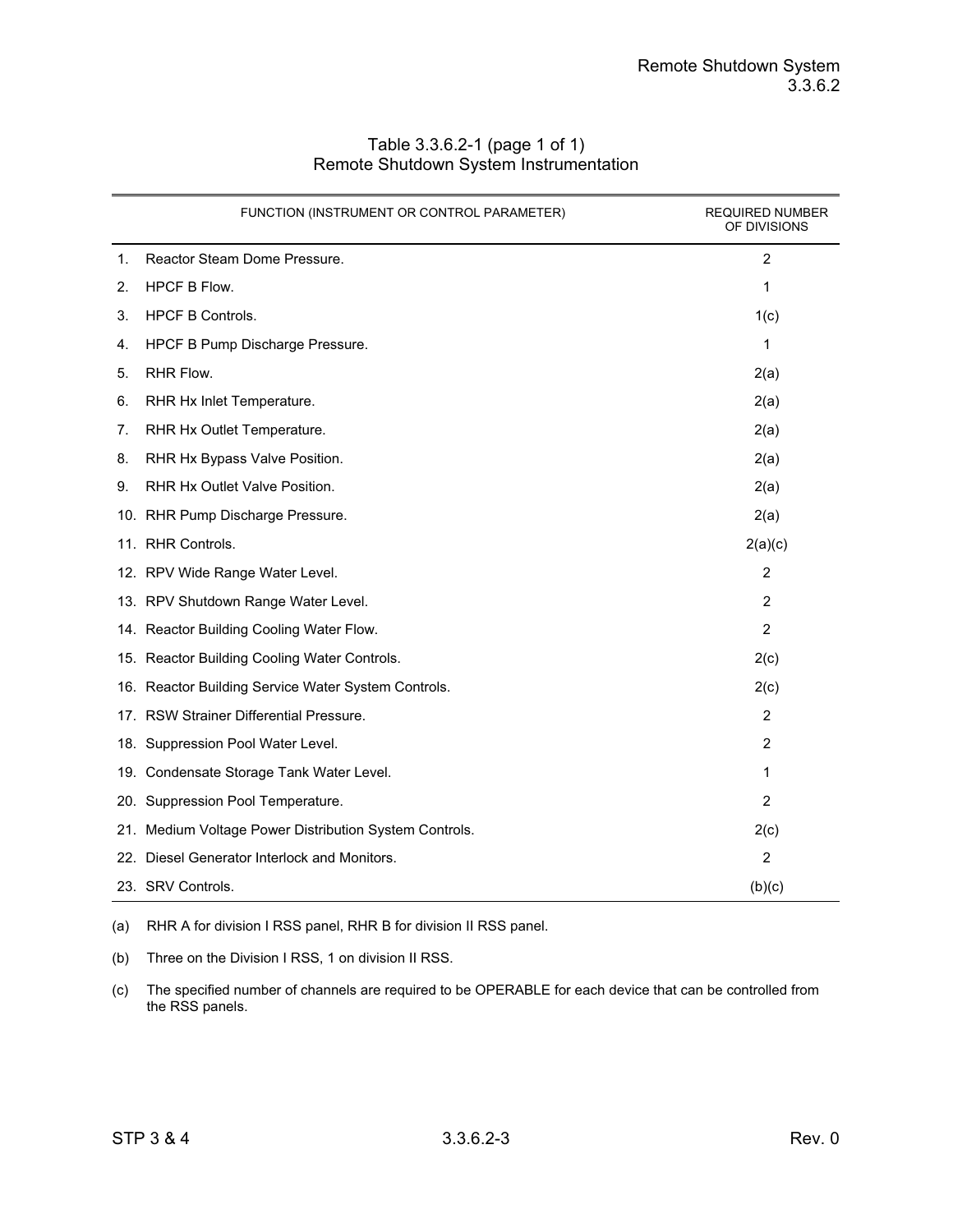Table 3.3.6.2-1 (page 1 of 1)
Remote Shutdown System Instrumentation

| FUNCTION (INSTRUMENT OR CONTROL PARAMETER) | REQUIRED NUMBER OF DIVISIONS |
|---|---|
| 1. Reactor Steam Dome Pressure. | 2 |
| 2. HPCF B Flow. | 1 |
| 3. HPCF B Controls. | 1(c) |
| 4. HPCF B Pump Discharge Pressure. | 1 |
| 5. RHR Flow. | 2(a) |
| 6. RHR Hx Inlet Temperature. | 2(a) |
| 7. RHR Hx Outlet Temperature. | 2(a) |
| 8. RHR Hx Bypass Valve Position. | 2(a) |
| 9. RHR Hx Outlet Valve Position. | 2(a) |
| 10. RHR Pump Discharge Pressure. | 2(a) |
| 11. RHR Controls. | 2(a)(c) |
| 12. RPV Wide Range Water Level. | 2 |
| 13. RPV Shutdown Range Water Level. | 2 |
| 14. Reactor Building Cooling Water Flow. | 2 |
| 15. Reactor Building Cooling Water Controls. | 2(c) |
| 16. Reactor Building Service Water System Controls. | 2(c) |
| 17. RSW Strainer Differential Pressure. | 2 |
| 18. Suppression Pool Water Level. | 2 |
| 19. Condensate Storage Tank Water Level. | 1 |
| 20. Suppression Pool Temperature. | 2 |
| 21. Medium Voltage Power Distribution System Controls. | 2(c) |
| 22. Diesel Generator Interlock and Monitors. | 2 |
| 23. SRV Controls. | (b)(c) |

(a) RHR A for division I RSS panel, RHR B for division II RSS panel.

(b) Three on the Division I RSS, 1 on division II RSS.

(c) The specified number of channels are required to be OPERABLE for each device that can be controlled from the RSS panels.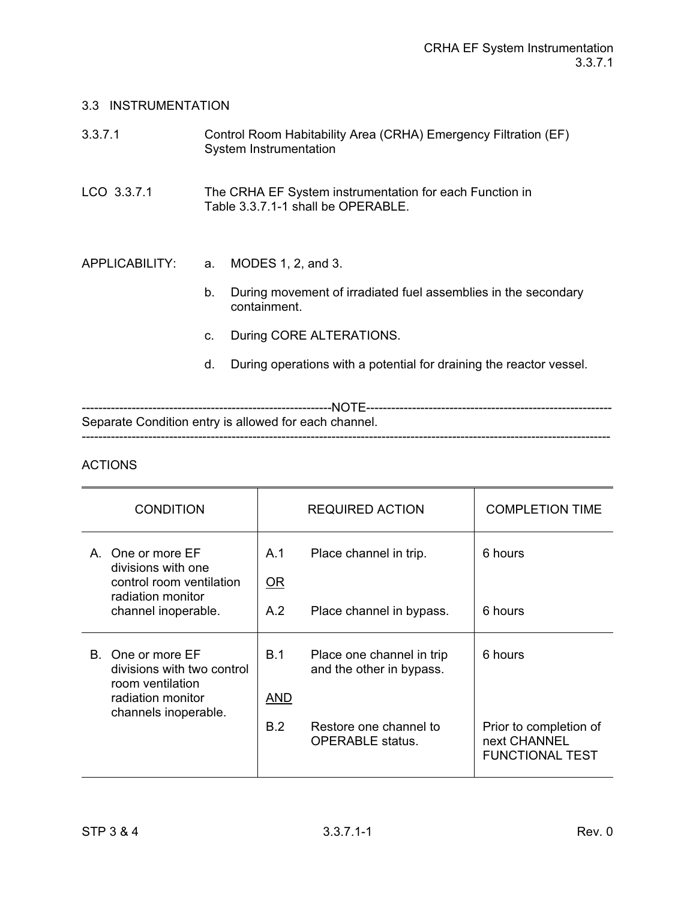## 3.3 INSTRUMENTATION

### 3.3.7.1 Control Room Habitability Area (CRHA) Emergency Filtration (EF) System Instrumentation

LCO 3.3.7.1 The CRHA EF System instrumentation for each Function in Table 3.3.7.1-1 shall be OPERABLE.

APPLICABILITY:

a. MODES 1, 2, and 3.

b. During movement of irradiated fuel assemblies in the secondary containment.

c. During CORE ALTERATIONS.

d. During operations with a potential for draining the reactor vessel.

------------------------------------------------------------NOTE------------------------------------------------------------
Separate Condition entry is allowed for each channel.
--------------------------------------------------------------------------------------------------------------------------------

ACTIONS

| CONDITION | REQUIRED ACTION | COMPLETION TIME |
|---|---|---|
| A. One or more EF divisions with one control room ventilation radiation monitor channel inoperable. | A.1 Place channel in trip.<br><br>OR<br><br>A.2 Place channel in bypass. | 6 hours<br><br><br><br>6 hours |
| B. One or more EF divisions with two control room ventilation radiation monitor channels inoperable. | B.1 Place one channel in trip and the other in bypass.<br><br>AND<br><br>B.2 Restore one channel to OPERABLE status. | 6 hours<br><br><br><br>Prior to completion of next CHANNEL FUNCTIONAL TEST |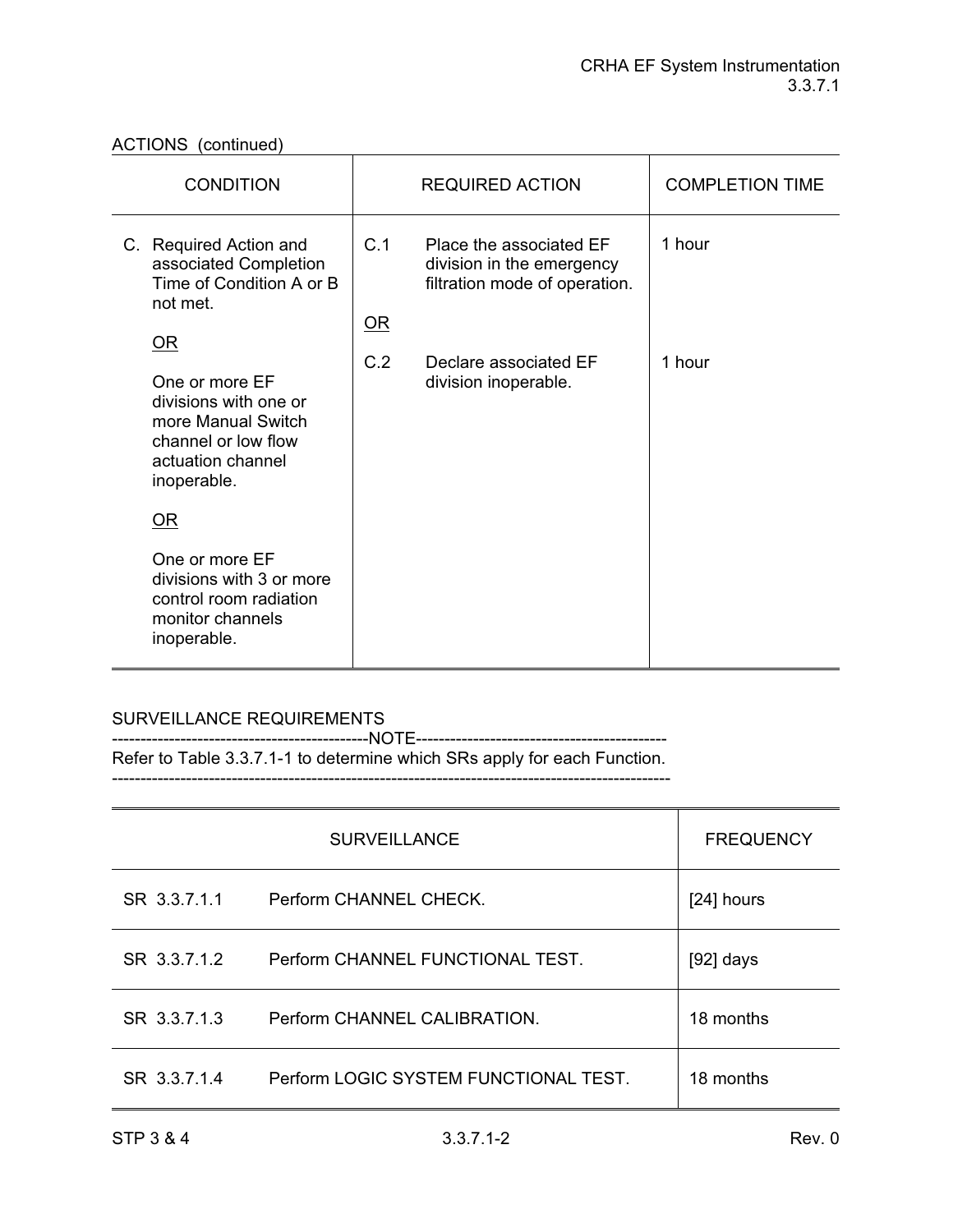ACTIONS (continued)

| CONDITION | REQUIRED ACTION | | COMPLETION TIME |
|---|---|---|---|
| C. Required Action and associated Completion Time of Condition A or B not met.<br><br><u>OR</u><br><br>One or more EF divisions with one or more Manual Switch channel or low flow actuation channel inoperable.<br><br><u>OR</u><br><br>One or more EF divisions with 3 or more control room radiation monitor channels inoperable. | C.1 | Place the associated EF division in the emergency filtration mode of operation. | 1 hour |
| | <u>OR</u> | | |
| | C.2 | Declare associated EF division inoperable. | 1 hour |

SURVEILLANCE REQUIREMENTS

---NOTE---

Refer to Table 3.3.7.1-1 to determine which SRs apply for each Function.

---

| SURVEILLANCE | | FREQUENCY |
|---|---|---|
| SR 3.3.7.1.1 | Perform CHANNEL CHECK. | [24] hours |
| SR 3.3.7.1.2 | Perform CHANNEL FUNCTIONAL TEST. | [92] days |
| SR 3.3.7.1.3 | Perform CHANNEL CALIBRATION. | 18 months |
| SR 3.3.7.1.4 | Perform LOGIC SYSTEM FUNCTIONAL TEST. | 18 months |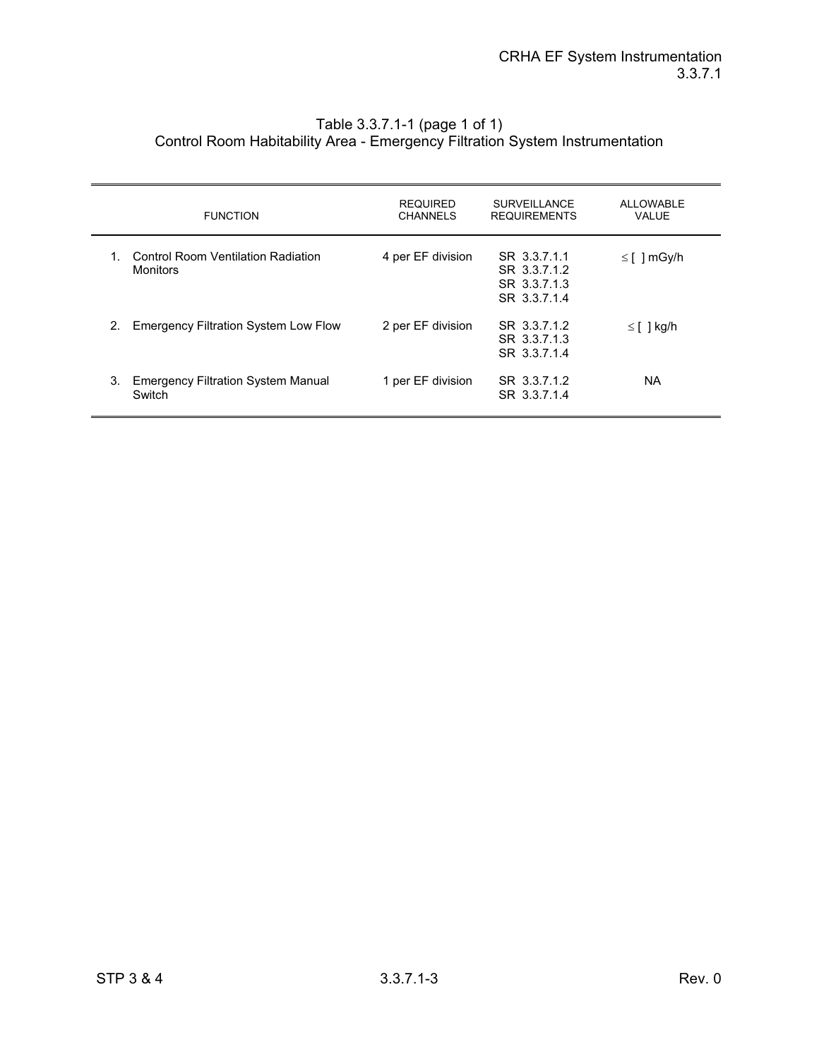Table 3.3.7.1-1 (page 1 of 1)
Control Room Habitability Area - Emergency Filtration System Instrumentation

| FUNCTION | REQUIRED CHANNELS | SURVEILLANCE REQUIREMENTS | ALLOWABLE VALUE |
|---|---|---|---|
| 1. Control Room Ventilation Radiation Monitors | 4 per EF division | SR 3.3.7.1.1<br>SR 3.3.7.1.2<br>SR 3.3.7.1.3<br>SR 3.3.7.1.4 | ≤ [ ] mGy/h |
| 2. Emergency Filtration System Low Flow | 2 per EF division | SR 3.3.7.1.2<br>SR 3.3.7.1.3<br>SR 3.3.7.1.4 | ≤ [ ] kg/h |
| 3. Emergency Filtration System Manual Switch | 1 per EF division | SR 3.3.7.1.2<br>SR 3.3.7.1.4 | NA |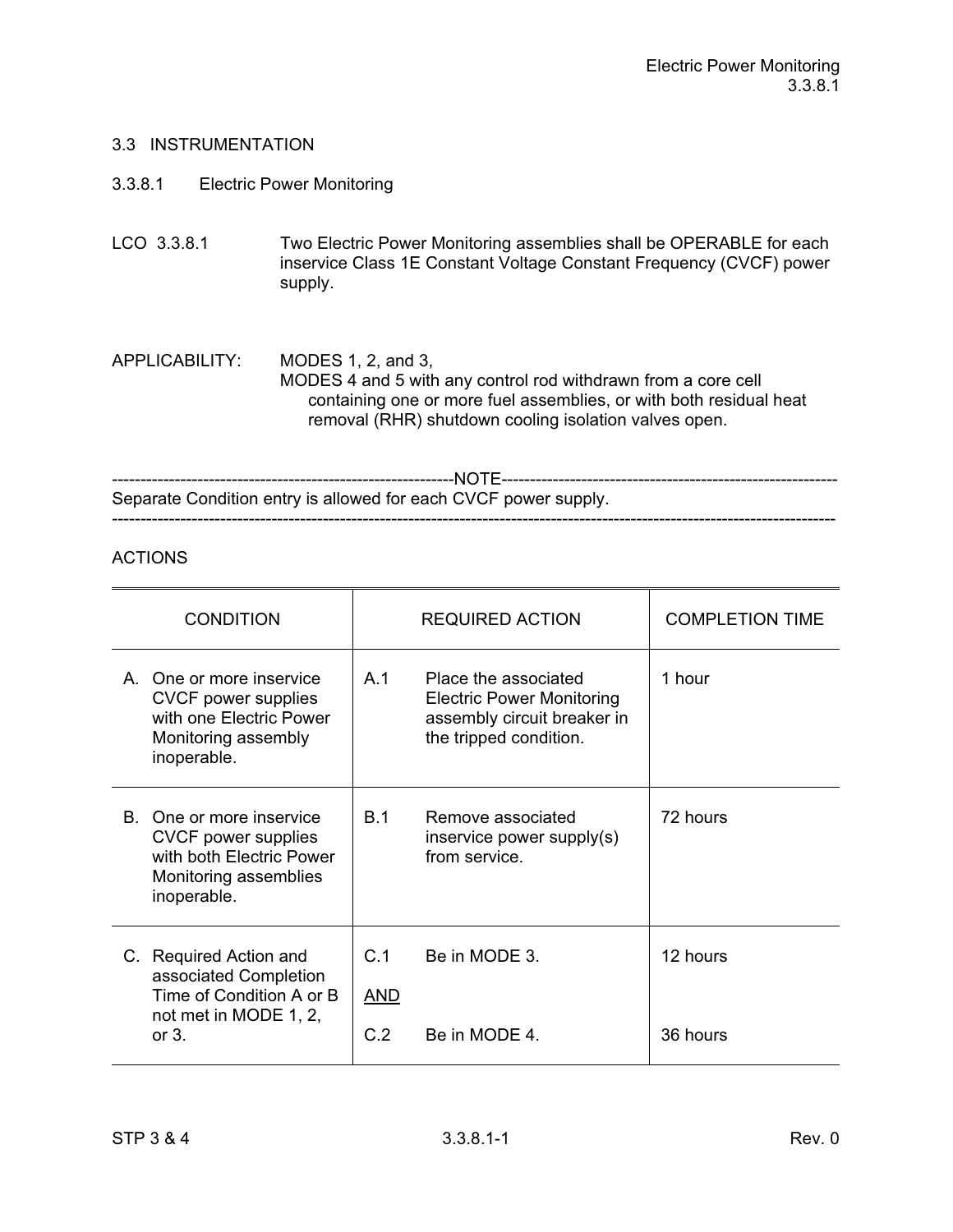## 3.3 INSTRUMENTATION

### 3.3.8.1 Electric Power Monitoring

LCO 3.3.8.1 Two Electric Power Monitoring assemblies shall be OPERABLE for each inservice Class 1E Constant Voltage Constant Frequency (CVCF) power supply.

APPLICABILITY: MODES 1, 2, and 3,
MODES 4 and 5 with any control rod withdrawn from a core cell containing one or more fuel assemblies, or with both residual heat removal (RHR) shutdown cooling isolation valves open.

---NOTE---
Separate Condition entry is allowed for each CVCF power supply.

---

ACTIONS

| CONDITION | REQUIRED ACTION | COMPLETION TIME |
|---|---|---|
| A. One or more inservice CVCF power supplies with one Electric Power Monitoring assembly inoperable. | A.1 Place the associated Electric Power Monitoring assembly circuit breaker in the tripped condition. | 1 hour |
| B. One or more inservice CVCF power supplies with both Electric Power Monitoring assemblies inoperable. | B.1 Remove associated inservice power supply(s) from service. | 72 hours |
| C. Required Action and associated Completion Time of Condition A or B not met in MODE 1, 2, or 3. | C.1 Be in MODE 3.<br><br>AND<br><br>C.2 Be in MODE 4. | 12 hours<br><br><br><br>36 hours |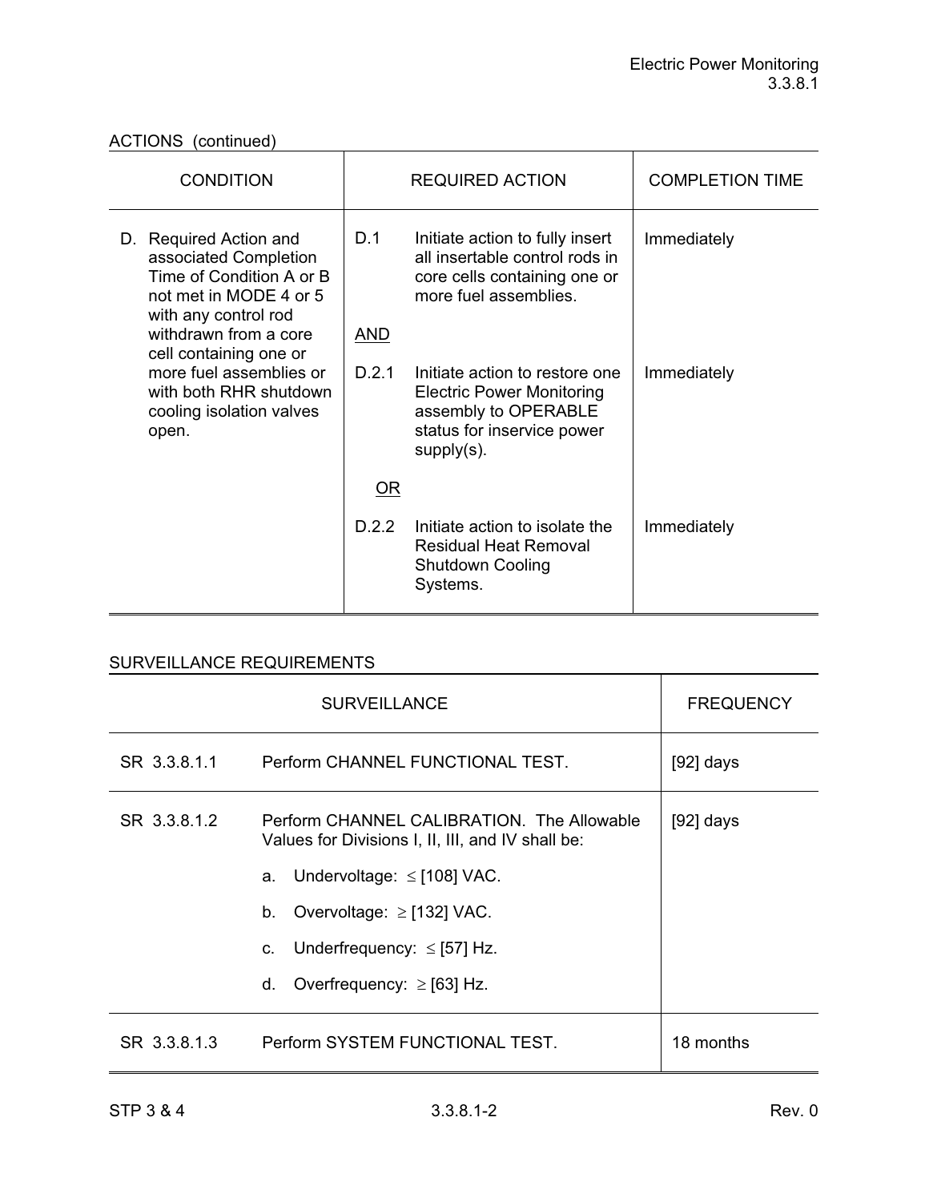ACTIONS (continued)

| CONDITION | REQUIRED ACTION | | COMPLETION TIME |
|---|---|---|---|
| D. Required Action and associated Completion Time of Condition A or B not met in MODE 4 or 5 with any control rod withdrawn from a core cell containing one or more fuel assemblies or with both RHR shutdown cooling isolation valves open. | D.1 | Initiate action to fully insert all insertable control rods in core cells containing one or more fuel assemblies. | Immediately |
| | AND | | |
| | D.2.1 | Initiate action to restore one Electric Power Monitoring assembly to OPERABLE status for inservice power supply(s). | Immediately |
| | OR | | |
| | D.2.2 | Initiate action to isolate the Residual Heat Removal Shutdown Cooling Systems. | Immediately |

SURVEILLANCE REQUIREMENTS

| SURVEILLANCE | | FREQUENCY |
|---|---|---|
| SR 3.3.8.1.1 | Perform CHANNEL FUNCTIONAL TEST. | [92] days |
| SR 3.3.8.1.2 | Perform CHANNEL CALIBRATION. The Allowable Values for Divisions I, II, III, and IV shall be:<br>a. Undervoltage: ≤ [108] VAC.<br>b. Overvoltage: ≥ [132] VAC.<br>c. Underfrequency: ≤ [57] Hz.<br>d. Overfrequency: ≥ [63] Hz. | [92] days |
| SR 3.3.8.1.3 | Perform SYSTEM FUNCTIONAL TEST. | 18 months |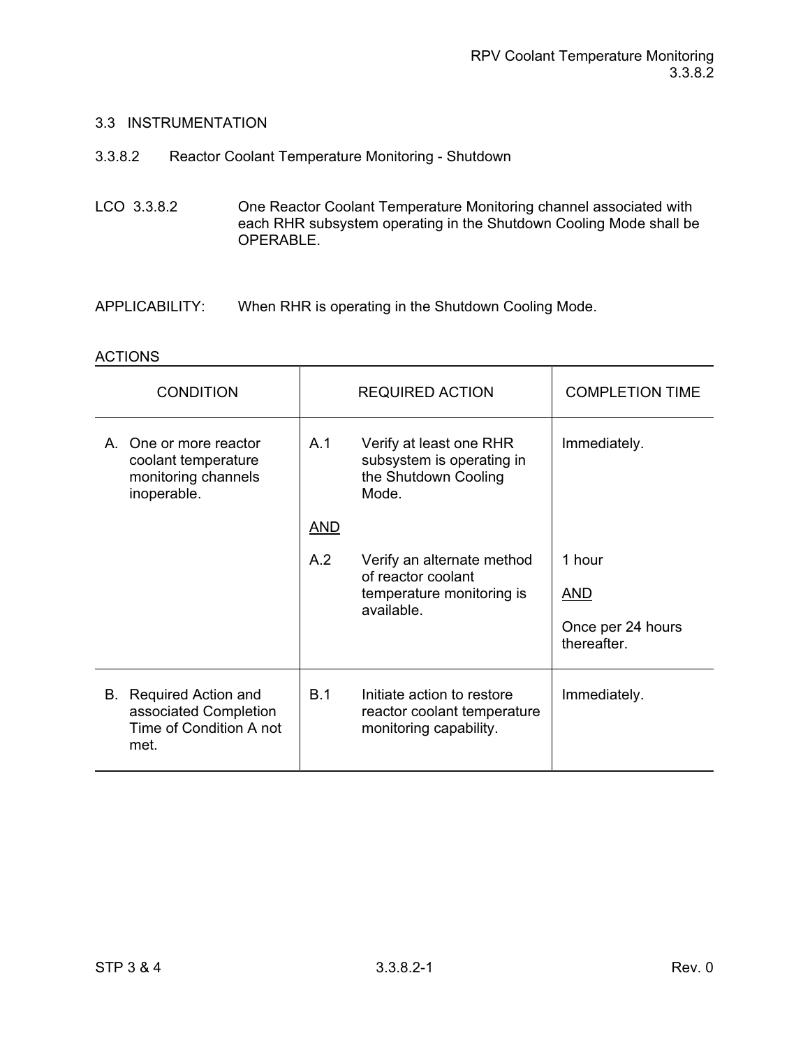## 3.3 INSTRUCTION

### 3.3.8.2 Reactor Coolant Temperature Monitoring - Shutdown

LCO 3.3.8.2 One Reactor Coolant Temperature Monitoring channel associated with each RHR subsystem operating in the Shutdown Cooling Mode shall be OPERABLE.

APPLICABILITY: When RHR is operating in the Shutdown Cooling Mode.

ACTIONS

| CONDITION | REQUIRED ACTION | COMPLETION TIME |
|---|---|---|
| A. One or more reactor coolant temperature monitoring channels inoperable. | A.1 Verify at least one RHR subsystem is operating in the Shutdown Cooling Mode. | Immediately. |
| | AND | |
| | A.2 Verify an alternate method of reactor coolant temperature monitoring is available. | 1 hour<br>AND<br>Once per 24 hours thereafter. |
| B. Required Action and associated Completion Time of Condition A not met. | B.1 Initiate action to restore reactor coolant temperature monitoring capability. | Immediately. |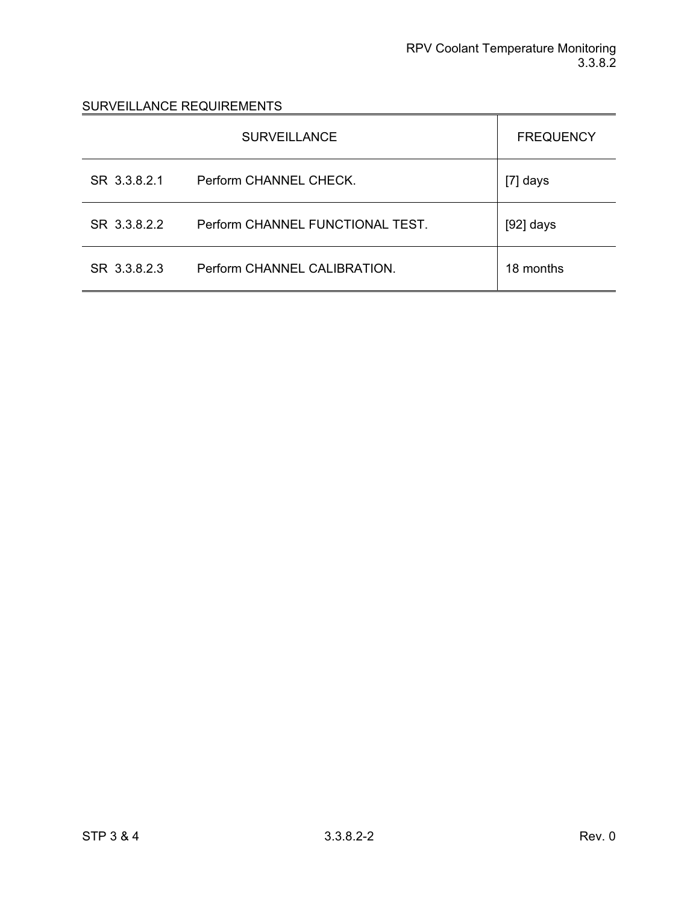SURVEILLANCE REQUIREMENTS

| SURVEILLANCE | | FREQUENCY |
|---|---|---|
| SR 3.3.8.2.1 | Perform CHANNEL CHECK. | [7] days |
| SR 3.3.8.2.2 | Perform CHANNEL FUNCTIONAL TEST. | [92] days |
| SR 3.3.8.2.3 | Perform CHANNEL CALIBRATION. | 18 months |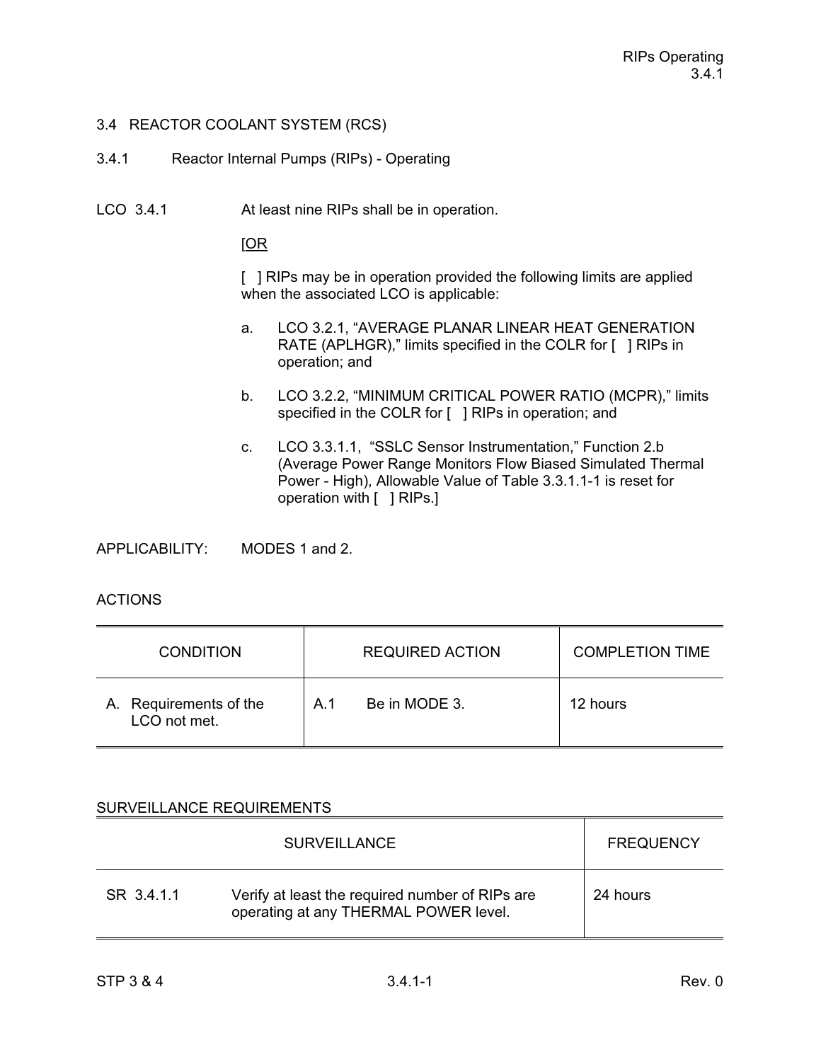## 3.4 REACTOR COOLANT SYSTEM (RCS)

### 3.4.1 Reactor Internal Pumps (RIPs) - Operating

LCO 3.4.1 At least nine RIPs shall be in operation.

[OR

[ ] RIPs may be in operation provided the following limits are applied when the associated LCO is applicable:

a. LCO 3.2.1, "AVERAGE PLANAR LINEAR HEAT GENERATION RATE (APLHGR)," limits specified in the COLR for [ ] RIPs in operation; and

b. LCO 3.2.2, "MINIMUM CRITICAL POWER RATIO (MCPR)," limits specified in the COLR for [ ] RIPs in operation; and

c. LCO 3.3.1.1, "SSLC Sensor Instrumentation," Function 2.b (Average Power Range Monitors Flow Biased Simulated Thermal Power - High), Allowable Value of Table 3.3.1.1-1 is reset for operation with [ ] RIPs.]

APPLICABILITY: MODES 1 and 2.

ACTIONS

| CONDITION | REQUIRED ACTION | COMPLETION TIME |
|---|---|---|
| A. Requirements of the LCO not met. | A.1 Be in MODE 3. | 12 hours |

SURVEILLANCE REQUIREMENTS

| SURVEILLANCE | | FREQUENCY |
|---|---|---|
| SR 3.4.1.1 | Verify at least the required number of RIPs are operating at any THERMAL POWER level. | 24 hours |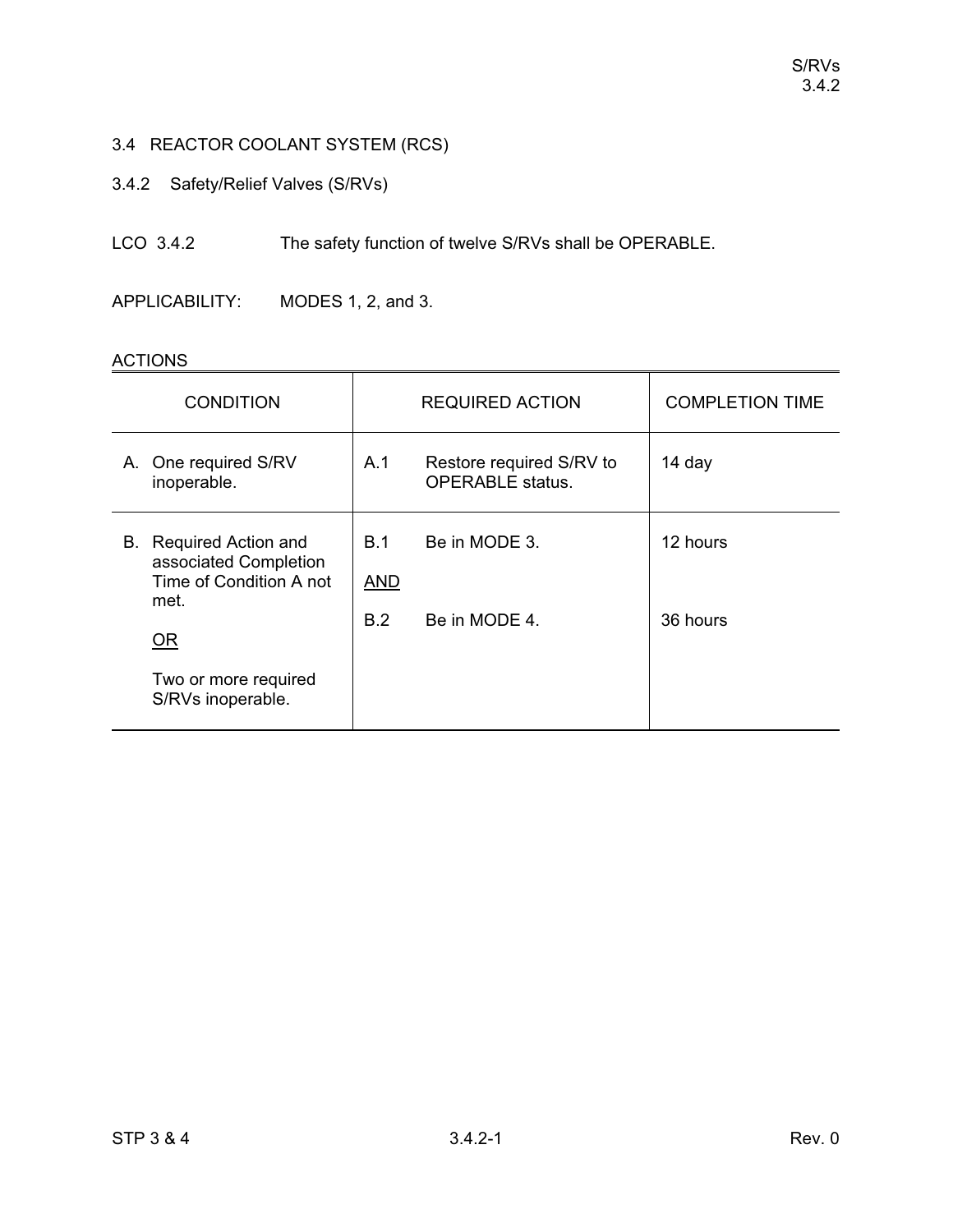## 3.4 REACTOR COOLANT SYSTEM (RCS)

### 3.4.2 Safety/Relief Valves (S/RVs)

LCO 3.4.2 The safety function of twelve S/RVs shall be OPERABLE.

APPLICABILITY: MODES 1, 2, and 3.

ACTIONS

| CONDITION | REQUIRED ACTION | COMPLETION TIME |
|---|---|---|
| A. One required S/RV inoperable. | A.1 Restore required S/RV to OPERABLE status. | 14 day |
| B. Required Action and associated Completion Time of Condition A not met.<br><br>OR<br><br>Two or more required S/RVs inoperable. | B.1 Be in MODE 3.<br><br>AND<br><br>B.2 Be in MODE 4. | 12 hours<br><br><br><br>36 hours |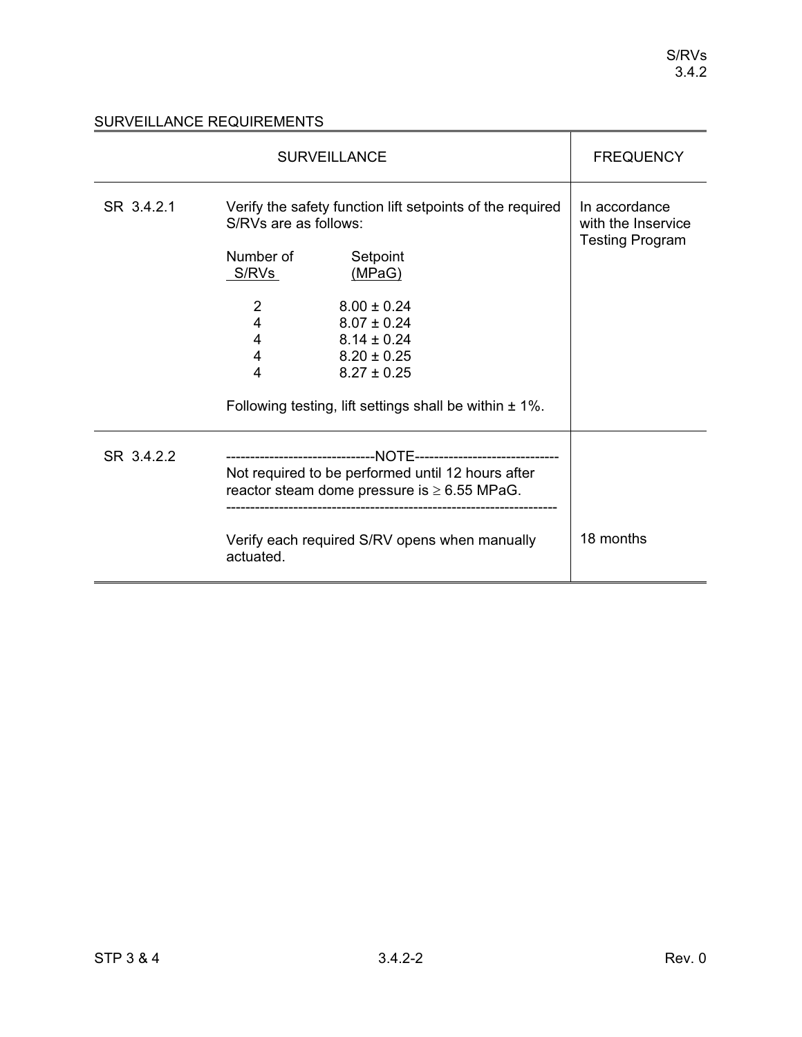SURVEILLANCE REQUIREMENTS

| | SURVEILLANCE | FREQUENCY |
|---|---|---|
| SR 3.4.2.1 | Verify the safety function lift setpoints of the required S/RVs are as follows:<br><br>Number of S/RVs — Setpoint (MPaG)<br>2 — 8.00 ± 0.24<br>4 — 8.07 ± 0.24<br>4 — 8.14 ± 0.24<br>4 — 8.20 ± 0.25<br>4 — 8.27 ± 0.25<br><br>Following testing, lift settings shall be within ± 1%. | In accordance with the Inservice Testing Program |
| SR 3.4.2.2 | -------------------------------NOTE------------------------------<br>Not required to be performed until 12 hours after reactor steam dome pressure is ≥ 6.55 MPaG.<br>-------------------------------------------------------------------<br><br>Verify each required S/RV opens when manually actuated. | 18 months |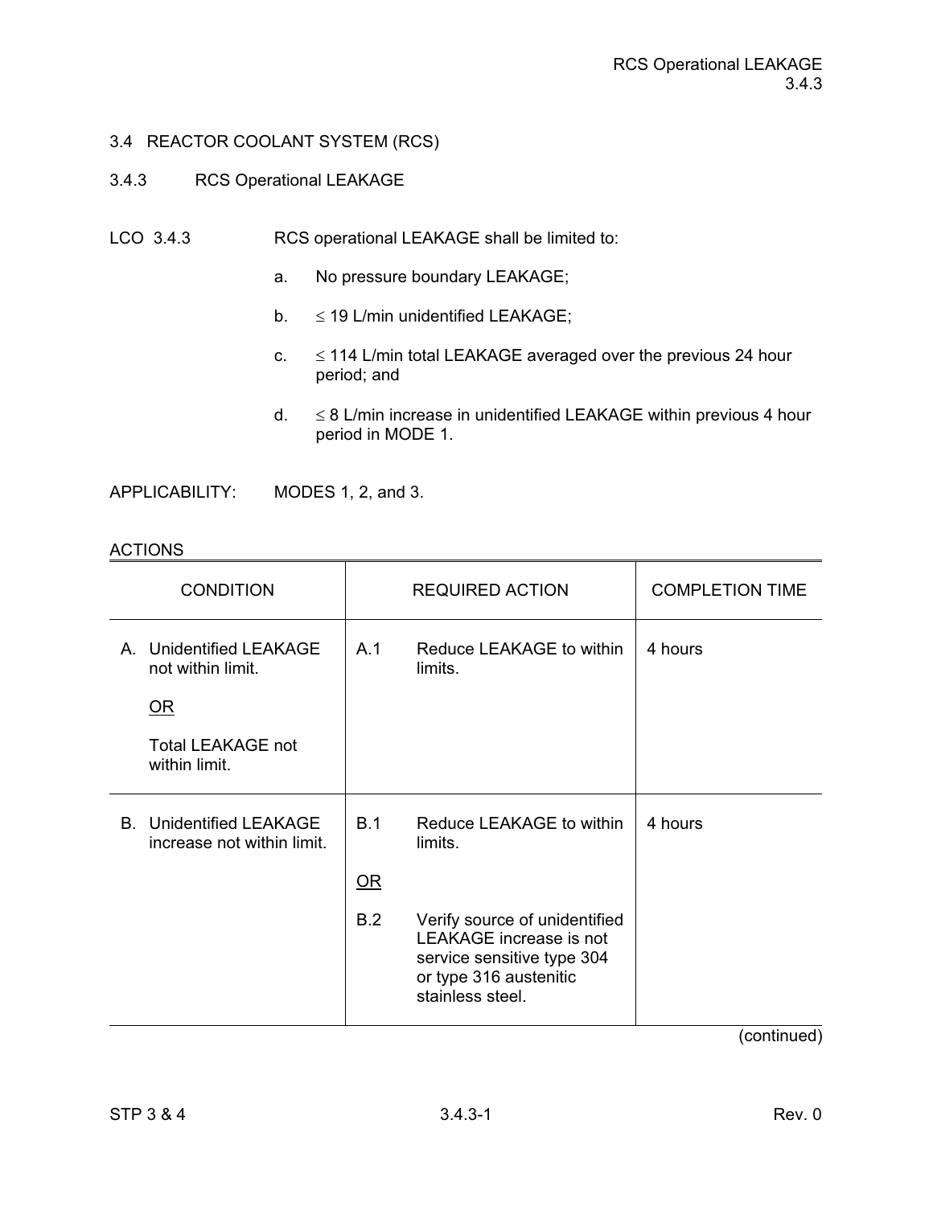## 3.4 REACTOR COOLANT SYSTEM (RCS)

### 3.4.3 RCS Operational LEAKAGE

LCO 3.4.3 RCS operational LEAKAGE shall be limited to:

a. No pressure boundary LEAKAGE;

b. ≤ 19 L/min unidentified LEAKAGE;

c. ≤ 114 L/min total LEAKAGE averaged over the previous 24 hour period; and

d. ≤ 8 L/min increase in unidentified LEAKAGE within previous 4 hour period in MODE 1.

APPLICABILITY: MODES 1, 2, and 3.

ACTIONS

| CONDITION | REQUIRED ACTION | COMPLETION TIME |
|---|---|---|
| A. Unidentified LEAKAGE not within limit.<br><br>OR<br><br>Total LEAKAGE not within limit. | A.1 Reduce LEAKAGE to within limits. | 4 hours |
| B. Unidentified LEAKAGE increase not within limit. | B.1 Reduce LEAKAGE to within limits.<br><br>OR<br><br>B.2 Verify source of unidentified LEAKAGE increase is not service sensitive type 304 or type 316 austenitic stainless steel. | 4 hours |

(continued)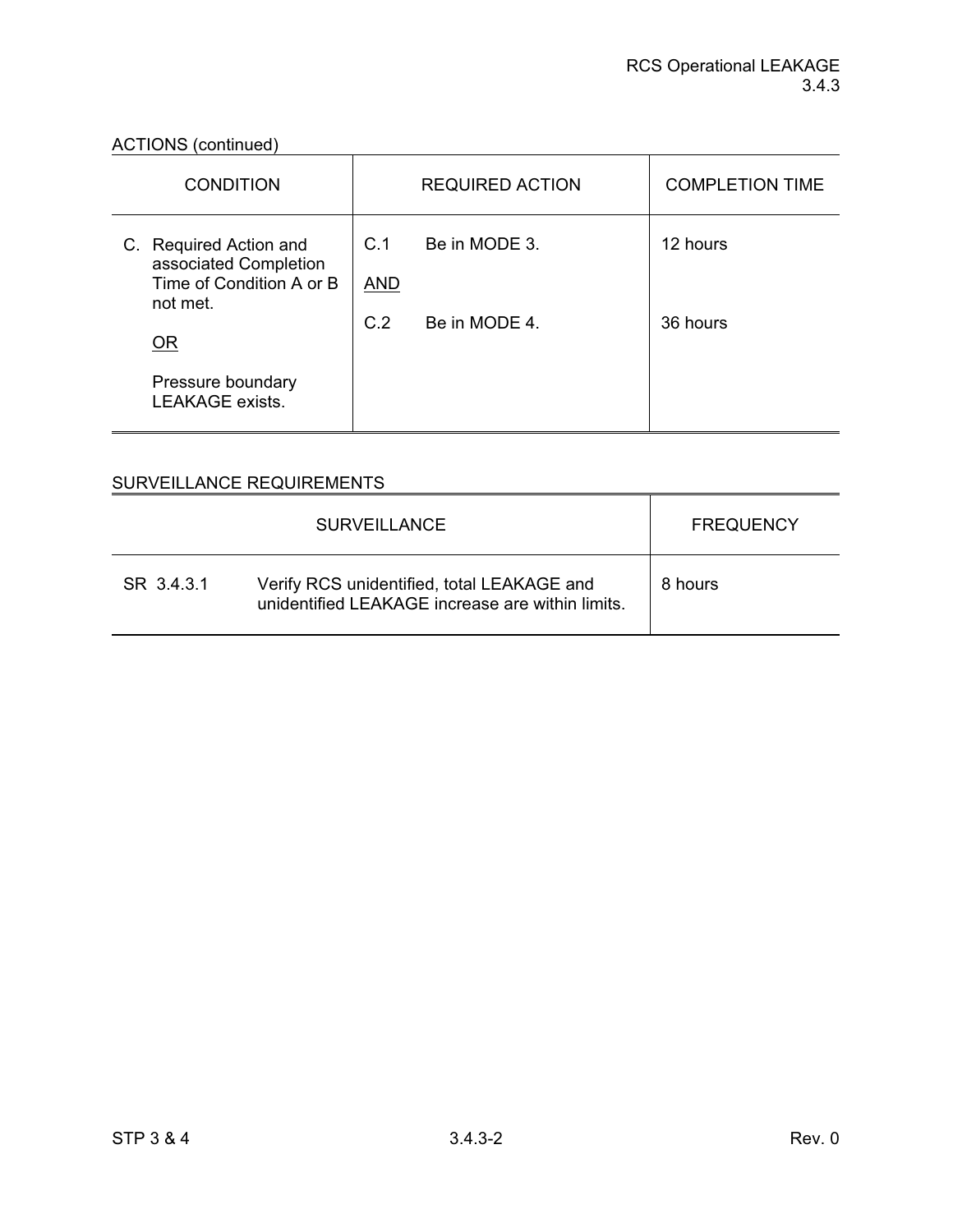ACTIONS (continued)

| CONDITION | REQUIRED ACTION | COMPLETION TIME |
|---|---|---|
| C. Required Action and associated Completion Time of Condition A or B not met.<br><br>OR<br><br>Pressure boundary LEAKAGE exists. | C.1 Be in MODE 3.<br><br>AND<br><br>C.2 Be in MODE 4. | 12 hours<br><br><br><br>36 hours |

SURVEILLANCE REQUIREMENTS

| SURVEILLANCE | | FREQUENCY |
|---|---|---|
| SR 3.4.3.1 | Verify RCS unidentified, total LEAKAGE and unidentified LEAKAGE increase are within limits. | 8 hours |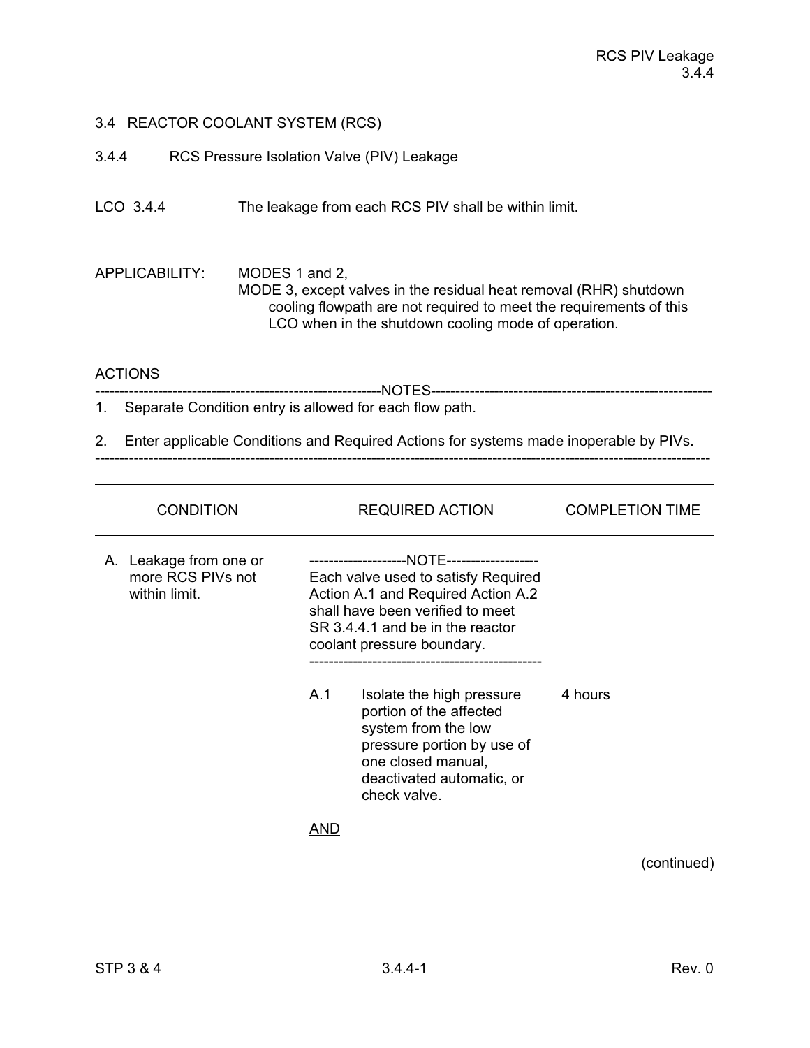## 3.4 REACTOR COOLANT SYSTEM (RCS)

### 3.4.4 RCS Pressure Isolation Valve (PIV) Leakage

LCO 3.4.4 The leakage from each RCS PIV shall be within limit.

APPLICABILITY: MODES 1 and 2,
MODE 3, except valves in the residual heat removal (RHR) shutdown cooling flowpath are not required to meet the requirements of this LCO when in the shutdown cooling mode of operation.

ACTIONS

-----NOTES-----

1. Separate Condition entry is allowed for each flow path.
2. Enter applicable Conditions and Required Actions for systems made inoperable by PIVs.

---

| CONDITION | REQUIRED ACTION | COMPLETION TIME |
|---|---|---|
| A. Leakage from one or more RCS PIVs not within limit. | -----NOTE----- Each valve used to satisfy Required Action A.1 and Required Action A.2 shall have been verified to meet SR 3.4.4.1 and be in the reactor coolant pressure boundary. ----- | |
| | A.1 Isolate the high pressure portion of the affected system from the low pressure portion by use of one closed manual, deactivated automatic, or check valve. | 4 hours |
| | AND | |

(continued)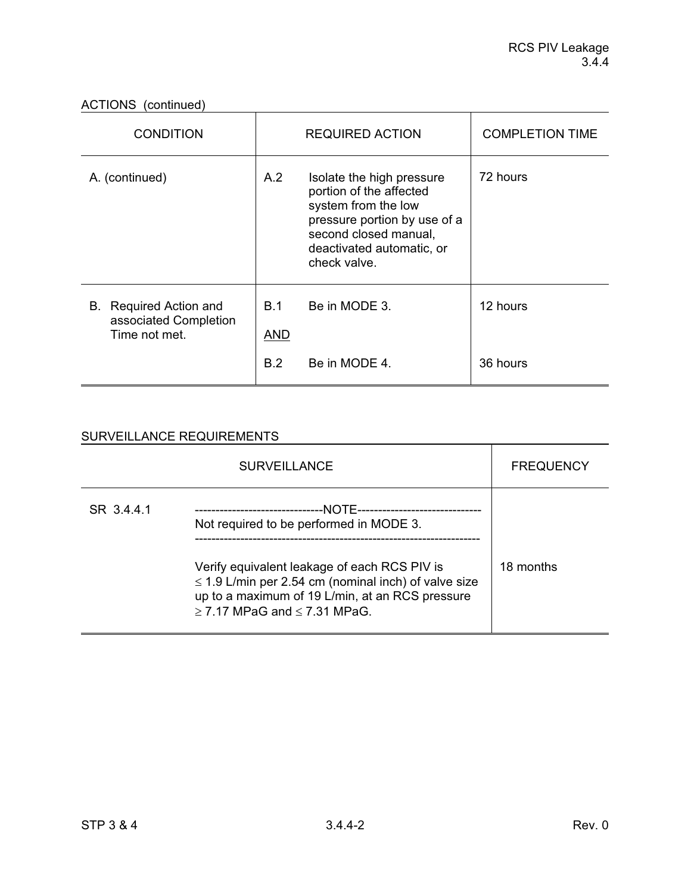ACTIONS (continued)

| CONDITION | REQUIRED ACTION | | COMPLETION TIME |
|---|---|---|---|
| A. (continued) | A.2 | Isolate the high pressure portion of the affected system from the low pressure portion by use of a second closed manual, deactivated automatic, or check valve. | 72 hours |
| B. Required Action and associated Completion Time not met. | B.1 | Be in MODE 3. | 12 hours |
| | AND | | |
| | B.2 | Be in MODE 4. | 36 hours |

SURVEILLANCE REQUIREMENTS

| SURVEILLANCE | | FREQUENCY |
|---|---|---|
| SR 3.4.4.1 | -------------------------------NOTE------------------------------ Not required to be performed in MODE 3. ------------------------------------------------------------------- Verify equivalent leakage of each RCS PIV is ≤ 1.9 L/min per 2.54 cm (nominal inch) of valve size up to a maximum of 19 L/min, at an RCS pressure ≥ 7.17 MPaG and ≤ 7.31 MPaG. | 18 months |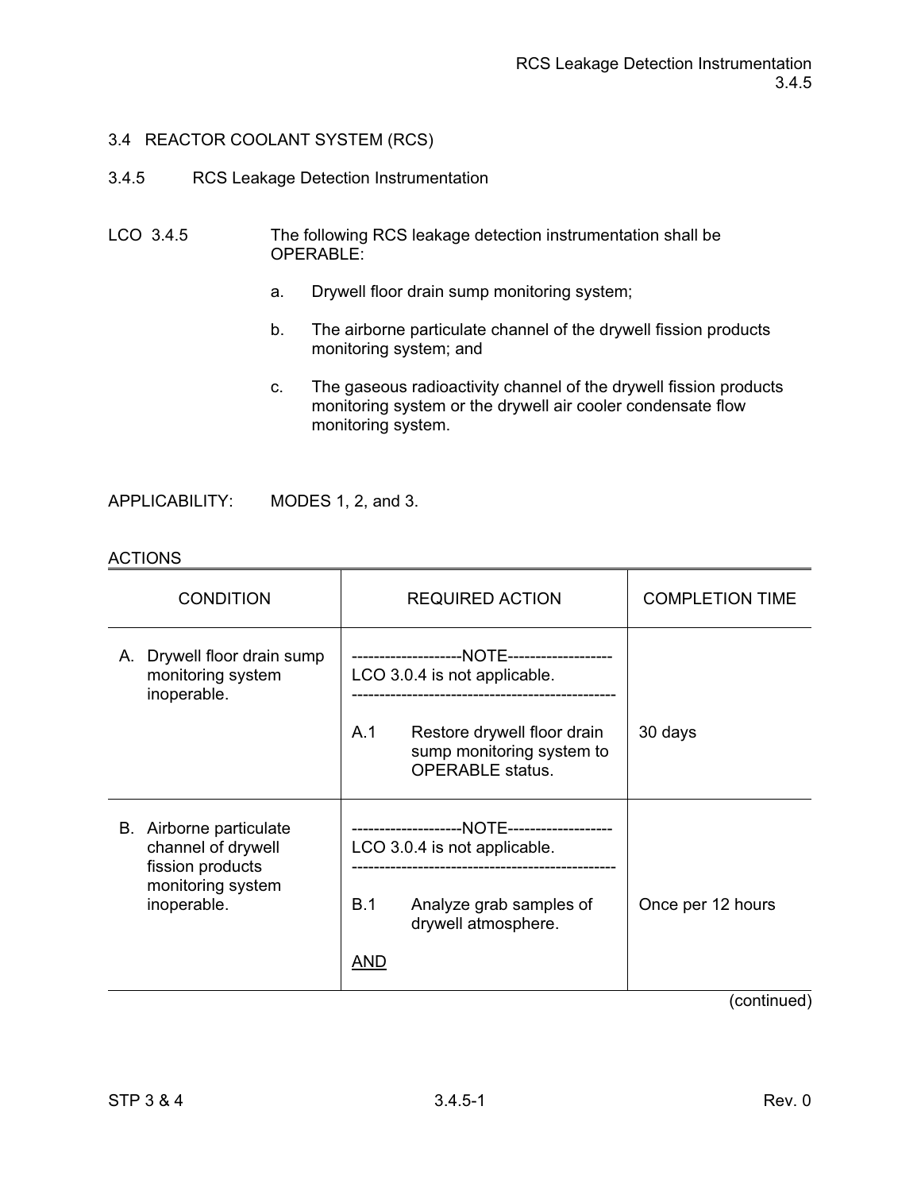## 3.4 REACTOR COOLANT SYSTEM (RCS)

### 3.4.5 RCS Leakage Detection Instrumentation

LCO 3.4.5 The following RCS leakage detection instrumentation shall be OPERABLE:

a. Drywell floor drain sump monitoring system;

b. The airborne particulate channel of the drywell fission products monitoring system; and

c. The gaseous radioactivity channel of the drywell fission products monitoring system or the drywell air cooler condensate flow monitoring system.

APPLICABILITY: MODES 1, 2, and 3.

ACTIONS

| CONDITION | REQUIRED ACTION | COMPLETION TIME |
|---|---|---|
| A. Drywell floor drain sump monitoring system inoperable. | --------------------NOTE-------------------<br>LCO 3.0.4 is not applicable.<br>------------------------------------------------ | |
| | A.1 Restore drywell floor drain sump monitoring system to OPERABLE status. | 30 days |
| B. Airborne particulate channel of drywell fission products monitoring system inoperable. | --------------------NOTE-------------------<br>LCO 3.0.4 is not applicable.<br>------------------------------------------------ | |
| | B.1 Analyze grab samples of drywell atmosphere.<br><br>AND | Once per 12 hours |

(continued)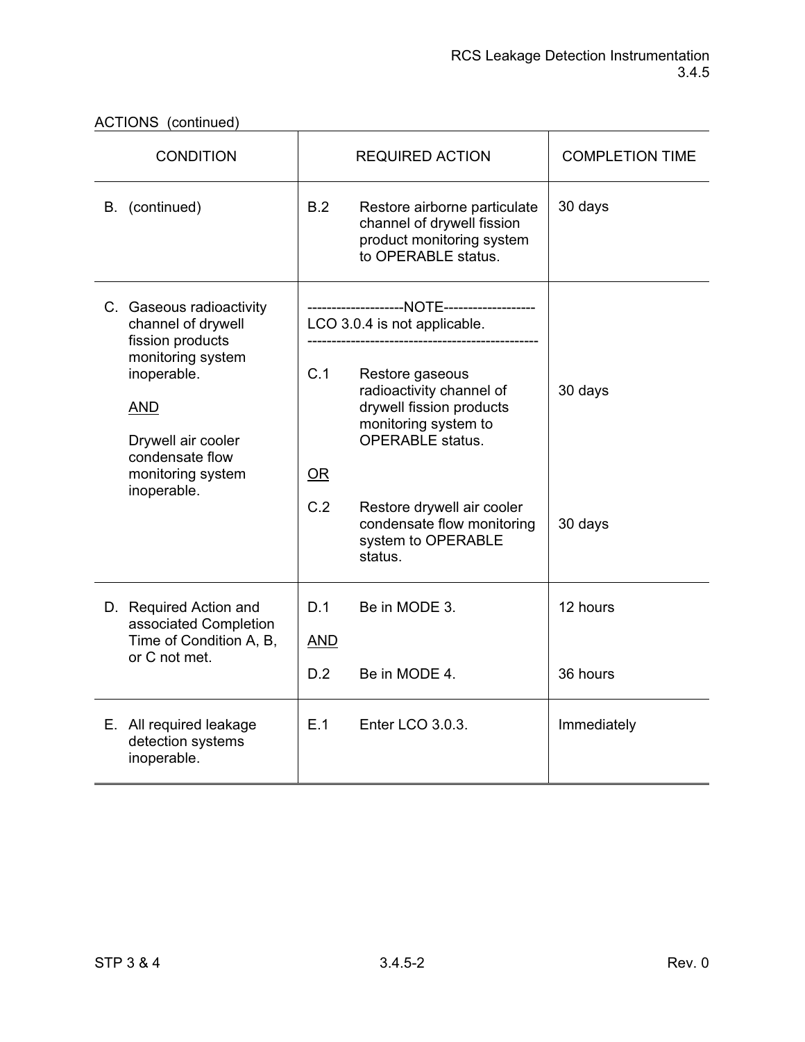ACTIONS (continued)

| CONDITION | REQUIRED ACTION | | COMPLETION TIME |
|---|---|---|---|
| B. (continued) | B.2 | Restore airborne particulate channel of drywell fission product monitoring system to OPERABLE status. | 30 days |
| C. Gaseous radioactivity channel of drywell fission products monitoring system inoperable. <br><br> <u>AND</u> <br><br> Drywell air cooler condensate flow monitoring system inoperable. | --------------------NOTE------------------- <br> LCO 3.0.4 is not applicable. <br> ----------------------------------------------- | | |
| | C.1 | Restore gaseous radioactivity channel of drywell fission products monitoring system to OPERABLE status. | 30 days |
| | <u>OR</u> | | |
| | C.2 | Restore drywell air cooler condensate flow monitoring system to OPERABLE status. | 30 days |
| D. Required Action and associated Completion Time of Condition A, B, or C not met. | D.1 | Be in MODE 3. | 12 hours |
| | <u>AND</u> | | |
| | D.2 | Be in MODE 4. | 36 hours |
| E. All required leakage detection systems inoperable. | E.1 | Enter LCO 3.0.3. | Immediately |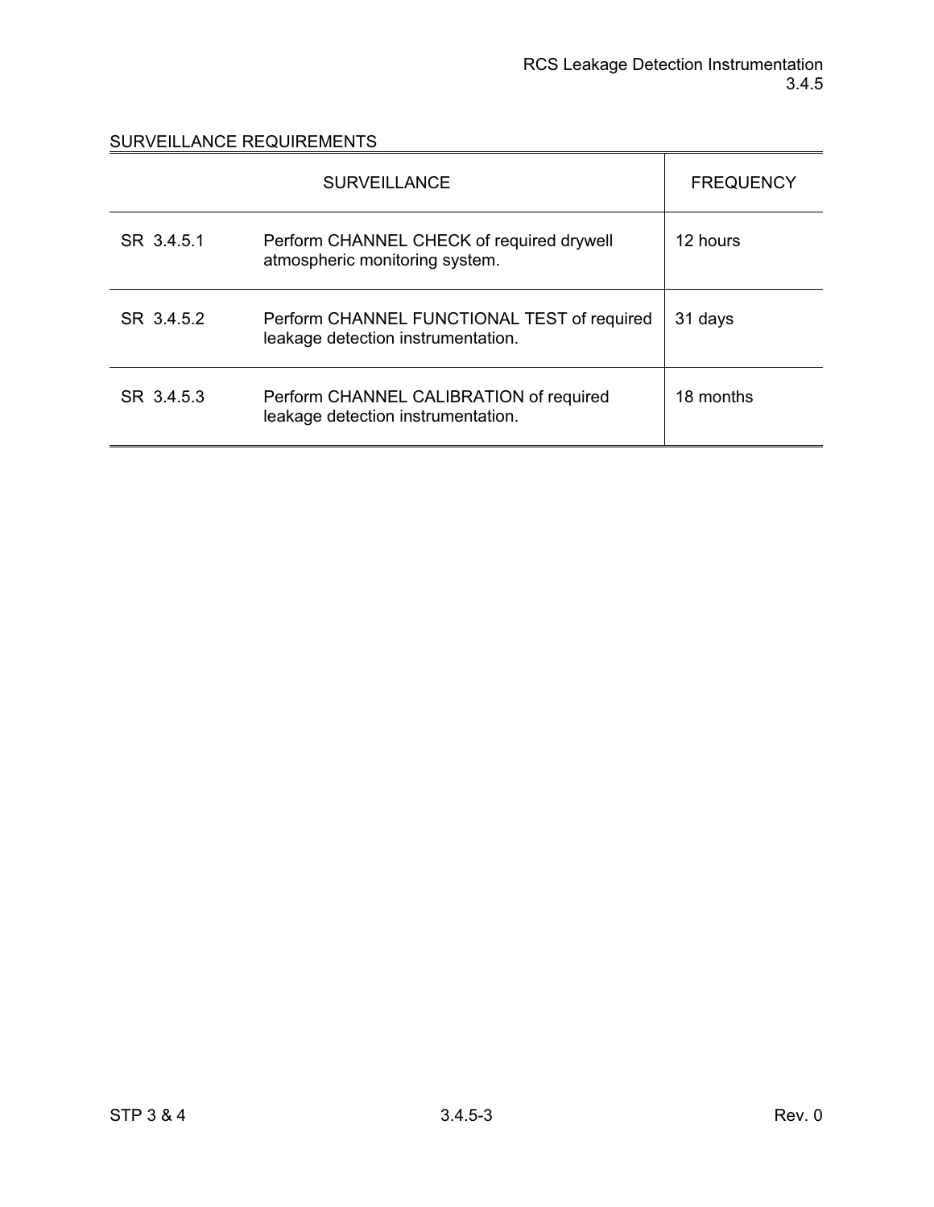SURVEILLANCE REQUIREMENTS

| SURVEILLANCE | | FREQUENCY |
|---|---|---|
| SR 3.4.5.1 | Perform CHANNEL CHECK of required drywell atmospheric monitoring system. | 12 hours |
| SR 3.4.5.2 | Perform CHANNEL FUNCTIONAL TEST of required leakage detection instrumentation. | 31 days |
| SR 3.4.5.3 | Perform CHANNEL CALIBRATION of required leakage detection instrumentation. | 18 months |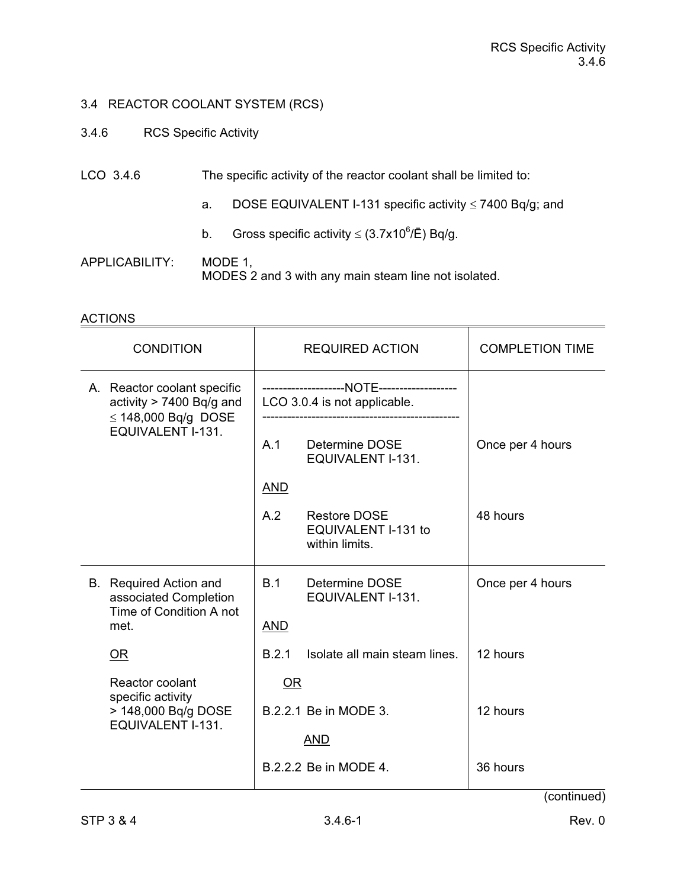## 3.4 REACTOR COOLANT SYSTEM (RCS)

### 3.4.6 RCS Specific Activity

LCO 3.4.6 The specific activity of the reactor coolant shall be limited to:

a. DOSE EQUIVALENT I-131 specific activity ≤ 7400 Bq/g; and

b. Gross specific activity ≤ ($3.7 \times 10^6/\bar{E}$) Bq/g.

APPLICABILITY: MODE 1,
MODES 2 and 3 with any main steam line not isolated.

ACTIONS

| CONDITION | REQUIRED ACTION | COMPLETION TIME |
|---|---|---|
| A. Reactor coolant specific activity > 7400 Bq/g and ≤ 148,000 Bq/g DOSE EQUIVALENT I-131. | --------------------NOTE------------------- LCO 3.0.4 is not applicable. ----------------------------------------------- | |
| | A.1 Determine DOSE EQUIVALENT I-131. | Once per 4 hours |
| | AND | |
| | A.2 Restore DOSE EQUIVALENT I-131 to within limits. | 48 hours |
| B. Required Action and associated Completion Time of Condition A not met. OR Reactor coolant specific activity > 148,000 Bq/g DOSE EQUIVALENT I-131. | B.1 Determine DOSE EQUIVALENT I-131. | Once per 4 hours |
| | AND | |
| | B.2.1 Isolate all main steam lines. | 12 hours |
| | OR | |
| | B.2.2.1 Be in MODE 3. | 12 hours |
| | AND | |
| | B.2.2.2 Be in MODE 4. | 36 hours |

(continued)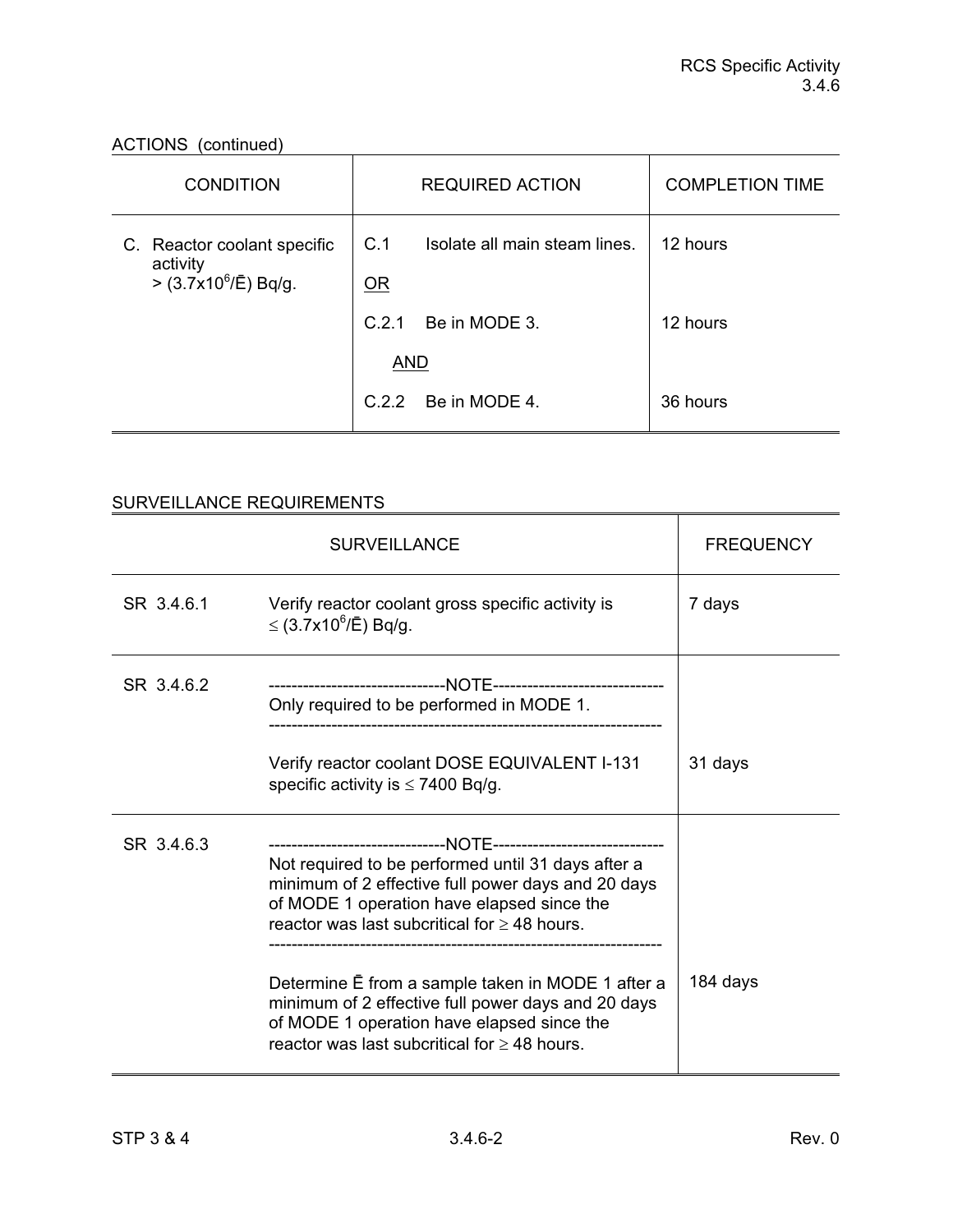ACTIONS (continued)

| CONDITION | REQUIRED ACTION | | COMPLETION TIME |
|---|---|---|---|
| C. Reactor coolant specific activity > $(3.7 \times 10^6/\bar{E})$ Bq/g. | C.1 | Isolate all main steam lines. | 12 hours |
| | OR | | |
| | C.2.1 | Be in MODE 3. | 12 hours |
| | AND | | |
| | C.2.2 | Be in MODE 4. | 36 hours |

SURVEILLANCE REQUIREMENTS

| SURVEILLANCE | | FREQUENCY |
|---|---|---|
| SR 3.4.6.1 | Verify reactor coolant gross specific activity is $\leq (3.7 \times 10^6/\bar{E})$ Bq/g. | 7 days |
| SR 3.4.6.2 | -------------------------------NOTE------------------------------ Only required to be performed in MODE 1. ------------------------------------------------------------------- Verify reactor coolant DOSE EQUIVALENT I-131 specific activity is $\leq$ 7400 Bq/g. | 31 days |
| SR 3.4.6.3 | -------------------------------NOTE------------------------------ Not required to be performed until 31 days after a minimum of 2 effective full power days and 20 days of MODE 1 operation have elapsed since the reactor was last subcritical for $\geq$ 48 hours. ------------------------------------------------------------------- Determine $\bar{E}$ from a sample taken in MODE 1 after a minimum of 2 effective full power days and 20 days of MODE 1 operation have elapsed since the reactor was last subcritical for $\geq$ 48 hours. | 184 days |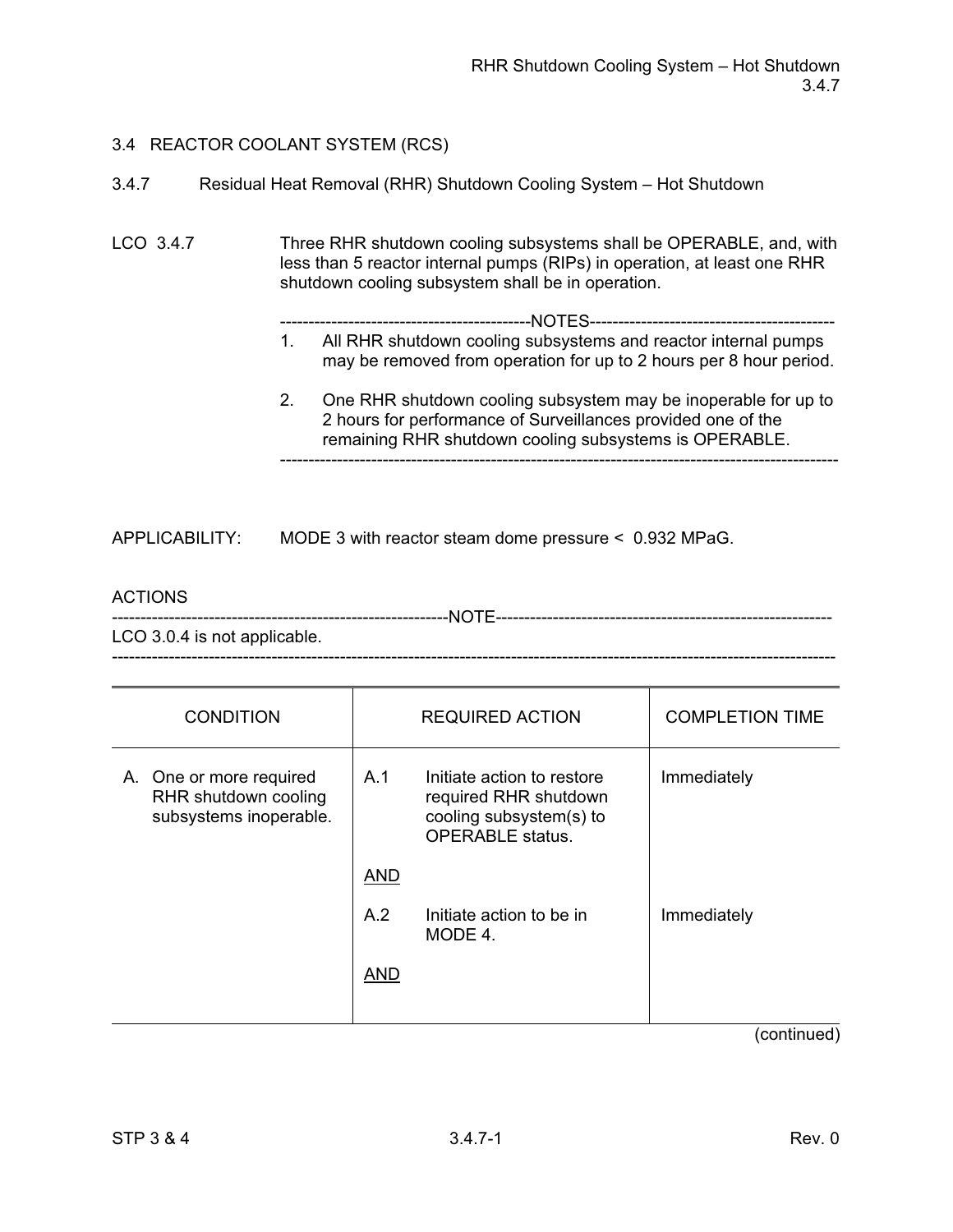## 3.4 REACTOR COOLANT SYSTEM (RCS)

### 3.4.7 Residual Heat Removal (RHR) Shutdown Cooling System – Hot Shutdown

LCO 3.4.7 Three RHR shutdown cooling subsystems shall be OPERABLE, and, with less than 5 reactor internal pumps (RIPs) in operation, at least one RHR shutdown cooling subsystem shall be in operation.

-------------------------------------------NOTES-------------------------------------------

1. All RHR shutdown cooling subsystems and reactor internal pumps may be removed from operation for up to 2 hours per 8 hour period.

2. One RHR shutdown cooling subsystem may be inoperable for up to 2 hours for performance of Surveillances provided one of the remaining RHR shutdown cooling subsystems is OPERABLE.

-------------------------------------------------------------------------------------------------

APPLICABILITY: MODE 3 with reactor steam dome pressure < 0.932 MPaG.

ACTIONS

----------------------------------------------------------NOTE----------------------------------------------------------

LCO 3.0.4 is not applicable.

---------------------------------------------------------------------------------------------------------------------------

| CONDITION | REQUIRED ACTION | | COMPLETION TIME |
|---|---|---|---|
| A. One or more required RHR shutdown cooling subsystems inoperable. | A.1 | Initiate action to restore required RHR shutdown cooling subsystem(s) to OPERABLE status. | Immediately |
| | <u>AND</u> | | |
| | A.2 | Initiate action to be in MODE 4. | Immediately |
| | <u>AND</u> | | |

(continued)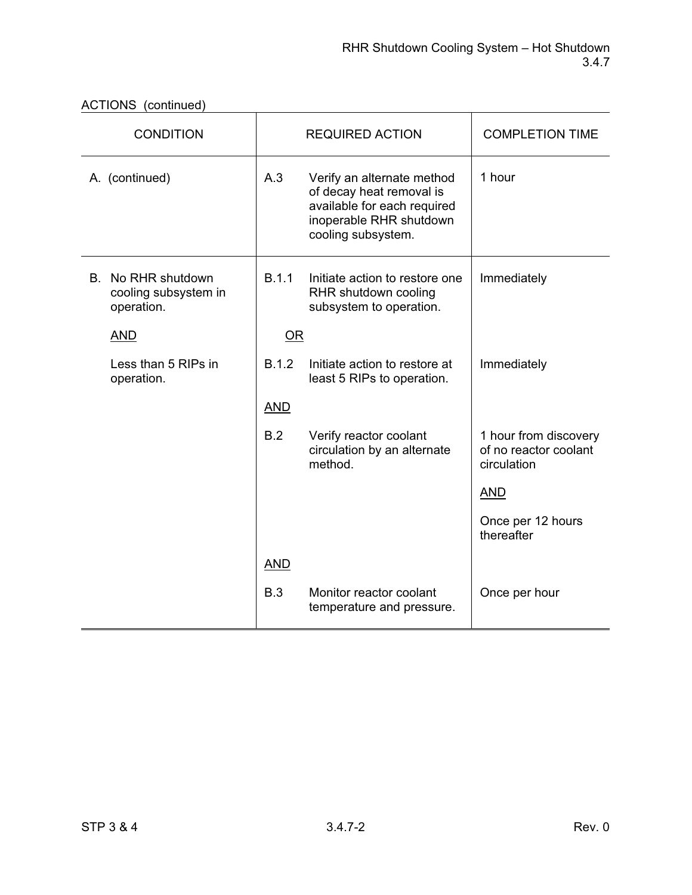ACTIONS (continued)

| CONDITION | REQUIRED ACTION | | COMPLETION TIME |
|---|---|---|---|
| A. (continued) | A.3 | Verify an alternate method of decay heat removal is available for each required inoperable RHR shutdown cooling subsystem. | 1 hour |
| B. No RHR shutdown cooling subsystem in operation.<br><br><u>AND</u><br><br>Less than 5 RIPs in operation. | B.1.1 | Initiate action to restore one RHR shutdown cooling subsystem to operation. | Immediately |
| | <u>OR</u> | | |
| | B.1.2 | Initiate action to restore at least 5 RIPs to operation. | Immediately |
| | <u>AND</u> | | |
| | B.2 | Verify reactor coolant circulation by an alternate method. | 1 hour from discovery of no reactor coolant circulation<br><br><u>AND</u><br><br>Once per 12 hours thereafter |
| | <u>AND</u> | | |
| | B.3 | Monitor reactor coolant temperature and pressure. | Once per hour |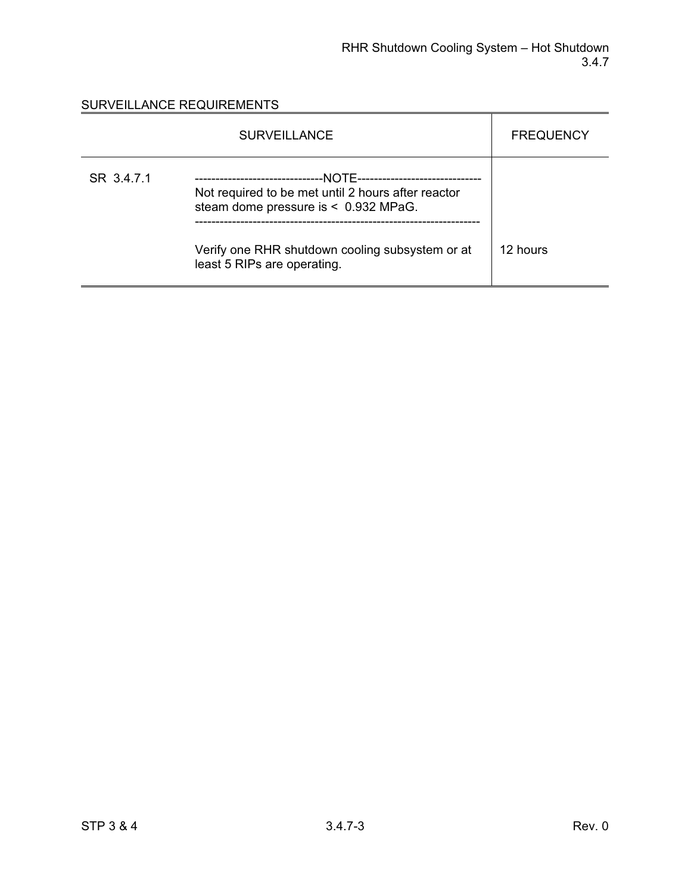## SURVEILLANCE REQUIREMENTS

| SURVEILLANCE | | FREQUENCY |
|---|---|---|
| SR 3.4.7.1 | -------------------------------NOTE------------------------------ Not required to be met until 2 hours after reactor steam dome pressure is < 0.932 MPaG. ------------------------------------------------------------------ Verify one RHR shutdown cooling subsystem or at least 5 RIPs are operating. | 12 hours |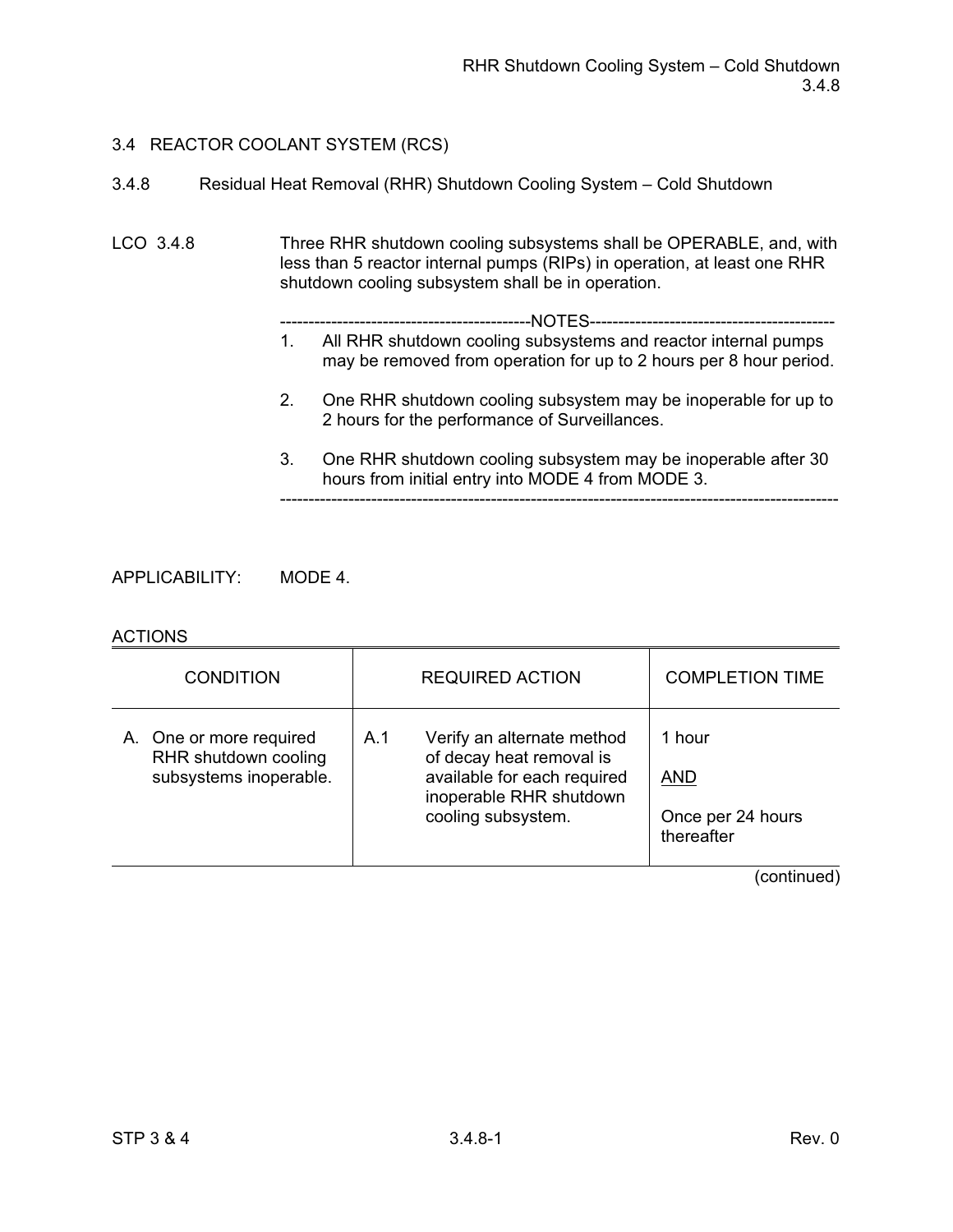## 3.4 REACTOR COOLANT SYSTEM (RCS)

### 3.4.8 Residual Heat Removal (RHR) Shutdown Cooling System – Cold Shutdown

LCO 3.4.8 Three RHR shutdown cooling subsystems shall be OPERABLE, and, with less than 5 reactor internal pumps (RIPs) in operation, at least one RHR shutdown cooling subsystem shall be in operation.

-------------------------------------------NOTES-------------------------------------------

1. All RHR shutdown cooling subsystems and reactor internal pumps may be removed from operation for up to 2 hours per 8 hour period.

2. One RHR shutdown cooling subsystem may be inoperable for up to 2 hours for the performance of Surveillances.

3. One RHR shutdown cooling subsystem may be inoperable after 30 hours from initial entry into MODE 4 from MODE 3.

-------------------------------------------------------------------------------------------------

APPLICABILITY: MODE 4.

ACTIONS

| CONDITION | REQUIRED ACTION | COMPLETION TIME |
|---|---|---|
| A. One or more required RHR shutdown cooling subsystems inoperable. | A.1 Verify an alternate method of decay heat removal is available for each required inoperable RHR shutdown cooling subsystem. | 1 hour<br><br>AND<br><br>Once per 24 hours thereafter |

(continued)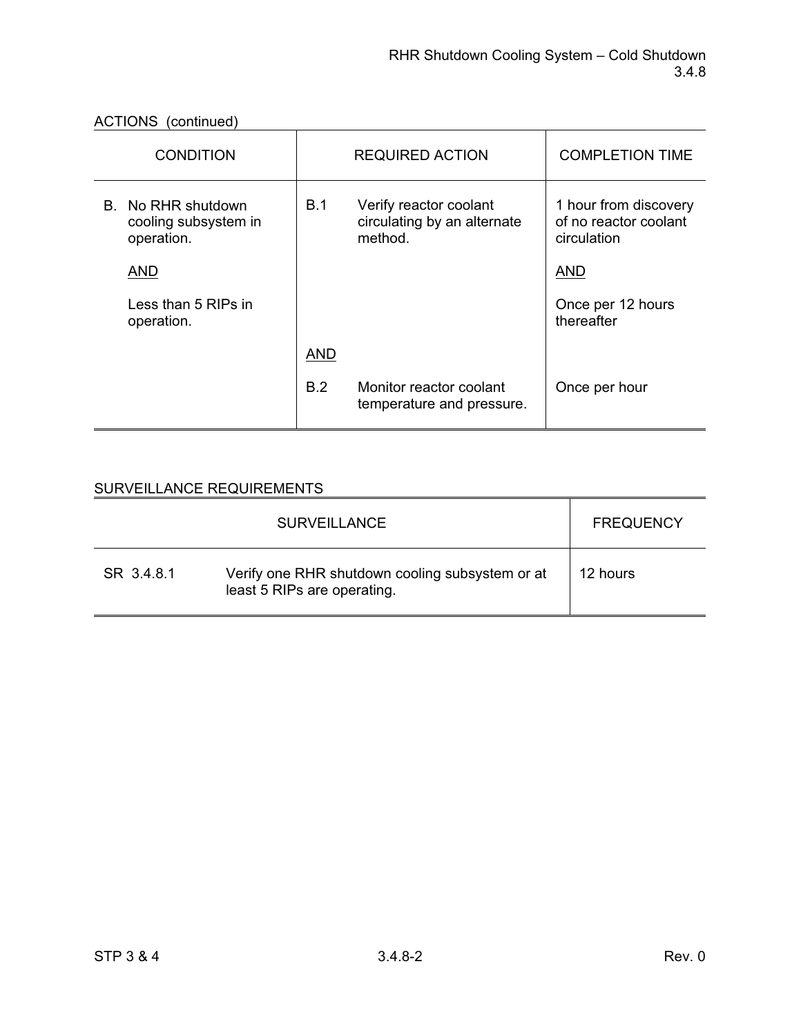ACTIONS (continued)

| CONDITION | REQUIRED ACTION | | COMPLETION TIME |
|---|---|---|---|
| B. No RHR shutdown cooling subsystem in operation.<br><br>AND<br><br>Less than 5 RIPs in operation. | B.1 | Verify reactor coolant circulating by an alternate method. | 1 hour from discovery of no reactor coolant circulation<br><br>AND<br><br>Once per 12 hours thereafter |
| | AND | | |
| | B.2 | Monitor reactor coolant temperature and pressure. | Once per hour |

SURVEILLANCE REQUIREMENTS

| SURVEILLANCE | | FREQUENCY |
|---|---|---|
| SR 3.4.8.1 | Verify one RHR shutdown cooling subsystem or at least 5 RIPs are operating. | 12 hours |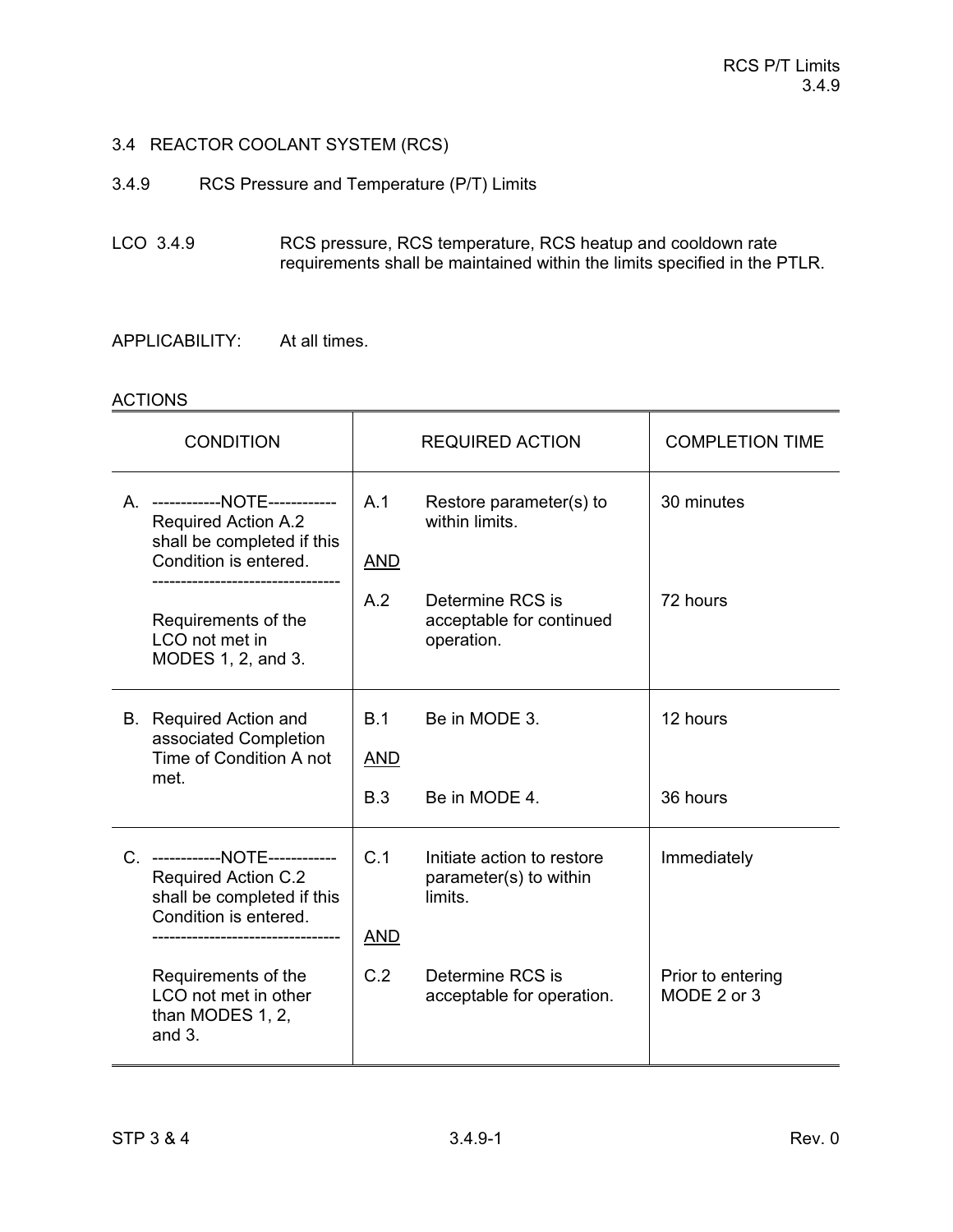## 3.4 REACTOR COOLANT SYSTEM (RCS)

### 3.4.9 RCS Pressure and Temperature (P/T) Limits

LCO 3.4.9 RCS pressure, RCS temperature, RCS heatup and cooldown rate requirements shall be maintained within the limits specified in the PTLR.

APPLICABILITY: At all times.

ACTIONS

| CONDITION | REQUIRED ACTION | COMPLETION TIME |
|---|---|---|
| A. ------------NOTE------------ Required Action A.2 shall be completed if this Condition is entered. --------------------------------- Requirements of the LCO not met in MODES 1, 2, and 3. | A.1 Restore parameter(s) to within limits. <br> AND <br> A.2 Determine RCS is acceptable for continued operation. | 30 minutes <br><br> 72 hours |
| B. Required Action and associated Completion Time of Condition A not met. | B.1 Be in MODE 3. <br> AND <br> B.3 Be in MODE 4. | 12 hours <br><br> 36 hours |
| C. ------------NOTE------------ Required Action C.2 shall be completed if this Condition is entered. --------------------------------- Requirements of the LCO not met in other than MODES 1, 2, and 3. | C.1 Initiate action to restore parameter(s) to within limits. <br> AND <br> C.2 Determine RCS is acceptable for operation. | Immediately <br><br> Prior to entering MODE 2 or 3 |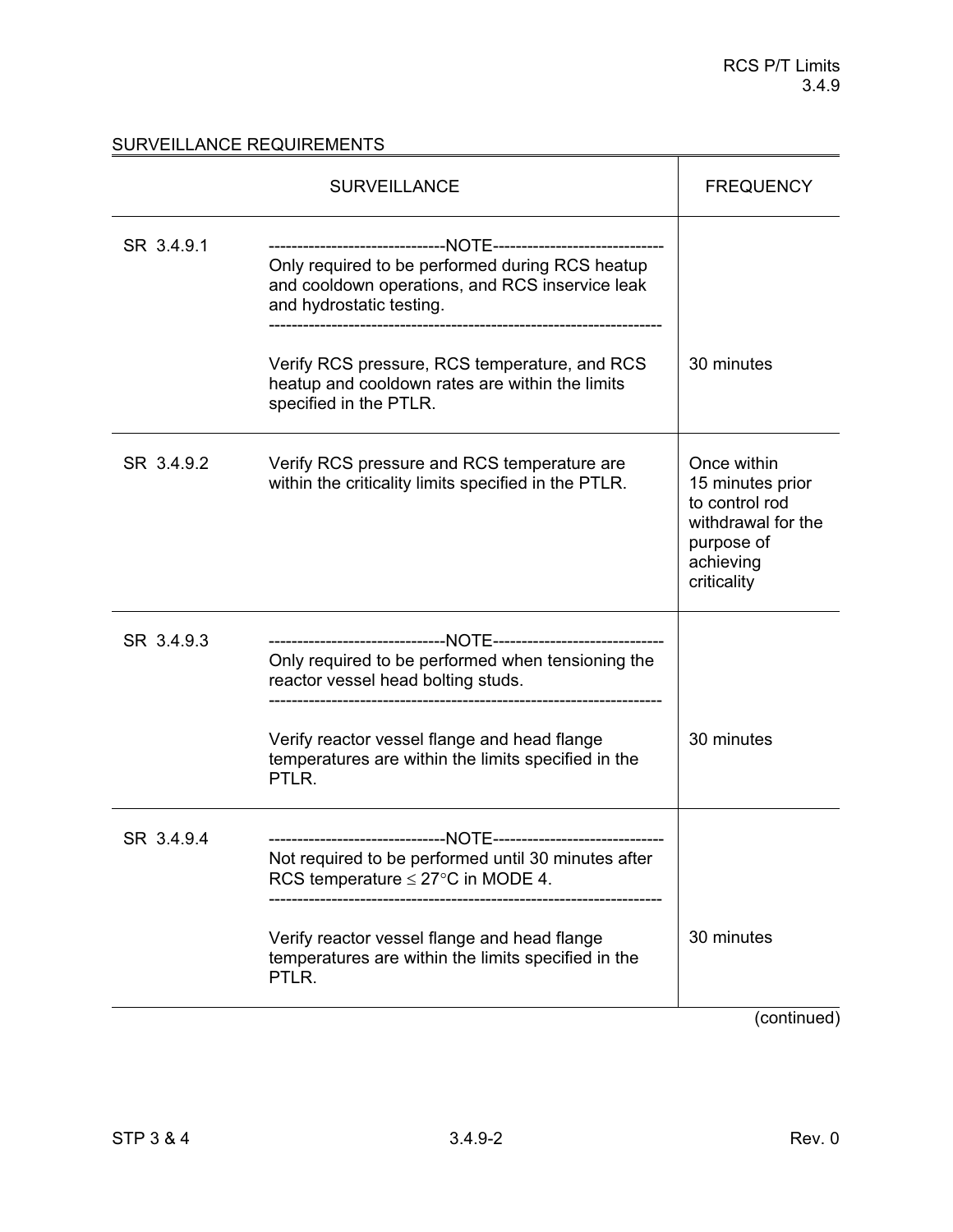## SURVEILLANCE REQUIREMENTS

| SURVEILLANCE | | FREQUENCY |
|---|---|---|
| SR 3.4.9.1 | -------------------------------NOTE------------------------------ Only required to be performed during RCS heatup and cooldown operations, and RCS inservice leak and hydrostatic testing. -------------------------------------------------------------------- Verify RCS pressure, RCS temperature, and RCS heatup and cooldown rates are within the limits specified in the PTLR. | 30 minutes |
| SR 3.4.9.2 | Verify RCS pressure and RCS temperature are within the criticality limits specified in the PTLR. | Once within 15 minutes prior to control rod withdrawal for the purpose of achieving criticality |
| SR 3.4.9.3 | -------------------------------NOTE------------------------------ Only required to be performed when tensioning the reactor vessel head bolting studs. -------------------------------------------------------------------- Verify reactor vessel flange and head flange temperatures are within the limits specified in the PTLR. | 30 minutes |
| SR 3.4.9.4 | -------------------------------NOTE------------------------------ Not required to be performed until 30 minutes after RCS temperature ≤ 27°C in MODE 4. -------------------------------------------------------------------- Verify reactor vessel flange and head flange temperatures are within the limits specified in the PTLR. | 30 minutes |

(continued)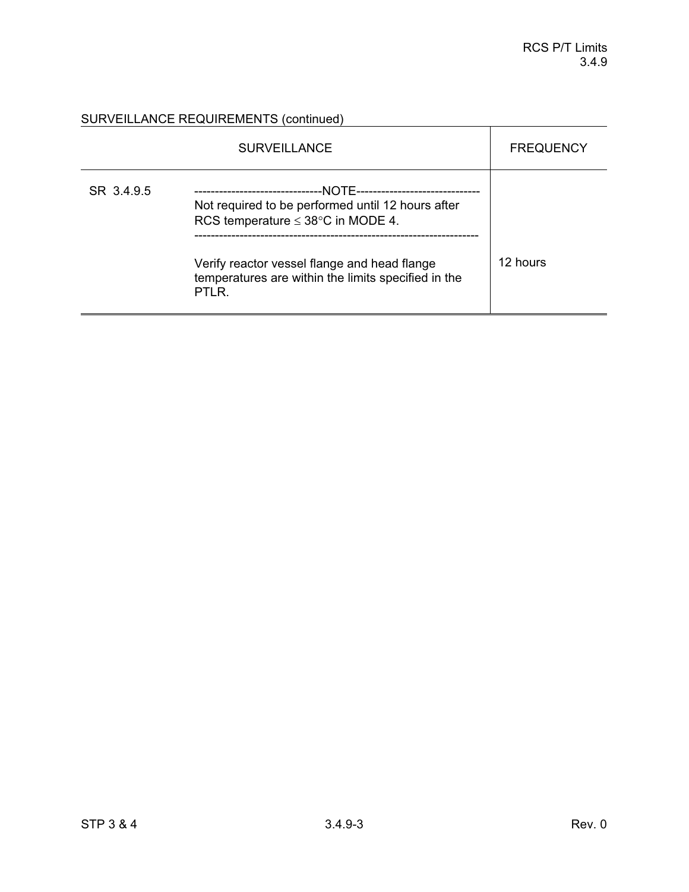SURVEILLANCE REQUIREMENTS (continued)

| SURVEILLANCE | | FREQUENCY |
|---|---|---|
| SR 3.4.9.5 | -------------------------------NOTE------------------------------ Not required to be performed until 12 hours after RCS temperature ≤ 38°C in MODE 4. --------------------------------------------------------------------- Verify reactor vessel flange and head flange temperatures are within the limits specified in the PTLR. | 12 hours |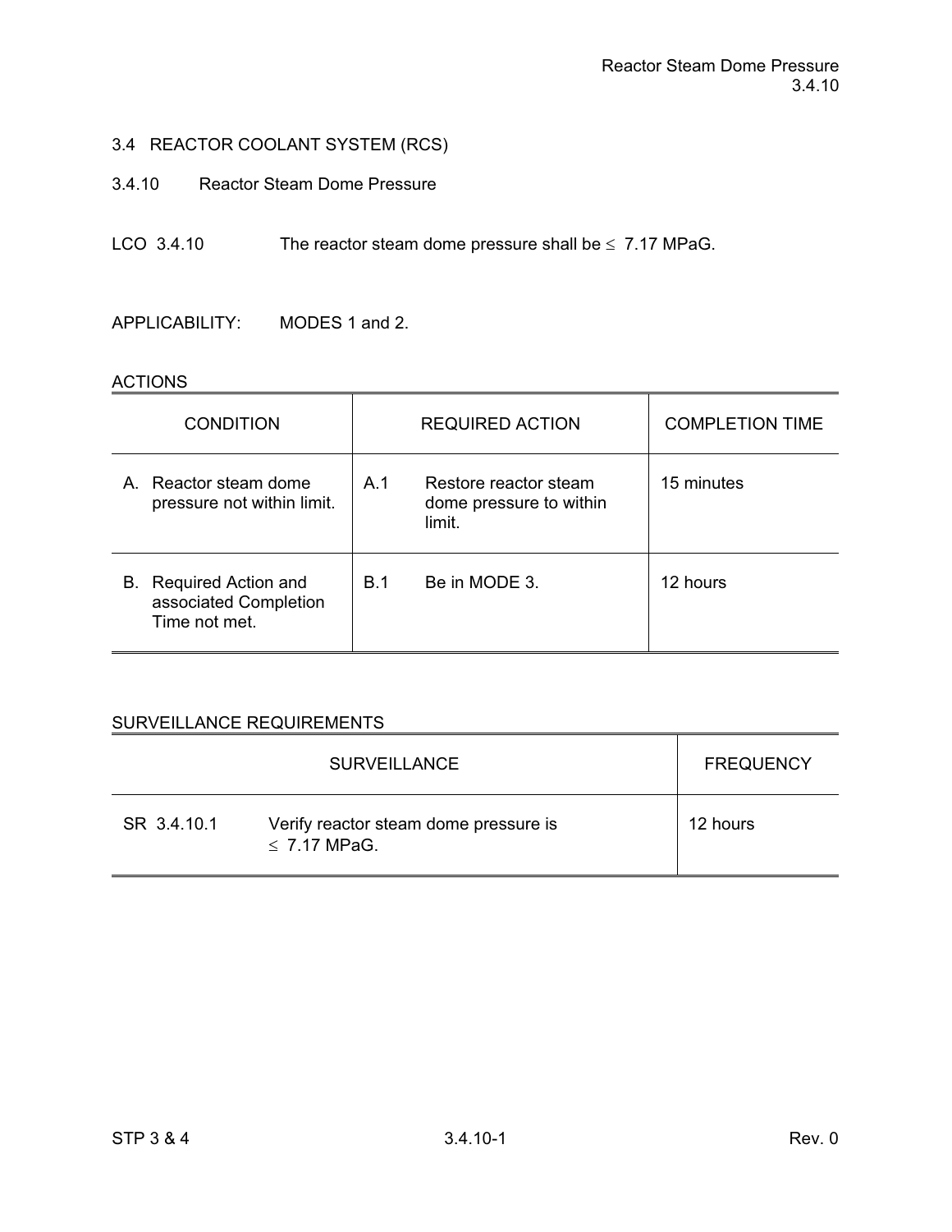## 3.4 REACTOR COOLANT SYSTEM (RCS)

### 3.4.10 Reactor Steam Dome Pressure

LCO 3.4.10 The reactor steam dome pressure shall be ≤ 7.17 MPaG.

APPLICABILITY: MODES 1 and 2.

ACTIONS

| CONDITION | REQUIRED ACTION | COMPLETION TIME |
|---|---|---|
| A. Reactor steam dome pressure not within limit. | A.1 Restore reactor steam dome pressure to within limit. | 15 minutes |
| B. Required Action and associated Completion Time not met. | B.1 Be in MODE 3. | 12 hours |

SURVEILLANCE REQUIREMENTS

| SURVEILLANCE | | FREQUENCY |
|---|---|---|
| SR 3.4.10.1 | Verify reactor steam dome pressure is ≤ 7.17 MPaG. | 12 hours |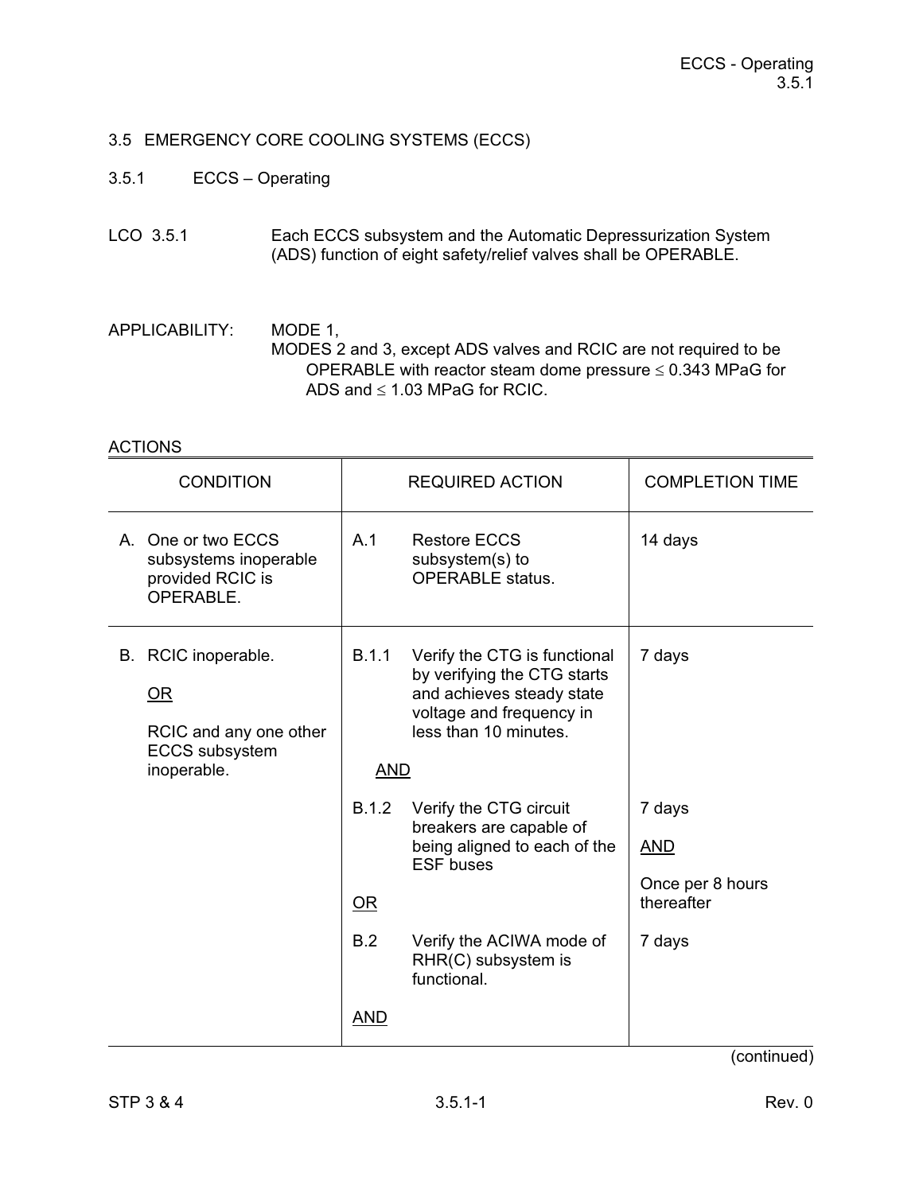## 3.5 EMERGENCY CORE COOLING SYSTEMS (ECCS)

### 3.5.1 ECCS – Operating

LCO 3.5.1 Each ECCS subsystem and the Automatic Depressurization System (ADS) function of eight safety/relief valves shall be OPERABLE.

APPLICABILITY: MODE 1,
MODES 2 and 3, except ADS valves and RCIC are not required to be OPERABLE with reactor steam dome pressure ≤ 0.343 MPaG for ADS and ≤ 1.03 MPaG for RCIC.

ACTIONS

| CONDITION | REQUIRED ACTION | COMPLETION TIME |
|---|---|---|
| A. One or two ECCS subsystems inoperable provided RCIC is OPERABLE. | A.1 Restore ECCS subsystem(s) to OPERABLE status. | 14 days |
| B. RCIC inoperable.<br><br>OR<br><br>RCIC and any one other ECCS subsystem inoperable. | B.1.1 Verify the CTG is functional by verifying the CTG starts and achieves steady state voltage and frequency in less than 10 minutes.<br><br>AND<br><br>B.1.2 Verify the CTG circuit breakers are capable of being aligned to each of the ESF buses<br><br>OR<br><br>B.2 Verify the ACIWA mode of RHR(C) subsystem is functional.<br><br>AND | 7 days<br><br><br><br>7 days<br><br>AND<br><br>Once per 8 hours thereafter<br><br>7 days |

(continued)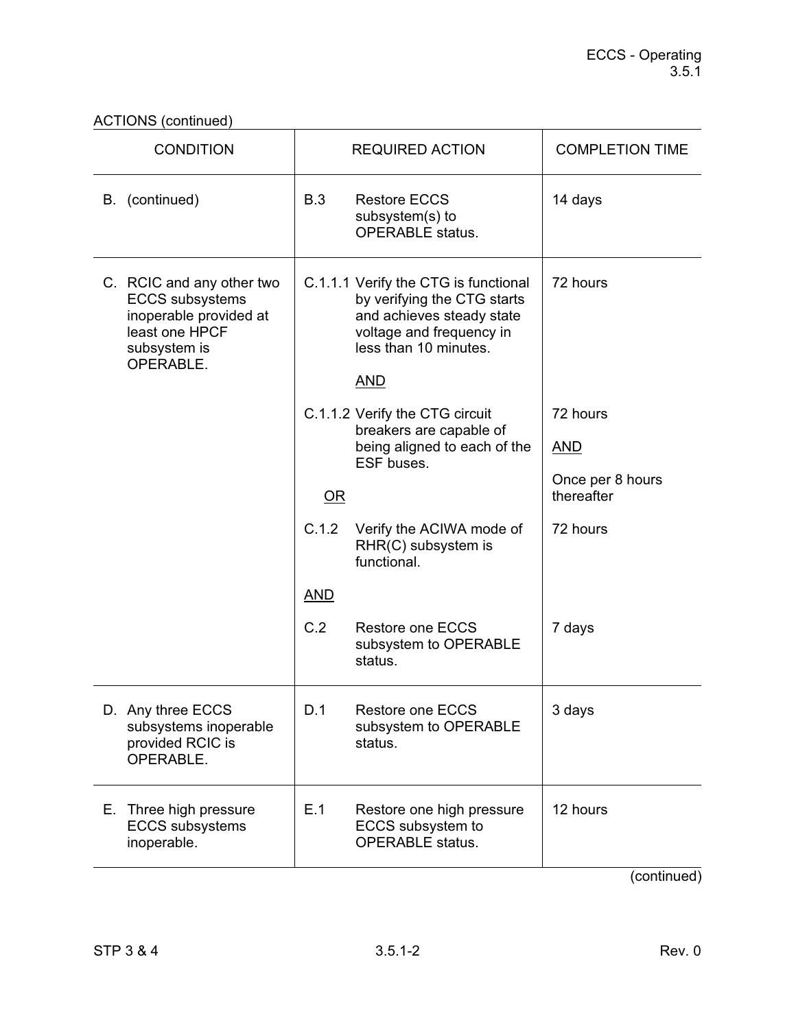ACTIONS (continued)

| CONDITION | REQUIRED ACTION | | COMPLETION TIME |
|---|---|---|---|
| B. (continued) | B.3 | Restore ECCS subsystem(s) to OPERABLE status. | 14 days |
| C. RCIC and any other two ECCS subsystems inoperable provided at least one HPCF subsystem is OPERABLE. | C.1.1.1 | Verify the CTG is functional by verifying the CTG starts and achieves steady state voltage and frequency in less than 10 minutes.<br><br>AND | 72 hours |
| | C.1.1.2 | Verify the CTG circuit breakers are capable of being aligned to each of the ESF buses. | 72 hours<br><br>AND<br><br>Once per 8 hours thereafter |
| | OR | | |
| | C.1.2 | Verify the ACIWA mode of RHR(C) subsystem is functional. | 72 hours |
| | AND | | |
| | C.2 | Restore one ECCS subsystem to OPERABLE status. | 7 days |
| D. Any three ECCS subsystems inoperable provided RCIC is OPERABLE. | D.1 | Restore one ECCS subsystem to OPERABLE status. | 3 days |
| E. Three high pressure ECCS subsystems inoperable. | E.1 | Restore one high pressure ECCS subsystem to OPERABLE status. | 12 hours |

(continued)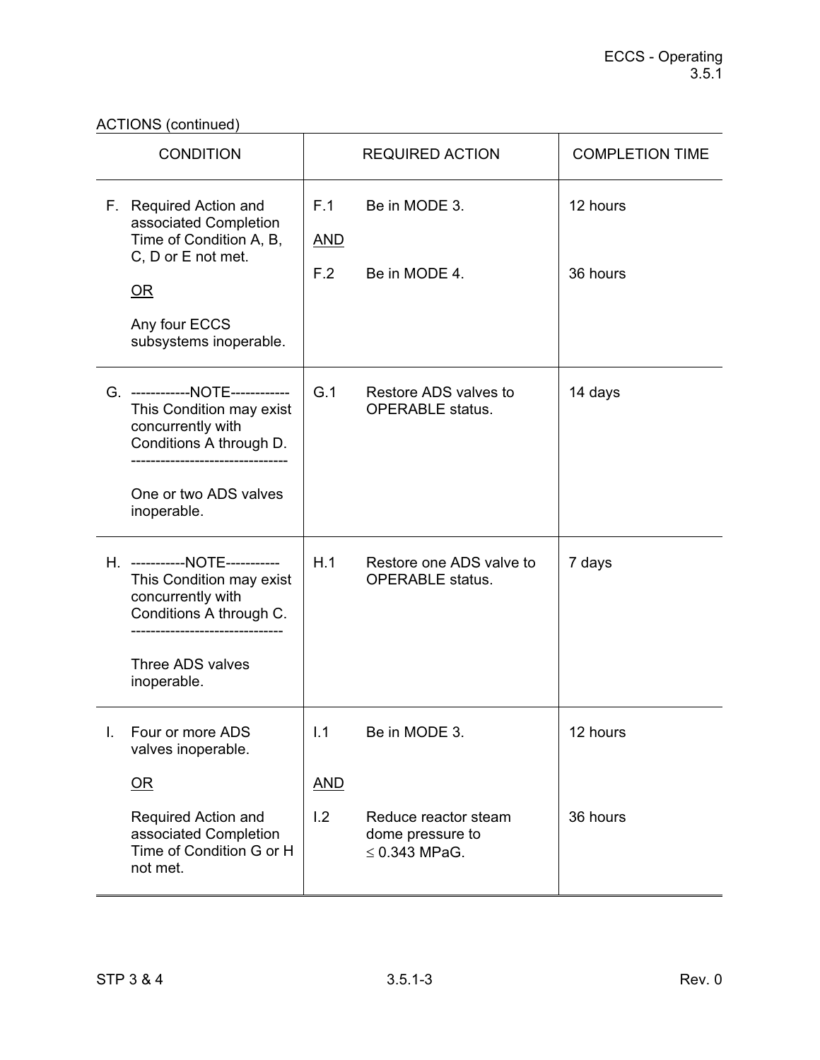ACTIONS (continued)

| CONDITION | REQUIRED ACTION | COMPLETION TIME |
|---|---|---|
| F. Required Action and associated Completion Time of Condition A, B, C, D or E not met.<br><br><u>OR</u><br><br>Any four ECCS subsystems inoperable. | F.1 Be in MODE 3.<br><br><u>AND</u><br><br>F.2 Be in MODE 4. | 12 hours<br><br><br><br>36 hours |
| G. ------------NOTE------------<br>This Condition may exist concurrently with Conditions A through D.<br>--------------------------------<br><br>One or two ADS valves inoperable. | G.1 Restore ADS valves to OPERABLE status. | 14 days |
| H. -----------NOTE-----------<br>This Condition may exist concurrently with Conditions A through C.<br>------------------------------<br><br>Three ADS valves inoperable. | H.1 Restore one ADS valve to OPERABLE status. | 7 days |
| I. Four or more ADS valves inoperable.<br><br><u>OR</u><br><br>Required Action and associated Completion Time of Condition G or H not met. | I.1 Be in MODE 3.<br><br><u>AND</u><br><br>I.2 Reduce reactor steam dome pressure to $\leq$ 0.343 MPaG. | 12 hours<br><br><br><br>36 hours |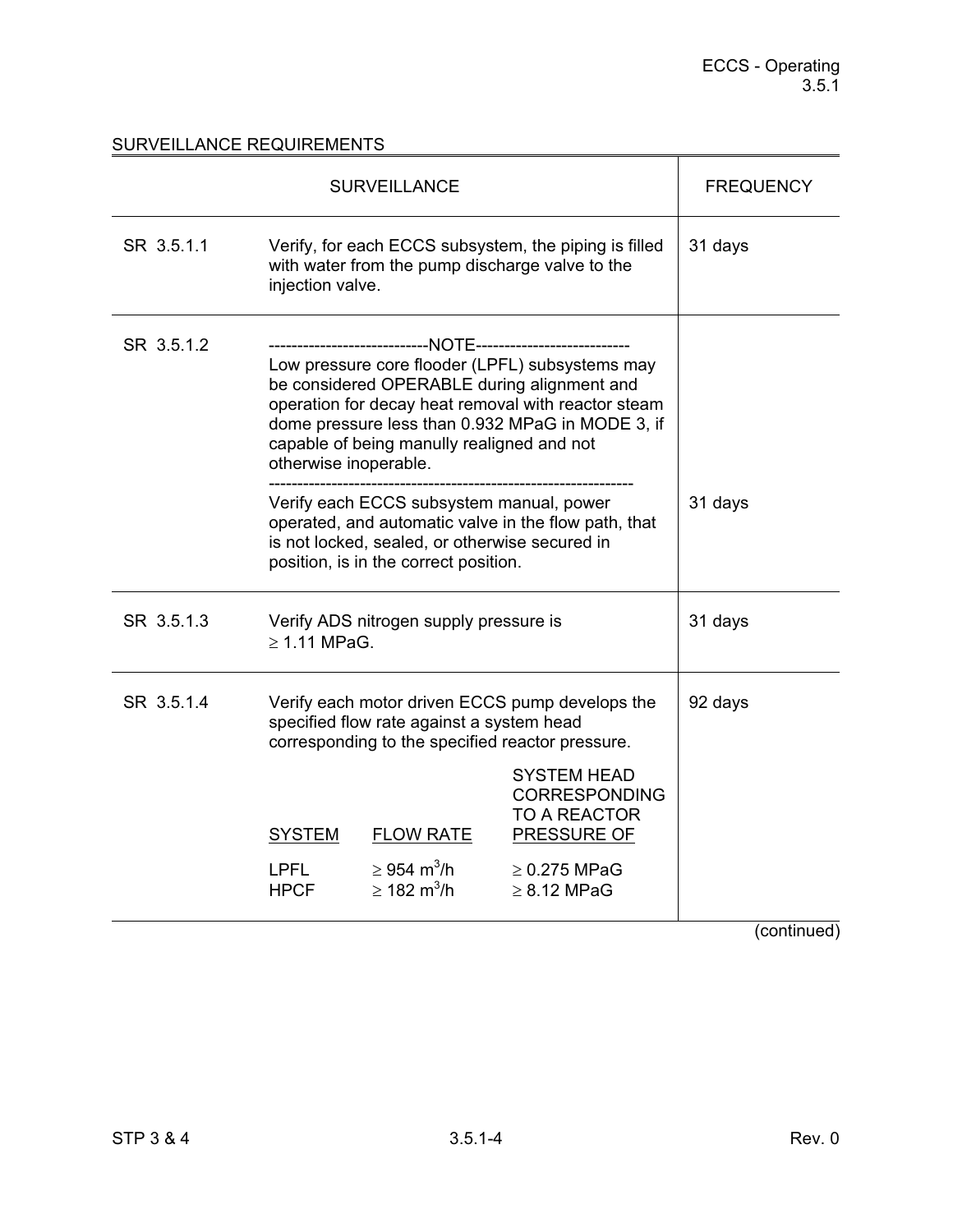## SURVEILLANCE REQUIREMENTS

| SURVEILLANCE | | FREQUENCY |
|---|---|---|
| SR 3.5.1.1 | Verify, for each ECCS subsystem, the piping is filled with water from the pump discharge valve to the injection valve. | 31 days |
| SR 3.5.1.2 | ---------------------------NOTE--------------------------- Low pressure core flooder (LPFL) subsystems may be considered OPERABLE during alignment and operation for decay heat removal with reactor steam dome pressure less than 0.932 MPaG in MODE 3, if capable of being manully realigned and not otherwise inoperable. ------------------------------------------------------------- Verify each ECCS subsystem manual, power operated, and automatic valve in the flow path, that is not locked, sealed, or otherwise secured in position, is in the correct position. | 31 days |
| SR 3.5.1.3 | Verify ADS nitrogen supply pressure is $\geq$ 1.11 MPaG. | 31 days |
| SR 3.5.1.4 | Verify each motor driven ECCS pump develops the specified flow rate against a system head corresponding to the specified reactor pressure. <br><br> SYSTEM / FLOW RATE / SYSTEM HEAD CORRESPONDING TO A REACTOR PRESSURE OF <br> LPFL / $\geq$ 954 $m^3/h$ / $\geq$ 0.275 MPaG <br> HPCF / $\geq$ 182 $m^3/h$ / $\geq$ 8.12 MPaG | 92 days |

(continued)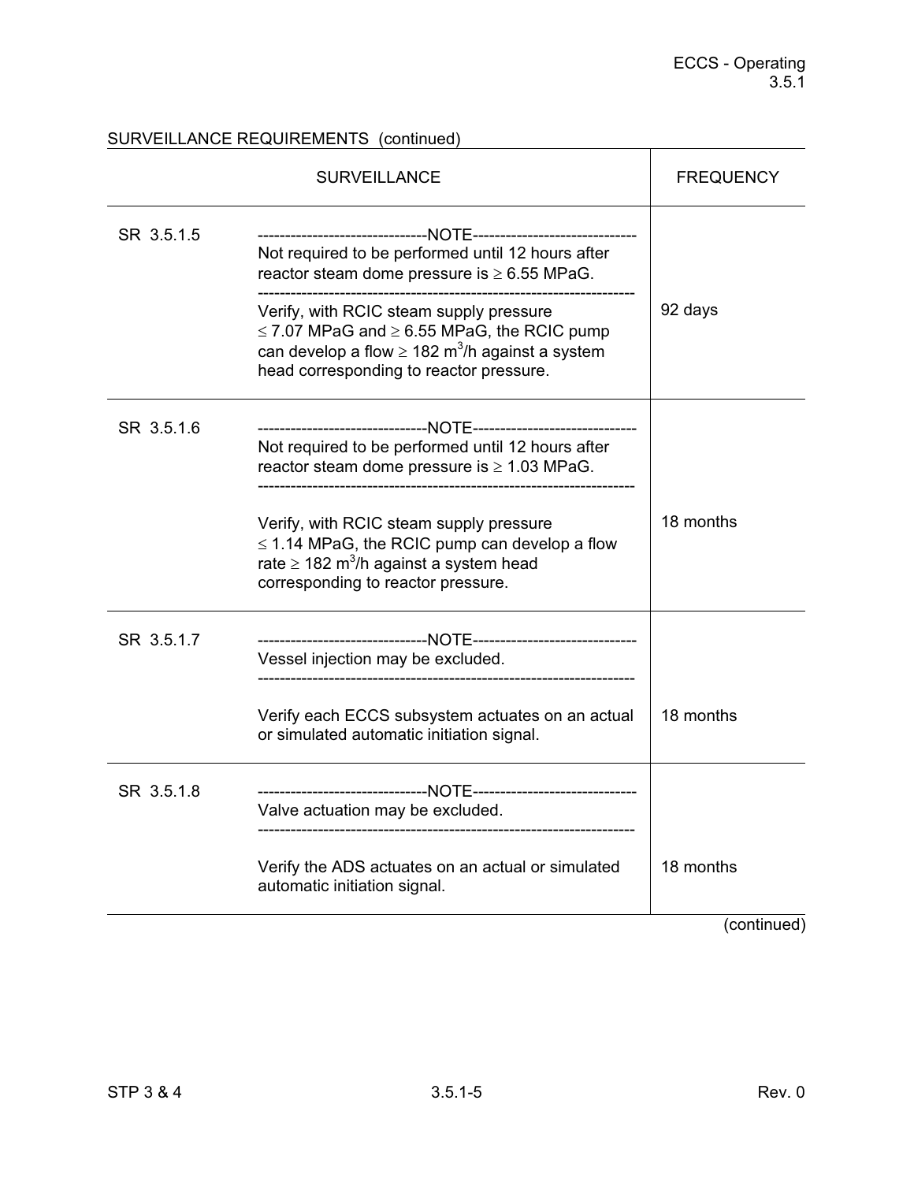SURVEILLANCE REQUIREMENTS (continued)

| SURVEILLANCE | | FREQUENCY |
|---|---|---|
| SR 3.5.1.5 | -------------------------------NOTE------------------------------ Not required to be performed until 12 hours after reactor steam dome pressure is $\geq$ 6.55 MPaG. --------------------------------------------------------------------- Verify, with RCIC steam supply pressure $\leq$ 7.07 MPaG and $\geq$ 6.55 MPaG, the RCIC pump can develop a flow $\geq$ 182 $m^3/h$ against a system head corresponding to reactor pressure. | 92 days |
| SR 3.5.1.6 | -------------------------------NOTE------------------------------ Not required to be performed until 12 hours after reactor steam dome pressure is $\geq$ 1.03 MPaG. --------------------------------------------------------------------- Verify, with RCIC steam supply pressure $\leq$ 1.14 MPaG, the RCIC pump can develop a flow rate $\geq$ 182 $m^3/h$ against a system head corresponding to reactor pressure. | 18 months |
| SR 3.5.1.7 | -------------------------------NOTE------------------------------ Vessel injection may be excluded. --------------------------------------------------------------------- Verify each ECCS subsystem actuates on an actual or simulated automatic initiation signal. | 18 months |
| SR 3.5.1.8 | -------------------------------NOTE------------------------------ Valve actuation may be excluded. --------------------------------------------------------------------- Verify the ADS actuates on an actual or simulated automatic initiation signal. | 18 months |

(continued)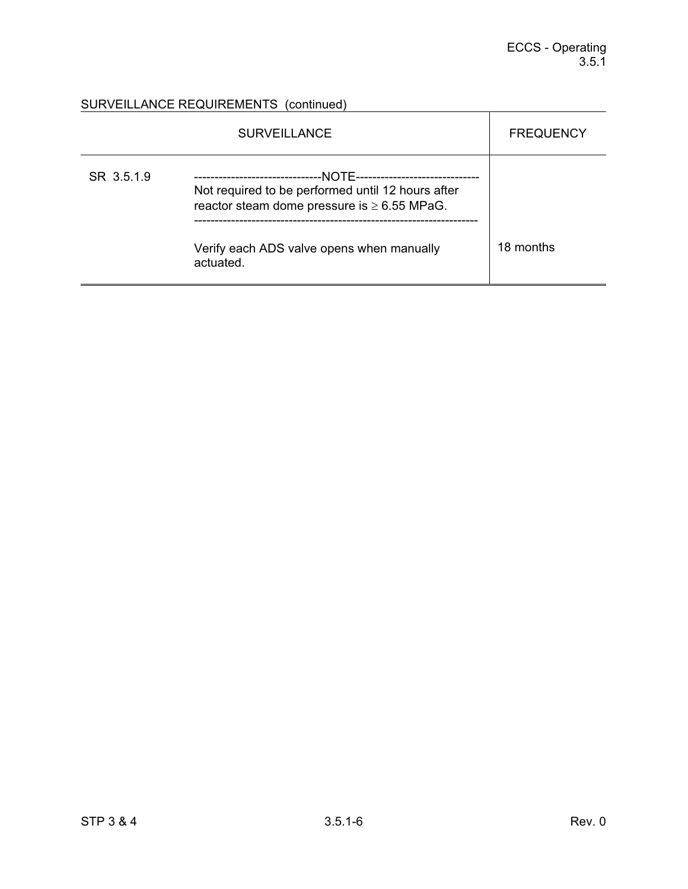SURVEILLANCE REQUIREMENTS (continued)

| SURVEILLANCE | | FREQUENCY |
|---|---|---|
| SR 3.5.1.9 | -------------------------------NOTE------------------------------ Not required to be performed until 12 hours after reactor steam dome pressure is ≥ 6.55 MPaG. ------------------------------------------------------------------- Verify each ADS valve opens when manually actuated. | 18 months |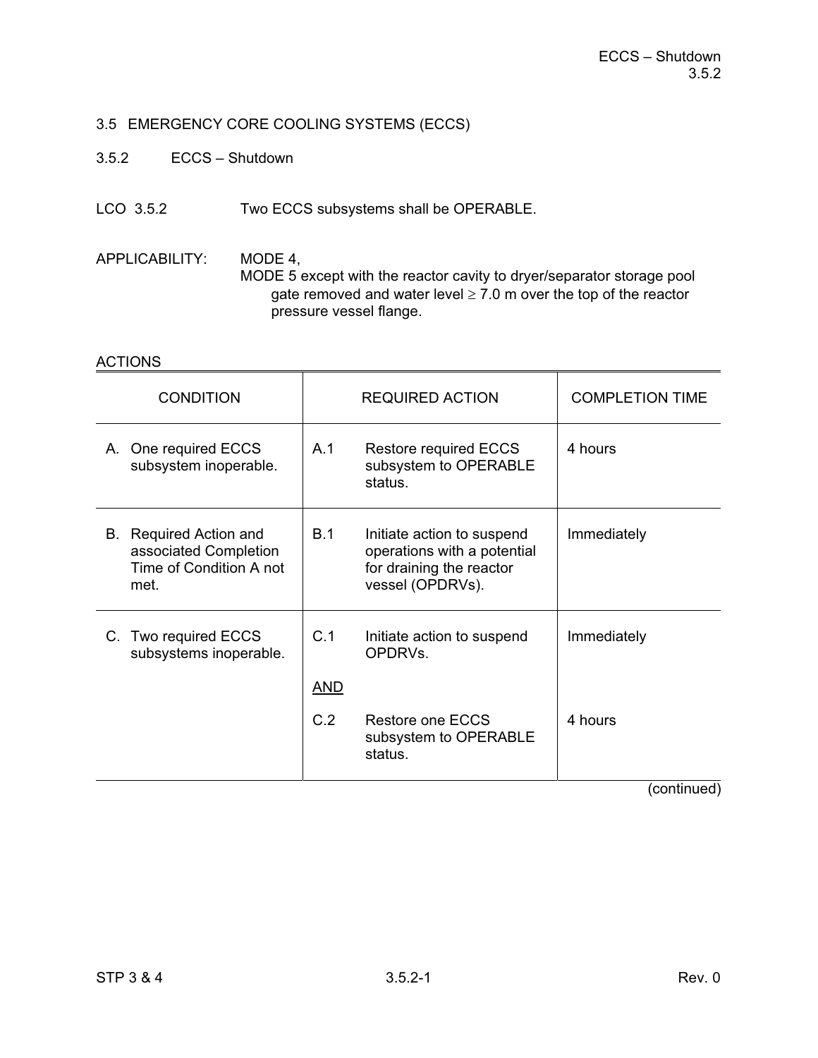## 3.5 EMERGENCY CORE COOLING SYSTEMS (ECCS)

### 3.5.2 ECCS – Shutdown

LCO 3.5.2 Two ECCS subsystems shall be OPERABLE.

APPLICABILITY: MODE 4,
MODE 5 except with the reactor cavity to dryer/separator storage pool gate removed and water level ≥ 7.0 m over the top of the reactor pressure vessel flange.

ACTIONS

| CONDITION | REQUIRED ACTION | COMPLETION TIME |
|---|---|---|
| A. One required ECCS subsystem inoperable. | A.1 Restore required ECCS subsystem to OPERABLE status. | 4 hours |
| B. Required Action and associated Completion Time of Condition A not met. | B.1 Initiate action to suspend operations with a potential for draining the reactor vessel (OPDRVs). | Immediately |
| C. Two required ECCS subsystems inoperable. | C.1 Initiate action to suspend OPDRVs. | Immediately |
| | <u>AND</u> | |
| | C.2 Restore one ECCS subsystem to OPERABLE status. | 4 hours |

(continued)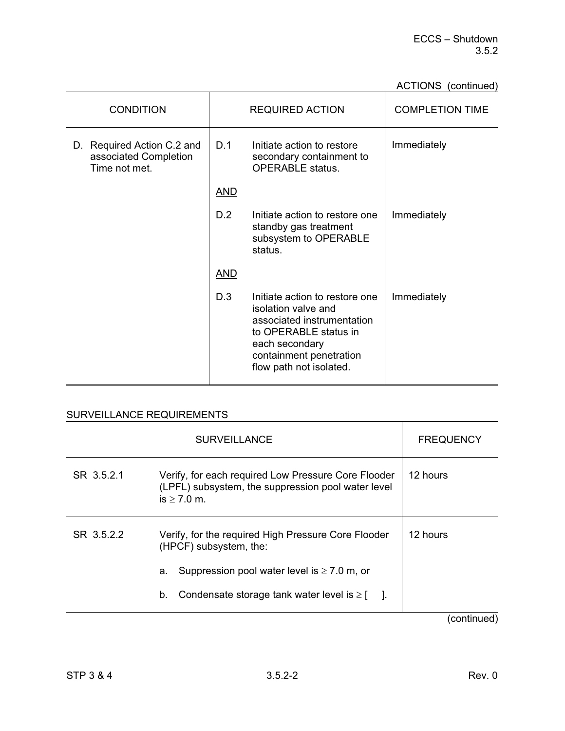ACTIONS (continued)

| CONDITION | REQUIRED ACTION | | COMPLETION TIME |
|---|---|---|---|
| D. Required Action C.2 and associated Completion Time not met. | D.1 | Initiate action to restore secondary containment to OPERABLE status. | Immediately |
| | AND | | |
| | D.2 | Initiate action to restore one standby gas treatment subsystem to OPERABLE status. | Immediately |
| | AND | | |
| | D.3 | Initiate action to restore one isolation valve and associated instrumentation to OPERABLE status in each secondary containment penetration flow path not isolated. | Immediately |

SURVEILLANCE REQUIREMENTS

| SURVEILLANCE | | FREQUENCY |
|---|---|---|
| SR 3.5.2.1 | Verify, for each required Low Pressure Core Flooder (LPFL) subsystem, the suppression pool water level is $\geq$ 7.0 m. | 12 hours |
| SR 3.5.2.2 | Verify, for the required High Pressure Core Flooder (HPCF) subsystem, the:<br><br>a. Suppression pool water level is $\geq$ 7.0 m, or<br><br>b. Condensate storage tank water level is $\geq$ [ ]. | 12 hours |

(continued)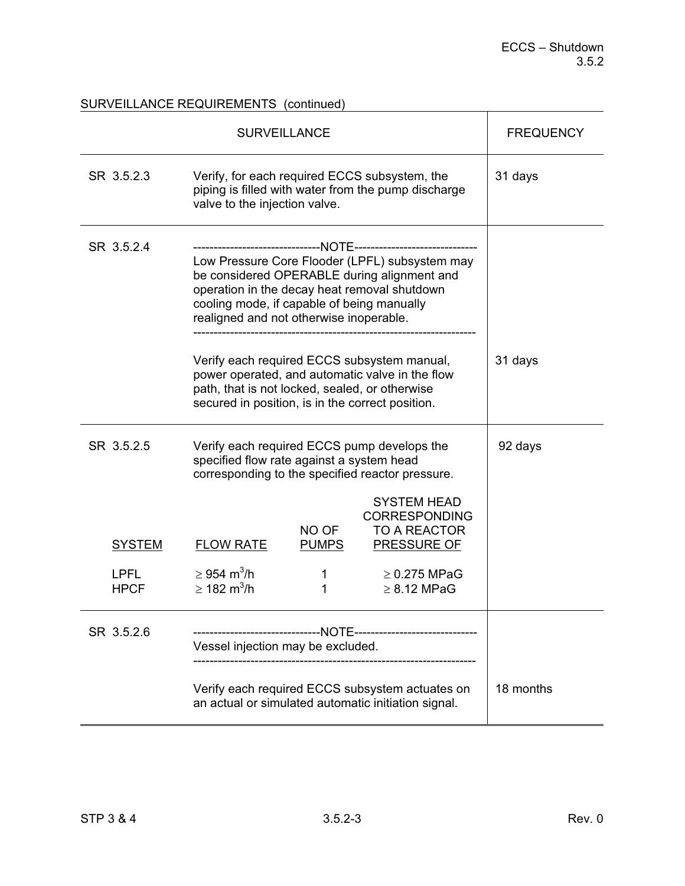SURVEILLANCE REQUIREMENTS (continued)

| SURVEILLANCE | | FREQUENCY |
|---|---|---|
| SR 3.5.2.3 | Verify, for each required ECCS subsystem, the piping is filled with water from the pump discharge valve to the injection valve. | 31 days |
| SR 3.5.2.4 | -------------------------------NOTE------------------------------ <br> Low Pressure Core Flooder (LPFL) subsystem may be considered OPERABLE during alignment and operation in the decay heat removal shutdown cooling mode, if capable of being manually realigned and not otherwise inoperable. <br> ------------------------------------------------------------------- <br><br> Verify each required ECCS subsystem manual, power operated, and automatic valve in the flow path, that is not locked, sealed, or otherwise secured in position, is in the correct position. | 31 days |
| SR 3.5.2.5 | Verify each required ECCS pump develops the specified flow rate against a system head corresponding to the specified reactor pressure. | 92 days |
| SR 3.5.2.6 | -------------------------------NOTE------------------------------ <br> Vessel injection may be excluded. <br> ------------------------------------------------------------------- <br><br> Verify each required ECCS subsystem actuates on an actual or simulated automatic initiation signal. | 18 months |

SR 3.5.2.5 table:

| SYSTEM | FLOW RATE | NO OF PUMPS | SYSTEM HEAD CORRESPONDING TO A REACTOR PRESSURE OF |
|---|---|---|---|
| LPFL | $\geq 954\ m^3/h$ | 1 | $\geq$ 0.275 MPaG |
| HPCF | $\geq 182\ m^3/h$ | 1 | $\geq$ 8.12 MPaG |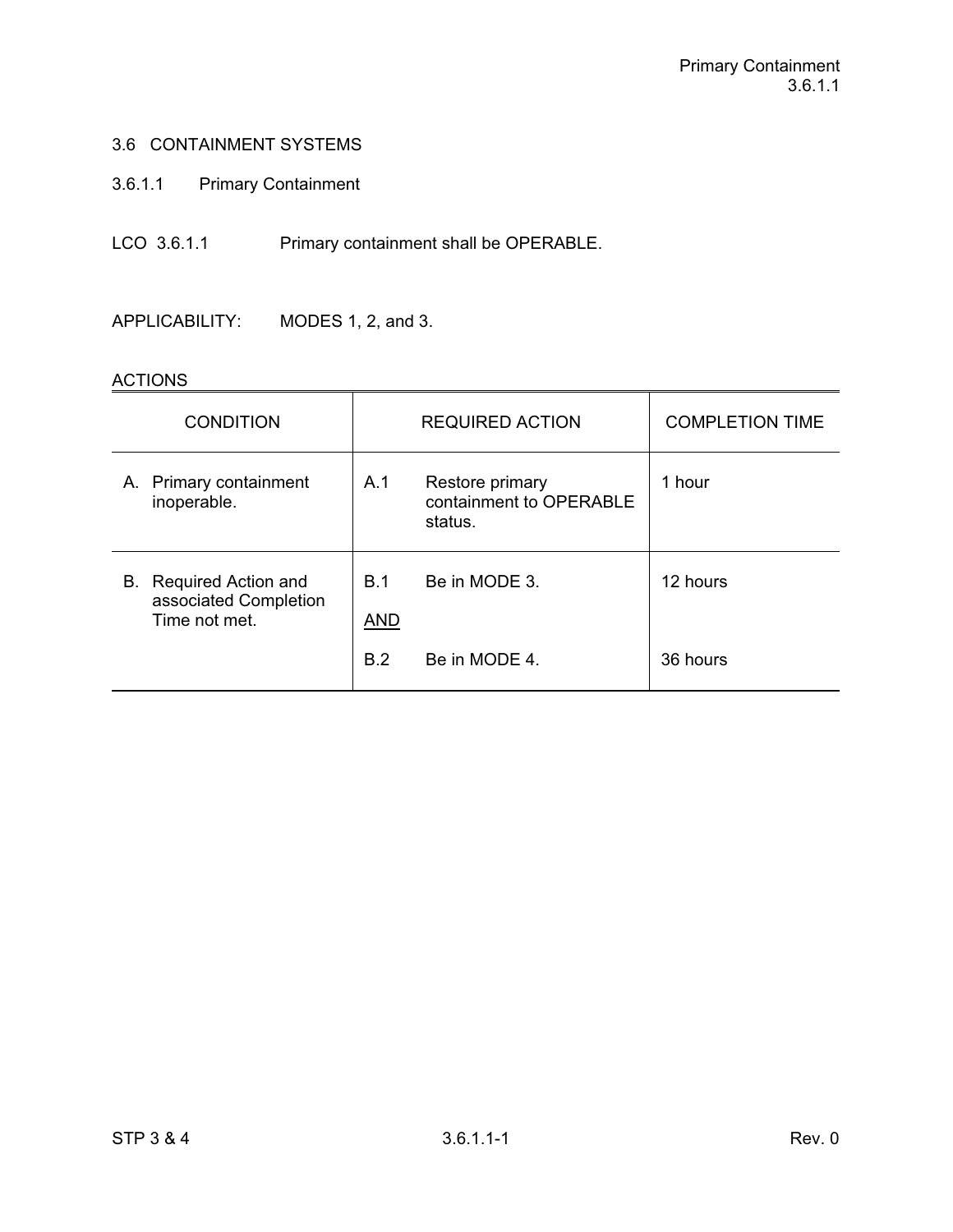## 3.6 CONTAINMENT SYSTEMS

### 3.6.1.1 Primary Containment

LCO 3.6.1.1 Primary containment shall be OPERABLE.

APPLICABILITY: MODES 1, 2, and 3.

ACTIONS

| CONDITION | REQUIRED ACTION | COMPLETION TIME |
|---|---|---|
| A. Primary containment inoperable. | A.1 Restore primary containment to OPERABLE status. | 1 hour |
| B. Required Action and associated Completion Time not met. | B.1 Be in MODE 3. | 12 hours |
| | AND | |
| | B.2 Be in MODE 4. | 36 hours |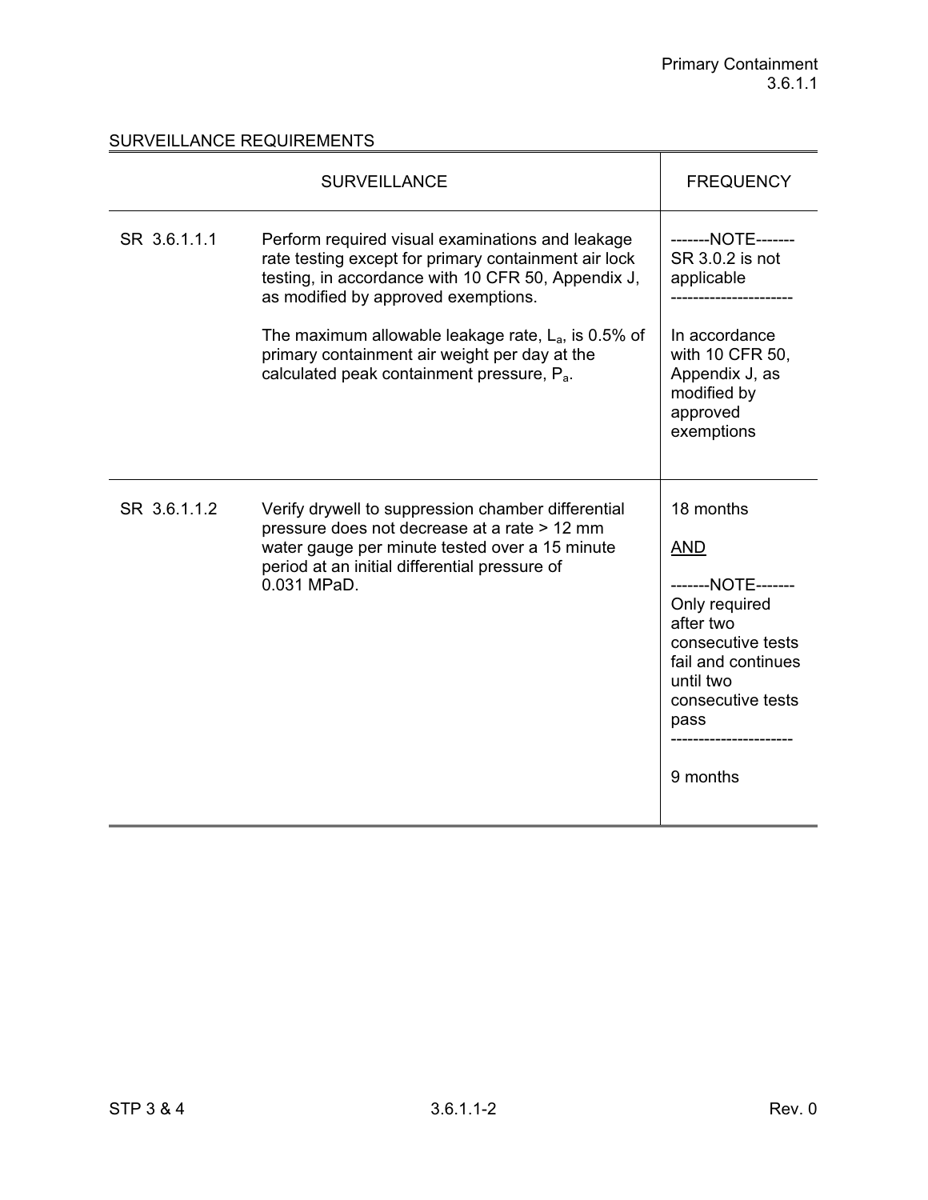## SURVEILLANCE REQUIREMENTS

| SURVEILLANCE | | FREQUENCY |
|---|---|---|
| SR 3.6.1.1.1 | Perform required visual examinations and leakage rate testing except for primary containment air lock testing, in accordance with 10 CFR 50, Appendix J, as modified by approved exemptions.<br><br>The maximum allowable leakage rate, $L_a$, is 0.5% of primary containment air weight per day at the calculated peak containment pressure, $P_a$. | -------NOTE-------<br>SR 3.0.2 is not applicable<br>---------------------<br><br>In accordance with 10 CFR 50, Appendix J, as modified by approved exemptions |
| SR 3.6.1.1.2 | Verify drywell to suppression chamber differential pressure does not decrease at a rate > 12 mm water gauge per minute tested over a 15 minute period at an initial differential pressure of 0.031 MPaD. | 18 months<br><br><u>AND</u><br><br>-------NOTE-------<br>Only required after two consecutive tests fail and continues until two consecutive tests pass<br>---------------------<br><br>9 months |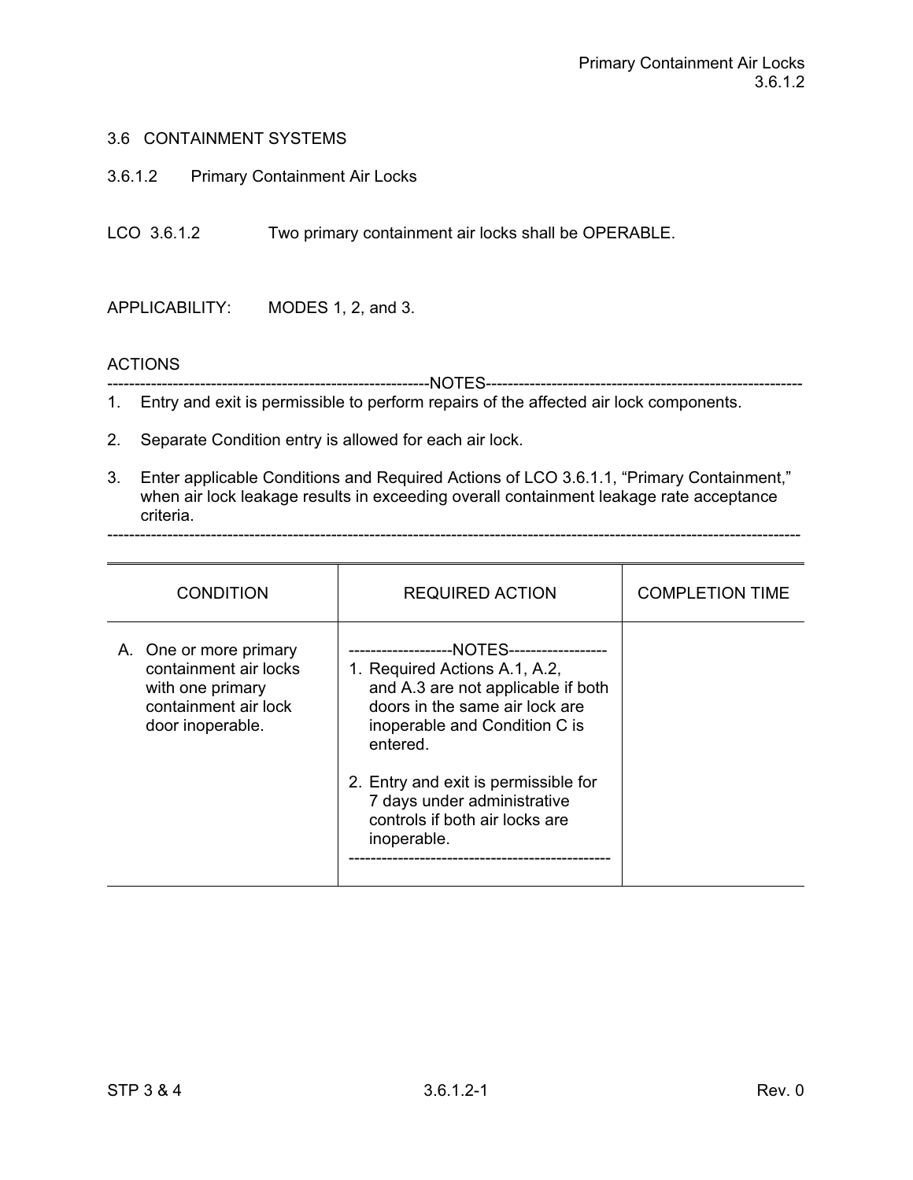# 3.6 CONTAINMENT SYSTEMS

## 3.6.1.2 Primary Containment Air Locks

LCO 3.6.1.2 Two primary containment air locks shall be OPERABLE.

APPLICABILITY: MODES 1, 2, and 3.

ACTIONS

------------------------------------------------------------NOTES------------------------------------------------------------

1. Entry and exit is permissible to perform repairs of the affected air lock components.
2. Separate Condition entry is allowed for each air lock.
3. Enter applicable Conditions and Required Actions of LCO 3.6.1.1, "Primary Containment," when air lock leakage results in exceeding overall containment leakage rate acceptance criteria.

-------------------------------------------------------------------------------------------------------------------------------

| CONDITION | REQUIRED ACTION | COMPLETION TIME |
|---|---|---|
| A. One or more primary containment air locks with one primary containment air lock door inoperable. | -------------------NOTES------------------<br>1. Required Actions A.1, A.2, and A.3 are not applicable if both doors in the same air lock are inoperable and Condition C is entered.<br><br>2. Entry and exit is permissible for 7 days under administrative controls if both air locks are inoperable.<br>----------------------------------------------- | |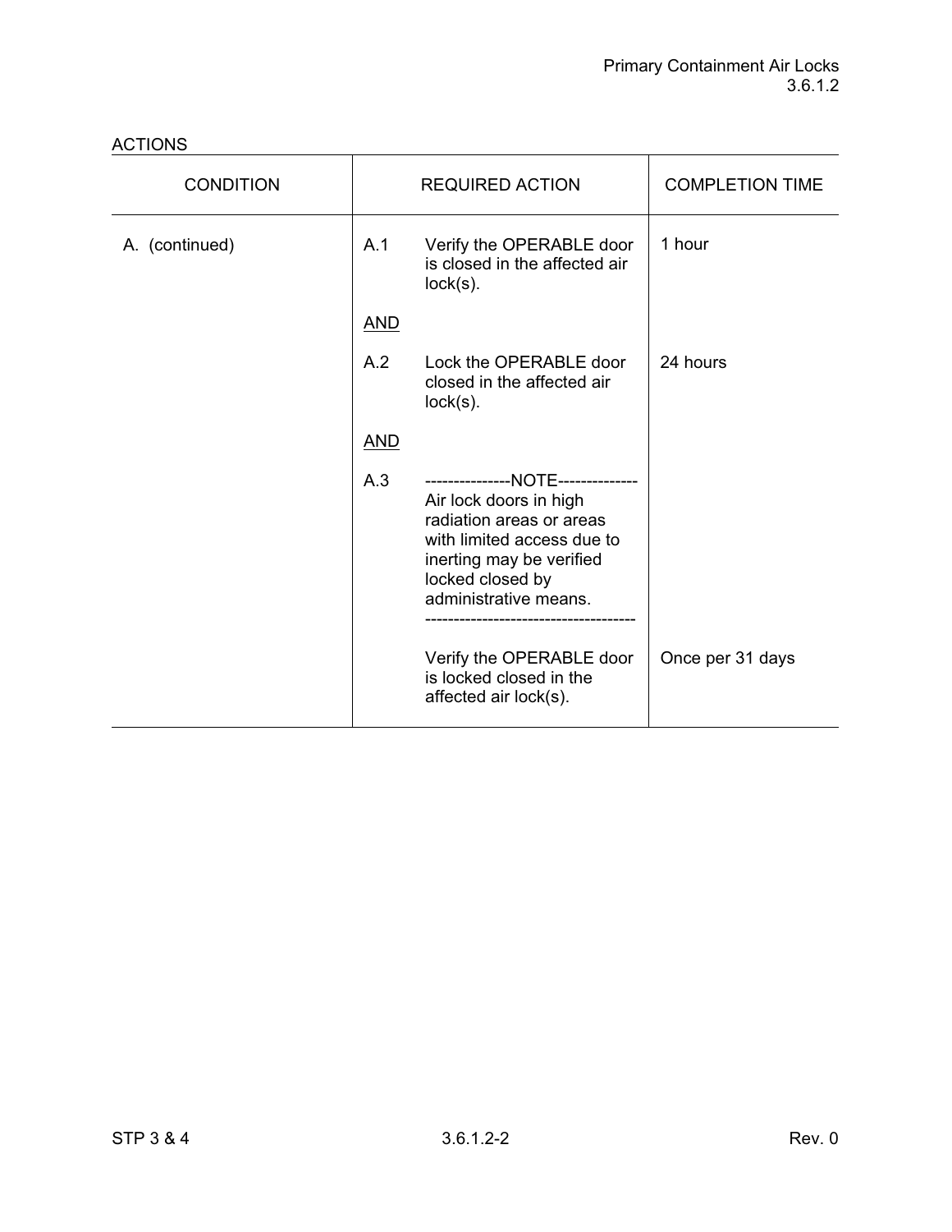ACTIONS

| CONDITION | REQUIRED ACTION | | COMPLETION TIME |
|---|---|---|---|
| A. (continued) | A.1 | Verify the OPERABLE door is closed in the affected air lock(s). | 1 hour |
| | <u>AND</u> | | |
| | A.2 | Lock the OPERABLE door closed in the affected air lock(s). | 24 hours |
| | <u>AND</u> | | |
| | A.3 | ---------------NOTE-------------- Air lock doors in high radiation areas or areas with limited access due to inerting may be verified locked closed by administrative means. ------------------------------------- | |
| | | Verify the OPERABLE door is locked closed in the affected air lock(s). | Once per 31 days |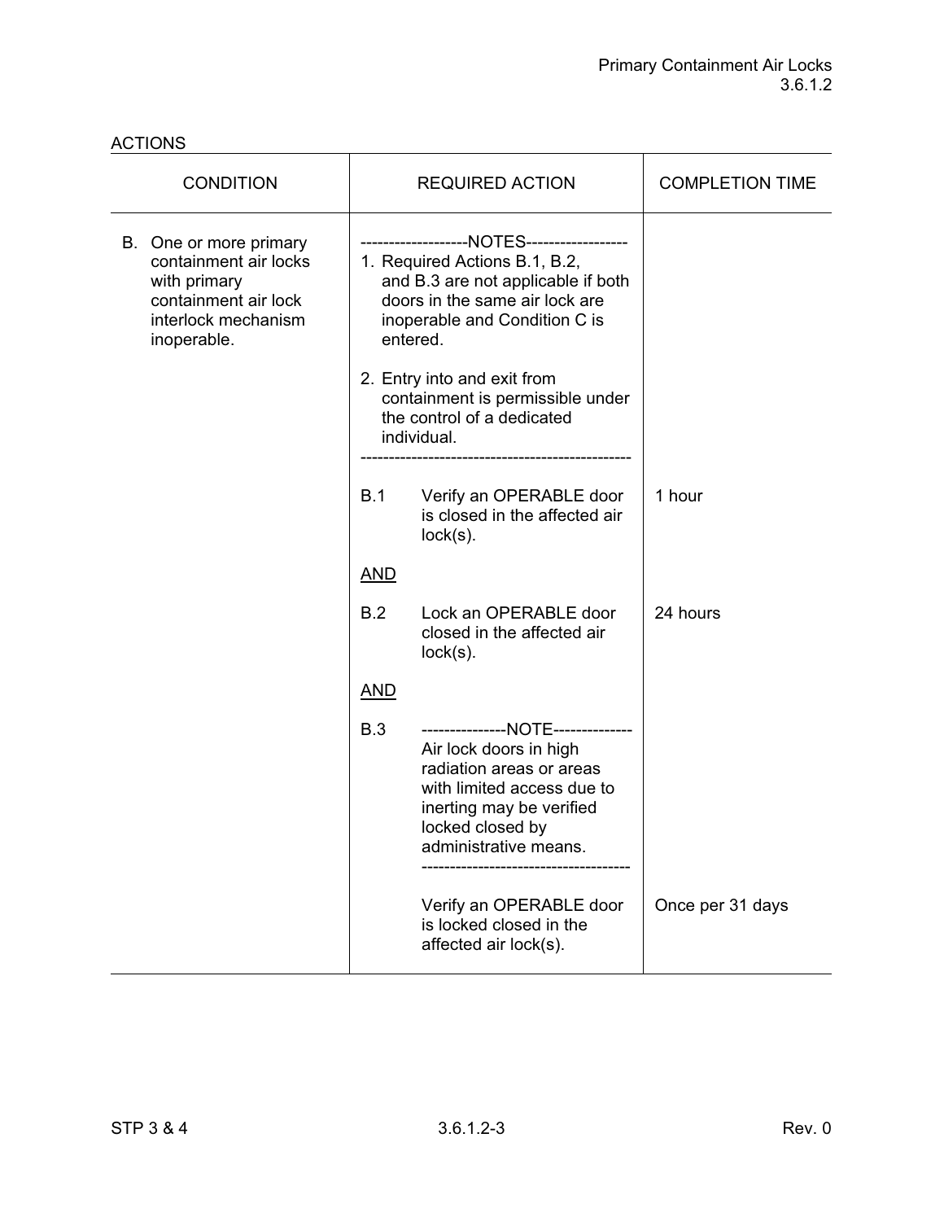ACTIONS

| CONDITION | REQUIRED ACTION | | COMPLETION TIME |
|---|---|---|---|
| B. One or more primary containment air locks with primary containment air lock interlock mechanism inoperable. | -------------------NOTES------------------<br>1. Required Actions B.1, B.2, and B.3 are not applicable if both doors in the same air lock are inoperable and Condition C is entered.<br><br>2. Entry into and exit from containment is permissible under the control of a dedicated individual.<br>------------------------------------------------ | | |
| | B.1 | Verify an OPERABLE door is closed in the affected air lock(s). | 1 hour |
| | <u>AND</u> | | |
| | B.2 | Lock an OPERABLE door closed in the affected air lock(s). | 24 hours |
| | <u>AND</u> | | |
| | B.3 | ---------------NOTE--------------<br>Air lock doors in high radiation areas or areas with limited access due to inerting may be verified locked closed by administrative means.<br>-------------------------------------<br><br>Verify an OPERABLE door is locked closed in the affected air lock(s). | Once per 31 days |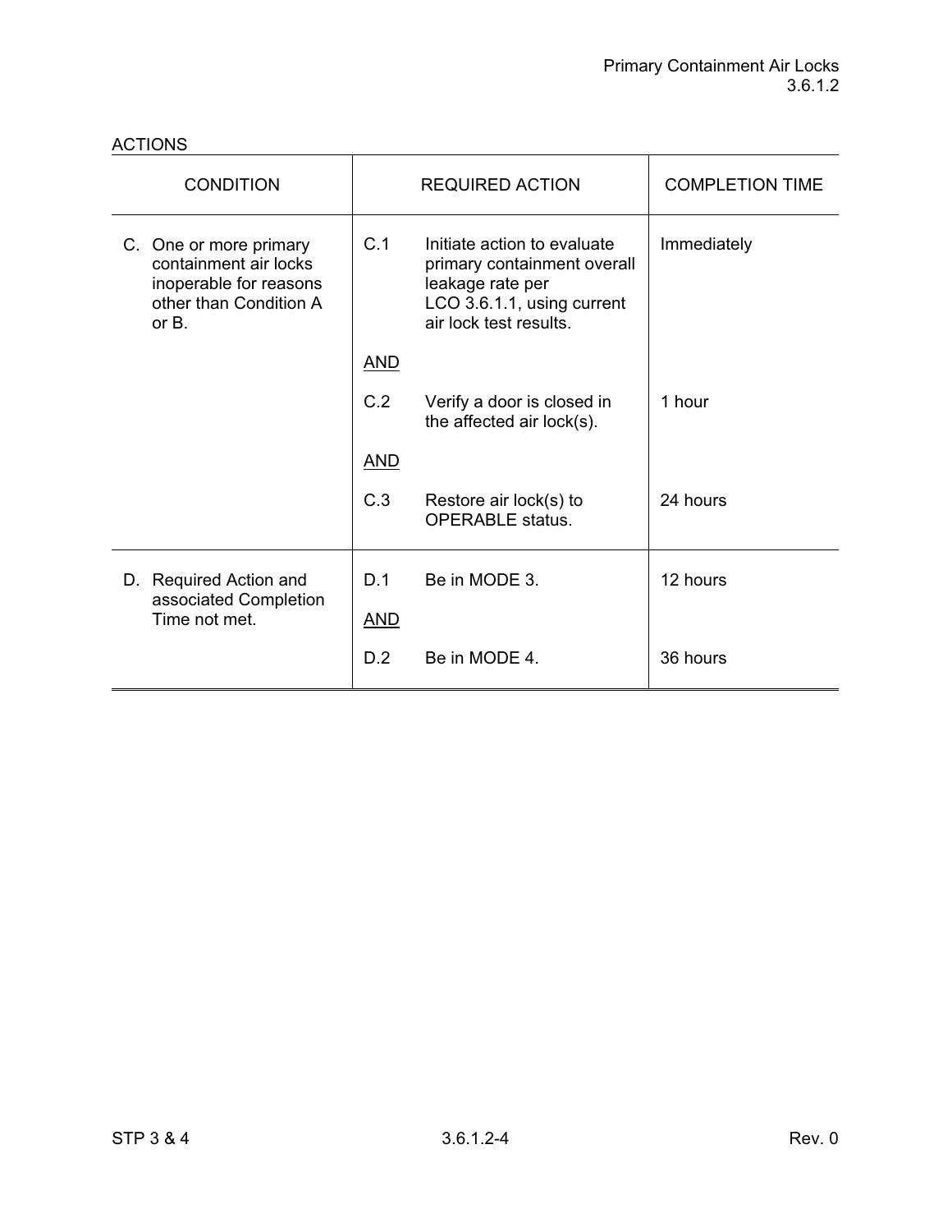ACTIONS

| CONDITION | REQUIRED ACTION | | COMPLETION TIME |
|---|---|---|---|
| C. One or more primary containment air locks inoperable for reasons other than Condition A or B. | C.1 | Initiate action to evaluate primary containment overall leakage rate per LCO 3.6.1.1, using current air lock test results. | Immediately |
| | AND | | |
| | C.2 | Verify a door is closed in the affected air lock(s). | 1 hour |
| | AND | | |
| | C.3 | Restore air lock(s) to OPERABLE status. | 24 hours |
| D. Required Action and associated Completion Time not met. | D.1 | Be in MODE 3. | 12 hours |
| | AND | | |
| | D.2 | Be in MODE 4. | 36 hours |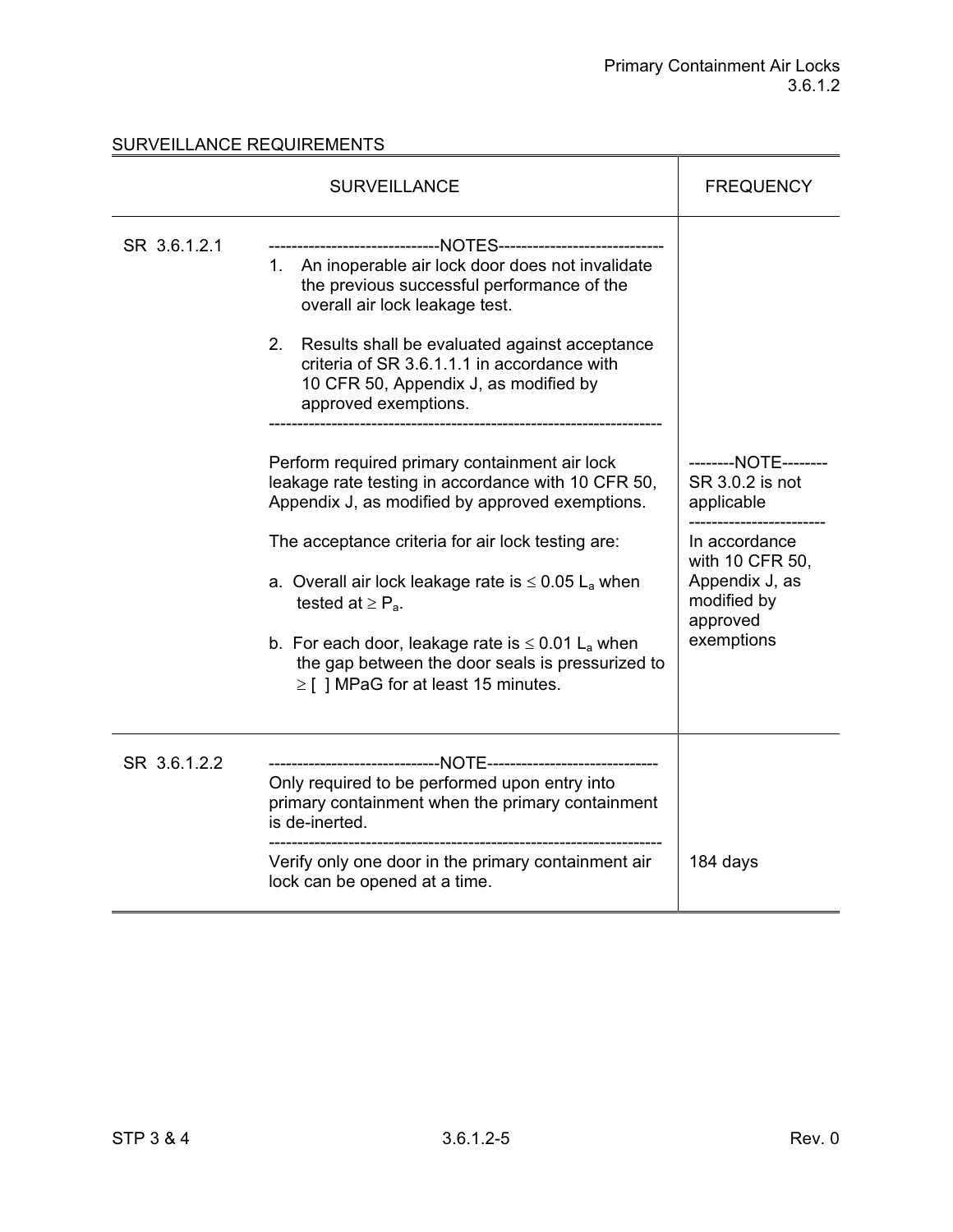SURVEILLANCE REQUIREMENTS

| SURVEILLANCE | | FREQUENCY |
|---|---|---|
| SR 3.6.1.2.1 | -----------------------------NOTES----------------------------<br>1. An inoperable air lock door does not invalidate the previous successful performance of the overall air lock leakage test.<br><br>2. Results shall be evaluated against acceptance criteria of SR 3.6.1.1.1 in accordance with 10 CFR 50, Appendix J, as modified by approved exemptions.<br>--------------------------------------------------------------------<br><br>Perform required primary containment air lock leakage rate testing in accordance with 10 CFR 50, Appendix J, as modified by approved exemptions.<br><br>The acceptance criteria for air lock testing are:<br><br>a. Overall air lock leakage rate is $\leq 0.05\ L_a$ when tested at $\geq P_a$.<br><br>b. For each door, leakage rate is $\leq 0.01\ L_a$ when the gap between the door seals is pressurized to $\geq$ [ ] MPaG for at least 15 minutes. | --------NOTE--------<br>SR 3.0.2 is not applicable<br>------------------------<br>In accordance with 10 CFR 50, Appendix J, as modified by approved exemptions |
| SR 3.6.1.2.2 | ------------------------------NOTE------------------------------<br>Only required to be performed upon entry into primary containment when the primary containment is de-inerted.<br>--------------------------------------------------------------------<br>Verify only one door in the primary containment air lock can be opened at a time. | 184 days |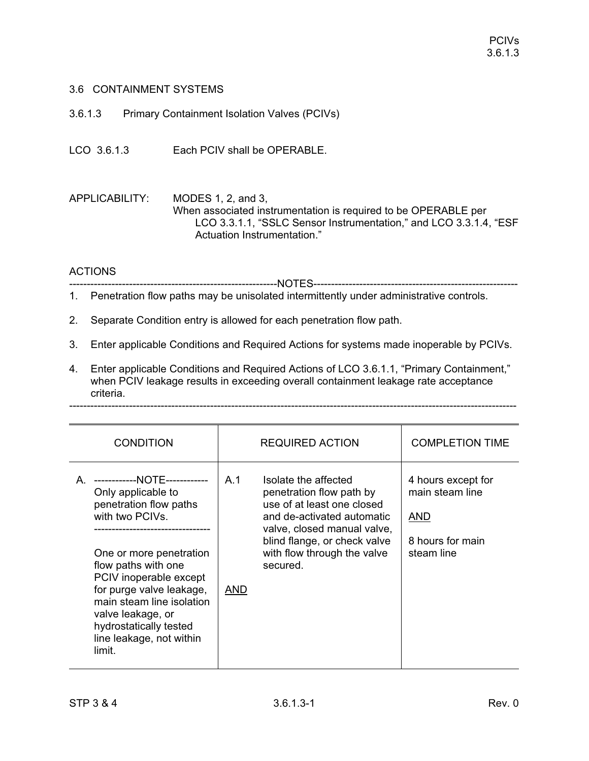## 3.6 CONTAINMENT SYSTEMS

### 3.6.1.3 Primary Containment Isolation Valves (PCIVs)

LCO 3.6.1.3 Each PCIV shall be OPERABLE.

APPLICABILITY: MODES 1, 2, and 3,
When associated instrumentation is required to be OPERABLE per LCO 3.3.1.1, “SSLC Sensor Instrumentation,” and LCO 3.3.1.4, “ESF Actuation Instrumentation.”

ACTIONS

-----------------------------------------------------------NOTES-----------------------------------------------------------

1. Penetration flow paths may be unisolated intermittently under administrative controls.
2. Separate Condition entry is allowed for each penetration flow path.
3. Enter applicable Conditions and Required Actions for systems made inoperable by PCIVs.
4. Enter applicable Conditions and Required Actions of LCO 3.6.1.1, “Primary Containment,” when PCIV leakage results in exceeding overall containment leakage rate acceptance criteria.

-------------------------------------------------------------------------------------------------------------------------------

| CONDITION | REQUIRED ACTION | COMPLETION TIME |
|---|---|---|
| A. ------------NOTE------------ Only applicable to penetration flow paths with two PCIVs. -------------------------------- One or more penetration flow paths with one PCIV inoperable except for purge valve leakage, main steam line isolation valve leakage, or hydrostatically tested line leakage, not within limit. | A.1 Isolate the affected penetration flow path by use of at least one closed and de-activated automatic valve, closed manual valve, blind flange, or check valve with flow through the valve secured. <br><br> AND | 4 hours except for main steam line <br><br> AND <br><br> 8 hours for main steam line |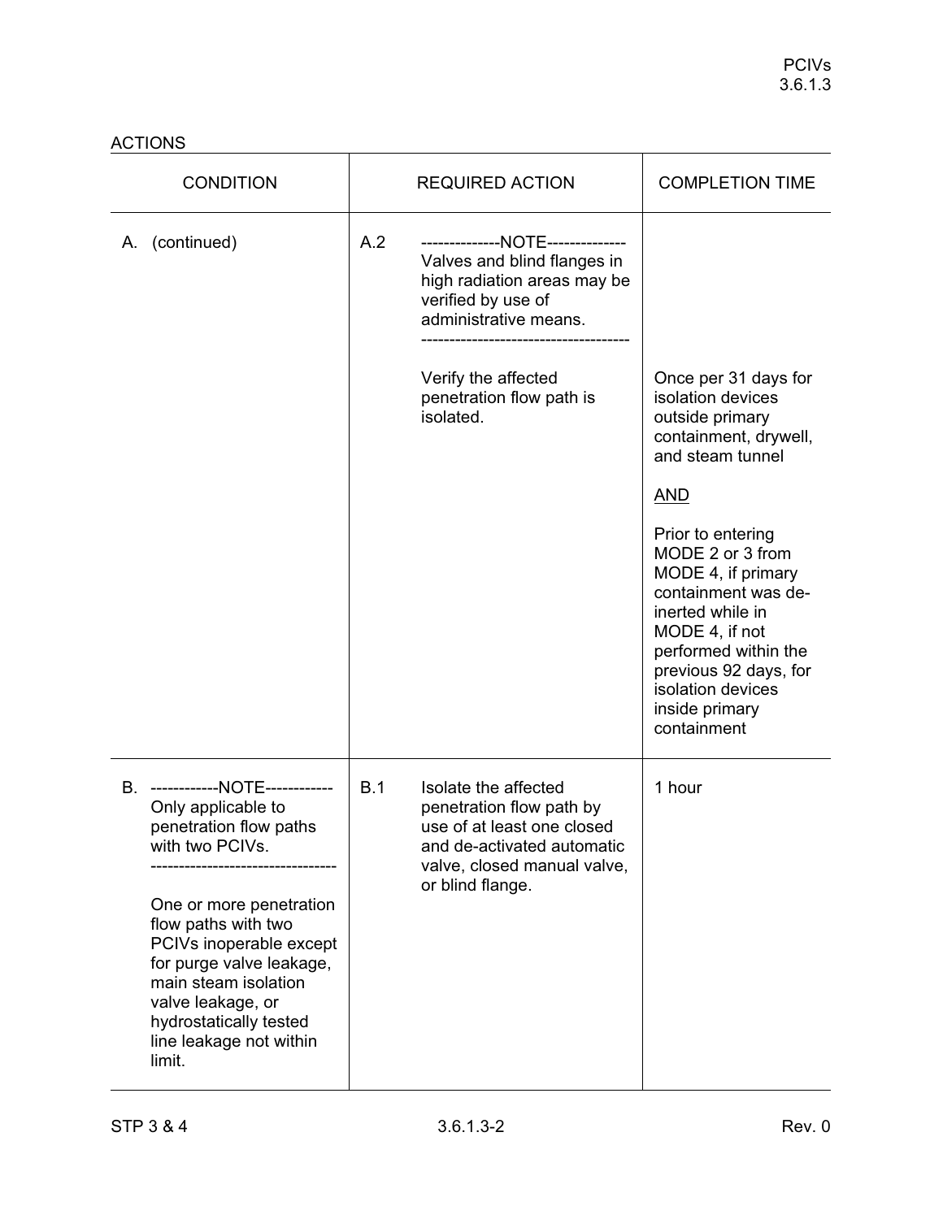ACTIONS

| CONDITION | REQUIRED ACTION | COMPLETION TIME |
|---|---|---|
| A. (continued) | A.2 --------------NOTE-------------- Valves and blind flanges in high radiation areas may be verified by use of administrative means. ------------------------------------<br><br>Verify the affected penetration flow path is isolated. | Once per 31 days for isolation devices outside primary containment, drywell, and steam tunnel<br><br>AND<br><br>Prior to entering MODE 2 or 3 from MODE 4, if primary containment was de-inerted while in MODE 4, if not performed within the previous 92 days, for isolation devices inside primary containment |
| B. ------------NOTE------------ Only applicable to penetration flow paths with two PCIVs. --------------------------------<br><br>One or more penetration flow paths with two PCIVs inoperable except for purge valve leakage, main steam isolation valve leakage, or hydrostatically tested line leakage not within limit. | B.1 Isolate the affected penetration flow path by use of at least one closed and de-activated automatic valve, closed manual valve, or blind flange. | 1 hour |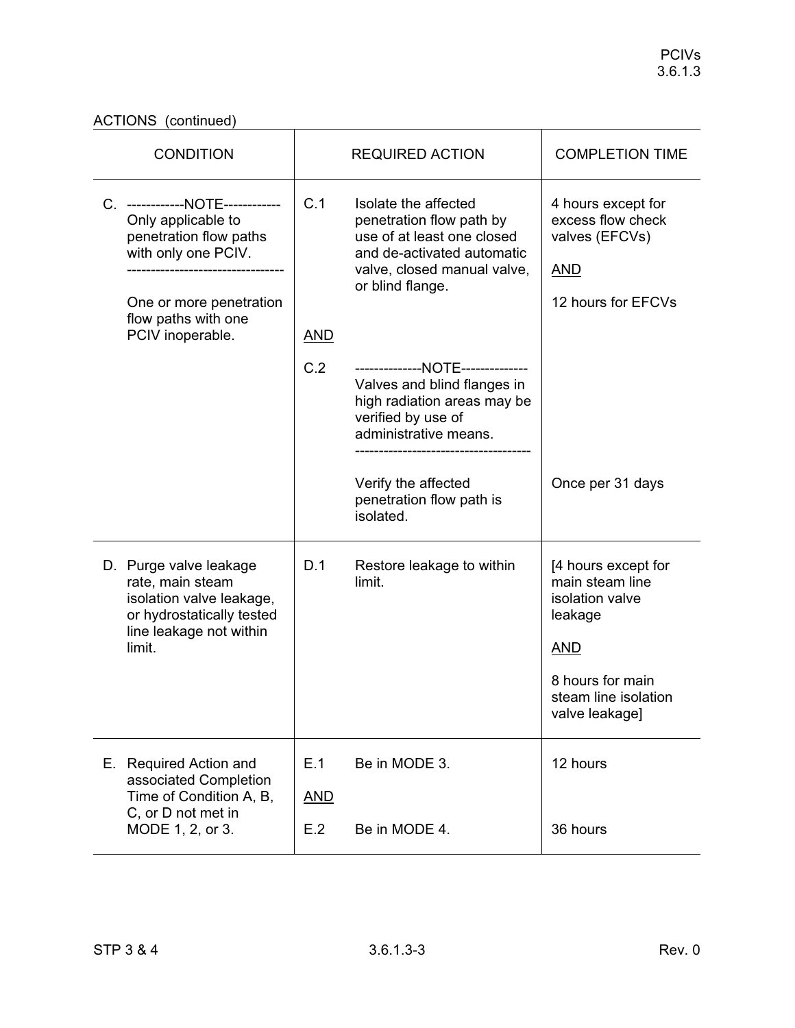ACTIONS (continued)

| CONDITION | REQUIRED ACTION | | COMPLETION TIME |
|---|---|---|---|
| C. ------------NOTE------------ Only applicable to penetration flow paths with only one PCIV. --------------------------------- One or more penetration flow paths with one PCIV inoperable. | C.1 | Isolate the affected penetration flow path by use of at least one closed and de-activated automatic valve, closed manual valve, or blind flange. | 4 hours except for excess flow check valves (EFCVs) <u>AND</u> 12 hours for EFCVs |
| | <u>AND</u> | | |
| | C.2 | --------------NOTE-------------- Valves and blind flanges in high radiation areas may be verified by use of administrative means. ------------------------------------ Verify the affected penetration flow path is isolated. | Once per 31 days |
| D. Purge valve leakage rate, main steam isolation valve leakage, or hydrostatically tested line leakage not within limit. | D.1 | Restore leakage to within limit. | [4 hours except for main steam line isolation valve leakage <u>AND</u> 8 hours for main steam line isolation valve leakage] |
| E. Required Action and associated Completion Time of Condition A, B, C, or D not met in MODE 1, 2, or 3. | E.1 | Be in MODE 3. | 12 hours |
| | <u>AND</u> | | |
| | E.2 | Be in MODE 4. | 36 hours |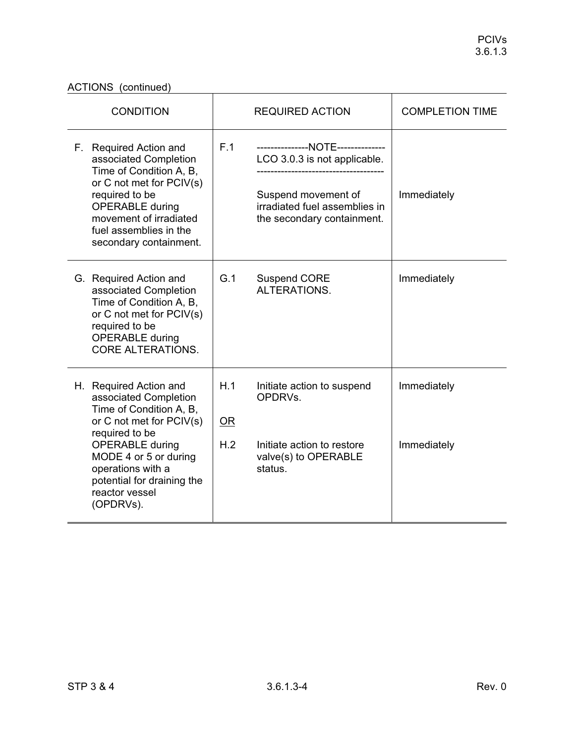ACTIONS (continued)

| CONDITION | REQUIRED ACTION | | COMPLETION TIME |
|---|---|---|---|
| F. Required Action and associated Completion Time of Condition A, B, or C not met for PCIV(s) required to be OPERABLE during movement of irradiated fuel assemblies in the secondary containment. | F.1 | ---------------NOTE-------------- LCO 3.0.3 is not applicable. ------------------------------------ Suspend movement of irradiated fuel assemblies in the secondary containment. | Immediately |
| G. Required Action and associated Completion Time of Condition A, B, or C not met for PCIV(s) required to be OPERABLE during CORE ALTERATIONS. | G.1 | Suspend CORE ALTERATIONS. | Immediately |
| H. Required Action and associated Completion Time of Condition A, B, or C not met for PCIV(s) required to be OPERABLE during MODE 4 or 5 or during operations with a potential for draining the reactor vessel (OPDRVs). | H.1 | Initiate action to suspend OPDRVs. | Immediately |
| | OR | | |
| | H.2 | Initiate action to restore valve(s) to OPERABLE status. | Immediately |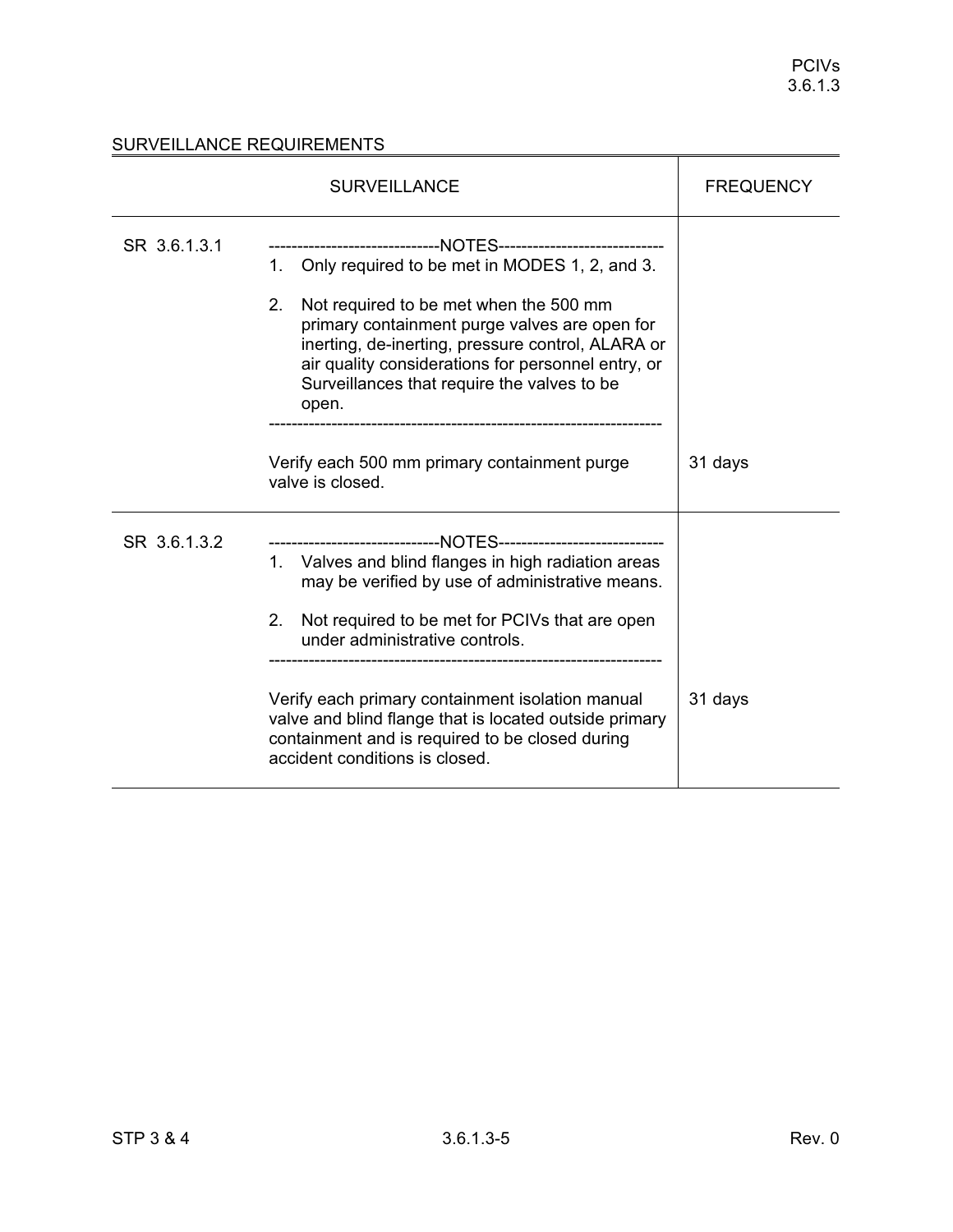## SURVEILLANCE REQUIREMENTS

| SURVEILLANCE | | FREQUENCY |
|---|---|---|
| SR 3.6.1.3.1 | ------------------------------NOTES------------------------------<br>1. Only required to be met in MODES 1, 2, and 3.<br><br>2. Not required to be met when the 500 mm primary containment purge valves are open for inerting, de-inerting, pressure control, ALARA or air quality considerations for personnel entry, or Surveillances that require the valves to be open.<br>-------------------------------------------------------------------<br><br>Verify each 500 mm primary containment purge valve is closed. | 31 days |
| SR 3.6.1.3.2 | ------------------------------NOTES------------------------------<br>1. Valves and blind flanges in high radiation areas may be verified by use of administrative means.<br><br>2. Not required to be met for PCIVs that are open under administrative controls.<br>-------------------------------------------------------------------<br><br>Verify each primary containment isolation manual valve and blind flange that is located outside primary containment and is required to be closed during accident conditions is closed. | 31 days |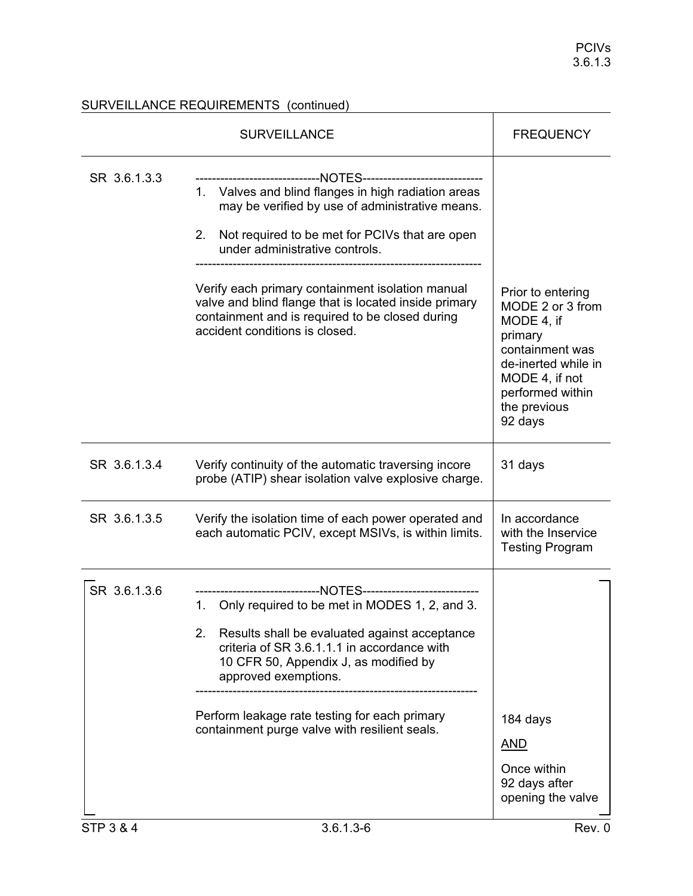SURVEILLANCE REQUIREMENTS (continued)

| | SURVEILLANCE | FREQUENCY |
|---|---|---|
| SR 3.6.1.3.3 | ------------------------------NOTES-----------------------------<br>1. Valves and blind flanges in high radiation areas may be verified by use of administrative means.<br><br>2. Not required to be met for PCIVs that are open under administrative controls.<br>-------------------------------------------------------------------<br><br>Verify each primary containment isolation manual valve and blind flange that is located inside primary containment and is required to be closed during accident conditions is closed. | Prior to entering MODE 2 or 3 from MODE 4, if primary containment was de-inerted while in MODE 4, if not performed within the previous 92 days |
| SR 3.6.1.3.4 | Verify continuity of the automatic traversing incore probe (ATIP) shear isolation valve explosive charge. | 31 days |
| SR 3.6.1.3.5 | Verify the isolation time of each power operated and each automatic PCIV, except MSIVs, is within limits. | In accordance with the Inservice Testing Program |
| SR 3.6.1.3.6 | ------------------------------NOTES----------------------------<br>1. Only required to be met in MODES 1, 2, and 3.<br><br>2. Results shall be evaluated against acceptance criteria of SR 3.6.1.1.1 in accordance with 10 CFR 50, Appendix J, as modified by approved exemptions.<br>-------------------------------------------------------------------<br><br>Perform leakage rate testing for each primary containment purge valve with resilient seals. | 184 days<br><br><u>AND</u><br><br>Once within 92 days after opening the valve |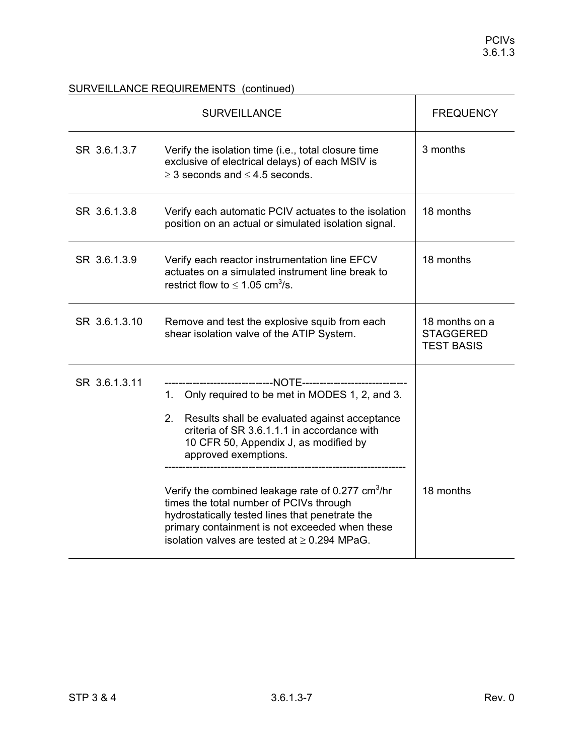SURVEILLANCE REQUIREMENTS (continued)

| SURVEILLANCE | | FREQUENCY |
|---|---|---|
| SR 3.6.1.3.7 | Verify the isolation time (i.e., total closure time exclusive of electrical delays) of each MSIV is $\geq$ 3 seconds and $\leq$ 4.5 seconds. | 3 months |
| SR 3.6.1.3.8 | Verify each automatic PCIV actuates to the isolation position on an actual or simulated isolation signal. | 18 months |
| SR 3.6.1.3.9 | Verify each reactor instrumentation line EFCV actuates on a simulated instrument line break to restrict flow to $\leq$ 1.05 $cm^3/s$. | 18 months |
| SR 3.6.1.3.10 | Remove and test the explosive squib from each shear isolation valve of the ATIP System. | 18 months on a STAGGERED TEST BASIS |
| SR 3.6.1.3.11 | -------------------------------NOTE------------------------------- <br>1. Only required to be met in MODES 1, 2, and 3. <br>2. Results shall be evaluated against acceptance criteria of SR 3.6.1.1.1 in accordance with 10 CFR 50, Appendix J, as modified by approved exemptions. <br>------------------------------------------------------------------- <br><br>Verify the combined leakage rate of 0.277 $cm^3/hr$ times the total number of PCIVs through hydrostatically tested lines that penetrate the primary containment is not exceeded when these isolation valves are tested at $\geq$ 0.294 MPaG. | 18 months |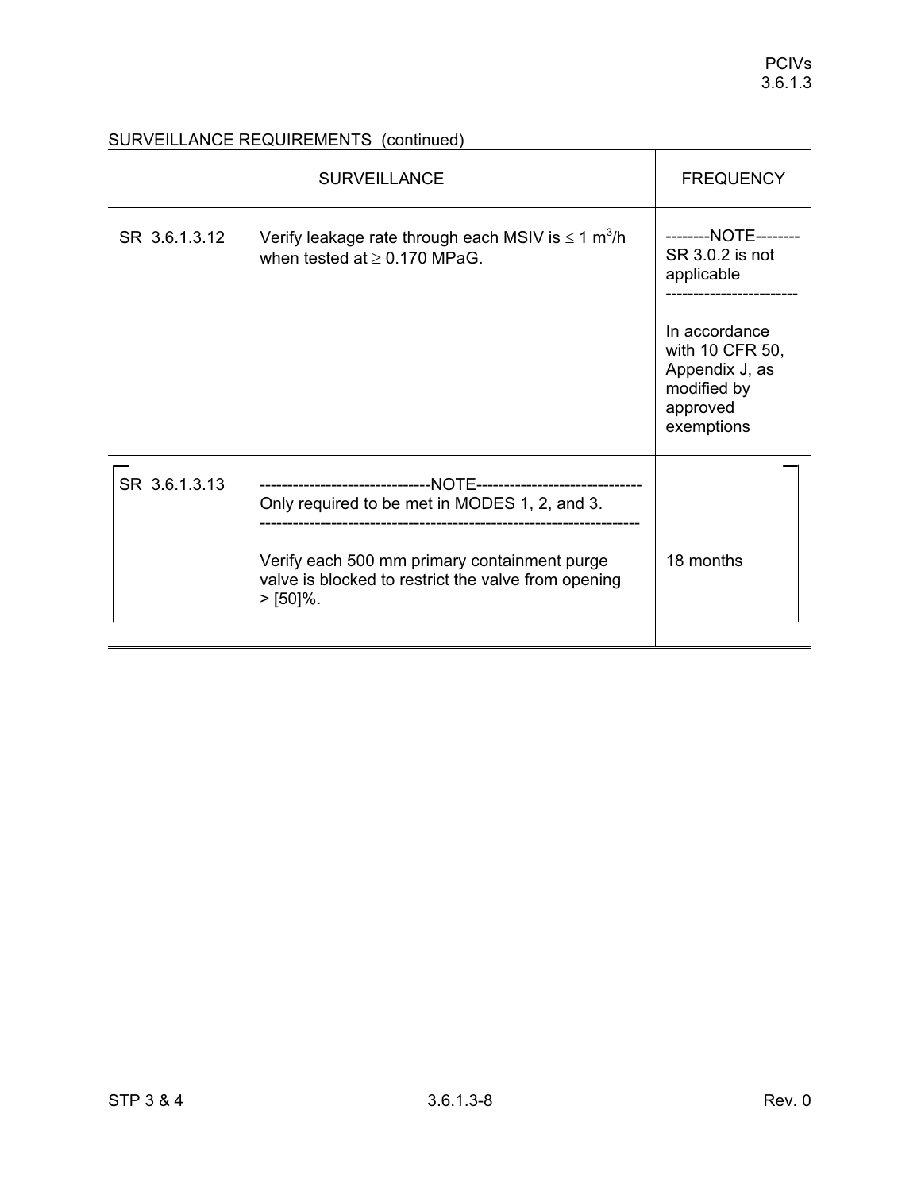SURVEILLANCE REQUIREMENTS (continued)

| SURVEILLANCE | | FREQUENCY |
|---|---|---|
| SR 3.6.1.3.12 | Verify leakage rate through each MSIV is ≤ 1 $m^3$/h when tested at ≥ 0.170 MPaG. | --------NOTE-------- SR 3.0.2 is not applicable ------------------------ In accordance with 10 CFR 50, Appendix J, as modified by approved exemptions |
| [ SR 3.6.1.3.13 | -------------------------------NOTE------------------------------ Only required to be met in MODES 1, 2, and 3. ------------------------------------------------------------------- Verify each 500 mm primary containment purge valve is blocked to restrict the valve from opening > [50]%. | 18 months ] |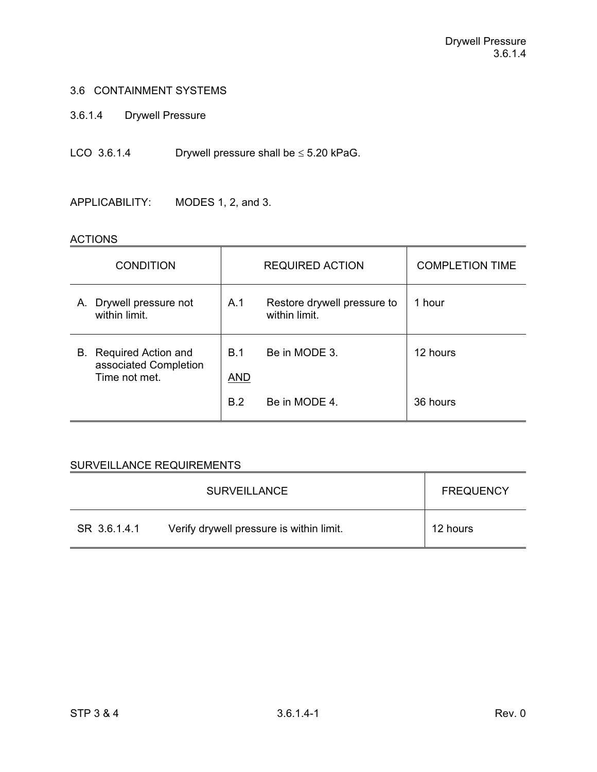## 3.6 CONTAINMENT SYSTEMS

### 3.6.1.4 Drywell Pressure

LCO 3.6.1.4 Drywell pressure shall be ≤ 5.20 kPaG.

APPLICABILITY: MODES 1, 2, and 3.

ACTIONS

| CONDITION | REQUIRED ACTION | COMPLETION TIME |
|---|---|---|
| A. Drywell pressure not within limit. | A.1 Restore drywell pressure to within limit. | 1 hour |
| B. Required Action and associated Completion Time not met. | B.1 Be in MODE 3. | 12 hours |
| | AND | |
| | B.2 Be in MODE 4. | 36 hours |

SURVEILLANCE REQUIREMENTS

| SURVEILLANCE | FREQUENCY |
|---|---|
| SR 3.6.1.4.1 Verify drywell pressure is within limit. | 12 hours |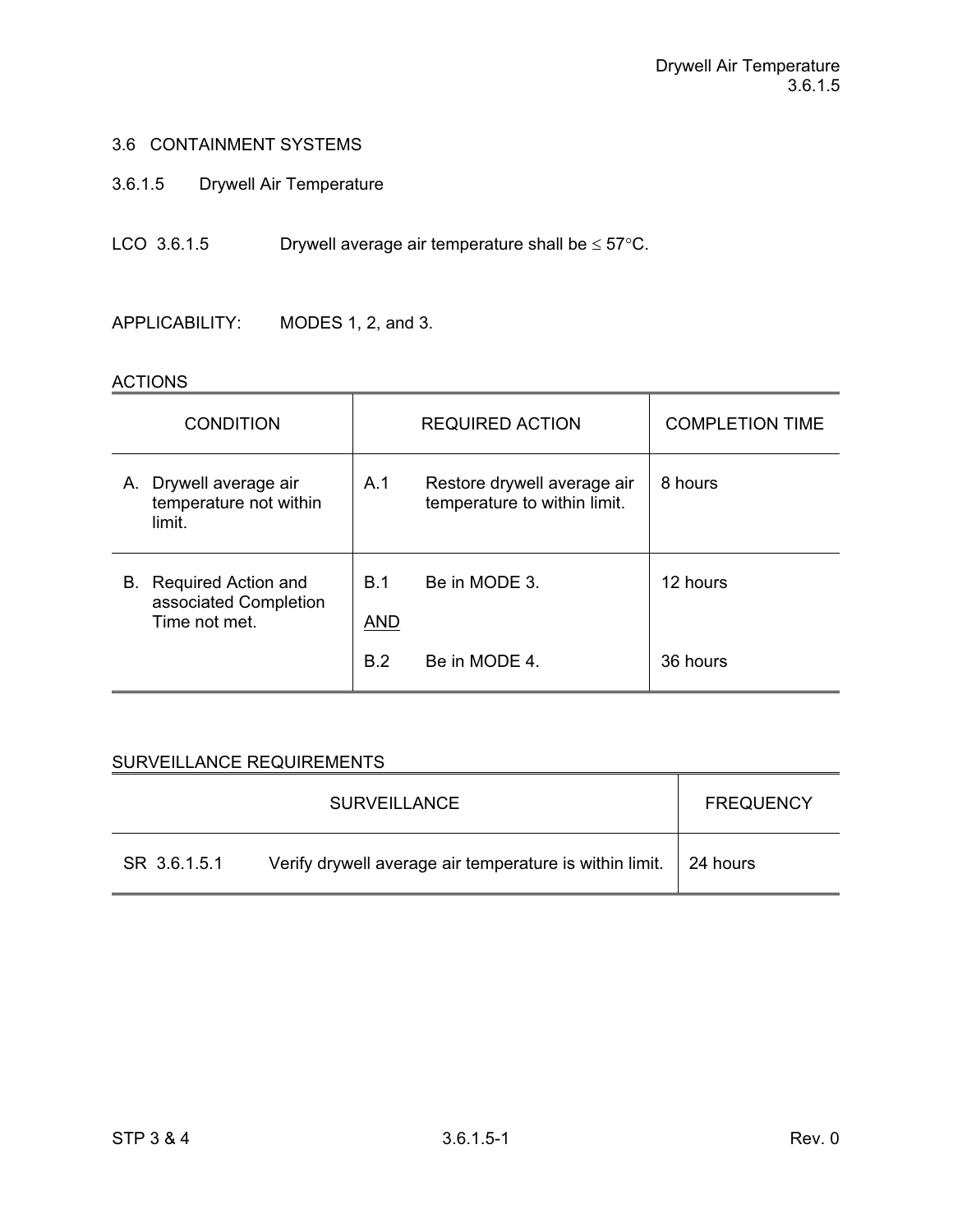# 3.6 CONTAINMENT SYSTEMS

## 3.6.1.5 Drywell Air Temperature

LCO 3.6.1.5 Drywell average air temperature shall be ≤ 57°C.

APPLICABILITY: MODES 1, 2, and 3.

ACTIONS

| CONDITION | REQUIRED ACTION | COMPLETION TIME |
|---|---|---|
| A. Drywell average air temperature not within limit. | A.1 Restore drywell average air temperature to within limit. | 8 hours |
| B. Required Action and associated Completion Time not met. | B.1 Be in MODE 3. | 12 hours |
| | AND | |
| | B.2 Be in MODE 4. | 36 hours |

SURVEILLANCE REQUIREMENTS

| SURVEILLANCE | FREQUENCY |
|---|---|
| SR 3.6.1.5.1 Verify drywell average air temperature is within limit. | 24 hours |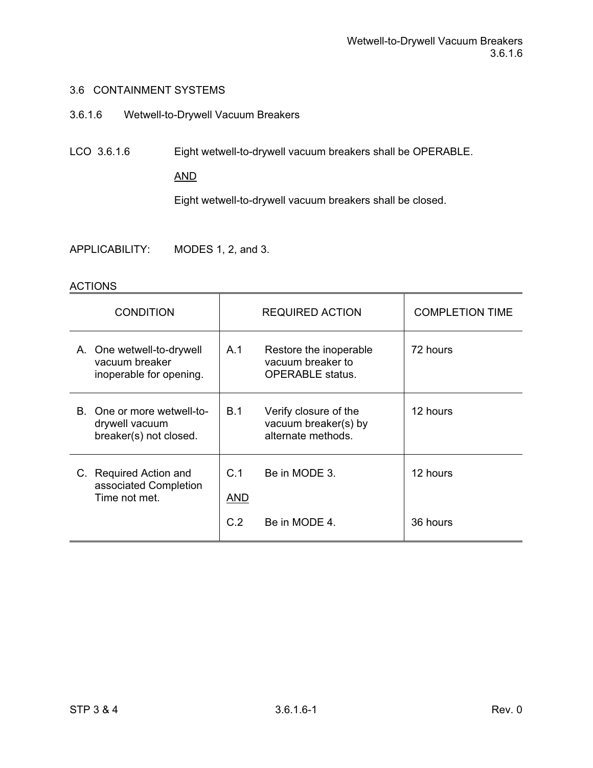# 3.6 CONTAINMENT SYSTEMS

## 3.6.1.6 Wetwell-to-Drywell Vacuum Breakers

LCO 3.6.1.6 Eight wetwell-to-drywell vacuum breakers shall be OPERABLE.

AND

Eight wetwell-to-drywell vacuum breakers shall be closed.

APPLICABILITY: MODES 1, 2, and 3.

ACTIONS

| CONDITION | REQUIRED ACTION | COMPLETION TIME |
|---|---|---|
| A. One wetwell-to-drywell vacuum breaker inoperable for opening. | A.1 Restore the inoperable vacuum breaker to OPERABLE status. | 72 hours |
| B. One or more wetwell-to-drywell vacuum breaker(s) not closed. | B.1 Verify closure of the vacuum breaker(s) by alternate methods. | 12 hours |
| C. Required Action and associated Completion Time not met. | C.1 Be in MODE 3.<br><br>AND<br><br>C.2 Be in MODE 4. | 12 hours<br><br><br><br>36 hours |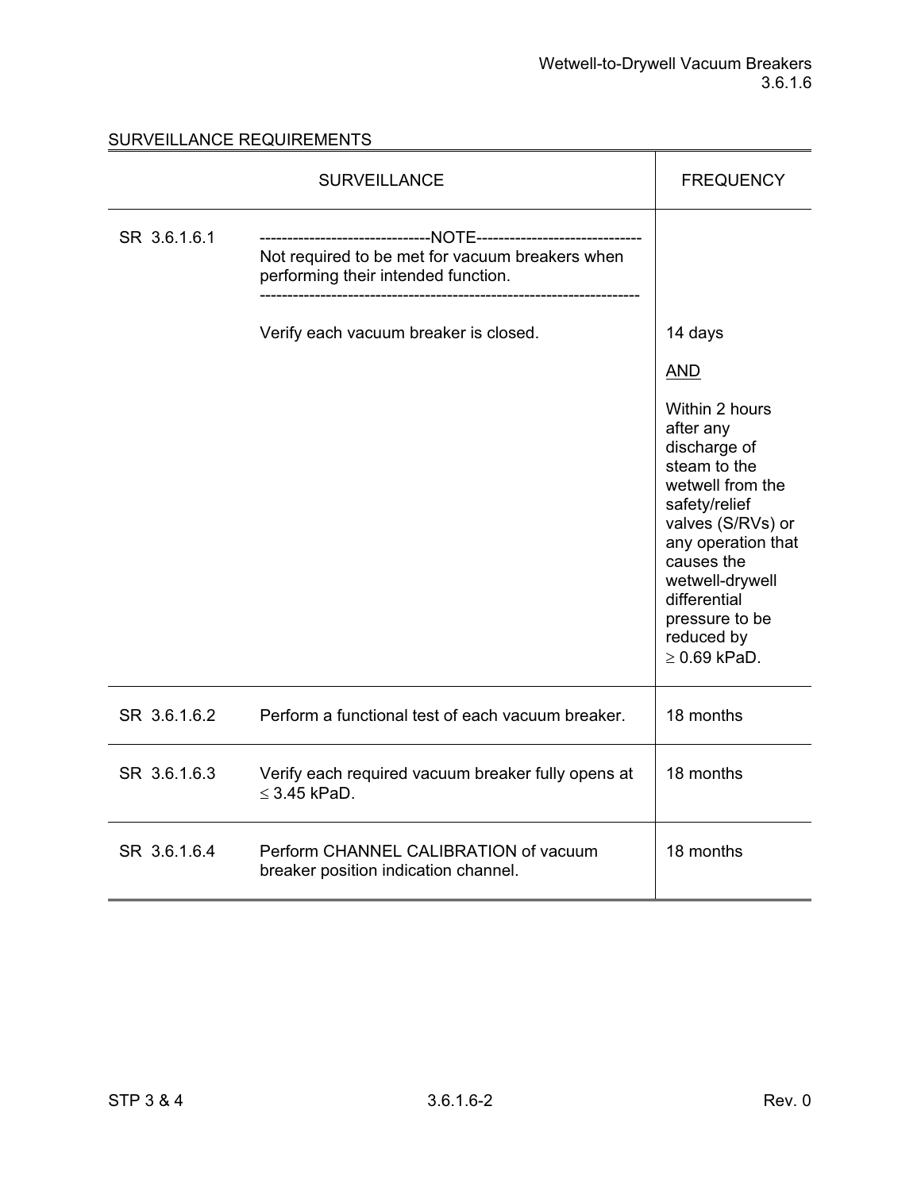## SURVEILLANCE REQUIREMENTS

| SURVEILLANCE | | FREQUENCY |
|---|---|---|
| SR 3.6.1.6.1 | -------------------------------NOTE------------------------------<br>Not required to be met for vacuum breakers when performing their intended function.<br>-------------------------------------------------------------------<br><br>Verify each vacuum breaker is closed. | 14 days<br><br><u>AND</u><br><br>Within 2 hours after any discharge of steam to the wetwell from the safety/relief valves (S/RVs) or any operation that causes the wetwell-drywell differential pressure to be reduced by $\geq$ 0.69 kPaD. |
| SR 3.6.1.6.2 | Perform a functional test of each vacuum breaker. | 18 months |
| SR 3.6.1.6.3 | Verify each required vacuum breaker fully opens at $\leq$ 3.45 kPaD. | 18 months |
| SR 3.6.1.6.4 | Perform CHANNEL CALIBRATION of vacuum breaker position indication channel. | 18 months |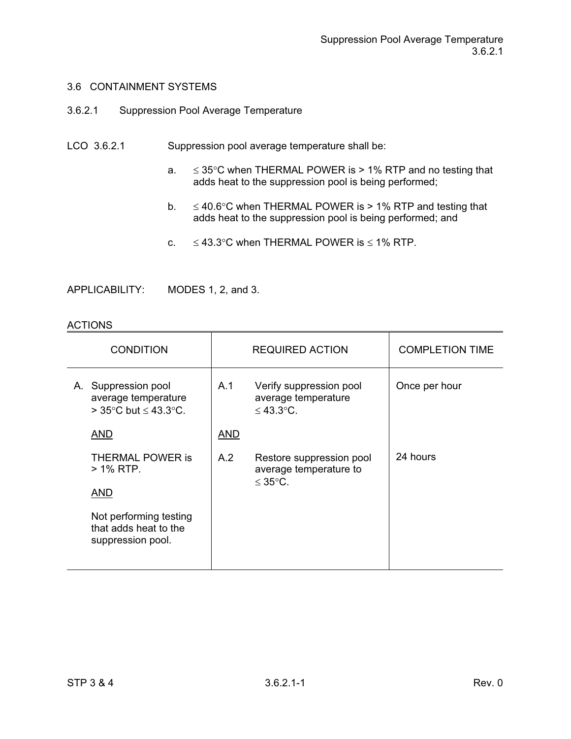## 3.6 CONTAINMENT SYSTEMS

### 3.6.2.1 Suppression Pool Average Temperature

LCO 3.6.2.1 Suppression pool average temperature shall be:

a. ≤ 35°C when THERMAL POWER is > 1% RTP and no testing that adds heat to the suppression pool is being performed;

b. ≤ 40.6°C when THERMAL POWER is > 1% RTP and testing that adds heat to the suppression pool is being performed; and

c. ≤ 43.3°C when THERMAL POWER is ≤ 1% RTP.

APPLICABILITY: MODES 1, 2, and 3.

ACTIONS

| CONDITION | REQUIRED ACTION | COMPLETION TIME |
|---|---|---|
| A. Suppression pool average temperature > 35°C but ≤ 43.3°C.<br><br>AND<br><br>THERMAL POWER is > 1% RTP.<br><br>AND<br><br>Not performing testing that adds heat to the suppression pool. | A.1 Verify suppression pool average temperature ≤ 43.3°C.<br><br>AND<br><br>A.2 Restore suppression pool average temperature to ≤ 35°C. | Once per hour<br><br><br><br>24 hours |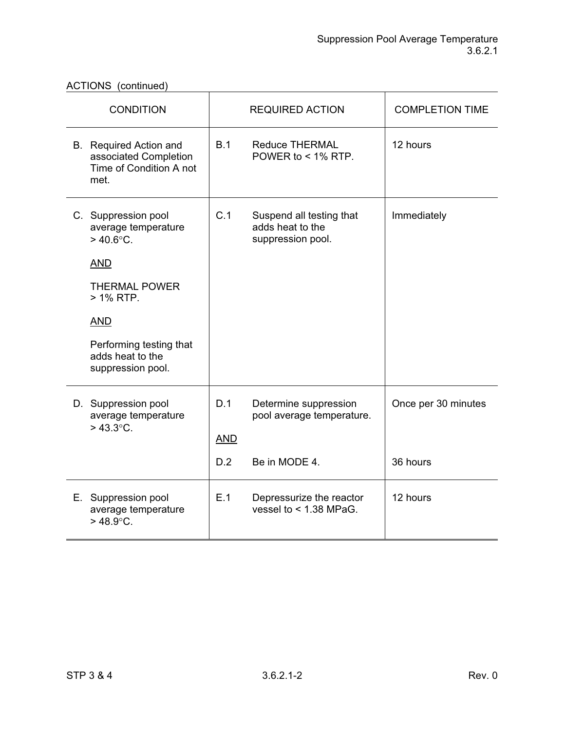ACTIONS (continued)

| CONDITION | REQUIRED ACTION | | COMPLETION TIME |
|---|---|---|---|
| B. Required Action and associated Completion Time of Condition A not met. | B.1 | Reduce THERMAL POWER to < 1% RTP. | 12 hours |
| C. Suppression pool average temperature > 40.6°C.<br><br><u>AND</u><br><br>THERMAL POWER > 1% RTP.<br><br><u>AND</u><br><br>Performing testing that adds heat to the suppression pool. | C.1 | Suspend all testing that adds heat to the suppression pool. | Immediately |
| D. Suppression pool average temperature > 43.3°C. | D.1 | Determine suppression pool average temperature. | Once per 30 minutes |
| | <u>AND</u> | | |
| | D.2 | Be in MODE 4. | 36 hours |
| E. Suppression pool average temperature > 48.9°C. | E.1 | Depressurize the reactor vessel to < 1.38 MPaG. | 12 hours |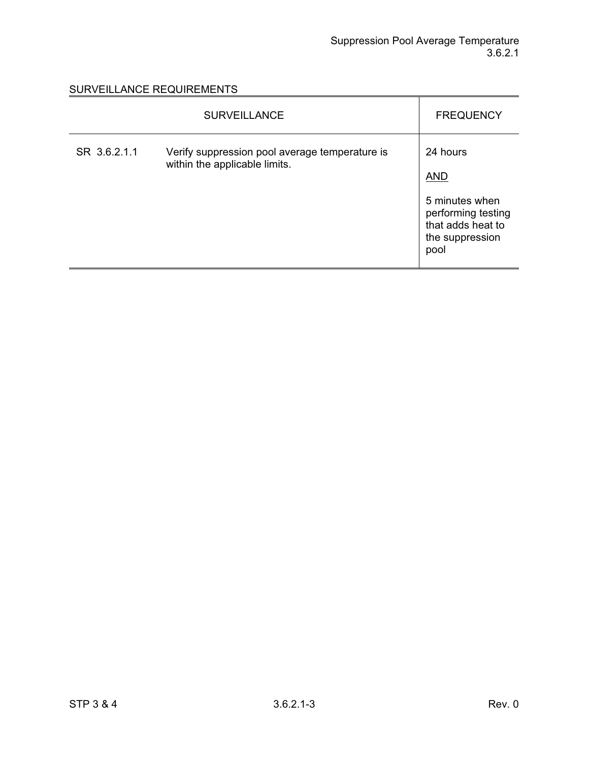SURVEILLANCE REQUIREMENTS

| SURVEILLANCE | | FREQUENCY |
|---|---|---|
| SR 3.6.2.1.1 | Verify suppression pool average temperature is within the applicable limits. | 24 hours<br><br><u>AND</u><br><br>5 minutes when performing testing that adds heat to the suppression pool |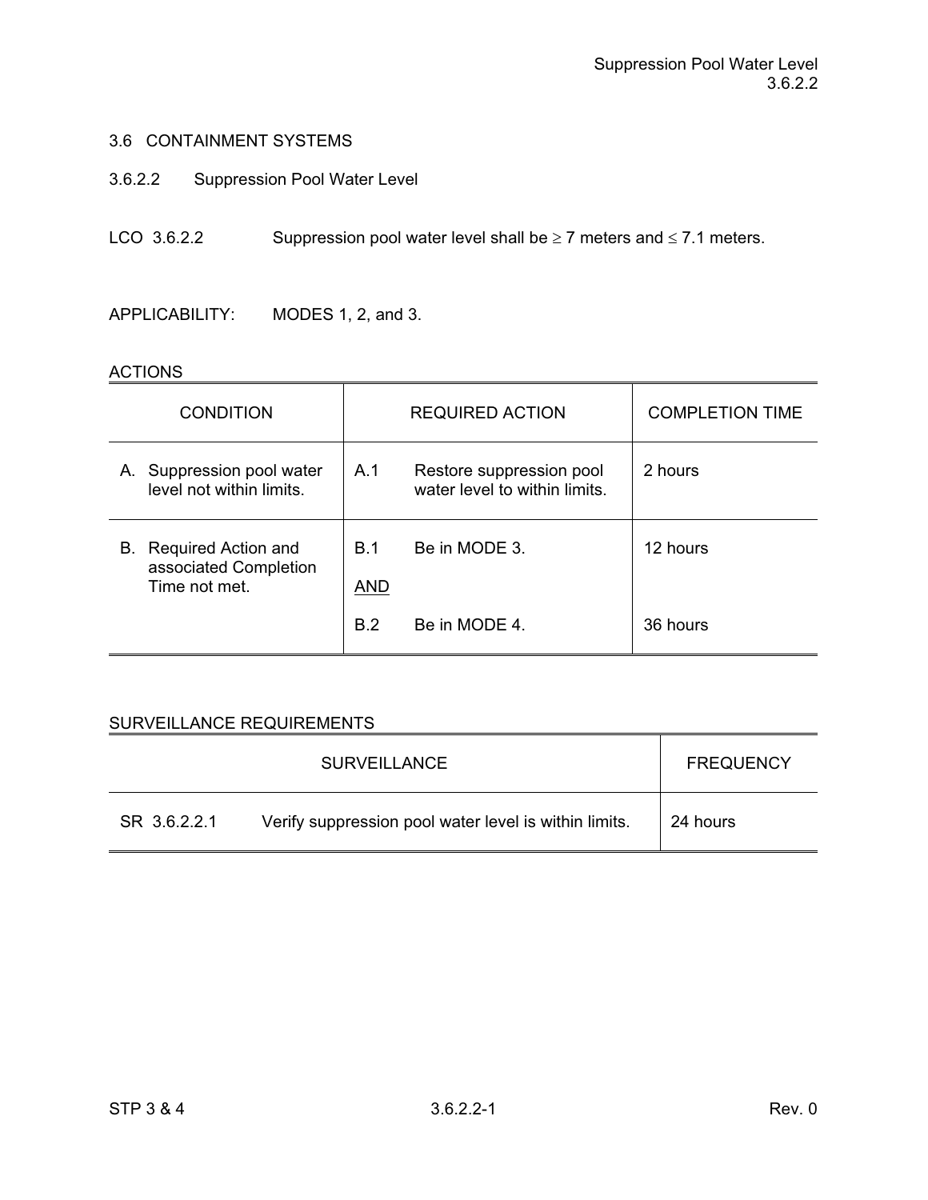## 3.6 CONTAINMENT SYSTEMS

### 3.6.2.2 Suppression Pool Water Level

LCO 3.6.2.2 Suppression pool water level shall be ≥ 7 meters and ≤ 7.1 meters.

APPLICABILITY: MODES 1, 2, and 3.

ACTIONS

| CONDITION | REQUIRED ACTION | COMPLETION TIME |
|---|---|---|
| A. Suppression pool water level not within limits. | A.1 Restore suppression pool water level to within limits. | 2 hours |
| B. Required Action and associated Completion Time not met. | B.1 Be in MODE 3. | 12 hours |
| | AND | |
| | B.2 Be in MODE 4. | 36 hours |

SURVEILLANCE REQUIREMENTS

| SURVEILLANCE | FREQUENCY |
|---|---|
| SR 3.6.2.2.1 Verify suppression pool water level is within limits. | 24 hours |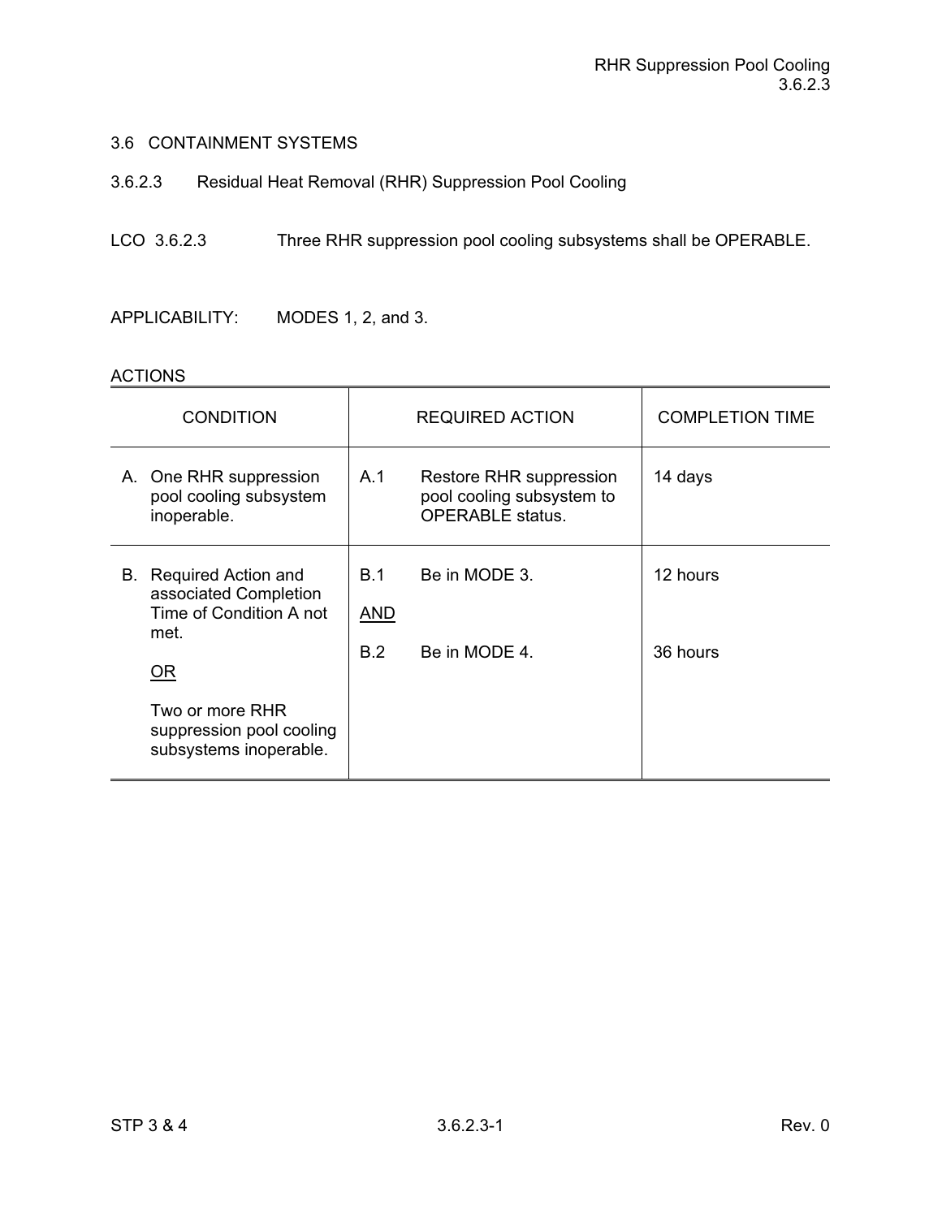## 3.6 CONTAINMENT SYSTEMS

### 3.6.2.3 Residual Heat Removal (RHR) Suppression Pool Cooling

LCO 3.6.2.3 Three RHR suppression pool cooling subsystems shall be OPERABLE.

APPLICABILITY: MODES 1, 2, and 3.

ACTIONS

| CONDITION | REQUIRED ACTION | COMPLETION TIME |
|---|---|---|
| A. One RHR suppression pool cooling subsystem inoperable. | A.1 Restore RHR suppression pool cooling subsystem to OPERABLE status. | 14 days |
| B. Required Action and associated Completion Time of Condition A not met.<br><br>OR<br><br>Two or more RHR suppression pool cooling subsystems inoperable. | B.1 Be in MODE 3.<br><br>AND<br><br>B.2 Be in MODE 4. | 12 hours<br><br><br><br>36 hours |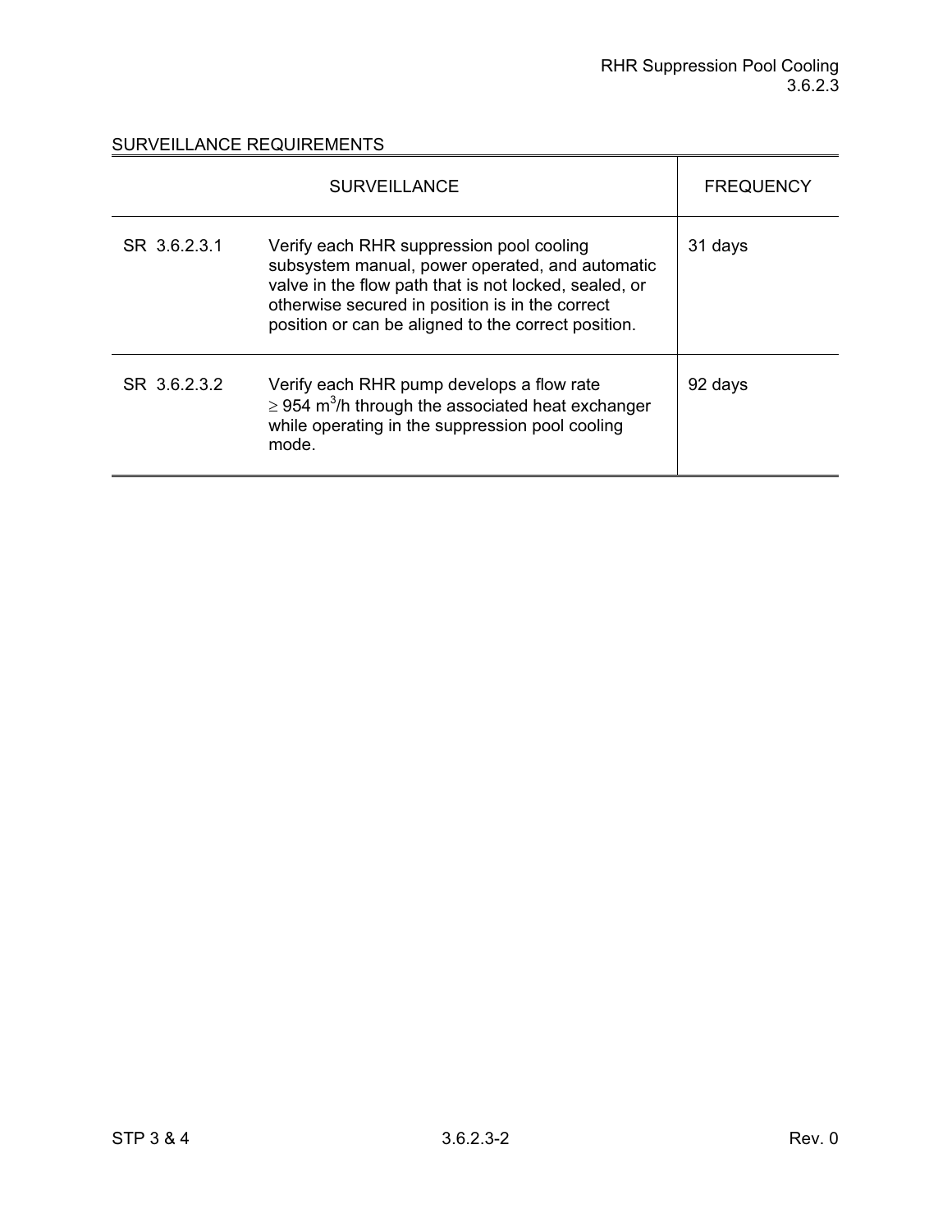SURVEILLANCE REQUIREMENTS

| SURVEILLANCE | | FREQUENCY |
|---|---|---|
| SR 3.6.2.3.1 | Verify each RHR suppression pool cooling subsystem manual, power operated, and automatic valve in the flow path that is not locked, sealed, or otherwise secured in position is in the correct position or can be aligned to the correct position. | 31 days |
| SR 3.6.2.3.2 | Verify each RHR pump develops a flow rate $\geq$ 954 $m^3/h$ through the associated heat exchanger while operating in the suppression pool cooling mode. | 92 days |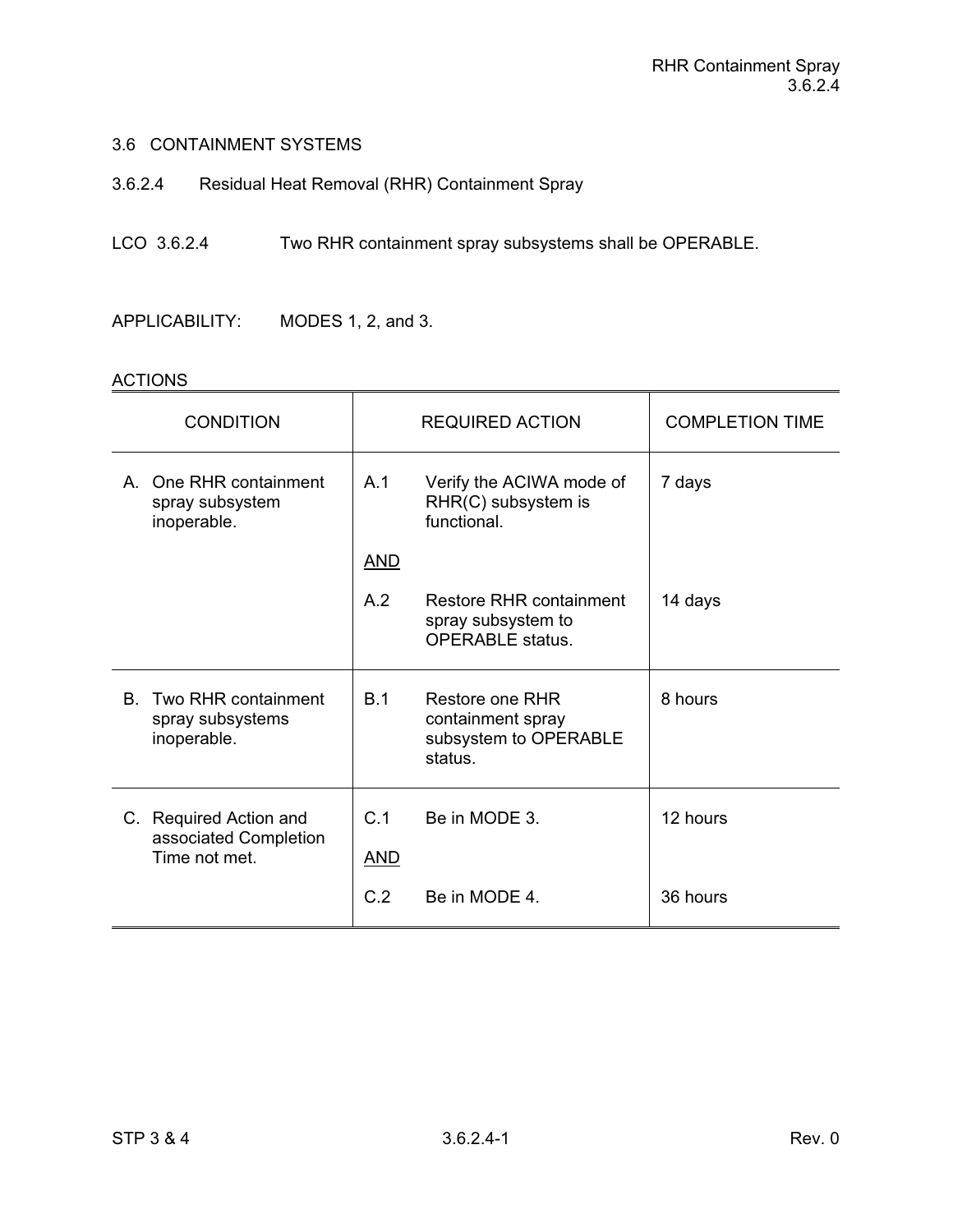## 3.6 CONTAINMENT SYSTEMS

### 3.6.2.4 Residual Heat Removal (RHR) Containment Spray

LCO 3.6.2.4 Two RHR containment spray subsystems shall be OPERABLE.

APPLICABILITY: MODES 1, 2, and 3.

ACTIONS

| CONDITION | REQUIRED ACTION | COMPLETION TIME |
|---|---|---|
| A. One RHR containment spray subsystem inoperable. | A.1 Verify the ACIWA mode of RHR(C) subsystem is functional. | 7 days |
| | AND | |
| | A.2 Restore RHR containment spray subsystem to OPERABLE status. | 14 days |
| B. Two RHR containment spray subsystems inoperable. | B.1 Restore one RHR containment spray subsystem to OPERABLE status. | 8 hours |
| C. Required Action and associated Completion Time not met. | C.1 Be in MODE 3. | 12 hours |
| | AND | |
| | C.2 Be in MODE 4. | 36 hours |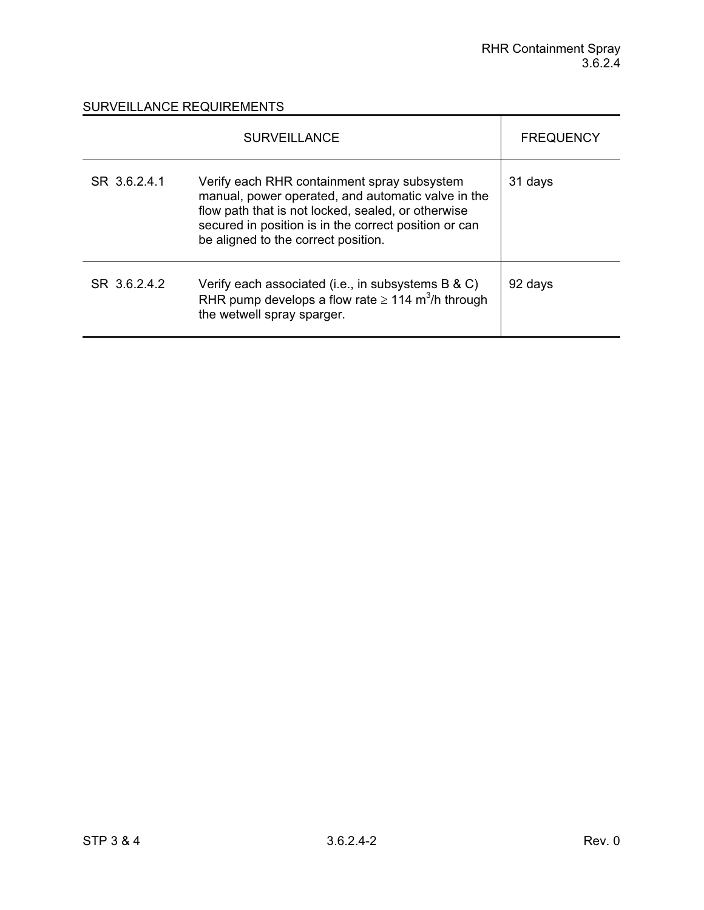## SURVEILLANCE REQUIREMENTS

| SURVEILLANCE | | FREQUENCY |
|---|---|---|
| SR 3.6.2.4.1 | Verify each RHR containment spray subsystem manual, power operated, and automatic valve in the flow path that is not locked, sealed, or otherwise secured in position is in the correct position or can be aligned to the correct position. | 31 days |
| SR 3.6.2.4.2 | Verify each associated (i.e., in subsystems B & C) RHR pump develops a flow rate $\geq$ 114 $m^3/h$ through the wetwell spray sparger. | 92 days |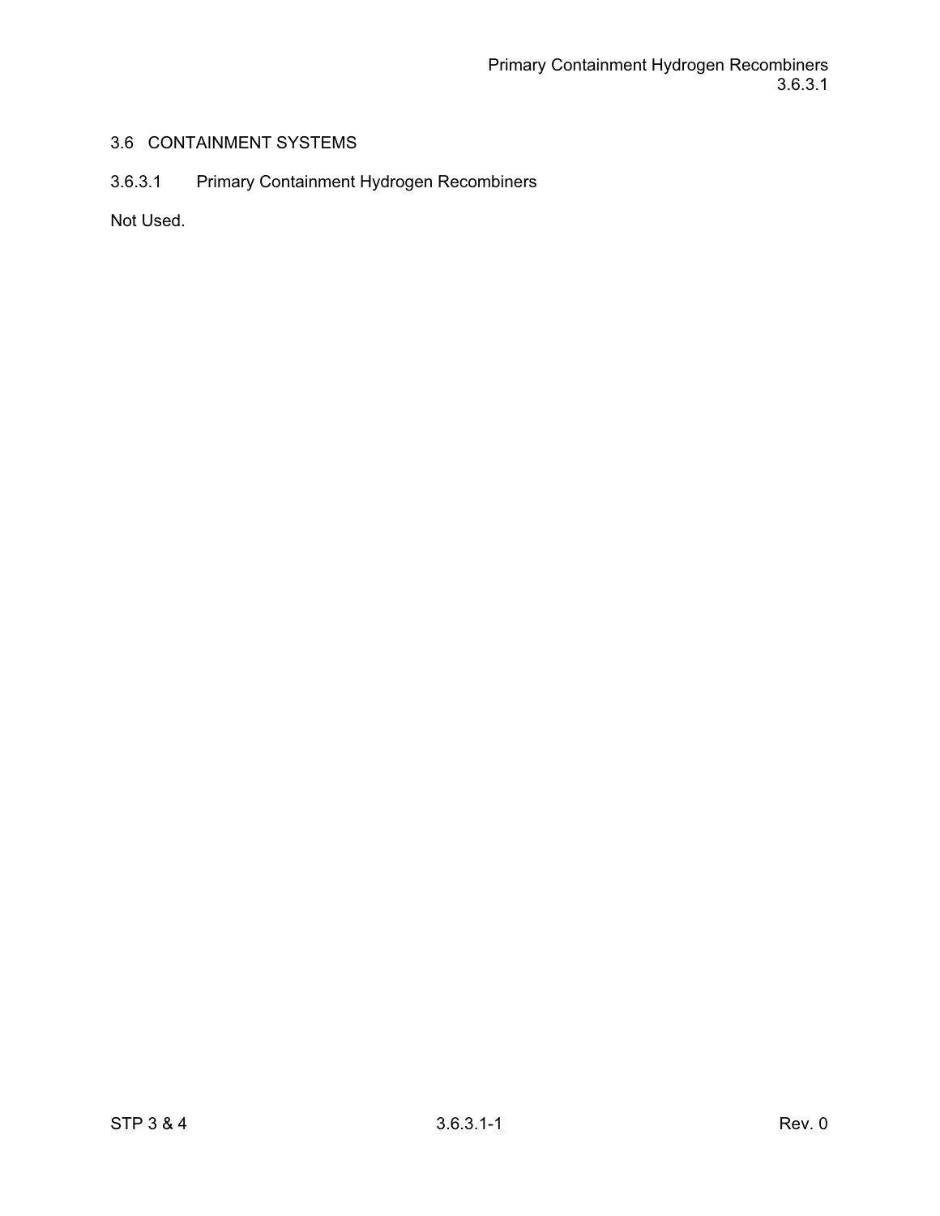# 3.6 CONTAINMENT SYSTEMS

## 3.6.3.1 Primary Containment Hydrogen Recombiners

Not Used.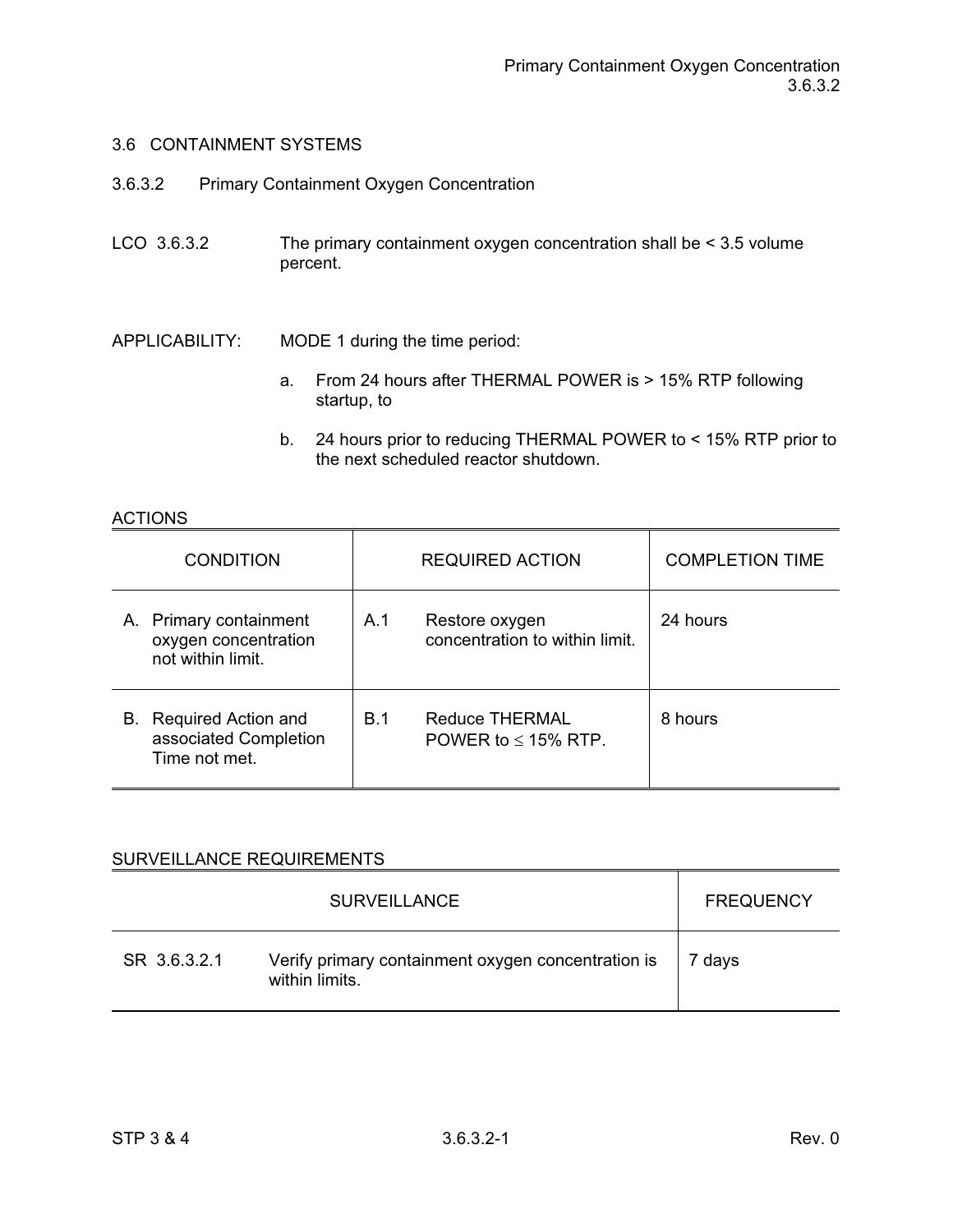## 3.6 CONTAINMENT SYSTEMS

### 3.6.3.2 Primary Containment Oxygen Concentration

LCO 3.6.3.2 The primary containment oxygen concentration shall be < 3.5 volume percent.

APPLICABILITY: MODE 1 during the time period:

a. From 24 hours after THERMAL POWER is > 15% RTP following startup, to

b. 24 hours prior to reducing THERMAL POWER to < 15% RTP prior to the next scheduled reactor shutdown.

ACTIONS

| CONDITION | REQUIRED ACTION | COMPLETION TIME |
|---|---|---|
| A. Primary containment oxygen concentration not within limit. | A.1 Restore oxygen concentration to within limit. | 24 hours |
| B. Required Action and associated Completion Time not met. | B.1 Reduce THERMAL POWER to ≤ 15% RTP. | 8 hours |

SURVEILLANCE REQUIREMENTS

| SURVEILLANCE | | FREQUENCY |
|---|---|---|
| SR 3.6.3.2.1 | Verify primary containment oxygen concentration is within limits. | 7 days |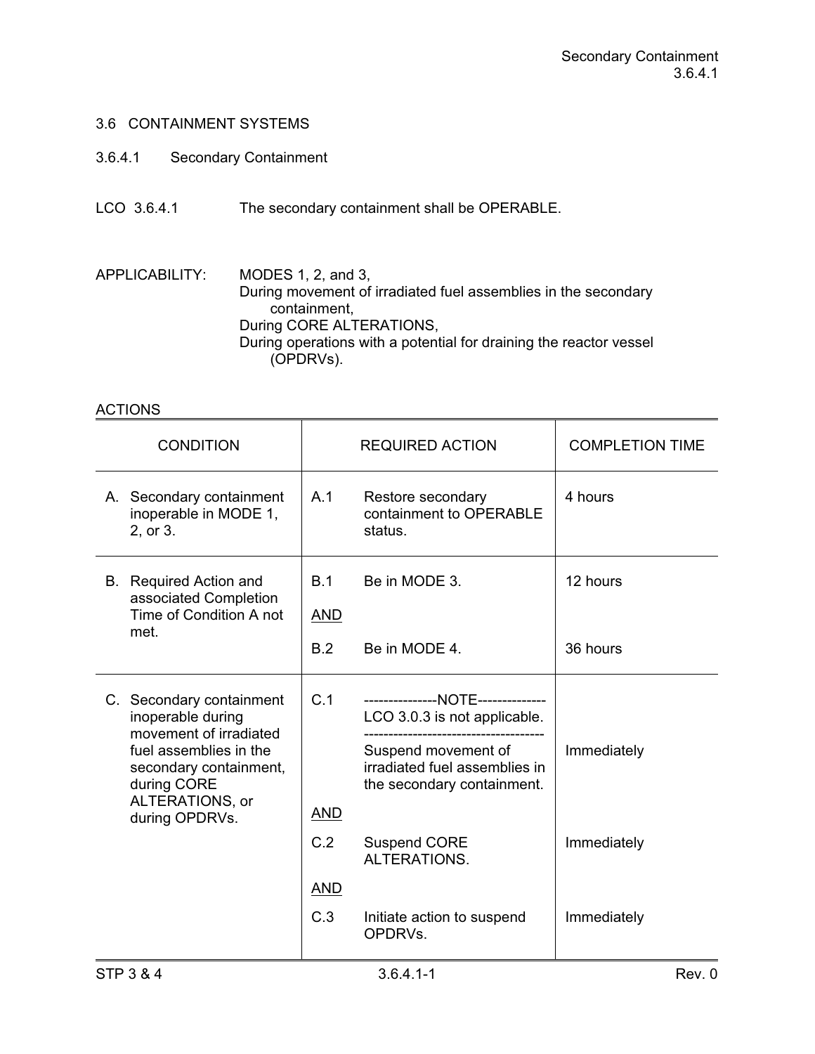## 3.6 CONTAINMENT SYSTEMS

### 3.6.4.1 Secondary Containment

LCO 3.6.4.1 The secondary containment shall be OPERABLE.

APPLICABILITY: MODES 1, 2, and 3,
During movement of irradiated fuel assemblies in the secondary containment,
During CORE ALTERATIONS,
During operations with a potential for draining the reactor vessel (OPDRVs).

ACTIONS

| CONDITION | REQUIRED ACTION | COMPLETION TIME |
|---|---|---|
| A. Secondary containment inoperable in MODE 1, 2, or 3. | A.1 Restore secondary containment to OPERABLE status. | 4 hours |
| B. Required Action and associated Completion Time of Condition A not met. | B.1 Be in MODE 3. | 12 hours |
| | AND | |
| | B.2 Be in MODE 4. | 36 hours |
| C. Secondary containment inoperable during movement of irradiated fuel assemblies in the secondary containment, during CORE ALTERATIONS, or during OPDRVs. | C.1 ---------------NOTE-------------- LCO 3.0.3 is not applicable. ------------------------------------- Suspend movement of irradiated fuel assemblies in the secondary containment. | Immediately |
| | AND | |
| | C.2 Suspend CORE ALTERATIONS. | Immediately |
| | AND | |
| | C.3 Initiate action to suspend OPDRVs. | Immediately |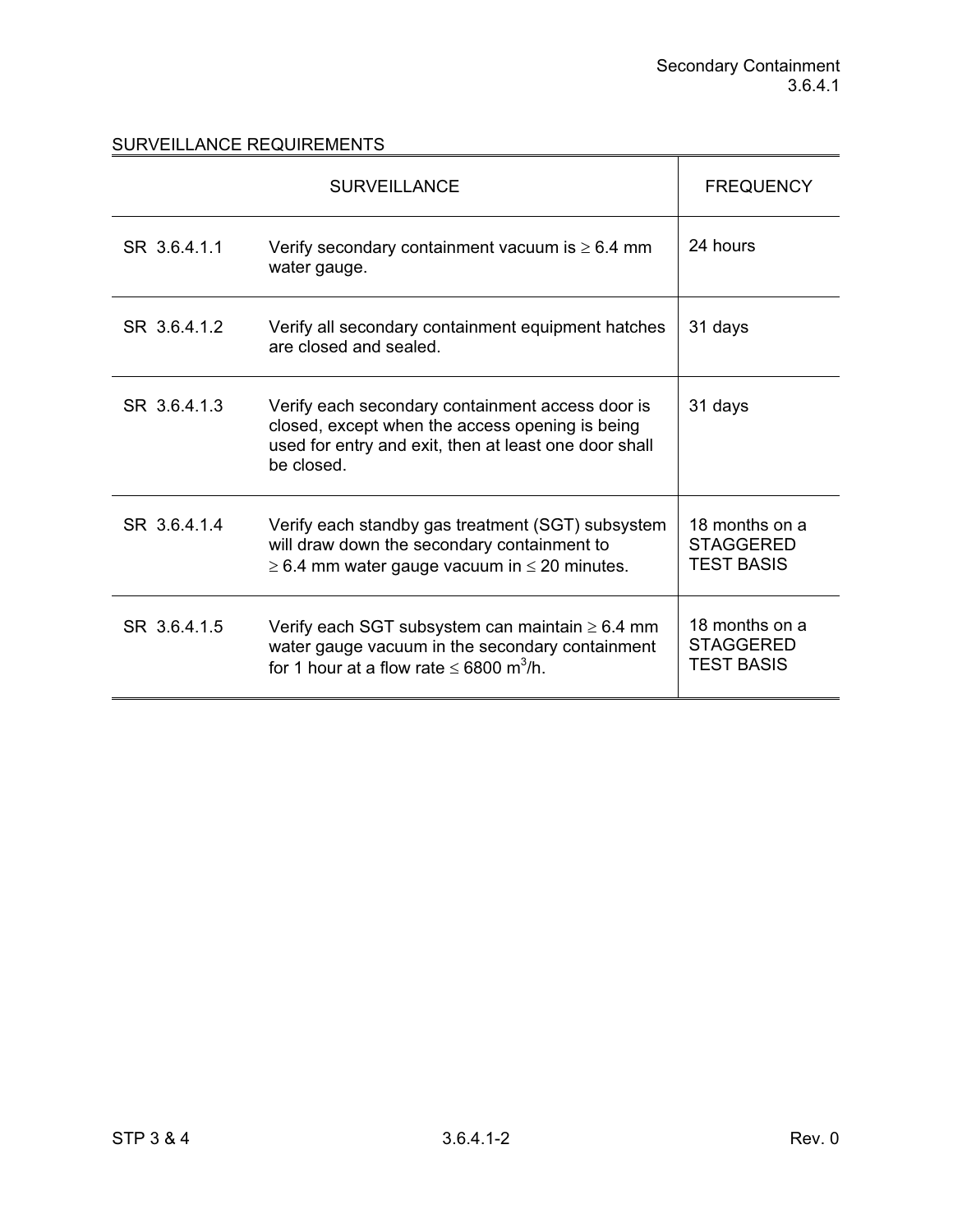## SURVEILLANCE REQUIREMENTS

| SURVEILLANCE | | FREQUENCY |
|---|---|---|
| SR 3.6.4.1.1 | Verify secondary containment vacuum is ≥ 6.4 mm water gauge. | 24 hours |
| SR 3.6.4.1.2 | Verify all secondary containment equipment hatches are closed and sealed. | 31 days |
| SR 3.6.4.1.3 | Verify each secondary containment access door is closed, except when the access opening is being used for entry and exit, then at least one door shall be closed. | 31 days |
| SR 3.6.4.1.4 | Verify each standby gas treatment (SGT) subsystem will draw down the secondary containment to ≥ 6.4 mm water gauge vacuum in ≤ 20 minutes. | 18 months on a STAGGERED TEST BASIS |
| SR 3.6.4.1.5 | Verify each SGT subsystem can maintain ≥ 6.4 mm water gauge vacuum in the secondary containment for 1 hour at a flow rate ≤ 6800 $m^3$/h. | 18 months on a STAGGERED TEST BASIS |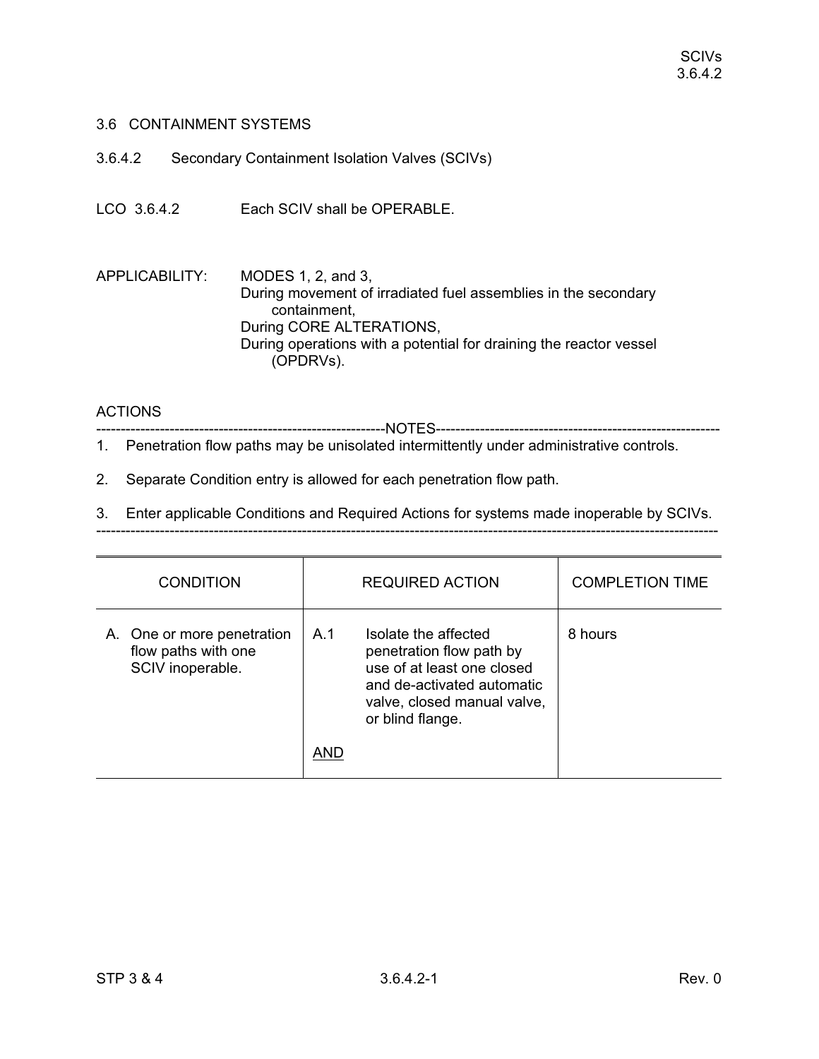## 3.6 CONTAINMENT SYSTEMS

### 3.6.4.2 Secondary Containment Isolation Valves (SCIVs)

LCO 3.6.4.2 Each SCIV shall be OPERABLE.

APPLICABILITY: MODES 1, 2, and 3,
During movement of irradiated fuel assemblies in the secondary containment,
During CORE ALTERATIONS,
During operations with a potential for draining the reactor vessel (OPDRVs).

ACTIONS

-----------------------------------------------------------NOTES-----------------------------------------------------------

1. Penetration flow paths may be unisolated intermittently under administrative controls.

2. Separate Condition entry is allowed for each penetration flow path.

3. Enter applicable Conditions and Required Actions for systems made inoperable by SCIVs.

--------------------------------------------------------------------------------------------------------------------------------

| CONDITION | REQUIRED ACTION | COMPLETION TIME |
|---|---|---|
| A. One or more penetration flow paths with one SCIV inoperable. | A.1 Isolate the affected penetration flow path by use of at least one closed and de-activated automatic valve, closed manual valve, or blind flange.<br><br>AND | 8 hours |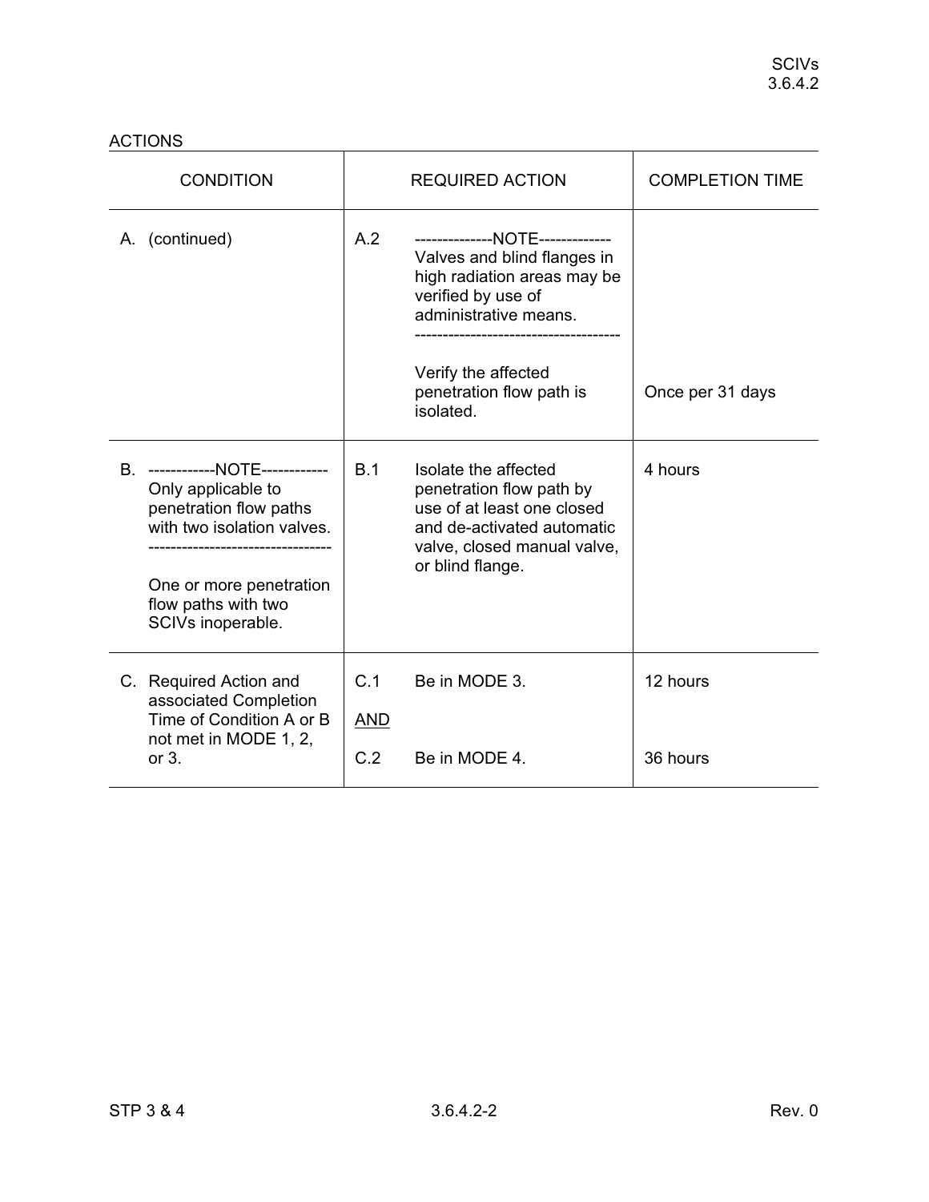ACTIONS

| CONDITION | REQUIRED ACTION | COMPLETION TIME |
|---|---|---|
| A. (continued) | A.2 --------------NOTE------------- Valves and blind flanges in high radiation areas may be verified by use of administrative means. ------------------------------------- Verify the affected penetration flow path is isolated. | Once per 31 days |
| B. ------------NOTE------------ Only applicable to penetration flow paths with two isolation valves. -------------------------------- One or more penetration flow paths with two SCIVs inoperable. | B.1 Isolate the affected penetration flow path by use of at least one closed and de-activated automatic valve, closed manual valve, or blind flange. | 4 hours |
| C. Required Action and associated Completion Time of Condition A or B not met in MODE 1, 2, or 3. | C.1 Be in MODE 3. | 12 hours |
| | AND | |
| | C.2 Be in MODE 4. | 36 hours |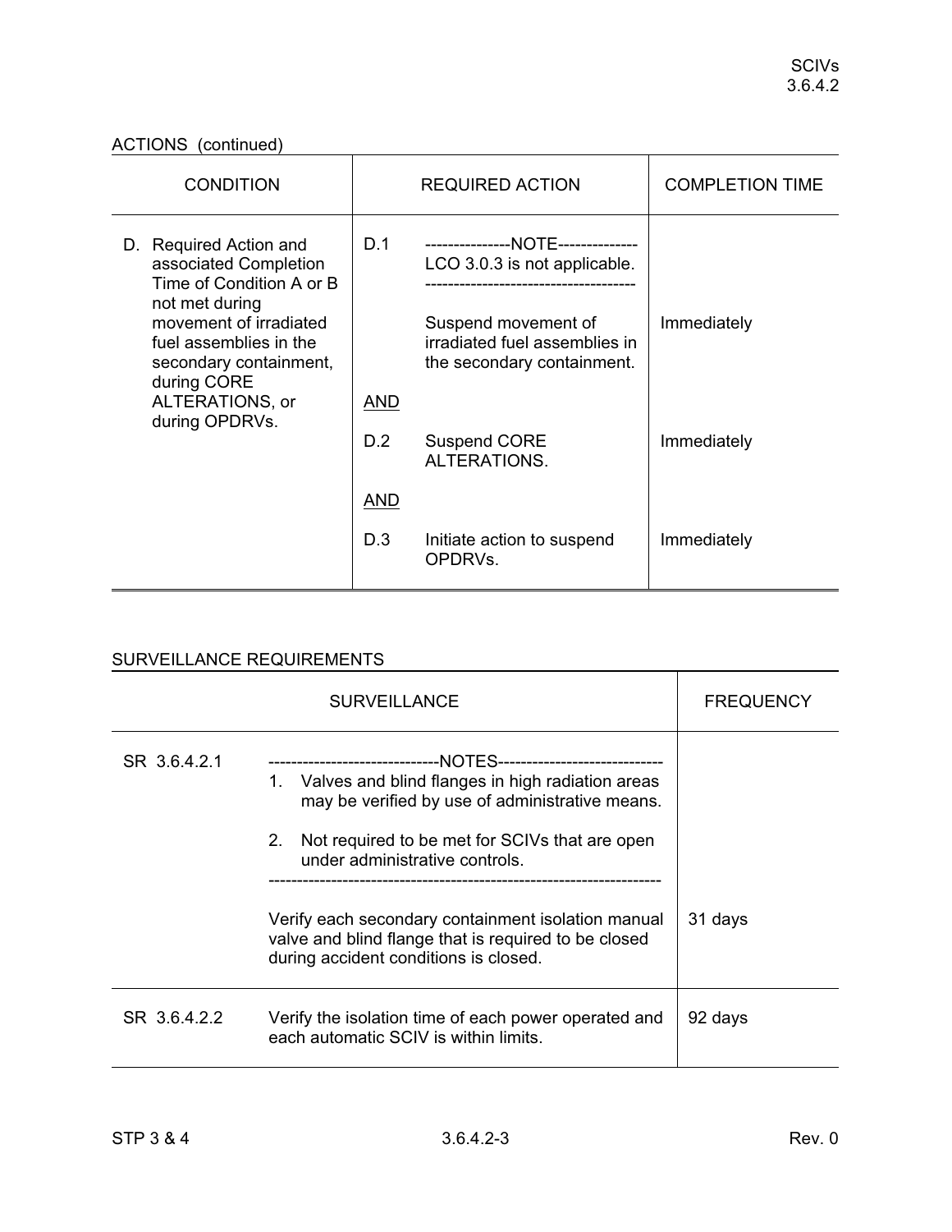ACTIONS (continued)

| CONDITION | REQUIRED ACTION | | COMPLETION TIME |
|---|---|---|---|
| D. Required Action and associated Completion Time of Condition A or B not met during movement of irradiated fuel assemblies in the secondary containment, during CORE ALTERATIONS, or during OPDRVs. | D.1 | ---------------NOTE--------------<br>LCO 3.0.3 is not applicable.<br>------------------------------------<br><br>Suspend movement of irradiated fuel assemblies in the secondary containment. | Immediately |
| | <u>AND</u> | | |
| | D.2 | Suspend CORE ALTERATIONS. | Immediately |
| | <u>AND</u> | | |
| | D.3 | Initiate action to suspend OPDRVs. | Immediately |

SURVEILLANCE REQUIREMENTS

| SURVEILLANCE | | FREQUENCY |
|---|---|---|
| SR 3.6.4.2.1 | ------------------------------NOTES-----------------------------<br>1. Valves and blind flanges in high radiation areas may be verified by use of administrative means.<br><br>2. Not required to be met for SCIVs that are open under administrative controls.<br>--------------------------------------------------------------------<br><br>Verify each secondary containment isolation manual valve and blind flange that is required to be closed during accident conditions is closed. | 31 days |
| SR 3.6.4.2.2 | Verify the isolation time of each power operated and each automatic SCIV is within limits. | 92 days |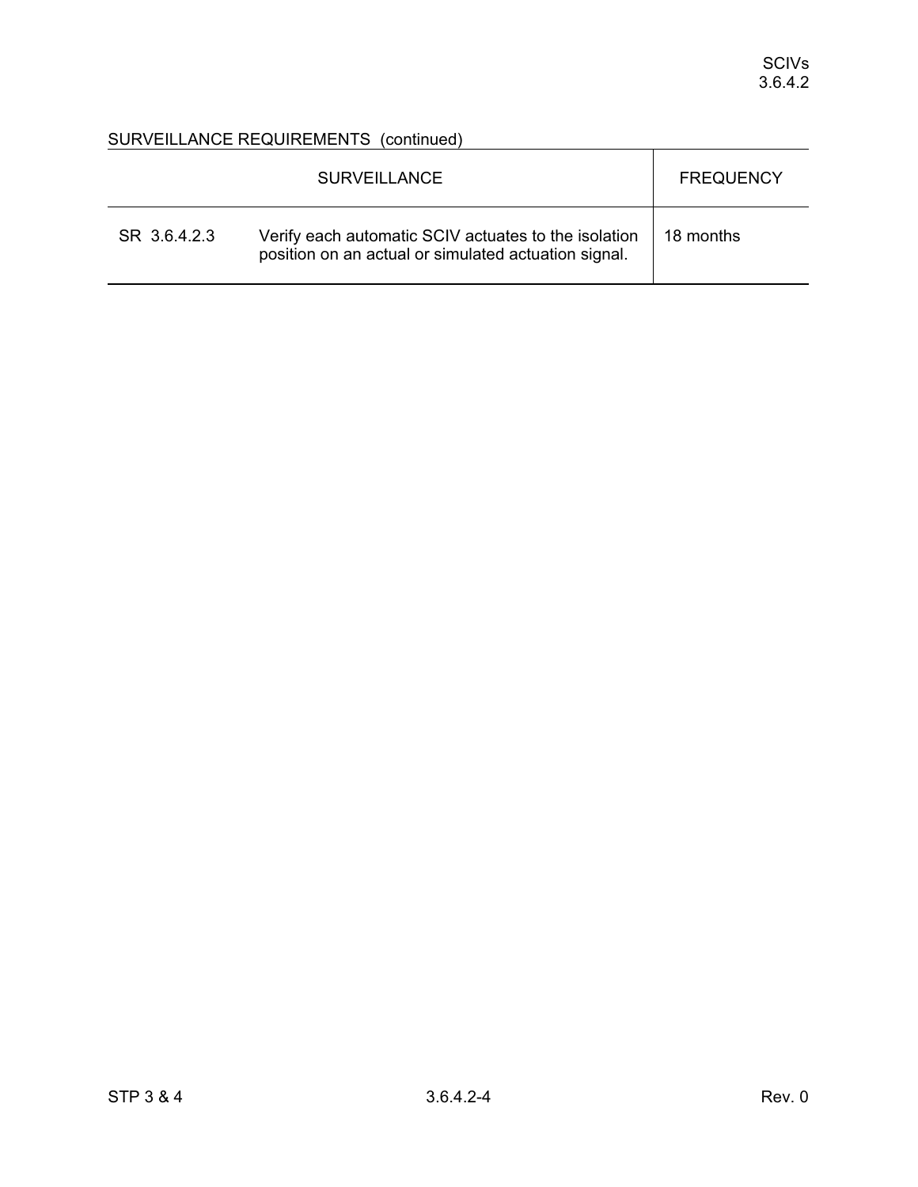SURVEILLANCE REQUIREMENTS (continued)

| SURVEILLANCE | | FREQUENCY |
|---|---|---|
| SR 3.6.4.2.3 | Verify each automatic SCIV actuates to the isolation position on an actual or simulated actuation signal. | 18 months |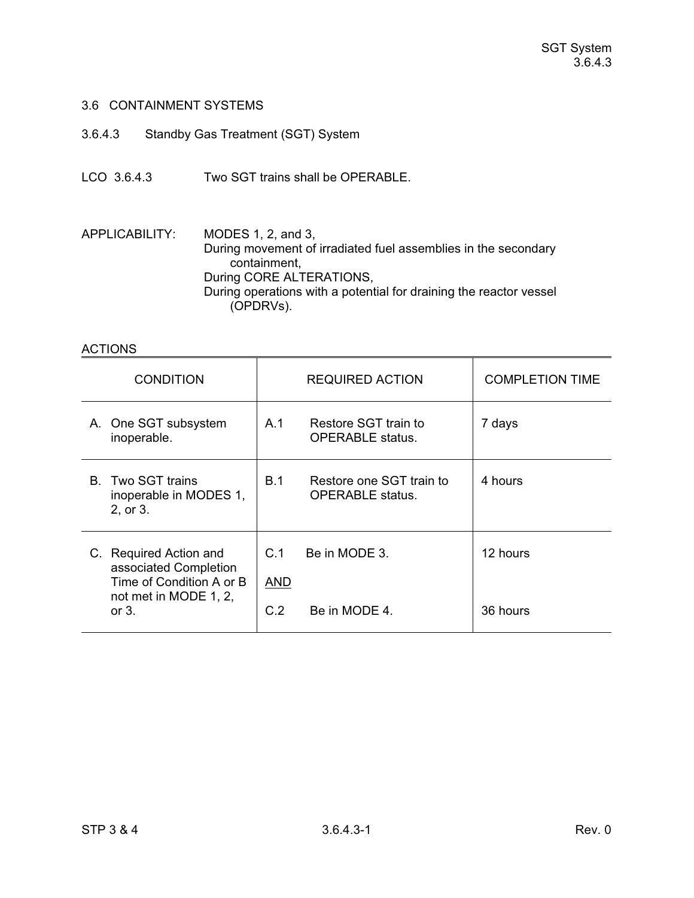## 3.6 CONTAINMENT SYSTEMS

### 3.6.4.3 Standby Gas Treatment (SGT) System

LCO 3.6.4.3 Two SGT trains shall be OPERABLE.

APPLICABILITY: MODES 1, 2, and 3,
During movement of irradiated fuel assemblies in the secondary containment,
During CORE ALTERATIONS,
During operations with a potential for draining the reactor vessel (OPDRVs).

ACTIONS

| CONDITION | REQUIRED ACTION | COMPLETION TIME |
|---|---|---|
| A. One SGT subsystem inoperable. | A.1 Restore SGT train to OPERABLE status. | 7 days |
| B. Two SGT trains inoperable in MODES 1, 2, or 3. | B.1 Restore one SGT train to OPERABLE status. | 4 hours |
| C. Required Action and associated Completion Time of Condition A or B not met in MODE 1, 2, or 3. | C.1 Be in MODE 3.<br><br>AND<br><br>C.2 Be in MODE 4. | 12 hours<br><br><br><br>36 hours |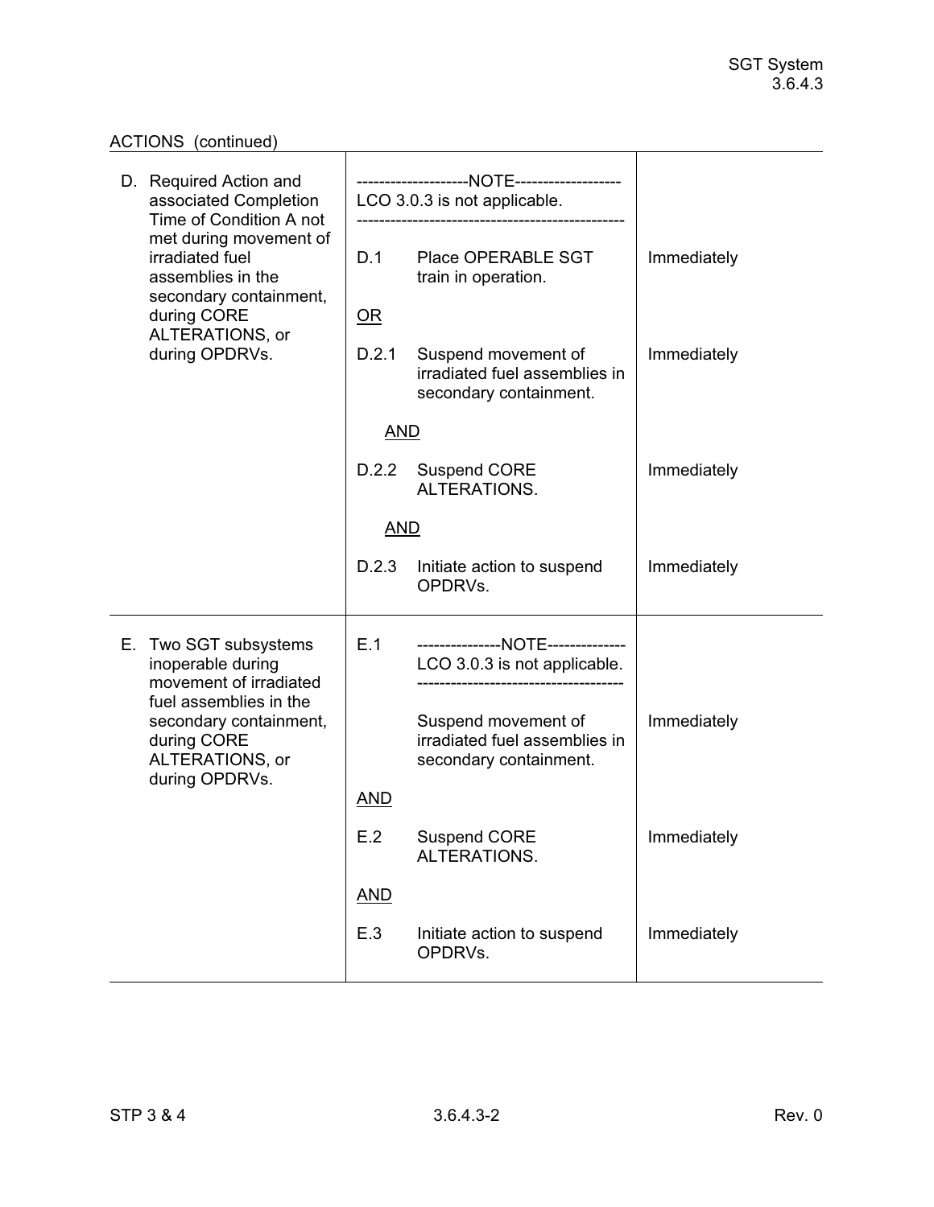ACTIONS (continued)

| CONDITION | REQUIRED ACTION | COMPLETION TIME |
|---|---|---|
| D. Required Action and associated Completion Time of Condition A not met during movement of irradiated fuel assemblies in the secondary containment, during CORE ALTERATIONS, or during OPDRVs. | --------------------NOTE------------------- LCO 3.0.3 is not applicable. ----------------------------------------------- | |
| | D.1 Place OPERABLE SGT train in operation. | Immediately |
| | <u>OR</u> | |
| | D.2.1 Suspend movement of irradiated fuel assemblies in secondary containment. | Immediately |
| | <u>AND</u> | |
| | D.2.2 Suspend CORE ALTERATIONS. | Immediately |
| | <u>AND</u> | |
| | D.2.3 Initiate action to suspend OPDRVs. | Immediately |
| E. Two SGT subsystems inoperable during movement of irradiated fuel assemblies in the secondary containment, during CORE ALTERATIONS, or during OPDRVs. | E.1 ---------------NOTE-------------- LCO 3.0.3 is not applicable. ------------------------------------ Suspend movement of irradiated fuel assemblies in secondary containment. | Immediately |
| | <u>AND</u> | |
| | E.2 Suspend CORE ALTERATIONS. | Immediately |
| | <u>AND</u> | |
| | E.3 Initiate action to suspend OPDRVs. | Immediately |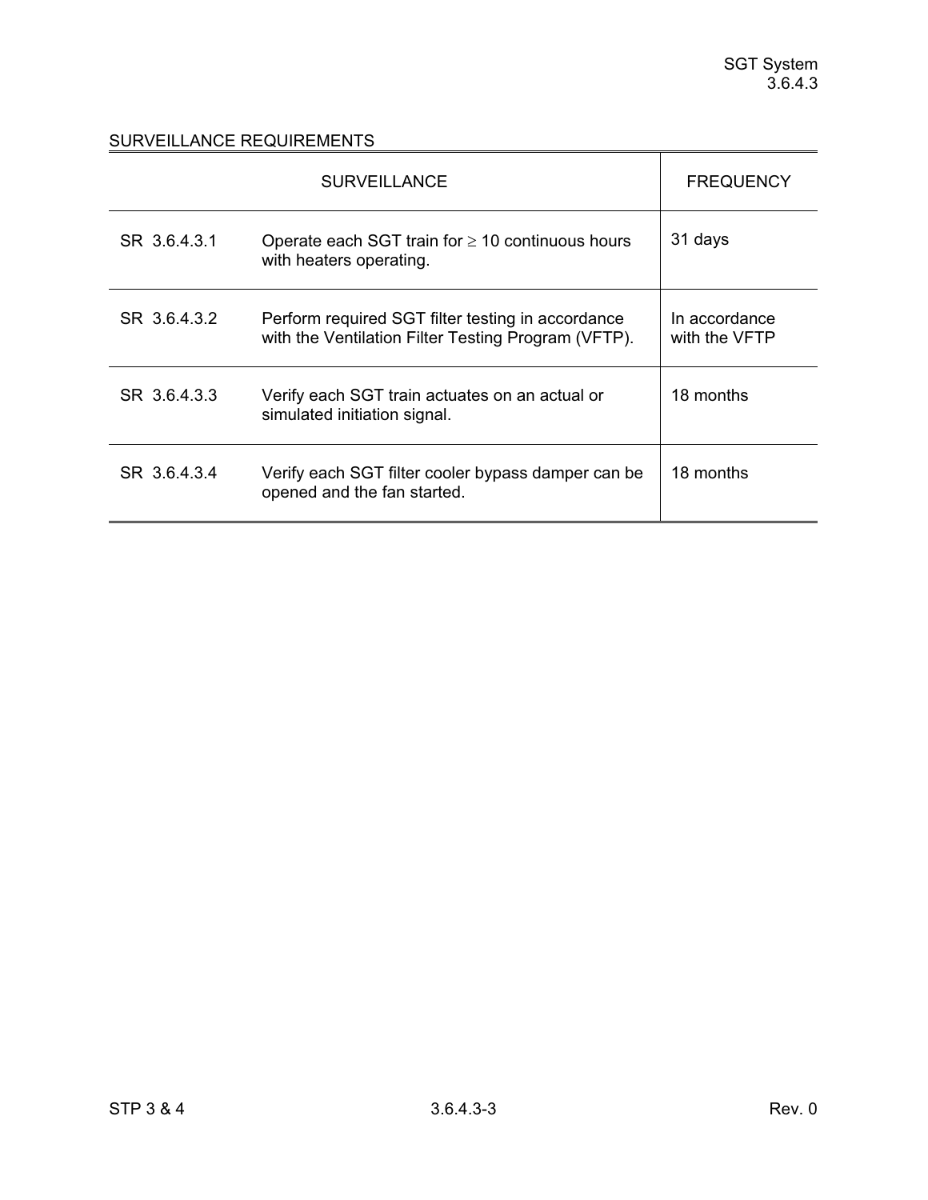SURVEILLANCE REQUIREMENTS

| SURVEILLANCE | | FREQUENCY |
|---|---|---|
| SR 3.6.4.3.1 | Operate each SGT train for $\geq$ 10 continuous hours with heaters operating. | 31 days |
| SR 3.6.4.3.2 | Perform required SGT filter testing in accordance with the Ventilation Filter Testing Program (VFTP). | In accordance with the VFTP |
| SR 3.6.4.3.3 | Verify each SGT train actuates on an actual or simulated initiation signal. | 18 months |
| SR 3.6.4.3.4 | Verify each SGT filter cooler bypass damper can be opened and the fan started. | 18 months |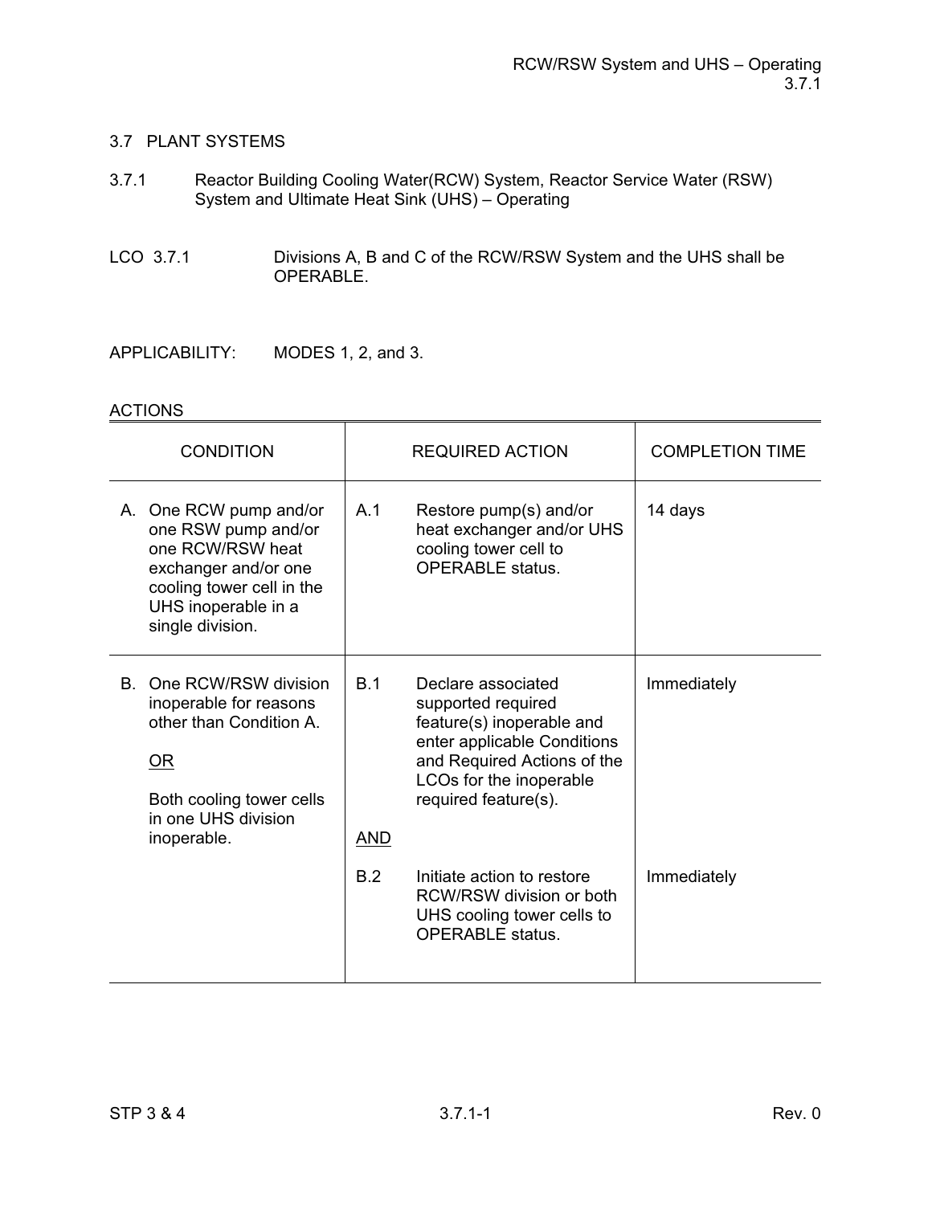## 3.7 PLANT SYSTEMS

### 3.7.1 Reactor Building Cooling Water(RCW) System, Reactor Service Water (RSW) System and Ultimate Heat Sink (UHS) – Operating

LCO 3.7.1 Divisions A, B and C of the RCW/RSW System and the UHS shall be OPERABLE.

APPLICABILITY: MODES 1, 2, and 3.

ACTIONS

| CONDITION | REQUIRED ACTION | COMPLETION TIME |
|---|---|---|
| A. One RCW pump and/or one RSW pump and/or one RCW/RSW heat exchanger and/or one cooling tower cell in the UHS inoperable in a single division. | A.1 Restore pump(s) and/or heat exchanger and/or UHS cooling tower cell to OPERABLE status. | 14 days |
| B. One RCW/RSW division inoperable for reasons other than Condition A.<br><br>OR<br><br>Both cooling tower cells in one UHS division inoperable. | B.1 Declare associated supported required feature(s) inoperable and enter applicable Conditions and Required Actions of the LCOs for the inoperable required feature(s).<br><br>AND | Immediately |
| | B.2 Initiate action to restore RCW/RSW division or both UHS cooling tower cells to OPERABLE status. | Immediately |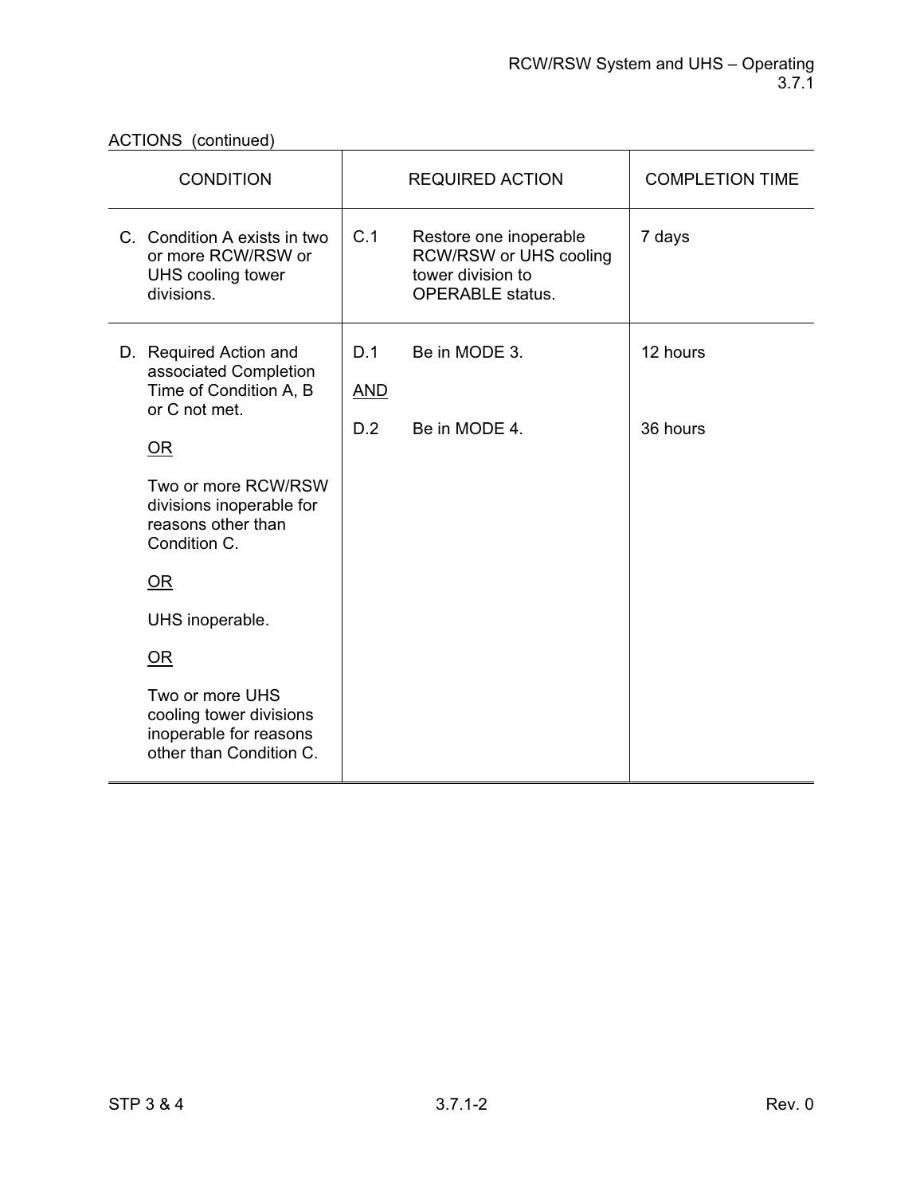ACTIONS (continued)

| CONDITION | REQUIRED ACTION | COMPLETION TIME |
|---|---|---|
| C. Condition A exists in two or more RCW/RSW or UHS cooling tower divisions. | C.1 Restore one inoperable RCW/RSW or UHS cooling tower division to OPERABLE status. | 7 days |
| D. Required Action and associated Completion Time of Condition A, B or C not met.<br><br><u>OR</u><br><br>Two or more RCW/RSW divisions inoperable for reasons other than Condition C.<br><br><u>OR</u><br><br>UHS inoperable.<br><br><u>OR</u><br><br>Two or more UHS cooling tower divisions inoperable for reasons other than Condition C. | D.1 Be in MODE 3.<br><br><u>AND</u><br><br>D.2 Be in MODE 4. | 12 hours<br><br><br><br>36 hours |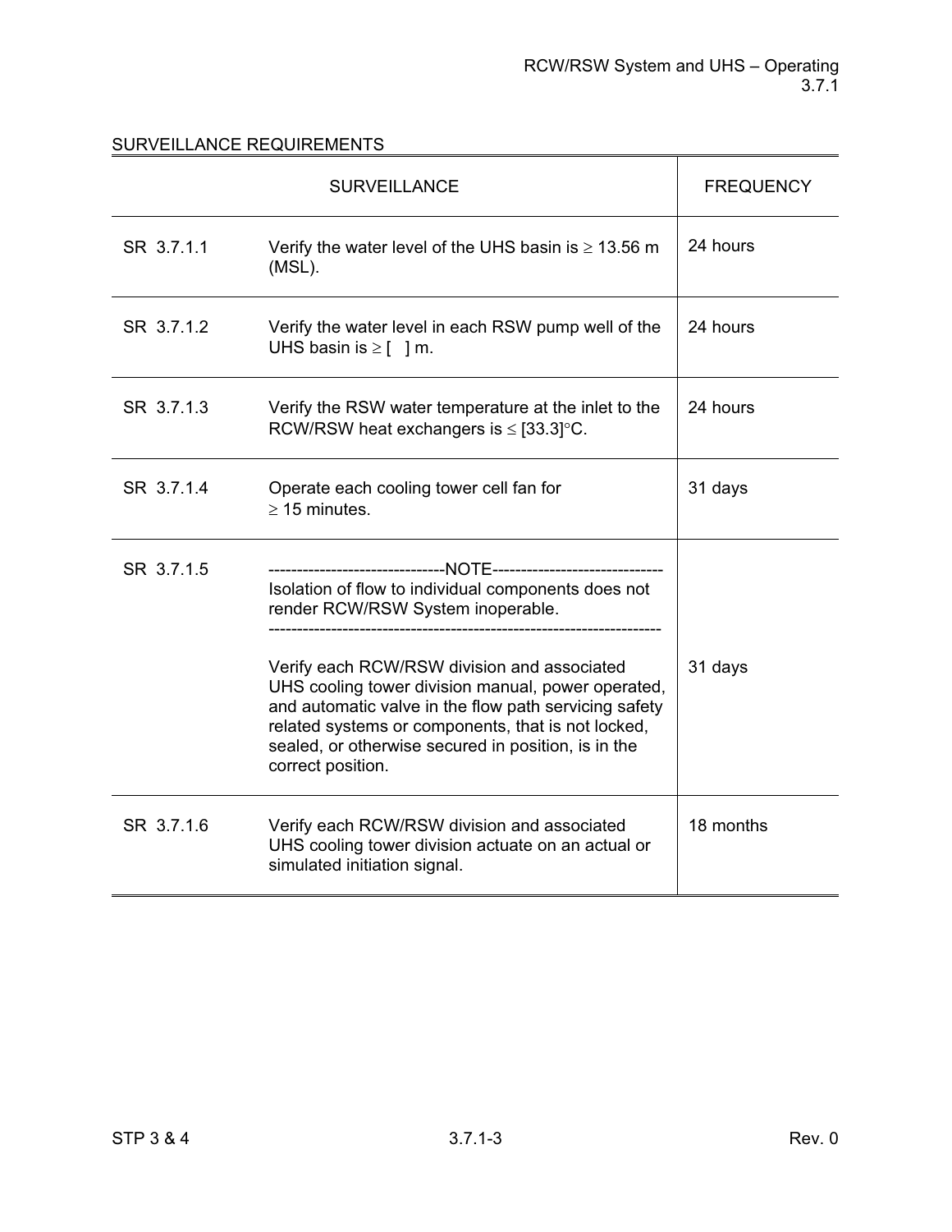SURVEILLANCE REQUIREMENTS

| SURVEILLANCE | | FREQUENCY |
|---|---|---|
| SR 3.7.1.1 | Verify the water level of the UHS basin is ≥ 13.56 m (MSL). | 24 hours |
| SR 3.7.1.2 | Verify the water level in each RSW pump well of the UHS basin is ≥ [ ] m. | 24 hours |
| SR 3.7.1.3 | Verify the RSW water temperature at the inlet to the RCW/RSW heat exchangers is ≤ [33.3]°C. | 24 hours |
| SR 3.7.1.4 | Operate each cooling tower cell fan for ≥ 15 minutes. | 31 days |
| SR 3.7.1.5 | -------------------------------NOTE------------------------------ Isolation of flow to individual components does not render RCW/RSW System inoperable. ------------------------------------------------------------------- <br><br> Verify each RCW/RSW division and associated UHS cooling tower division manual, power operated, and automatic valve in the flow path servicing safety related systems or components, that is not locked, sealed, or otherwise secured in position, is in the correct position. | 31 days |
| SR 3.7.1.6 | Verify each RCW/RSW division and associated UHS cooling tower division actuate on an actual or simulated initiation signal. | 18 months |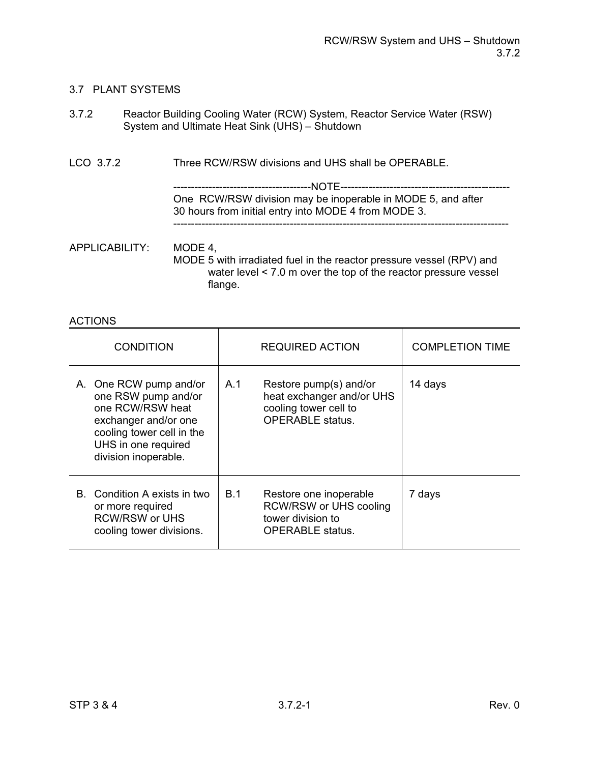## 3.7 PLANT SYSTEMS

### 3.7.2 Reactor Building Cooling Water (RCW) System, Reactor Service Water (RSW) System and Ultimate Heat Sink (UHS) – Shutdown

LCO 3.7.2 Three RCW/RSW divisions and UHS shall be OPERABLE.

---------------------------------------NOTE---------------------------------------

One RCW/RSW division may be inoperable in MODE 5, and after 30 hours from initial entry into MODE 4 from MODE 3.

-------------------------------------------------------------------------------------

APPLICABILITY: MODE 4,
MODE 5 with irradiated fuel in the reactor pressure vessel (RPV) and water level < 7.0 m over the top of the reactor pressure vessel flange.

ACTIONS

| CONDITION | REQUIRED ACTION | COMPLETION TIME |
|---|---|---|
| A. One RCW pump and/or one RSW pump and/or one RCW/RSW heat exchanger and/or one cooling tower cell in the UHS in one required division inoperable. | A.1 Restore pump(s) and/or heat exchanger and/or UHS cooling tower cell to OPERABLE status. | 14 days |
| B. Condition A exists in two or more required RCW/RSW or UHS cooling tower divisions. | B.1 Restore one inoperable RCW/RSW or UHS cooling tower division to OPERABLE status. | 7 days |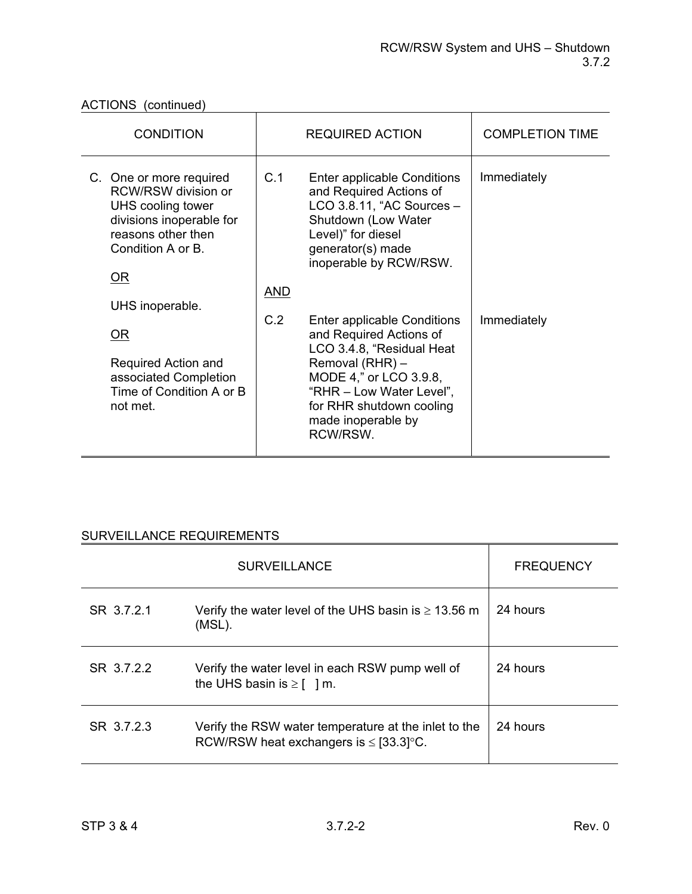ACTIONS (continued)

| CONDITION | REQUIRED ACTION | | COMPLETION TIME |
|---|---|---|---|
| C. One or more required RCW/RSW division or UHS cooling tower divisions inoperable for reasons other then Condition A or B.<br><br>OR<br><br>UHS inoperable.<br><br>OR<br><br>Required Action and associated Completion Time of Condition A or B not met. | C.1 | Enter applicable Conditions and Required Actions of LCO 3.8.11, "AC Sources – Shutdown (Low Water Level)" for diesel generator(s) made inoperable by RCW/RSW. | Immediately |
| | AND | | |
| | C.2 | Enter applicable Conditions and Required Actions of LCO 3.4.8, "Residual Heat Removal (RHR) – MODE 4," or LCO 3.9.8, "RHR – Low Water Level", for RHR shutdown cooling made inoperable by RCW/RSW. | Immediately |

SURVEILLANCE REQUIREMENTS

| SURVEILLANCE | | FREQUENCY |
|---|---|---|
| SR 3.7.2.1 | Verify the water level of the UHS basin is ≥ 13.56 m (MSL). | 24 hours |
| SR 3.7.2.2 | Verify the water level in each RSW pump well of the UHS basin is ≥ [ ] m. | 24 hours |
| SR 3.7.2.3 | Verify the RSW water temperature at the inlet to the RCW/RSW heat exchangers is ≤ [33.3]°C. | 24 hours |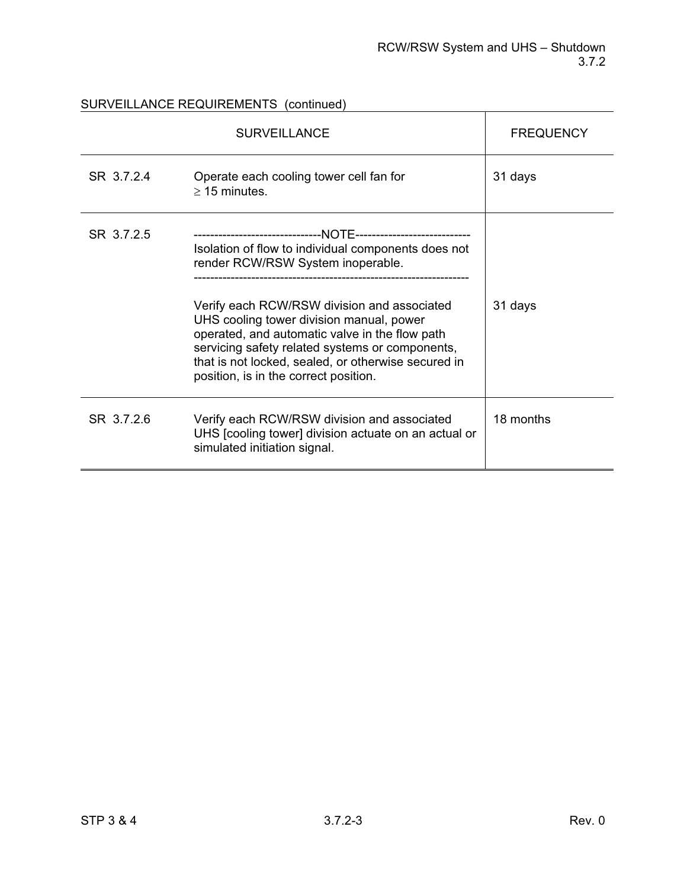SURVEILLANCE REQUIREMENTS (continued)

| SURVEILLANCE | | FREQUENCY |
|---|---|---|
| SR 3.7.2.4 | Operate each cooling tower cell fan for $\geq$ 15 minutes. | 31 days |
| SR 3.7.2.5 | -------------------------------NOTE---------------------------- Isolation of flow to individual components does not render RCW/RSW System inoperable. ------------------------------------------------------------------ <br><br> Verify each RCW/RSW division and associated UHS cooling tower division manual, power operated, and automatic valve in the flow path servicing safety related systems or components, that is not locked, sealed, or otherwise secured in position, is in the correct position. | 31 days |
| SR 3.7.2.6 | Verify each RCW/RSW division and associated UHS [cooling tower] division actuate on an actual or simulated initiation signal. | 18 months |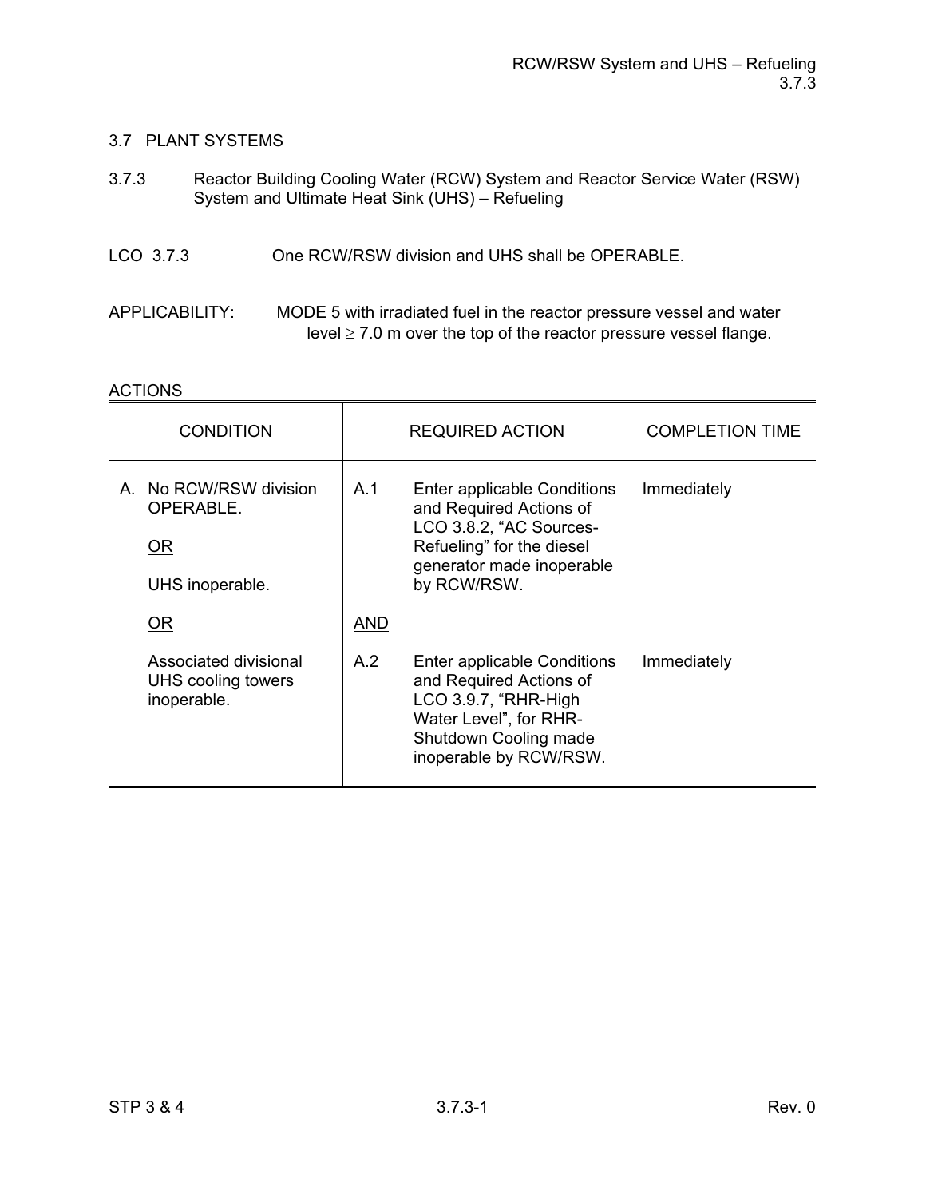## 3.7 PLANT SYSTEMS

### 3.7.3 Reactor Building Cooling Water (RCW) System and Reactor Service Water (RSW) System and Ultimate Heat Sink (UHS) – Refueling

LCO 3.7.3 One RCW/RSW division and UHS shall be OPERABLE.

APPLICABILITY: MODE 5 with irradiated fuel in the reactor pressure vessel and water level ≥ 7.0 m over the top of the reactor pressure vessel flange.

ACTIONS

| CONDITION | REQUIRED ACTION | | COMPLETION TIME |
|---|---|---|---|
| A. No RCW/RSW division OPERABLE.<br><br>OR<br><br>UHS inoperable.<br><br>OR<br><br>Associated divisional UHS cooling towers inoperable. | A.1 | Enter applicable Conditions and Required Actions of LCO 3.8.2, "AC Sources-Refueling" for the diesel generator made inoperable by RCW/RSW. | Immediately |
| | AND | | |
| | A.2 | Enter applicable Conditions and Required Actions of LCO 3.9.7, "RHR-High Water Level", for RHR-Shutdown Cooling made inoperable by RCW/RSW. | Immediately |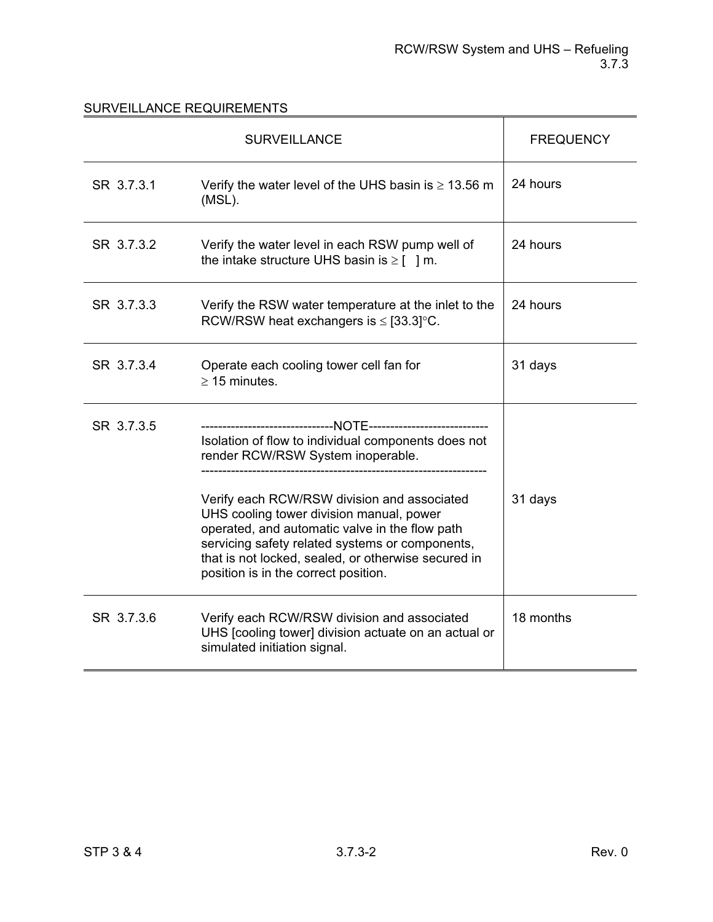SURVEILLANCE REQUIREMENTS

| SURVEILLANCE | | FREQUENCY |
|---|---|---|
| SR 3.7.3.1 | Verify the water level of the UHS basin is ≥ 13.56 m (MSL). | 24 hours |
| SR 3.7.3.2 | Verify the water level in each RSW pump well of the intake structure UHS basin is ≥ [   ] m. | 24 hours |
| SR 3.7.3.3 | Verify the RSW water temperature at the inlet to the RCW/RSW heat exchangers is ≤ [33.3]°C. | 24 hours |
| SR 3.7.3.4 | Operate each cooling tower cell fan for ≥ 15 minutes. | 31 days |
| SR 3.7.3.5 | -------------------------------NOTE---------------------------- Isolation of flow to individual components does not render RCW/RSW System inoperable. ------------------------------------------------------------------- Verify each RCW/RSW division and associated UHS cooling tower division manual, power operated, and automatic valve in the flow path servicing safety related systems or components, that is not locked, sealed, or otherwise secured in position is in the correct position. | 31 days |
| SR 3.7.3.6 | Verify each RCW/RSW division and associated UHS [cooling tower] division actuate on an actual or simulated initiation signal. | 18 months |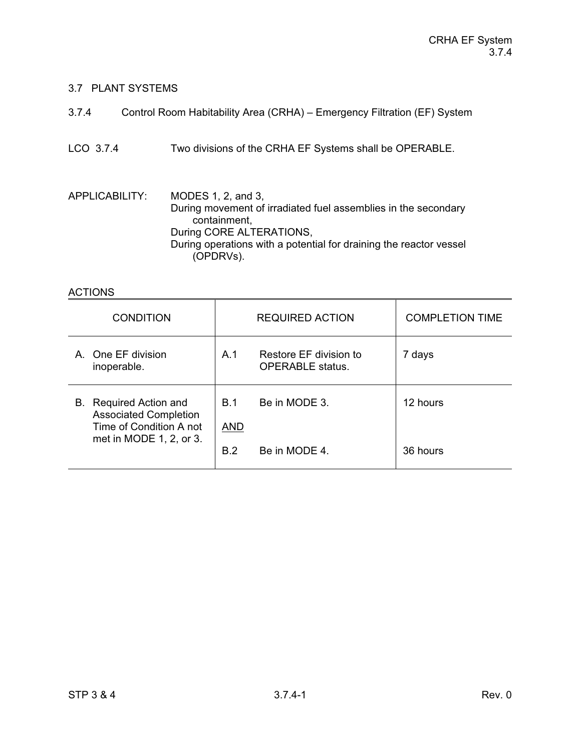## 3.7 PLANT SYSTEMS

### 3.7.4 Control Room Habitability Area (CRHA) – Emergency Filtration (EF) System

LCO 3.7.4 Two divisions of the CRHA EF Systems shall be OPERABLE.

APPLICABILITY: MODES 1, 2, and 3,
During movement of irradiated fuel assemblies in the secondary containment,
During CORE ALTERATIONS,
During operations with a potential for draining the reactor vessel (OPDRVs).

ACTIONS

| CONDITION | REQUIRED ACTION | COMPLETION TIME |
|---|---|---|
| A. One EF division inoperable. | A.1 Restore EF division to OPERABLE status. | 7 days |
| B. Required Action and Associated Completion Time of Condition A not met in MODE 1, 2, or 3. | B.1 Be in MODE 3.<br><br>AND<br><br>B.2 Be in MODE 4. | 12 hours<br><br><br><br>36 hours |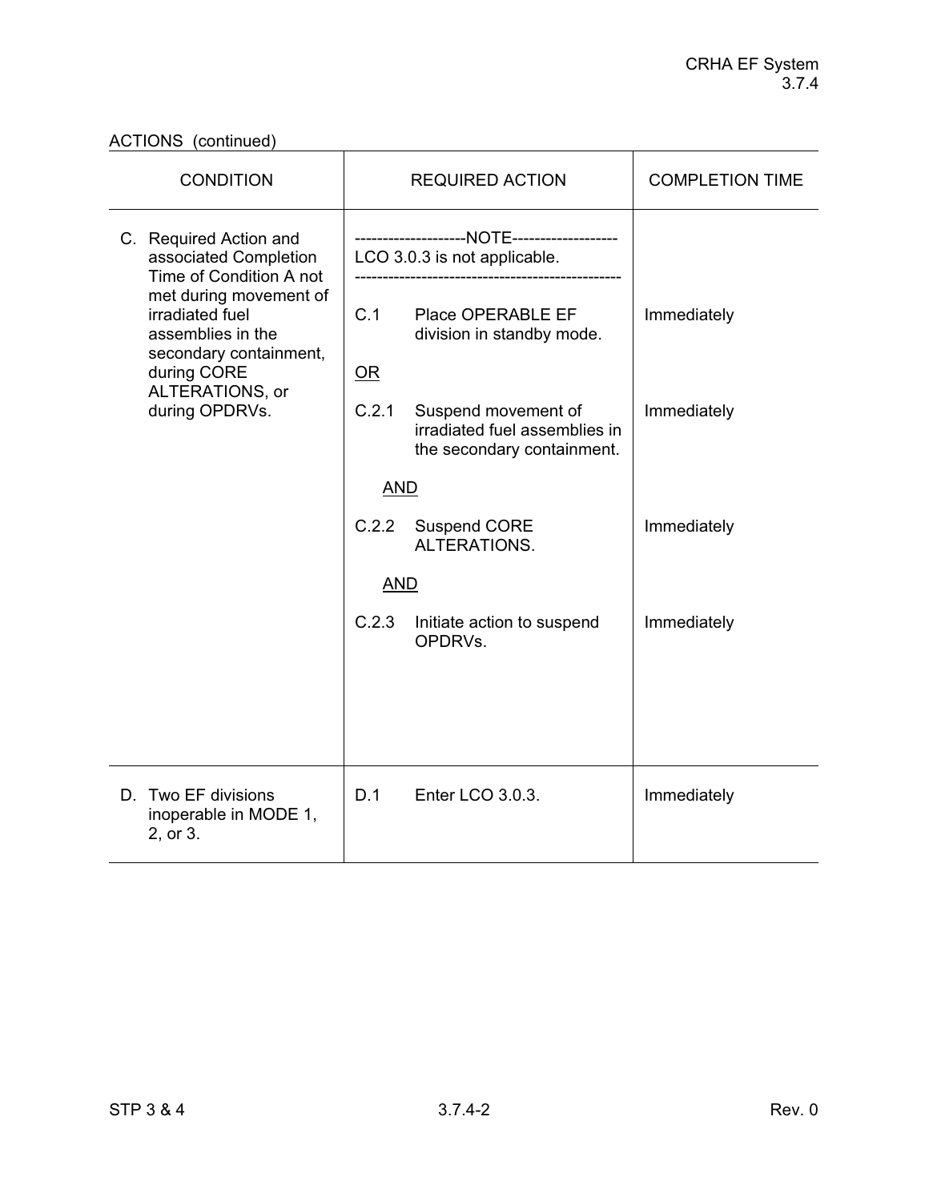ACTIONS (continued)

| CONDITION | REQUIRED ACTION | | COMPLETION TIME |
|---|---|---|---|
| C. Required Action and associated Completion Time of Condition A not met during movement of irradiated fuel assemblies in the secondary containment, during CORE ALTERATIONS, or during OPDRVs. | --------------------NOTE-------------------<br>LCO 3.0.3 is not applicable.<br>----------------------------------------------- | | |
| | C.1 | Place OPERABLE EF division in standby mode. | Immediately |
| | OR | | |
| | C.2.1 | Suspend movement of irradiated fuel assemblies in the secondary containment. | Immediately |
| | AND | | |
| | C.2.2 | Suspend CORE ALTERATIONS. | Immediately |
| | AND | | |
| | C.2.3 | Initiate action to suspend OPDRVs. | Immediately |
| D. Two EF divisions inoperable in MODE 1, 2, or 3. | D.1 | Enter LCO 3.0.3. | Immediately |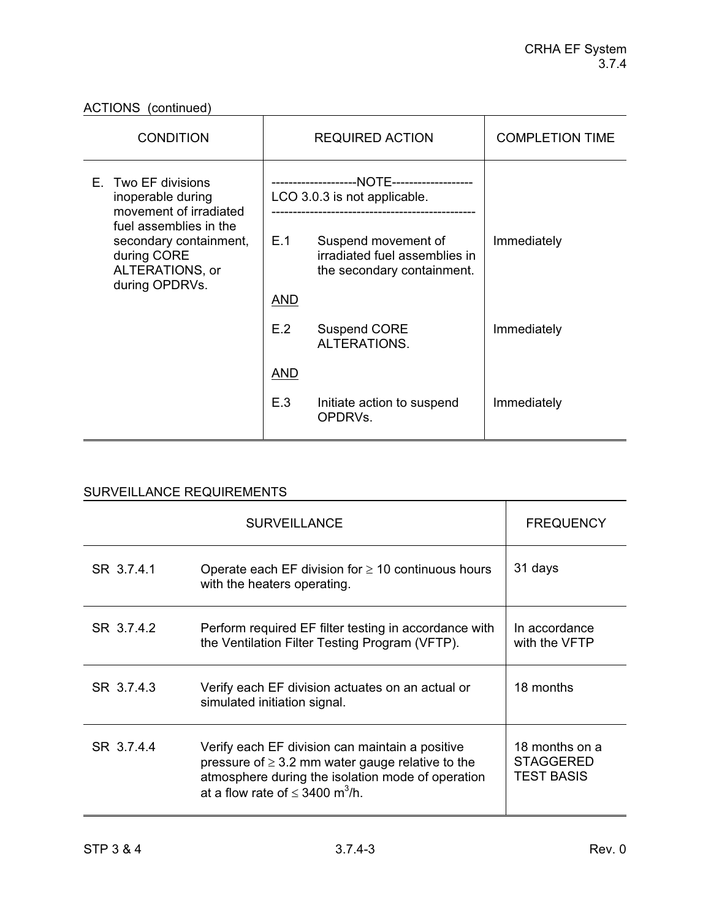ACTIONS (continued)

| CONDITION | REQUIRED ACTION | COMPLETION TIME |
|---|---|---|
| E. Two EF divisions inoperable during movement of irradiated fuel assemblies in the secondary containment, during CORE ALTERATIONS, or during OPDRVs. | --------------------NOTE------------------- LCO 3.0.3 is not applicable. ------------------------------------------------ | |
| | E.1 Suspend movement of irradiated fuel assemblies in the secondary containment. | Immediately |
| | AND | |
| | E.2 Suspend CORE ALTERATIONS. | Immediately |
| | AND | |
| | E.3 Initiate action to suspend OPDRVs. | Immediately |

SURVEILLANCE REQUIREMENTS

| SURVEILLANCE | | FREQUENCY |
|---|---|---|
| SR 3.7.4.1 | Operate each EF division for $\geq$ 10 continuous hours with the heaters operating. | 31 days |
| SR 3.7.4.2 | Perform required EF filter testing in accordance with the Ventilation Filter Testing Program (VFTP). | In accordance with the VFTP |
| SR 3.7.4.3 | Verify each EF division actuates on an actual or simulated initiation signal. | 18 months |
| SR 3.7.4.4 | Verify each EF division can maintain a positive pressure of $\geq$ 3.2 mm water gauge relative to the atmosphere during the isolation mode of operation at a flow rate of $\leq$ 3400 $m^3/h$. | 18 months on a STAGGERED TEST BASIS |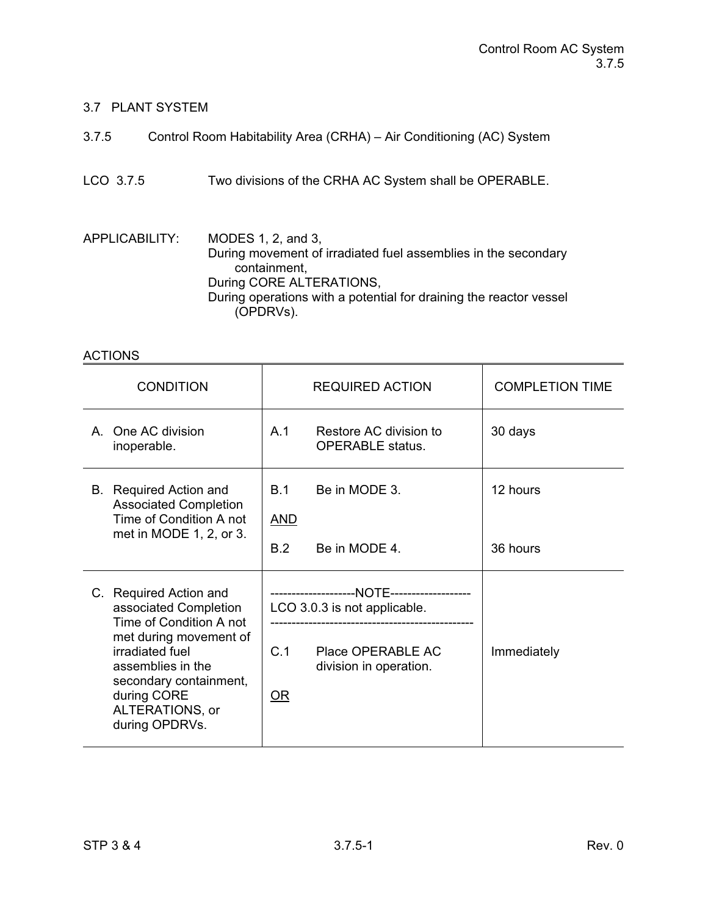## 3.7 PLANT SYSTEM

### 3.7.5 Control Room Habitability Area (CRHA) – Air Conditioning (AC) System

LCO 3.7.5 Two divisions of the CRHA AC System shall be OPERABLE.

APPLICABILITY: MODES 1, 2, and 3,
During movement of irradiated fuel assemblies in the secondary containment,
During CORE ALTERATIONS,
During operations with a potential for draining the reactor vessel (OPDRVs).

ACTIONS

| CONDITION | REQUIRED ACTION | COMPLETION TIME |
|---|---|---|
| A. One AC division inoperable. | A.1 Restore AC division to OPERABLE status. | 30 days |
| B. Required Action and Associated Completion Time of Condition A not met in MODE 1, 2, or 3. | B.1 Be in MODE 3.<br><br>AND<br><br>B.2 Be in MODE 4. | 12 hours<br><br><br><br>36 hours |
| C. Required Action and associated Completion Time of Condition A not met during movement of irradiated fuel assemblies in the secondary containment, during CORE ALTERATIONS, or during OPDRVs. | --------------------NOTE-------------------<br>LCO 3.0.3 is not applicable.<br>------------------------------------------------<br><br>C.1 Place OPERABLE AC division in operation.<br><br>OR | <br><br><br><br>Immediately |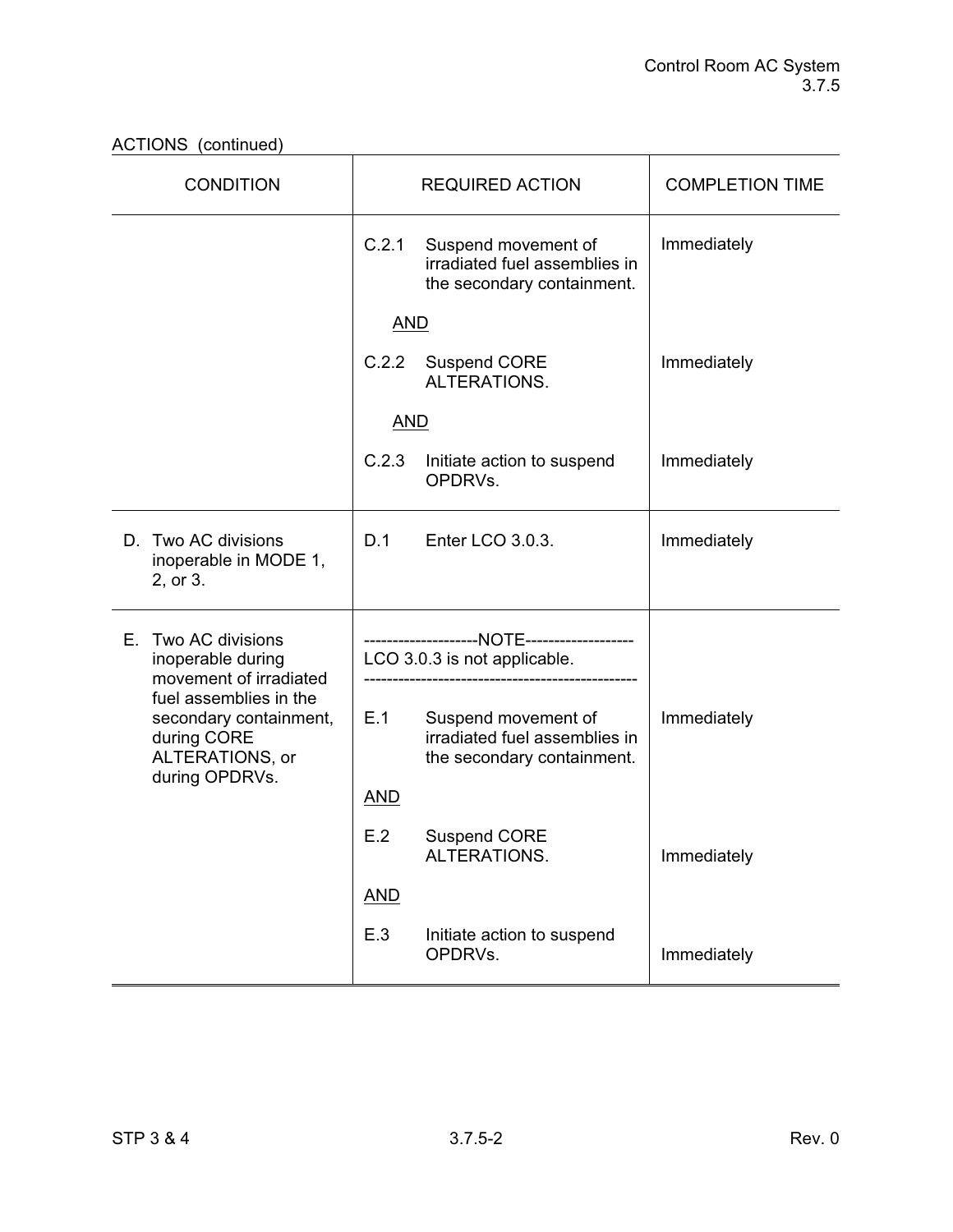ACTIONS (continued)

| CONDITION | REQUIRED ACTION | COMPLETION TIME |
|---|---|---|
| | C.2.1 Suspend movement of irradiated fuel assemblies in the secondary containment.<br><br>AND<br><br>C.2.2 Suspend CORE ALTERATIONS.<br><br>AND<br><br>C.2.3 Initiate action to suspend OPDRVs. | Immediately<br><br><br><br>Immediately<br><br><br><br>Immediately |
| D. Two AC divisions inoperable in MODE 1, 2, or 3. | D.1 Enter LCO 3.0.3. | Immediately |
| E. Two AC divisions inoperable during movement of irradiated fuel assemblies in the secondary containment, during CORE ALTERATIONS, or during OPDRVs. | --------------------NOTE--------------------<br>LCO 3.0.3 is not applicable.<br>------------------------------------------------<br><br>E.1 Suspend movement of irradiated fuel assemblies in the secondary containment.<br><br>AND<br><br>E.2 Suspend CORE ALTERATIONS.<br><br>AND<br><br>E.3 Initiate action to suspend OPDRVs. | <br><br><br><br>Immediately<br><br><br><br>Immediately<br><br><br><br>Immediately |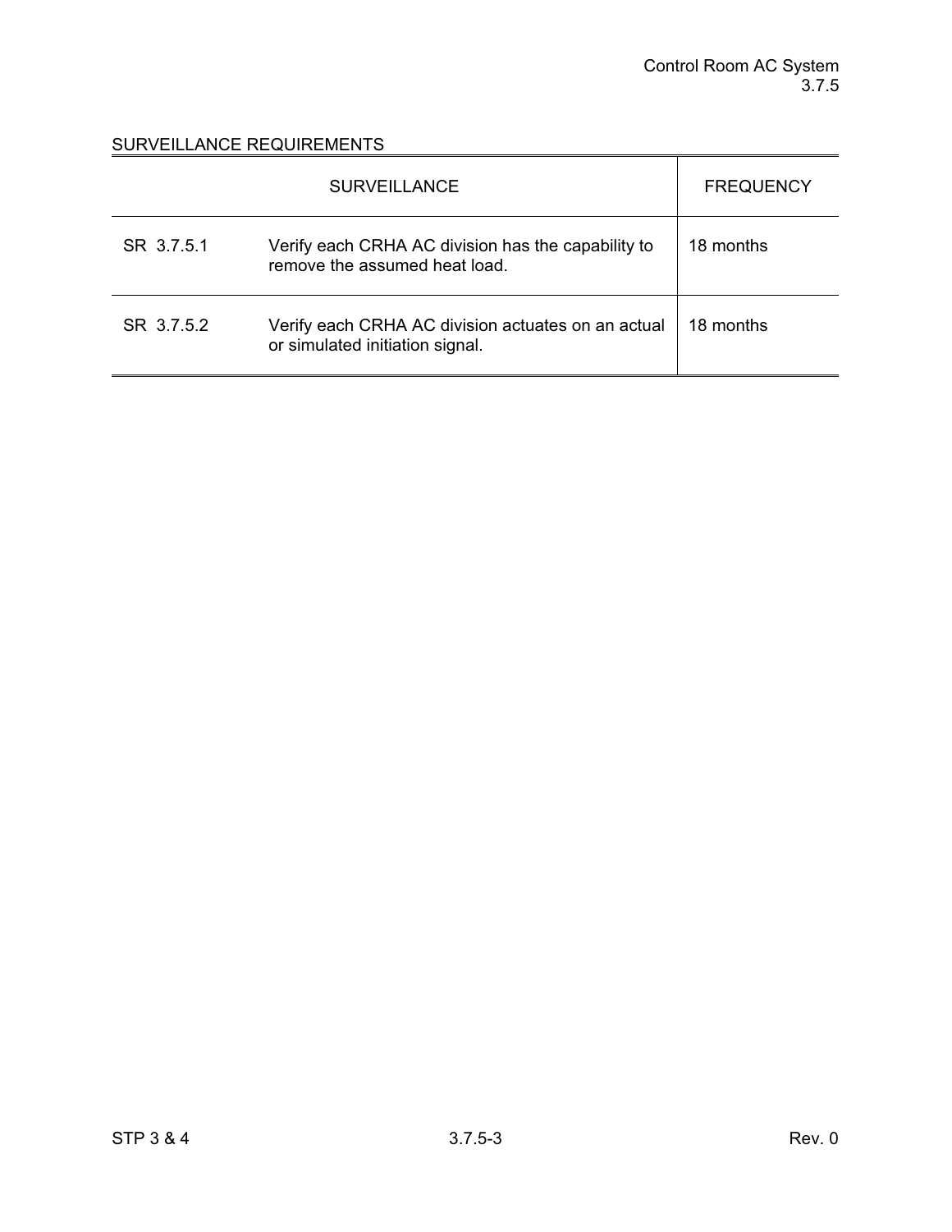SURVEILLANCE REQUIREMENTS

| SURVEILLANCE | | FREQUENCY |
|---|---|---|
| SR 3.7.5.1 | Verify each CRHA AC division has the capability to remove the assumed heat load. | 18 months |
| SR 3.7.5.2 | Verify each CRHA AC division actuates on an actual or simulated initiation signal. | 18 months |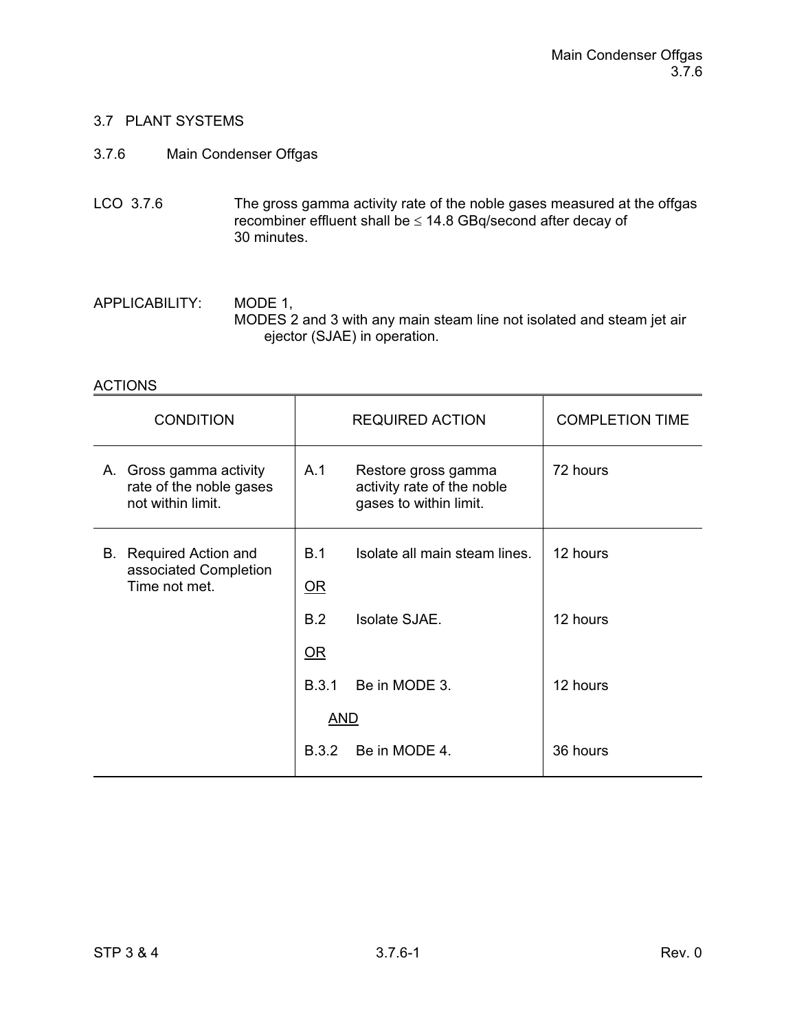## 3.7 PLANT SYSTEMS

### 3.7.6 Main Condenser Offgas

LCO 3.7.6 The gross gamma activity rate of the noble gases measured at the offgas recombiner effluent shall be ≤ 14.8 GBq/second after decay of 30 minutes.

APPLICABILITY: MODE 1,
MODES 2 and 3 with any main steam line not isolated and steam jet air ejector (SJAE) in operation.

ACTIONS

| CONDITION | REQUIRED ACTION | COMPLETION TIME |
|---|---|---|
| A. Gross gamma activity rate of the noble gases not within limit. | A.1 Restore gross gamma activity rate of the noble gases to within limit. | 72 hours |
| B. Required Action and associated Completion Time not met. | B.1 Isolate all main steam lines. | 12 hours |
| | OR | |
| | B.2 Isolate SJAE. | 12 hours |
| | OR | |
| | B.3.1 Be in MODE 3. | 12 hours |
| | AND | |
| | B.3.2 Be in MODE 4. | 36 hours |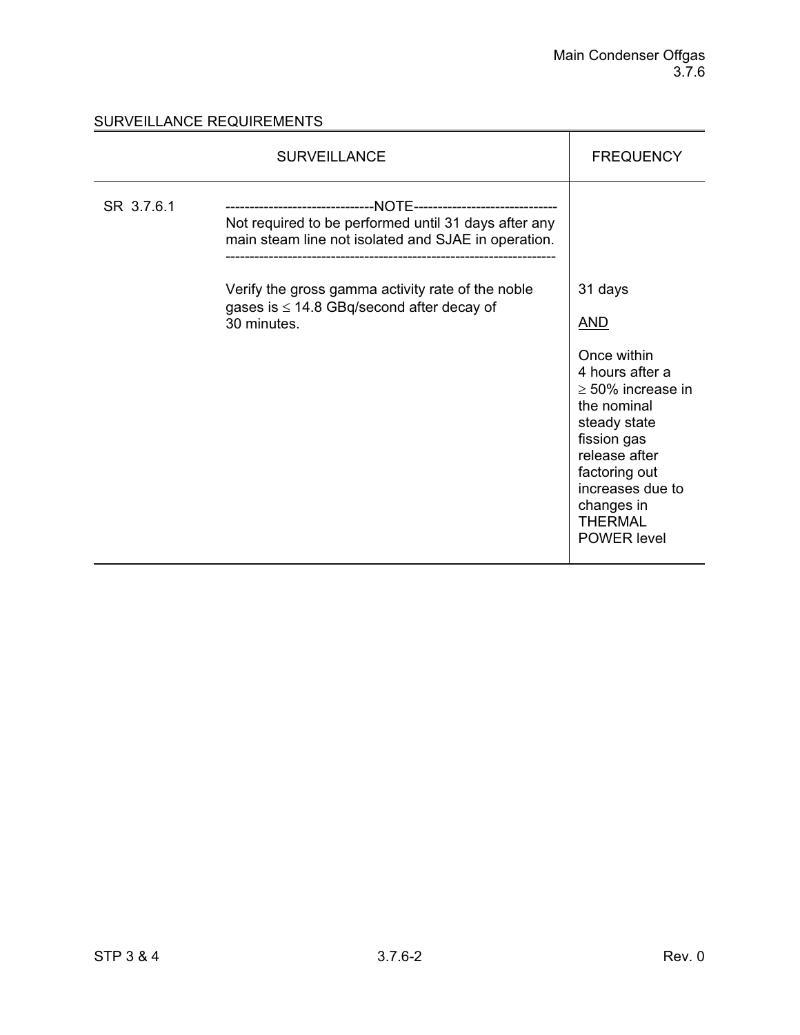## SURVEILLANCE REQUIREMENTS

| SURVEILLANCE | | FREQUENCY |
|---|---|---|
| SR 3.7.6.1 | -------------------------------NOTE------------------------------<br>Not required to be performed until 31 days after any main steam line not isolated and SJAE in operation.<br>-------------------------------------------------------------------<br><br>Verify the gross gamma activity rate of the noble gases is $\leq$ 14.8 GBq/second after decay of 30 minutes. | 31 days<br><br><u>AND</u><br><br>Once within 4 hours after a $\geq$ 50% increase in the nominal steady state fission gas release after factoring out increases due to changes in THERMAL POWER level |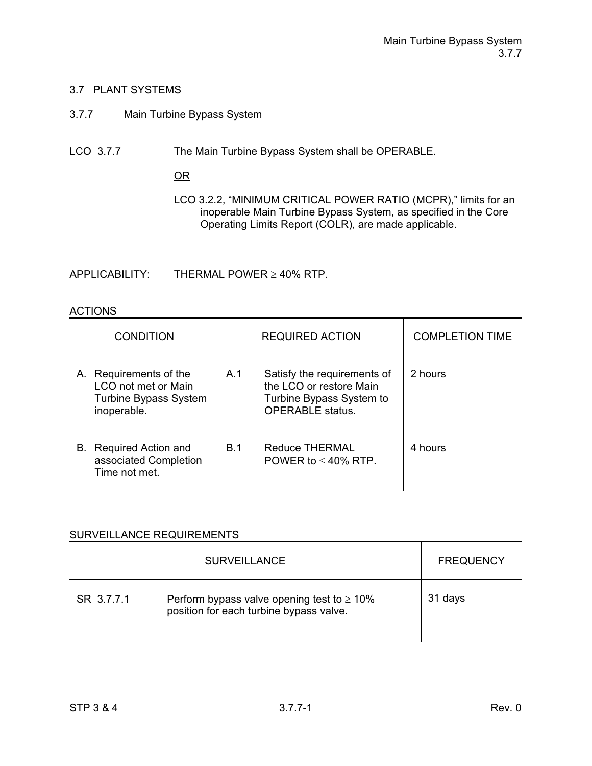## 3.7 PLANT SYSTEMS

### 3.7.7 Main Turbine Bypass System

LCO 3.7.7 The Main Turbine Bypass System shall be OPERABLE.

<u>OR</u>

LCO 3.2.2, “MINIMUM CRITICAL POWER RATIO (MCPR),” limits for an inoperable Main Turbine Bypass System, as specified in the Core Operating Limits Report (COLR), are made applicable.

APPLICABILITY: THERMAL POWER ≥ 40% RTP.

ACTIONS

| CONDITION | REQUIRED ACTION | COMPLETION TIME |
|---|---|---|
| A. Requirements of the LCO not met or Main Turbine Bypass System inoperable. | A.1 Satisfy the requirements of the LCO or restore Main Turbine Bypass System to OPERABLE status. | 2 hours |
| B. Required Action and associated Completion Time not met. | B.1 Reduce THERMAL POWER to ≤ 40% RTP. | 4 hours |

SURVEILLANCE REQUIREMENTS

| SURVEILLANCE | | FREQUENCY |
|---|---|---|
| SR 3.7.7.1 | Perform bypass valve opening test to ≥ 10% position for each turbine bypass valve. | 31 days |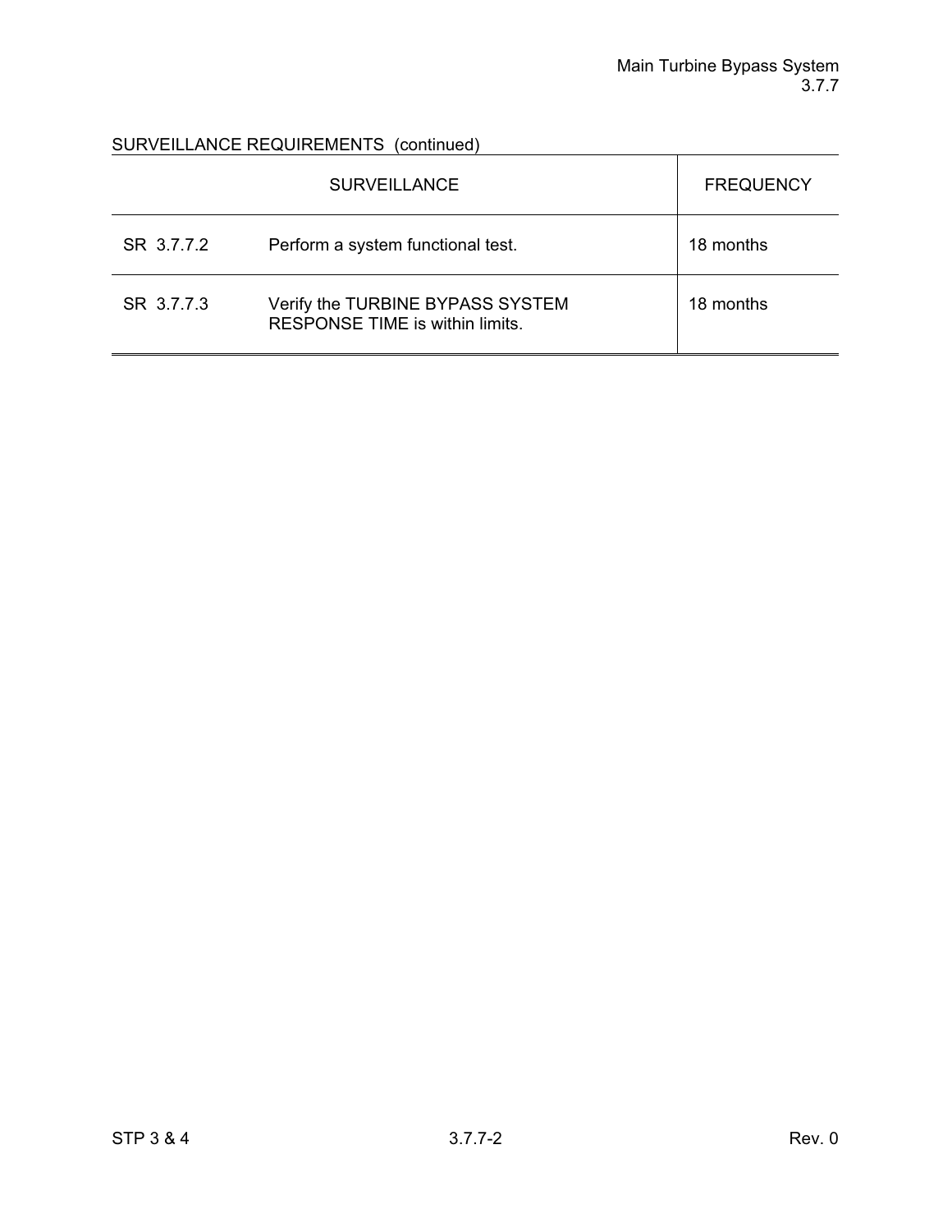SURVEILLANCE REQUIREMENTS (continued)

| SURVEILLANCE | | FREQUENCY |
|---|---|---|
| SR 3.7.7.2 | Perform a system functional test. | 18 months |
| SR 3.7.7.3 | Verify the TURBINE BYPASS SYSTEM RESPONSE TIME is within limits. | 18 months |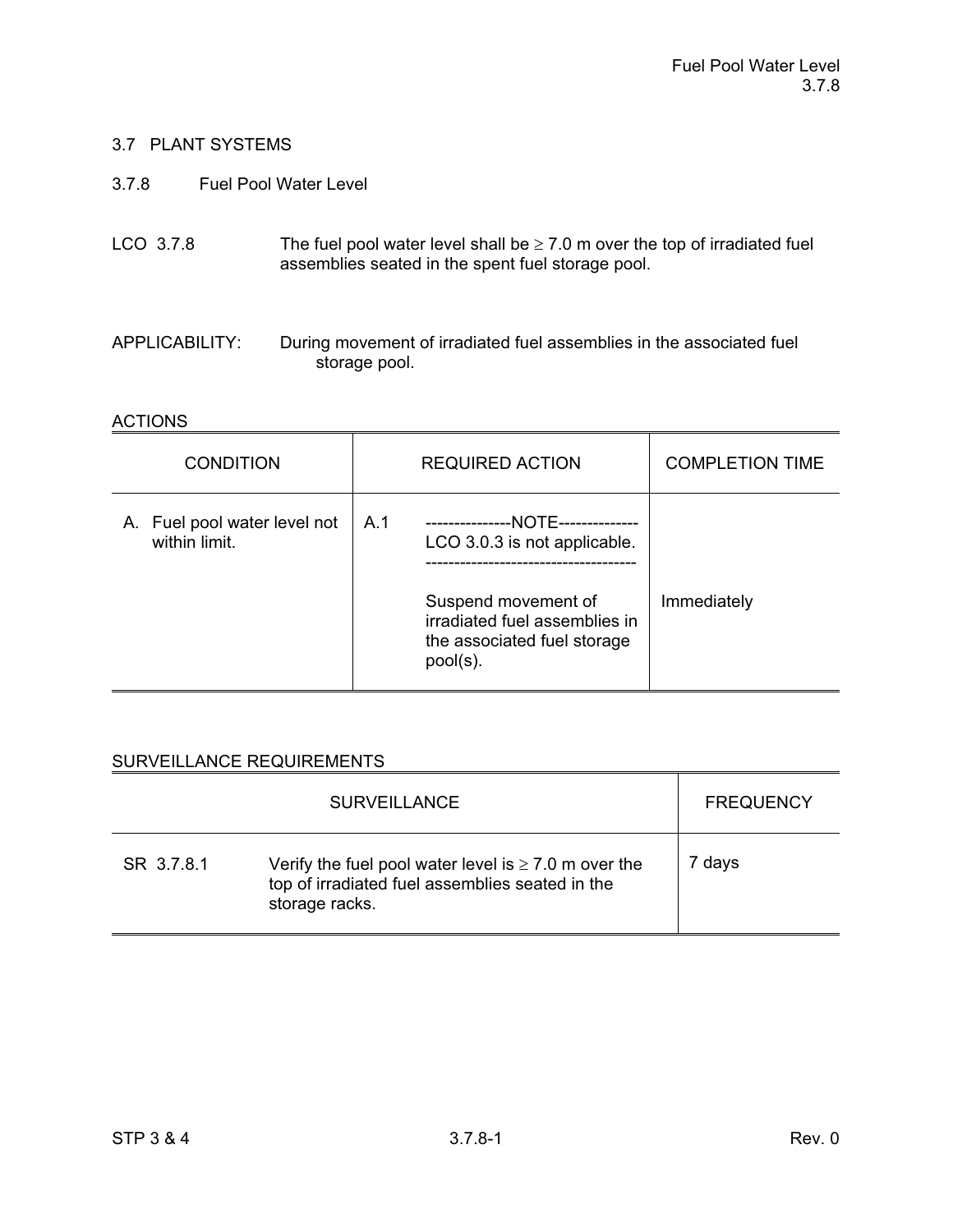## 3.7 PLANT SYSTEMS

### 3.7.8 Fuel Pool Water Level

LCO 3.7.8 The fuel pool water level shall be ≥ 7.0 m over the top of irradiated fuel assemblies seated in the spent fuel storage pool.

APPLICABILITY: During movement of irradiated fuel assemblies in the associated fuel storage pool.

ACTIONS

| CONDITION | REQUIRED ACTION | COMPLETION TIME |
|---|---|---|
| A. Fuel pool water level not within limit. | A.1 ---------------NOTE-------------- LCO 3.0.3 is not applicable. ------------------------------------ Suspend movement of irradiated fuel assemblies in the associated fuel storage pool(s). | Immediately |

SURVEILLANCE REQUIREMENTS

| SURVEILLANCE | | FREQUENCY |
|---|---|---|
| SR 3.7.8.1 | Verify the fuel pool water level is ≥ 7.0 m over the top of irradiated fuel assemblies seated in the storage racks. | 7 days |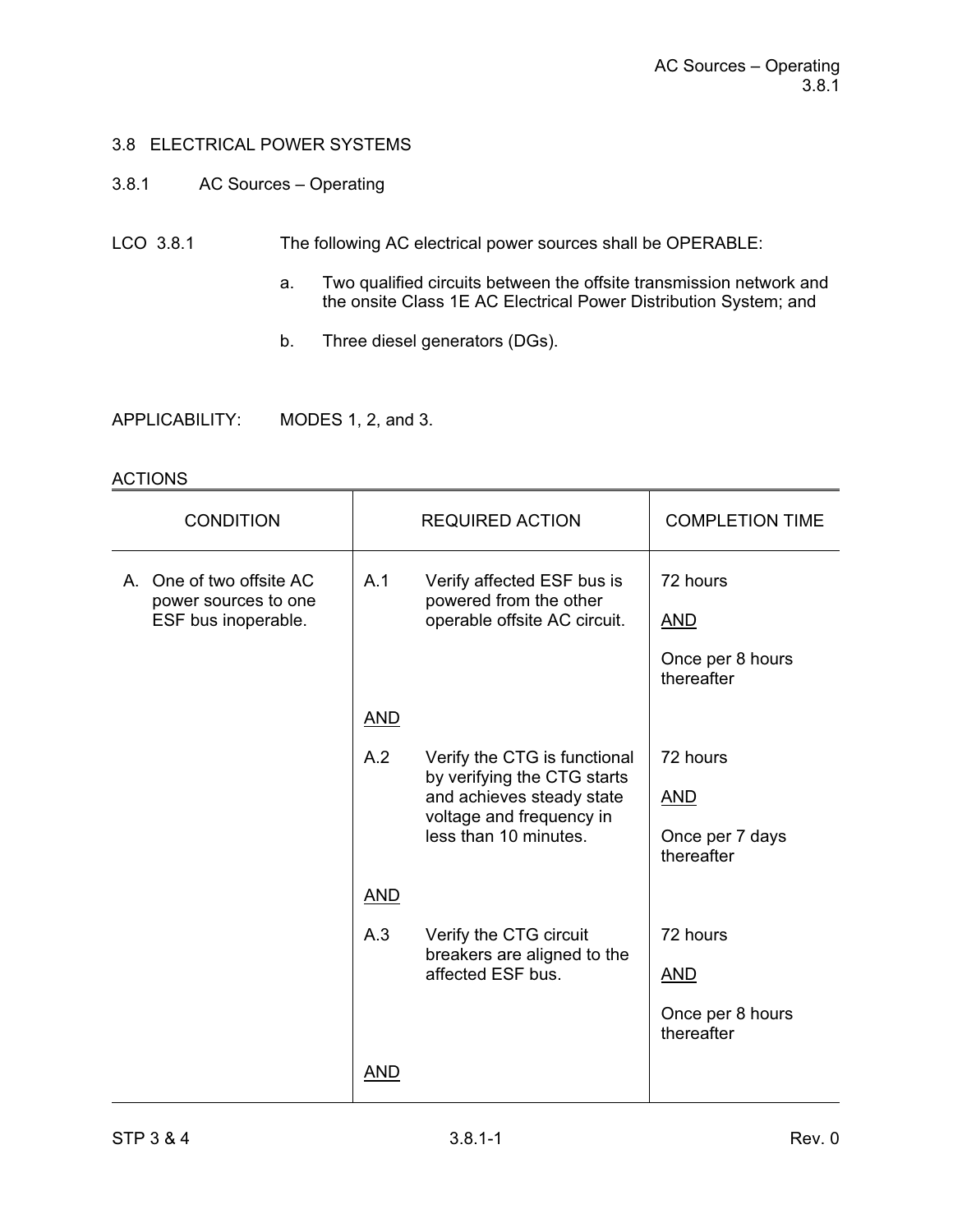## 3.8 ELECTRICAL POWER SYSTEMS

### 3.8.1 AC Sources – Operating

LCO 3.8.1 The following AC electrical power sources shall be OPERABLE:

a. Two qualified circuits between the offsite transmission network and the onsite Class 1E AC Electrical Power Distribution System; and

b. Three diesel generators (DGs).

APPLICABILITY: MODES 1, 2, and 3.

ACTIONS

| CONDITION | REQUIRED ACTION | COMPLETION TIME |
|---|---|---|
| A. One of two offsite AC power sources to one ESF bus inoperable. | A.1 Verify affected ESF bus is powered from the other operable offsite AC circuit. | 72 hours<br><br>AND<br><br>Once per 8 hours thereafter |
| | AND | |
| | A.2 Verify the CTG is functional by verifying the CTG starts and achieves steady state voltage and frequency in less than 10 minutes. | 72 hours<br><br>AND<br><br>Once per 7 days thereafter |
| | AND | |
| | A.3 Verify the CTG circuit breakers are aligned to the affected ESF bus. | 72 hours<br><br>AND<br><br>Once per 8 hours thereafter |
| | AND | |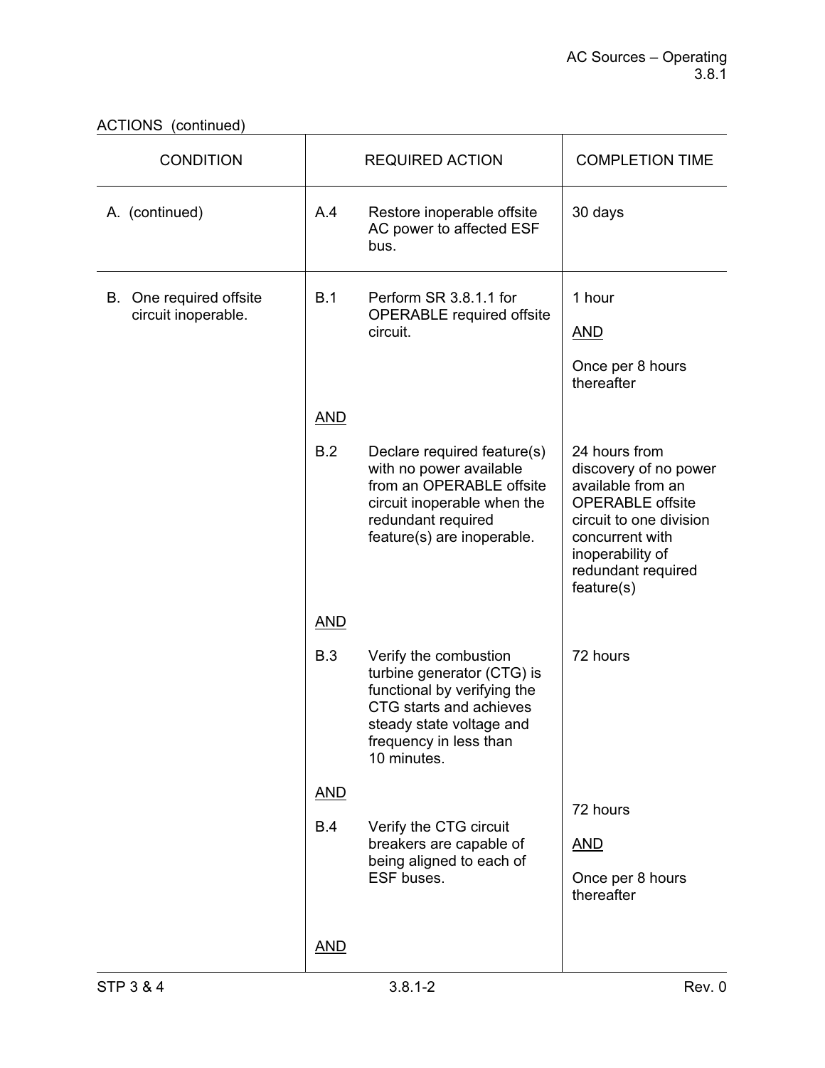ACTIONS (continued)

| CONDITION | REQUIRED ACTION | | COMPLETION TIME |
|---|---|---|---|
| A. (continued) | A.4 | Restore inoperable offsite AC power to affected ESF bus. | 30 days |
| B. One required offsite circuit inoperable. | B.1 | Perform SR 3.8.1.1 for OPERABLE required offsite circuit. | 1 hour<br><br>AND<br><br>Once per 8 hours thereafter |
| | AND | | |
| | B.2 | Declare required feature(s) with no power available from an OPERABLE offsite circuit inoperable when the redundant required feature(s) are inoperable. | 24 hours from discovery of no power available from an OPERABLE offsite circuit to one division concurrent with inoperability of redundant required feature(s) |
| | AND | | |
| | B.3 | Verify the combustion turbine generator (CTG) is functional by verifying the CTG starts and achieves steady state voltage and frequency in less than 10 minutes. | 72 hours |
| | AND | | |
| | B.4 | Verify the CTG circuit breakers are capable of being aligned to each of ESF buses. | 72 hours<br><br>AND<br><br>Once per 8 hours thereafter |
| | AND | | |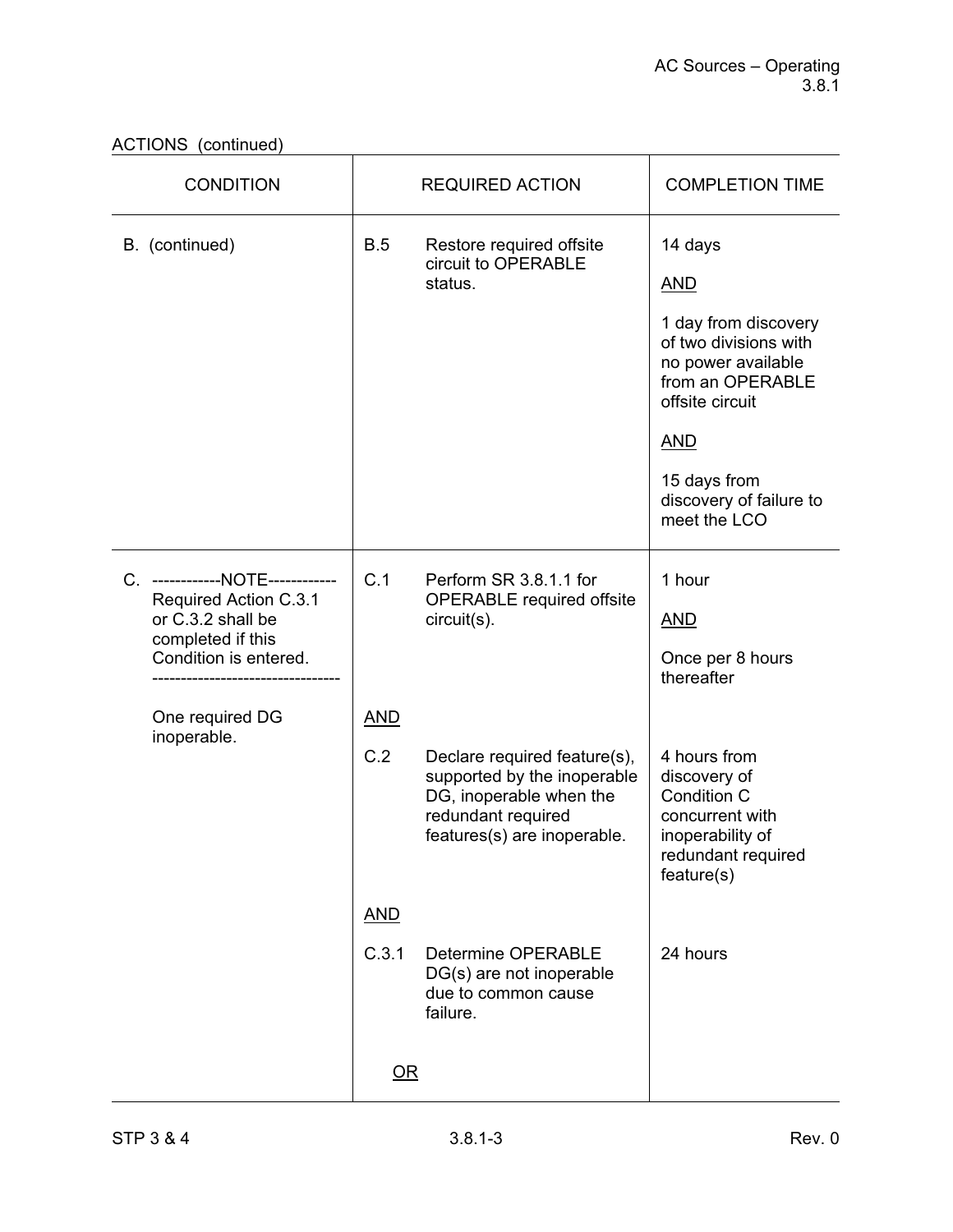ACTIONS (continued)

| CONDITION | REQUIRED ACTION | COMPLETION TIME |
|---|---|---|
| B. (continued) | B.5 Restore required offsite circuit to OPERABLE status. | 14 days<br><br><u>AND</u><br><br>1 day from discovery of two divisions with no power available from an OPERABLE offsite circuit<br><br><u>AND</u><br><br>15 days from discovery of failure to meet the LCO |
| C. ------------NOTE------------<br>Required Action C.3.1 or C.3.2 shall be completed if this Condition is entered.<br>---------------------------------<br><br>One required DG inoperable. | C.1 Perform SR 3.8.1.1 for OPERABLE required offsite circuit(s). | 1 hour<br><br><u>AND</u><br><br>Once per 8 hours thereafter |
| | <u>AND</u><br><br>C.2 Declare required feature(s), supported by the inoperable DG, inoperable when the redundant required features(s) are inoperable. | 4 hours from discovery of Condition C concurrent with inoperability of redundant required feature(s) |
| | <u>AND</u><br><br>C.3.1 Determine OPERABLE DG(s) are not inoperable due to common cause failure.<br><br><u>OR</u> | 24 hours |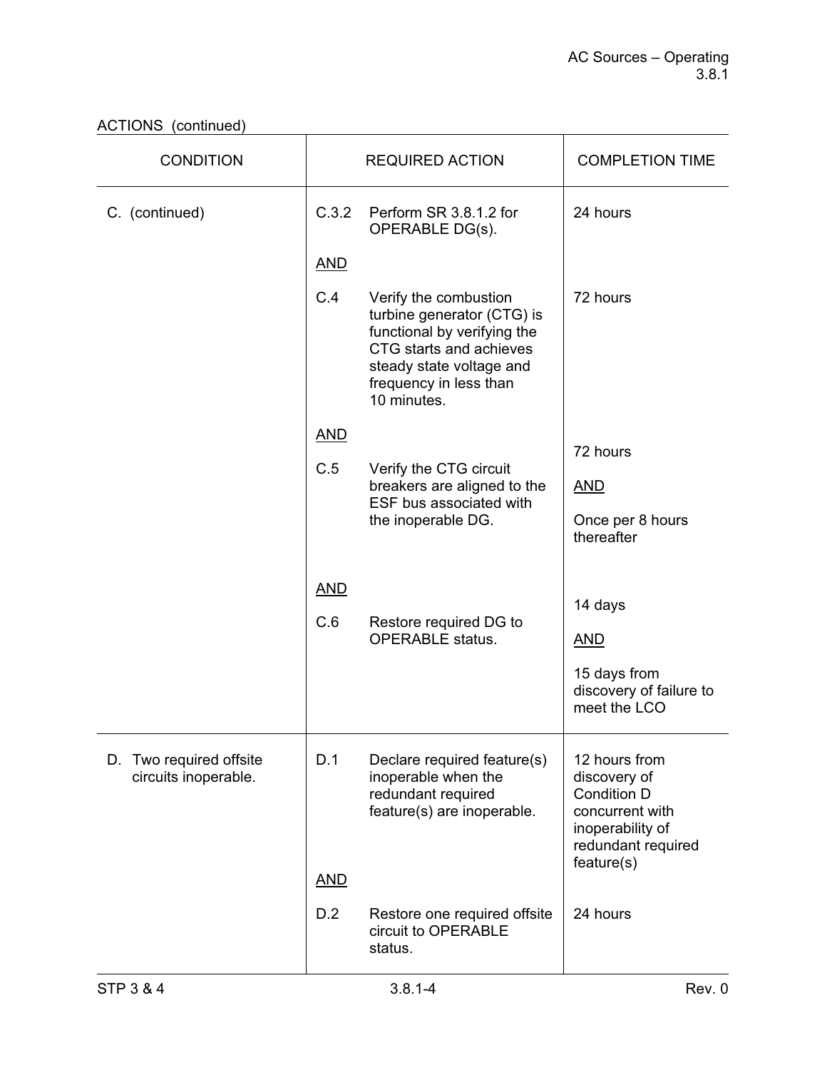ACTIONS (continued)

| CONDITION | REQUIRED ACTION | COMPLETION TIME |
|---|---|---|
| C. (continued) | C.3.2 Perform SR 3.8.1.2 for OPERABLE DG(s). | 24 hours |
| | AND | |
| | C.4 Verify the combustion turbine generator (CTG) is functional by verifying the CTG starts and achieves steady state voltage and frequency in less than 10 minutes. | 72 hours |
| | AND | |
| | C.5 Verify the CTG circuit breakers are aligned to the ESF bus associated with the inoperable DG. | 72 hours<br><br>AND<br><br>Once per 8 hours thereafter |
| | AND | |
| | C.6 Restore required DG to OPERABLE status. | 14 days<br><br>AND<br><br>15 days from discovery of failure to meet the LCO |
| D. Two required offsite circuits inoperable. | D.1 Declare required feature(s) inoperable when the redundant required feature(s) are inoperable. | 12 hours from discovery of Condition D concurrent with inoperability of redundant required feature(s) |
| | AND | |
| | D.2 Restore one required offsite circuit to OPERABLE status. | 24 hours |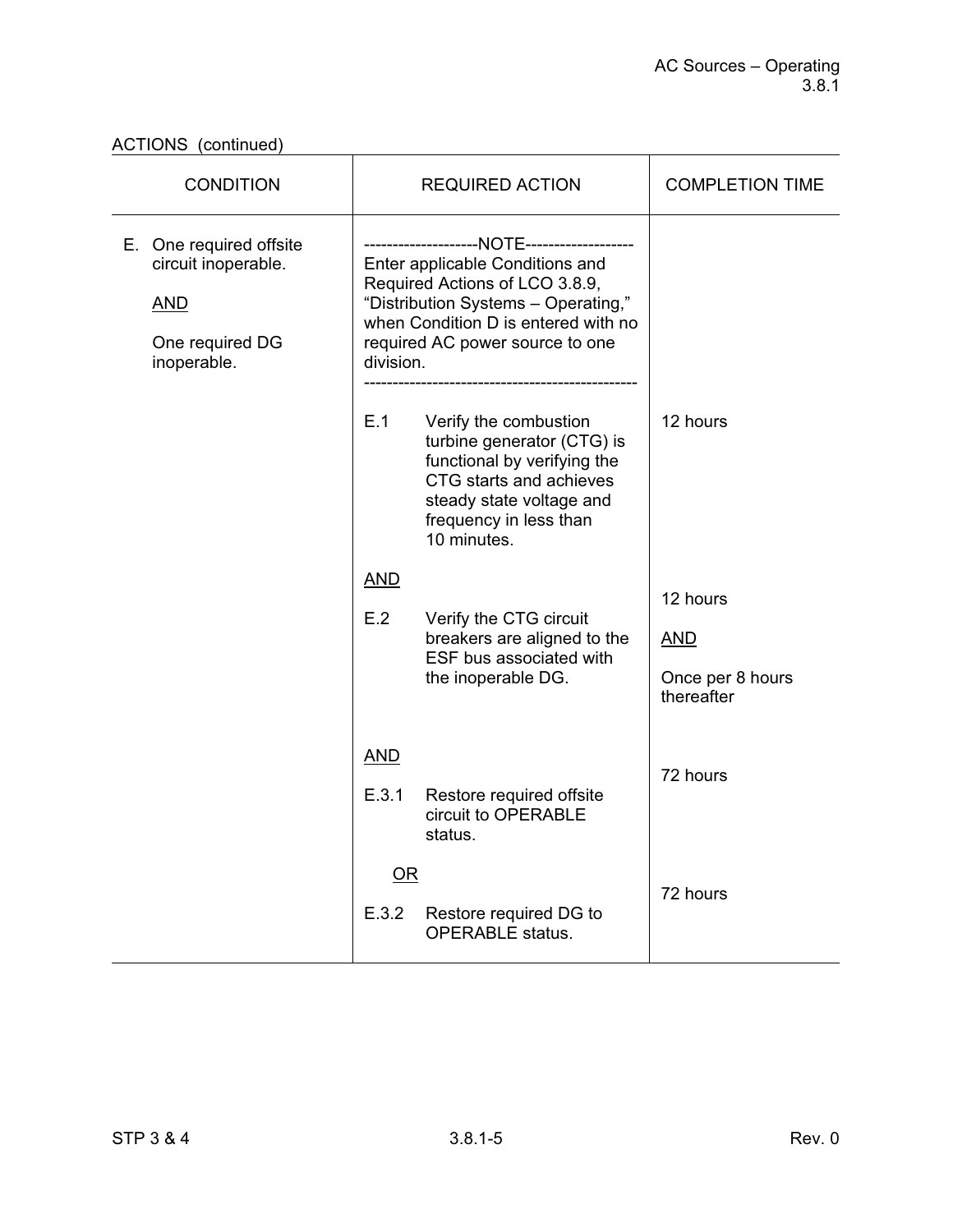ACTIONS (continued)

| CONDITION | REQUIRED ACTION | COMPLETION TIME |
|---|---|---|
| E. One required offsite circuit inoperable.<br><br>AND<br><br>One required DG inoperable. | --------------------NOTE-------------------<br>Enter applicable Conditions and Required Actions of LCO 3.8.9, "Distribution Systems – Operating," when Condition D is entered with no required AC power source to one division.<br>----------------------------------------------- | |
| | E.1 Verify the combustion turbine generator (CTG) is functional by verifying the CTG starts and achieves steady state voltage and frequency in less than 10 minutes. | 12 hours |
| | AND | |
| | E.2 Verify the CTG circuit breakers are aligned to the ESF bus associated with the inoperable DG. | 12 hours<br><br>AND<br><br>Once per 8 hours thereafter |
| | AND | |
| | E.3.1 Restore required offsite circuit to OPERABLE status. | 72 hours |
| | OR | |
| | E.3.2 Restore required DG to OPERABLE status. | 72 hours |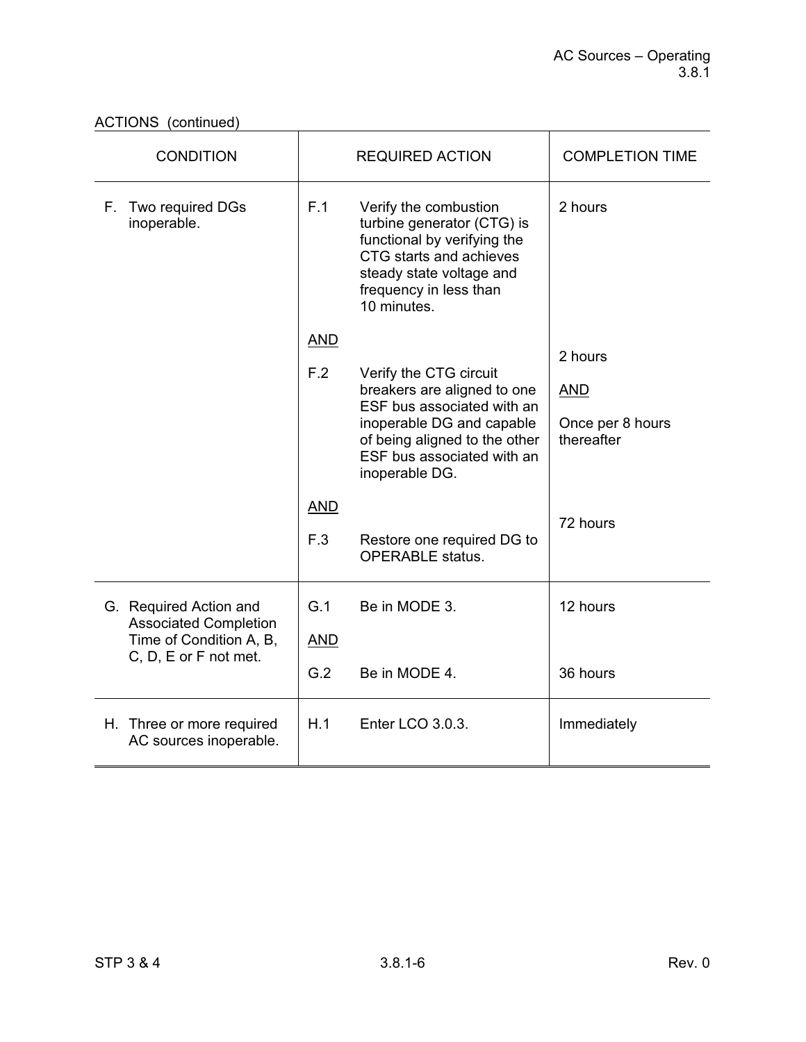ACTIONS (continued)

| CONDITION | REQUIRED ACTION | COMPLETION TIME |
|---|---|---|
| F. Two required DGs inoperable. | F.1 Verify the combustion turbine generator (CTG) is functional by verifying the CTG starts and achieves steady state voltage and frequency in less than 10 minutes. | 2 hours |
| | AND | |
| | F.2 Verify the CTG circuit breakers are aligned to one ESF bus associated with an inoperable DG and capable of being aligned to the other ESF bus associated with an inoperable DG. | 2 hours<br><br>AND<br><br>Once per 8 hours thereafter |
| | AND | |
| | F.3 Restore one required DG to OPERABLE status. | 72 hours |
| G. Required Action and Associated Completion Time of Condition A, B, C, D, E or F not met. | G.1 Be in MODE 3. | 12 hours |
| | AND | |
| | G.2 Be in MODE 4. | 36 hours |
| H. Three or more required AC sources inoperable. | H.1 Enter LCO 3.0.3. | Immediately |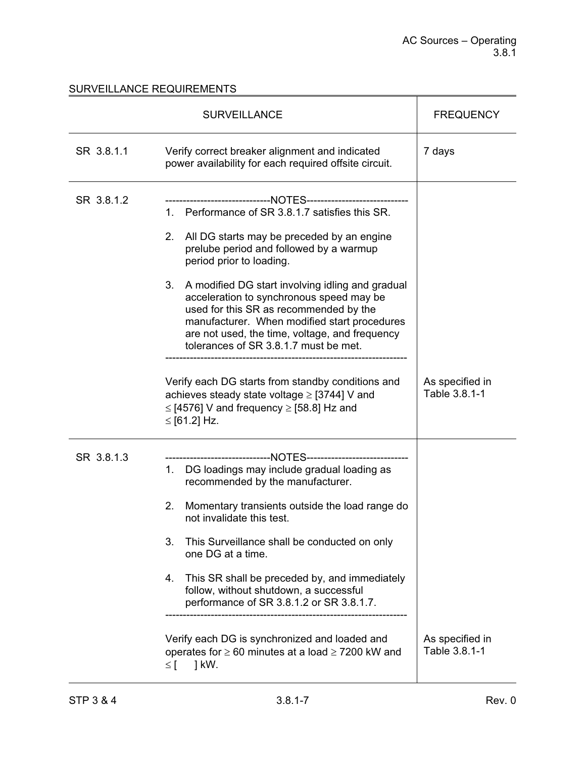## SURVEILLANCE REQUIREMENTS

| SURVEILLANCE | | FREQUENCY |
|---|---|---|
| SR 3.8.1.1 | Verify correct breaker alignment and indicated power availability for each required offsite circuit. | 7 days |
| SR 3.8.1.2 | ------------------------------NOTES------------------------------ <br>1. Performance of SR 3.8.1.7 satisfies this SR. <br><br>2. All DG starts may be preceded by an engine prelube period and followed by a warmup period prior to loading. <br><br>3. A modified DG start involving idling and gradual acceleration to synchronous speed may be used for this SR as recommended by the manufacturer. When modified start procedures are not used, the time, voltage, and frequency tolerances of SR 3.8.1.7 must be met. <br>------------------------------------------------------------------- <br><br>Verify each DG starts from standby conditions and achieves steady state voltage ≥ [3744] V and ≤ [4576] V and frequency ≥ [58.8] Hz and ≤ [61.2] Hz. | As specified in Table 3.8.1-1 |
| SR 3.8.1.3 | ------------------------------NOTES------------------------------ <br>1. DG loadings may include gradual loading as recommended by the manufacturer. <br><br>2. Momentary transients outside the load range do not invalidate this test. <br><br>3. This Surveillance shall be conducted on only one DG at a time. <br><br>4. This SR shall be preceded by, and immediately follow, without shutdown, a successful performance of SR 3.8.1.2 or SR 3.8.1.7. <br>------------------------------------------------------------------- <br><br>Verify each DG is synchronized and loaded and operates for ≥ 60 minutes at a load ≥ 7200 kW and ≤ [ ] kW. | As specified in Table 3.8.1-1 |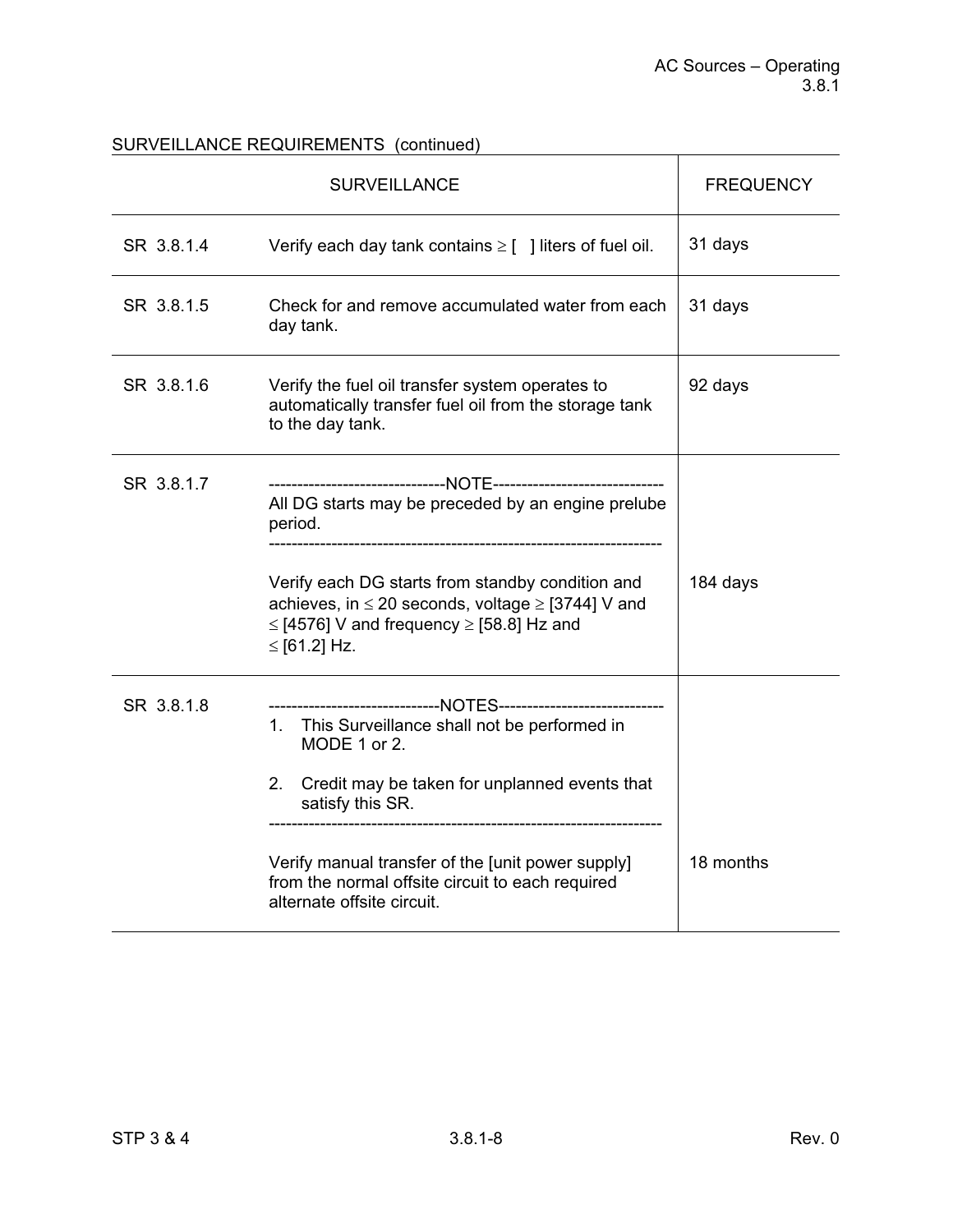SURVEILLANCE REQUIREMENTS (continued)

| | SURVEILLANCE | FREQUENCY |
|---|---|---|
| SR 3.8.1.4 | Verify each day tank contains ≥ [ ] liters of fuel oil. | 31 days |
| SR 3.8.1.5 | Check for and remove accumulated water from each day tank. | 31 days |
| SR 3.8.1.6 | Verify the fuel oil transfer system operates to automatically transfer fuel oil from the storage tank to the day tank. | 92 days |
| SR 3.8.1.7 | -------------------------------NOTE------------------------------ All DG starts may be preceded by an engine prelube period. --------------------------------------------------------------------- Verify each DG starts from standby condition and achieves, in ≤ 20 seconds, voltage ≥ [3744] V and ≤ [4576] V and frequency ≥ [58.8] Hz and ≤ [61.2] Hz. | 184 days |
| SR 3.8.1.8 | ------------------------------NOTES----------------------------- 1. This Surveillance shall not be performed in MODE 1 or 2. 2. Credit may be taken for unplanned events that satisfy this SR. --------------------------------------------------------------------- Verify manual transfer of the [unit power supply] from the normal offsite circuit to each required alternate offsite circuit. | 18 months |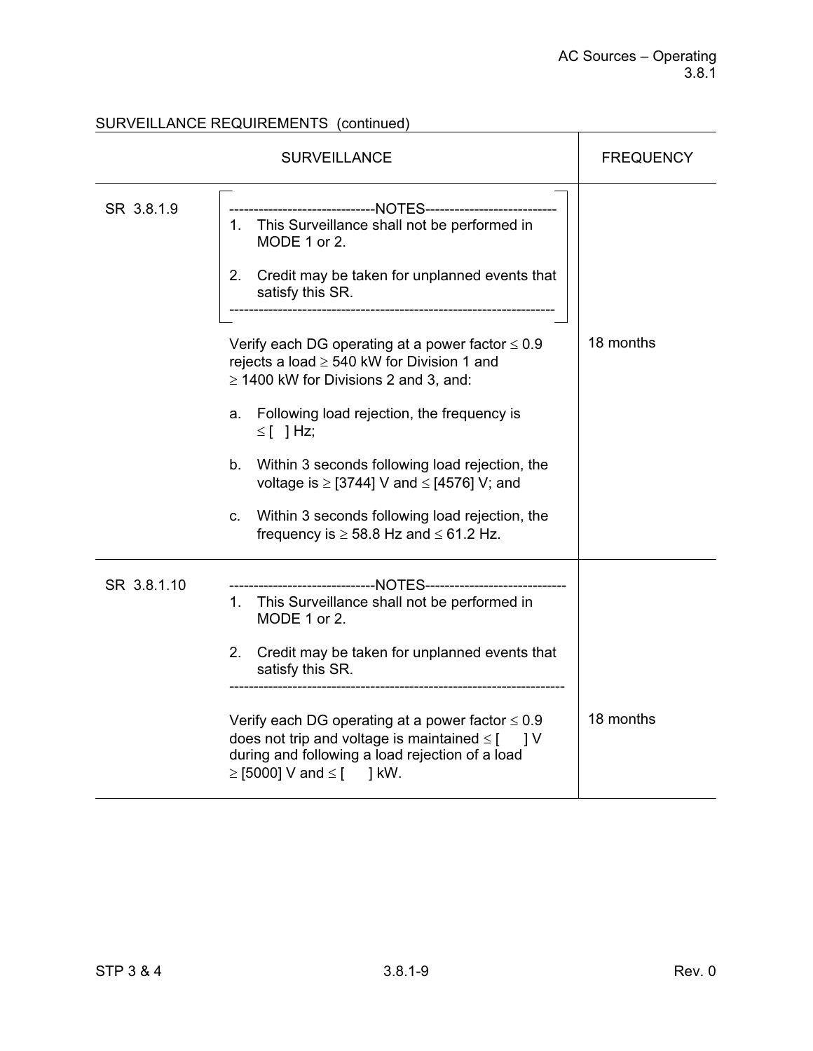SURVEILLANCE REQUIREMENTS (continued)

| SURVEILLANCE | | FREQUENCY |
|---|---|---|
| SR 3.8.1.9 | ------------------------------NOTES---------------------------<br>1. This Surveillance shall not be performed in MODE 1 or 2.<br><br>2. Credit may be taken for unplanned events that satisfy this SR.<br>-------------------------------------------------------------------<br><br>Verify each DG operating at a power factor ≤ 0.9 rejects a load ≥ 540 kW for Division 1 and ≥ 1400 kW for Divisions 2 and 3, and:<br><br>a. Following load rejection, the frequency is ≤ [ ] Hz;<br><br>b. Within 3 seconds following load rejection, the voltage is ≥ [3744] V and ≤ [4576] V; and<br><br>c. Within 3 seconds following load rejection, the frequency is ≥ 58.8 Hz and ≤ 61.2 Hz. | 18 months |
| SR 3.8.1.10 | ------------------------------NOTES-----------------------------<br>1. This Surveillance shall not be performed in MODE 1 or 2.<br><br>2. Credit may be taken for unplanned events that satisfy this SR.<br>---------------------------------------------------------------------<br><br>Verify each DG operating at a power factor ≤ 0.9 does not trip and voltage is maintained ≤ [ ] V during and following a load rejection of a load ≥ [5000] V and ≤ [ ] kW. | 18 months |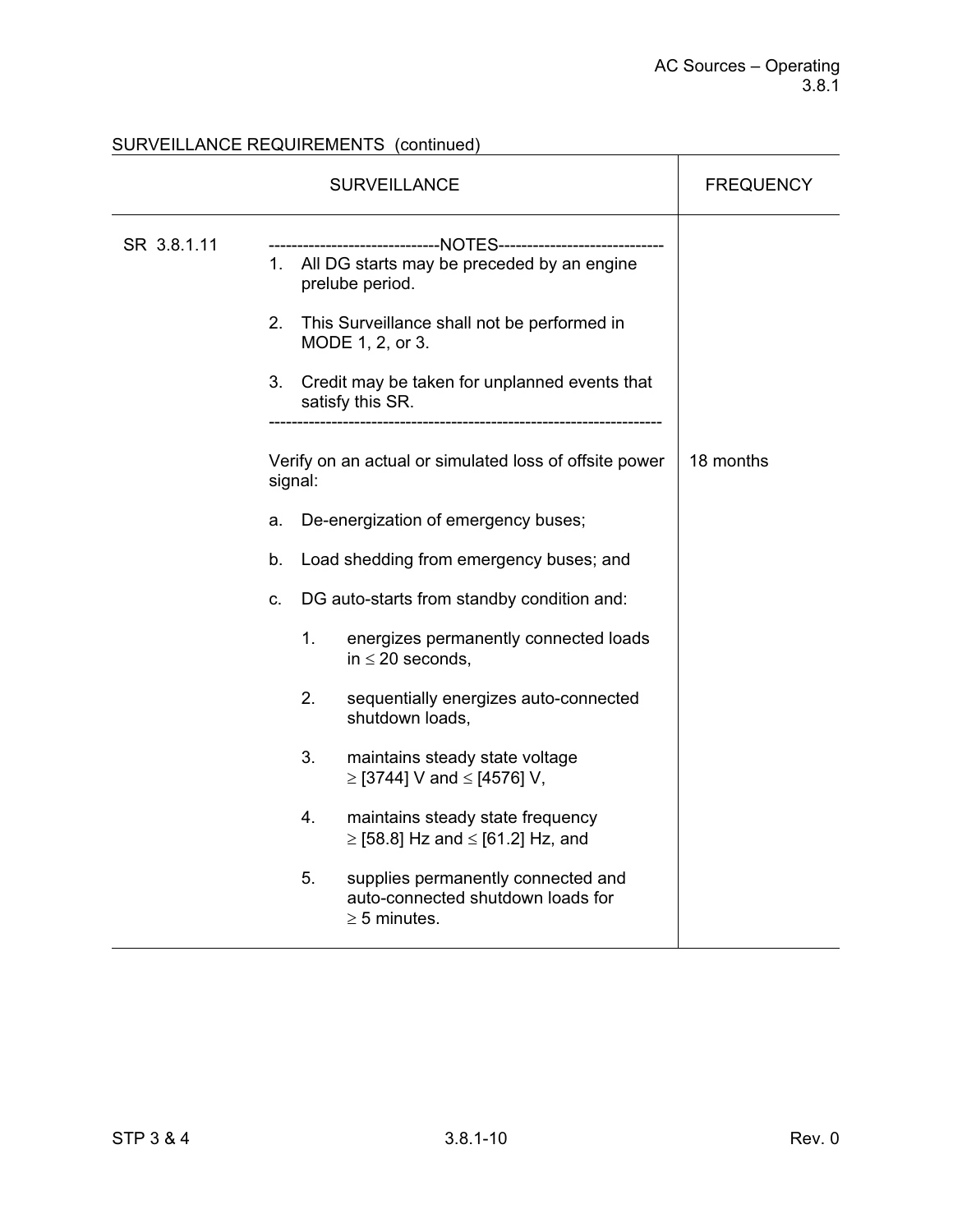SURVEILLANCE REQUIREMENTS (continued)

| SURVEILLANCE | | FREQUENCY |
|---|---|---|
| SR 3.8.1.11 | ------------------------------NOTES-----------------------------<br>1. All DG starts may be preceded by an engine prelube period.<br><br>2. This Surveillance shall not be performed in MODE 1, 2, or 3.<br><br>3. Credit may be taken for unplanned events that satisfy this SR.<br>-------------------------------------------------------------------<br><br>Verify on an actual or simulated loss of offsite power signal:<br><br>a. De-energization of emergency buses;<br><br>b. Load shedding from emergency buses; and<br><br>c. DG auto-starts from standby condition and:<br><br>1. energizes permanently connected loads in ≤ 20 seconds,<br><br>2. sequentially energizes auto-connected shutdown loads,<br><br>3. maintains steady state voltage ≥ [3744] V and ≤ [4576] V,<br><br>4. maintains steady state frequency ≥ [58.8] Hz and ≤ [61.2] Hz, and<br><br>5. supplies permanently connected and auto-connected shutdown loads for ≥ 5 minutes. | 18 months |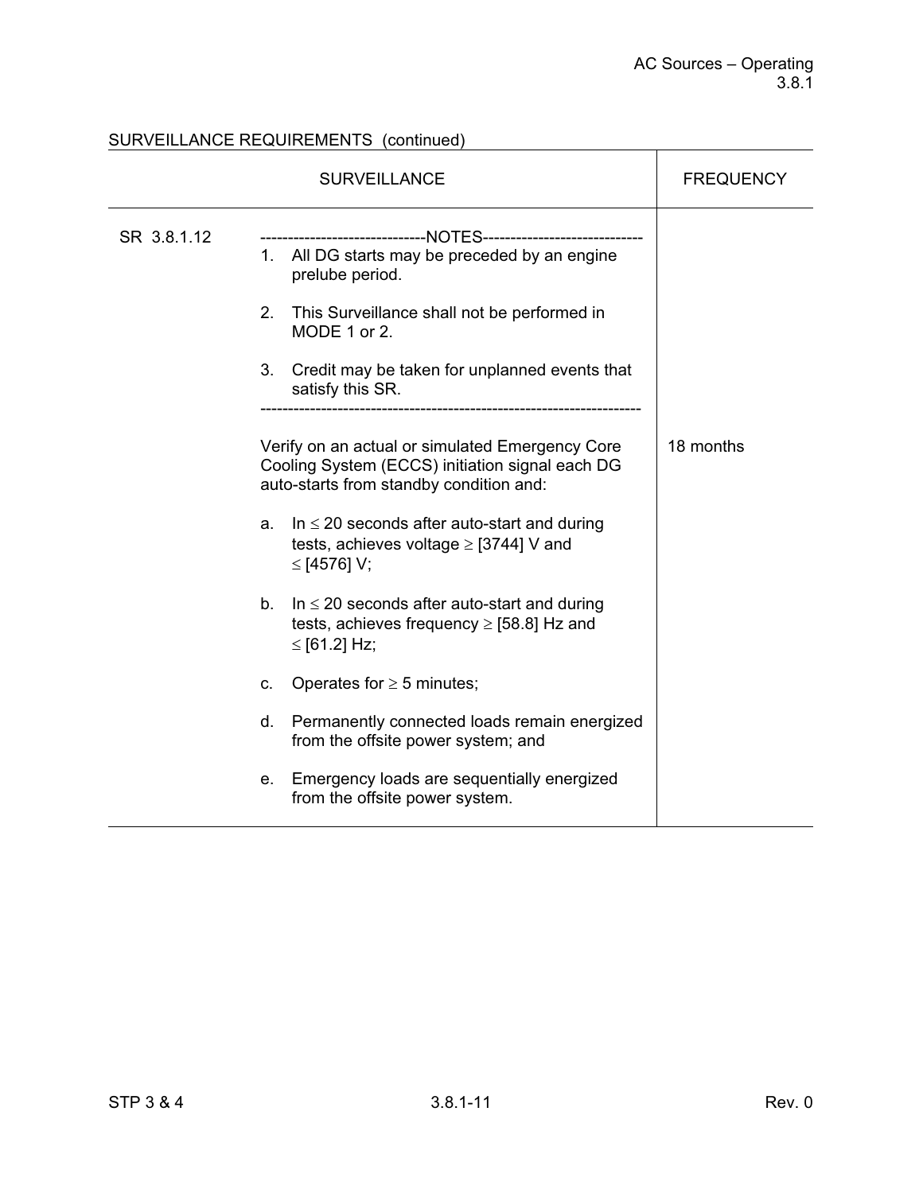SURVEILLANCE REQUIREMENTS (continued)

| SURVEILLANCE | | FREQUENCY |
|---|---|---|
| SR 3.8.1.12 | ------------------------------NOTES-----------------------------<br>1. All DG starts may be preceded by an engine prelube period.<br><br>2. This Surveillance shall not be performed in MODE 1 or 2.<br><br>3. Credit may be taken for unplanned events that satisfy this SR.<br>-------------------------------------------------------------------<br><br>Verify on an actual or simulated Emergency Core Cooling System (ECCS) initiation signal each DG auto-starts from standby condition and:<br><br>a. In ≤ 20 seconds after auto-start and during tests, achieves voltage ≥ [3744] V and ≤ [4576] V;<br><br>b. In ≤ 20 seconds after auto-start and during tests, achieves frequency ≥ [58.8] Hz and ≤ [61.2] Hz;<br><br>c. Operates for ≥ 5 minutes;<br><br>d. Permanently connected loads remain energized from the offsite power system; and<br><br>e. Emergency loads are sequentially energized from the offsite power system. | 18 months |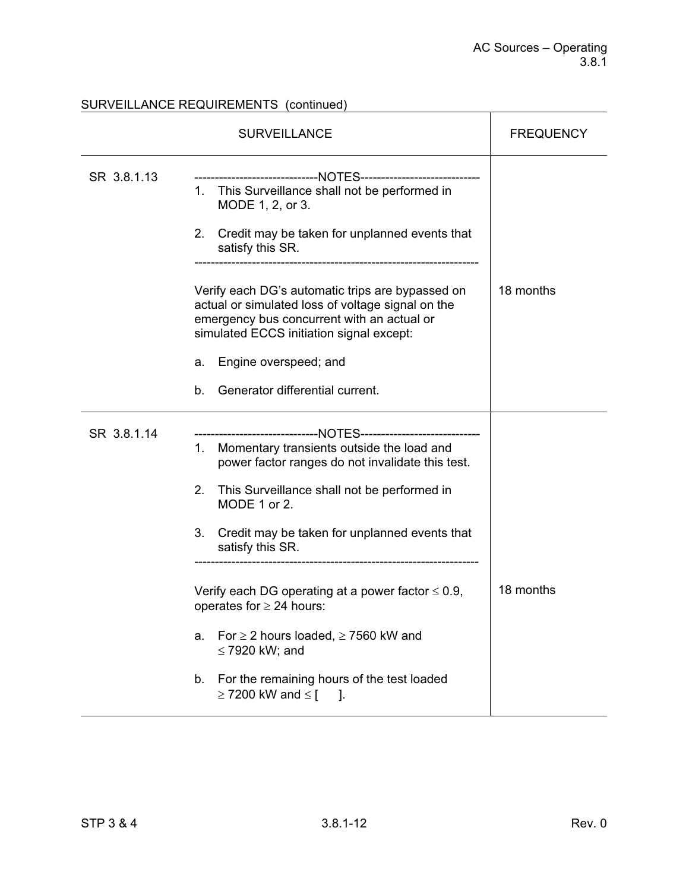SURVEILLANCE REQUIREMENTS (continued)

| SURVEILLANCE | | FREQUENCY |
|---|---|---|
| SR 3.8.1.13 | ------------------------------NOTES------------------------------<br>1. This Surveillance shall not be performed in MODE 1, 2, or 3.<br><br>2. Credit may be taken for unplanned events that satisfy this SR.<br>-------------------------------------------------------------------<br><br>Verify each DG's automatic trips are bypassed on actual or simulated loss of voltage signal on the emergency bus concurrent with an actual or simulated ECCS initiation signal except:<br><br>a. Engine overspeed; and<br><br>b. Generator differential current. | 18 months |
| SR 3.8.1.14 | ------------------------------NOTES------------------------------<br>1. Momentary transients outside the load and power factor ranges do not invalidate this test.<br><br>2. This Surveillance shall not be performed in MODE 1 or 2.<br><br>3. Credit may be taken for unplanned events that satisfy this SR.<br>-------------------------------------------------------------------<br><br>Verify each DG operating at a power factor ≤ 0.9, operates for ≥ 24 hours:<br><br>a. For ≥ 2 hours loaded, ≥ 7560 kW and ≤ 7920 kW; and<br><br>b. For the remaining hours of the test loaded ≥ 7200 kW and ≤ [ ]. | 18 months |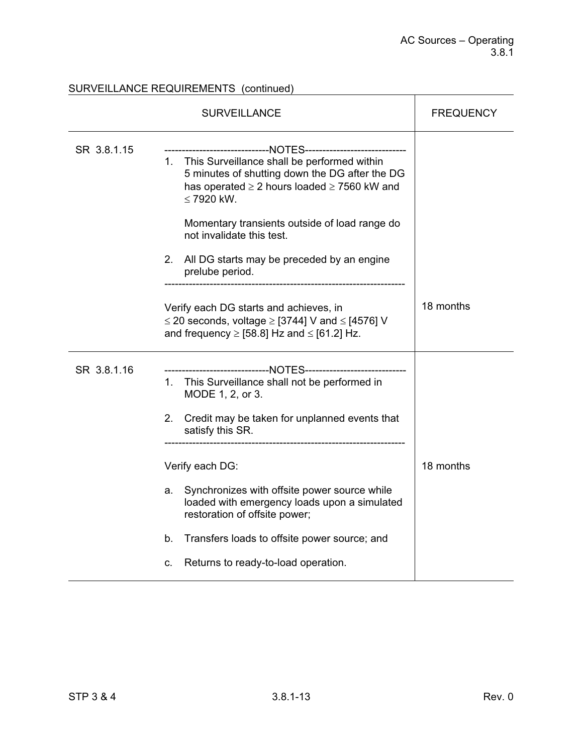SURVEILLANCE REQUIREMENTS (continued)

| SURVEILLANCE | | FREQUENCY |
|---|---|---|
| SR 3.8.1.15 | ------------------------------NOTES------------------------------<br>1. This Surveillance shall be performed within 5 minutes of shutting down the DG after the DG has operated ≥ 2 hours loaded ≥ 7560 kW and ≤ 7920 kW.<br><br>Momentary transients outside of load range do not invalidate this test.<br><br>2. All DG starts may be preceded by an engine prelube period.<br>---------------------------------------------------------------------<br><br>Verify each DG starts and achieves, in ≤ 20 seconds, voltage ≥ [3744] V and ≤ [4576] V and frequency ≥ [58.8] Hz and ≤ [61.2] Hz. | 18 months |
| SR 3.8.1.16 | ------------------------------NOTES------------------------------<br>1. This Surveillance shall not be performed in MODE 1, 2, or 3.<br><br>2. Credit may be taken for unplanned events that satisfy this SR.<br>---------------------------------------------------------------------<br><br>Verify each DG:<br><br>a. Synchronizes with offsite power source while loaded with emergency loads upon a simulated restoration of offsite power;<br><br>b. Transfers loads to offsite power source; and<br><br>c. Returns to ready-to-load operation. | 18 months |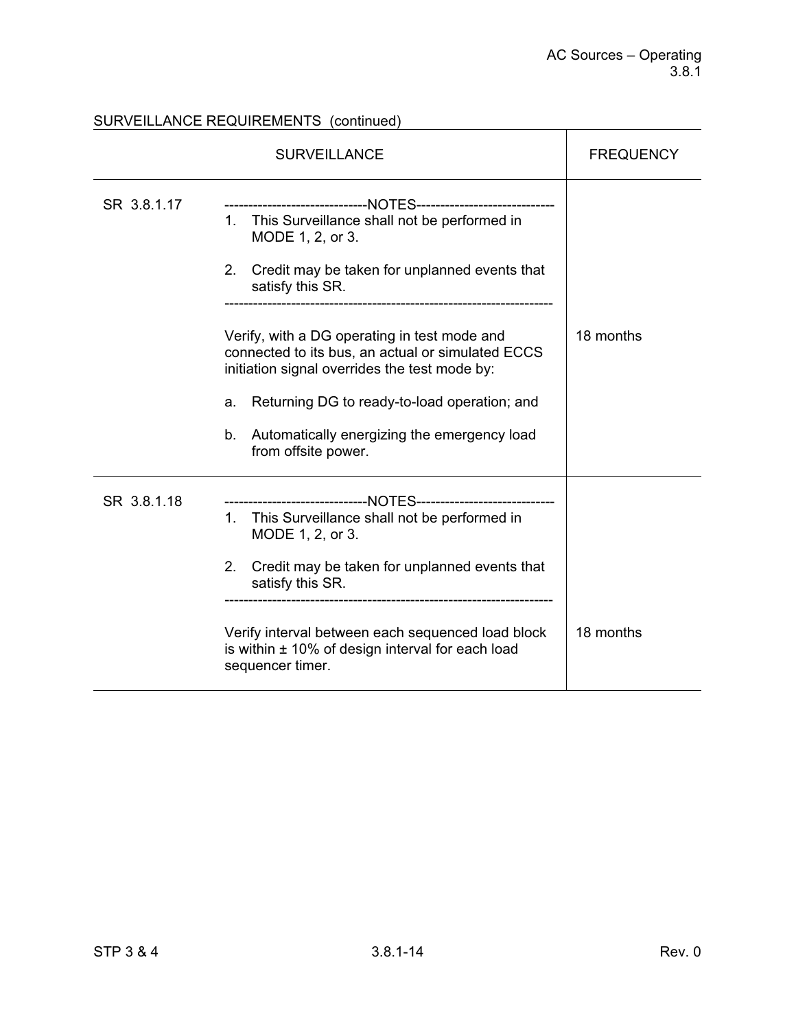SURVEILLANCE REQUIREMENTS (continued)

| | SURVEILLANCE | FREQUENCY |
|---|---|---|
| SR 3.8.1.17 | ------------------------------NOTES------------------------------<br>1. This Surveillance shall not be performed in MODE 1, 2, or 3.<br><br>2. Credit may be taken for unplanned events that satisfy this SR.<br>-------------------------------------------------------------------<br><br>Verify, with a DG operating in test mode and connected to its bus, an actual or simulated ECCS initiation signal overrides the test mode by:<br><br>a. Returning DG to ready-to-load operation; and<br><br>b. Automatically energizing the emergency load from offsite power. | 18 months |
| SR 3.8.1.18 | ------------------------------NOTES------------------------------<br>1. This Surveillance shall not be performed in MODE 1, 2, or 3.<br><br>2. Credit may be taken for unplanned events that satisfy this SR.<br>-------------------------------------------------------------------<br><br>Verify interval between each sequenced load block is within ± 10% of design interval for each load sequencer timer. | 18 months |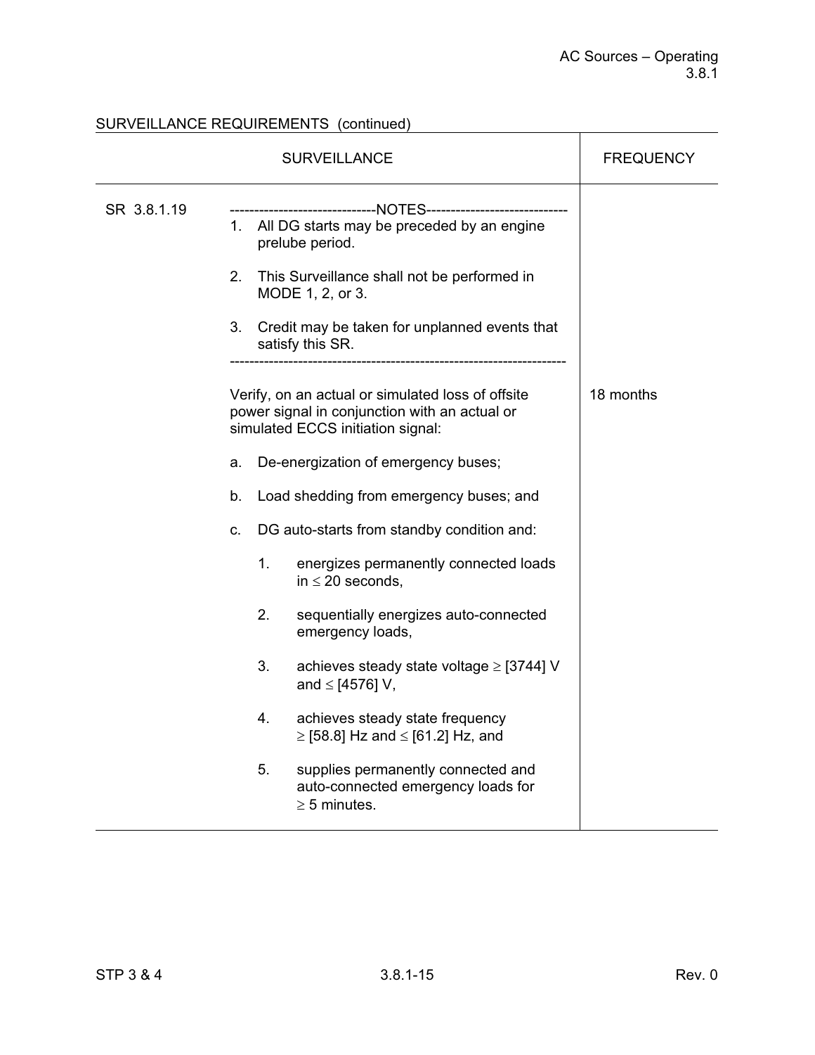SURVEILLANCE REQUIREMENTS (continued)

| SURVEILLANCE | | FREQUENCY |
|---|---|---|
| SR 3.8.1.19 | ------------------------------NOTES-----------------------------<br>1. All DG starts may be preceded by an engine prelube period.<br><br>2. This Surveillance shall not be performed in MODE 1, 2, or 3.<br><br>3. Credit may be taken for unplanned events that satisfy this SR.<br>-------------------------------------------------------------------<br><br>Verify, on an actual or simulated loss of offsite power signal in conjunction with an actual or simulated ECCS initiation signal:<br><br>a. De-energization of emergency buses;<br><br>b. Load shedding from emergency buses; and<br><br>c. DG auto-starts from standby condition and:<br><br>1. energizes permanently connected loads in ≤ 20 seconds,<br><br>2. sequentially energizes auto-connected emergency loads,<br><br>3. achieves steady state voltage ≥ [3744] V and ≤ [4576] V,<br><br>4. achieves steady state frequency ≥ [58.8] Hz and ≤ [61.2] Hz, and<br><br>5. supplies permanently connected and auto-connected emergency loads for ≥ 5 minutes. | 18 months |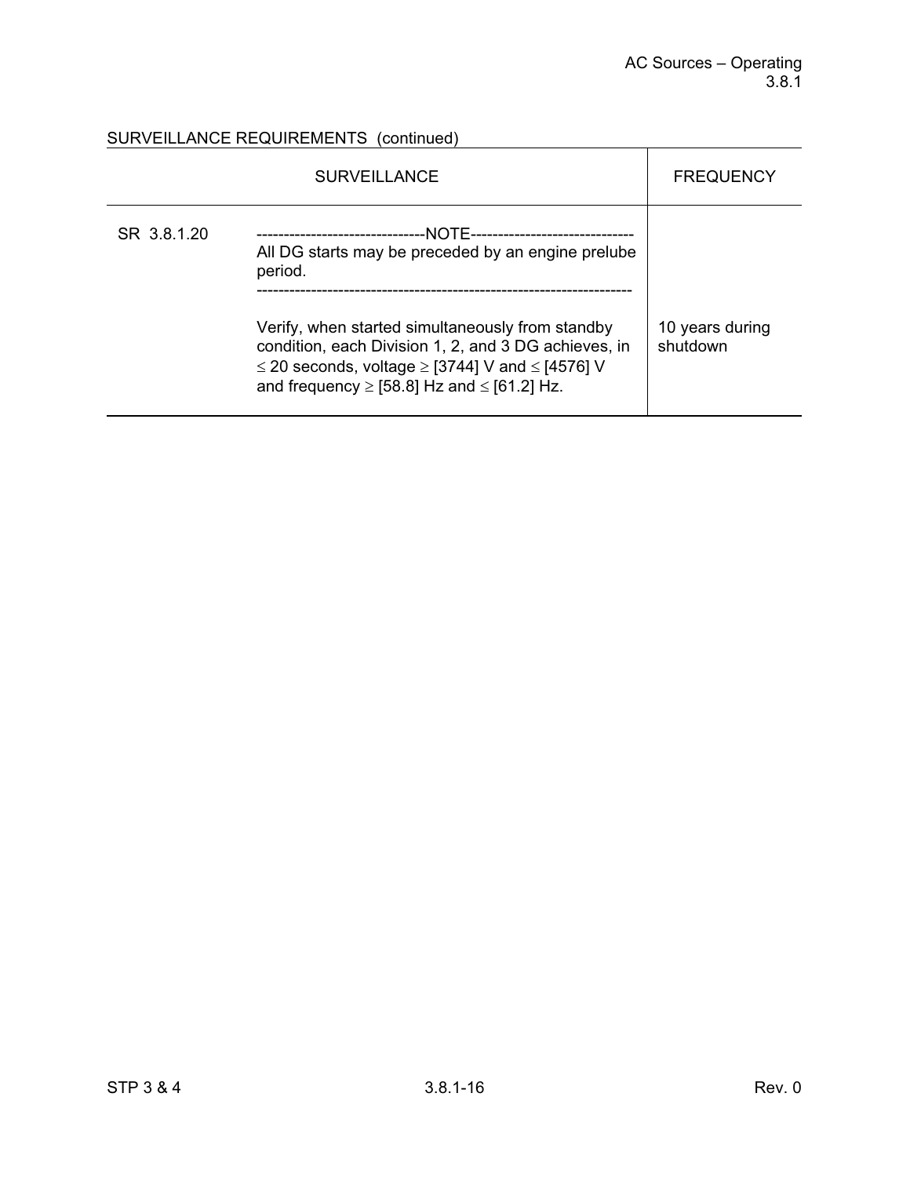SURVEILLANCE REQUIREMENTS (continued)

| SURVEILLANCE | | FREQUENCY |
|---|---|---|
| SR 3.8.1.20 | -------------------------------NOTE------------------------------<br>All DG starts may be preceded by an engine prelube period.<br>---------------------------------------------------------------------<br><br>Verify, when started simultaneously from standby condition, each Division 1, 2, and 3 DG achieves, in ≤ 20 seconds, voltage ≥ [3744] V and ≤ [4576] V and frequency ≥ [58.8] Hz and ≤ [61.2] Hz. | 10 years during shutdown |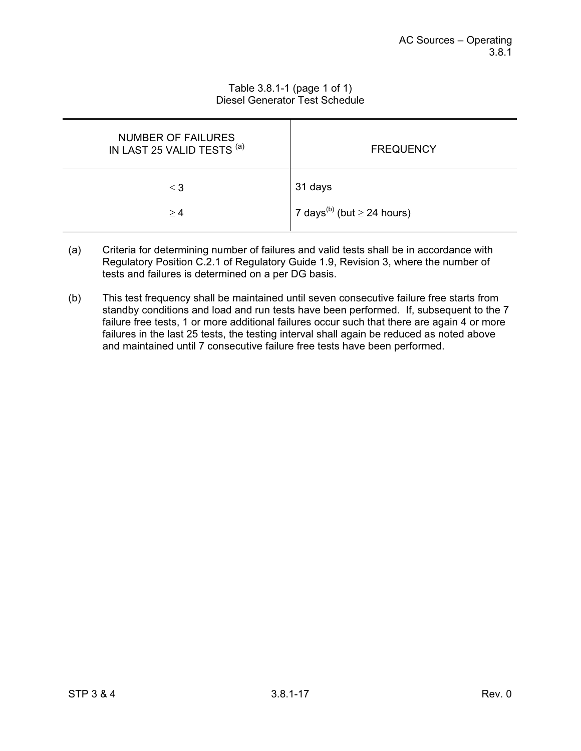Table 3.8.1-1 (page 1 of 1)
Diesel Generator Test Schedule

| NUMBER OF FAILURES IN LAST 25 VALID TESTS [(a)] | FREQUENCY |
|---|---|
| ≤ 3 | 31 days |
| ≥ 4 | 7 days[(b)] (but ≥ 24 hours) |

(a) Criteria for determining number of failures and valid tests shall be in accordance with Regulatory Position C.2.1 of Regulatory Guide 1.9, Revision 3, where the number of tests and failures is determined on a per DG basis.

(b) This test frequency shall be maintained until seven consecutive failure free starts from standby conditions and load and run tests have been performed. If, subsequent to the 7 failure free tests, 1 or more additional failures occur such that there are again 4 or more failures in the last 25 tests, the testing interval shall again be reduced as noted above and maintained until 7 consecutive failure free tests have been performed.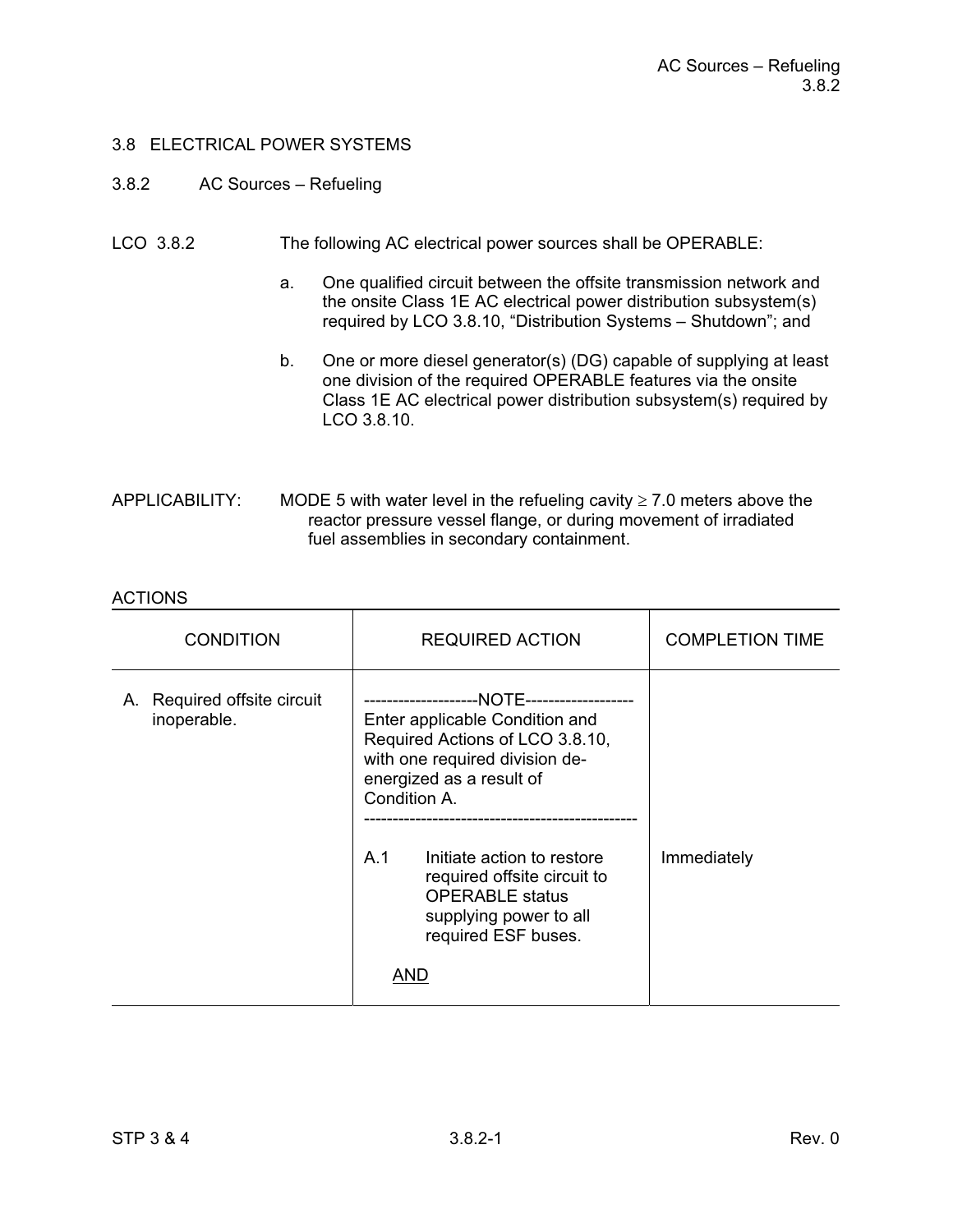## 3.8 ELECTRICAL POWER SYSTEMS

### 3.8.2 AC Sources – Refueling

LCO 3.8.2 The following AC electrical power sources shall be OPERABLE:

a. One qualified circuit between the offsite transmission network and the onsite Class 1E AC electrical power distribution subsystem(s) required by LCO 3.8.10, "Distribution Systems – Shutdown"; and

b. One or more diesel generator(s) (DG) capable of supplying at least one division of the required OPERABLE features via the onsite Class 1E AC electrical power distribution subsystem(s) required by LCO 3.8.10.

APPLICABILITY: MODE 5 with water level in the refueling cavity ≥ 7.0 meters above the reactor pressure vessel flange, or during movement of irradiated fuel assemblies in secondary containment.

ACTIONS

| CONDITION | REQUIRED ACTION | COMPLETION TIME |
|---|---|---|
| A. Required offsite circuit inoperable. | --------------------NOTE-------------------<br>Enter applicable Condition and Required Actions of LCO 3.8.10, with one required division de-energized as a result of Condition A.<br>----------------------------------------------- | |
| | A.1 Initiate action to restore required offsite circuit to OPERABLE status supplying power to all required ESF buses.<br><br>AND | Immediately |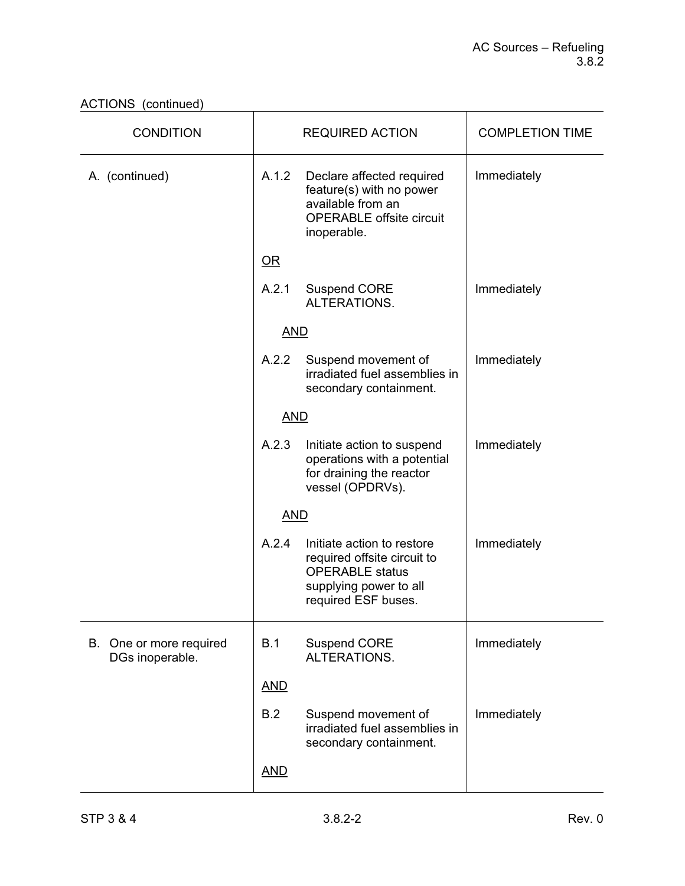ACTIONS (continued)

| CONDITION | REQUIRED ACTION | | COMPLETION TIME |
|---|---|---|---|
| A. (continued) | A.1.2 | Declare affected required feature(s) with no power available from an OPERABLE offsite circuit inoperable. | Immediately |
| | OR | | |
| | A.2.1 | Suspend CORE ALTERATIONS. | Immediately |
| | AND | | |
| | A.2.2 | Suspend movement of irradiated fuel assemblies in secondary containment. | Immediately |
| | AND | | |
| | A.2.3 | Initiate action to suspend operations with a potential for draining the reactor vessel (OPDRVs). | Immediately |
| | AND | | |
| | A.2.4 | Initiate action to restore required offsite circuit to OPERABLE status supplying power to all required ESF buses. | Immediately |
| B. One or more required DGs inoperable. | B.1 | Suspend CORE ALTERATIONS. | Immediately |
| | AND | | |
| | B.2 | Suspend movement of irradiated fuel assemblies in secondary containment. | Immediately |
| | AND | | |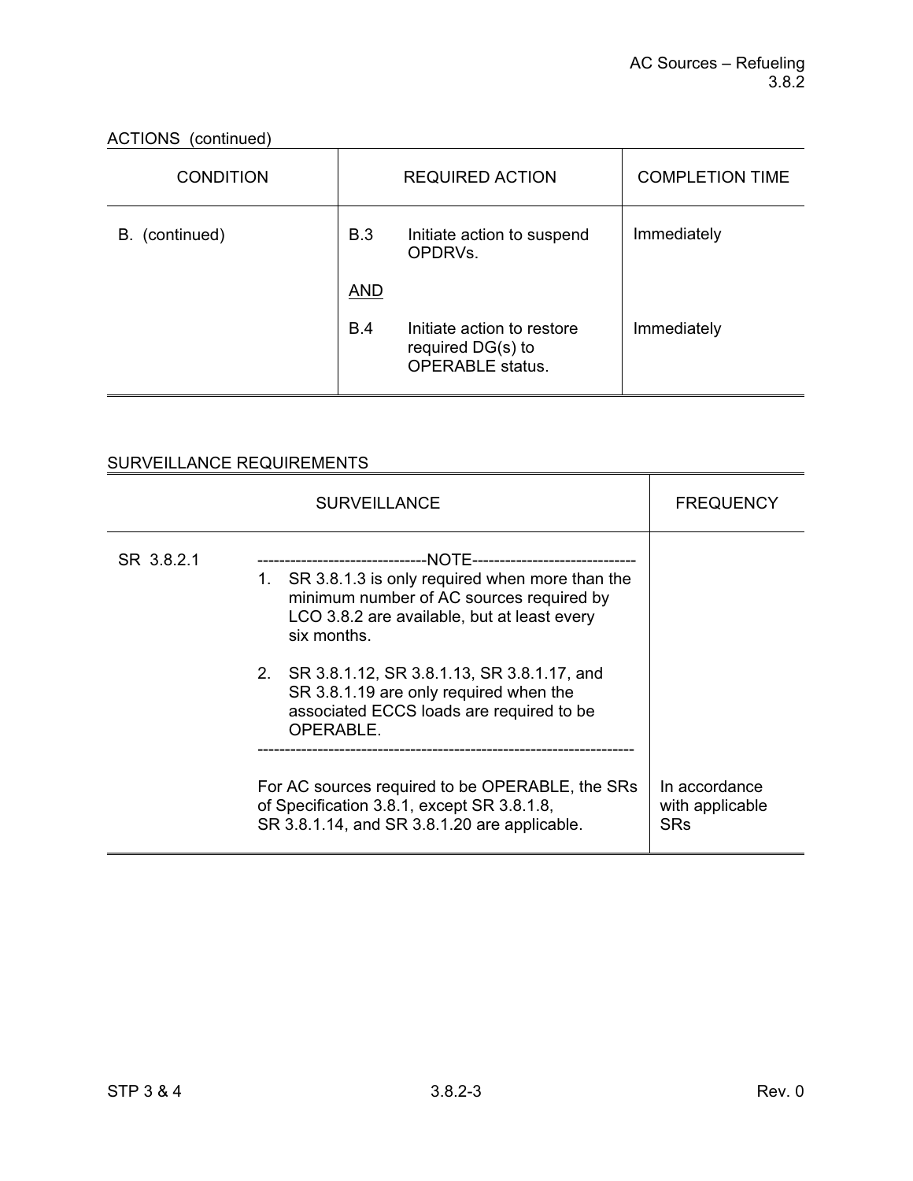ACTIONS (continued)

| CONDITION | REQUIRED ACTION | COMPLETION TIME |
|---|---|---|
| B. (continued) | B.3 Initiate action to suspend OPDRVs.<br><br>AND<br><br>B.4 Initiate action to restore required DG(s) to OPERABLE status. | Immediately<br><br><br><br>Immediately |

SURVEILLANCE REQUIREMENTS

| | SURVEILLANCE | FREQUENCY |
|---|---|---|
| SR 3.8.2.1 | -------------------------------NOTE------------------------------<br>1. SR 3.8.1.3 is only required when more than the minimum number of AC sources required by LCO 3.8.2 are available, but at least every six months.<br><br>2. SR 3.8.1.12, SR 3.8.1.13, SR 3.8.1.17, and SR 3.8.1.19 are only required when the associated ECCS loads are required to be OPERABLE.<br>--------------------------------------------------------------------<br><br>For AC sources required to be OPERABLE, the SRs of Specification 3.8.1, except SR 3.8.1.8, SR 3.8.1.14, and SR 3.8.1.20 are applicable. | In accordance with applicable SRs |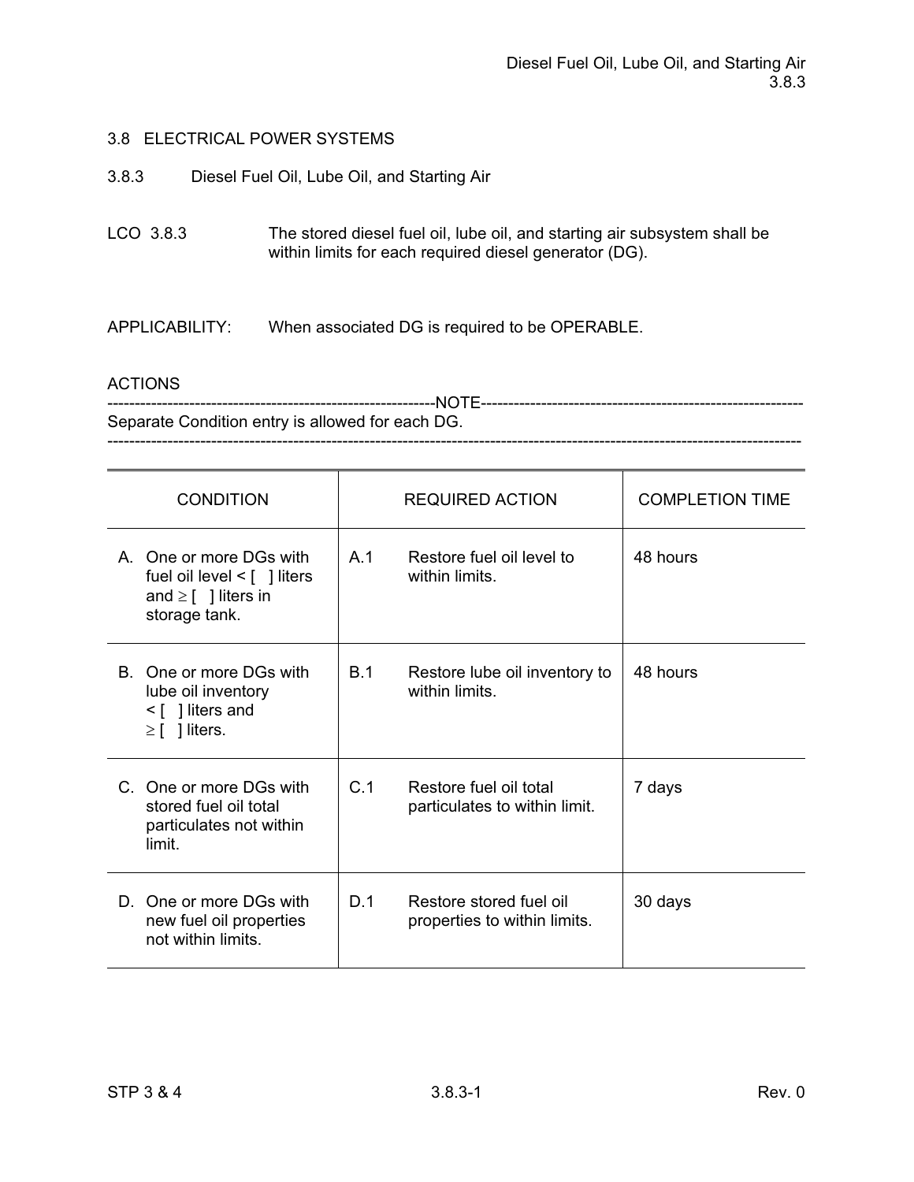# 3.8 ELECTRICAL POWER SYSTEMS

## 3.8.3 Diesel Fuel Oil, Lube Oil, and Starting Air

LCO 3.8.3 The stored diesel fuel oil, lube oil, and starting air subsystem shall be within limits for each required diesel generator (DG).

APPLICABILITY: When associated DG is required to be OPERABLE.

ACTIONS

-----------------------------------------------------------NOTE-----------------------------------------------------------
Separate Condition entry is allowed for each DG.
-------------------------------------------------------------------------------------------------------------------------------

| CONDITION | REQUIRED ACTION | COMPLETION TIME |
|---|---|---|
| A. One or more DGs with fuel oil level < [ ] liters and ≥ [ ] liters in storage tank. | A.1 Restore fuel oil level to within limits. | 48 hours |
| B. One or more DGs with lube oil inventory < [ ] liters and ≥ [ ] liters. | B.1 Restore lube oil inventory to within limits. | 48 hours |
| C. One or more DGs with stored fuel oil total particulates not within limit. | C.1 Restore fuel oil total particulates to within limit. | 7 days |
| D. One or more DGs with new fuel oil properties not within limits. | D.1 Restore stored fuel oil properties to within limits. | 30 days |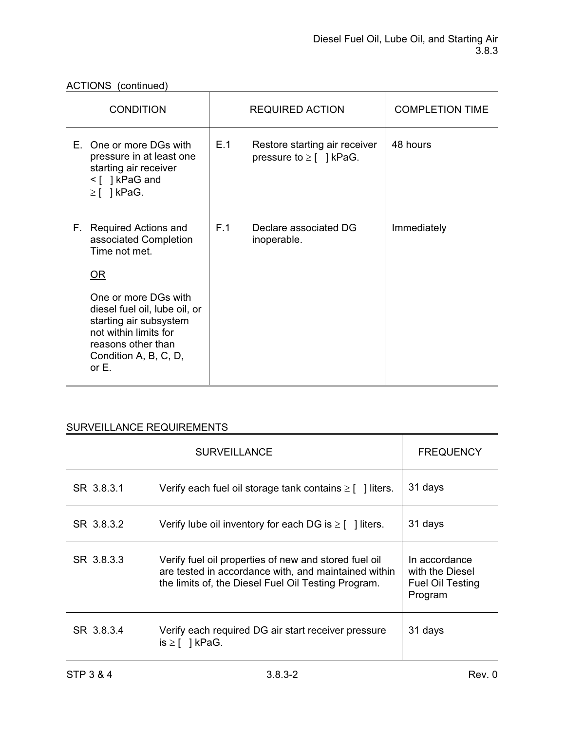ACTIONS (continued)

| CONDITION | REQUIRED ACTION | | COMPLETION TIME |
|---|---|---|---|
| E. One or more DGs with pressure in at least one starting air receiver < [ ] kPaG and ≥ [ ] kPaG. | E.1 | Restore starting air receiver pressure to ≥ [ ] kPaG. | 48 hours |
| F. Required Actions and associated Completion Time not met.<br><br>OR<br><br>One or more DGs with diesel fuel oil, lube oil, or starting air subsystem not within limits for reasons other than Condition A, B, C, D, or E. | F.1 | Declare associated DG inoperable. | Immediately |

SURVEILLANCE REQUIREMENTS

| SURVEILLANCE | | FREQUENCY |
|---|---|---|
| SR 3.8.3.1 | Verify each fuel oil storage tank contains ≥ [ ] liters. | 31 days |
| SR 3.8.3.2 | Verify lube oil inventory for each DG is ≥ [ ] liters. | 31 days |
| SR 3.8.3.3 | Verify fuel oil properties of new and stored fuel oil are tested in accordance with, and maintained within the limits of, the Diesel Fuel Oil Testing Program. | In accordance with the Diesel Fuel Oil Testing Program |
| SR 3.8.3.4 | Verify each required DG air start receiver pressure is ≥ [ ] kPaG. | 31 days |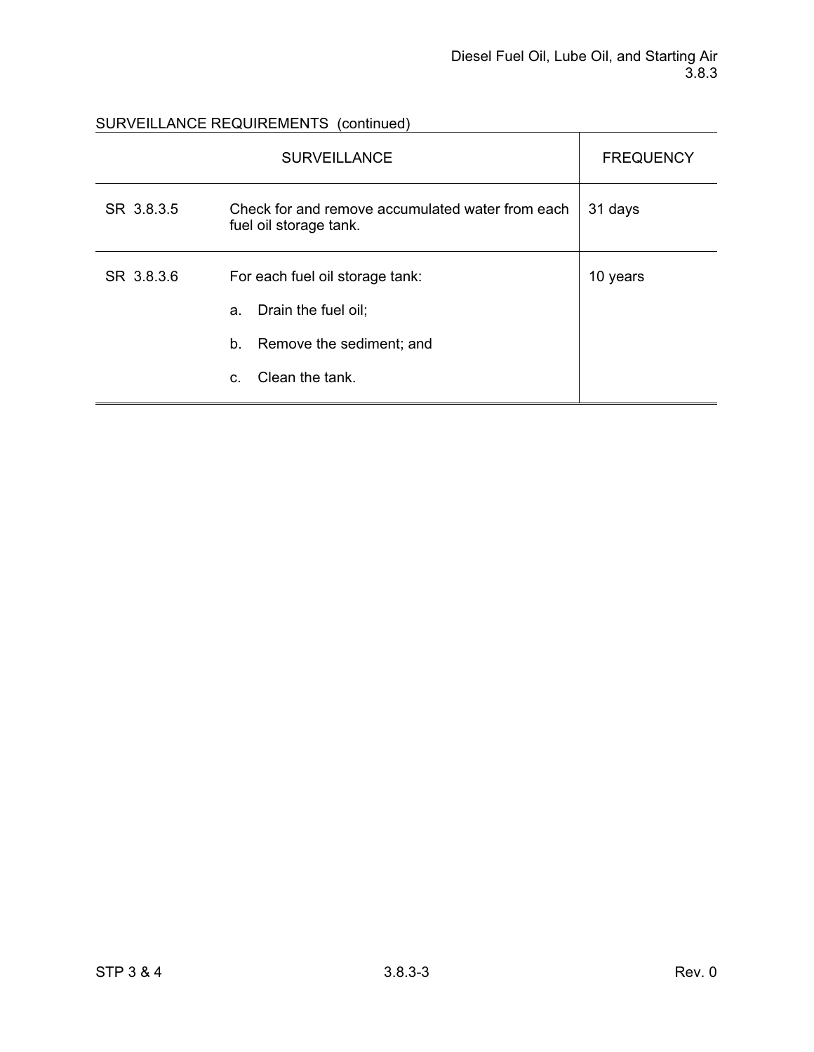SURVEILLANCE REQUIREMENTS (continued)

| SURVEILLANCE | | FREQUENCY |
|---|---|---|
| SR 3.8.3.5 | Check for and remove accumulated water from each fuel oil storage tank. | 31 days |
| SR 3.8.3.6 | For each fuel oil storage tank:<br><br>a. Drain the fuel oil;<br><br>b. Remove the sediment; and<br><br>c. Clean the tank. | 10 years |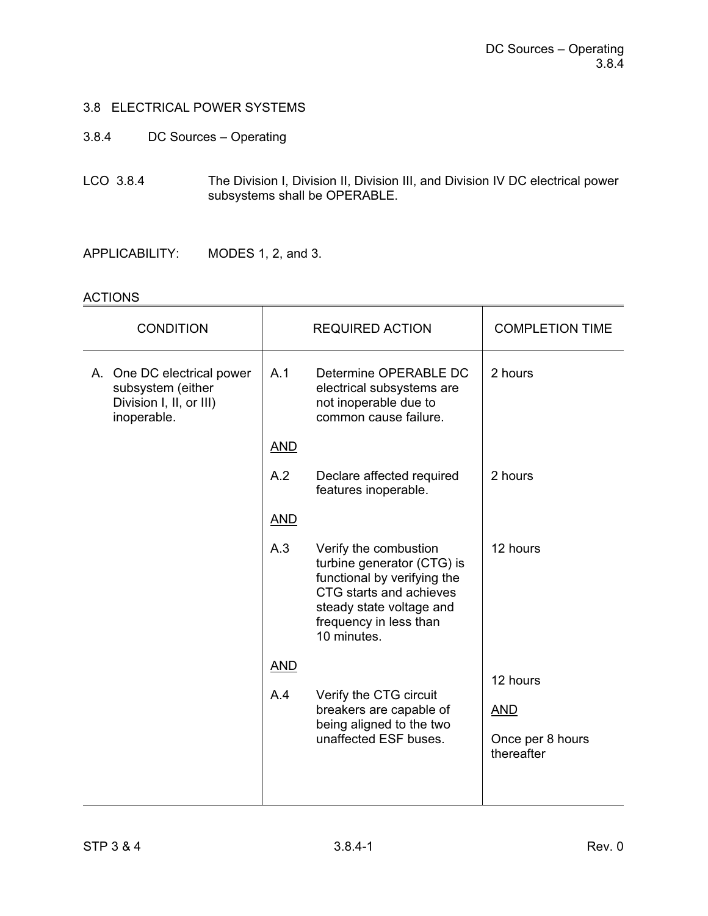## 3.8 ELECTRICAL POWER SYSTEMS

### 3.8.4 DC Sources – Operating

LCO 3.8.4 The Division I, Division II, Division III, and Division IV DC electrical power subsystems shall be OPERABLE.

APPLICABILITY: MODES 1, 2, and 3.

ACTIONS

| CONDITION | REQUIRED ACTION | COMPLETION TIME |
|---|---|---|
| A. One DC electrical power subsystem (either Division I, II, or III) inoperable. | A.1 Determine OPERABLE DC electrical subsystems are not inoperable due to common cause failure. | 2 hours |
| | AND | |
| | A.2 Declare affected required features inoperable. | 2 hours |
| | AND | |
| | A.3 Verify the combustion turbine generator (CTG) is functional by verifying the CTG starts and achieves steady state voltage and frequency in less than 10 minutes. | 12 hours |
| | AND | |
| | A.4 Verify the CTG circuit breakers are capable of being aligned to the two unaffected ESF buses. | 12 hours<br><br>AND<br><br>Once per 8 hours thereafter |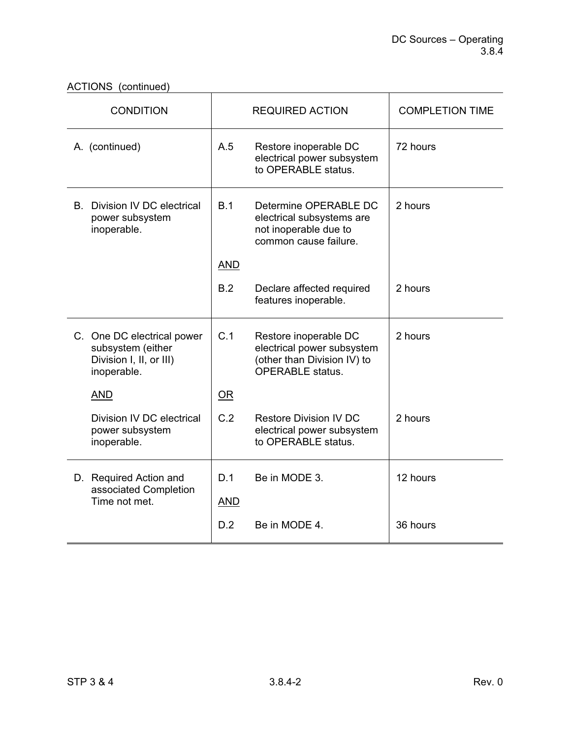ACTIONS (continued)

| CONDITION | REQUIRED ACTION | | COMPLETION TIME |
|---|---|---|---|
| A. (continued) | A.5 | Restore inoperable DC electrical power subsystem to OPERABLE status. | 72 hours |
| B. Division IV DC electrical power subsystem inoperable. | B.1 | Determine OPERABLE DC electrical subsystems are not inoperable due to common cause failure. | 2 hours |
| | AND | | |
| | B.2 | Declare affected required features inoperable. | 2 hours |
| C. One DC electrical power subsystem (either Division I, II, or III) inoperable. | C.1 | Restore inoperable DC electrical power subsystem (other than Division IV) to OPERABLE status. | 2 hours |
| AND | OR | | |
| Division IV DC electrical power subsystem inoperable. | C.2 | Restore Division IV DC electrical power subsystem to OPERABLE status. | 2 hours |
| D. Required Action and associated Completion Time not met. | D.1 | Be in MODE 3. | 12 hours |
| | AND | | |
| | D.2 | Be in MODE 4. | 36 hours |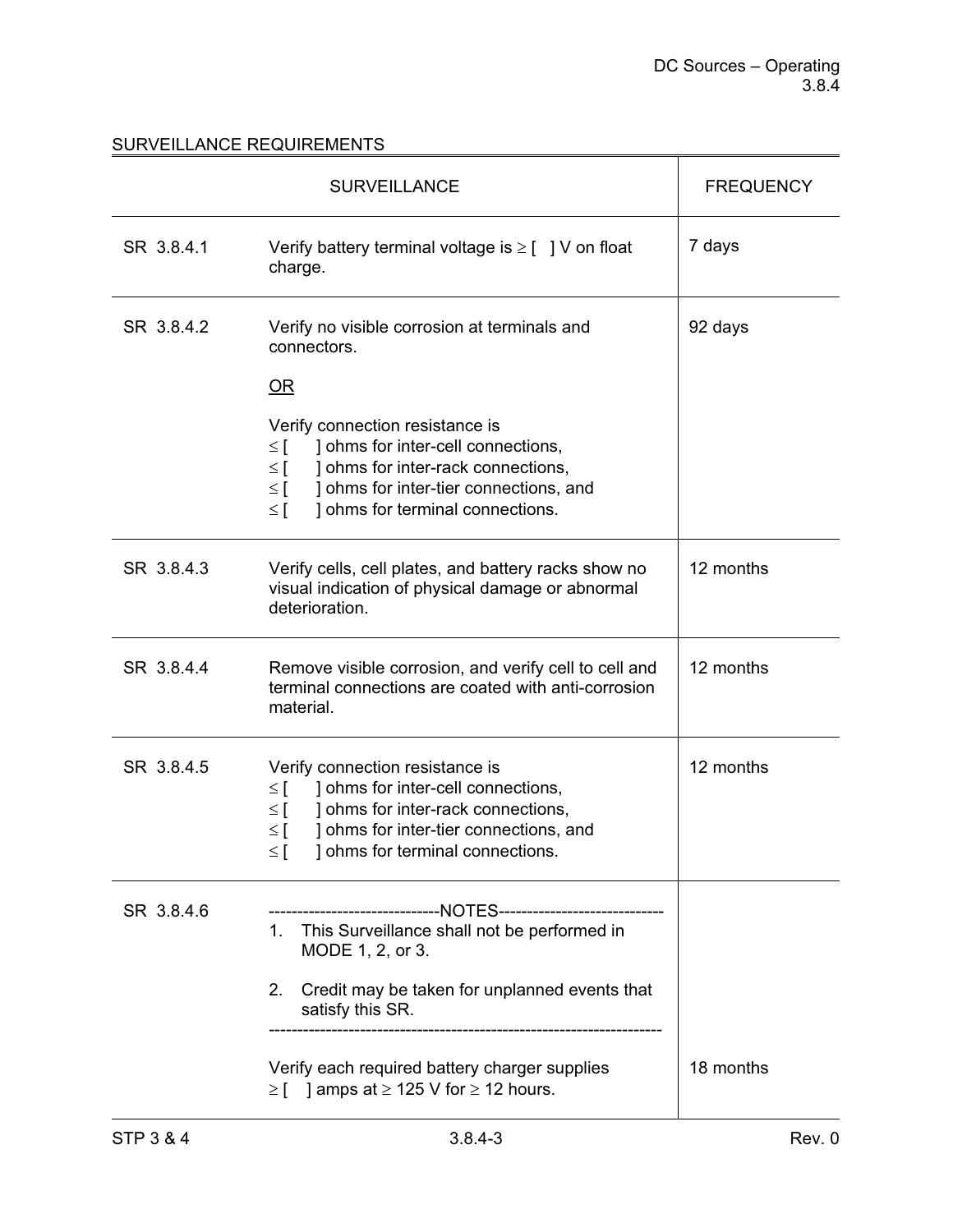## SURVEILLANCE REQUIREMENTS

| SURVEILLANCE | | FREQUENCY |
|---|---|---|
| SR 3.8.4.1 | Verify battery terminal voltage is ≥ [ ] V on float charge. | 7 days |
| SR 3.8.4.2 | Verify no visible corrosion at terminals and connectors.<br><br><u>OR</u><br><br>Verify connection resistance is<br>≤ [ ] ohms for inter-cell connections,<br>≤ [ ] ohms for inter-rack connections,<br>≤ [ ] ohms for inter-tier connections, and<br>≤ [ ] ohms for terminal connections. | 92 days |
| SR 3.8.4.3 | Verify cells, cell plates, and battery racks show no visual indication of physical damage or abnormal deterioration. | 12 months |
| SR 3.8.4.4 | Remove visible corrosion, and verify cell to cell and terminal connections are coated with anti-corrosion material. | 12 months |
| SR 3.8.4.5 | Verify connection resistance is<br>≤ [ ] ohms for inter-cell connections,<br>≤ [ ] ohms for inter-rack connections,<br>≤ [ ] ohms for inter-tier connections, and<br>≤ [ ] ohms for terminal connections. | 12 months |
| SR 3.8.4.6 | ------------------------------NOTES------------------------------<br>1. This Surveillance shall not be performed in MODE 1, 2, or 3.<br><br>2. Credit may be taken for unplanned events that satisfy this SR.<br>------------------------------------------------------------------<br><br>Verify each required battery charger supplies ≥ [ ] amps at ≥ 125 V for ≥ 12 hours. | 18 months |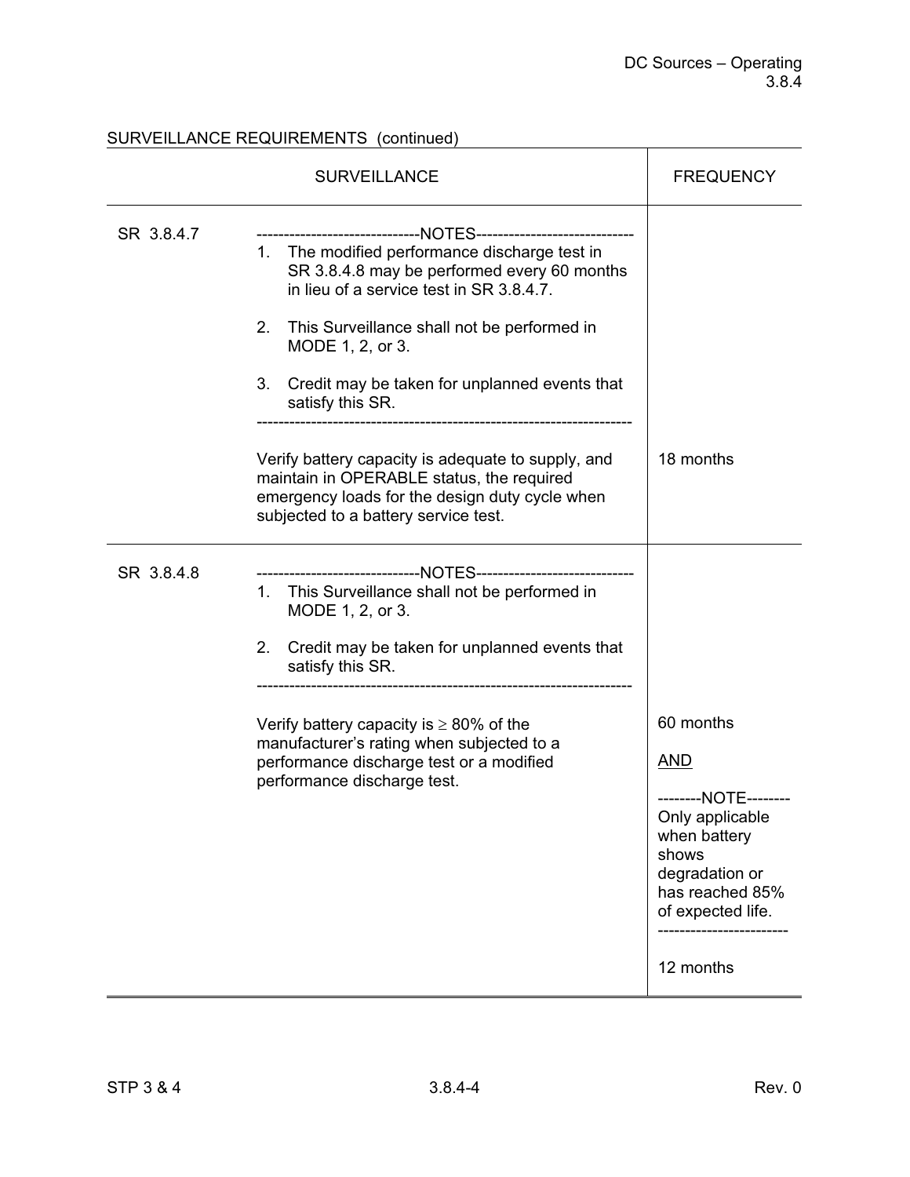SURVEILLANCE REQUIREMENTS (continued)

| SURVEILLANCE | | FREQUENCY |
|---|---|---|
| SR 3.8.4.7 | -----------------------------NOTES-----------------------------<br>1. The modified performance discharge test in SR 3.8.4.8 may be performed every 60 months in lieu of a service test in SR 3.8.4.7.<br><br>2. This Surveillance shall not be performed in MODE 1, 2, or 3.<br><br>3. Credit may be taken for unplanned events that satisfy this SR.<br>---------------------------------------------------------------------<br><br>Verify battery capacity is adequate to supply, and maintain in OPERABLE status, the required emergency loads for the design duty cycle when subjected to a battery service test. | 18 months |
| SR 3.8.4.8 | -----------------------------NOTES-----------------------------<br>1. This Surveillance shall not be performed in MODE 1, 2, or 3.<br><br>2. Credit may be taken for unplanned events that satisfy this SR.<br>---------------------------------------------------------------------<br><br>Verify battery capacity is ≥ 80% of the manufacturer's rating when subjected to a performance discharge test or a modified performance discharge test. | 60 months<br><br><u>AND</u><br><br>--------NOTE--------<br>Only applicable when battery shows degradation or has reached 85% of expected life.<br>-----------------------<br><br>12 months |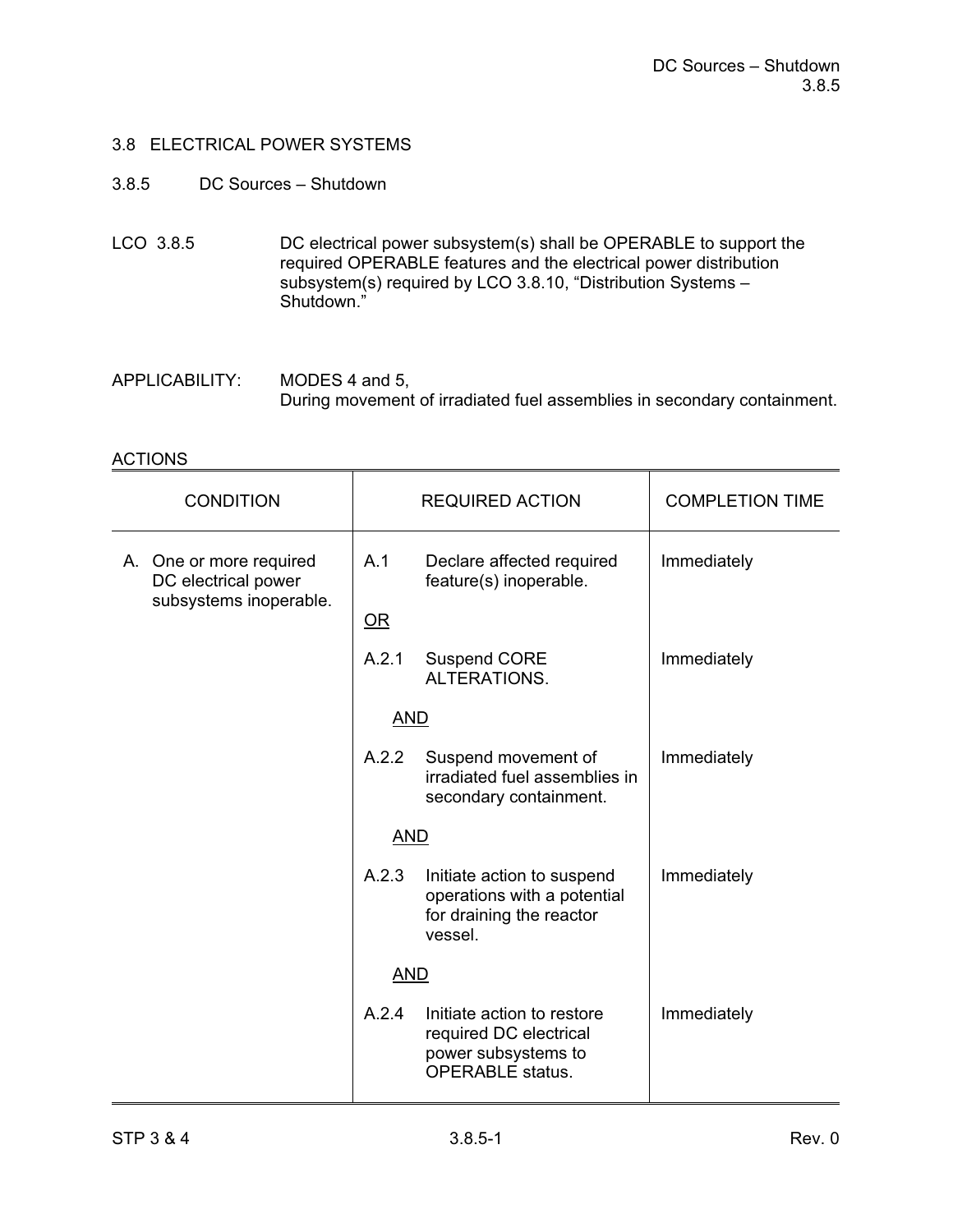## 3.8 ELECTRICAL POWER SYSTEMS

### 3.8.5 DC Sources – Shutdown

LCO 3.8.5 DC electrical power subsystem(s) shall be OPERABLE to support the required OPERABLE features and the electrical power distribution subsystem(s) required by LCO 3.8.10, “Distribution Systems – Shutdown.”

APPLICABILITY: MODES 4 and 5,
During movement of irradiated fuel assemblies in secondary containment.

ACTIONS

| CONDITION | REQUIRED ACTION | COMPLETION TIME |
|---|---|---|
| A. One or more required DC electrical power subsystems inoperable. | A.1 Declare affected required feature(s) inoperable. | Immediately |
| | OR | |
| | A.2.1 Suspend CORE ALTERATIONS. | Immediately |
| | AND | |
| | A.2.2 Suspend movement of irradiated fuel assemblies in secondary containment. | Immediately |
| | AND | |
| | A.2.3 Initiate action to suspend operations with a potential for draining the reactor vessel. | Immediately |
| | AND | |
| | A.2.4 Initiate action to restore required DC electrical power subsystems to OPERABLE status. | Immediately |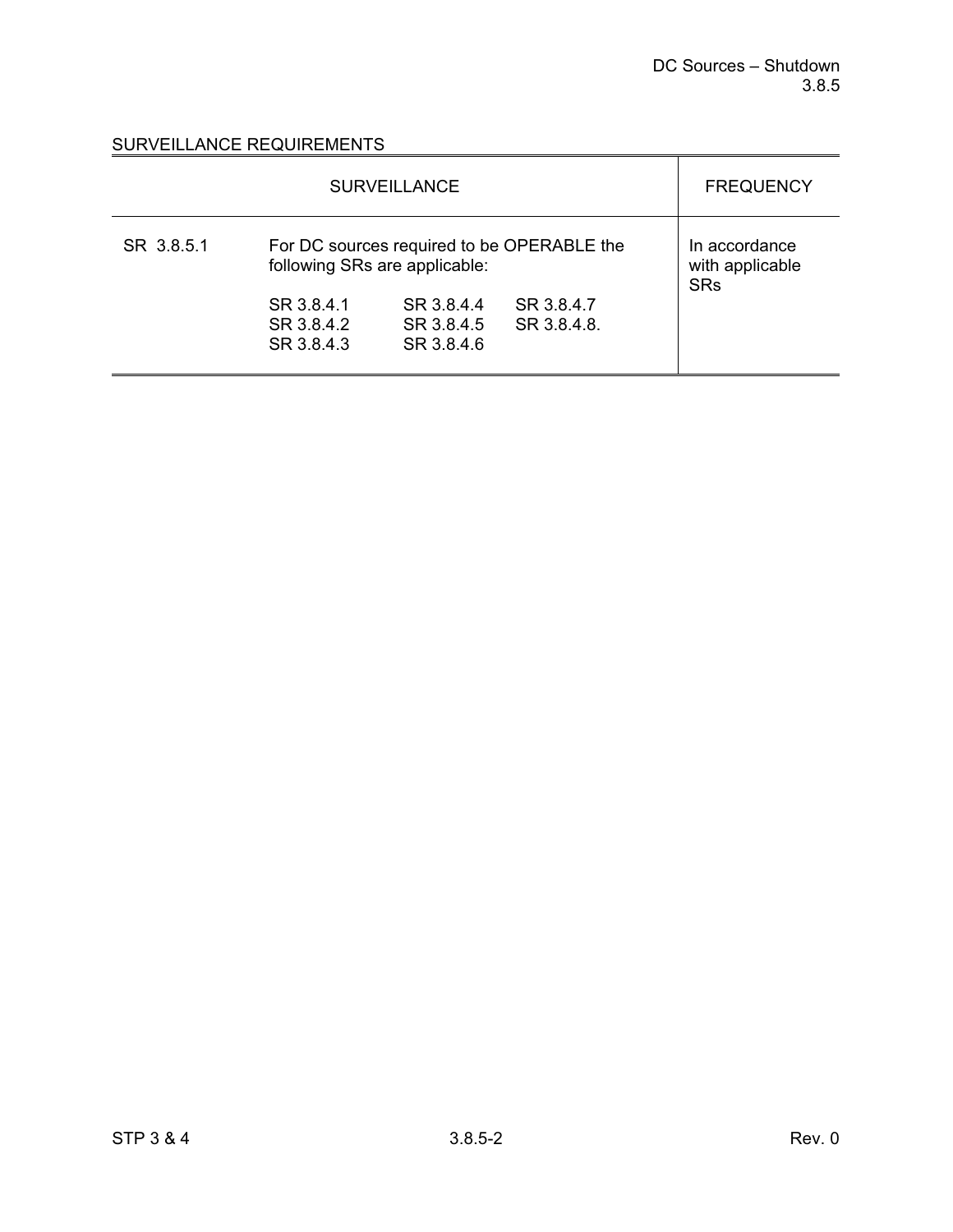## SURVEILLANCE REQUIREMENTS

| SURVEILLANCE | | FREQUENCY |
|---|---|---|
| SR 3.8.5.1 | For DC sources required to be OPERABLE the following SRs are applicable:<br><br>SR 3.8.4.1 SR 3.8.4.4 SR 3.8.4.7<br>SR 3.8.4.2 SR 3.8.4.5 SR 3.8.4.8.<br>SR 3.8.4.3 SR 3.8.4.6 | In accordance with applicable SRs |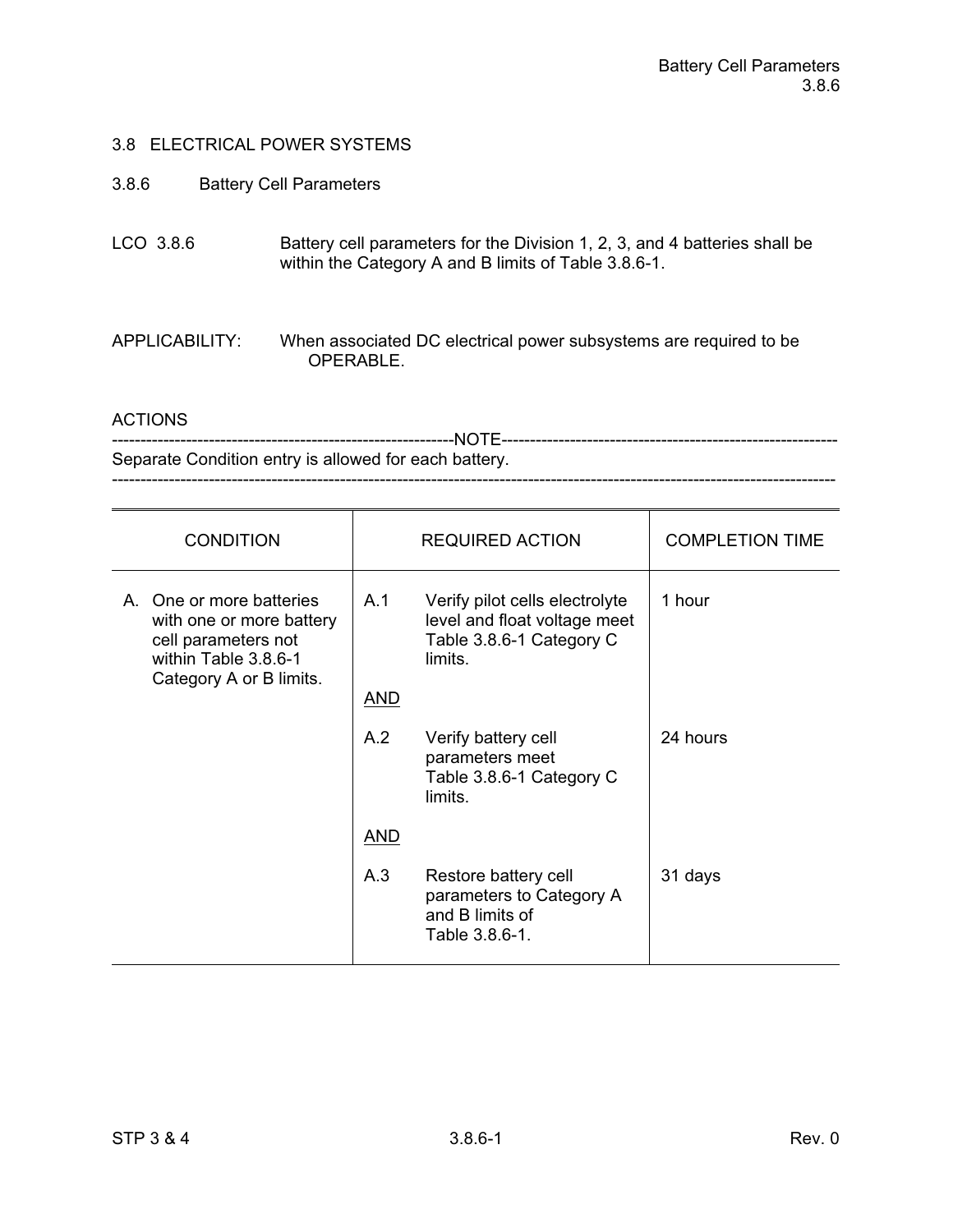## 3.8 ELECTRICAL POWER SYSTEMS

### 3.8.6 Battery Cell Parameters

LCO 3.8.6 Battery cell parameters for the Division 1, 2, 3, and 4 batteries shall be within the Category A and B limits of Table 3.8.6-1.

APPLICABILITY: When associated DC electrical power subsystems are required to be OPERABLE.

ACTIONS

-----------------------------------------------------------NOTE-----------------------------------------------------------

Separate Condition entry is allowed for each battery.

---------------------------------------------------------------------------------------------------------------------------

| CONDITION | REQUIRED ACTION | COMPLETION TIME |
|---|---|---|
| A. One or more batteries with one or more battery cell parameters not within Table 3.8.6-1 Category A or B limits. | A.1 Verify pilot cells electrolyte level and float voltage meet Table 3.8.6-1 Category C limits. | 1 hour |
| | <u>AND</u> | |
| | A.2 Verify battery cell parameters meet Table 3.8.6-1 Category C limits. | 24 hours |
| | <u>AND</u> | |
| | A.3 Restore battery cell parameters to Category A and B limits of Table 3.8.6-1. | 31 days |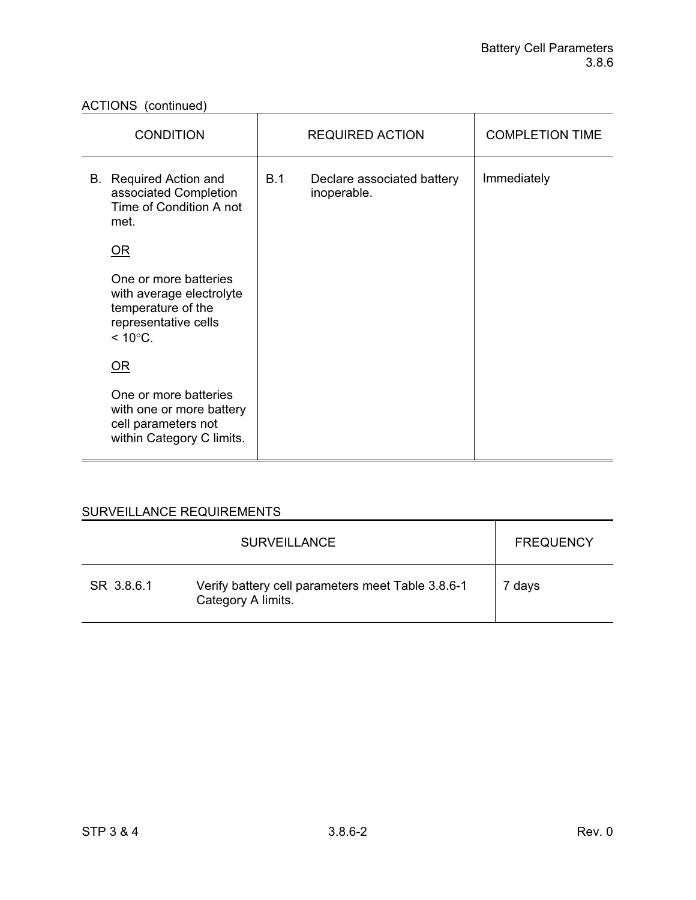ACTIONS (continued)

| CONDITION | REQUIRED ACTION | | COMPLETION TIME |
|---|---|---|---|
| B. Required Action and associated Completion Time of Condition A not met.<br><br>OR<br><br>One or more batteries with average electrolyte temperature of the representative cells < 10°C.<br><br>OR<br><br>One or more batteries with one or more battery cell parameters not within Category C limits. | B.1 | Declare associated battery inoperable. | Immediately |

SURVEILLANCE REQUIREMENTS

| SURVEILLANCE | | FREQUENCY |
|---|---|---|
| SR 3.8.6.1 | Verify battery cell parameters meet Table 3.8.6-1 Category A limits. | 7 days |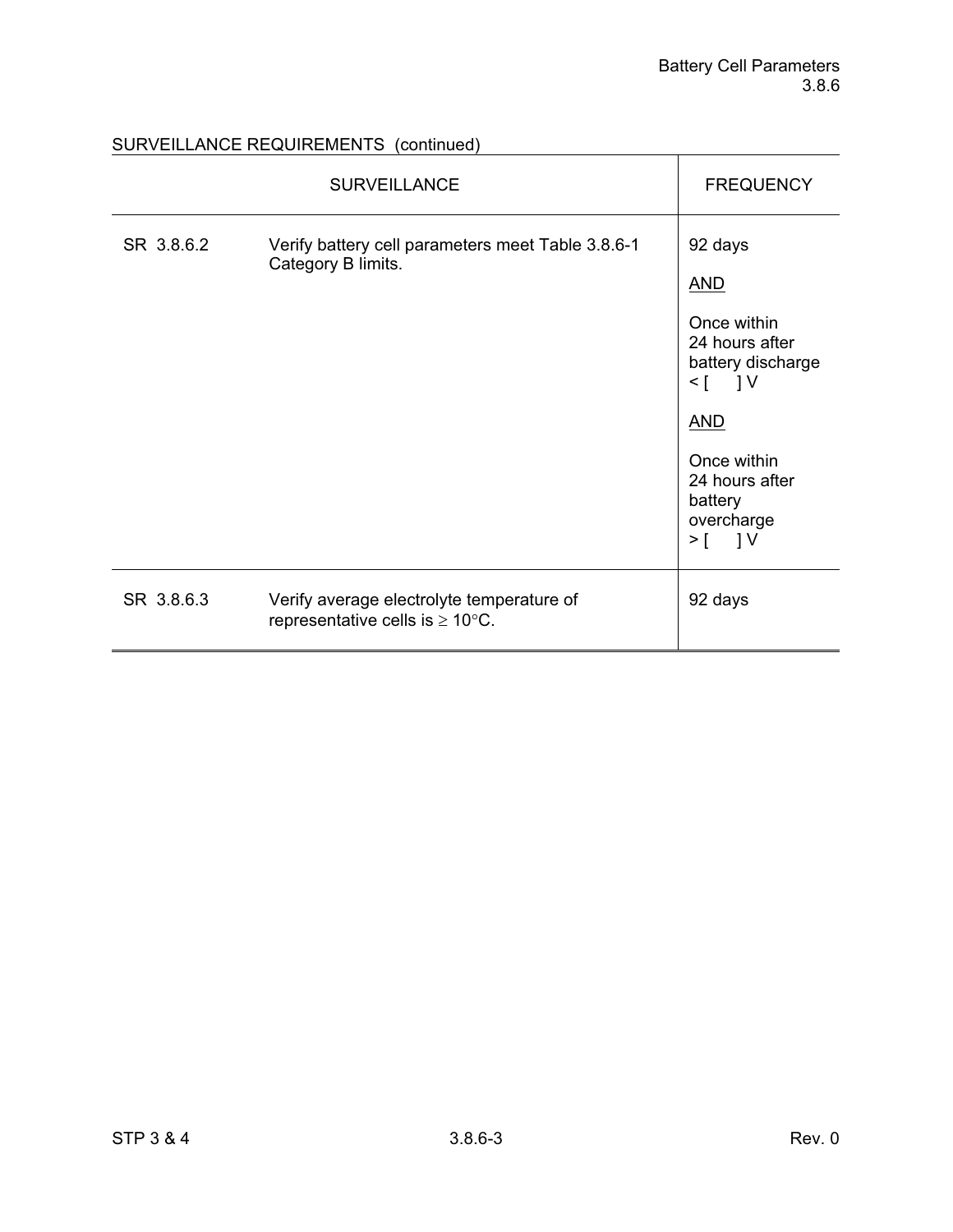SURVEILLANCE REQUIREMENTS (continued)

| SURVEILLANCE | | FREQUENCY |
|---|---|---|
| SR 3.8.6.2 | Verify battery cell parameters meet Table 3.8.6-1 Category B limits. | 92 days<br><br><u>AND</u><br><br>Once within 24 hours after battery discharge < [ ] V<br><br><u>AND</u><br><br>Once within 24 hours after battery overcharge > [ ] V |
| SR 3.8.6.3 | Verify average electrolyte temperature of representative cells is ≥ 10°C. | 92 days |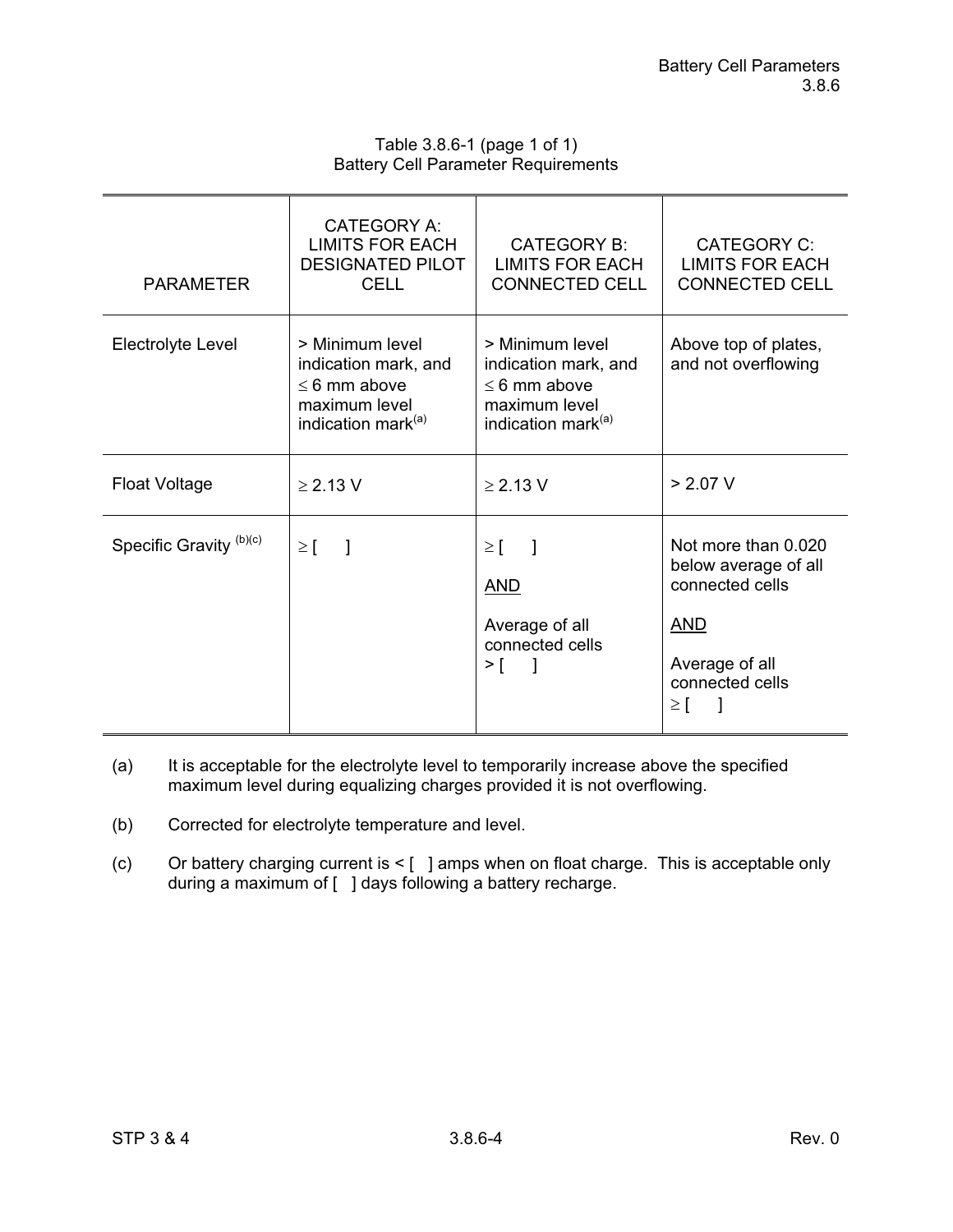Table 3.8.6-1 (page 1 of 1)
Battery Cell Parameter Requirements

| PARAMETER | CATEGORY A: LIMITS FOR EACH DESIGNATED PILOT CELL | CATEGORY B: LIMITS FOR EACH CONNECTED CELL | CATEGORY C: LIMITS FOR EACH CONNECTED CELL |
|---|---|---|---|
| Electrolyte Level | > Minimum level indication mark, and ≤ 6 mm above maximum level indication mark[(a)] | > Minimum level indication mark, and ≤ 6 mm above maximum level indication mark[(a)] | Above top of plates, and not overflowing |
| Float Voltage | ≥ 2.13 V | ≥ 2.13 V | > 2.07 V |
| Specific Gravity [(b)(c)] | ≥ [ ] | ≥ [ ] <br> AND <br> Average of all connected cells > [ ] | Not more than 0.020 below average of all connected cells <br> AND <br> Average of all connected cells ≥ [ ] |

(a) It is acceptable for the electrolyte level to temporarily increase above the specified maximum level during equalizing charges provided it is not overflowing.

(b) Corrected for electrolyte temperature and level.

(c) Or battery charging current is < [ ] amps when on float charge. This is acceptable only during a maximum of [ ] days following a battery recharge.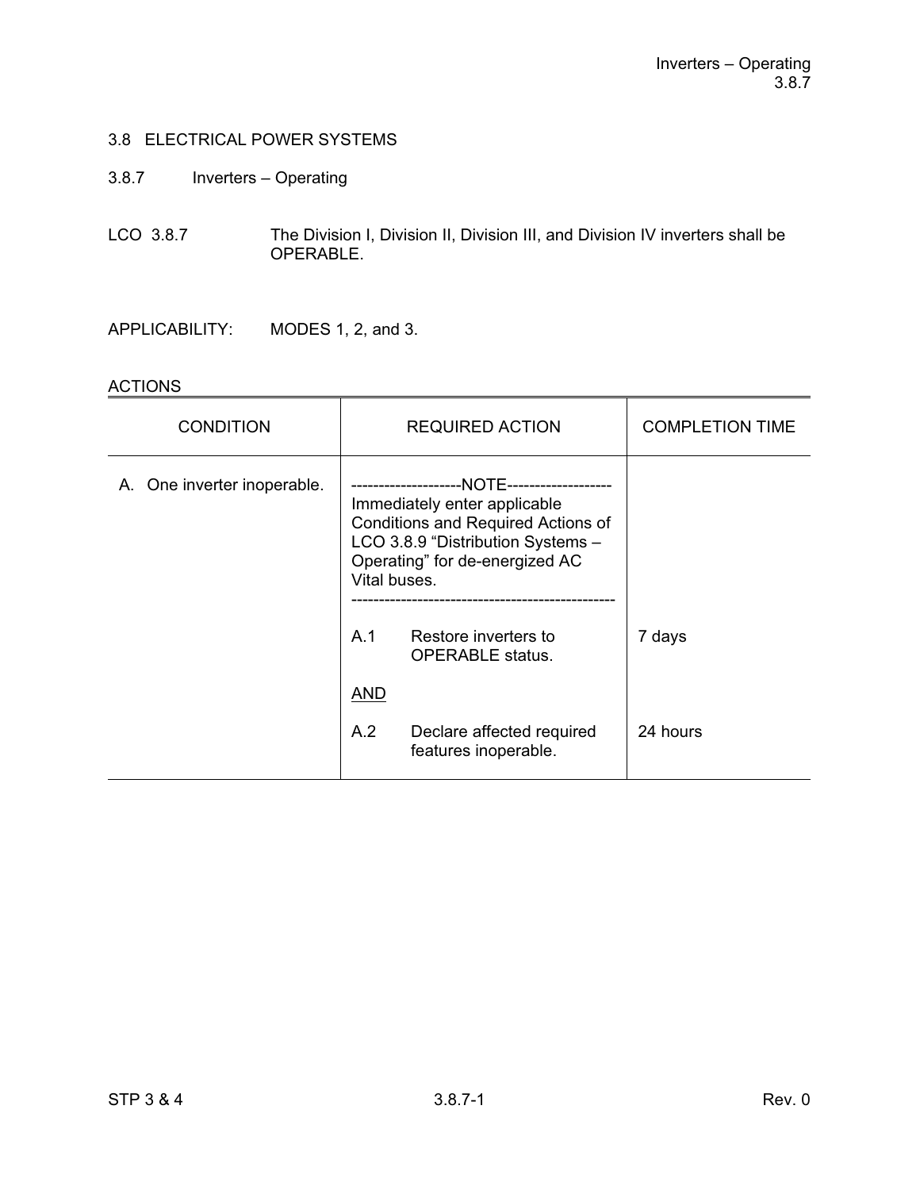## 3.8 ELECTRICAL POWER SYSTEMS

### 3.8.7 Inverters – Operating

LCO 3.8.7 The Division I, Division II, Division III, and Division IV inverters shall be OPERABLE.

APPLICABILITY: MODES 1, 2, and 3.

ACTIONS

| CONDITION | REQUIRED ACTION | COMPLETION TIME |
|---|---|---|
| A. One inverter inoperable. | --------------------NOTE-------------------<br>Immediately enter applicable Conditions and Required Actions of LCO 3.8.9 "Distribution Systems – Operating" for de-energized AC Vital buses.<br>------------------------------------------------ | |
| | A.1 Restore inverters to OPERABLE status. | 7 days |
| | AND | |
| | A.2 Declare affected required features inoperable. | 24 hours |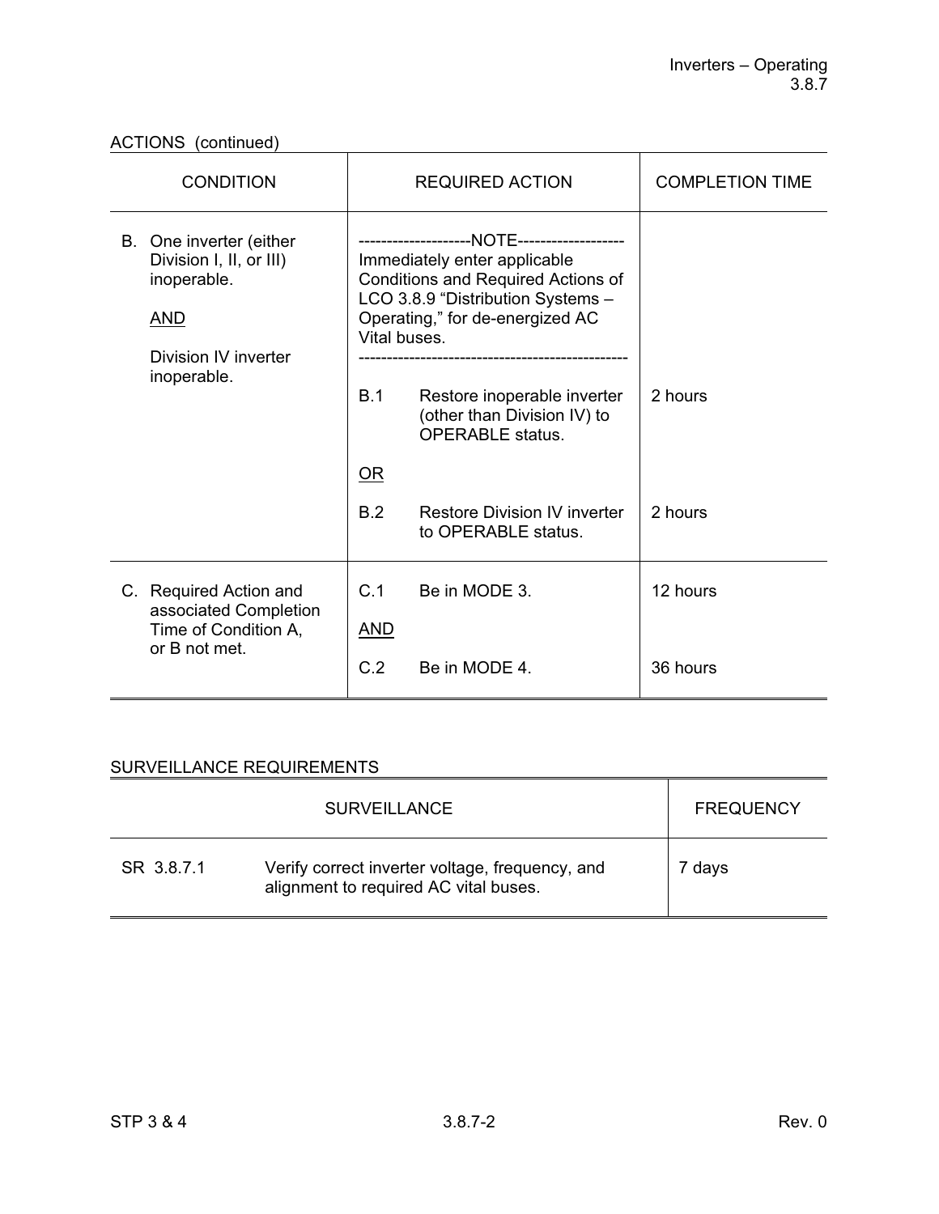ACTIONS (continued)

| CONDITION | REQUIRED ACTION | | COMPLETION TIME |
|---|---|---|---|
| B. One inverter (either Division I, II, or III) inoperable.<br><br>AND<br><br>Division IV inverter inoperable. | --------------------NOTE-------------------<br>Immediately enter applicable Conditions and Required Actions of LCO 3.8.9 "Distribution Systems – Operating," for de-energized AC Vital buses.<br>----------------------------------------------- | | |
| | B.1 | Restore inoperable inverter (other than Division IV) to OPERABLE status. | 2 hours |
| | OR | | |
| | B.2 | Restore Division IV inverter to OPERABLE status. | 2 hours |
| C. Required Action and associated Completion Time of Condition A, or B not met. | C.1 | Be in MODE 3. | 12 hours |
| | AND | | |
| | C.2 | Be in MODE 4. | 36 hours |

SURVEILLANCE REQUIREMENTS

| SURVEILLANCE | | FREQUENCY |
|---|---|---|
| SR 3.8.7.1 | Verify correct inverter voltage, frequency, and alignment to required AC vital buses. | 7 days |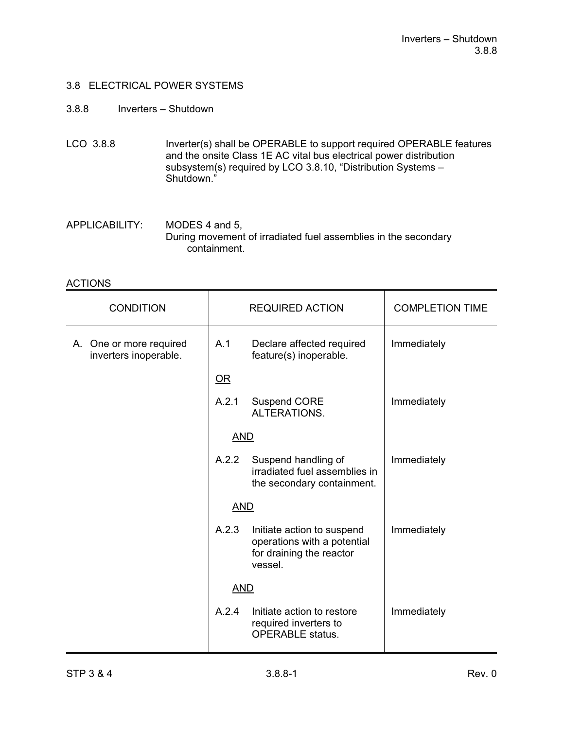## 3.8 ELECTRICAL POWER SYSTEMS

### 3.8.8 Inverters – Shutdown

LCO 3.8.8 Inverter(s) shall be OPERABLE to support required OPERABLE features and the onsite Class 1E AC vital bus electrical power distribution subsystem(s) required by LCO 3.8.10, "Distribution Systems – Shutdown."

APPLICABILITY: MODES 4 and 5,
During movement of irradiated fuel assemblies in the secondary containment.

ACTIONS

| CONDITION | REQUIRED ACTION | COMPLETION TIME |
|---|---|---|
| A. One or more required inverters inoperable. | A.1 Declare affected required feature(s) inoperable. | Immediately |
| | OR | |
| | A.2.1 Suspend CORE ALTERATIONS. | Immediately |
| | AND | |
| | A.2.2 Suspend handling of irradiated fuel assemblies in the secondary containment. | Immediately |
| | AND | |
| | A.2.3 Initiate action to suspend operations with a potential for draining the reactor vessel. | Immediately |
| | AND | |
| | A.2.4 Initiate action to restore required inverters to OPERABLE status. | Immediately |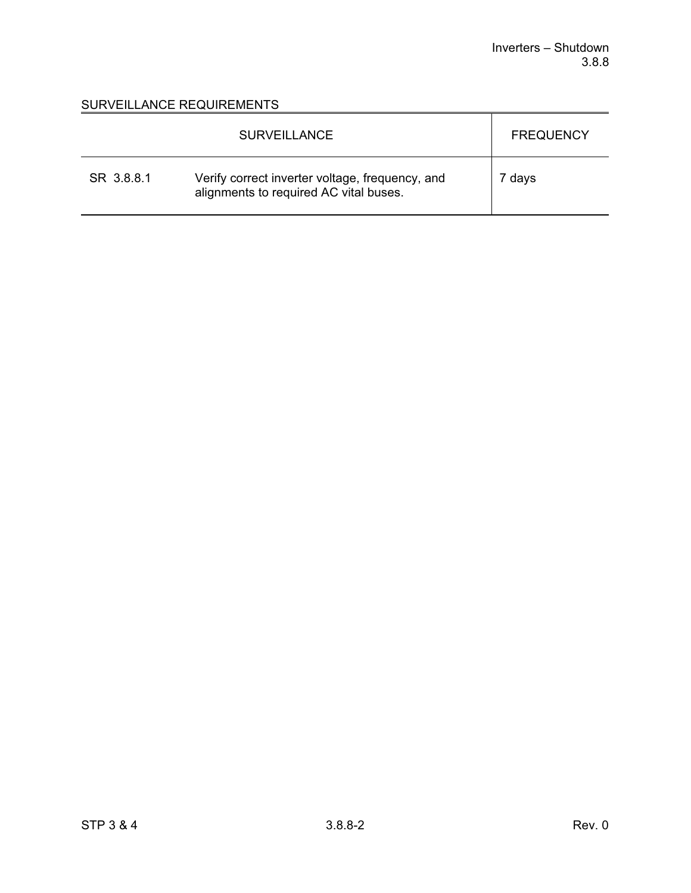SURVEILLANCE REQUIREMENTS

| SURVEILLANCE | | FREQUENCY |
|---|---|---|
| SR 3.8.8.1 | Verify correct inverter voltage, frequency, and alignments to required AC vital buses. | 7 days |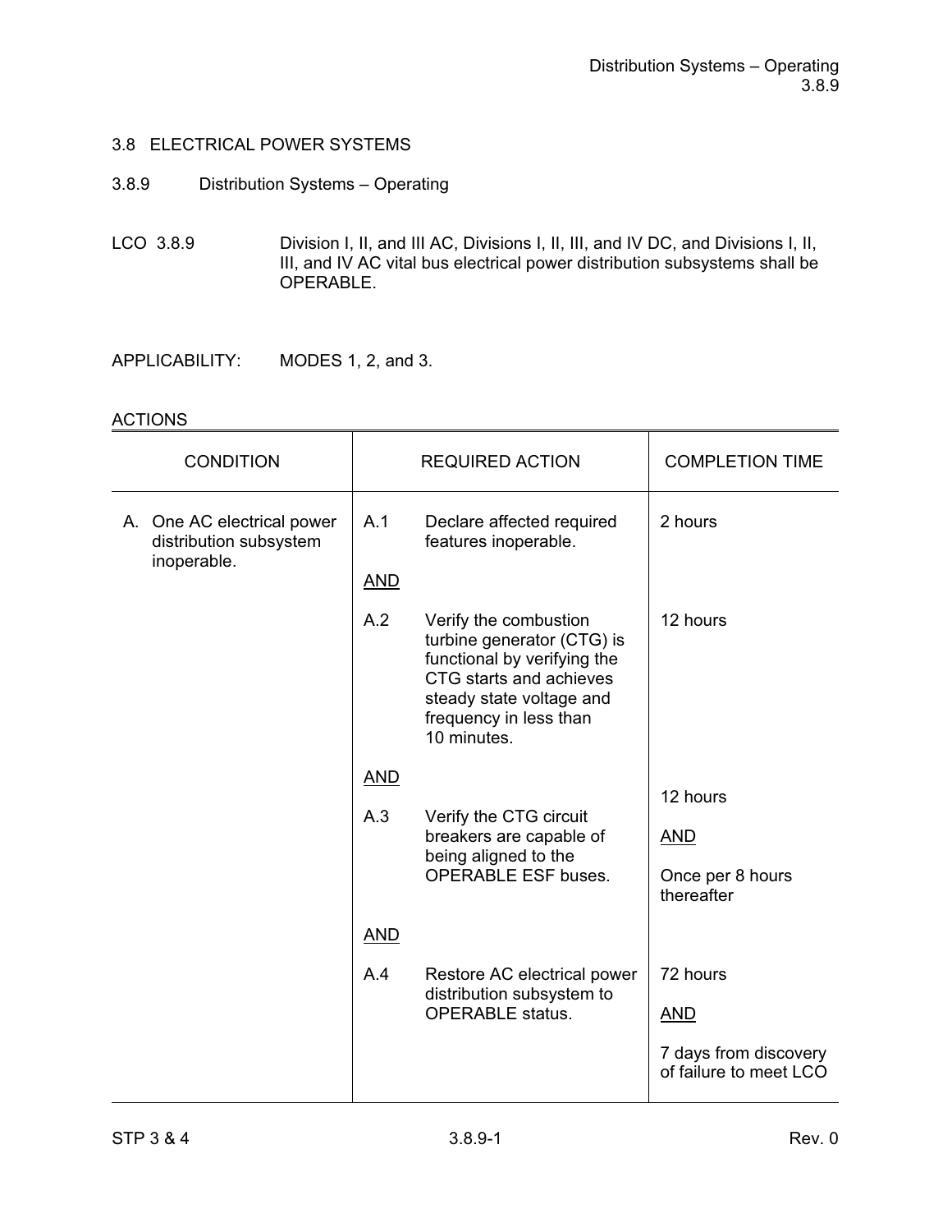## 3.8 ELECTRICAL POWER SYSTEMS

### 3.8.9 Distribution Systems – Operating

LCO 3.8.9 Division I, II, and III AC, Divisions I, II, III, and IV DC, and Divisions I, II, III, and IV AC vital bus electrical power distribution subsystems shall be OPERABLE.

APPLICABILITY: MODES 1, 2, and 3.

ACTIONS

| CONDITION | REQUIRED ACTION | | COMPLETION TIME |
|---|---|---|---|
| A. One AC electrical power distribution subsystem inoperable. | A.1 | Declare affected required features inoperable. | 2 hours |
| | AND | | |
| | A.2 | Verify the combustion turbine generator (CTG) is functional by verifying the CTG starts and achieves steady state voltage and frequency in less than 10 minutes. | 12 hours |
| | AND | | |
| | A.3 | Verify the CTG circuit breakers are capable of being aligned to the OPERABLE ESF buses. | 12 hours<br>AND<br>Once per 8 hours thereafter |
| | AND | | |
| | A.4 | Restore AC electrical power distribution subsystem to OPERABLE status. | 72 hours<br>AND<br>7 days from discovery of failure to meet LCO |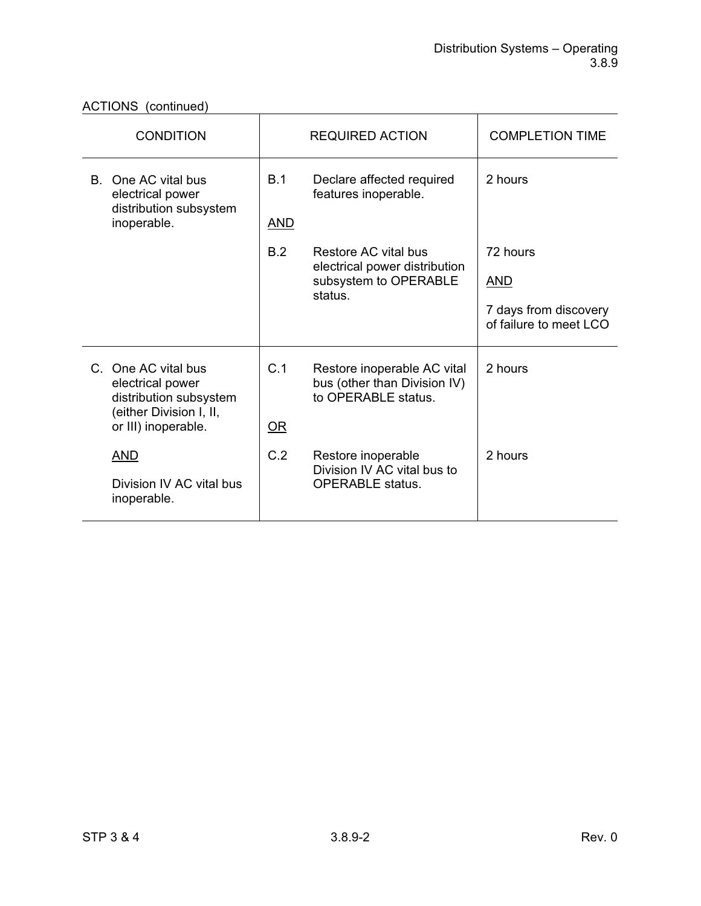ACTIONS (continued)

| CONDITION | REQUIRED ACTION | | COMPLETION TIME |
|---|---|---|---|
| B. One AC vital bus electrical power distribution subsystem inoperable. | B.1 | Declare affected required features inoperable. | 2 hours |
| | AND | | |
| | B.2 | Restore AC vital bus electrical power distribution subsystem to OPERABLE status. | 72 hours<br><br>AND<br><br>7 days from discovery of failure to meet LCO |
| C. One AC vital bus electrical power distribution subsystem (either Division I, II, or III) inoperable.<br><br>AND<br><br>Division IV AC vital bus inoperable. | C.1 | Restore inoperable AC vital bus (other than Division IV) to OPERABLE status. | 2 hours |
| | OR | | |
| | C.2 | Restore inoperable Division IV AC vital bus to OPERABLE status. | 2 hours |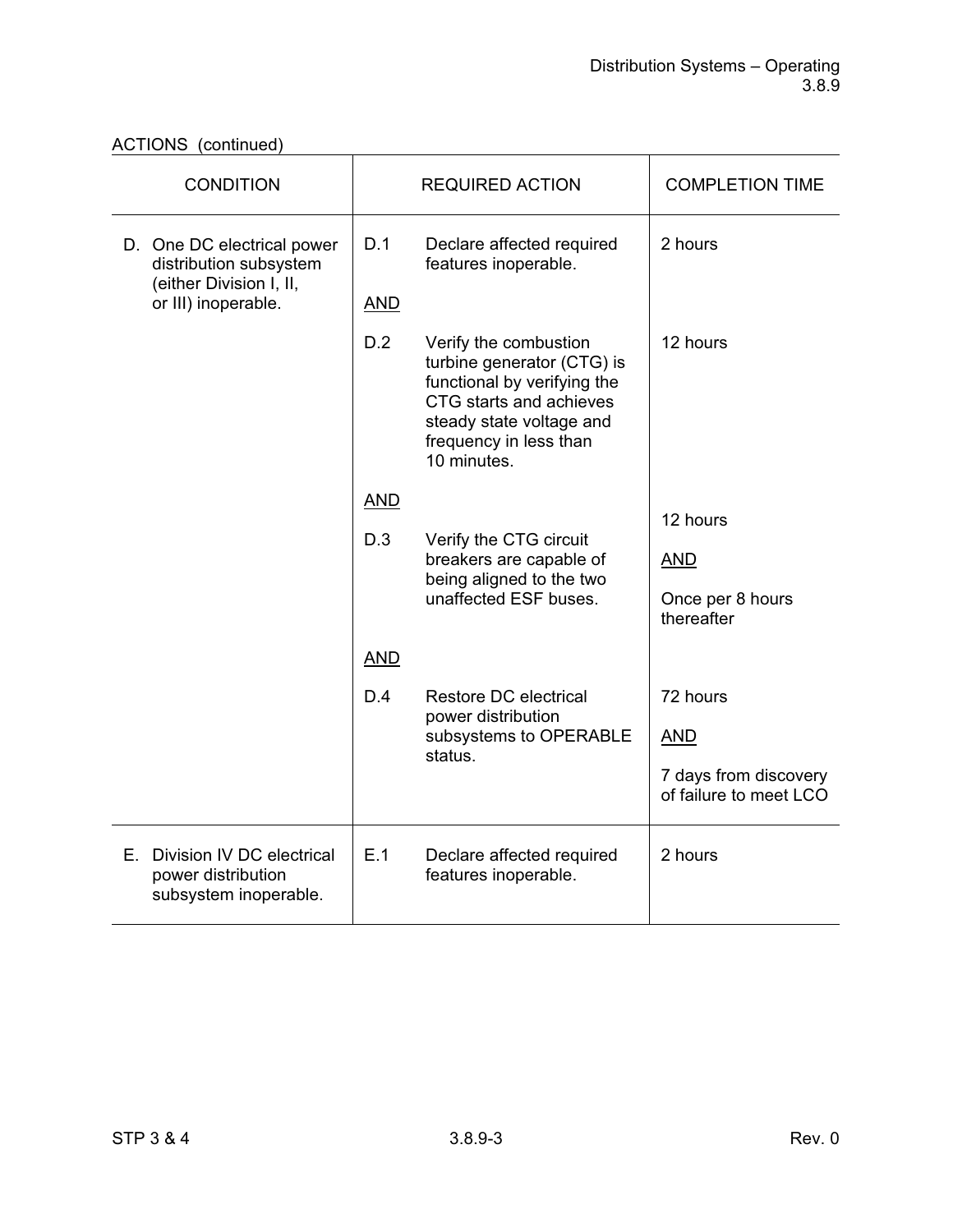ACTIONS (continued)

| CONDITION | REQUIRED ACTION | | COMPLETION TIME |
|---|---|---|---|
| D. One DC electrical power distribution subsystem (either Division I, II, or III) inoperable. | D.1 | Declare affected required features inoperable. | 2 hours |
| | AND | | |
| | D.2 | Verify the combustion turbine generator (CTG) is functional by verifying the CTG starts and achieves steady state voltage and frequency in less than 10 minutes. | 12 hours |
| | AND | | |
| | D.3 | Verify the CTG circuit breakers are capable of being aligned to the two unaffected ESF buses. | 12 hours<br><br>AND<br><br>Once per 8 hours thereafter |
| | AND | | |
| | D.4 | Restore DC electrical power distribution subsystems to OPERABLE status. | 72 hours<br><br>AND<br><br>7 days from discovery of failure to meet LCO |
| E. Division IV DC electrical power distribution subsystem inoperable. | E.1 | Declare affected required features inoperable. | 2 hours |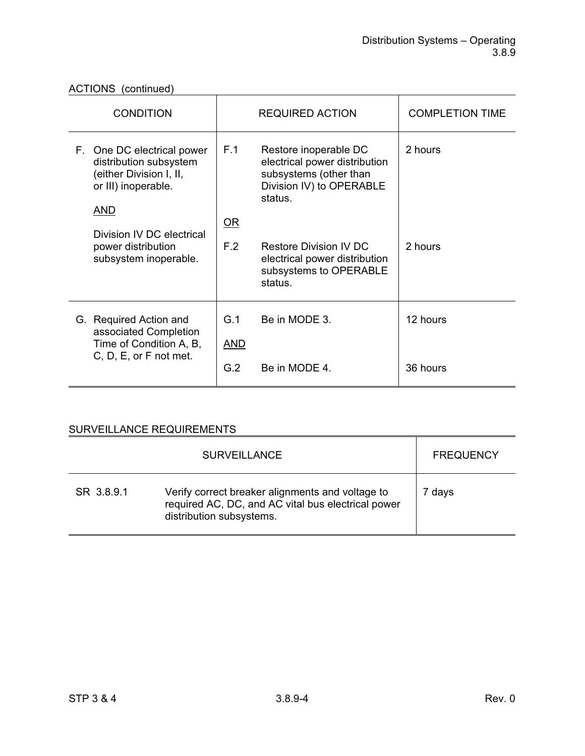ACTIONS (continued)

| CONDITION | REQUIRED ACTION | | COMPLETION TIME |
|---|---|---|---|
| F. One DC electrical power distribution subsystem (either Division I, II, or III) inoperable.<br><br>AND<br><br>Division IV DC electrical power distribution subsystem inoperable. | F.1 | Restore inoperable DC electrical power distribution subsystems (other than Division IV) to OPERABLE status. | 2 hours |
| | OR | | |
| | F.2 | Restore Division IV DC electrical power distribution subsystems to OPERABLE status. | 2 hours |
| G. Required Action and associated Completion Time of Condition A, B, C, D, E, or F not met. | G.1 | Be in MODE 3. | 12 hours |
| | AND | | |
| | G.2 | Be in MODE 4. | 36 hours |

SURVEILLANCE REQUIREMENTS

| SURVEILLANCE | | FREQUENCY |
|---|---|---|
| SR 3.8.9.1 | Verify correct breaker alignments and voltage to required AC, DC, and AC vital bus electrical power distribution subsystems. | 7 days |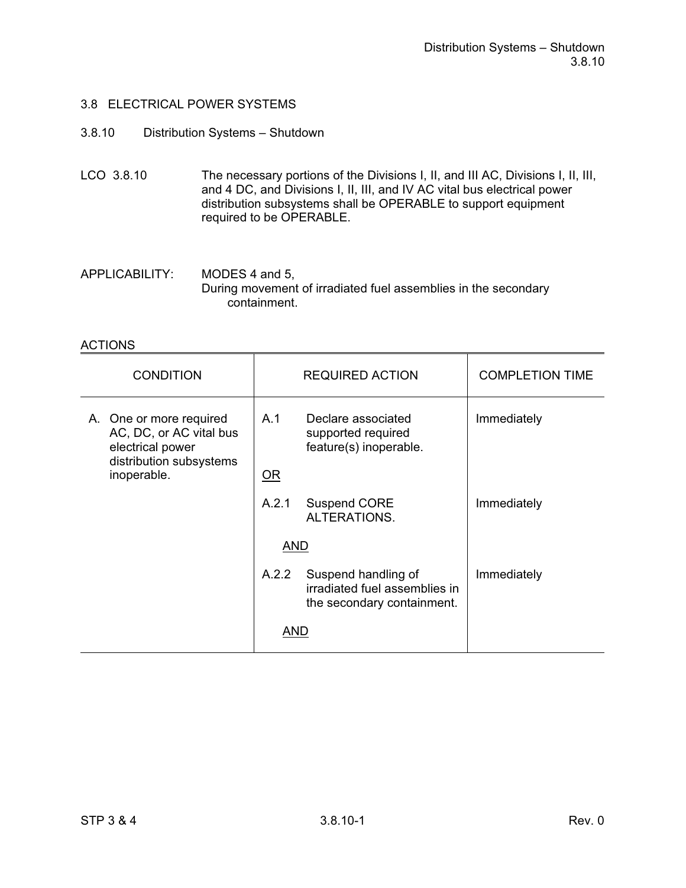## 3.8 ELECTRICAL POWER SYSTEMS

### 3.8.10 Distribution Systems – Shutdown

LCO 3.8.10 The necessary portions of the Divisions I, II, and III AC, Divisions I, II, III, and 4 DC, and Divisions I, II, III, and IV AC vital bus electrical power distribution subsystems shall be OPERABLE to support equipment required to be OPERABLE.

APPLICABILITY: MODES 4 and 5,
During movement of irradiated fuel assemblies in the secondary containment.

ACTIONS

| CONDITION | REQUIRED ACTION | COMPLETION TIME |
|---|---|---|
| A. One or more required AC, DC, or AC vital bus electrical power distribution subsystems inoperable. | A.1 Declare associated supported required feature(s) inoperable. | Immediately |
| | <u>OR</u> | |
| | A.2.1 Suspend CORE ALTERATIONS. | Immediately |
| | <u>AND</u> | |
| | A.2.2 Suspend handling of irradiated fuel assemblies in the secondary containment. | Immediately |
| | <u>AND</u> | |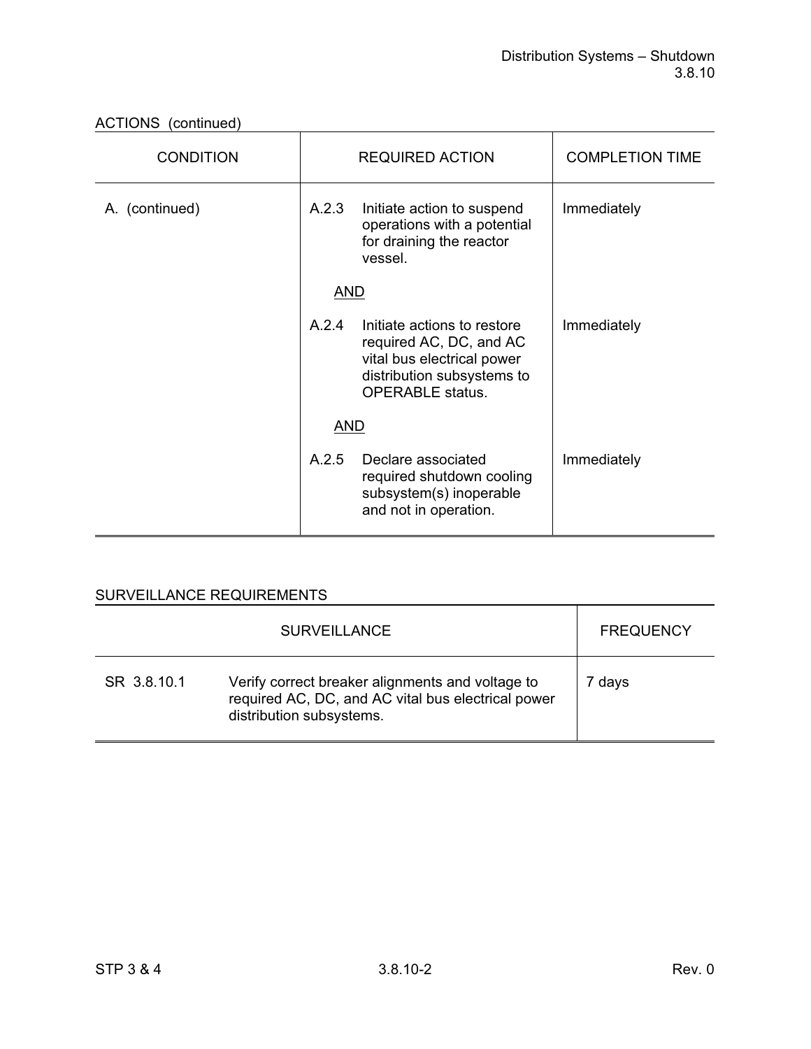ACTIONS (continued)

| CONDITION | REQUIRED ACTION | COMPLETION TIME |
|---|---|---|
| A. (continued) | A.2.3 Initiate action to suspend operations with a potential for draining the reactor vessel. | Immediately |
| | <u>AND</u> | |
| | A.2.4 Initiate actions to restore required AC, DC, and AC vital bus electrical power distribution subsystems to OPERABLE status. | Immediately |
| | <u>AND</u> | |
| | A.2.5 Declare associated required shutdown cooling subsystem(s) inoperable and not in operation. | Immediately |

SURVEILLANCE REQUIREMENTS

| SURVEILLANCE | | FREQUENCY |
|---|---|---|
| SR 3.8.10.1 | Verify correct breaker alignments and voltage to required AC, DC, and AC vital bus electrical power distribution subsystems. | 7 days |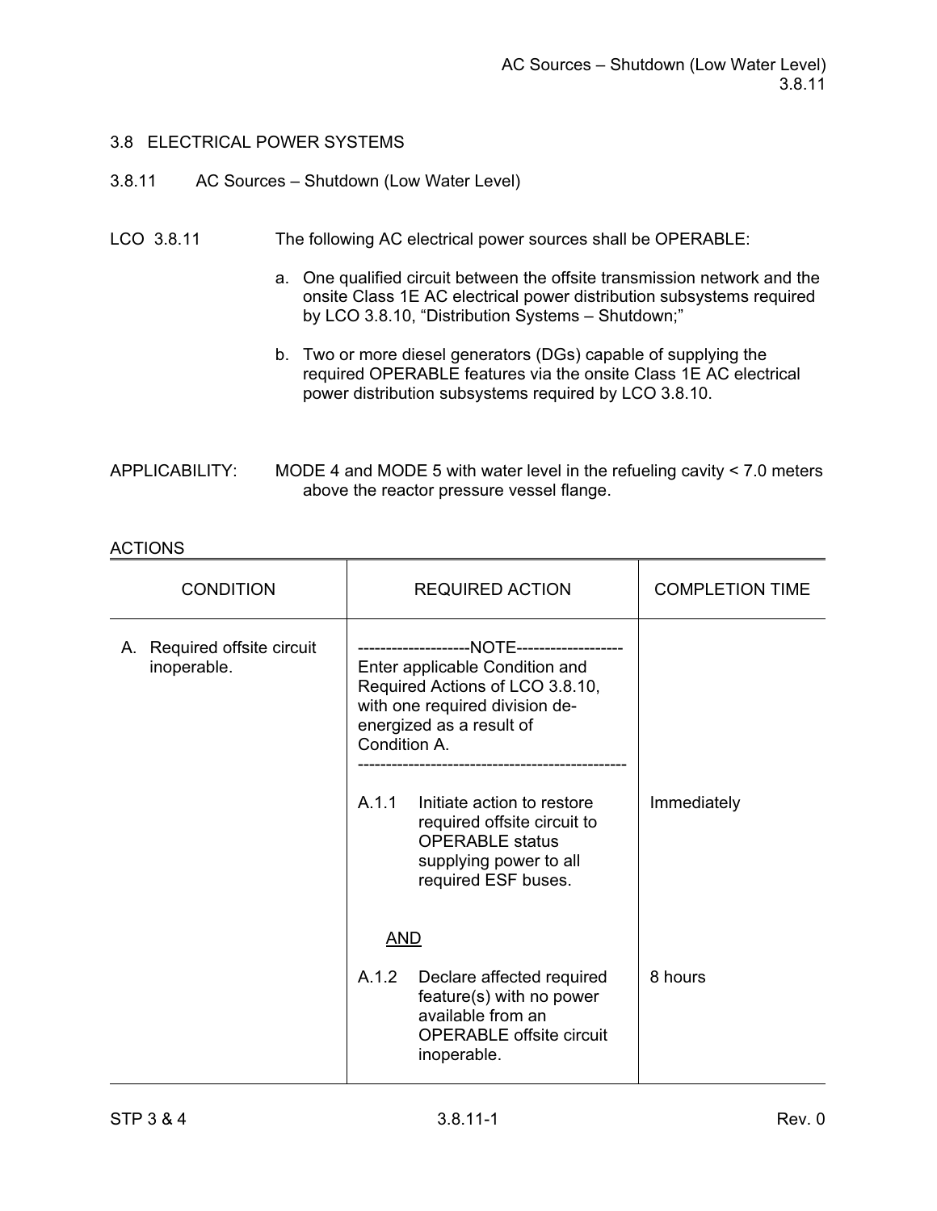## 3.8 ELECTRICAL POWER SYSTEMS

### 3.8.11 AC Sources – Shutdown (Low Water Level)

LCO 3.8.11 The following AC electrical power sources shall be OPERABLE:

a. One qualified circuit between the offsite transmission network and the onsite Class 1E AC electrical power distribution subsystems required by LCO 3.8.10, “Distribution Systems – Shutdown;”

b. Two or more diesel generators (DGs) capable of supplying the required OPERABLE features via the onsite Class 1E AC electrical power distribution subsystems required by LCO 3.8.10.

APPLICABILITY: MODE 4 and MODE 5 with water level in the refueling cavity < 7.0 meters above the reactor pressure vessel flange.

ACTIONS

| CONDITION | REQUIRED ACTION | COMPLETION TIME |
|---|---|---|
| A. Required offsite circuit inoperable. | --------------------NOTE-------------------<br>Enter applicable Condition and Required Actions of LCO 3.8.10, with one required division de-energized as a result of Condition A.<br>----------------------------------------------- | |
| | A.1.1 Initiate action to restore required offsite circuit to OPERABLE status supplying power to all required ESF buses. | Immediately |
| | AND | |
| | A.1.2 Declare affected required feature(s) with no power available from an OPERABLE offsite circuit inoperable. | 8 hours |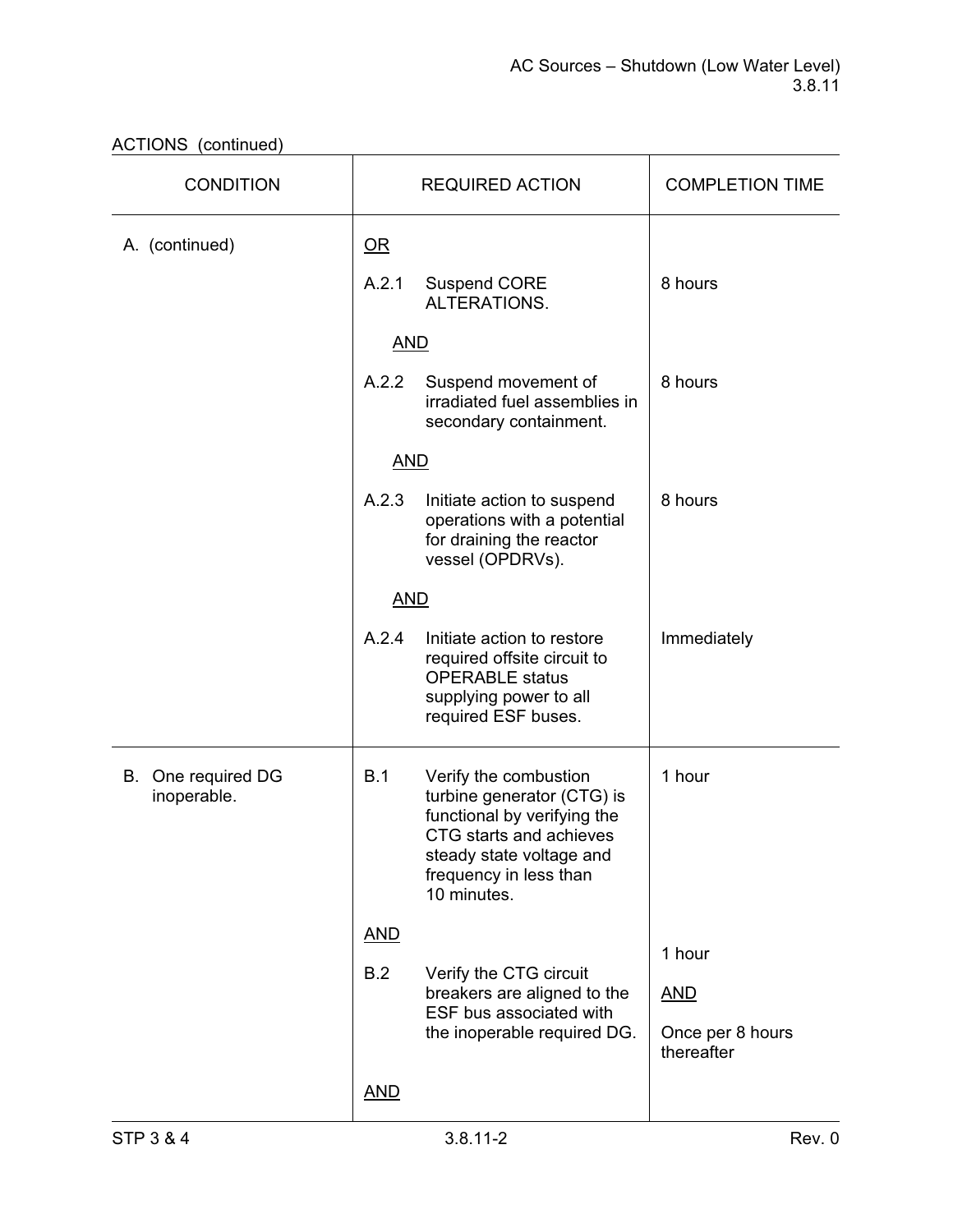ACTIONS (continued)

| CONDITION | REQUIRED ACTION | COMPLETION TIME |
|---|---|---|
| A. (continued) | OR | |
| | A.2.1 Suspend CORE ALTERATIONS. | 8 hours |
| | AND | |
| | A.2.2 Suspend movement of irradiated fuel assemblies in secondary containment. | 8 hours |
| | AND | |
| | A.2.3 Initiate action to suspend operations with a potential for draining the reactor vessel (OPDRVs). | 8 hours |
| | AND | |
| | A.2.4 Initiate action to restore required offsite circuit to OPERABLE status supplying power to all required ESF buses. | Immediately |
| B. One required DG inoperable. | B.1 Verify the combustion turbine generator (CTG) is functional by verifying the CTG starts and achieves steady state voltage and frequency in less than 10 minutes. | 1 hour |
| | AND | |
| | B.2 Verify the CTG circuit breakers are aligned to the ESF bus associated with the inoperable required DG. | 1 hour<br><br>AND<br><br>Once per 8 hours thereafter |
| | AND | |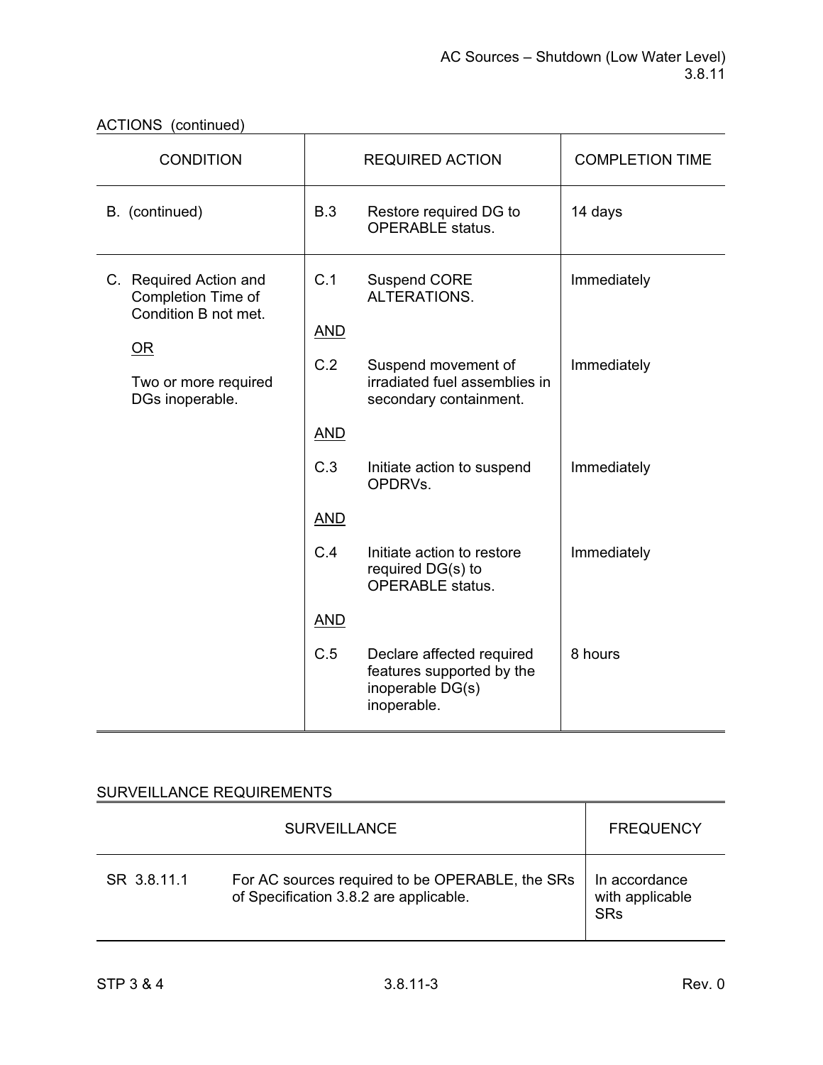ACTIONS (continued)

| CONDITION | REQUIRED ACTION | | COMPLETION TIME |
|---|---|---|---|
| B. (continued) | B.3 | Restore required DG to OPERABLE status. | 14 days |
| C. Required Action and Completion Time of Condition B not met.<br><br><u>OR</u><br><br>Two or more required DGs inoperable. | C.1 | Suspend CORE ALTERATIONS. | Immediately |
| | <u>AND</u> | | |
| | C.2 | Suspend movement of irradiated fuel assemblies in secondary containment. | Immediately |
| | <u>AND</u> | | |
| | C.3 | Initiate action to suspend OPDRVs. | Immediately |
| | <u>AND</u> | | |
| | C.4 | Initiate action to restore required DG(s) to OPERABLE status. | Immediately |
| | <u>AND</u> | | |
| | C.5 | Declare affected required features supported by the inoperable DG(s) inoperable. | 8 hours |

SURVEILLANCE REQUIREMENTS

| SURVEILLANCE | | FREQUENCY |
|---|---|---|
| SR 3.8.11.1 | For AC sources required to be OPERABLE, the SRs of Specification 3.8.2 are applicable. | In accordance with applicable SRs |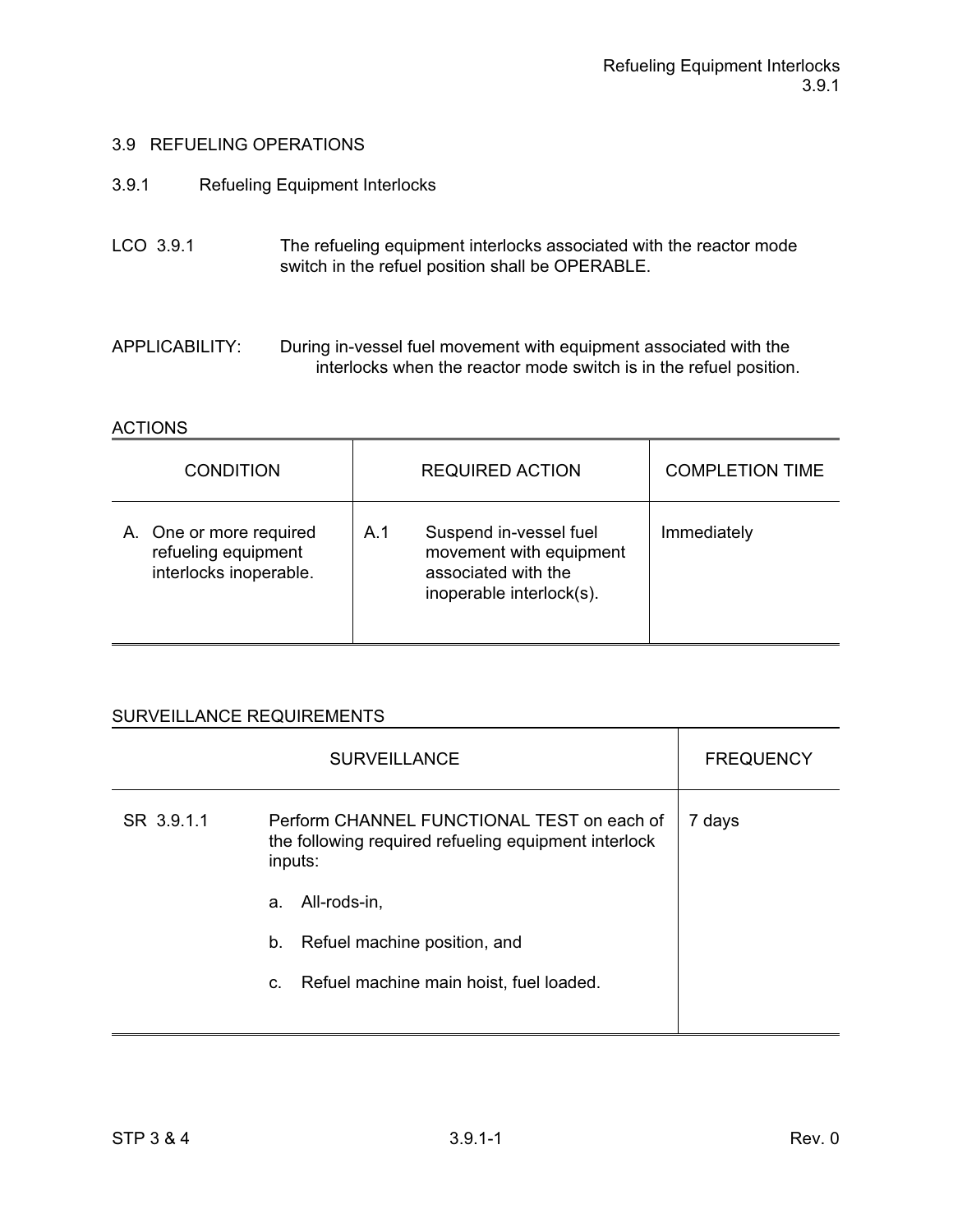## 3.9 REFUELING OPERATIONS

### 3.9.1 Refueling Equipment Interlocks

LCO 3.9.1 The refueling equipment interlocks associated with the reactor mode switch in the refuel position shall be OPERABLE.

APPLICABILITY: During in-vessel fuel movement with equipment associated with the interlocks when the reactor mode switch is in the refuel position.

ACTIONS

| CONDITION | REQUIRED ACTION | COMPLETION TIME |
|---|---|---|
| A. One or more required refueling equipment interlocks inoperable. | A.1 Suspend in-vessel fuel movement with equipment associated with the inoperable interlock(s). | Immediately |

SURVEILLANCE REQUIREMENTS

| SURVEILLANCE | | FREQUENCY |
|---|---|---|
| SR 3.9.1.1 | Perform CHANNEL FUNCTIONAL TEST on each of the following required refueling equipment interlock inputs:<br>a. All-rods-in,<br>b. Refuel machine position, and<br>c. Refuel machine main hoist, fuel loaded. | 7 days |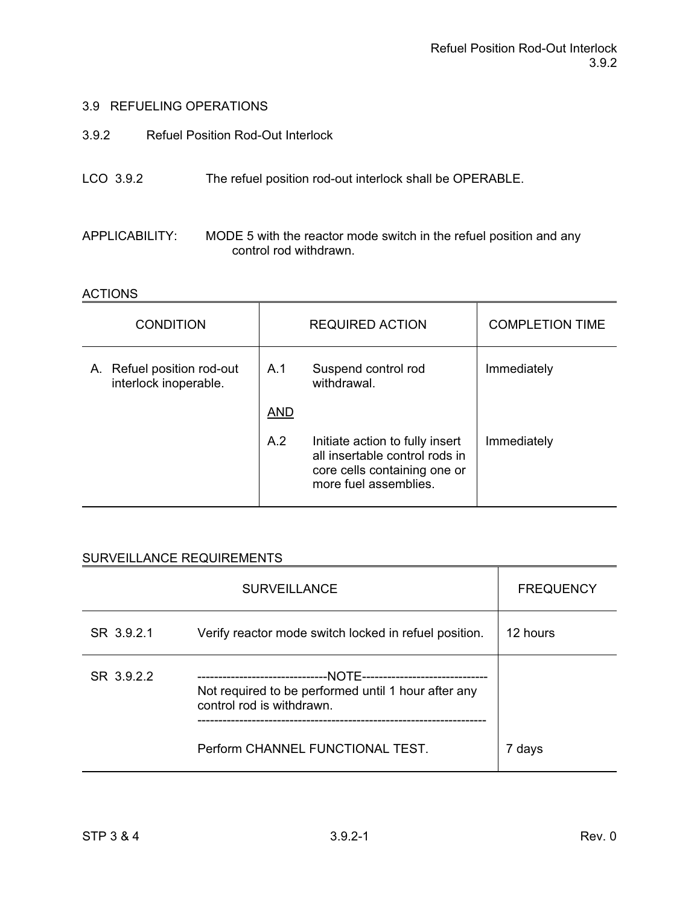## 3.9 REFUELING OPERATIONS

### 3.9.2 Refuel Position Rod-Out Interlock

LCO 3.9.2 The refuel position rod-out interlock shall be OPERABLE.

APPLICABILITY: MODE 5 with the reactor mode switch in the refuel position and any control rod withdrawn.

ACTIONS

| CONDITION | REQUIRED ACTION | COMPLETION TIME |
|---|---|---|
| A. Refuel position rod-out interlock inoperable. | A.1 Suspend control rod withdrawal. | Immediately |
| | AND | |
| | A.2 Initiate action to fully insert all insertable control rods in core cells containing one or more fuel assemblies. | Immediately |

SURVEILLANCE REQUIREMENTS

| SURVEILLANCE | | FREQUENCY |
|---|---|---|
| SR 3.9.2.1 | Verify reactor mode switch locked in refuel position. | 12 hours |
| SR 3.9.2.2 | -------------------------------NOTE------------------------------ Not required to be performed until 1 hour after any control rod is withdrawn. ------------------------------------------------------------------- Perform CHANNEL FUNCTIONAL TEST. | 7 days |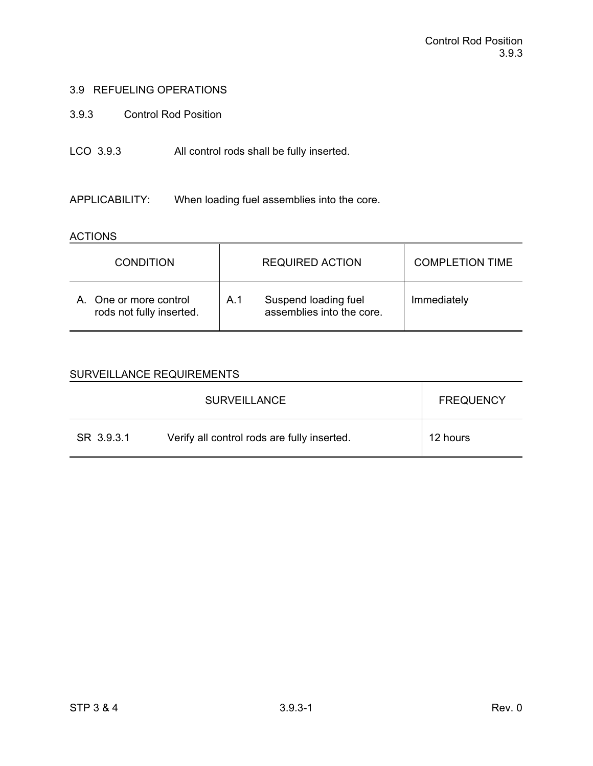## 3.9 REFUELING OPERATIONS

### 3.9.3 Control Rod Position

LCO 3.9.3 All control rods shall be fully inserted.

APPLICABILITY: When loading fuel assemblies into the core.

ACTIONS

| CONDITION | REQUIRED ACTION | COMPLETION TIME |
|---|---|---|
| A. One or more control rods not fully inserted. | A.1 Suspend loading fuel assemblies into the core. | Immediately |

SURVEILLANCE REQUIREMENTS

| SURVEILLANCE | FREQUENCY |
|---|---|
| SR 3.9.3.1 Verify all control rods are fully inserted. | 12 hours |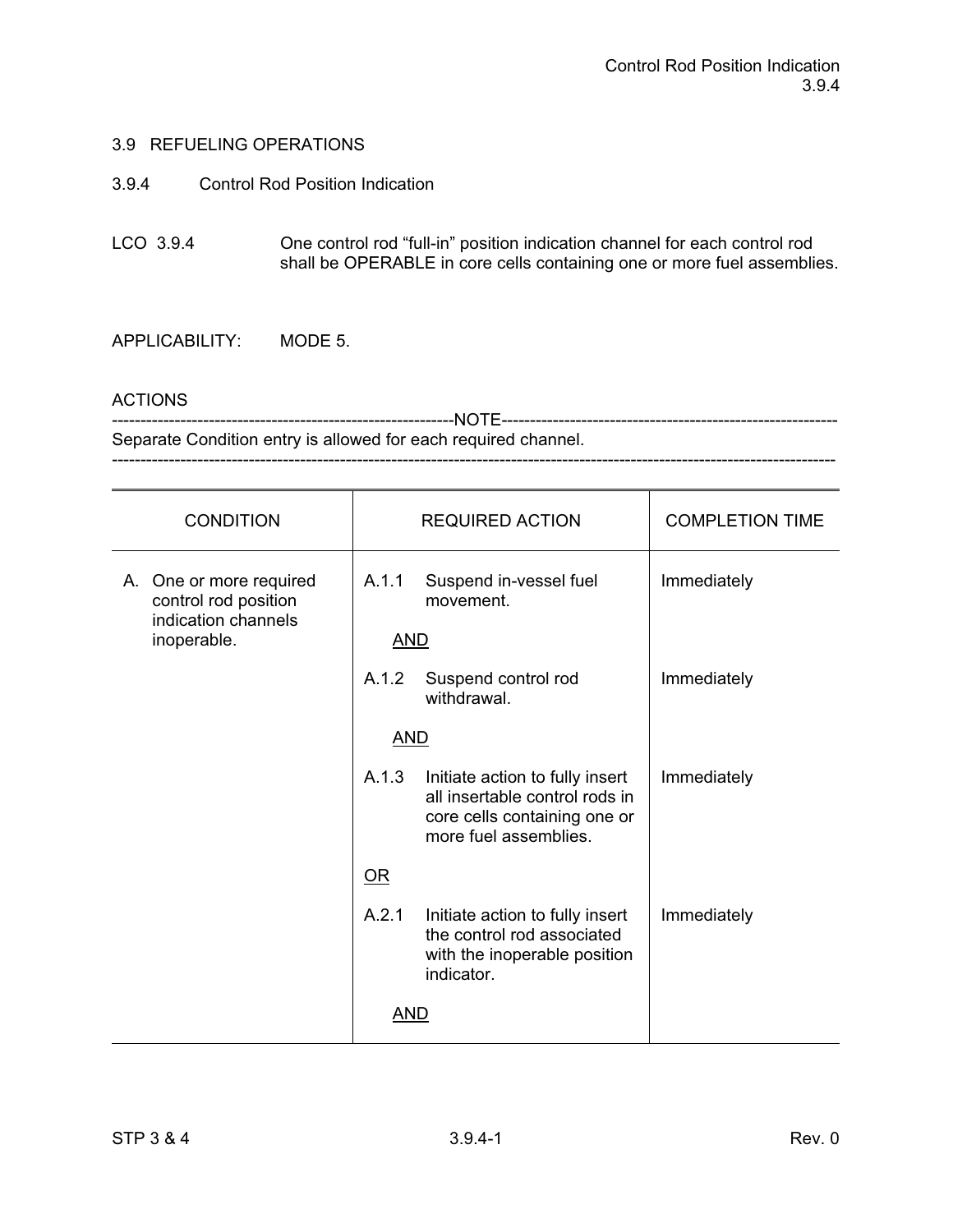## 3.9 REFUELING OPERATIONS

### 3.9.4 Control Rod Position Indication

LCO 3.9.4 One control rod “full-in” position indication channel for each control rod shall be OPERABLE in core cells containing one or more fuel assemblies.

APPLICABILITY: MODE 5.

ACTIONS

-----------------------------------------------------------NOTE-----------------------------------------------------------

Separate Condition entry is allowed for each required channel.

-------------------------------------------------------------------------------------------------------------------------------

| CONDITION | REQUIRED ACTION | COMPLETION TIME |
|---|---|---|
| A. One or more required control rod position indication channels inoperable. | A.1.1 Suspend in-vessel fuel movement. | Immediately |
| | AND | |
| | A.1.2 Suspend control rod withdrawal. | Immediately |
| | AND | |
| | A.1.3 Initiate action to fully insert all insertable control rods in core cells containing one or more fuel assemblies. | Immediately |
| | OR | |
| | A.2.1 Initiate action to fully insert the control rod associated with the inoperable position indicator. | Immediately |
| | AND | |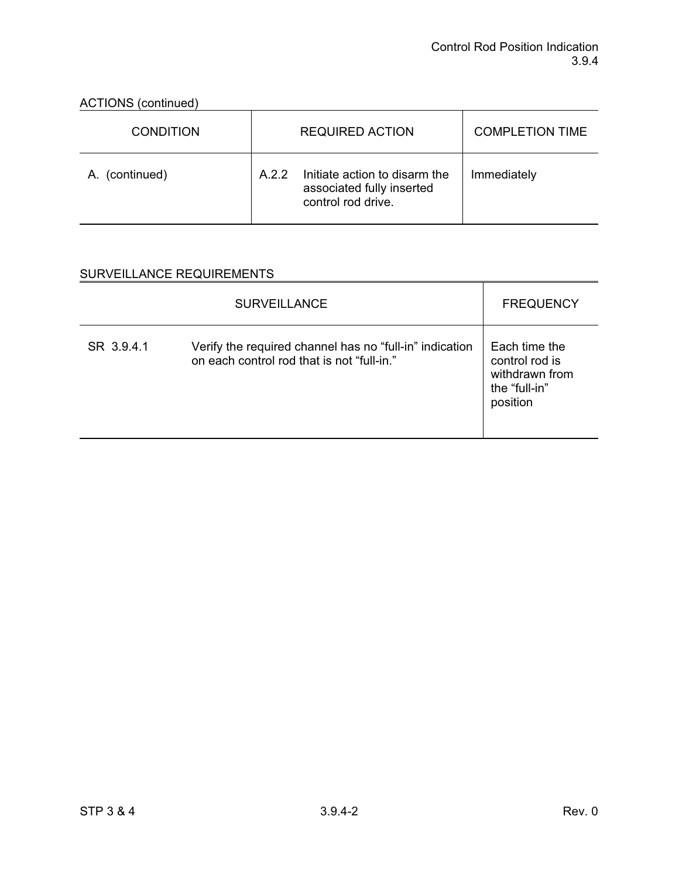ACTIONS (continued)

| CONDITION | REQUIRED ACTION | COMPLETION TIME |
|---|---|---|
| A. (continued) | A.2.2 Initiate action to disarm the associated fully inserted control rod drive. | Immediately |

SURVEILLANCE REQUIREMENTS

| SURVEILLANCE | | FREQUENCY |
|---|---|---|
| SR 3.9.4.1 | Verify the required channel has no “full-in” indication on each control rod that is not “full-in.” | Each time the control rod is withdrawn from the “full-in” position |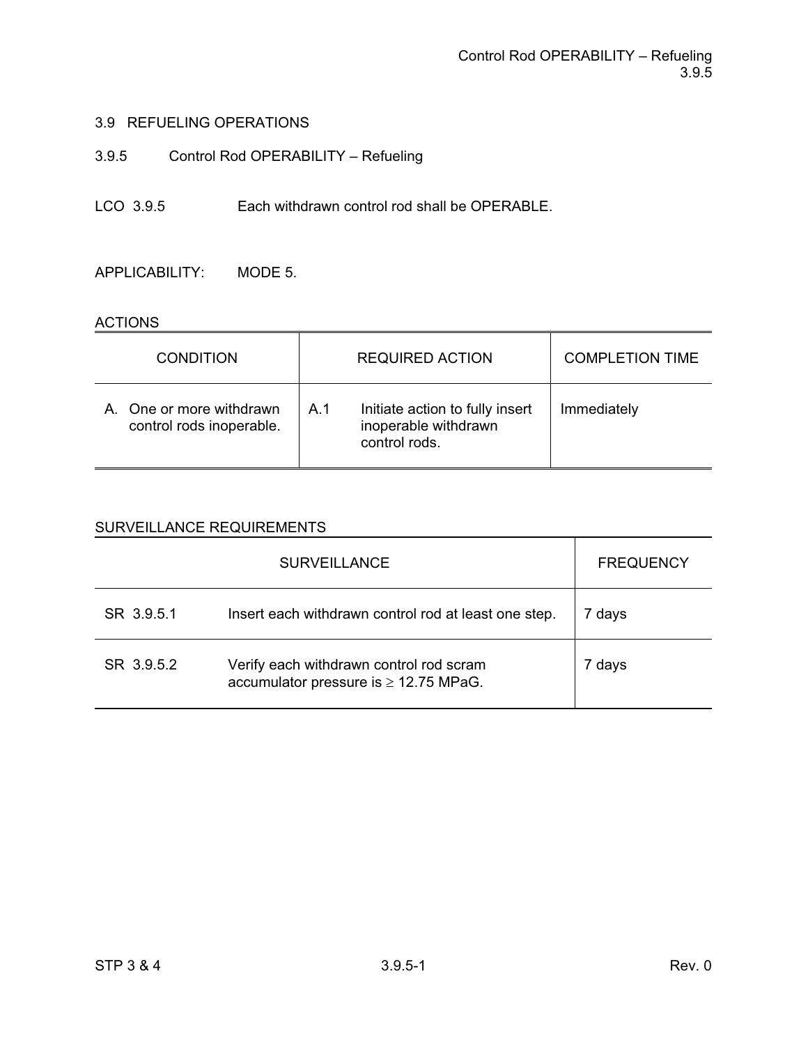## 3.9 REFUELING OPERATIONS

### 3.9.5 Control Rod OPERABILITY – Refueling

LCO 3.9.5 Each withdrawn control rod shall be OPERABLE.

APPLICABILITY: MODE 5.

ACTIONS

| CONDITION | REQUIRED ACTION | COMPLETION TIME |
|---|---|---|
| A. One or more withdrawn control rods inoperable. | A.1 Initiate action to fully insert inoperable withdrawn control rods. | Immediately |

SURVEILLANCE REQUIREMENTS

| SURVEILLANCE | | FREQUENCY |
|---|---|---|
| SR 3.9.5.1 | Insert each withdrawn control rod at least one step. | 7 days |
| SR 3.9.5.2 | Verify each withdrawn control rod scram accumulator pressure is $\geq$ 12.75 MPaG. | 7 days |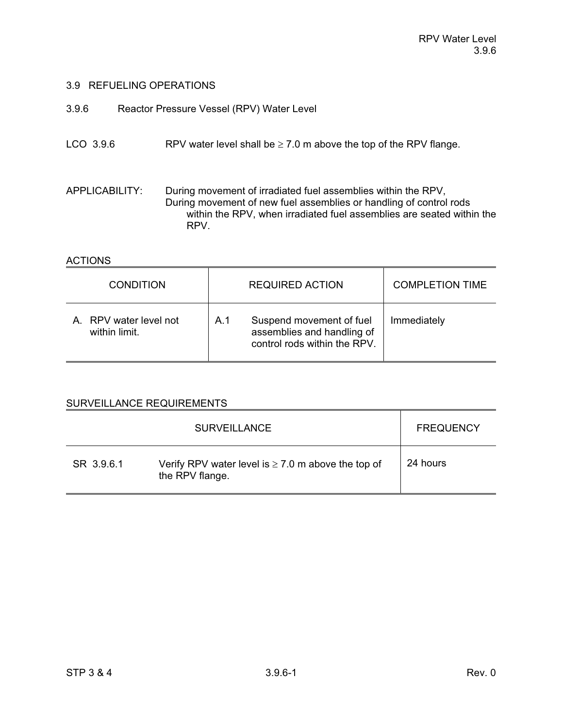## 3.9 REFUELING OPERATIONS

### 3.9.6 Reactor Pressure Vessel (RPV) Water Level

LCO 3.9.6 RPV water level shall be ≥ 7.0 m above the top of the RPV flange.

APPLICABILITY: During movement of irradiated fuel assemblies within the RPV,
During movement of new fuel assemblies or handling of control rods within the RPV, when irradiated fuel assemblies are seated within the RPV.

ACTIONS

| CONDITION | REQUIRED ACTION | COMPLETION TIME |
|---|---|---|
| A. RPV water level not within limit. | A.1 Suspend movement of fuel assemblies and handling of control rods within the RPV. | Immediately |

SURVEILLANCE REQUIREMENTS

| SURVEILLANCE | | FREQUENCY |
|---|---|---|
| SR 3.9.6.1 | Verify RPV water level is ≥ 7.0 m above the top of the RPV flange. | 24 hours |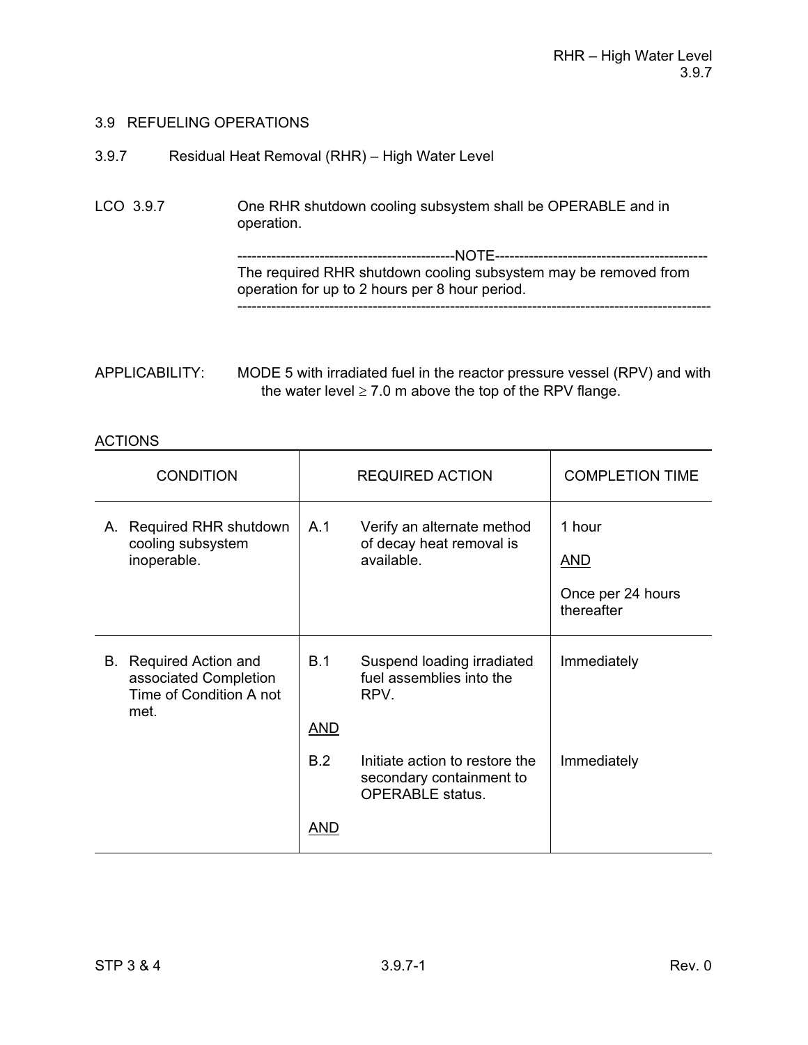## 3.9 REFUELING OPERATIONS

### 3.9.7 Residual Heat Removal (RHR) – High Water Level

LCO 3.9.7 One RHR shutdown cooling subsystem shall be OPERABLE and in operation.

-----------------------------------------------NOTE-----------------------------------------------
The required RHR shutdown cooling subsystem may be removed from operation for up to 2 hours per 8 hour period.
-------------------------------------------------------------------------------------------------------

APPLICABILITY: MODE 5 with irradiated fuel in the reactor pressure vessel (RPV) and with the water level ≥ 7.0 m above the top of the RPV flange.

ACTIONS

| CONDITION | REQUIRED ACTION | | COMPLETION TIME |
|---|---|---|---|
| A. Required RHR shutdown cooling subsystem inoperable. | A.1 | Verify an alternate method of decay heat removal is available. | 1 hour<br><br>AND<br><br>Once per 24 hours thereafter |
| B. Required Action and associated Completion Time of Condition A not met. | B.1 | Suspend loading irradiated fuel assemblies into the RPV. | Immediately |
| | AND | | |
| | B.2 | Initiate action to restore the secondary containment to OPERABLE status. | Immediately |
| | AND | | |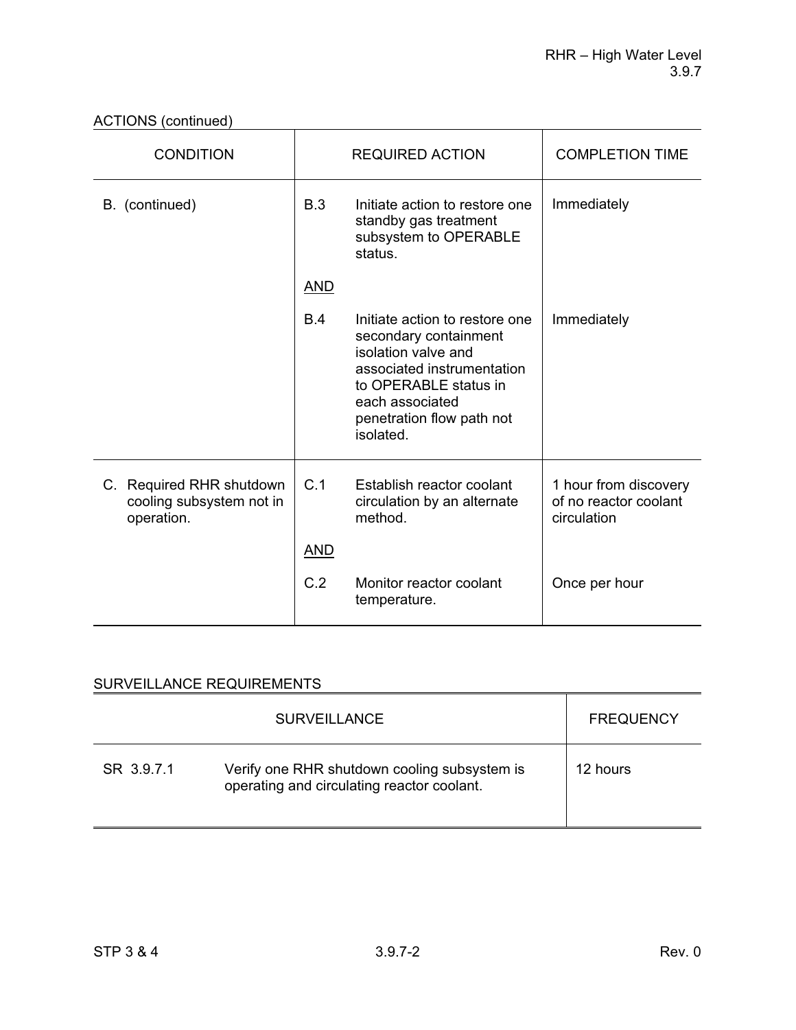ACTIONS (continued)

| CONDITION | REQUIRED ACTION | | COMPLETION TIME |
|---|---|---|---|
| B. (continued) | B.3 | Initiate action to restore one standby gas treatment subsystem to OPERABLE status. | Immediately |
| | <u>AND</u> | | |
| | B.4 | Initiate action to restore one secondary containment isolation valve and associated instrumentation to OPERABLE status in each associated penetration flow path not isolated. | Immediately |
| C. Required RHR shutdown cooling subsystem not in operation. | C.1 | Establish reactor coolant circulation by an alternate method. | 1 hour from discovery of no reactor coolant circulation |
| | <u>AND</u> | | |
| | C.2 | Monitor reactor coolant temperature. | Once per hour |

SURVEILLANCE REQUIREMENTS

| SURVEILLANCE | | FREQUENCY |
|---|---|---|
| SR 3.9.7.1 | Verify one RHR shutdown cooling subsystem is operating and circulating reactor coolant. | 12 hours |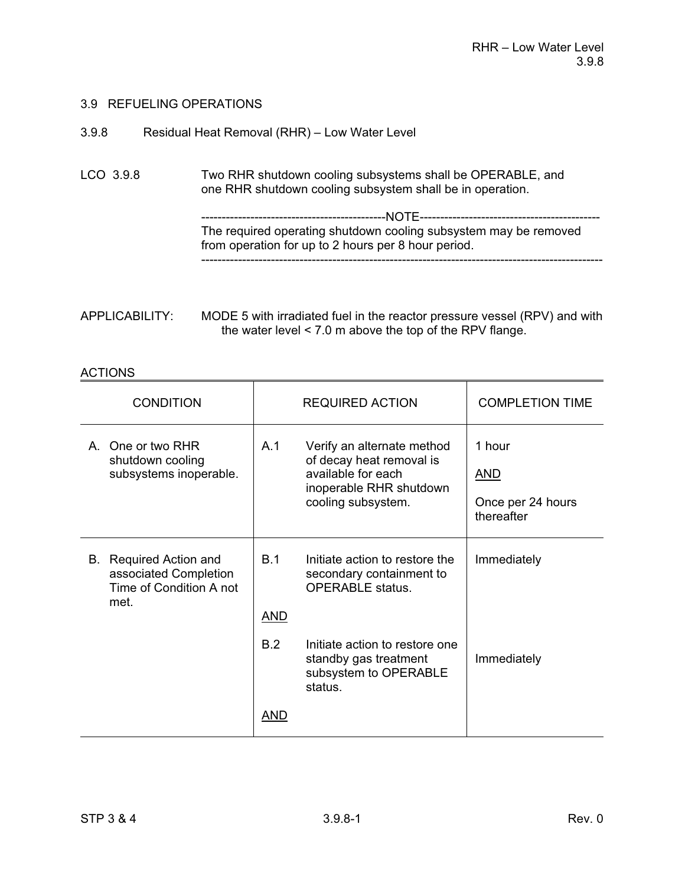## 3.9 REFUELING OPERATIONS

### 3.9.8 Residual Heat Removal (RHR) – Low Water Level

LCO 3.9.8 Two RHR shutdown cooling subsystems shall be OPERABLE, and one RHR shutdown cooling subsystem shall be in operation.

-------------------------------------------NOTE-------------------------------------------
The required operating shutdown cooling subsystem may be removed from operation for up to 2 hours per 8 hour period.
------------------------------------------------------------------------------------------------

APPLICABILITY: MODE 5 with irradiated fuel in the reactor pressure vessel (RPV) and with the water level < 7.0 m above the top of the RPV flange.

ACTIONS

| CONDITION | REQUIRED ACTION | | COMPLETION TIME |
|---|---|---|---|
| A. One or two RHR shutdown cooling subsystems inoperable. | A.1 | Verify an alternate method of decay heat removal is available for each inoperable RHR shutdown cooling subsystem. | 1 hour<br><br>AND<br><br>Once per 24 hours thereafter |
| B. Required Action and associated Completion Time of Condition A not met. | B.1 | Initiate action to restore the secondary containment to OPERABLE status. | Immediately |
| | AND | | |
| | B.2 | Initiate action to restore one standby gas treatment subsystem to OPERABLE status. | Immediately |
| | AND | | |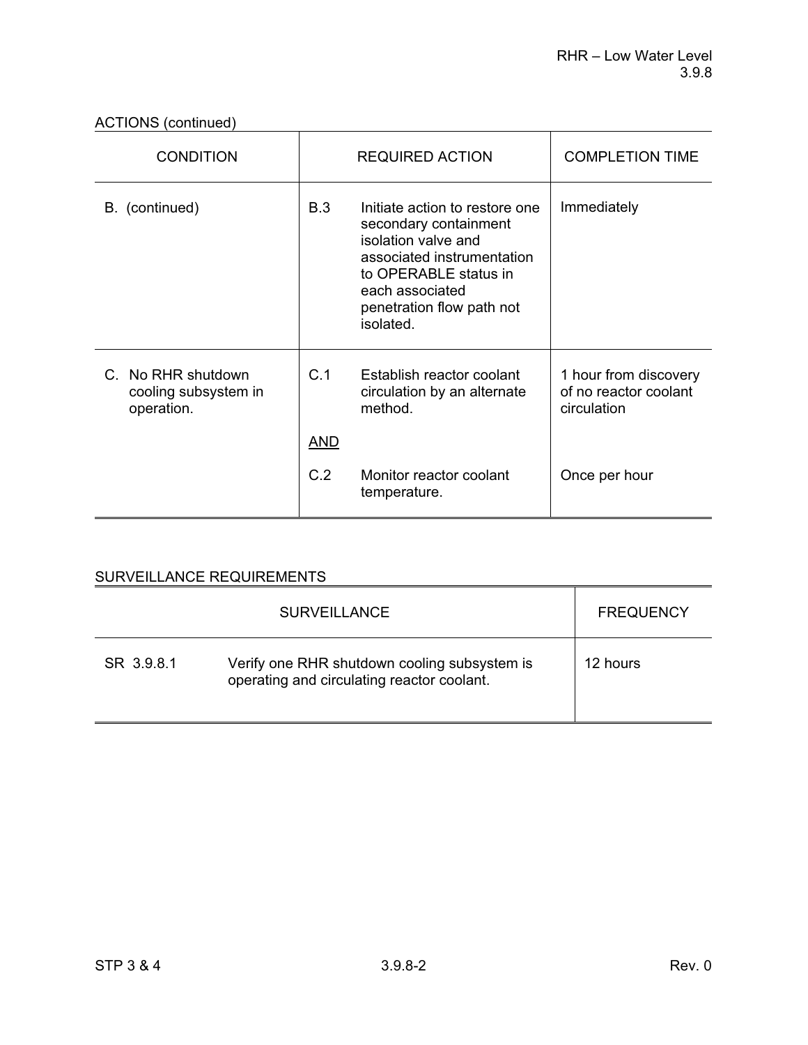ACTIONS (continued)

| CONDITION | REQUIRED ACTION | | COMPLETION TIME |
|---|---|---|---|
| B. (continued) | B.3 | Initiate action to restore one secondary containment isolation valve and associated instrumentation to OPERABLE status in each associated penetration flow path not isolated. | Immediately |
| C. No RHR shutdown cooling subsystem in operation. | C.1 | Establish reactor coolant circulation by an alternate method. | 1 hour from discovery of no reactor coolant circulation |
| | AND | | |
| | C.2 | Monitor reactor coolant temperature. | Once per hour |

SURVEILLANCE REQUIREMENTS

| SURVEILLANCE | | FREQUENCY |
|---|---|---|
| SR 3.9.8.1 | Verify one RHR shutdown cooling subsystem is operating and circulating reactor coolant. | 12 hours |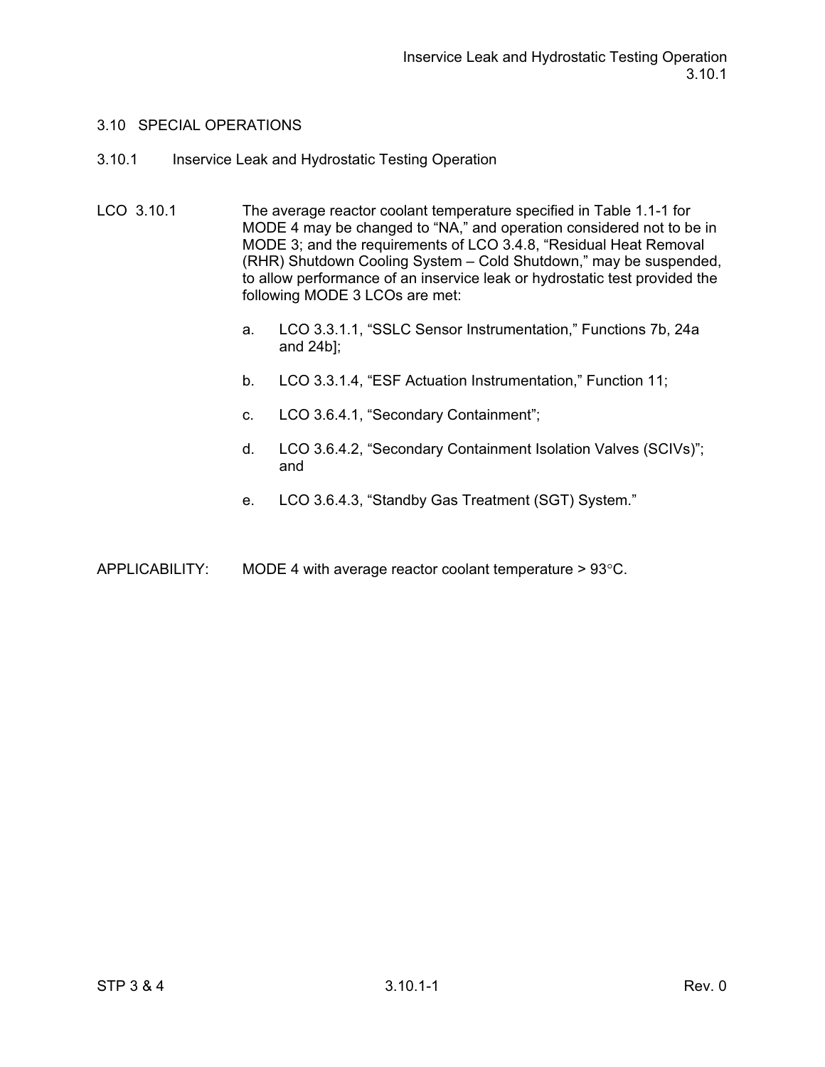## 3.10 SPECIAL OPERATIONS

### 3.10.1 Inservice Leak and Hydrostatic Testing Operation

LCO 3.10.1 The average reactor coolant temperature specified in Table 1.1-1 for MODE 4 may be changed to “NA,” and operation considered not to be in MODE 3; and the requirements of LCO 3.4.8, “Residual Heat Removal (RHR) Shutdown Cooling System – Cold Shutdown,” may be suspended, to allow performance of an inservice leak or hydrostatic test provided the following MODE 3 LCOs are met:

a. LCO 3.3.1.1, “SSLC Sensor Instrumentation,” Functions 7b, 24a and 24b];

b. LCO 3.3.1.4, “ESF Actuation Instrumentation,” Function 11;

c. LCO 3.6.4.1, “Secondary Containment”;

d. LCO 3.6.4.2, “Secondary Containment Isolation Valves (SCIVs)”; and

e. LCO 3.6.4.3, “Standby Gas Treatment (SGT) System.”

APPLICABILITY: MODE 4 with average reactor coolant temperature > 93°C.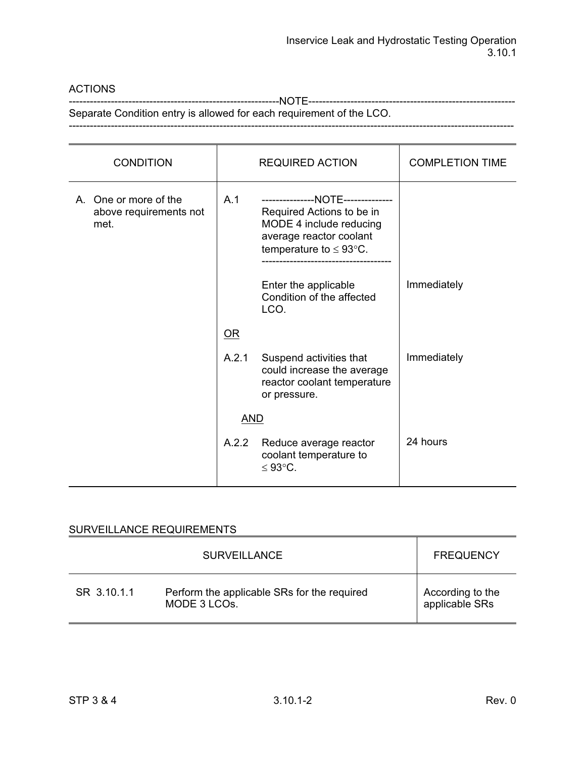## ACTIONS

-----------------------------------------------------------NOTE-----------------------------------------------------------
Separate Condition entry is allowed for each requirement of the LCO.
--------------------------------------------------------------------------------------------------------------------------------

| CONDITION | REQUIRED ACTION | COMPLETION TIME |
|---|---|---|
| A. One or more of the above requirements not met. | A.1 ---------------NOTE-------------- Required Actions to be in MODE 4 include reducing average reactor coolant temperature to ≤ 93°C. ------------------------------------ Enter the applicable Condition of the affected LCO. | Immediately |
| | <u>OR</u> | |
| | A.2.1 Suspend activities that could increase the average reactor coolant temperature or pressure. | Immediately |
| | <u>AND</u> | |
| | A.2.2 Reduce average reactor coolant temperature to ≤ 93°C. | 24 hours |

## SURVEILLANCE REQUIREMENTS

| SURVEILLANCE | | FREQUENCY |
|---|---|---|
| SR 3.10.1.1 | Perform the applicable SRs for the required MODE 3 LCOs. | According to the applicable SRs |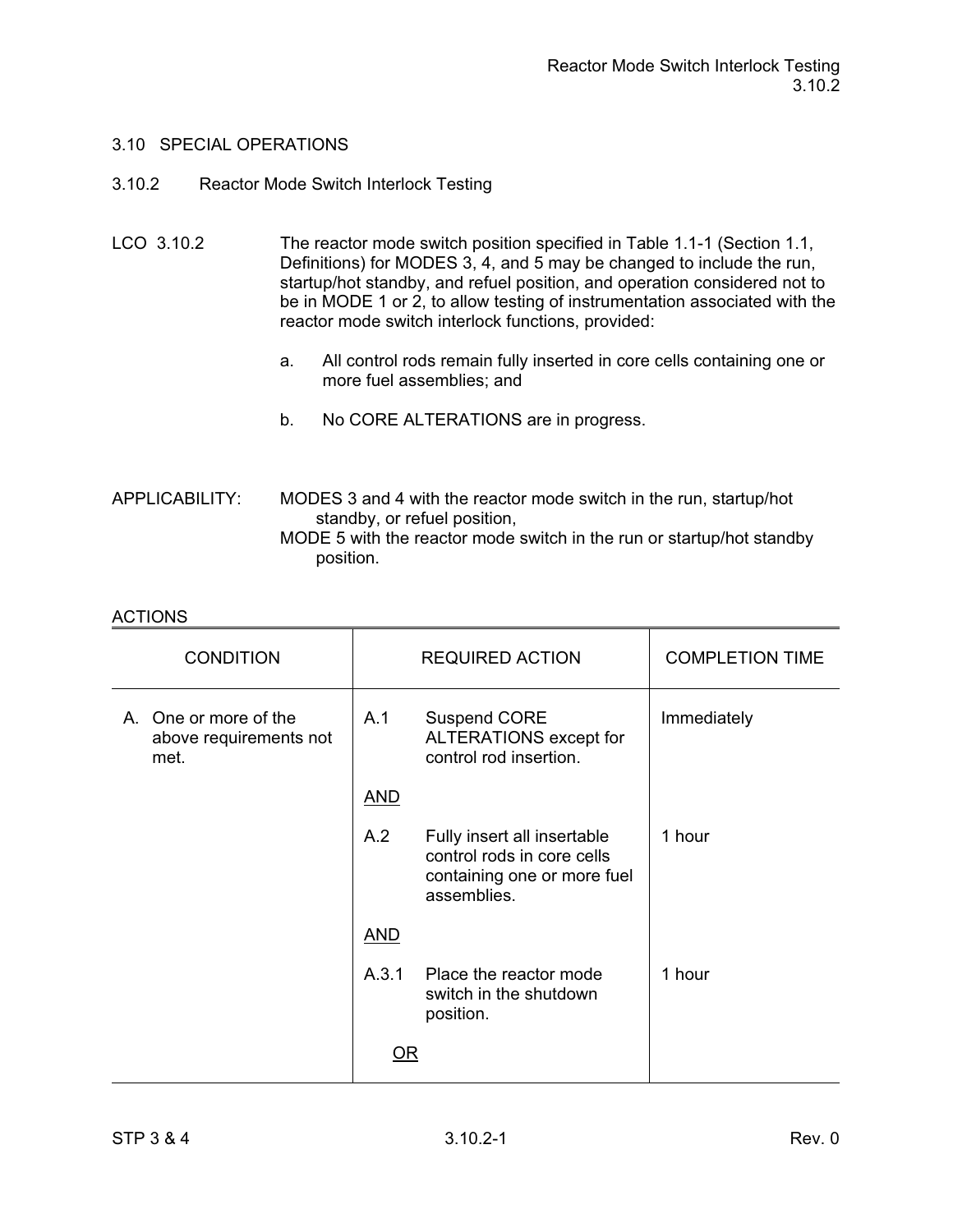## 3.10 SPECIAL OPERATIONS

### 3.10.2 Reactor Mode Switch Interlock Testing

LCO 3.10.2 The reactor mode switch position specified in Table 1.1-1 (Section 1.1, Definitions) for MODES 3, 4, and 5 may be changed to include the run, startup/hot standby, and refuel position, and operation considered not to be in MODE 1 or 2, to allow testing of instrumentation associated with the reactor mode switch interlock functions, provided:

a. All control rods remain fully inserted in core cells containing one or more fuel assemblies; and

b. No CORE ALTERATIONS are in progress.

APPLICABILITY: MODES 3 and 4 with the reactor mode switch in the run, startup/hot standby, or refuel position,
MODE 5 with the reactor mode switch in the run or startup/hot standby position.

ACTIONS

| CONDITION | REQUIRED ACTION | COMPLETION TIME |
|---|---|---|
| A. One or more of the above requirements not met. | A.1 Suspend CORE ALTERATIONS except for control rod insertion. | Immediately |
| | AND | |
| | A.2 Fully insert all insertable control rods in core cells containing one or more fuel assemblies. | 1 hour |
| | AND | |
| | A.3.1 Place the reactor mode switch in the shutdown position. | 1 hour |
| | OR | |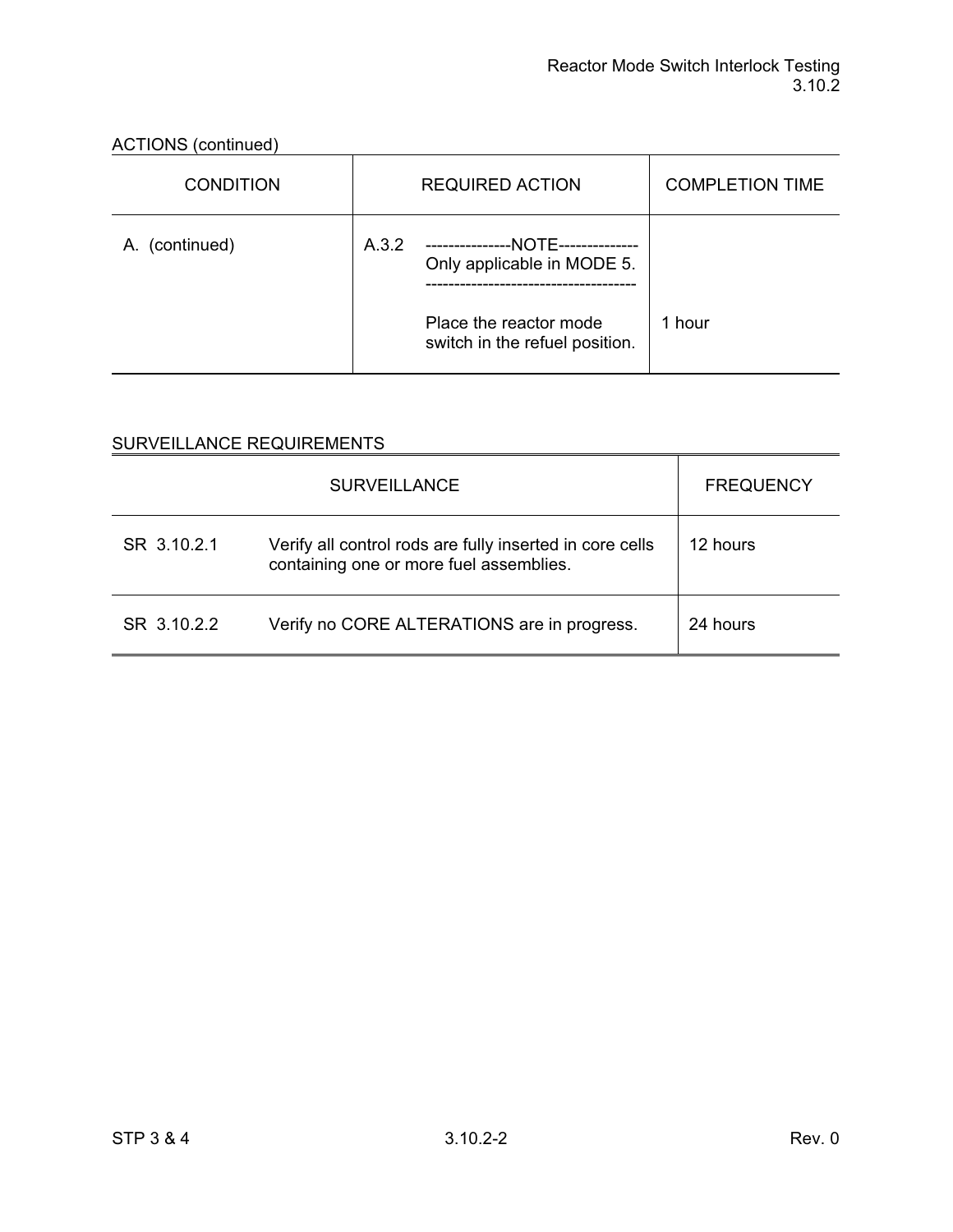ACTIONS (continued)

| CONDITION | REQUIRED ACTION | | COMPLETION TIME |
|---|---|---|---|
| A. (continued) | A.3.2 | ---------------NOTE-------------- Only applicable in MODE 5. ------------------------------------ Place the reactor mode switch in the refuel position. | 1 hour |

SURVEILLANCE REQUIREMENTS

| SURVEILLANCE | | FREQUENCY |
|---|---|---|
| SR 3.10.2.1 | Verify all control rods are fully inserted in core cells containing one or more fuel assemblies. | 12 hours |
| SR 3.10.2.2 | Verify no CORE ALTERATIONS are in progress. | 24 hours |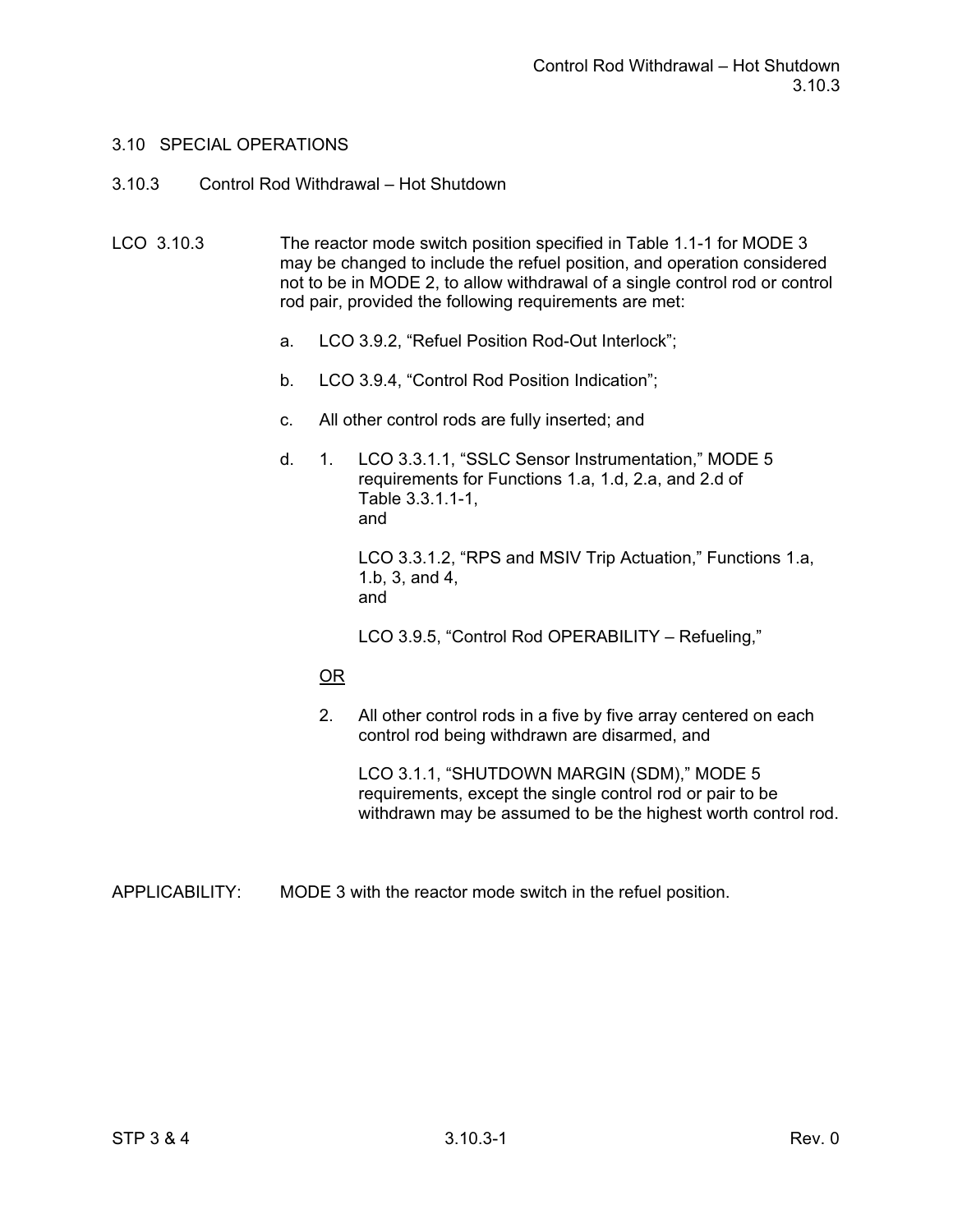## 3.10 SPECIAL OPERATIONS

### 3.10.3 Control Rod Withdrawal – Hot Shutdown

LCO 3.10.3 The reactor mode switch position specified in Table 1.1-1 for MODE 3 may be changed to include the refuel position, and operation considered not to be in MODE 2, to allow withdrawal of a single control rod or control rod pair, provided the following requirements are met:

a. LCO 3.9.2, “Refuel Position Rod-Out Interlock”;

b. LCO 3.9.4, “Control Rod Position Indication”;

c. All other control rods are fully inserted; and

d. 1. LCO 3.3.1.1, “SSLC Sensor Instrumentation,” MODE 5 requirements for Functions 1.a, 1.d, 2.a, and 2.d of Table 3.3.1.1-1,
and

LCO 3.3.1.2, “RPS and MSIV Trip Actuation,” Functions 1.a, 1.b, 3, and 4,
and

LCO 3.9.5, “Control Rod OPERABILITY – Refueling,”

<u>OR</u>

2. All other control rods in a five by five array centered on each control rod being withdrawn are disarmed, and

LCO 3.1.1, “SHUTDOWN MARGIN (SDM),” MODE 5 requirements, except the single control rod or pair to be withdrawn may be assumed to be the highest worth control rod.

APPLICABILITY: MODE 3 with the reactor mode switch in the refuel position.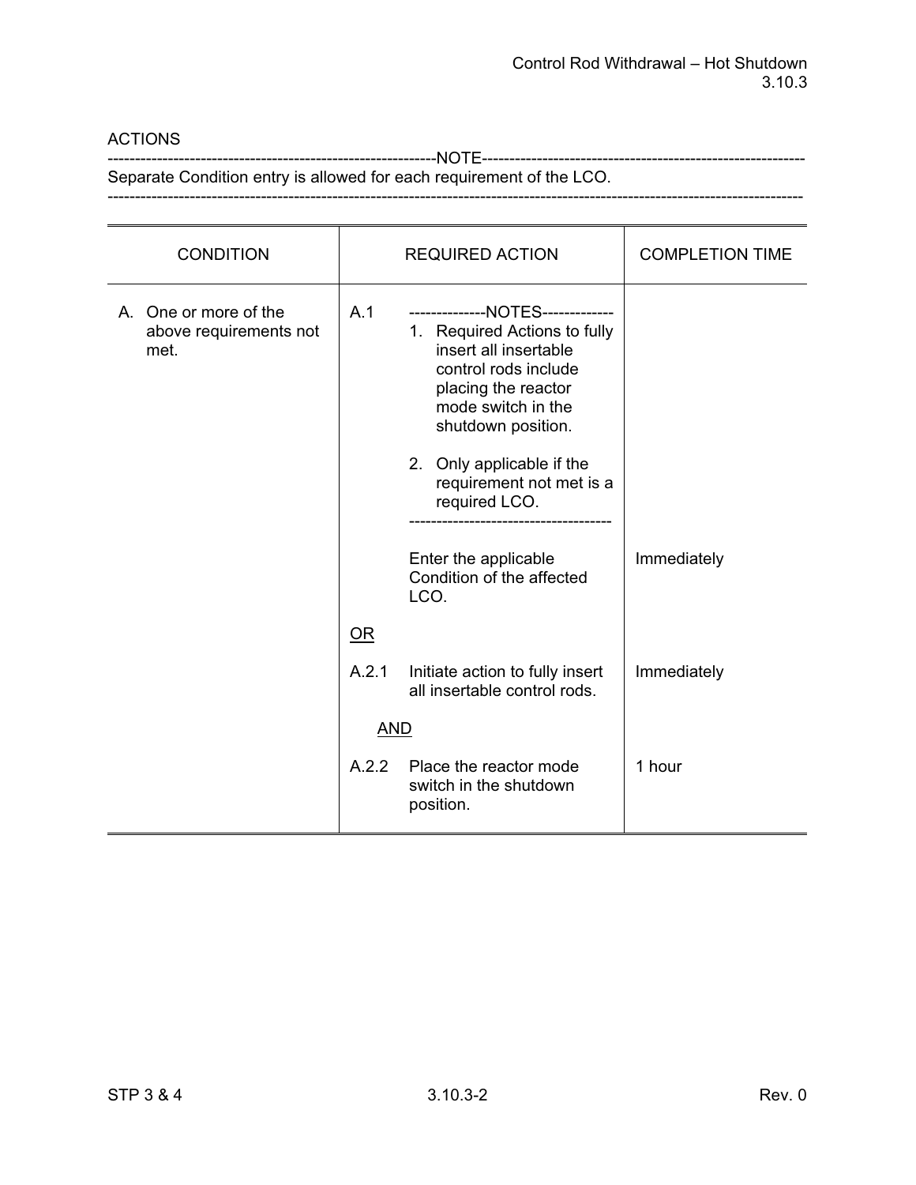ACTIONS

-----------------------------------------------------------NOTE-----------------------------------------------------------
Separate Condition entry is allowed for each requirement of the LCO.
-------------------------------------------------------------------------------------------------------------------------------

| CONDITION | REQUIRED ACTION | COMPLETION TIME |
|---|---|---|
| A. One or more of the above requirements not met. | A.1 --------------NOTES-------------<br>1. Required Actions to fully insert all insertable control rods include placing the reactor mode switch in the shutdown position.<br><br>2. Only applicable if the requirement not met is a required LCO.<br>------------------------------------<br><br>Enter the applicable Condition of the affected LCO. | Immediately |
| | <u>OR</u> | |
| | A.2.1 Initiate action to fully insert all insertable control rods. | Immediately |
| | <u>AND</u> | |
| | A.2.2 Place the reactor mode switch in the shutdown position. | 1 hour |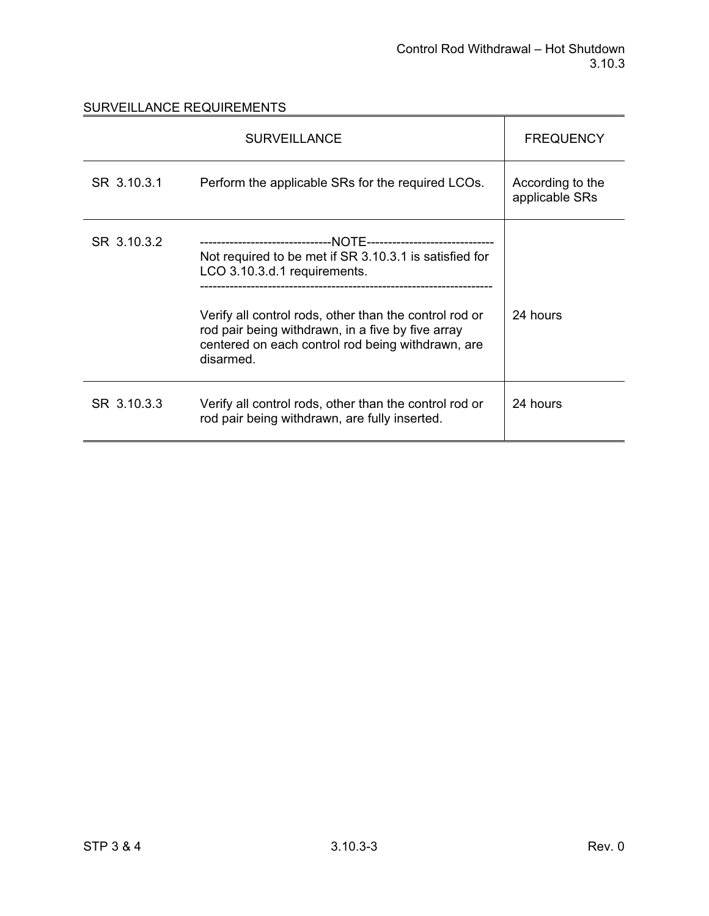## SURVEILLANCE REQUIREMENTS

| SURVEILLANCE | | FREQUENCY |
|---|---|---|
| SR 3.10.3.1 | Perform the applicable SRs for the required LCOs. | According to the applicable SRs |
| SR 3.10.3.2 | -------------------------------NOTE------------------------------ Not required to be met if SR 3.10.3.1 is satisfied for LCO 3.10.3.d.1 requirements. ------------------------------------------------------------------- Verify all control rods, other than the control rod or rod pair being withdrawn, in a five by five array centered on each control rod being withdrawn, are disarmed. | 24 hours |
| SR 3.10.3.3 | Verify all control rods, other than the control rod or rod pair being withdrawn, are fully inserted. | 24 hours |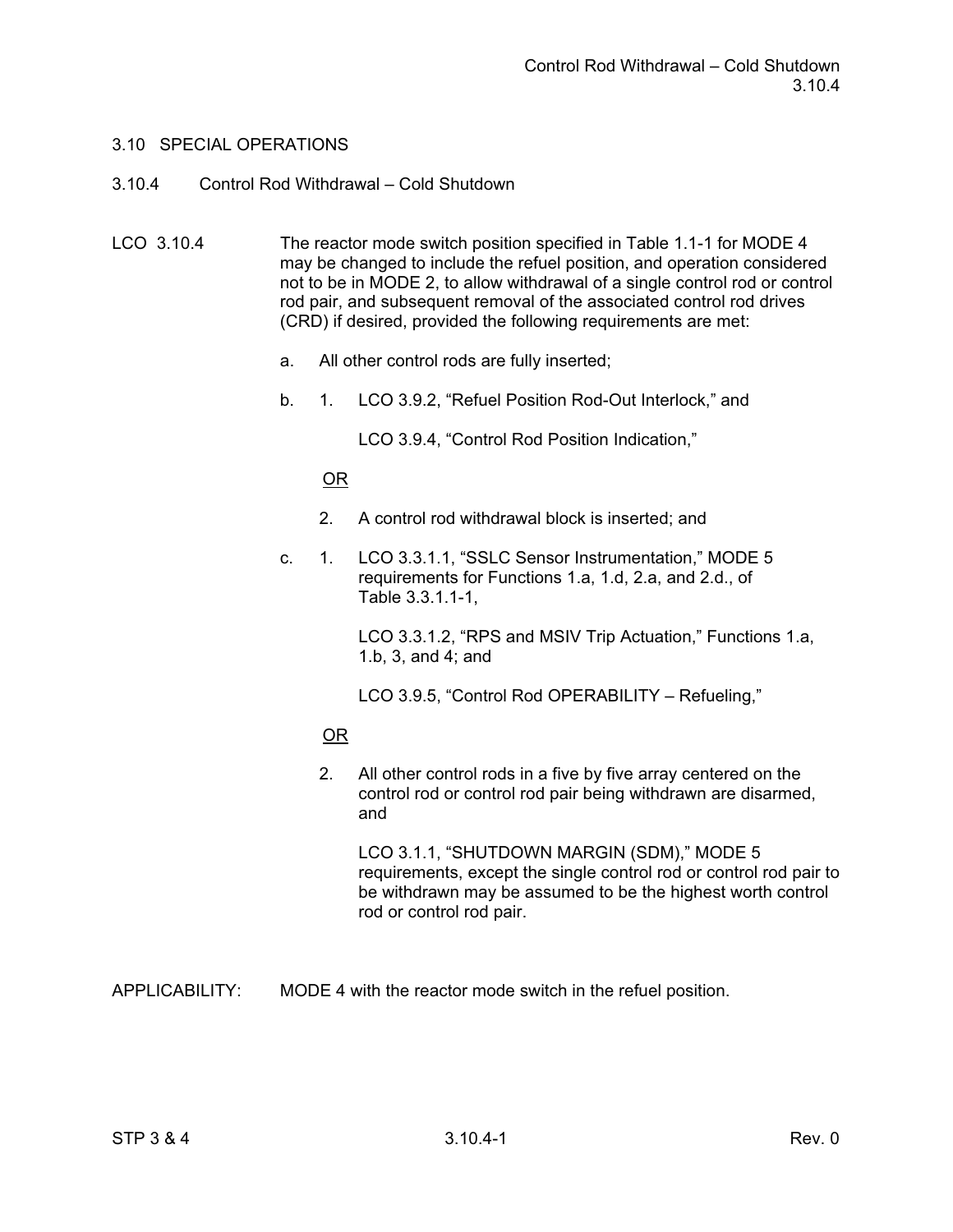## 3.10 SPECIAL OPERATIONS

### 3.10.4 Control Rod Withdrawal – Cold Shutdown

LCO 3.10.4 The reactor mode switch position specified in Table 1.1-1 for MODE 4 may be changed to include the refuel position, and operation considered not to be in MODE 2, to allow withdrawal of a single control rod or control rod pair, and subsequent removal of the associated control rod drives (CRD) if desired, provided the following requirements are met:

a. All other control rods are fully inserted;

b. 1. LCO 3.9.2, "Refuel Position Rod-Out Interlock," and

   LCO 3.9.4, "Control Rod Position Indication,"

   OR

   2. A control rod withdrawal block is inserted; and

c. 1. LCO 3.3.1.1, "SSLC Sensor Instrumentation," MODE 5 requirements for Functions 1.a, 1.d, 2.a, and 2.d., of Table 3.3.1.1-1,

   LCO 3.3.1.2, "RPS and MSIV Trip Actuation," Functions 1.a, 1.b, 3, and 4; and

   LCO 3.9.5, "Control Rod OPERABILITY – Refueling,"

   OR

   2. All other control rods in a five by five array centered on the control rod or control rod pair being withdrawn are disarmed, and

   LCO 3.1.1, "SHUTDOWN MARGIN (SDM)," MODE 5 requirements, except the single control rod or control rod pair to be withdrawn may be assumed to be the highest worth control rod or control rod pair.

APPLICABILITY: MODE 4 with the reactor mode switch in the refuel position.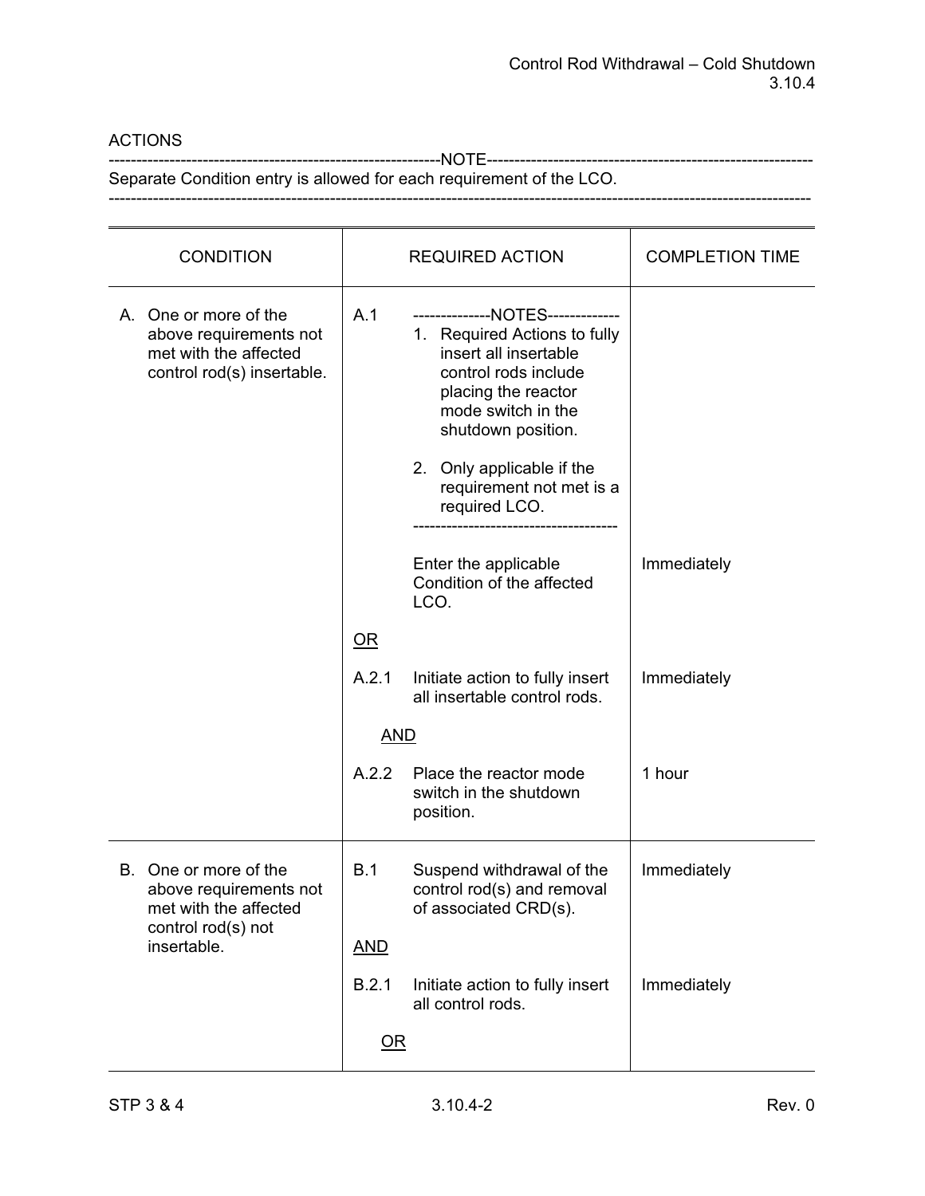ACTIONS

-----------------------------------------------------------NOTE-----------------------------------------------------------
Separate Condition entry is allowed for each requirement of the LCO.
---------------------------------------------------------------------------------------------------------------------------

| CONDITION | REQUIRED ACTION | | COMPLETION TIME |
|---|---|---|---|
| A. One or more of the above requirements not met with the affected control rod(s) insertable. | A.1 | --------------NOTES-------------<br>1. Required Actions to fully insert all insertable control rods include placing the reactor mode switch in the shutdown position.<br><br>2. Only applicable if the requirement not met is a required LCO.<br>------------------------------------- | |
| | | Enter the applicable Condition of the affected LCO. | Immediately |
| | <u>OR</u> | | |
| | A.2.1 | Initiate action to fully insert all insertable control rods. | Immediately |
| | <u>AND</u> | | |
| | A.2.2 | Place the reactor mode switch in the shutdown position. | 1 hour |
| B. One or more of the above requirements not met with the affected control rod(s) not insertable. | B.1 | Suspend withdrawal of the control rod(s) and removal of associated CRD(s). | Immediately |
| | <u>AND</u> | | |
| | B.2.1 | Initiate action to fully insert all control rods. | Immediately |
| | <u>OR</u> | | |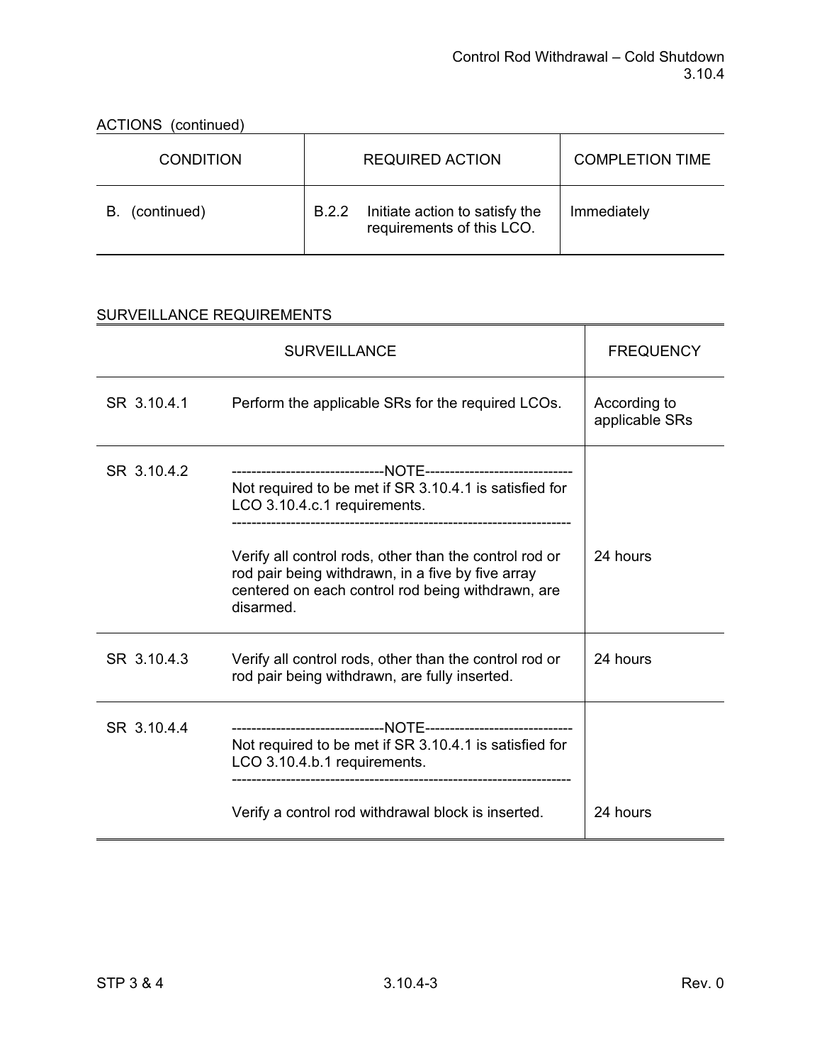ACTIONS (continued)

| CONDITION | REQUIRED ACTION | COMPLETION TIME |
|---|---|---|
| B. (continued) | B.2.2 Initiate action to satisfy the requirements of this LCO. | Immediately |

SURVEILLANCE REQUIREMENTS

| SURVEILLANCE | | FREQUENCY |
|---|---|---|
| SR 3.10.4.1 | Perform the applicable SRs for the required LCOs. | According to applicable SRs |
| SR 3.10.4.2 | -------------------------------NOTE------------------------------ Not required to be met if SR 3.10.4.1 is satisfied for LCO 3.10.4.c.1 requirements. ------------------------------------------------------------------- Verify all control rods, other than the control rod or rod pair being withdrawn, in a five by five array centered on each control rod being withdrawn, are disarmed. | 24 hours |
| SR 3.10.4.3 | Verify all control rods, other than the control rod or rod pair being withdrawn, are fully inserted. | 24 hours |
| SR 3.10.4.4 | -------------------------------NOTE------------------------------ Not required to be met if SR 3.10.4.1 is satisfied for LCO 3.10.4.b.1 requirements. ------------------------------------------------------------------- Verify a control rod withdrawal block is inserted. | 24 hours |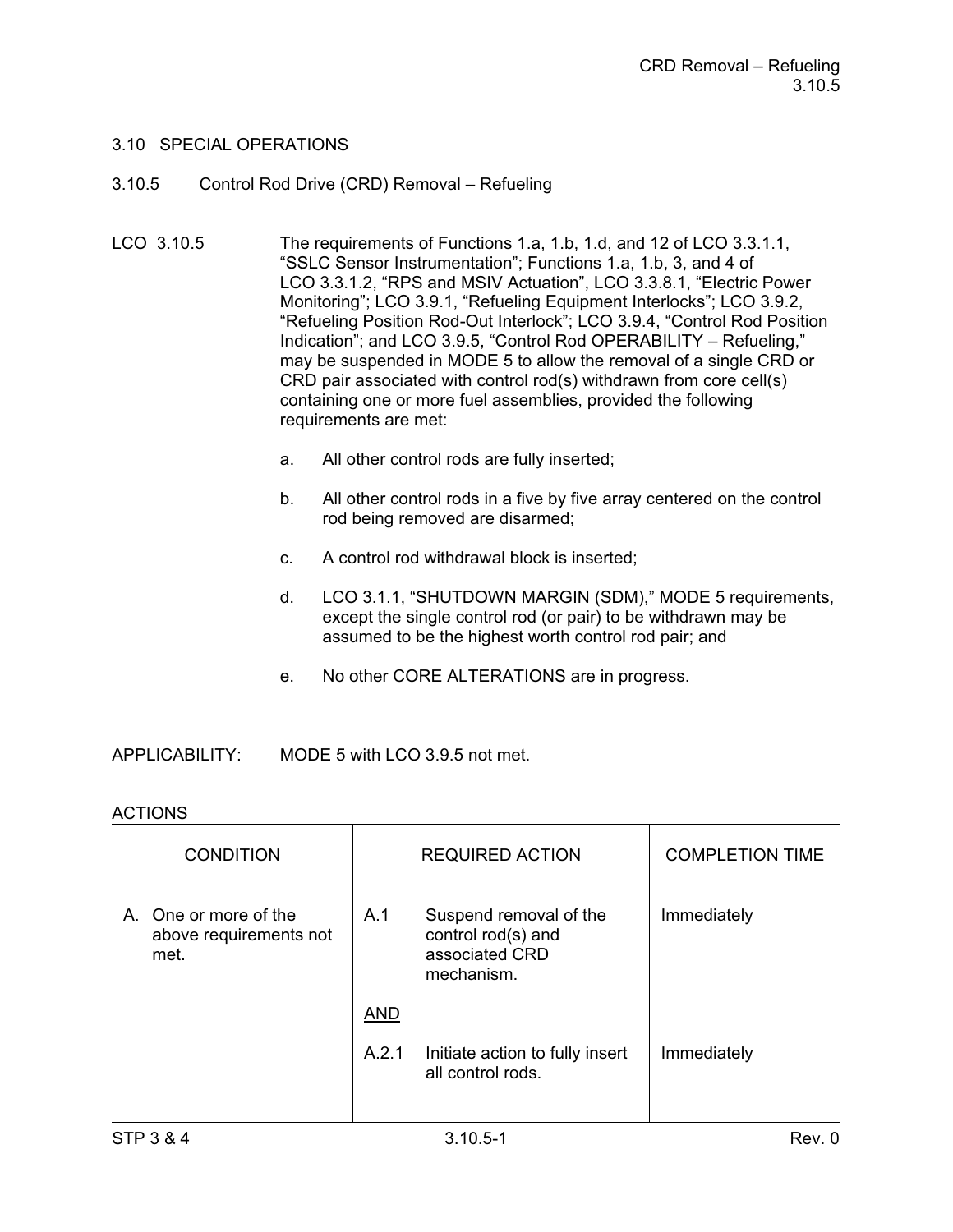## 3.10 SPECIAL OPERATIONS

### 3.10.5 Control Rod Drive (CRD) Removal – Refueling

LCO 3.10.5 The requirements of Functions 1.a, 1.b, 1.d, and 12 of LCO 3.3.1.1, "SSLC Sensor Instrumentation"; Functions 1.a, 1.b, 3, and 4 of LCO 3.3.1.2, "RPS and MSIV Actuation", LCO 3.3.8.1, "Electric Power Monitoring"; LCO 3.9.1, "Refueling Equipment Interlocks"; LCO 3.9.2, "Refueling Position Rod-Out Interlock"; LCO 3.9.4, "Control Rod Position Indication"; and LCO 3.9.5, "Control Rod OPERABILITY – Refueling," may be suspended in MODE 5 to allow the removal of a single CRD or CRD pair associated with control rod(s) withdrawn from core cell(s) containing one or more fuel assemblies, provided the following requirements are met:

a. All other control rods are fully inserted;

b. All other control rods in a five by five array centered on the control rod being removed are disarmed;

c. A control rod withdrawal block is inserted;

d. LCO 3.1.1, "SHUTDOWN MARGIN (SDM)," MODE 5 requirements, except the single control rod (or pair) to be withdrawn may be assumed to be the highest worth control rod pair; and

e. No other CORE ALTERATIONS are in progress.

APPLICABILITY: MODE 5 with LCO 3.9.5 not met.

ACTIONS

| CONDITION | REQUIRED ACTION | COMPLETION TIME |
|---|---|---|
| A. One or more of the above requirements not met. | A.1 Suspend removal of the control rod(s) and associated CRD mechanism. | Immediately |
| | <u>AND</u> | |
| | A.2.1 Initiate action to fully insert all control rods. | Immediately |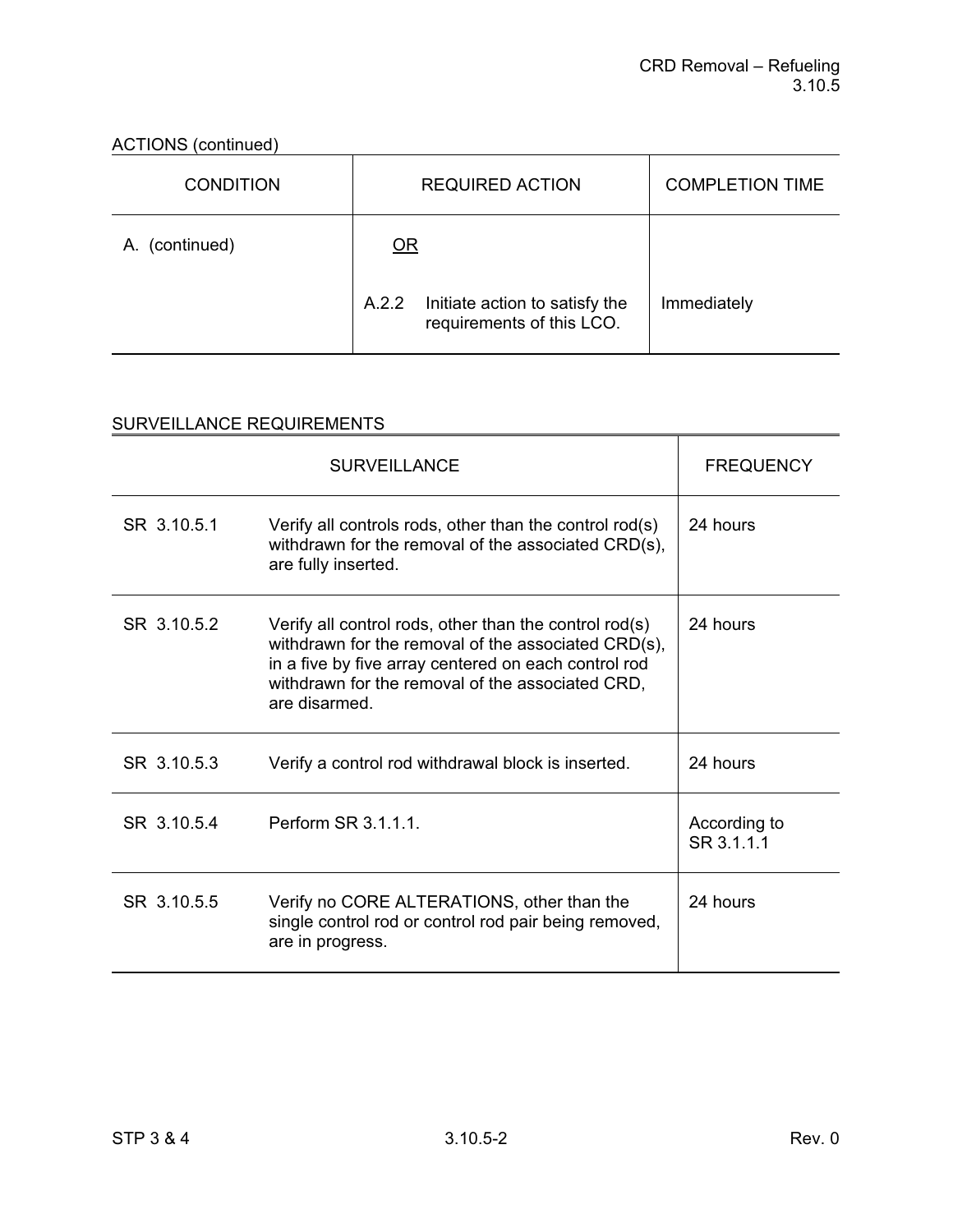ACTIONS (continued)

| CONDITION | REQUIRED ACTION | COMPLETION TIME |
|---|---|---|
| A. (continued) | <u>OR</u> | |
| | A.2.2 Initiate action to satisfy the requirements of this LCO. | Immediately |

SURVEILLANCE REQUIREMENTS

| SURVEILLANCE | | FREQUENCY |
|---|---|---|
| SR 3.10.5.1 | Verify all controls rods, other than the control rod(s) withdrawn for the removal of the associated CRD(s), are fully inserted. | 24 hours |
| SR 3.10.5.2 | Verify all control rods, other than the control rod(s) withdrawn for the removal of the associated CRD(s), in a five by five array centered on each control rod withdrawn for the removal of the associated CRD, are disarmed. | 24 hours |
| SR 3.10.5.3 | Verify a control rod withdrawal block is inserted. | 24 hours |
| SR 3.10.5.4 | Perform SR 3.1.1.1. | According to SR 3.1.1.1 |
| SR 3.10.5.5 | Verify no CORE ALTERATIONS, other than the single control rod or control rod pair being removed, are in progress. | 24 hours |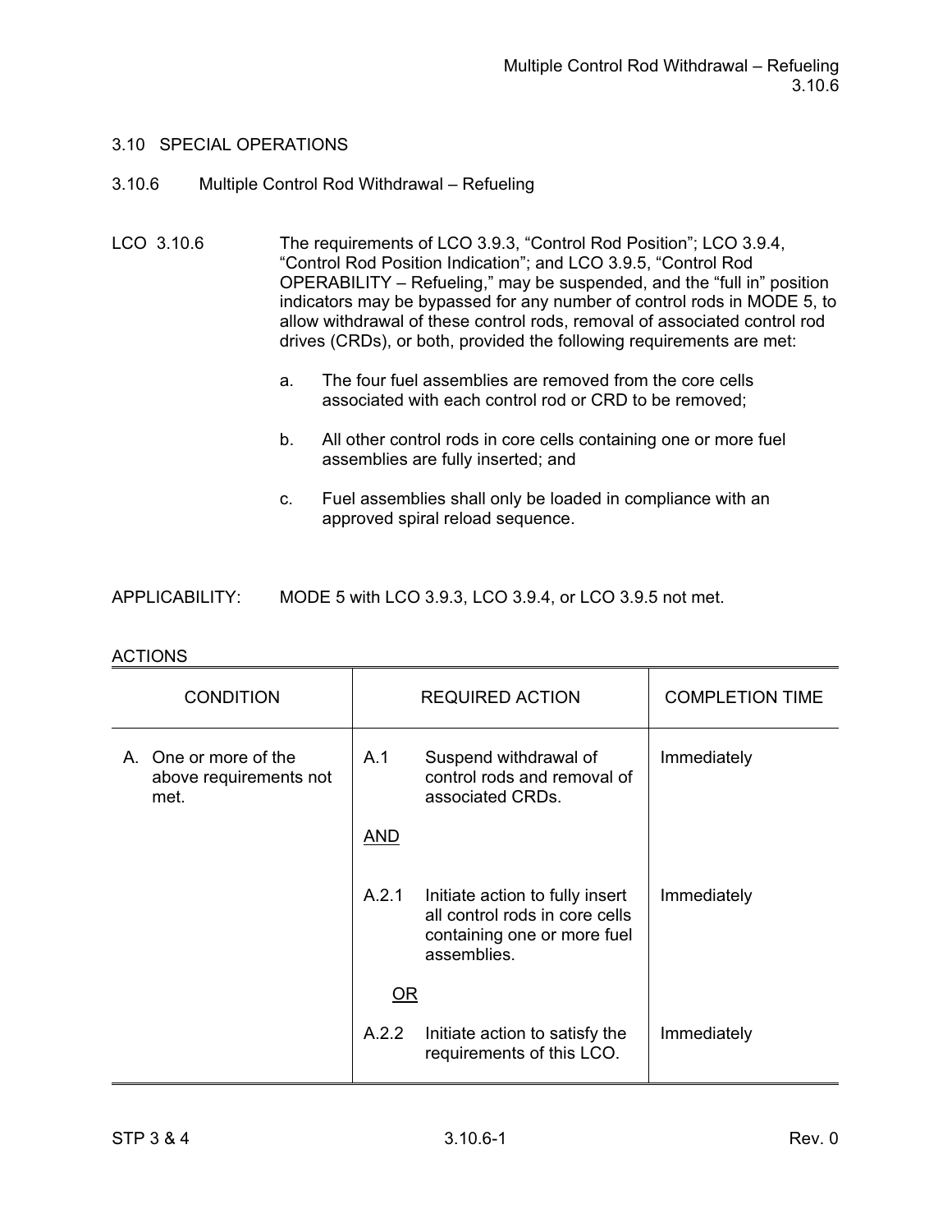## 3.10 SPECIAL OPERATIONS

### 3.10.6 Multiple Control Rod Withdrawal – Refueling

LCO 3.10.6 The requirements of LCO 3.9.3, "Control Rod Position"; LCO 3.9.4, "Control Rod Position Indication"; and LCO 3.9.5, "Control Rod OPERABILITY – Refueling," may be suspended, and the "full in" position indicators may be bypassed for any number of control rods in MODE 5, to allow withdrawal of these control rods, removal of associated control rod drives (CRDs), or both, provided the following requirements are met:

a. The four fuel assemblies are removed from the core cells associated with each control rod or CRD to be removed;

b. All other control rods in core cells containing one or more fuel assemblies are fully inserted; and

c. Fuel assemblies shall only be loaded in compliance with an approved spiral reload sequence.

APPLICABILITY: MODE 5 with LCO 3.9.3, LCO 3.9.4, or LCO 3.9.5 not met.

ACTIONS

| CONDITION | REQUIRED ACTION | COMPLETION TIME |
|---|---|---|
| A. One or more of the above requirements not met. | A.1 Suspend withdrawal of control rods and removal of associated CRDs. | Immediately |
| | AND | |
| | A.2.1 Initiate action to fully insert all control rods in core cells containing one or more fuel assemblies. | Immediately |
| | OR | |
| | A.2.2 Initiate action to satisfy the requirements of this LCO. | Immediately |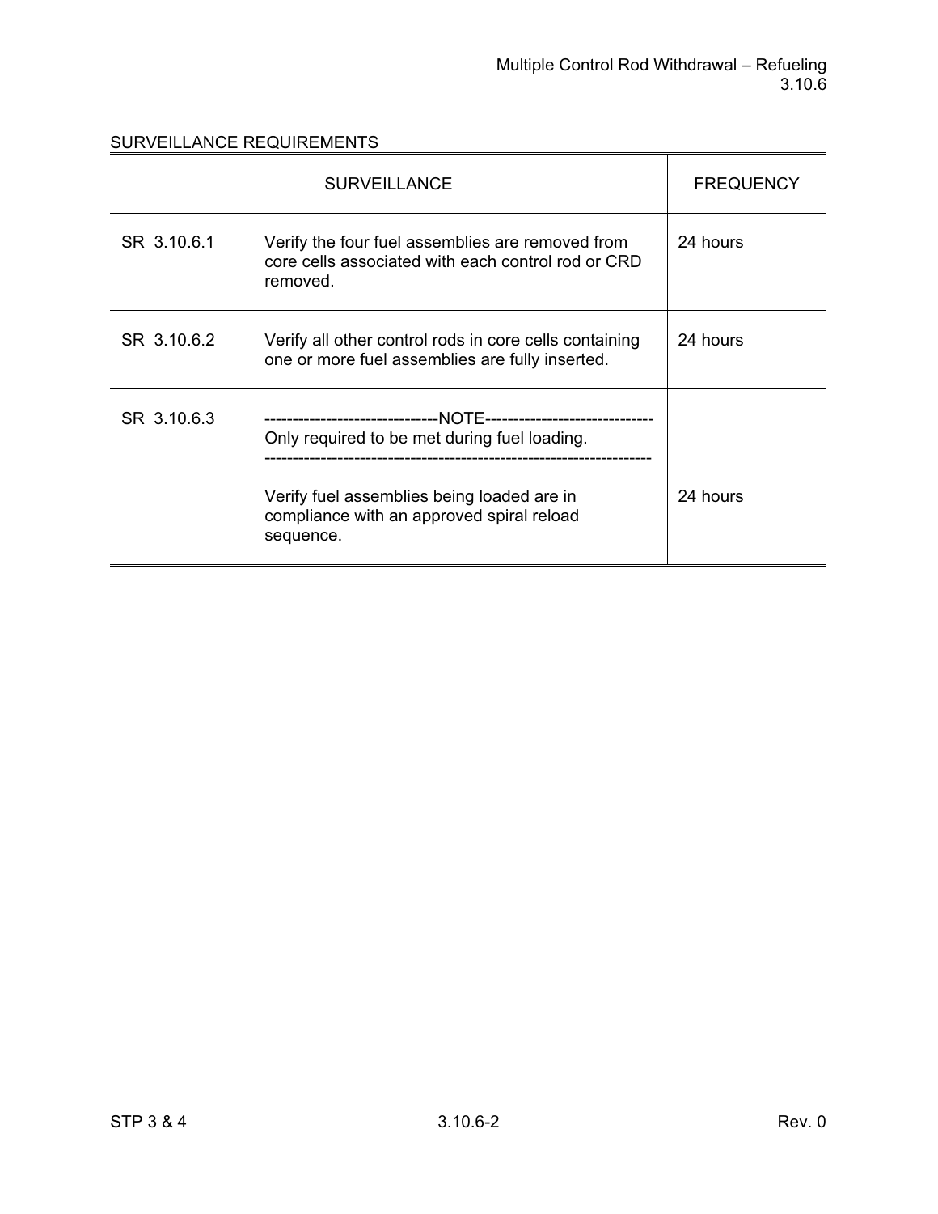## SURVEILLANCE REQUIREMENTS

| SURVEILLANCE | | FREQUENCY |
|---|---|---|
| SR 3.10.6.1 | Verify the four fuel assemblies are removed from core cells associated with each control rod or CRD removed. | 24 hours |
| SR 3.10.6.2 | Verify all other control rods in core cells containing one or more fuel assemblies are fully inserted. | 24 hours |
| SR 3.10.6.3 | -------------------------------NOTE------------------------------ Only required to be met during fuel loading. ---------------------------------------------------------------------- Verify fuel assemblies being loaded are in compliance with an approved spiral reload sequence. | 24 hours |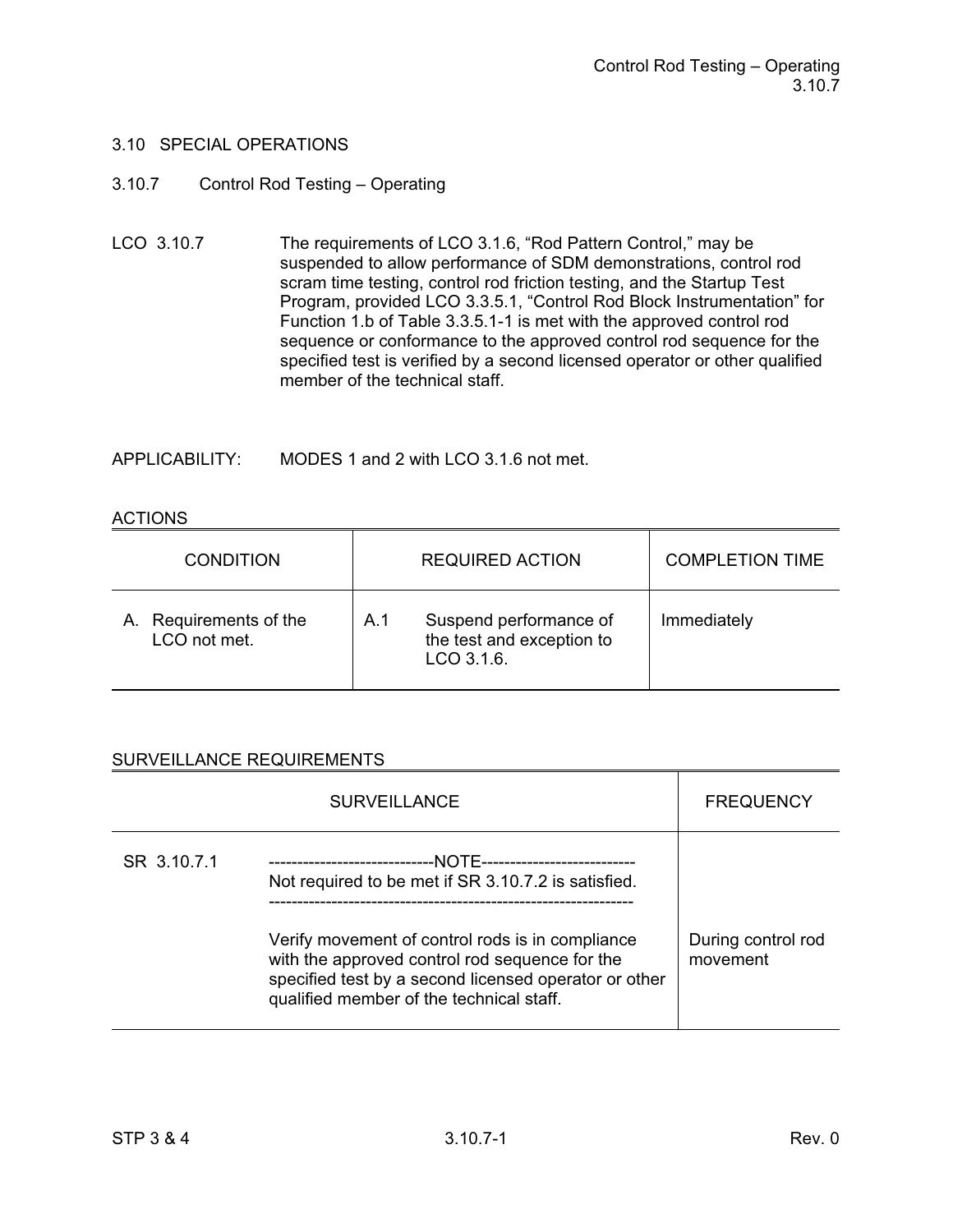# 3.10 SPECIAL OPERATIONS

## 3.10.7 Control Rod Testing – Operating

LCO 3.10.7 The requirements of LCO 3.1.6, "Rod Pattern Control," may be suspended to allow performance of SDM demonstrations, control rod scram time testing, control rod friction testing, and the Startup Test Program, provided LCO 3.3.5.1, "Control Rod Block Instrumentation" for Function 1.b of Table 3.3.5.1-1 is met with the approved control rod sequence or conformance to the approved control rod sequence for the specified test is verified by a second licensed operator or other qualified member of the technical staff.

APPLICABILITY: MODES 1 and 2 with LCO 3.1.6 not met.

ACTIONS

| CONDITION | REQUIRED ACTION | COMPLETION TIME |
|---|---|---|
| A. Requirements of the LCO not met. | A.1 Suspend performance of the test and exception to LCO 3.1.6. | Immediately |

SURVEILLANCE REQUIREMENTS

| SURVEILLANCE | | FREQUENCY |
|---|---|---|
| SR 3.10.7.1 | -----NOTE----- Not required to be met if SR 3.10.7.2 is satisfied. ----- Verify movement of control rods is in compliance with the approved control rod sequence for the specified test by a second licensed operator or other qualified member of the technical staff. | During control rod movement |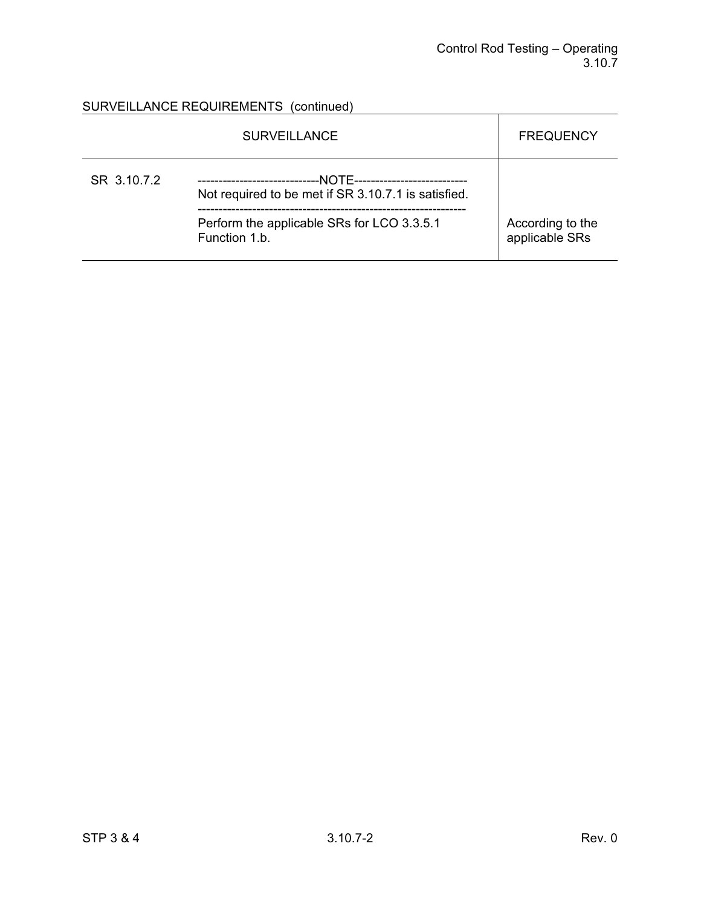SURVEILLANCE REQUIREMENTS (continued)

| SURVEILLANCE | | FREQUENCY |
|---|---|---|
| SR 3.10.7.2 | -----------------------------NOTE--------------------------- Not required to be met if SR 3.10.7.1 is satisfied. ----------------------------------------------------------------- Perform the applicable SRs for LCO 3.3.5.1 Function 1.b. | According to the applicable SRs |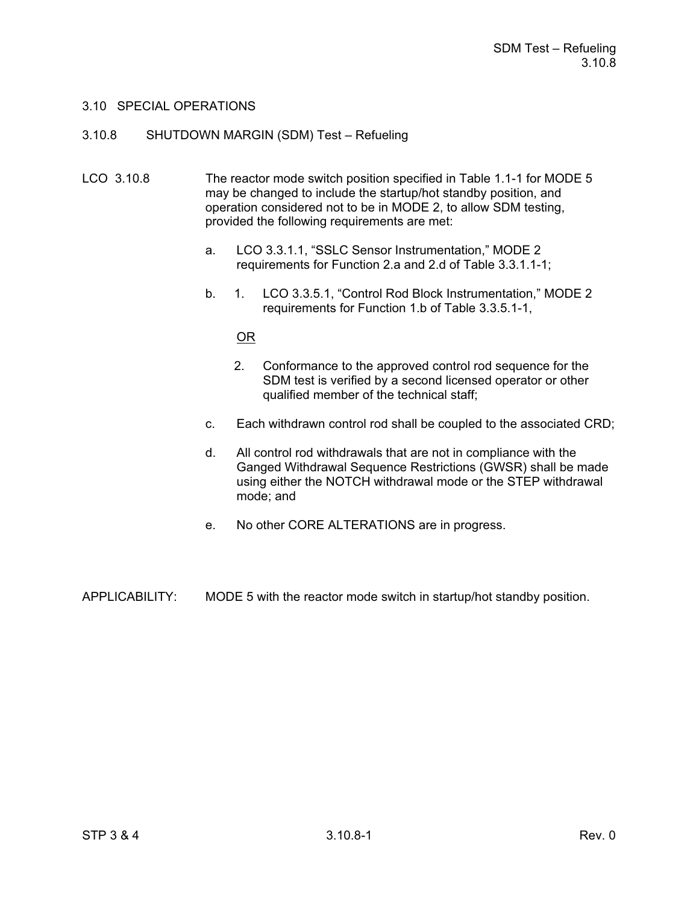## 3.10 SPECIAL OPERATIONS

### 3.10.8 SHUTDOWN MARGIN (SDM) Test – Refueling

LCO 3.10.8 The reactor mode switch position specified in Table 1.1-1 for MODE 5 may be changed to include the startup/hot standby position, and operation considered not to be in MODE 2, to allow SDM testing, provided the following requirements are met:

a. LCO 3.3.1.1, "SSLC Sensor Instrumentation," MODE 2 requirements for Function 2.a and 2.d of Table 3.3.1.1-1;

b. 1. LCO 3.3.5.1, "Control Rod Block Instrumentation," MODE 2 requirements for Function 1.b of Table 3.3.5.1-1,

   OR

   2. Conformance to the approved control rod sequence for the SDM test is verified by a second licensed operator or other qualified member of the technical staff;

c. Each withdrawn control rod shall be coupled to the associated CRD;

d. All control rod withdrawals that are not in compliance with the Ganged Withdrawal Sequence Restrictions (GWSR) shall be made using either the NOTCH withdrawal mode or the STEP withdrawal mode; and

e. No other CORE ALTERATIONS are in progress.

APPLICABILITY: MODE 5 with the reactor mode switch in startup/hot standby position.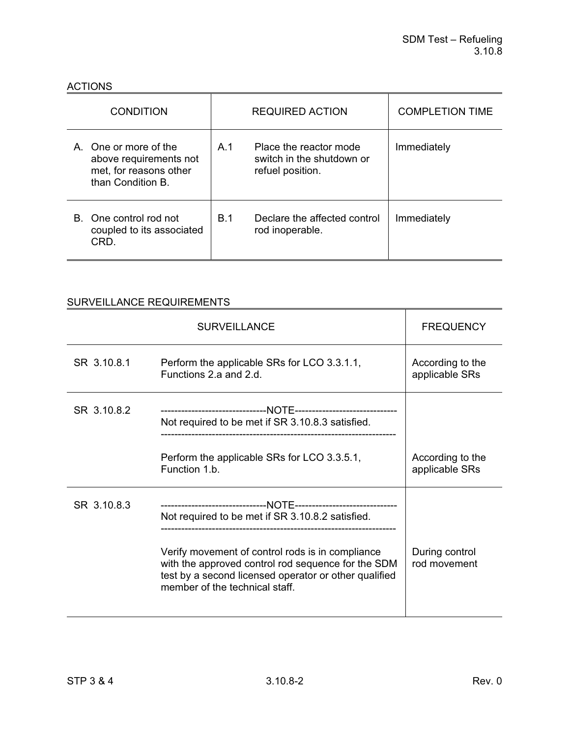ACTIONS

| CONDITION | REQUIRED ACTION | | COMPLETION TIME |
|---|---|---|---|
| A. One or more of the above requirements not met, for reasons other than Condition B. | A.1 | Place the reactor mode switch in the shutdown or refuel position. | Immediately |
| B. One control rod not coupled to its associated CRD. | B.1 | Declare the affected control rod inoperable. | Immediately |

SURVEILLANCE REQUIREMENTS

| SURVEILLANCE | | FREQUENCY |
|---|---|---|
| SR 3.10.8.1 | Perform the applicable SRs for LCO 3.3.1.1, Functions 2.a and 2.d. | According to the applicable SRs |
| SR 3.10.8.2 | -------------------------------NOTE------------------------------ Not required to be met if SR 3.10.8.3 satisfied. ------------------------------------------------------------------- Perform the applicable SRs for LCO 3.3.5.1, Function 1.b. | According to the applicable SRs |
| SR 3.10.8.3 | -------------------------------NOTE------------------------------ Not required to be met if SR 3.10.8.2 satisfied. ------------------------------------------------------------------- Verify movement of control rods is in compliance with the approved control rod sequence for the SDM test by a second licensed operator or other qualified member of the technical staff. | During control rod movement |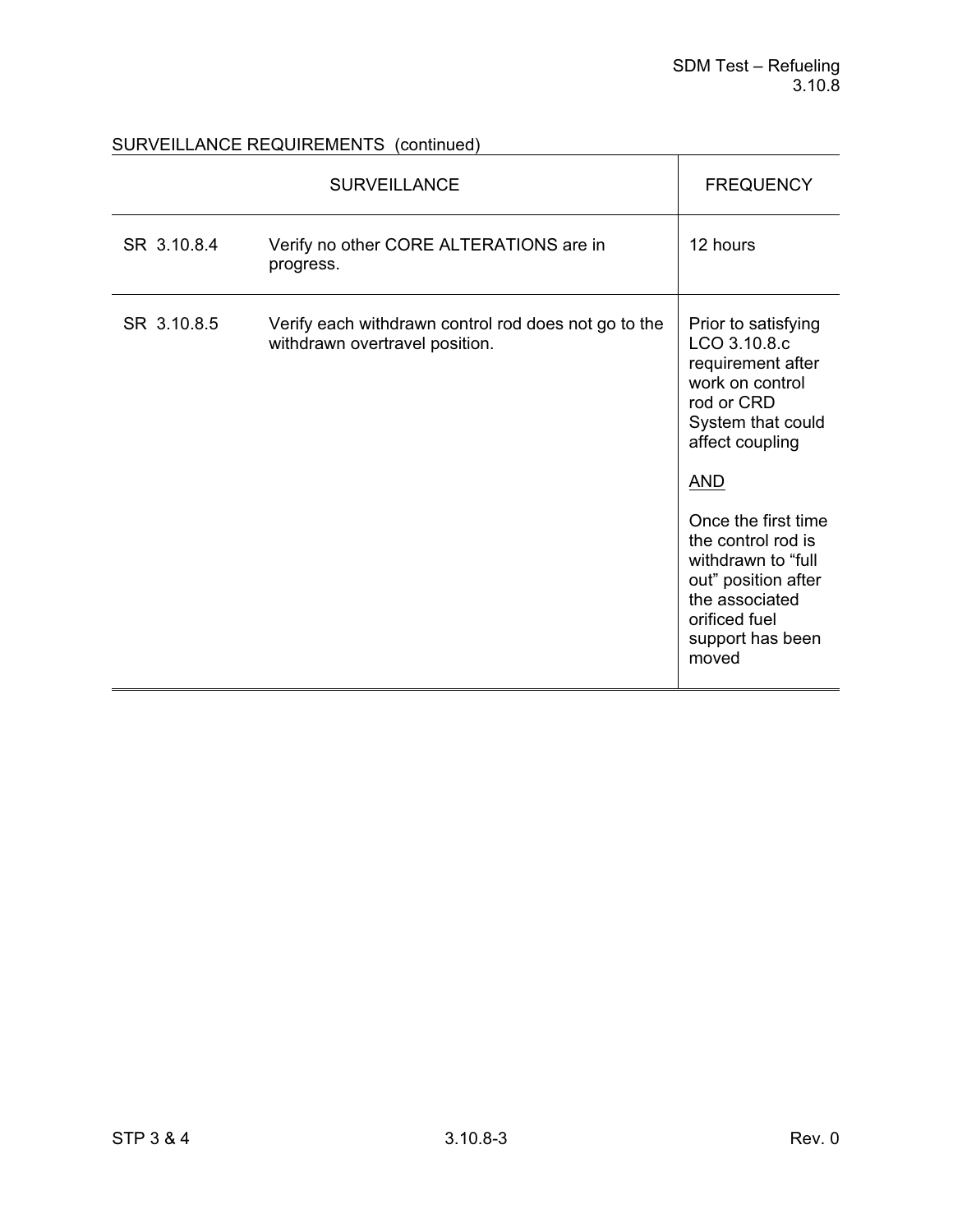SURVEILLANCE REQUIREMENTS (continued)

| SURVEILLANCE | | FREQUENCY |
|---|---|---|
| SR 3.10.8.4 | Verify no other CORE ALTERATIONS are in progress. | 12 hours |
| SR 3.10.8.5 | Verify each withdrawn control rod does not go to the withdrawn overtravel position. | Prior to satisfying LCO 3.10.8.c requirement after work on control rod or CRD System that could affect coupling<br><br><u>AND</u><br><br>Once the first time the control rod is withdrawn to “full out” position after the associated orificed fuel support has been moved |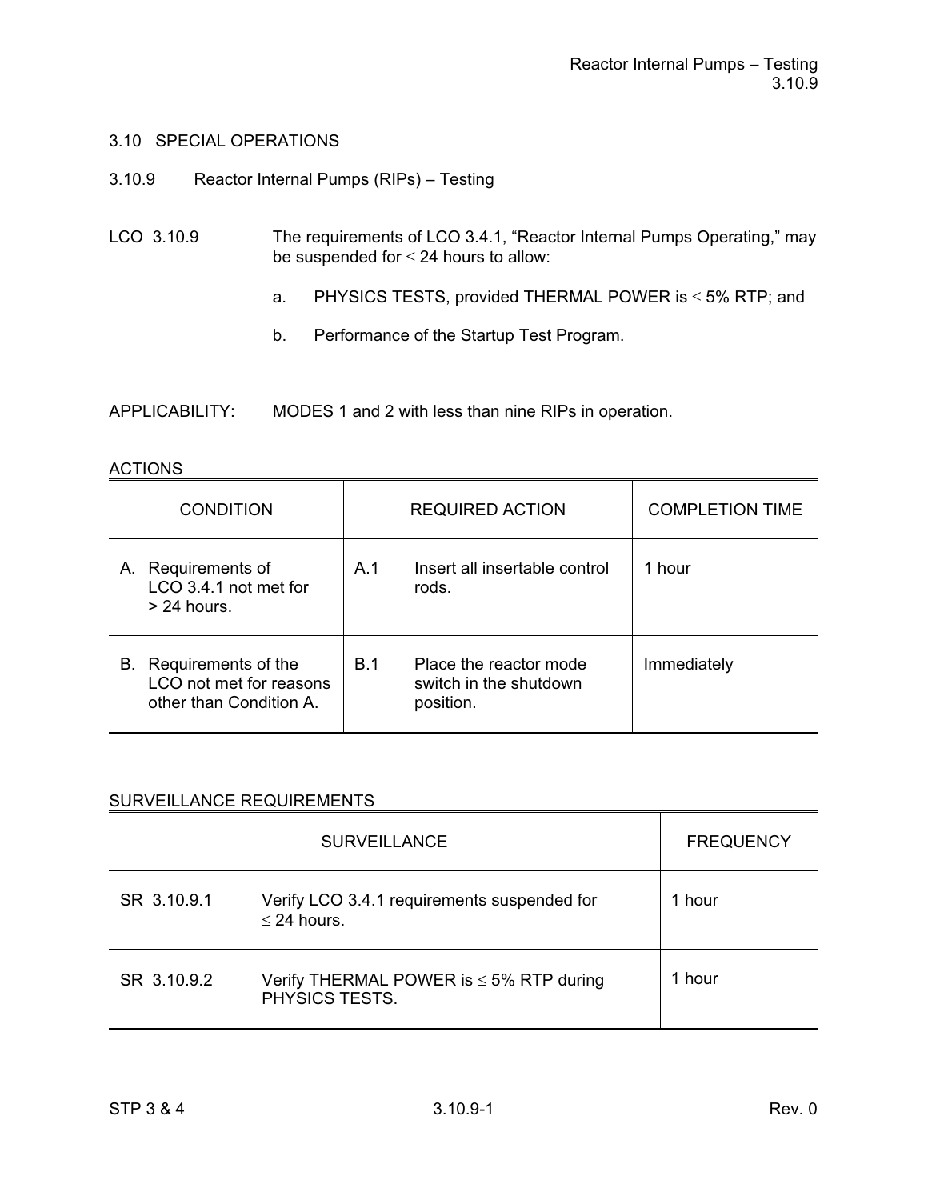## 3.10 SPECIAL OPERATIONS

### 3.10.9 Reactor Internal Pumps (RIPs) – Testing

LCO 3.10.9 The requirements of LCO 3.4.1, "Reactor Internal Pumps Operating," may be suspended for ≤ 24 hours to allow:

a. PHYSICS TESTS, provided THERMAL POWER is ≤ 5% RTP; and

b. Performance of the Startup Test Program.

APPLICABILITY: MODES 1 and 2 with less than nine RIPs in operation.

ACTIONS

| CONDITION | REQUIRED ACTION | COMPLETION TIME |
|---|---|---|
| A. Requirements of LCO 3.4.1 not met for > 24 hours. | A.1 Insert all insertable control rods. | 1 hour |
| B. Requirements of the LCO not met for reasons other than Condition A. | B.1 Place the reactor mode switch in the shutdown position. | Immediately |

SURVEILLANCE REQUIREMENTS

| SURVEILLANCE | | FREQUENCY |
|---|---|---|
| SR 3.10.9.1 | Verify LCO 3.4.1 requirements suspended for ≤ 24 hours. | 1 hour |
| SR 3.10.9.2 | Verify THERMAL POWER is ≤ 5% RTP during PHYSICS TESTS. | 1 hour |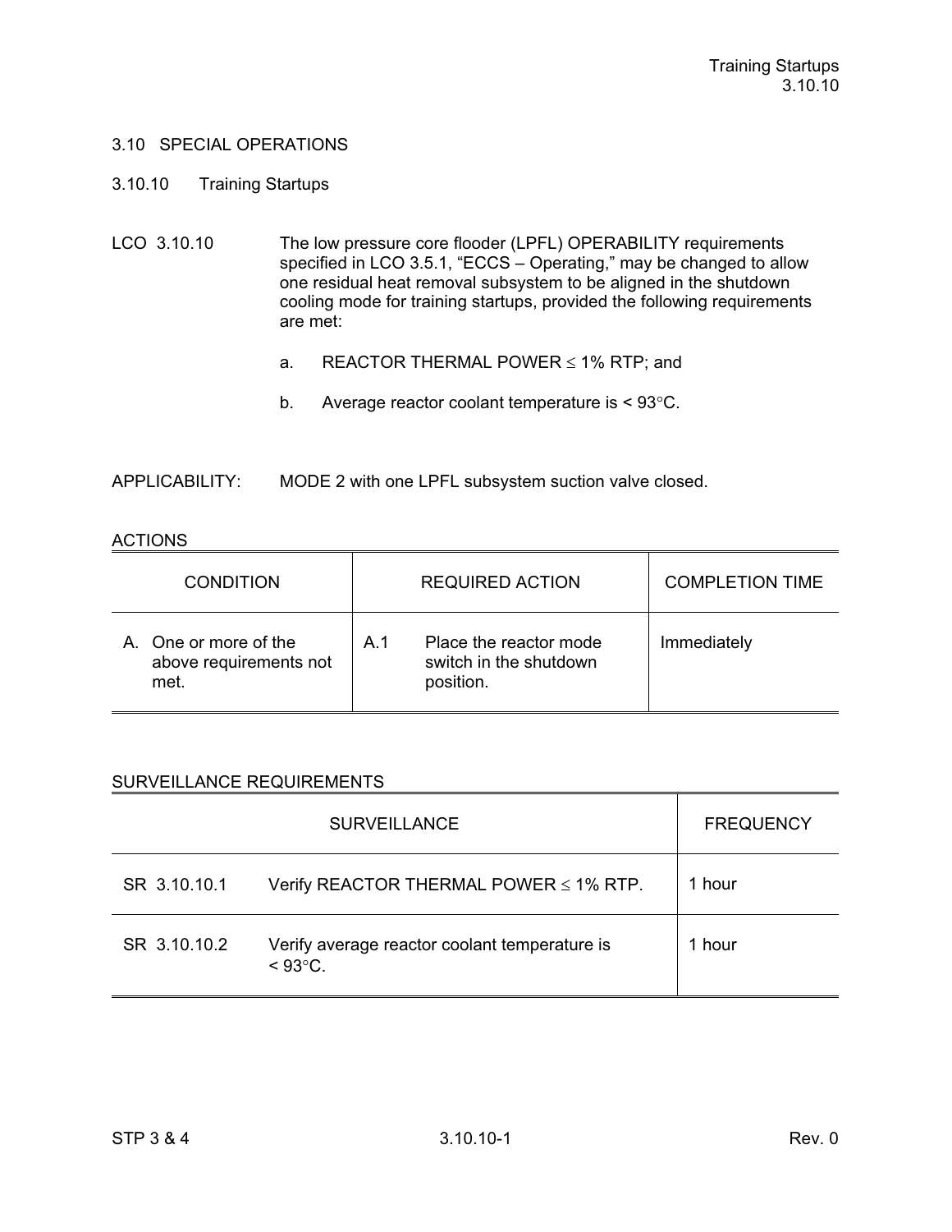## 3.10 SPECIAL OPERATIONS

### 3.10.10 Training Startups

LCO 3.10.10 The low pressure core flooder (LPFL) OPERABILITY requirements specified in LCO 3.5.1, "ECCS – Operating," may be changed to allow one residual heat removal subsystem to be aligned in the shutdown cooling mode for training startups, provided the following requirements are met:

a. REACTOR THERMAL POWER ≤ 1% RTP; and

b. Average reactor coolant temperature is < 93°C.

APPLICABILITY: MODE 2 with one LPFL subsystem suction valve closed.

ACTIONS

| CONDITION | REQUIRED ACTION | COMPLETION TIME |
|---|---|---|
| A. One or more of the above requirements not met. | A.1 Place the reactor mode switch in the shutdown position. | Immediately |

SURVEILLANCE REQUIREMENTS

| SURVEILLANCE | | FREQUENCY |
|---|---|---|
| SR 3.10.10.1 | Verify REACTOR THERMAL POWER ≤ 1% RTP. | 1 hour |
| SR 3.10.10.2 | Verify average reactor coolant temperature is < 93°C. | 1 hour |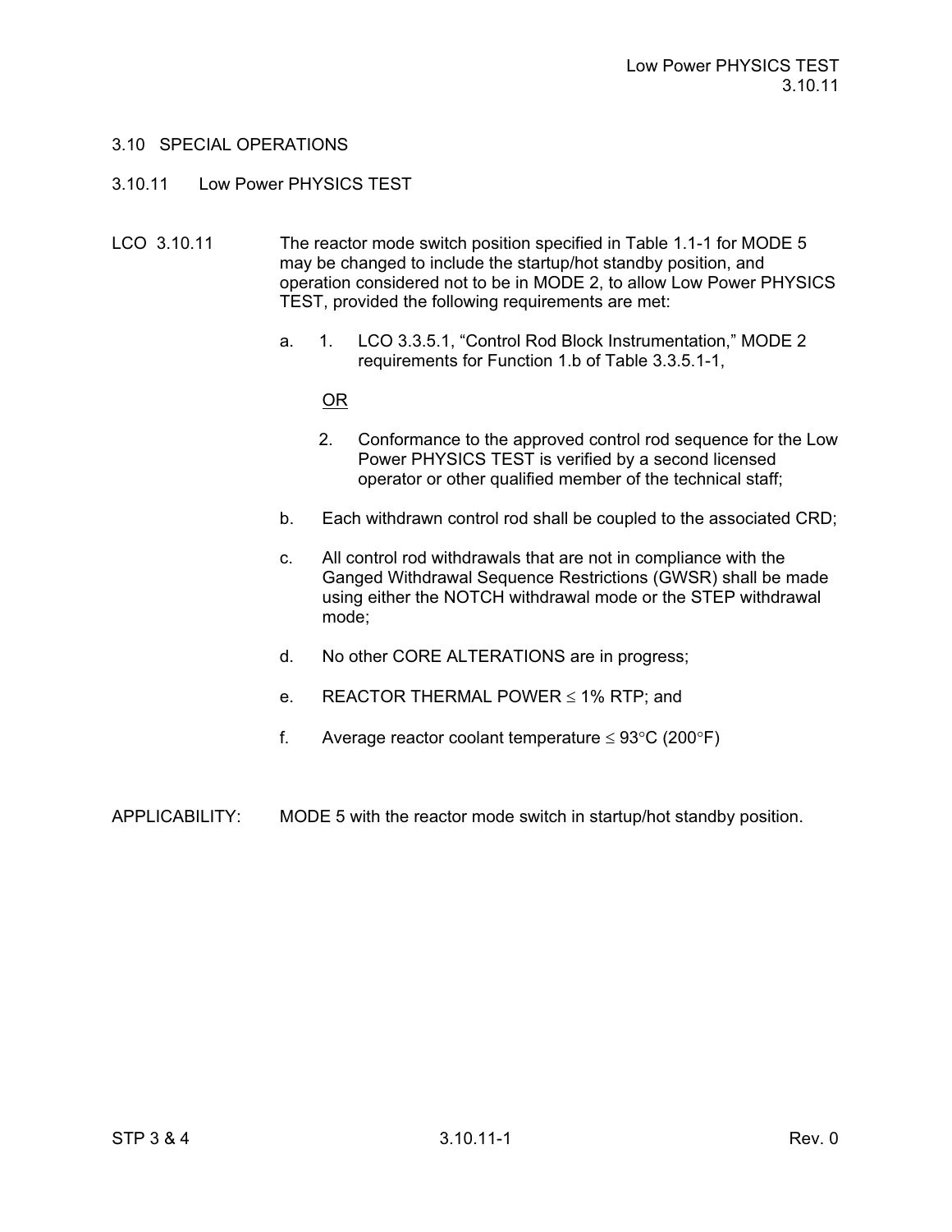## 3.10 SPECIAL OPERATIONS

### 3.10.11 Low Power PHYSICS TEST

LCO 3.10.11 The reactor mode switch position specified in Table 1.1-1 for MODE 5 may be changed to include the startup/hot standby position, and operation considered not to be in MODE 2, to allow Low Power PHYSICS TEST, provided the following requirements are met:

a. 1. LCO 3.3.5.1, “Control Rod Block Instrumentation,” MODE 2 requirements for Function 1.b of Table 3.3.5.1-1,

<u>OR</u>

2. Conformance to the approved control rod sequence for the Low Power PHYSICS TEST is verified by a second licensed operator or other qualified member of the technical staff;

b. Each withdrawn control rod shall be coupled to the associated CRD;

c. All control rod withdrawals that are not in compliance with the Ganged Withdrawal Sequence Restrictions (GWSR) shall be made using either the NOTCH withdrawal mode or the STEP withdrawal mode;

d. No other CORE ALTERATIONS are in progress;

e. REACTOR THERMAL POWER ≤ 1% RTP; and

f. Average reactor coolant temperature ≤ 93°C (200°F)

APPLICABILITY: MODE 5 with the reactor mode switch in startup/hot standby position.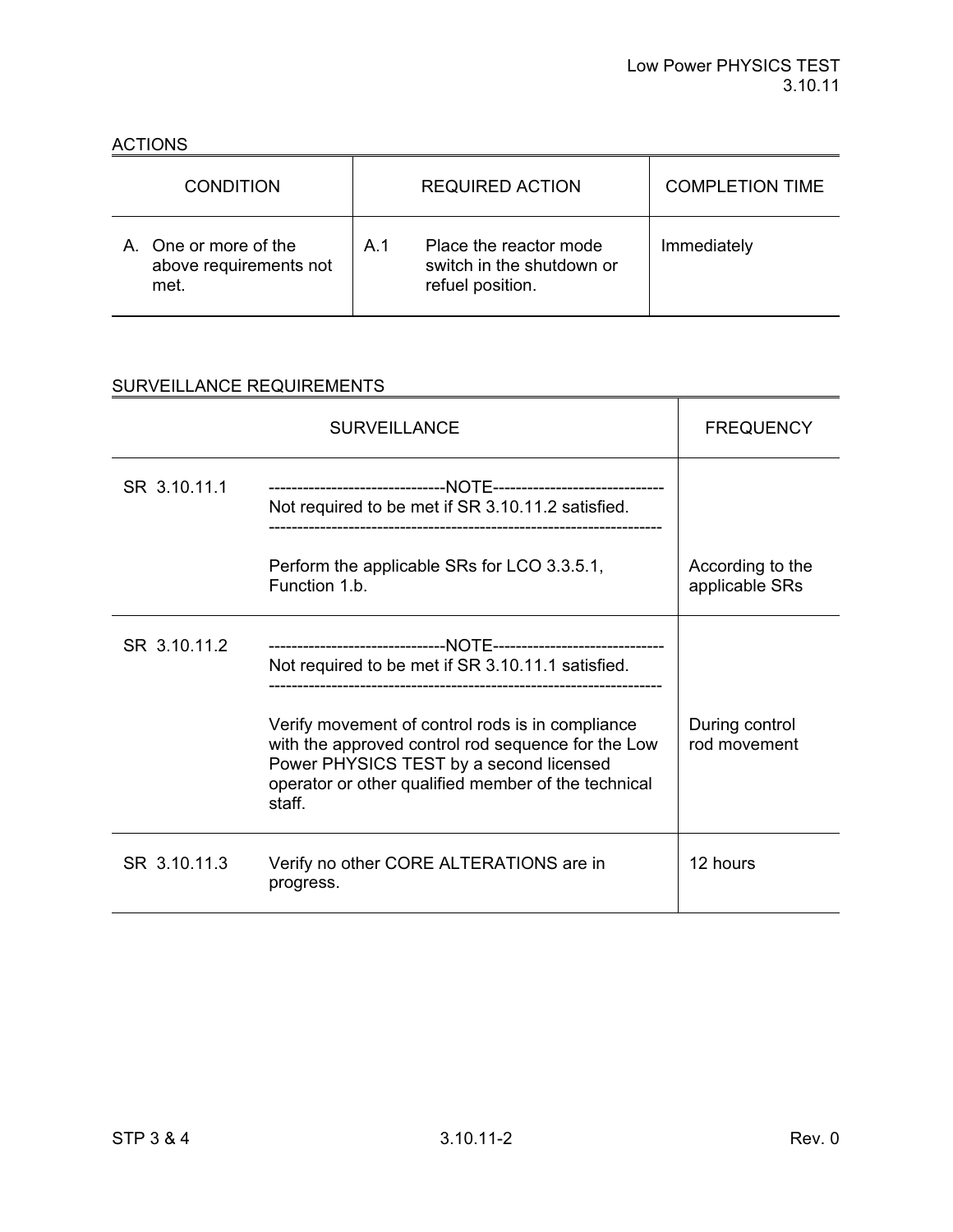ACTIONS

| CONDITION | REQUIRED ACTION | | COMPLETION TIME |
|---|---|---|---|
| A. One or more of the above requirements not met. | A.1 | Place the reactor mode switch in the shutdown or refuel position. | Immediately |

SURVEILLANCE REQUIREMENTS

| SURVEILLANCE | | FREQUENCY |
|---|---|---|
| SR 3.10.11.1 | -------------------------------NOTE------------------------------ Not required to be met if SR 3.10.11.2 satisfied. -------------------------------------------------------------------- Perform the applicable SRs for LCO 3.3.5.1, Function 1.b. | According to the applicable SRs |
| SR 3.10.11.2 | -------------------------------NOTE------------------------------ Not required to be met if SR 3.10.11.1 satisfied. -------------------------------------------------------------------- Verify movement of control rods is in compliance with the approved control rod sequence for the Low Power PHYSICS TEST by a second licensed operator or other qualified member of the technical staff. | During control rod movement |
| SR 3.10.11.3 | Verify no other CORE ALTERATIONS are in progress. | 12 hours |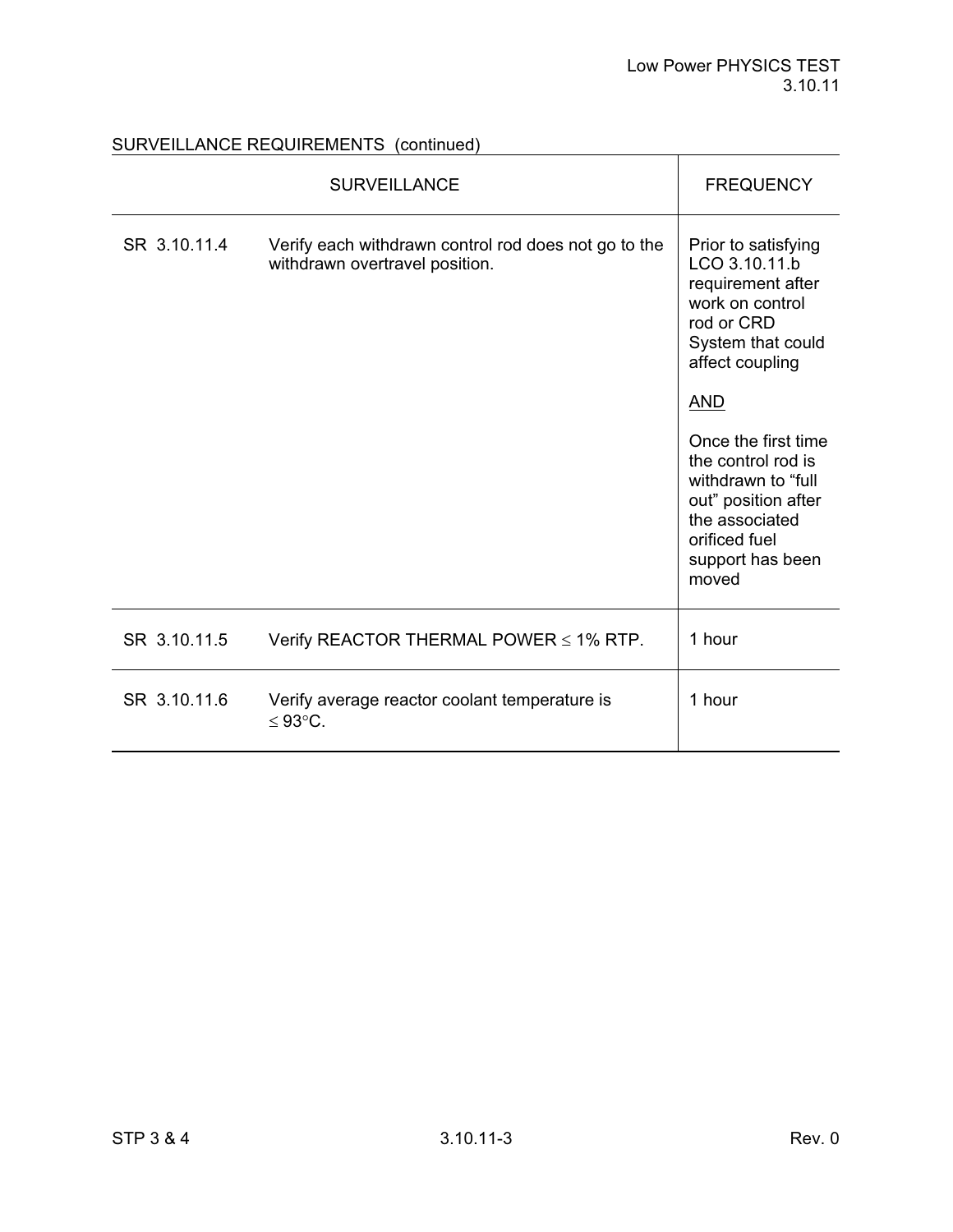SURVEILLANCE REQUIREMENTS (continued)

| SURVEILLANCE | | FREQUENCY |
|---|---|---|
| SR 3.10.11.4 | Verify each withdrawn control rod does not go to the withdrawn overtravel position. | Prior to satisfying LCO 3.10.11.b requirement after work on control rod or CRD System that could affect coupling<br><br><u>AND</u><br><br>Once the first time the control rod is withdrawn to “full out” position after the associated orificed fuel support has been moved |
| SR 3.10.11.5 | Verify REACTOR THERMAL POWER ≤ 1% RTP. | 1 hour |
| SR 3.10.11.6 | Verify average reactor coolant temperature is ≤ 93°C. | 1 hour |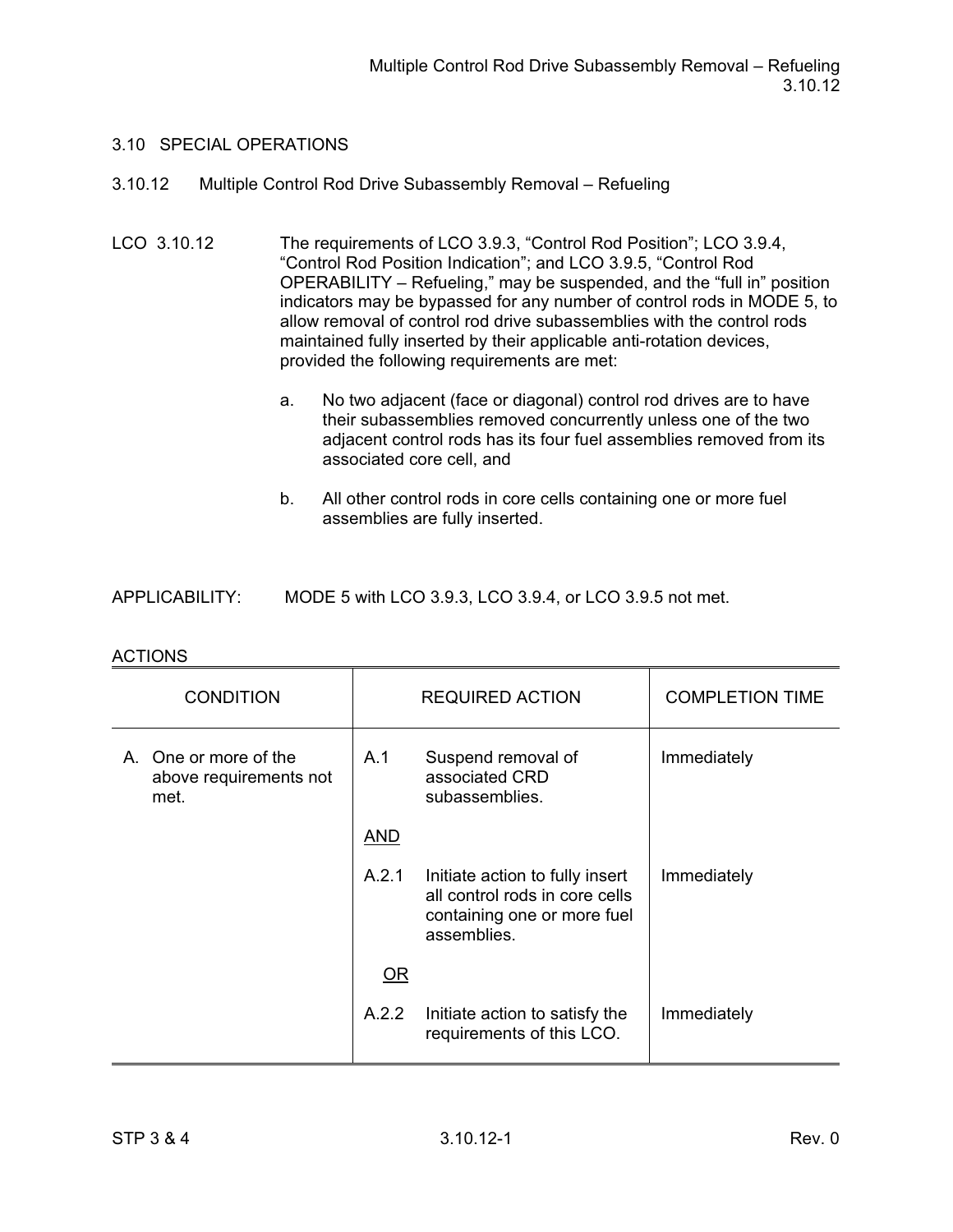## 3.10 SPECIAL OPERATIONS

### 3.10.12 Multiple Control Rod Drive Subassembly Removal – Refueling

LCO 3.10.12 The requirements of LCO 3.9.3, "Control Rod Position"; LCO 3.9.4, "Control Rod Position Indication"; and LCO 3.9.5, "Control Rod OPERABILITY – Refueling," may be suspended, and the "full in" position indicators may be bypassed for any number of control rods in MODE 5, to allow removal of control rod drive subassemblies with the control rods maintained fully inserted by their applicable anti-rotation devices, provided the following requirements are met:

a. No two adjacent (face or diagonal) control rod drives are to have their subassemblies removed concurrently unless one of the two adjacent control rods has its four fuel assemblies removed from its associated core cell, and

b. All other control rods in core cells containing one or more fuel assemblies are fully inserted.

APPLICABILITY: MODE 5 with LCO 3.9.3, LCO 3.9.4, or LCO 3.9.5 not met.

ACTIONS

| CONDITION | REQUIRED ACTION | | COMPLETION TIME |
|---|---|---|---|
| A. One or more of the above requirements not met. | A.1 | Suspend removal of associated CRD subassemblies. | Immediately |
| | AND | | |
| | A.2.1 | Initiate action to fully insert all control rods in core cells containing one or more fuel assemblies. | Immediately |
| | OR | | |
| | A.2.2 | Initiate action to satisfy the requirements of this LCO. | Immediately |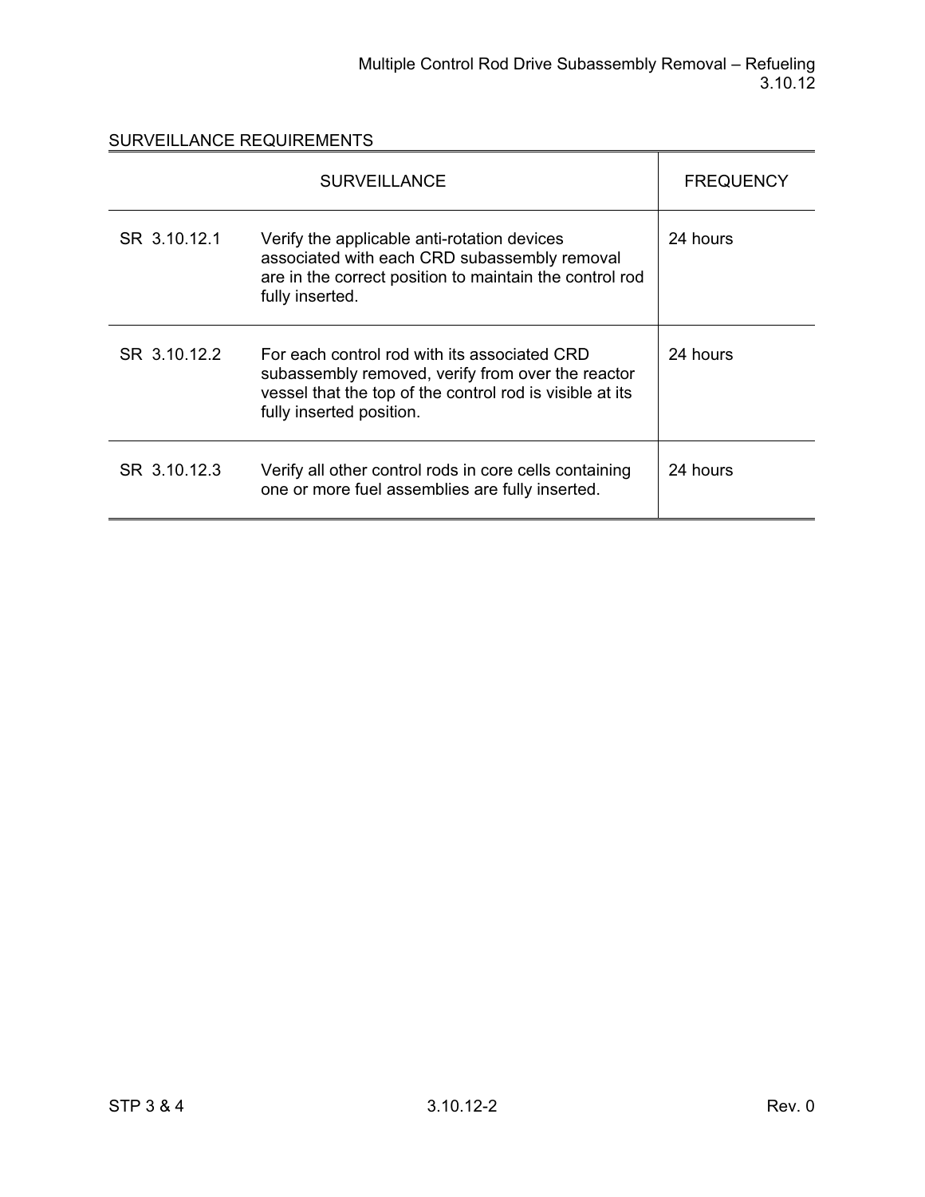SURVEILLANCE REQUIREMENTS

| SURVEILLANCE | | FREQUENCY |
|---|---|---|
| SR 3.10.12.1 | Verify the applicable anti-rotation devices associated with each CRD subassembly removal are in the correct position to maintain the control rod fully inserted. | 24 hours |
| SR 3.10.12.2 | For each control rod with its associated CRD subassembly removed, verify from over the reactor vessel that the top of the control rod is visible at its fully inserted position. | 24 hours |
| SR 3.10.12.3 | Verify all other control rods in core cells containing one or more fuel assemblies are fully inserted. | 24 hours |